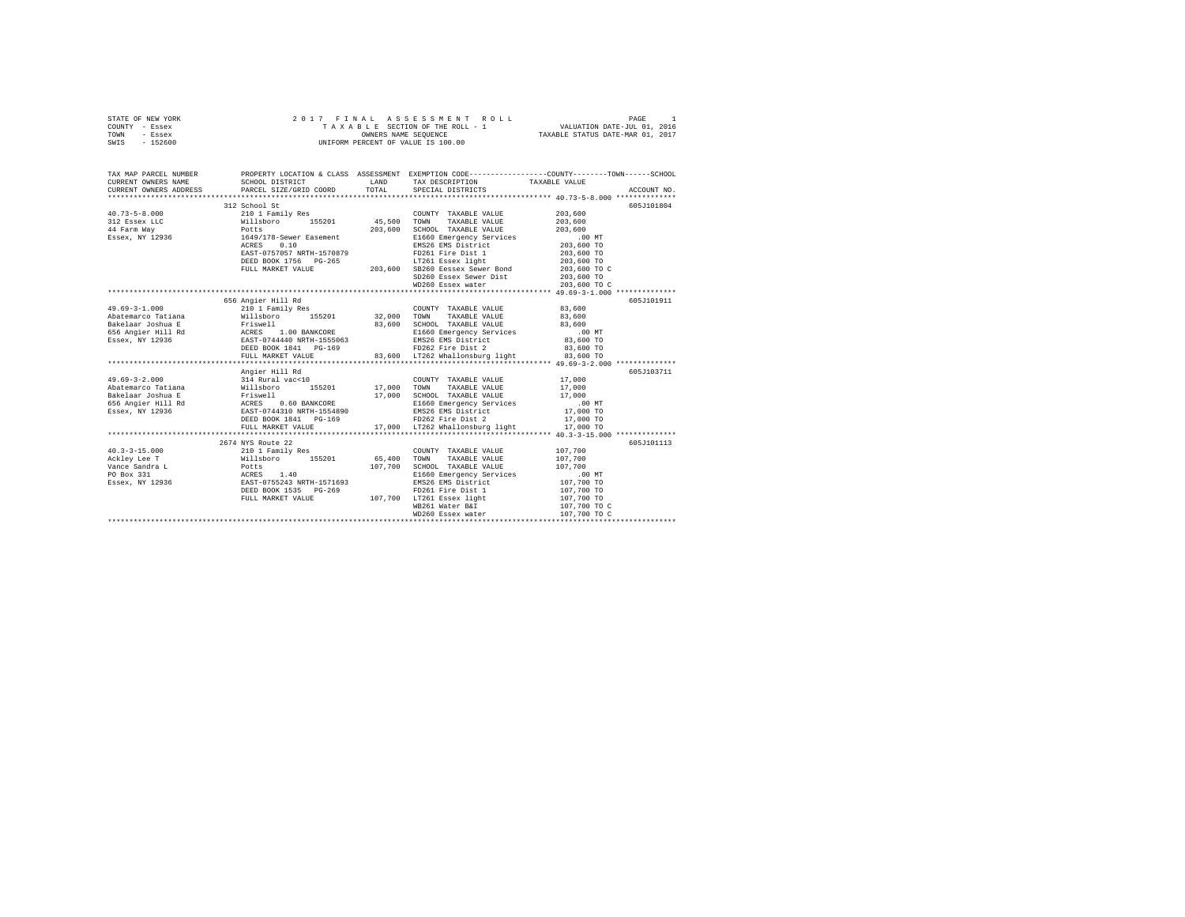STATE OF NEW YORK                    2 0 1 7   F I N A L   A S S E S S M E N T   R O L L
COUNTY - Essex                       T A X A B L E SECTION OF THE ROLL - 1                VALUATION DATE-JUL 01, 2016
TOWN - Essex                         OWNERS NAME SEQUENCE                                  TAXABLE STATUS DATE-MAR 01, 2017
SWIS - 152600                        UNIFORM PERCENT OF VALUE IS 100.00

| TAX MAP PARCEL NUMBER / CURRENT OWNERS NAME / CURRENT OWNERS ADDRESS | PROPERTY LOCATION & CLASS / SCHOOL DISTRICT / PARCEL SIZE/GRID COORD | ASSESSMENT LAND / TOTAL | EXEMPTION CODE / TAX DESCRIPTION / SPECIAL DISTRICTS | TAXABLE VALUE (COUNTY--TOWN--SCHOOL) | ACCOUNT NO. |
|---|---|---|---|---|---|
| **40.73-5-8.000** | 312 School St | | | | 605J101804 |
| 40.73-5-8.000 | 210 1 Family Res | | COUNTY TAXABLE VALUE | 203,600 | |
| 312 Essex LLC | Willsboro 155201 | 45,500 | TOWN TAXABLE VALUE | 203,600 | |
| 44 Farm Way | Potts | 203,600 | SCHOOL TAXABLE VALUE | 203,600 | |
| Essex, NY 12936 | 1649/178-Sewer Easement | | E1660 Emergency Services | .00 MT | |
| | ACRES 0.10 | | EMS26 EMS District | 203,600 TO | |
| | EAST-0757057 NRTH-1570879 | | FD261 Fire Dist 1 | 203,600 TO | |
| | DEED BOOK 1756 PG-265 | | LT261 Essex light | 203,600 TO | |
| | FULL MARKET VALUE | 203,600 | SB260 Eessex Sewer Bond | 203,600 TO C | |
| | | | SD260 Essex Sewer Dist | 203,600 TO | |
| | | | WD260 Essex water | 203,600 TO C | |
| **49.69-3-1.000** | 656 Angier Hill Rd | | | | 605J101911 |
| 49.69-3-1.000 | 210 1 Family Res | | COUNTY TAXABLE VALUE | 83,600 | |
| Abatemarco Tatiana | Willsboro 155201 | 32,000 | TOWN TAXABLE VALUE | 83,600 | |
| Bakelaar Joshua E | Friswell | 83,600 | SCHOOL TAXABLE VALUE | 83,600 | |
| 656 Angier Hill Rd | ACRES 1.00 BANKCORE | | E1660 Emergency Services | .00 MT | |
| Essex, NY 12936 | EAST-0744440 NRTH-1555063 | | EMS26 EMS District | 83,600 TO | |
| | DEED BOOK 1841 PG-169 | | FD262 Fire Dist 2 | 83,600 TO | |
| | FULL MARKET VALUE | 83,600 | LT262 Whallonsburg light | 83,600 TO | |
| **49.69-3-2.000** | Angier Hill Rd | | | | 605J103711 |
| 49.69-3-2.000 | 314 Rural vac<10 | | COUNTY TAXABLE VALUE | 17,000 | |
| Abatemarco Tatiana | Willsboro 155201 | 17,000 | TOWN TAXABLE VALUE | 17,000 | |
| Bakelaar Joshua E | Friswell | 17,000 | SCHOOL TAXABLE VALUE | 17,000 | |
| 656 Angier Hill Rd | ACRES 0.60 BANKCORE | | E1660 Emergency Services | .00 MT | |
| Essex, NY 12936 | EAST-0744310 NRTH-1554890 | | EMS26 EMS District | 17,000 TO | |
| | DEED BOOK 1841 PG-169 | | FD262 Fire Dist 2 | 17,000 TO | |
| | FULL MARKET VALUE | 17,000 | LT262 Whallonsburg light | 17,000 TO | |
| **40.3-3-15.000** | 2674 NYS Route 22 | | | | 605J101113 |
| 40.3-3-15.000 | 210 1 Family Res | | COUNTY TAXABLE VALUE | 107,700 | |
| Ackley Lee T | Willsboro 155201 | 65,400 | TOWN TAXABLE VALUE | 107,700 | |
| Vance Sandra L | Potts | 107,700 | SCHOOL TAXABLE VALUE | 107,700 | |
| PO Box 331 | ACRES 1.40 | | E1660 Emergency Services | .00 MT | |
| Essex, NY 12936 | EAST-0755243 NRTH-1571693 | | EMS26 EMS District | 107,700 TO | |
| | DEED BOOK 1535 PG-269 | | FD261 Fire Dist 1 | 107,700 TO | |
| | FULL MARKET VALUE | 107,700 | LT261 Essex light | 107,700 TO | |
| | | | WB261 Water B&I | 107,700 TO C | |
| | | | WD260 Essex water | 107,700 TO C | |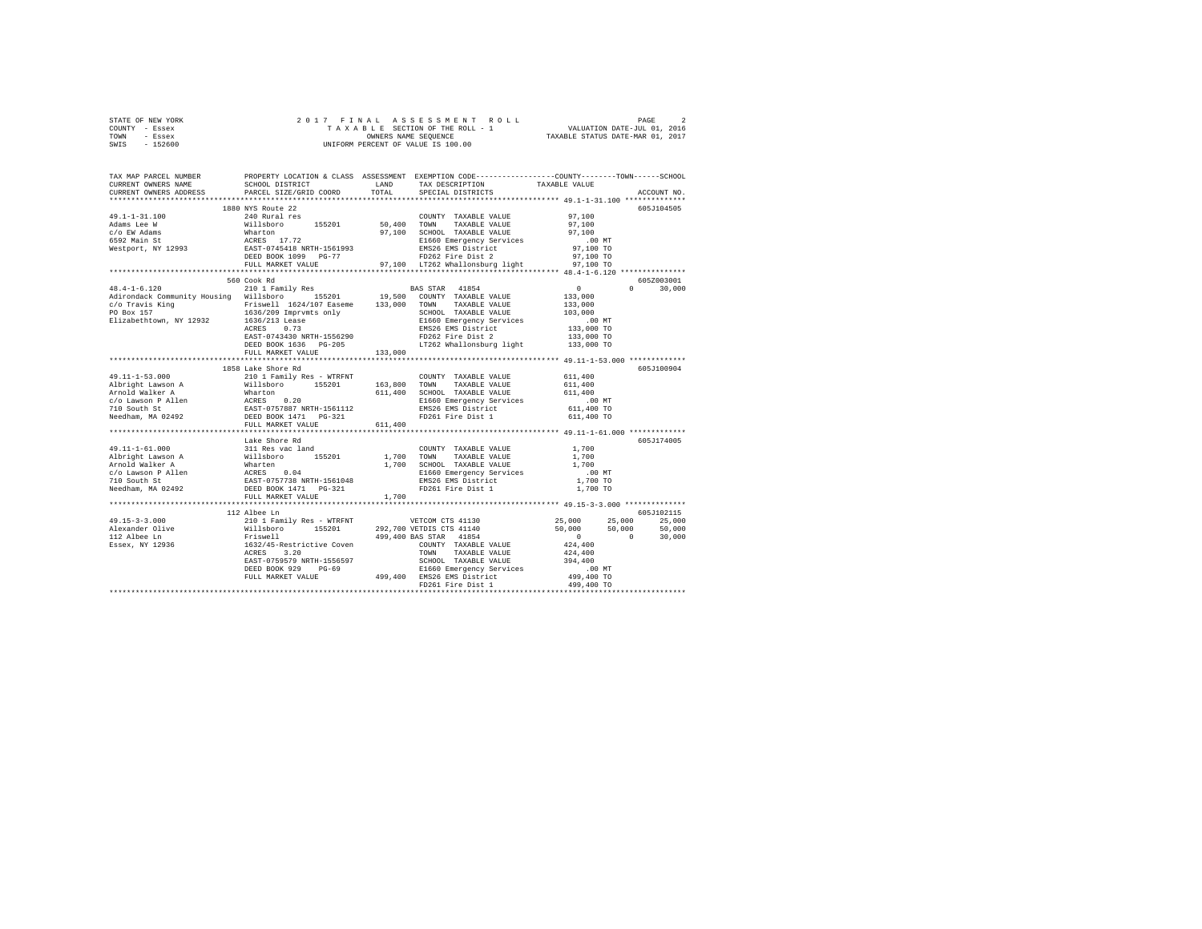STATE OF NEW YORK
COUNTY - Essex
TOWN - Essex
SWIS - 152600

2 0 1 7 F I N A L A S S E S S M E N T R O L L
T A X A B L E SECTION OF THE ROLL - 1
OWNERS NAME SEQUENCE
UNIFORM PERCENT OF VALUE IS 100.00

VALUATION DATE-JUL 01, 2016
TAXABLE STATUS DATE-MAR 01, 2017

```
TAX MAP PARCEL NUMBER          PROPERTY LOCATION & CLASS  ASSESSMENT  EXEMPTION CODE-----------------COUNTY--------TOWN------SCHOOL
CURRENT OWNERS NAME            SCHOOL DISTRICT             LAND       TAX DESCRIPTION            TAXABLE VALUE
CURRENT OWNERS ADDRESS         PARCEL SIZE/GRID COORD      TOTAL      SPECIAL DISTRICTS                                    ACCOUNT NO.
******************************************************************************************************* 49.1-1-31.100 **************
                               1880 NYS Route 22                                                                            605J104505
49.1-1-31.100                  240 Rural res                          COUNTY  TAXABLE VALUE            97,100
Adams Lee W                    Willsboro      155201      50,400      TOWN    TAXABLE VALUE            97,100
c/o EW Adams                   Wharton                    97,100      SCHOOL  TAXABLE VALUE            97,100
6592 Main St                   ACRES   17.72                          E1660 Emergency Services            .00 MT
Westport, NY 12993             EAST-0745418 NRTH-1561993              EMS26 EMS District               97,100 TO
                               DEED BOOK 1099   PG-77                 FD262 Fire Dist 2                97,100 TO
                               FULL MARKET VALUE          97,100      LT262 Whallonsburg light         97,100 TO
******************************************************************************************************* 48.4-1-6.120 ***************
                               560 Cook Rd                                                                                  605Z003001
48.4-1-6.120                   210 1 Family Res                       BAS STAR  41854                       0          0       30,000
Adirondack Community Housing   Willsboro      155201      19,500      COUNTY  TAXABLE VALUE           133,000
c/o Travis King                Friswell  1624/107 Easeme  133,000     TOWN    TAXABLE VALUE           133,000
PO Box 157                     1636/209 Imprvmts only                 SCHOOL  TAXABLE VALUE           103,000
Elizabethtown, NY 12932        1636/213 Lease                         E1660 Emergency Services            .00 MT
                               ACRES    0.73                          EMS26 EMS District              133,000 TO
                               EAST-0743430 NRTH-1556290              FD262 Fire Dist 2               133,000 TO
                               DEED BOOK 1636   PG-205                LT262 Whallonsburg light        133,000 TO
                               FULL MARKET VALUE          133,000
******************************************************************************************************* 49.11-1-53.000 *************
                               1858 Lake Shore Rd                                                                           605J100904
49.11-1-53.000                 210 1 Family Res - WTRFNT              COUNTY  TAXABLE VALUE           611,400
Albright Lawson A              Willsboro      155201      163,800     TOWN    TAXABLE VALUE           611,400
Arnold Walker A                Wharton                    611,400     SCHOOL  TAXABLE VALUE           611,400
c/o Lawson P Allen             ACRES    0.20                          E1660 Emergency Services            .00 MT
710 South St                   EAST-0757887 NRTH-1561112              EMS26 EMS District              611,400 TO
Needham, MA 02492              DEED BOOK 1471   PG-321                FD261 Fire Dist 1               611,400 TO
                               FULL MARKET VALUE          611,400
******************************************************************************************************* 49.11-1-61.000 *************
                               Lake Shore Rd                                                                                605J174005
49.11-1-61.000                 311 Res vac land                       COUNTY  TAXABLE VALUE             1,700
Albright Lawson A              Willsboro      155201       1,700      TOWN    TAXABLE VALUE             1,700
Arnold Walker A                Wharten                     1,700      SCHOOL  TAXABLE VALUE             1,700
c/o Lawson P Allen             ACRES    0.04                          E1660 Emergency Services            .00 MT
710 South St                   EAST-0757738 NRTH-1561048              EMS26 EMS District                1,700 TO
Needham, MA 02492              DEED BOOK 1471   PG-321                FD261 Fire Dist 1                 1,700 TO
                               FULL MARKET VALUE           1,700
******************************************************************************************************* 49.15-3-3.000 **************
                               112 Albee Ln                                                                                 605J102115
49.15-3-3.000                  210 1 Family Res - WTRFNT              VETCOM CTS 41130                 25,000     25,000      25,000
Alexander Olive                Willsboro      155201      292,700     VETDIS CTS 41140                 50,000     50,000      50,000
112 Albee Ln                   Friswell                   499,400     BAS STAR  41854                       0          0      30,000
Essex, NY 12936                1632/45-Restrictive Coven              COUNTY  TAXABLE VALUE           424,400
                               ACRES    3.20                          TOWN    TAXABLE VALUE           424,400
                               EAST-0759579 NRTH-1556597              SCHOOL  TAXABLE VALUE           394,400
                               DEED BOOK 929    PG-69                 E1660 Emergency Services            .00 MT
                               FULL MARKET VALUE          499,400     EMS26 EMS District              499,400 TO
                                                                      FD261 Fire Dist 1               499,400 TO
************************************************************************************************************************************
```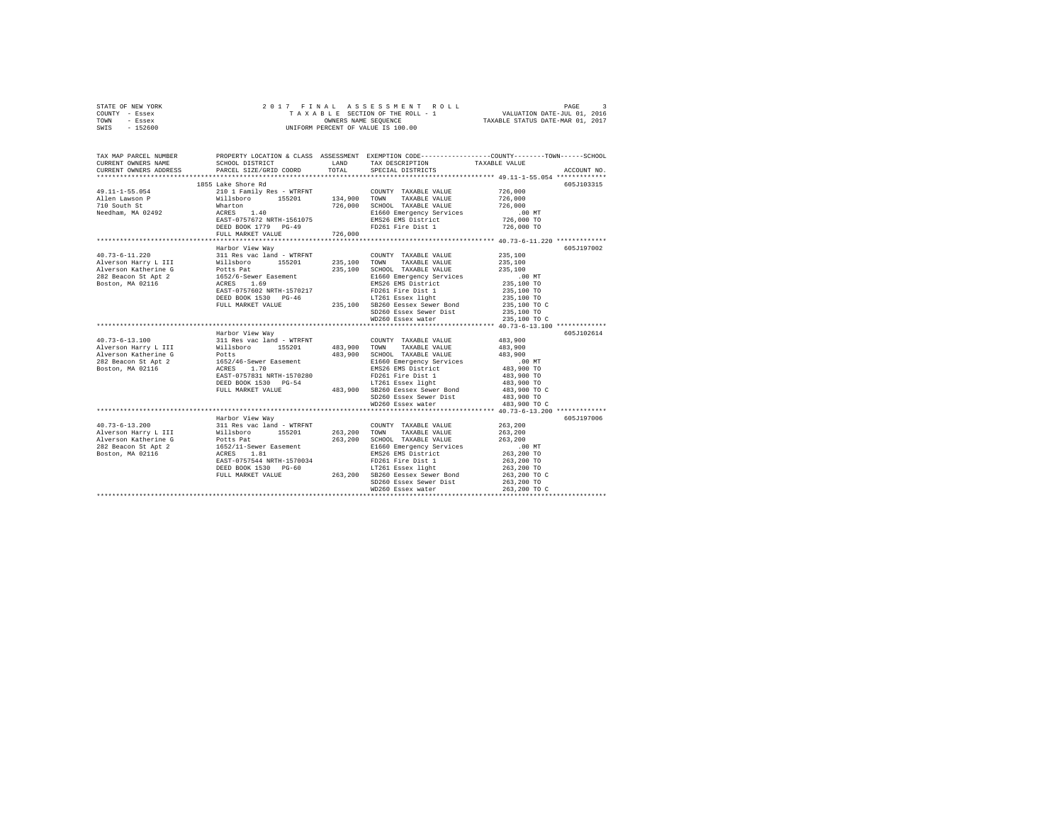STATE OF NEW YORK 2 0 1 7 F I N A L A S S E S S M E N T R O L L
COUNTY - Essex T A X A B L E SECTION OF THE ROLL - 1 VALUATION DATE-JUL 01, 2016
TOWN - Essex OWNERS NAME SEQUENCE TAXABLE STATUS DATE-MAR 01, 2017
SWIS - 152600 UNIFORM PERCENT OF VALUE IS 100.00

```
TAX MAP PARCEL NUMBER          PROPERTY LOCATION & CLASS  ASSESSMENT  EXEMPTION CODE-----------------COUNTY--------TOWN------SCHOOL
CURRENT OWNERS NAME            SCHOOL DISTRICT             LAND       TAX DESCRIPTION              TAXABLE VALUE
CURRENT OWNERS ADDRESS         PARCEL SIZE/GRID COORD      TOTAL      SPECIAL DISTRICTS                                   ACCOUNT NO.
******************************************************************************************************* 49.11-1-55.054 *************
                               1855 Lake Shore Rd                                                                    605J103315
49.11-1-55.054                 210 1 Family Res - WTRFNT              COUNTY  TAXABLE VALUE           726,000
Allen Lawson P                 Willsboro      155201       134,900    TOWN    TAXABLE VALUE           726,000
710 South St                   Wharton                     726,000    SCHOOL  TAXABLE VALUE           726,000
Needham, MA 02492              ACRES    1.40                          E1660 Emergency Services            .00 MT
                               EAST-0757672 NRTH-1561075              EMS26 EMS District              726,000 TO
                               DEED BOOK 1779   PG-49                 FD261 Fire Dist 1               726,000 TO
                               FULL MARKET VALUE           726,000
******************************************************************************************************* 40.73-6-11.220 *************
                               Harbor View Way                                                                       605J197002
40.73-6-11.220                 311 Res vac land - WTRFNT              COUNTY  TAXABLE VALUE           235,100
Alverson Harry L III           Willsboro      155201       235,100    TOWN    TAXABLE VALUE           235,100
Alverson Katherine G           Potts Pat                   235,100    SCHOOL  TAXABLE VALUE           235,100
282 Beacon St Apt 2            1652/6-Sewer Easement                  E1660 Emergency Services            .00 MT
Boston, MA 02116               ACRES    1.69                          EMS26 EMS District              235,100 TO
                               EAST-0757602 NRTH-1570217              FD261 Fire Dist 1               235,100 TO
                               DEED BOOK 1530   PG-46                 LT261 Essex light               235,100 TO
                               FULL MARKET VALUE           235,100    SB260 Eessex Sewer Bond         235,100 TO C
                                                                      SD260 Essex Sewer Dist          235,100 TO
                                                                      WD260 Essex water               235,100 TO C
******************************************************************************************************* 40.73-6-13.100 *************
                               Harbor View Way                                                                       605J102614
40.73-6-13.100                 311 Res vac land - WTRFNT              COUNTY  TAXABLE VALUE           483,900
Alverson Harry L III           Willsboro      155201       483,900    TOWN    TAXABLE VALUE           483,900
Alverson Katherine G           Potts                       483,900    SCHOOL  TAXABLE VALUE           483,900
282 Beacon St Apt 2            1652/46-Sewer Easement                 E1660 Emergency Services            .00 MT
Boston, MA 02116               ACRES    1.70                          EMS26 EMS District              483,900 TO
                               EAST-0757831 NRTH-1570280              FD261 Fire Dist 1               483,900 TO
                               DEED BOOK 1530   PG-54                 LT261 Essex light               483,900 TO
                               FULL MARKET VALUE           483,900    SB260 Eessex Sewer Bond         483,900 TO C
                                                                      SD260 Essex Sewer Dist          483,900 TO
                                                                      WD260 Essex water               483,900 TO C
******************************************************************************************************* 40.73-6-13.200 *************
                               Harbor View Way                                                                       605J197006
40.73-6-13.200                 311 Res vac land - WTRFNT              COUNTY  TAXABLE VALUE           263,200
Alverson Harry L III           Willsboro      155201       263,200    TOWN    TAXABLE VALUE           263,200
Alverson Katherine G           Potts Pat                   263,200    SCHOOL  TAXABLE VALUE           263,200
282 Beacon St Apt 2            1652/11-Sewer Easement                 E1660 Emergency Services            .00 MT
Boston, MA 02116               ACRES    1.81                          EMS26 EMS District              263,200 TO
                               EAST-0757544 NRTH-1570034              FD261 Fire Dist 1               263,200 TO
                               DEED BOOK 1530   PG-60                 LT261 Essex light               263,200 TO
                               FULL MARKET VALUE           263,200    SB260 Eessex Sewer Bond         263,200 TO C
                                                                      SD260 Essex Sewer Dist          263,200 TO
                                                                      WD260 Essex water               263,200 TO C
************************************************************************************************************************************
```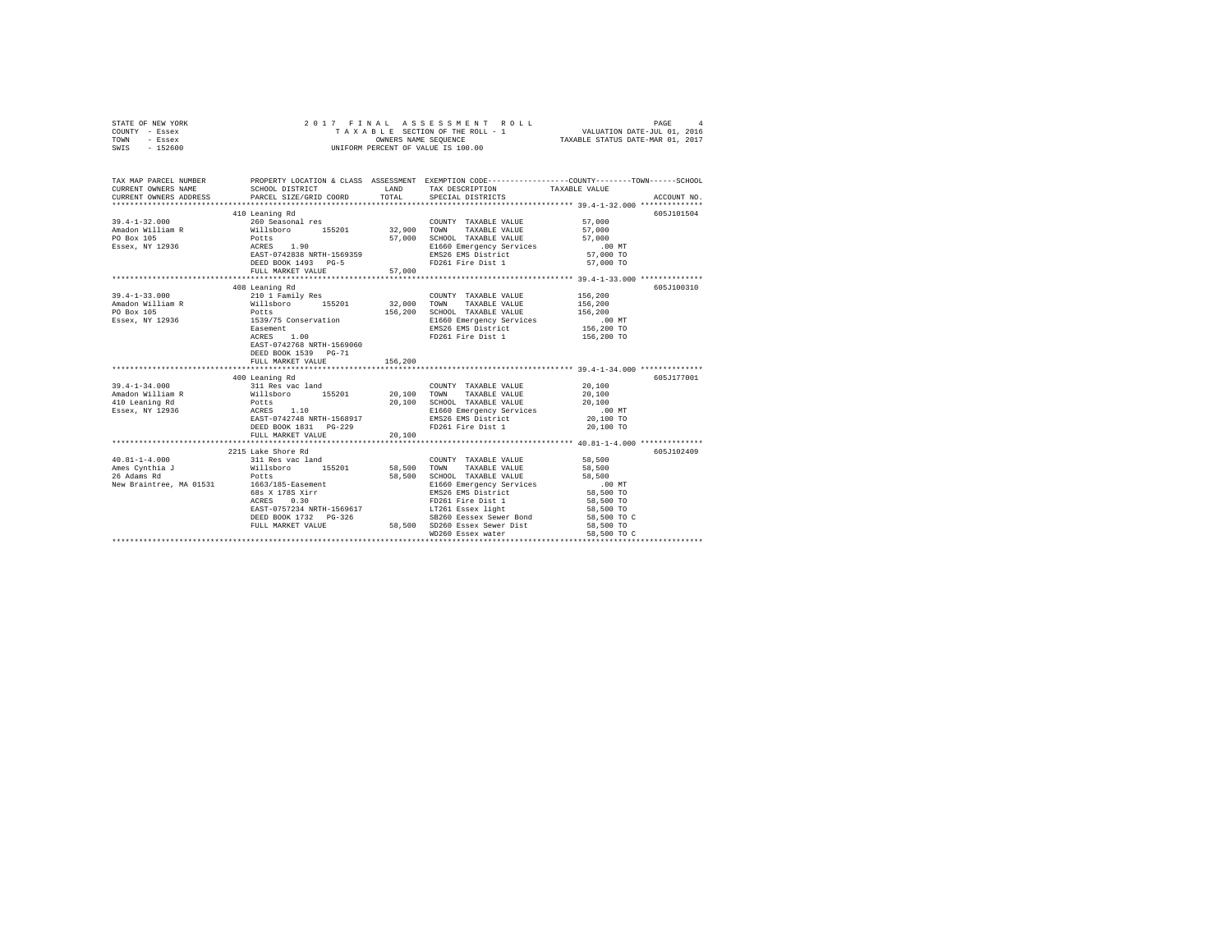STATE OF NEW YORK
COUNTY - Essex
TOWN - Essex
SWIS - 152600

2017 FINAL ASSESSMENT ROLL
TAXABLE SECTION OF THE ROLL - 1
OWNERS NAME SEQUENCE
UNIFORM PERCENT OF VALUE IS 100.00

VALUATION DATE-JUL 01, 2016
TAXABLE STATUS DATE-MAR 01, 2017

| TAX MAP PARCEL NUMBER / CURRENT OWNERS NAME / CURRENT OWNERS ADDRESS | PROPERTY LOCATION & CLASS / SCHOOL DISTRICT / PARCEL SIZE/GRID COORD | ASSESSMENT LAND / TOTAL | EXEMPTION CODE / TAX DESCRIPTION / SPECIAL DISTRICTS | TAXABLE VALUE (COUNTY--TOWN--SCHOOL) | ACCOUNT NO. |
|---|---|---|---|---|---|
| **39.4-1-32.000** | 410 Leaning Rd | | | | 605J101504 |
| 39.4-1-32.000 | 260 Seasonal res | | COUNTY TAXABLE VALUE | 57,000 | |
| Amadon William R | Willsboro 155201 | 32,900 | TOWN TAXABLE VALUE | 57,000 | |
| PO Box 105 | Potts | 57,000 | SCHOOL TAXABLE VALUE | 57,000 | |
| Essex, NY 12936 | ACRES 1.90 | | E1660 Emergency Services | .00 MT | |
| | EAST-0742838 NRTH-1569359 | | EMS26 EMS District | 57,000 TO | |
| | DEED BOOK 1493 PG-5 | | FD261 Fire Dist 1 | 57,000 TO | |
| | FULL MARKET VALUE | 57,000 | | | |
| **39.4-1-33.000** | 408 Leaning Rd | | | | 605J100310 |
| 39.4-1-33.000 | 210 1 Family Res | | COUNTY TAXABLE VALUE | 156,200 | |
| Amadon William R | Willsboro 155201 | 32,000 | TOWN TAXABLE VALUE | 156,200 | |
| PO Box 105 | Potts | 156,200 | SCHOOL TAXABLE VALUE | 156,200 | |
| Essex, NY 12936 | 1539/75 Conservation | | E1660 Emergency Services | .00 MT | |
| | Easement | | EMS26 EMS District | 156,200 TO | |
| | ACRES 1.00 | | FD261 Fire Dist 1 | 156,200 TO | |
| | EAST-0742768 NRTH-1569060 | | | | |
| | DEED BOOK 1539 PG-71 | | | | |
| | FULL MARKET VALUE | 156,200 | | | |
| **39.4-1-34.000** | 400 Leaning Rd | | | | 605J177001 |
| 39.4-1-34.000 | 311 Res vac land | | COUNTY TAXABLE VALUE | 20,100 | |
| Amadon William R | Willsboro 155201 | 20,100 | TOWN TAXABLE VALUE | 20,100 | |
| 410 Leaning Rd | Potts | 20,100 | SCHOOL TAXABLE VALUE | 20,100 | |
| Essex, NY 12936 | ACRES 1.10 | | E1660 Emergency Services | .00 MT | |
| | EAST-0742748 NRTH-1568917 | | EMS26 EMS District | 20,100 TO | |
| | DEED BOOK 1831 PG-229 | | FD261 Fire Dist 1 | 20,100 TO | |
| | FULL MARKET VALUE | 20,100 | | | |
| **40.81-1-4.000** | 2215 Lake Shore Rd | | | | 605J102409 |
| 40.81-1-4.000 | 311 Res vac land | | COUNTY TAXABLE VALUE | 58,500 | |
| Ames Cynthia J | Willsboro 155201 | 58,500 | TOWN TAXABLE VALUE | 58,500 | |
| 26 Adams Rd | Potts | 58,500 | SCHOOL TAXABLE VALUE | 58,500 | |
| New Braintree, MA 01531 | 1663/185-Easement | | E1660 Emergency Services | .00 MT | |
| | 68s X 178S Xirr | | EMS26 EMS District | 58,500 TO | |
| | ACRES 0.30 | | FD261 Fire Dist 1 | 58,500 TO | |
| | EAST-0757234 NRTH-1569617 | | LT261 Essex light | 58,500 TO | |
| | DEED BOOK 1732 PG-326 | | SB260 Eessex Sewer Bond | 58,500 TO C | |
| | FULL MARKET VALUE | 58,500 | SD260 Essex Sewer Dist | 58,500 TO | |
| | | | WD260 Essex water | 58,500 TO C | |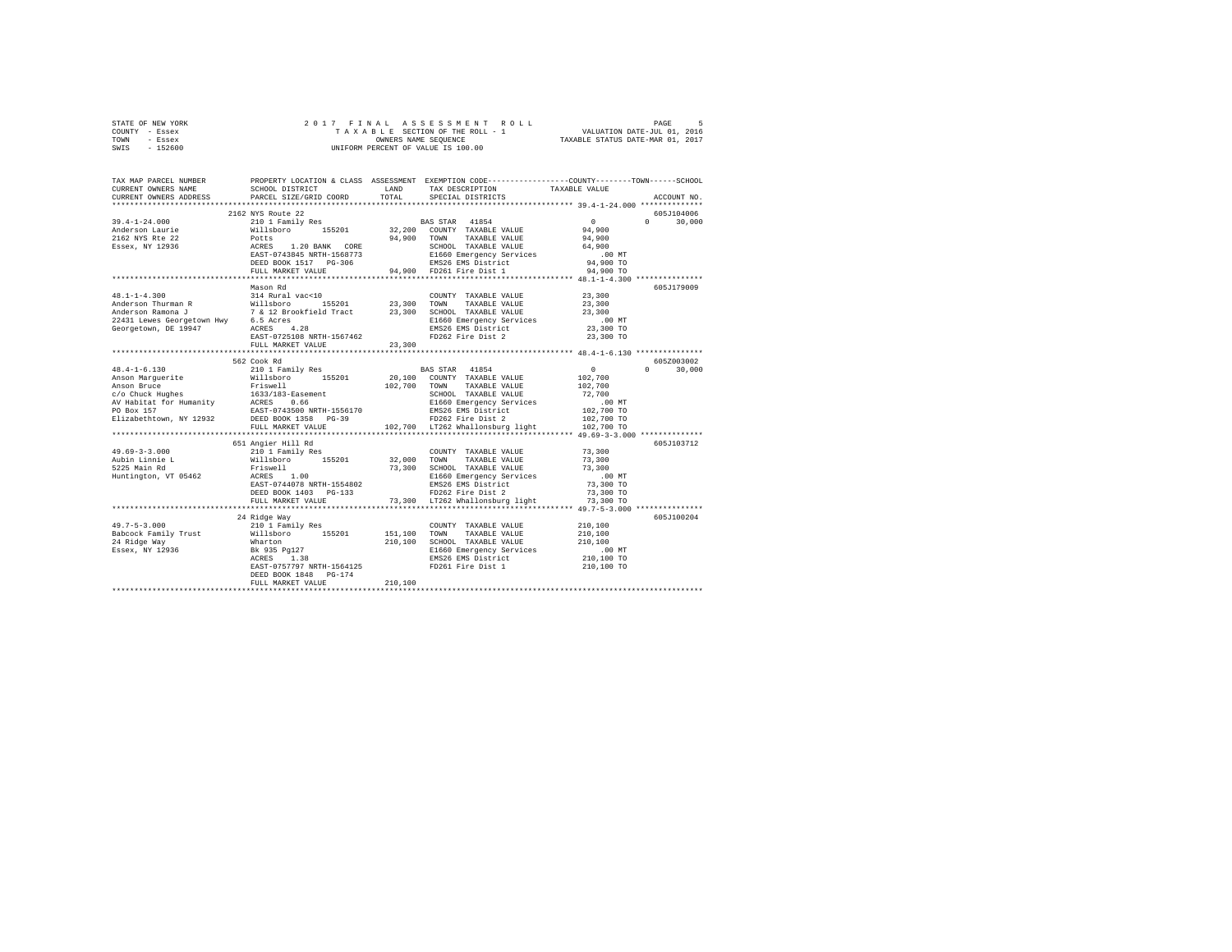STATE OF NEW YORK — 2017 FINAL ASSESSMENT ROLL
COUNTY - Essex — TAXABLE SECTION OF THE ROLL - 1 — VALUATION DATE-JUL 01, 2016
TOWN - Essex — OWNERS NAME SEQUENCE — TAXABLE STATUS DATE-MAR 01, 2017
SWIS - 152600 — UNIFORM PERCENT OF VALUE IS 100.00

```
TAX MAP PARCEL NUMBER      PROPERTY LOCATION & CLASS  ASSESSMENT  EXEMPTION CODE-----------------COUNTY--------TOWN------SCHOOL
CURRENT OWNERS NAME        SCHOOL DISTRICT               LAND      TAX DESCRIPTION             TAXABLE VALUE
CURRENT OWNERS ADDRESS     PARCEL SIZE/GRID COORD        TOTAL     SPECIAL DISTRICTS                                       ACCOUNT NO.
******************************************************************************************************* 39.4-1-24.000 **************
                          2162 NYS Route 22                                                                                605J104006
39.4-1-24.000              210 1 Family Res                       BAS STAR  41854                  0              0     30,000
Anderson Laurie            Willsboro      155201       32,200     COUNTY  TAXABLE VALUE         94,900
2162 NYS Rte 22            Potts                       94,900     TOWN    TAXABLE VALUE         94,900
Essex, NY 12936            ACRES    1.20 BANK   CORE              SCHOOL  TAXABLE VALUE         64,900
                           EAST-0743845 NRTH-1568773              E1660 Emergency Services         .00 MT
                           DEED BOOK 1517   PG-306                EMS26 EMS District            94,900 TO
                           FULL MARKET VALUE           94,900     FD261 Fire Dist 1             94,900 TO
******************************************************************************************************* 48.1-1-4.300 ***************
                          Mason Rd                                                                                         605J179009
48.1-1-4.300               314 Rural vac<10                       COUNTY  TAXABLE VALUE         23,300
Anderson Thurman R         Willsboro      155201       23,300     TOWN    TAXABLE VALUE         23,300
Anderson Ramona J          7 & 12 Brookfield Tract     23,300     SCHOOL  TAXABLE VALUE         23,300
22431 Lewes Georgetown Hwy 6.5 Acres                              E1660 Emergency Services         .00 MT
Georgetown, DE 19947       ACRES    4.28                          EMS26 EMS District            23,300 TO
                           EAST-0725108 NRTH-1567462              FD262 Fire Dist 2             23,300 TO
                           FULL MARKET VALUE           23,300
******************************************************************************************************* 48.4-1-6.130 ***************
                          562 Cook Rd                                                                                      605Z003002
48.4-1-6.130               210 1 Family Res                       BAS STAR  41854                  0              0     30,000
Anson Marguerite           Willsboro      155201       20,100     COUNTY  TAXABLE VALUE        102,700
Anson Bruce                Friswell                   102,700     TOWN    TAXABLE VALUE        102,700
c/o Chuck Hughes           1633/183-Easement                      SCHOOL  TAXABLE VALUE         72,700
AV Habitat for Humanity    ACRES    0.66                          E1660 Emergency Services         .00 MT
PO Box 157                 EAST-0743500 NRTH-1556170              EMS26 EMS District           102,700 TO
Elizabethtown, NY 12932    DEED BOOK 1358   PG-39                 FD262 Fire Dist 2            102,700 TO
                           FULL MARKET VALUE          102,700     LT262 Whallonsburg light     102,700 TO
******************************************************************************************************* 49.69-3-3.000 **************
                          651 Angier Hill Rd                                                                               605J103712
49.69-3-3.000              210 1 Family Res                       COUNTY  TAXABLE VALUE         73,300
Aubin Linnie L             Willsboro      155201       32,000     TOWN    TAXABLE VALUE         73,300
5225 Main Rd               Friswell                    73,300     SCHOOL  TAXABLE VALUE         73,300
Huntington, VT 05462       ACRES    1.00                          E1660 Emergency Services         .00 MT
                           EAST-0744078 NRTH-1554802              EMS26 EMS District            73,300 TO
                           DEED BOOK 1403   PG-133                FD262 Fire Dist 2             73,300 TO
                           FULL MARKET VALUE           73,300     LT262 Whallonsburg light      73,300 TO
******************************************************************************************************* 49.7-5-3.000 ***************
                          24 Ridge Way                                                                                     605J100204
49.7-5-3.000               210 1 Family Res                       COUNTY  TAXABLE VALUE        210,100
Babcock Family Trust       Willsboro      155201      151,100     TOWN    TAXABLE VALUE        210,100
24 Ridge Way               Wharton                    210,100     SCHOOL  TAXABLE VALUE        210,100
Essex, NY 12936            Bk 935 Pg127                           E1660 Emergency Services         .00 MT
                           ACRES    1.38                          EMS26 EMS District           210,100 TO
                           EAST-0757797 NRTH-1564125              FD261 Fire Dist 1            210,100 TO
                           DEED BOOK 1848   PG-174
                           FULL MARKET VALUE          210,100
************************************************************************************************************************************
```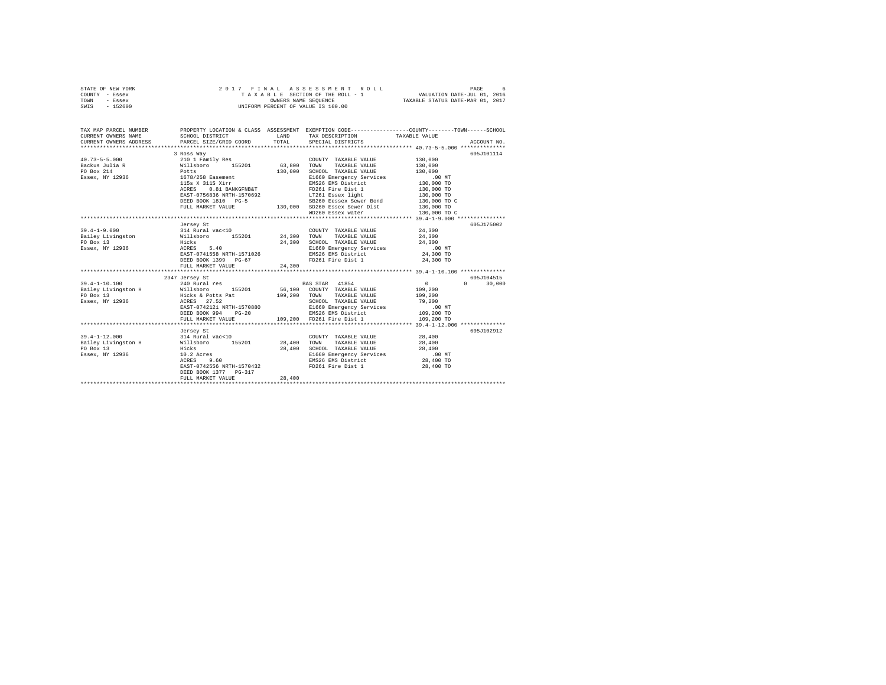STATE OF NEW YORK &nbsp;&nbsp;&nbsp; 2017 FINAL ASSESSMENT ROLL
COUNTY - Essex &nbsp;&nbsp;&nbsp; TAXABLE SECTION OF THE ROLL - 1 &nbsp;&nbsp;&nbsp; VALUATION DATE-JUL 01, 2016
TOWN - Essex &nbsp;&nbsp;&nbsp; OWNERS NAME SEQUENCE &nbsp;&nbsp;&nbsp; TAXABLE STATUS DATE-MAR 01, 2017
SWIS - 152600 &nbsp;&nbsp;&nbsp; UNIFORM PERCENT OF VALUE IS 100.00

```
TAX MAP PARCEL NUMBER     PROPERTY LOCATION & CLASS  ASSESSMENT  EXEMPTION CODE-----------------COUNTY--------TOWN------SCHOOL
CURRENT OWNERS NAME       SCHOOL DISTRICT              LAND      TAX DESCRIPTION            TAXABLE VALUE
CURRENT OWNERS ADDRESS    PARCEL SIZE/GRID COORD       TOTAL     SPECIAL DISTRICTS                                    ACCOUNT NO.
******************************************************************************************************* 40.73-5-5.000 **************
                          3 Ross Way                                                                                605J101114
40.73-5-5.000             210 1 Family Res                        COUNTY  TAXABLE VALUE            130,000
Backus Julia R            Willsboro      155201        63,800     TOWN    TAXABLE VALUE            130,000
PO Box 214                Potts                       130,000     SCHOOL  TAXABLE VALUE            130,000
Essex, NY 12936           1678/258 Easement                       E1660 Emergency Services            .00 MT
                          115s X 311S Xirr                        EMS26 EMS District               130,000 TO
                          ACRES    0.81 BANKGFNB&T                FD261 Fire Dist 1                130,000 TO
                          EAST-0756836 NRTH-1570692               LT261 Essex light                130,000 TO
                          DEED BOOK 1810   PG-5                   SB260 Eessex Sewer Bond          130,000 TO C
                          FULL MARKET VALUE           130,000     SD260 Essex Sewer Dist           130,000 TO
                                                                  WD260 Essex water                130,000 TO C
******************************************************************************************************* 39.4-1-9.000 ***************
                          Jersey St                                                                                 605J175002
39.4-1-9.000              314 Rural vac<10                        COUNTY  TAXABLE VALUE             24,300
Bailey Livingston         Willsboro      155201        24,300     TOWN    TAXABLE VALUE             24,300
PO Box 13                 Hicks                        24,300     SCHOOL  TAXABLE VALUE             24,300
Essex, NY 12936           ACRES    5.40                           E1660 Emergency Services            .00 MT
                          EAST-0741558 NRTH-1571026               EMS26 EMS District                24,300 TO
                          DEED BOOK 1399   PG-67                  FD261 Fire Dist 1                 24,300 TO
                          FULL MARKET VALUE            24,300
******************************************************************************************************* 39.4-1-10.100 **************
                          2347 Jersey St                                                                            605J104515
39.4-1-10.100             240 Rural res                       BAS STAR  41854                    0            0       30,000
Bailey Livingston H       Willsboro      155201        56,100     COUNTY  TAXABLE VALUE            109,200
PO Box 13                 Hicks & Potts Pat           109,200     TOWN    TAXABLE VALUE            109,200
Essex, NY 12936           ACRES   27.52                           SCHOOL  TAXABLE VALUE             79,200
                          EAST-0742121 NRTH-1570880               E1660 Emergency Services            .00 MT
                          DEED BOOK 994    PG-20                  EMS26 EMS District               109,200 TO
                          FULL MARKET VALUE           109,200     FD261 Fire Dist 1                109,200 TO
******************************************************************************************************* 39.4-1-12.000 **************
                          Jersey St                                                                                 605J102912
39.4-1-12.000             314 Rural vac<10                        COUNTY  TAXABLE VALUE             28,400
Bailey Livingston H       Willsboro      155201        28,400     TOWN    TAXABLE VALUE             28,400
PO Box 13                 Hicks                        28,400     SCHOOL  TAXABLE VALUE             28,400
Essex, NY 12936           10.2 Acres                              E1660 Emergency Services            .00 MT
                          ACRES    9.60                           EMS26 EMS District                28,400 TO
                          EAST-0742556 NRTH-1570432               FD261 Fire Dist 1                 28,400 TO
                          DEED BOOK 1377   PG-317
                          FULL MARKET VALUE            28,400
************************************************************************************************************************************
```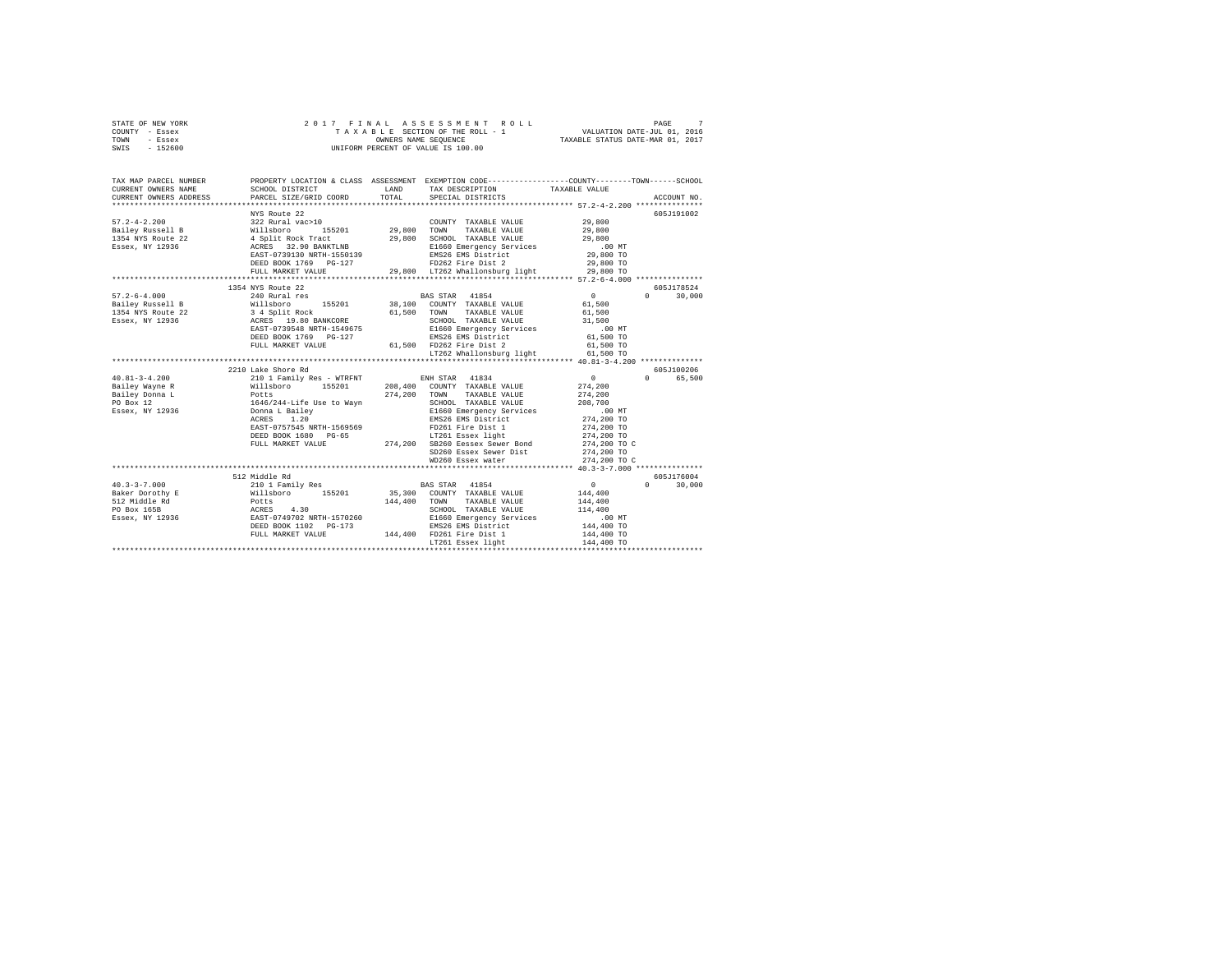```
STATE OF NEW YORK              2 0 1 7  F I N A L  A S S E S S M E N T  R O L L                   PAGE     7
COUNTY  - Essex                  T A X A B L E SECTION OF THE ROLL - 1              VALUATION DATE-JUL 01, 2016
TOWN    - Essex                         OWNERS NAME SEQUENCE                      TAXABLE STATUS DATE-MAR 01, 2017
SWIS    - 152600                    UNIFORM PERCENT OF VALUE IS 100.00

TAX MAP PARCEL NUMBER         PROPERTY LOCATION & CLASS  ASSESSMENT  EXEMPTION CODE-----------------COUNTY--------TOWN------SCHOOL
CURRENT OWNERS NAME           SCHOOL DISTRICT            LAND        TAX DESCRIPTION            TAXABLE VALUE
CURRENT OWNERS ADDRESS        PARCEL SIZE/GRID COORD     TOTAL       SPECIAL DISTRICTS                                  ACCOUNT NO.
*********************************************************************************************** 57.2-4-2.200 ***************
                              NYS Route 22                                                                             605J191002
57.2-4-2.200                  322 Rural vac>10                         COUNTY  TAXABLE VALUE          29,800
Bailey Russell B              Willsboro      155201        29,800      TOWN    TAXABLE VALUE          29,800
1354 NYS Route 22             4 Split Rock Tract           29,800      SCHOOL  TAXABLE VALUE          29,800
Essex, NY 12936               ACRES  32.90 BANKTLNB                    E1660 Emergency Services          .00 MT
                              EAST-0739130 NRTH-1550139                EMS26 EMS District             29,800 TO
                              DEED BOOK 1769   PG-127                  FD262 Fire Dist 2              29,800 TO
                              FULL MARKET VALUE            29,800      LT262 Whallonsburg light       29,800 TO
*********************************************************************************************** 57.2-6-4.000 ***************
                              1354 NYS Route 22                                                                        605J178524
57.2-6-4.000                  240 Rural res                            BAS STAR  41854                     0           0      30,000
Bailey Russell B              Willsboro      155201        38,100      COUNTY  TAXABLE VALUE          61,500
1354 NYS Route 22             3 4 Split Rock               61,500      TOWN    TAXABLE VALUE          61,500
Essex, NY 12936               ACRES  19.80 BANKCORE                    SCHOOL  TAXABLE VALUE          31,500
                              EAST-0739548 NRTH-1549675                E1660 Emergency Services          .00 MT
                              DEED BOOK 1769   PG-127                  EMS26 EMS District             61,500 TO
                              FULL MARKET VALUE            61,500      FD262 Fire Dist 2              61,500 TO
                                                                       LT262 Whallonsburg light       61,500 TO
*********************************************************************************************** 40.81-3-4.200 **************
                              2210 Lake Shore Rd                                                                       605J100206
40.81-3-4.200                 210 1 Family Res - WTRFNT                ENH STAR  41834                     0           0      65,500
Bailey Wayne R                Willsboro      155201       208,400      COUNTY  TAXABLE VALUE         274,200
Bailey Donna L                Potts                       274,200      TOWN    TAXABLE VALUE         274,200
PO Box 12                     1646/244-Life Use to Wayn                SCHOOL  TAXABLE VALUE         208,700
Essex, NY 12936               Donna L Bailey                           E1660 Emergency Services          .00 MT
                              ACRES    1.20                            EMS26 EMS District            274,200 TO
                              EAST-0757545 NRTH-1569569                FD261 Fire Dist 1             274,200 TO
                              DEED BOOK 1680   PG-65                   LT261 Essex light             274,200 TO
                              FULL MARKET VALUE           274,200      SB260 Eessex Sewer Bond       274,200 TO C
                                                                       SD260 Essex Sewer Dist        274,200 TO
                                                                       WD260 Essex water             274,200 TO C
*********************************************************************************************** 40.3-3-7.000 ***************
                              512 Middle Rd                                                                            605J176004
40.3-3-7.000                  210 1 Family Res                         BAS STAR  41854                     0           0      30,000
Baker Dorothy E               Willsboro      155201        35,300      COUNTY  TAXABLE VALUE         144,400
512 Middle Rd                 Potts                       144,400      TOWN    TAXABLE VALUE         144,400
PO Box 165B                   ACRES    4.30                            SCHOOL  TAXABLE VALUE         114,400
Essex, NY 12936               EAST-0749702 NRTH-1570260                E1660 Emergency Services          .00 MT
                              DEED BOOK 1102   PG-173                  EMS26 EMS District            144,400 TO
                              FULL MARKET VALUE           144,400      FD261 Fire Dist 1             144,400 TO
                                                                       LT261 Essex light             144,400 TO
****************************************************************************************************************************
```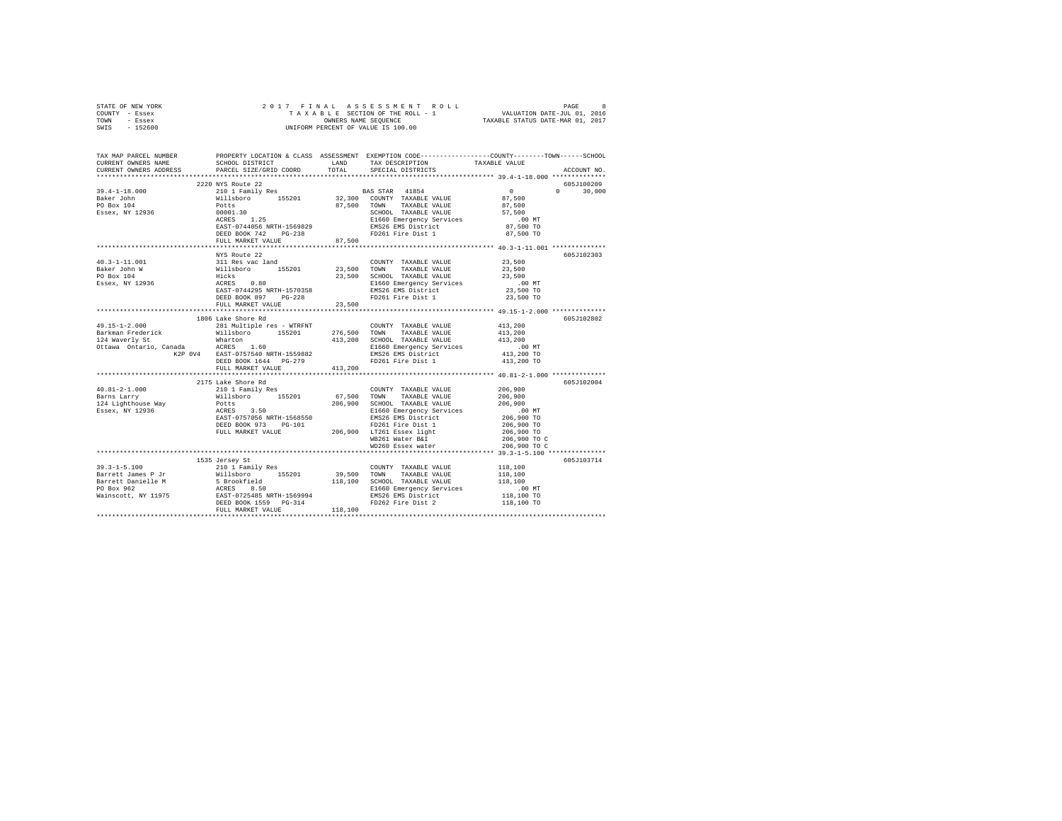STATE OF NEW YORK  
COUNTY - Essex  
TOWN - Essex  
SWIS - 152600

2 0 1 7 F I N A L A S S E S S M E N T R O L L  
T A X A B L E SECTION OF THE ROLL - 1  
OWNERS NAME SEQUENCE  
UNIFORM PERCENT OF VALUE IS 100.00

VALUATION DATE-JUL 01, 2016  
TAXABLE STATUS DATE-MAR 01, 2017

```
TAX MAP PARCEL NUMBER        PROPERTY LOCATION & CLASS  ASSESSMENT  EXEMPTION CODE-----------------COUNTY--------TOWN------SCHOOL
CURRENT OWNERS NAME          SCHOOL DISTRICT               LAND      TAX DESCRIPTION           TAXABLE VALUE
CURRENT OWNERS ADDRESS       PARCEL SIZE/GRID COORD        TOTAL     SPECIAL DISTRICTS                                    ACCOUNT NO.
************************************************************************************************ 39.4-1-18.000 **************
                          2220 NYS Route 22                                                                         605J100209
39.4-1-18.000             210 1 Family Res                     BAS STAR  41854               0             0        30,000
Baker John                Willsboro      155201      32,300   COUNTY  TAXABLE VALUE          87,500
PO Box 104                Potts                      87,500   TOWN    TAXABLE VALUE          87,500
Essex, NY 12936           00001.30                            SCHOOL  TAXABLE VALUE          57,500
                          ACRES    1.25                       E1660 Emergency Services          .00 MT
                          EAST-0744056 NRTH-1569829           EMS26 EMS District             87,500 TO
                          DEED BOOK 742    PG-238             FD261 Fire Dist 1              87,500 TO
                          FULL MARKET VALUE          87,500
************************************************************************************************ 40.3-1-11.001 **************
                          NYS Route 22                                                                              605J102303
40.3-1-11.001             311 Res vac land                    COUNTY  TAXABLE VALUE          23,500
Baker John W              Willsboro      155201      23,500   TOWN    TAXABLE VALUE          23,500
PO Box 104                Hicks                      23,500   SCHOOL  TAXABLE VALUE          23,500
Essex, NY 12936           ACRES    0.80                       E1660 Emergency Services          .00 MT
                          EAST-0744295 NRTH-1570358           EMS26 EMS District             23,500 TO
                          DEED BOOK 897    PG-228             FD261 Fire Dist 1              23,500 TO
                          FULL MARKET VALUE          23,500
************************************************************************************************ 49.15-1-2.000 **************
                          1806 Lake Shore Rd                                                                        605J102802
49.15-1-2.000             281 Multiple res - WTRFNT           COUNTY  TAXABLE VALUE         413,200
Barkman Frederick         Willsboro      155201     276,500   TOWN    TAXABLE VALUE         413,200
124 Waverly St            Wharton                   413,200   SCHOOL  TAXABLE VALUE         413,200
Ottawa  Ontario, Canada   ACRES    1.60                       E1660 Emergency Services          .00 MT
              K2P 0V4     EAST-0757540 NRTH-1559882           EMS26 EMS District            413,200 TO
                          DEED BOOK 1644   PG-279             FD261 Fire Dist 1             413,200 TO
                          FULL MARKET VALUE         413,200
************************************************************************************************ 40.81-2-1.000 **************
                          2175 Lake Shore Rd                                                                        605J102004
40.81-2-1.000             210 1 Family Res                    COUNTY  TAXABLE VALUE         206,900
Barns Larry               Willsboro      155201      67,500   TOWN    TAXABLE VALUE         206,900
124 Lighthouse Way        Potts                     206,900   SCHOOL  TAXABLE VALUE         206,900
Essex, NY 12936           ACRES    3.50                       E1660 Emergency Services          .00 MT
                          EAST-0757056 NRTH-1568550           EMS26 EMS District            206,900 TO
                          DEED BOOK 973    PG-101             FD261 Fire Dist 1             206,900 TO
                          FULL MARKET VALUE         206,900   LT261 Essex light             206,900 TO
                                                              WB261 Water B&I               206,900 TO C
                                                              WD260 Essex water             206,900 TO C
************************************************************************************************ 39.3-1-5.100 ***************
                          1535 Jersey St                                                                            605J103714
39.3-1-5.100              210 1 Family Res                    COUNTY  TAXABLE VALUE         118,100
Barrett James P Jr        Willsboro      155201      39,500   TOWN    TAXABLE VALUE         118,100
Barrett Danielle M        5 Brookfield              118,100   SCHOOL  TAXABLE VALUE         118,100
PO Box 962                ACRES    8.50                       E1660 Emergency Services          .00 MT
Wainscott, NY 11975       EAST-0725485 NRTH-1569994           EMS26 EMS District            118,100 TO
                          DEED BOOK 1559   PG-314             FD262 Fire Dist 2             118,100 TO
                          FULL MARKET VALUE         118,100
****************************************************************************************************************************
```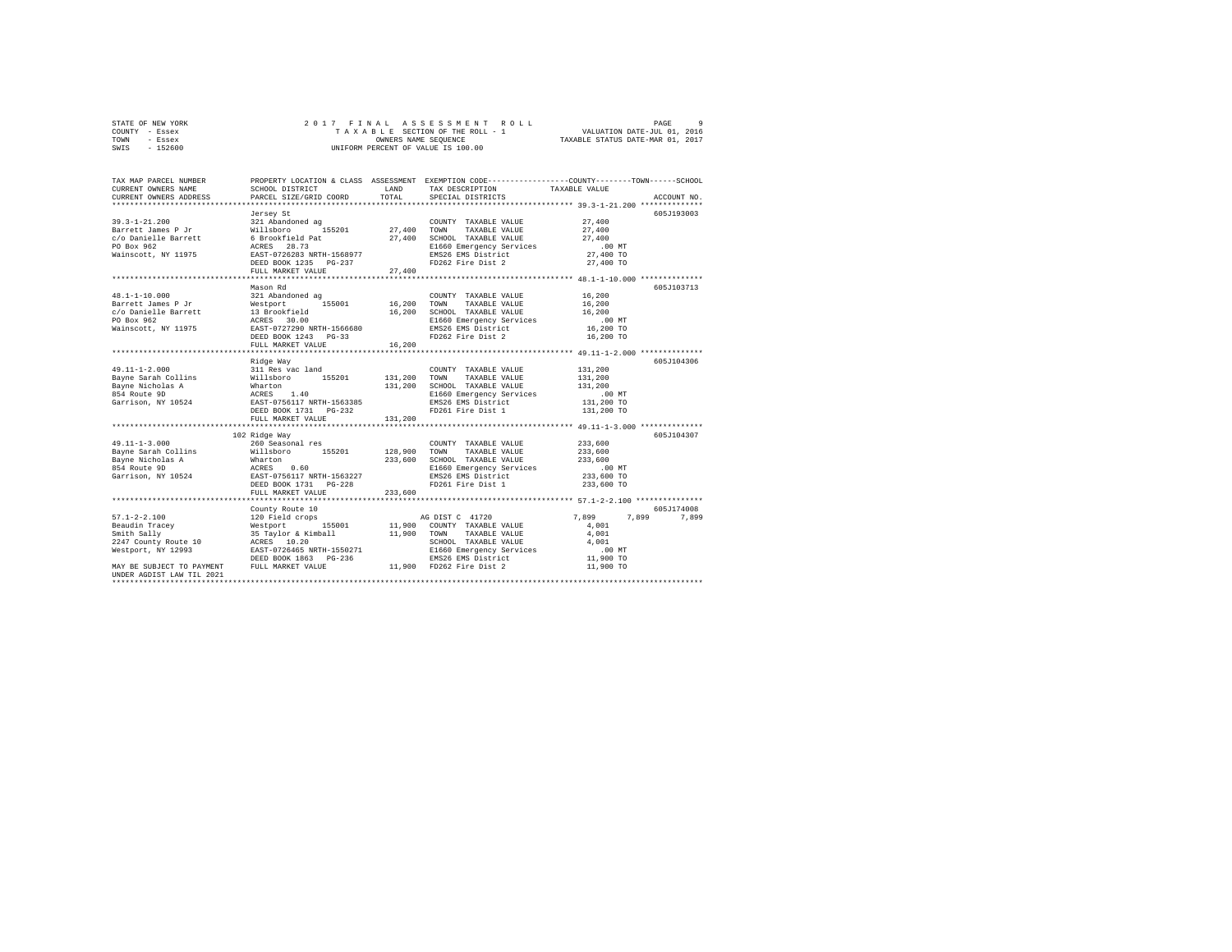STATE OF NEW YORK
COUNTY - Essex
TOWN - Essex
SWIS - 152600

2017 FINAL ASSESSMENT ROLL
TAXABLE SECTION OF THE ROLL - 1
OWNERS NAME SEQUENCE
UNIFORM PERCENT OF VALUE IS 100.00

VALUATION DATE-JUL 01, 2016
TAXABLE STATUS DATE-MAR 01, 2017

| TAX MAP PARCEL NUMBER / CURRENT OWNERS NAME / CURRENT OWNERS ADDRESS | PROPERTY LOCATION & CLASS / SCHOOL DISTRICT / PARCEL SIZE/GRID COORD | ASSESSMENT LAND / TOTAL | EXEMPTION CODE / TAX DESCRIPTION / SPECIAL DISTRICTS | COUNTY | TOWN | SCHOOL / TAXABLE VALUE | ACCOUNT NO. |
|---|---|---|---|---|---|---|---|
| 39.3-1-21.200 | Jersey St | | | | | | 605J193003 |
| 39.3-1-21.200 | 321 Abandoned ag | | COUNTY TAXABLE VALUE | 27,400 | | | |
| Barrett James P Jr | Willsboro 155201 | 27,400 | TOWN TAXABLE VALUE | 27,400 | | | |
| c/o Danielle Barrett | 6 Brookfield Pat | 27,400 | SCHOOL TAXABLE VALUE | 27,400 | | | |
| PO Box 962 | ACRES 28.73 | | E1660 Emergency Services | .00 MT | | | |
| Wainscott, NY 11975 | EAST-0726283 NRTH-1568977 | | EMS26 EMS District | 27,400 TO | | | |
| | DEED BOOK 1235 PG-237 | | FD262 Fire Dist 2 | 27,400 TO | | | |
| | FULL MARKET VALUE | 27,400 | | | | | |
| 48.1-1-10.000 | Mason Rd | | | | | | 605J103713 |
| 48.1-1-10.000 | 321 Abandoned ag | | COUNTY TAXABLE VALUE | 16,200 | | | |
| Barrett James P Jr | Westport 155001 | 16,200 | TOWN TAXABLE VALUE | 16,200 | | | |
| c/o Danielle Barrett | 13 Brookfield | 16,200 | SCHOOL TAXABLE VALUE | 16,200 | | | |
| PO Box 962 | ACRES 30.00 | | E1660 Emergency Services | .00 MT | | | |
| Wainscott, NY 11975 | EAST-0727290 NRTH-1566680 | | EMS26 EMS District | 16,200 TO | | | |
| | DEED BOOK 1243 PG-33 | | FD262 Fire Dist 2 | 16,200 TO | | | |
| | FULL MARKET VALUE | 16,200 | | | | | |
| 49.11-1-2.000 | Ridge Way | | | | | | 605J104306 |
| 49.11-1-2.000 | 311 Res vac land | | COUNTY TAXABLE VALUE | 131,200 | | | |
| Bayne Sarah Collins | Willsboro 155201 | 131,200 | TOWN TAXABLE VALUE | 131,200 | | | |
| Bayne Nicholas A | Wharton | 131,200 | SCHOOL TAXABLE VALUE | 131,200 | | | |
| 854 Route 9D | ACRES 1.40 | | E1660 Emergency Services | .00 MT | | | |
| Garrison, NY 10524 | EAST-0756117 NRTH-1563385 | | EMS26 EMS District | 131,200 TO | | | |
| | DEED BOOK 1731 PG-232 | | FD261 Fire Dist 1 | 131,200 TO | | | |
| | FULL MARKET VALUE | 131,200 | | | | | |
| 49.11-1-3.000 | 102 Ridge Way | | | | | | 605J104307 |
| 49.11-1-3.000 | 260 Seasonal res | | COUNTY TAXABLE VALUE | 233,600 | | | |
| Bayne Sarah Collins | Willsboro 155201 | 128,900 | TOWN TAXABLE VALUE | 233,600 | | | |
| Bayne Nicholas A | Wharton | 233,600 | SCHOOL TAXABLE VALUE | 233,600 | | | |
| 854 Route 9D | ACRES 0.60 | | E1660 Emergency Services | .00 MT | | | |
| Garrison, NY 10524 | EAST-0756117 NRTH-1563227 | | EMS26 EMS District | 233,600 TO | | | |
| | DEED BOOK 1731 PG-228 | | FD261 Fire Dist 1 | 233,600 TO | | | |
| | FULL MARKET VALUE | 233,600 | | | | | |
| 57.1-2-2.100 | County Route 10 | | | | | | 605J174008 |
| 57.1-2-2.100 | 120 Field crops | | AG DIST C 41720 | 7,899 | 7,899 | 7,899 | |
| Beaudin Tracey | Westport 155001 | 11,900 | COUNTY TAXABLE VALUE | 4,001 | | | |
| Smith Sally | 35 Taylor & Kimball | 11,900 | TOWN TAXABLE VALUE | 4,001 | | | |
| 2247 County Route 10 | ACRES 10.20 | | SCHOOL TAXABLE VALUE | 4,001 | | | |
| Westport, NY 12993 | EAST-0726465 NRTH-1550271 | | E1660 Emergency Services | .00 MT | | | |
| | DEED BOOK 1863 PG-236 | | EMS26 EMS District | 11,900 TO | | | |
| MAY BE SUBJECT TO PAYMENT | FULL MARKET VALUE | 11,900 | FD262 Fire Dist 2 | 11,900 TO | | | |
| UNDER AGDIST LAW TIL 2021 | | | | | | | |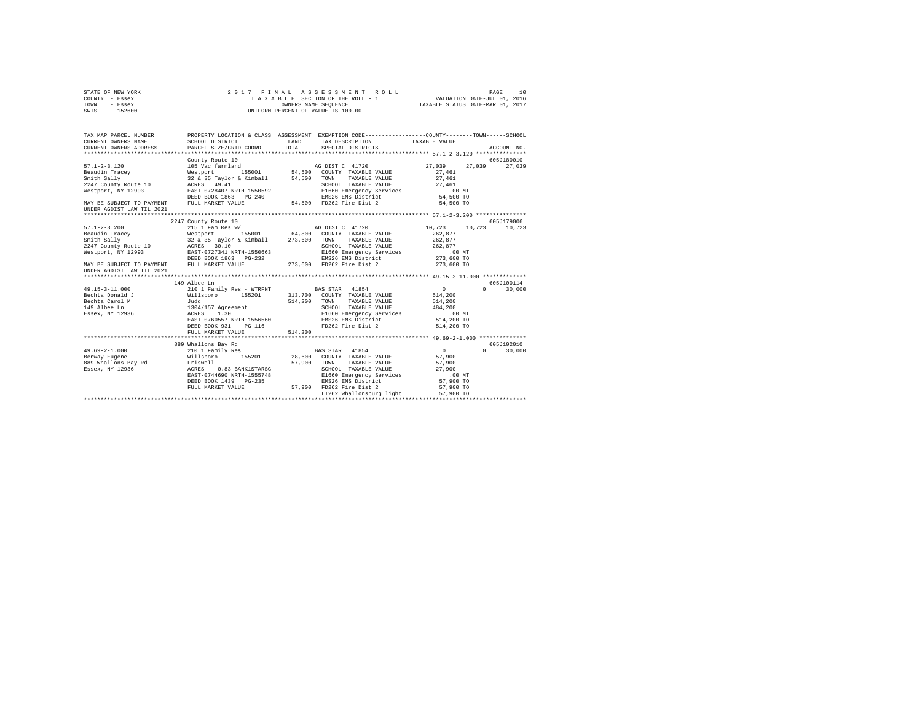STATE OF NEW YORK 2017 FINAL ASSESSMENT ROLL
COUNTY - Essex TAXABLE SECTION OF THE ROLL - 1 VALUATION DATE-JUL 01, 2016
TOWN - Essex OWNERS NAME SEQUENCE TAXABLE STATUS DATE-MAR 01, 2017
SWIS - 152600 UNIFORM PERCENT OF VALUE IS 100.00

```
TAX MAP PARCEL NUMBER      PROPERTY LOCATION & CLASS  ASSESSMENT  EXEMPTION CODE-----------------COUNTY--------TOWN------SCHOOL
CURRENT OWNERS NAME        SCHOOL DISTRICT            LAND       TAX DESCRIPTION            TAXABLE VALUE
CURRENT OWNERS ADDRESS     PARCEL SIZE/GRID COORD     TOTAL      SPECIAL DISTRICTS                                    ACCOUNT NO.
*********************************************************************************************** 57.1-2-3.120 ***************
                           County Route 10                                                                        605J180010
57.1-2-3.120               105 Vac farmland                      AG DIST C 41720            27,039     27,039     27,039
Beaudin Tracey             Westport      155001      54,500   COUNTY  TAXABLE VALUE         27,461
Smith Sally                32 & 35 Taylor & Kimball   54,500   TOWN    TAXABLE VALUE         27,461
2247 County Route 10       ACRES   49.41                      SCHOOL  TAXABLE VALUE         27,461
Westport, NY 12993         EAST-0728407 NRTH-1550592          E1660 Emergency Services         .00 MT
                           DEED BOOK 1863   PG-240            EMS26 EMS District            54,500 TO
MAY BE SUBJECT TO PAYMENT  FULL MARKET VALUE          54,500   FD262 Fire Dist 2             54,500 TO
UNDER AGDIST LAW TIL 2021
*********************************************************************************************** 57.1-2-3.200 ***************
                           2247 County Route 10                                                                   605J179006
57.1-2-3.200               215 1 Fam Res w/                      AG DIST C 41720            10,723     10,723     10,723
Beaudin Tracey             Westport      155001      64,800   COUNTY  TAXABLE VALUE        262,877
Smith Sally                32 & 35 Taylor & Kimball  273,600   TOWN    TAXABLE VALUE        262,877
2247 County Route 10       ACRES   30.10                      SCHOOL  TAXABLE VALUE        262,877
Westport, NY 12993         EAST-0727341 NRTH-1550663          E1660 Emergency Services         .00 MT
                           DEED BOOK 1863   PG-232            EMS26 EMS District           273,600 TO
MAY BE SUBJECT TO PAYMENT  FULL MARKET VALUE         273,600   FD262 Fire Dist 2            273,600 TO
UNDER AGDIST LAW TIL 2021
*********************************************************************************************** 49.15-3-11.000 *************
                           149 Albee Ln                                                                           605J100114
49.15-3-11.000             210 1 Family Res - WTRFNT             BAS STAR  41854                 0          0     30,000
Bechta Donald J            Willsboro     155201     313,700   COUNTY  TAXABLE VALUE        514,200
Bechta Carol M             Judd                      514,200   TOWN    TAXABLE VALUE        514,200
149 Albee Ln               1304/157 Agreement                 SCHOOL  TAXABLE VALUE        484,200
Essex, NY 12936            ACRES    1.30                      E1660 Emergency Services         .00 MT
                           EAST-0760557 NRTH-1556560          EMS26 EMS District           514,200 TO
                           DEED BOOK 931    PG-116            FD262 Fire Dist 2            514,200 TO
                           FULL MARKET VALUE         514,200
*********************************************************************************************** 49.69-2-1.000 **************
                           889 Whallons Bay Rd                                                                    605J102010
49.69-2-1.000              210 1 Family Res                      BAS STAR  41854                 0          0     30,000
Benway Eugene              Willsboro     155201      28,600   COUNTY  TAXABLE VALUE         57,900
889 Whallons Bay Rd        Friswell                   57,900   TOWN    TAXABLE VALUE         57,900
Essex, NY 12936            ACRES    0.83 BANK1STARSG          SCHOOL  TAXABLE VALUE         27,900
                           EAST-0744690 NRTH-1555748          E1660 Emergency Services         .00 MT
                           DEED BOOK 1439   PG-235            EMS26 EMS District            57,900 TO
                           FULL MARKET VALUE          57,900   FD262 Fire Dist 2             57,900 TO
                                                              LT262 Whallonsburg light      57,900 TO
****************************************************************************************************************************
```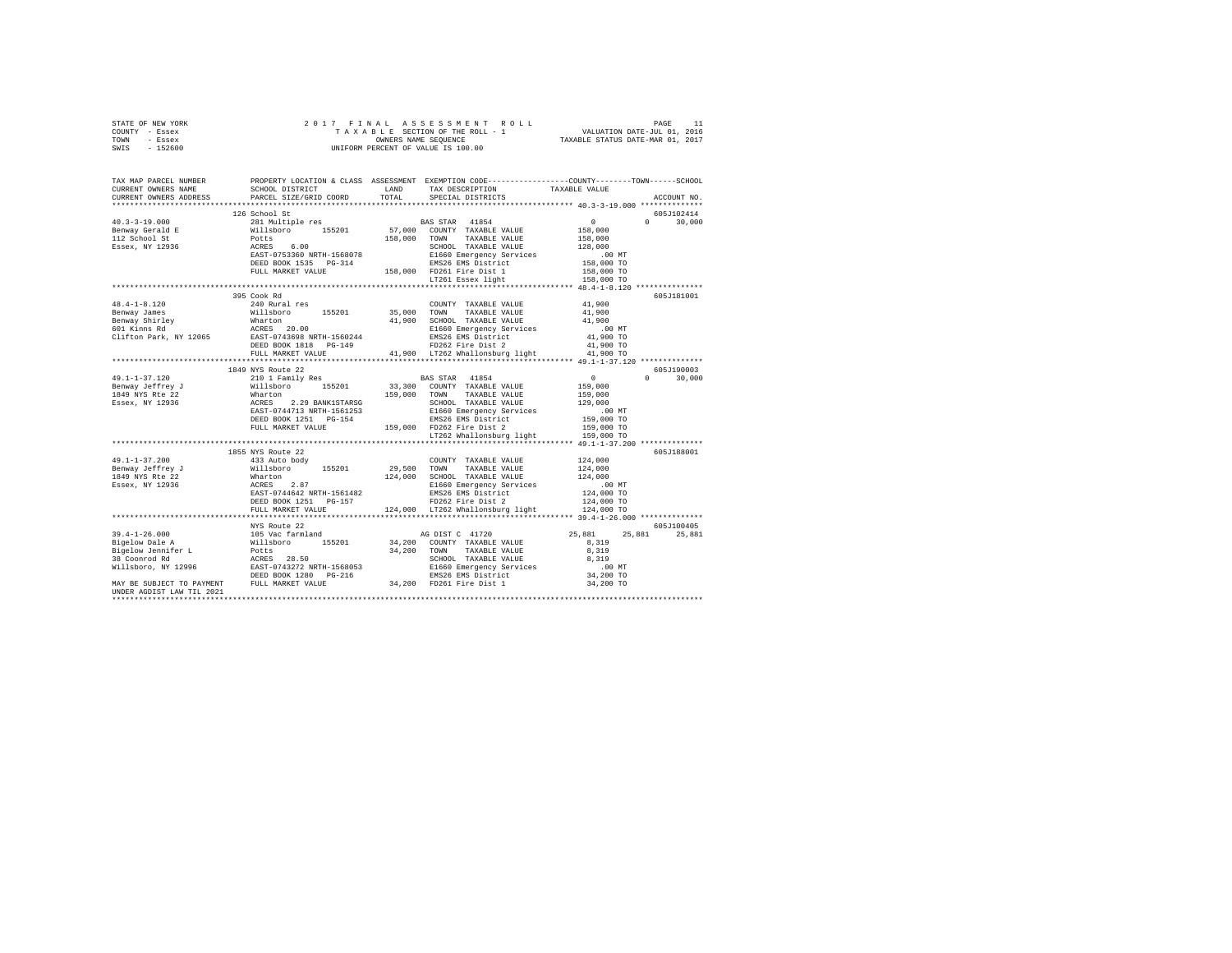STATE OF NEW YORK — COUNTY - Essex — TOWN - Essex — SWIS - 152600

# 2017 FINAL ASSESSMENT ROLL

TAXABLE SECTION OF THE ROLL - 1
OWNERS NAME SEQUENCE
UNIFORM PERCENT OF VALUE IS 100.00

VALUATION DATE-JUL 01, 2016
TAXABLE STATUS DATE-MAR 01, 2017

| TAX MAP PARCEL NUMBER / CURRENT OWNERS NAME / CURRENT OWNERS ADDRESS | PROPERTY LOCATION & CLASS / SCHOOL DISTRICT / PARCEL SIZE/GRID COORD | ASSESSMENT LAND | TOTAL | EXEMPTION CODE / TAX DESCRIPTION / SPECIAL DISTRICTS | COUNTY | TOWN | SCHOOL / TAXABLE VALUE | ACCOUNT NO. |
|---|---|---|---|---|---|---|---|---|
| 40.3-3-19.000 | 126 School St | | | | | | | 605J102414 |
| Benway Gerald E | 281 Multiple res | | | BAS STAR 41854 | 0 | 0 | 30,000 | |
| 112 School St | Willsboro 155201 | 57,000 | | COUNTY TAXABLE VALUE | 158,000 | | | |
| Essex, NY 12936 | Potts | | 158,000 | TOWN TAXABLE VALUE | | 158,000 | | |
| | ACRES 6.00 | | | SCHOOL TAXABLE VALUE | | | 128,000 | |
| | EAST-0753360 NRTH-1568078 | | | E1660 Emergency Services | | | .00 MT | |
| | DEED BOOK 1535 PG-314 | | | EMS26 EMS District | | | 158,000 TO | |
| | FULL MARKET VALUE | | 158,000 | FD261 Fire Dist 1 | | | 158,000 TO | |
| | | | | LT261 Essex light | | | 158,000 TO | |
| 48.4-1-8.120 | 395 Cook Rd | | | | | | | 605J181001 |
| Benway James | 240 Rural res | | | COUNTY TAXABLE VALUE | 41,900 | | | |
| Benway Shirley | Willsboro 155201 | 35,000 | | TOWN TAXABLE VALUE | | 41,900 | | |
| 601 Kinns Rd | Wharton | | 41,900 | SCHOOL TAXABLE VALUE | | | 41,900 | |
| Clifton Park, NY 12065 | ACRES 20.00 | | | E1660 Emergency Services | | | .00 MT | |
| | EAST-0743698 NRTH-1560244 | | | EMS26 EMS District | | | 41,900 TO | |
| | DEED BOOK 1818 PG-149 | | | FD262 Fire Dist 2 | | | 41,900 TO | |
| | FULL MARKET VALUE | | 41,900 | LT262 Whallonsburg light | | | 41,900 TO | |
| 49.1-1-37.120 | 1849 NYS Route 22 | | | | | | | 605J190003 |
| Benway Jeffrey J | 210 1 Family Res | | | BAS STAR 41854 | 0 | 0 | 30,000 | |
| 1849 NYS Rte 22 | Willsboro 155201 | 33,300 | | COUNTY TAXABLE VALUE | 159,000 | | | |
| Essex, NY 12936 | Wharton | | 159,000 | TOWN TAXABLE VALUE | | 159,000 | | |
| | ACRES 2.29 BANK1STARSG | | | SCHOOL TAXABLE VALUE | | | 129,000 | |
| | EAST-0744713 NRTH-1561253 | | | E1660 Emergency Services | | | .00 MT | |
| | DEED BOOK 1251 PG-154 | | | EMS26 EMS District | | | 159,000 TO | |
| | FULL MARKET VALUE | | 159,000 | FD262 Fire Dist 2 | | | 159,000 TO | |
| | | | | LT262 Whallonsburg light | | | 159,000 TO | |
| 49.1-1-37.200 | 1855 NYS Route 22 | | | | | | | 605J188001 |
| Benway Jeffrey J | 433 Auto body | | | COUNTY TAXABLE VALUE | 124,000 | | | |
| 1849 NYS Rte 22 | Willsboro 155201 | 29,500 | | TOWN TAXABLE VALUE | | 124,000 | | |
| Essex, NY 12936 | Wharton | | 124,000 | SCHOOL TAXABLE VALUE | | | 124,000 | |
| | ACRES 2.87 | | | E1660 Emergency Services | | | .00 MT | |
| | EAST-0744642 NRTH-1561482 | | | EMS26 EMS District | | | 124,000 TO | |
| | DEED BOOK 1251 PG-157 | | | FD262 Fire Dist 2 | | | 124,000 TO | |
| | FULL MARKET VALUE | | 124,000 | LT262 Whallonsburg light | | | 124,000 TO | |
| 39.4-1-26.000 | NYS Route 22 | | | | | | | 605J100405 |
| Bigelow Dale A | 105 Vac farmland | | | AG DIST C 41720 | 25,881 | 25,881 | 25,881 | |
| Bigelow Jennifer L | Willsboro 155201 | 34,200 | | COUNTY TAXABLE VALUE | 8,319 | | | |
| 38 Coonrod Rd | Potts | | 34,200 | TOWN TAXABLE VALUE | | 8,319 | | |
| Willsboro, NY 12996 | ACRES 28.50 | | | SCHOOL TAXABLE VALUE | | | 8,319 | |
| | EAST-0743272 NRTH-1568053 | | | E1660 Emergency Services | | | .00 MT | |
| | DEED BOOK 1280 PG-216 | | | EMS26 EMS District | | | 34,200 TO | |
| MAY BE SUBJECT TO PAYMENT UNDER AGDIST LAW TIL 2021 | FULL MARKET VALUE | | 34,200 | FD261 Fire Dist 1 | | | 34,200 TO | |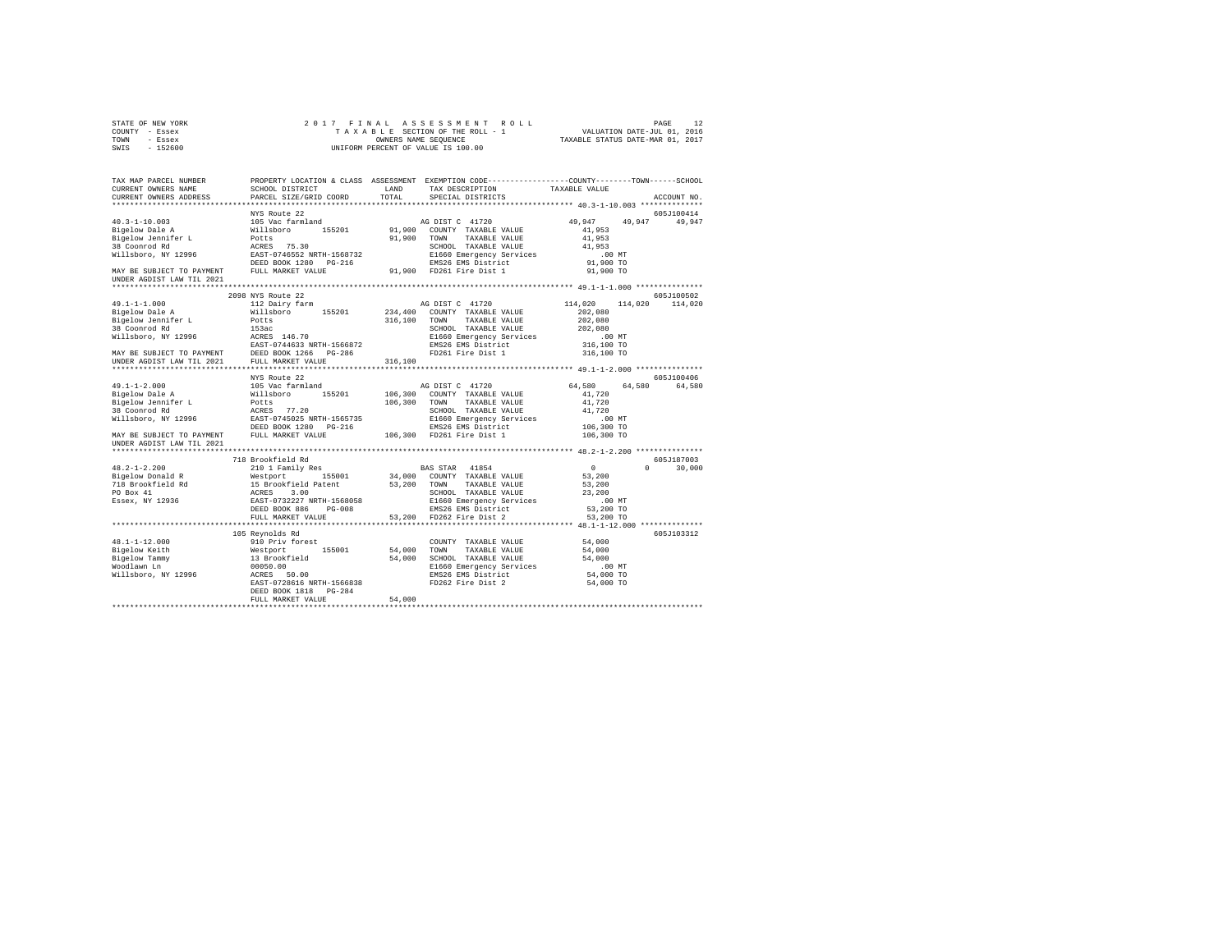STATE OF NEW YORK
COUNTY - Essex
TOWN - Essex
SWIS - 152600

2017 FINAL ASSESSMENT ROLL
TAXABLE SECTION OF THE ROLL - 1
OWNERS NAME SEQUENCE
UNIFORM PERCENT OF VALUE IS 100.00

VALUATION DATE-JUL 01, 2016
TAXABLE STATUS DATE-MAR 01, 2017

```
TAX MAP PARCEL NUMBER          PROPERTY LOCATION & CLASS  ASSESSMENT  EXEMPTION CODE-----------------COUNTY--------TOWN------SCHOOL
CURRENT OWNERS NAME            SCHOOL DISTRICT             LAND       TAX DESCRIPTION            TAXABLE VALUE
CURRENT OWNERS ADDRESS         PARCEL SIZE/GRID COORD      TOTAL      SPECIAL DISTRICTS                                      ACCOUNT NO.
******************************************************************************************************* 40.3-1-10.003 **************
                               NYS Route 22                                                                              605J100414
40.3-1-10.003                  105 Vac farmland                       AG DIST C 41720             49,947     49,947      49,947
Bigelow Dale A                 Willsboro      155201       91,900     COUNTY  TAXABLE VALUE        41,953
Bigelow Jennifer L             Potts                       91,900     TOWN    TAXABLE VALUE        41,953
38 Coonrod Rd                  ACRES  75.30                           SCHOOL  TAXABLE VALUE        41,953
Willsboro, NY 12996            EAST-0746552 NRTH-1568732              E1660 Emergency Services         .00 MT
                               DEED BOOK 1280   PG-216                EMS26 EMS District            91,900 TO
MAY BE SUBJECT TO PAYMENT      FULL MARKET VALUE           91,900     FD261 Fire Dist 1             91,900 TO
UNDER AGDIST LAW TIL 2021
******************************************************************************************************* 49.1-1-1.000 ***************
                               2098 NYS Route 22                                                                         605J100502
49.1-1-1.000                   112 Dairy farm                         AG DIST C 41720            114,020    114,020     114,020
Bigelow Dale A                 Willsboro      155201      234,400     COUNTY  TAXABLE VALUE       202,080
Bigelow Jennifer L             Potts                      316,100     TOWN    TAXABLE VALUE       202,080
38 Coonrod Rd                  153ac                                  SCHOOL  TAXABLE VALUE       202,080
Willsboro, NY 12996            ACRES 146.70                           E1660 Emergency Services         .00 MT
                               EAST-0744633 NRTH-1566872              EMS26 EMS District           316,100 TO
MAY BE SUBJECT TO PAYMENT      DEED BOOK 1266   PG-286                FD261 Fire Dist 1            316,100 TO
UNDER AGDIST LAW TIL 2021      FULL MARKET VALUE          316,100
******************************************************************************************************* 49.1-1-2.000 ***************
                               NYS Route 22                                                                              605J100406
49.1-1-2.000                   105 Vac farmland                       AG DIST C 41720             64,580     64,580      64,580
Bigelow Dale A                 Willsboro      155201      106,300     COUNTY  TAXABLE VALUE        41,720
Bigelow Jennifer L             Potts                      106,300     TOWN    TAXABLE VALUE        41,720
38 Coonrod Rd                  ACRES  77.20                           SCHOOL  TAXABLE VALUE        41,720
Willsboro, NY 12996            EAST-0745025 NRTH-1565735              E1660 Emergency Services         .00 MT
                               DEED BOOK 1280   PG-216                EMS26 EMS District           106,300 TO
MAY BE SUBJECT TO PAYMENT      FULL MARKET VALUE          106,300     FD261 Fire Dist 1            106,300 TO
UNDER AGDIST LAW TIL 2021
******************************************************************************************************* 48.2-1-2.200 ***************
                               718 Brookfield Rd                                                                         605J187003
48.2-1-2.200                   210 1 Family Res                       BAS STAR  41854                   0          0      30,000
Bigelow Donald R               Westport       155001       34,000     COUNTY  TAXABLE VALUE        53,200
718 Brookfield Rd              15 Brookfield Patent        53,200     TOWN    TAXABLE VALUE        53,200
PO Box 41                      ACRES   3.00                           SCHOOL  TAXABLE VALUE        23,200
Essex, NY 12936                EAST-0732227 NRTH-1568058              E1660 Emergency Services         .00 MT
                               DEED BOOK 886    PG-008                EMS26 EMS District            53,200 TO
                               FULL MARKET VALUE           53,200     FD262 Fire Dist 2             53,200 TO
******************************************************************************************************* 48.1-1-12.000 **************
                               105 Reynolds Rd                                                                           605J103312
48.1-1-12.000                  910 Priv forest                        COUNTY  TAXABLE VALUE        54,000
Bigelow Keith                  Westport       155001       54,000     TOWN    TAXABLE VALUE        54,000
Bigelow Tammy                  13 Brookfield               54,000     SCHOOL  TAXABLE VALUE        54,000
Woodlawn Ln                    00050.00                               E1660 Emergency Services         .00 MT
Willsboro, NY 12996            ACRES  50.00                           EMS26 EMS District            54,000 TO
                               EAST-0728616 NRTH-1566838              FD262 Fire Dist 2             54,000 TO
                               DEED BOOK 1818   PG-284
                               FULL MARKET VALUE           54,000
************************************************************************************************************************************
```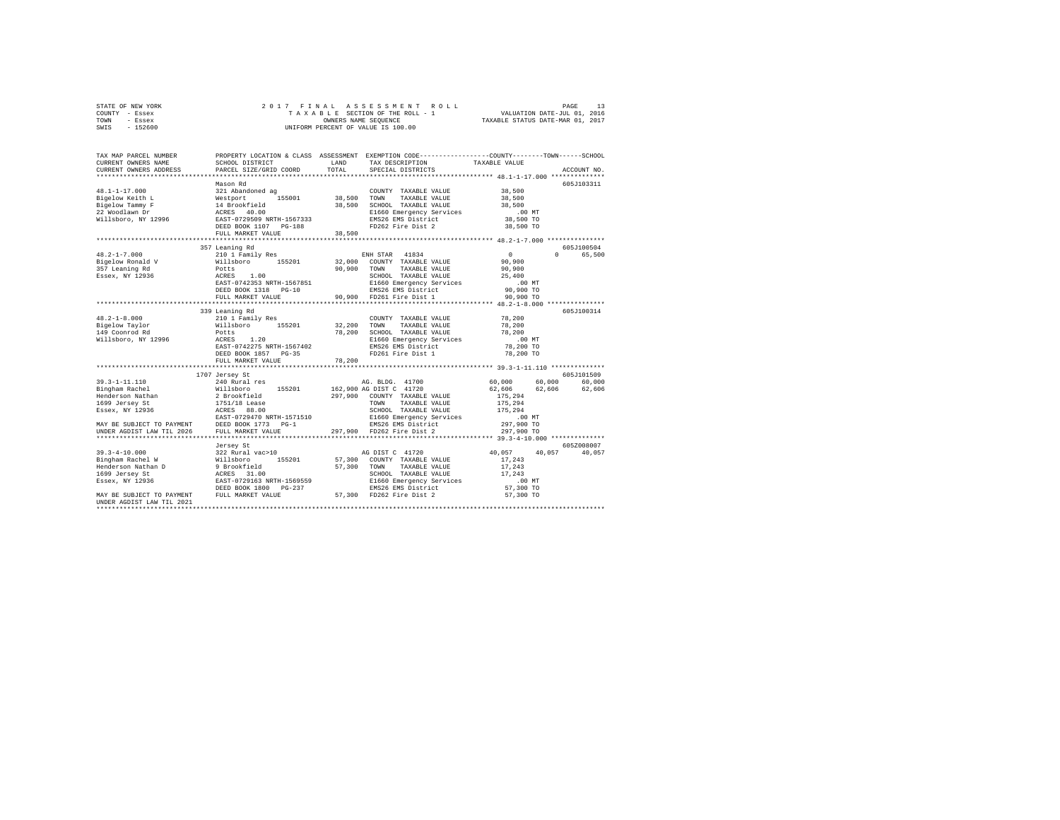STATE OF NEW YORK  
COUNTY - Essex  
TOWN - Essex  
SWIS - 152600

2 0 1 7 F I N A L A S S E S S M E N T R O L L  
T A X A B L E SECTION OF THE ROLL - 1  
OWNERS NAME SEQUENCE  
UNIFORM PERCENT OF VALUE IS 100.00

VALUATION DATE-JUL 01, 2016  
TAXABLE STATUS DATE-MAR 01, 2017

```
TAX MAP PARCEL NUMBER     PROPERTY LOCATION & CLASS  ASSESSMENT  EXEMPTION CODE-----------------COUNTY--------TOWN------SCHOOL
CURRENT OWNERS NAME       SCHOOL DISTRICT             LAND       TAX DESCRIPTION           TAXABLE VALUE
CURRENT OWNERS ADDRESS    PARCEL SIZE/GRID COORD      TOTAL      SPECIAL DISTRICTS                                  ACCOUNT NO.
*********************************************************************************************** 48.1-1-17.000 **************
                          Mason Rd                                                                                 605J103311
48.1-1-17.000             321 Abandoned ag                        COUNTY  TAXABLE VALUE          38,500
Bigelow Keith L           Westport      155001       38,500   TOWN    TAXABLE VALUE          38,500
Bigelow Tammy F           14 Brookfield              38,500   SCHOOL  TAXABLE VALUE          38,500
22 Woodlawn Dr            ACRES   40.00                       E1660 Emergency Services          .00 MT
Willsboro, NY 12996       EAST-0729509 NRTH-1567333           EMS26 EMS District             38,500 TO
                          DEED BOOK 1107   PG-188             FD262 Fire Dist 2              38,500 TO
                          FULL MARKET VALUE          38,500
*********************************************************************************************** 48.2-1-7.000 ***************
                          357 Leaning Rd                                                                           605J100504
48.2-1-7.000              210 1 Family Res                    ENH STAR  41834                  0            0      65,500
Bigelow Ronald V          Willsboro     155201       32,000   COUNTY  TAXABLE VALUE          90,900
357 Leaning Rd            Potts                      90,900   TOWN    TAXABLE VALUE          90,900
Essex, NY 12936           ACRES    1.00                       SCHOOL  TAXABLE VALUE          25,400
                          EAST-0742353 NRTH-1567851           E1660 Emergency Services          .00 MT
                          DEED BOOK 1318   PG-10              EMS26 EMS District             90,900 TO
                          FULL MARKET VALUE          90,900   FD261 Fire Dist 1              90,900 TO
*********************************************************************************************** 48.2-1-8.000 ***************
                          339 Leaning Rd                                                                           605J100314
48.2-1-8.000              210 1 Family Res                    COUNTY  TAXABLE VALUE          78,200
Bigelow Taylor            Willsboro     155201       32,200   TOWN    TAXABLE VALUE          78,200
149 Coonrod Rd            Potts                      78,200   SCHOOL  TAXABLE VALUE          78,200
Willsboro, NY 12996       ACRES    1.20                       E1660 Emergency Services          .00 MT
                          EAST-0742275 NRTH-1567402           EMS26 EMS District             78,200 TO
                          DEED BOOK 1857   PG-35              FD261 Fire Dist 1              78,200 TO
                          FULL MARKET VALUE          78,200
*********************************************************************************************** 39.3-1-11.110 **************
                          1707 Jersey St                                                                           605J101509
39.3-1-11.110             240 Rural res                       AG. BLDG. 41700             60,000       60,000      60,000
Bingham Rachel            Willsboro     155201      162,900 AG DIST C  41720             62,606       62,606      62,606
Henderson Nathan          2 Brookfield              297,900   COUNTY  TAXABLE VALUE         175,294
1699 Jersey St            1751/18 Lease                       TOWN    TAXABLE VALUE         175,294
Essex, NY 12936           ACRES   88.00                       SCHOOL  TAXABLE VALUE         175,294
                          EAST-0729470 NRTH-1571510           E1660 Emergency Services          .00 MT
MAY BE SUBJECT TO PAYMENT DEED BOOK 1773   PG-1               EMS26 EMS District            297,900 TO
UNDER AGDIST LAW TIL 2026 FULL MARKET VALUE         297,900   FD262 Fire Dist 2             297,900 TO
*********************************************************************************************** 39.3-4-10.000 **************
                          Jersey St                                                                                605Z008007
39.3-4-10.000             322 Rural vac>10                    AG DIST C  41720            40,057       40,057      40,057
Bingham Rachel W          Willsboro     155201       57,300   COUNTY  TAXABLE VALUE          17,243
Henderson Nathan D        9 Brookfield               57,300   TOWN    TAXABLE VALUE          17,243
1699 Jersey St            ACRES   31.00                       SCHOOL  TAXABLE VALUE          17,243
Essex, NY 12936           EAST-0729163 NRTH-1569559           E1660 Emergency Services          .00 MT
                          DEED BOOK 1800   PG-237             EMS26 EMS District             57,300 TO
MAY BE SUBJECT TO PAYMENT FULL MARKET VALUE          57,300   FD262 Fire Dist 2              57,300 TO
UNDER AGDIST LAW TIL 2021
****************************************************************************************************************************
```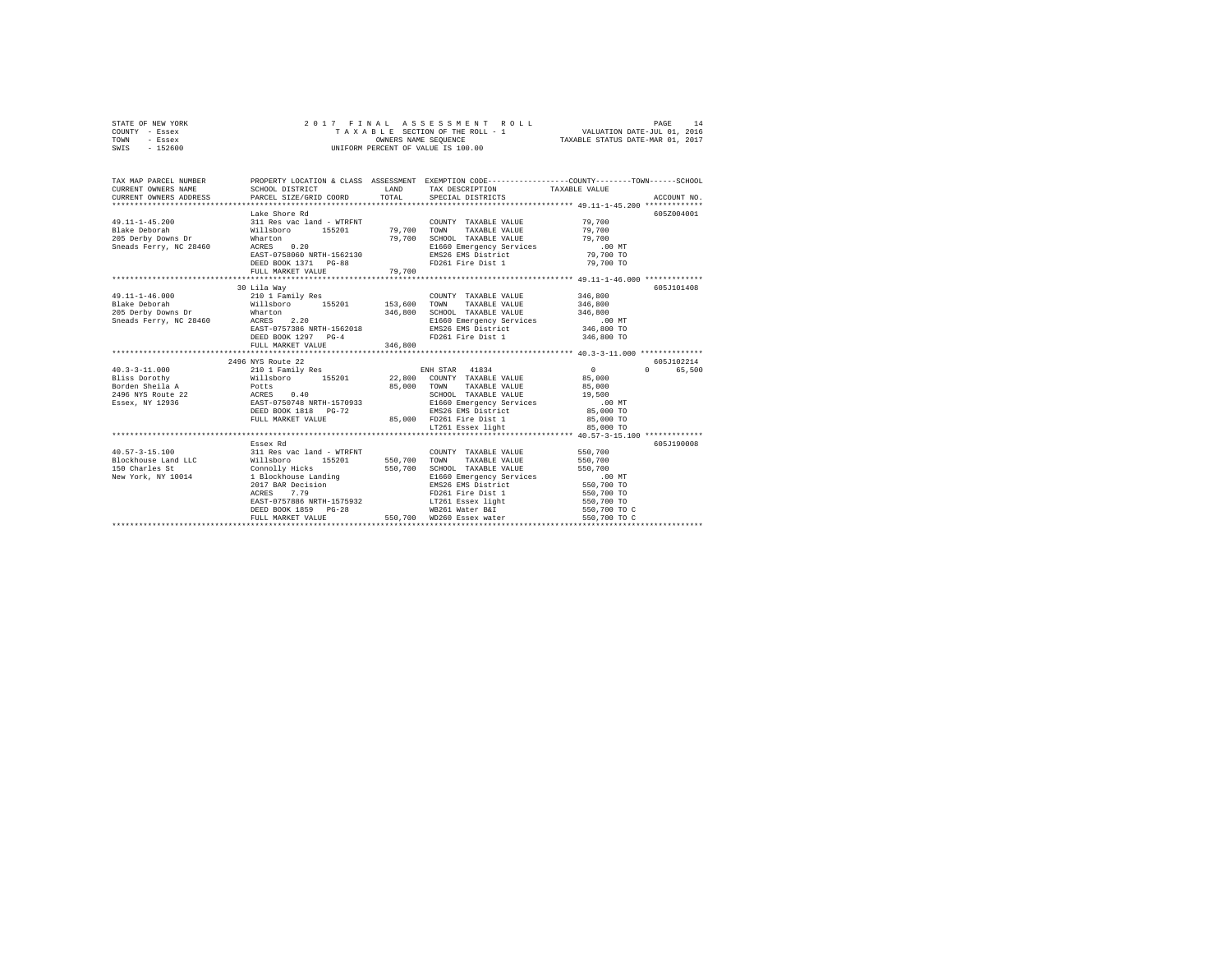STATE OF NEW YORK
COUNTY - Essex
TOWN - Essex
SWIS - 152600

2017 FINAL ASSESSMENT ROLL
TAXABLE SECTION OF THE ROLL - 1
OWNERS NAME SEQUENCE
UNIFORM PERCENT OF VALUE IS 100.00

VALUATION DATE-JUL 01, 2016
TAXABLE STATUS DATE-MAR 01, 2017

```
TAX MAP PARCEL NUMBER     PROPERTY LOCATION & CLASS  ASSESSMENT  EXEMPTION CODE-----------------COUNTY--------TOWN------SCHOOL
CURRENT OWNERS NAME       SCHOOL DISTRICT               LAND      TAX DESCRIPTION              TAXABLE VALUE
CURRENT OWNERS ADDRESS    PARCEL SIZE/GRID COORD        TOTAL     SPECIAL DISTRICTS                                        ACCOUNT NO.
******************************************************************************************** 49.11-1-45.200 *************
                          Lake Shore Rd                                                                                605Z004001
49.11-1-45.200            311 Res vac land - WTRFNT               COUNTY  TAXABLE VALUE           79,700
Blake Deborah             Willsboro      155201       79,700     TOWN    TAXABLE VALUE           79,700
205 Derby Downs Dr        Wharton                     79,700     SCHOOL  TAXABLE VALUE           79,700
Sneads Ferry, NC 28460    ACRES    0.20                          E1660 Emergency Services          .00 MT
                          EAST-0758060 NRTH-1562130              EMS26 EMS District             79,700 TO
                          DEED BOOK 1371   PG-88                 FD261 Fire Dist 1              79,700 TO
                          FULL MARKET VALUE           79,700
******************************************************************************************** 49.11-1-46.000 *************
                          30 Lila Way                                                                                  605J101408
49.11-1-46.000            210 1 Family Res                        COUNTY  TAXABLE VALUE          346,800
Blake Deborah             Willsboro      155201      153,600     TOWN    TAXABLE VALUE          346,800
205 Derby Downs Dr        Wharton                    346,800     SCHOOL  TAXABLE VALUE          346,800
Sneads Ferry, NC 28460    ACRES    2.20                          E1660 Emergency Services          .00 MT
                          EAST-0757386 NRTH-1562018              EMS26 EMS District            346,800 TO
                          DEED BOOK 1297   PG-4                  FD261 Fire Dist 1             346,800 TO
                          FULL MARKET VALUE          346,800
******************************************************************************************** 40.3-3-11.000 **************
                          2496 NYS Route 22                                                                            605J102214
40.3-3-11.000             210 1 Family Res                   ENH STAR  41834                       0            0      65,500
Bliss Dorothy             Willsboro      155201       22,800     COUNTY  TAXABLE VALUE           85,000
Borden Sheila A           Potts                       85,000     TOWN    TAXABLE VALUE           85,000
2496 NYS Route 22         ACRES    0.40                          SCHOOL  TAXABLE VALUE           19,500
Essex, NY 12936           EAST-0750748 NRTH-1570933              E1660 Emergency Services          .00 MT
                          DEED BOOK 1818   PG-72                 EMS26 EMS District             85,000 TO
                          FULL MARKET VALUE           85,000     FD261 Fire Dist 1              85,000 TO
                                                                 LT261 Essex light              85,000 TO
******************************************************************************************** 40.57-3-15.100 *************
                          Essex Rd                                                                                     605J190008
40.57-3-15.100            311 Res vac land - WTRFNT               COUNTY  TAXABLE VALUE          550,700
Blockhouse Land LLC       Willsboro      155201      550,700     TOWN    TAXABLE VALUE          550,700
150 Charles St            Connolly Hicks             550,700     SCHOOL  TAXABLE VALUE          550,700
New York, NY 10014        1 Blockhouse Landing                   E1660 Emergency Services          .00 MT
                          2017 BAR Decision                      EMS26 EMS District            550,700 TO
                          ACRES    7.79                          FD261 Fire Dist 1             550,700 TO
                          EAST-0757886 NRTH-1575932              LT261 Essex light             550,700 TO
                          DEED BOOK 1859   PG-28                 WB261 Water B&I               550,700 TO C
                          FULL MARKET VALUE          550,700     WD260 Essex water             550,700 TO C
**************************************************************************************************************************
```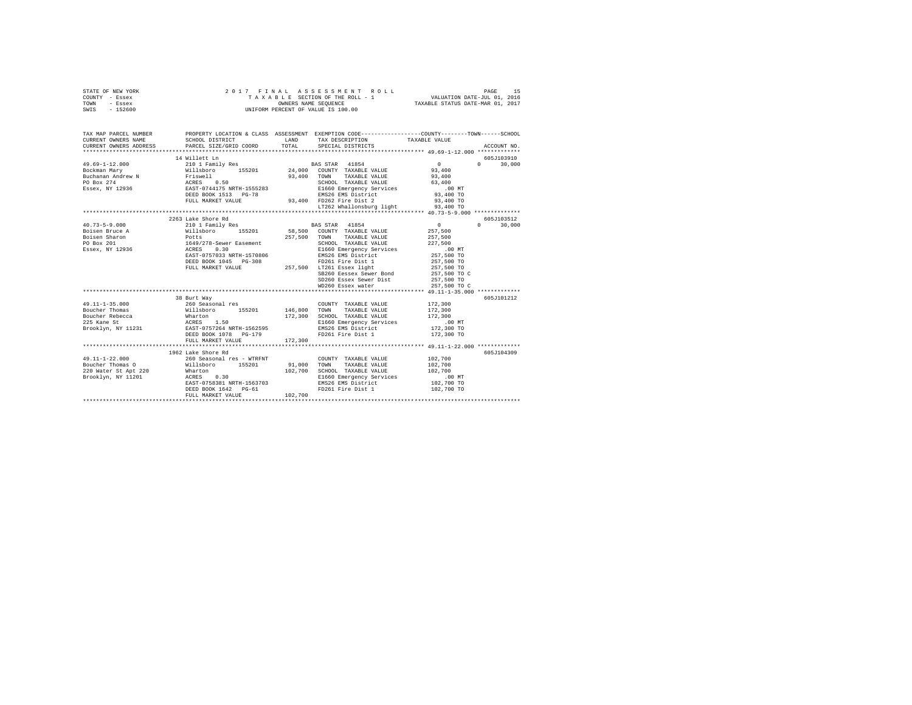STATE OF NEW YORK
COUNTY - Essex
TOWN - Essex
SWIS - 152600

2017 FINAL ASSESSMENT ROLL
TAXABLE SECTION OF THE ROLL - 1
OWNERS NAME SEQUENCE
UNIFORM PERCENT OF VALUE IS 100.00

VALUATION DATE-JUL 01, 2016
TAXABLE STATUS DATE-MAR 01, 2017

| TAX MAP PARCEL NUMBER / CURRENT OWNERS NAME / CURRENT OWNERS ADDRESS | PROPERTY LOCATION & CLASS / SCHOOL DISTRICT / PARCEL SIZE/GRID COORD | ASSESSMENT LAND | TOTAL | EXEMPTION CODE / TAX DESCRIPTION / SPECIAL DISTRICTS | COUNTY | TOWN | SCHOOL / TAXABLE VALUE | ACCOUNT NO. |
|---|---|---|---|---|---|---|---|---|
| 49.69-1-12.000 | 14 Willett Ln | | | | | | | 605J103910 |
| Bockman Mary | 210 1 Family Res | | | BAS STAR 41854 | 0 | 0 | 30,000 | |
| Buchanan Andrew N | Willsboro 155201 | 24,000 | | COUNTY TAXABLE VALUE | 93,400 | | | |
| PO Box 274 | Friswell | | 93,400 | TOWN TAXABLE VALUE | | 93,400 | | |
| Essex, NY 12936 | ACRES 0.50 | | | SCHOOL TAXABLE VALUE | | | 63,400 | |
| | EAST-0744175 NRTH-1555283 | | | E1660 Emergency Services | .00 MT | | | |
| | DEED BOOK 1513 PG-78 | | | EMS26 EMS District | 93,400 TO | | | |
| | FULL MARKET VALUE | | 93,400 | FD262 Fire Dist 2 | 93,400 TO | | | |
| | | | | LT262 Whallonsburg light | 93,400 TO | | | |
| 40.73-5-9.000 | 2263 Lake Shore Rd | | | | | | | 605J103512 |
| Boisen Bruce A | 210 1 Family Res | | | BAS STAR 41854 | 0 | 0 | 30,000 | |
| Boisen Sharon | Willsboro 155201 | 58,500 | | COUNTY TAXABLE VALUE | 257,500 | | | |
| PO Box 201 | Potts | | 257,500 | TOWN TAXABLE VALUE | | 257,500 | | |
| Essex, NY 12936 | 1649/278-Sewer Easement | | | SCHOOL TAXABLE VALUE | | | 227,500 | |
| | ACRES 0.30 | | | E1660 Emergency Services | .00 MT | | | |
| | EAST-0757033 NRTH-1570806 | | | EMS26 EMS District | 257,500 TO | | | |
| | DEED BOOK 1045 PG-308 | | | FD261 Fire Dist 1 | 257,500 TO | | | |
| | FULL MARKET VALUE | | 257,500 | LT261 Essex light | 257,500 TO | | | |
| | | | | SB260 Eessex Sewer Bond | 257,500 TO C | | | |
| | | | | SD260 Essex Sewer Dist | 257,500 TO | | | |
| | | | | WD260 Essex water | 257,500 TO C | | | |
| 49.11-1-35.000 | 38 Burt Way | | | | | | | 605J101212 |
| Boucher Thomas | 260 Seasonal res | | | COUNTY TAXABLE VALUE | 172,300 | | | |
| Boucher Rebecca | Willsboro 155201 | 146,800 | | TOWN TAXABLE VALUE | | 172,300 | | |
| 225 Kane St | Wharton | | 172,300 | SCHOOL TAXABLE VALUE | | | 172,300 | |
| Brooklyn, NY 11231 | ACRES 1.50 | | | E1660 Emergency Services | .00 MT | | | |
| | EAST-0757264 NRTH-1562595 | | | EMS26 EMS District | 172,300 TO | | | |
| | DEED BOOK 1078 PG-179 | | | FD261 Fire Dist 1 | 172,300 TO | | | |
| | FULL MARKET VALUE | | 172,300 | | | | | |
| 49.11-1-22.000 | 1962 Lake Shore Rd | | | | | | | 605J104309 |
| Boucher Thomas O | 260 Seasonal res - WTRFNT | | | COUNTY TAXABLE VALUE | 102,700 | | | |
| 220 Water St Apt 220 | Willsboro 155201 | 91,000 | | TOWN TAXABLE VALUE | | 102,700 | | |
| Brooklyn, NY 11201 | Wharton | | 102,700 | SCHOOL TAXABLE VALUE | | | 102,700 | |
| | ACRES 0.30 | | | E1660 Emergency Services | .00 MT | | | |
| | EAST-0758381 NRTH-1563703 | | | EMS26 EMS District | 102,700 TO | | | |
| | DEED BOOK 1642 PG-61 | | | FD261 Fire Dist 1 | 102,700 TO | | | |
| | FULL MARKET VALUE | | 102,700 | | | | | |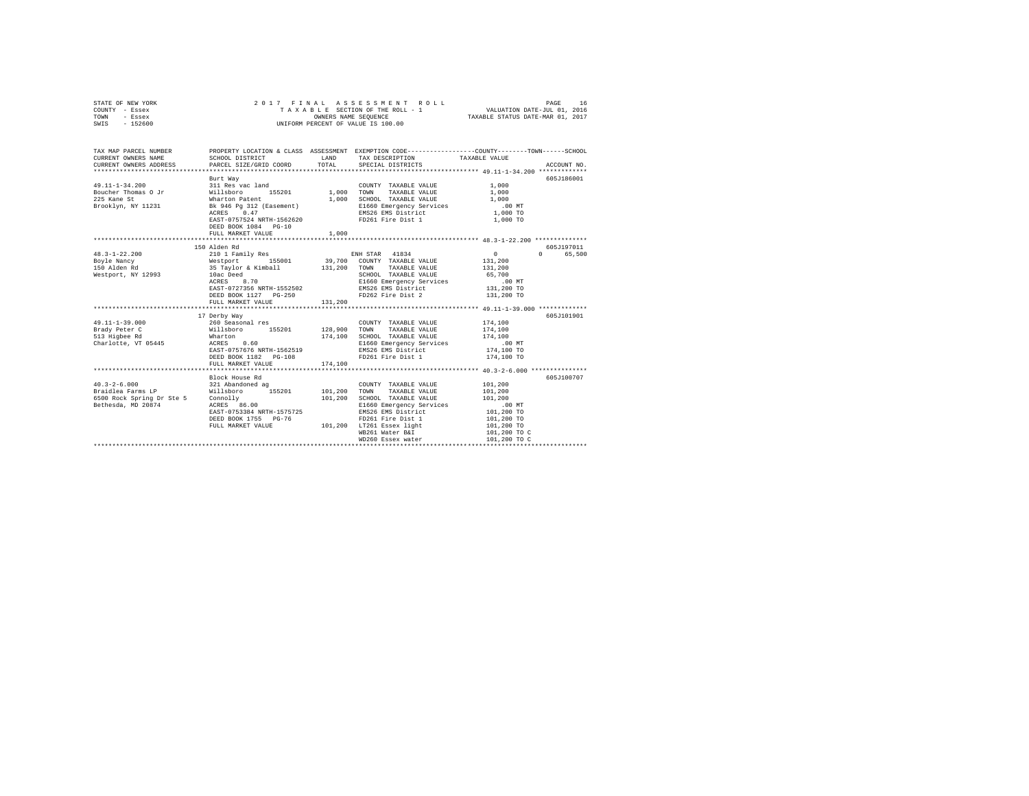STATE OF NEW YORK — 2017 FINAL ASSESSMENT ROLL
COUNTY - Essex — TAXABLE SECTION OF THE ROLL - 1 — VALUATION DATE-JUL 01, 2016
TOWN - Essex — OWNERS NAME SEQUENCE — TAXABLE STATUS DATE-MAR 01, 2017
SWIS - 152600 — UNIFORM PERCENT OF VALUE IS 100.00

```
TAX MAP PARCEL NUMBER          PROPERTY LOCATION & CLASS  ASSESSMENT  EXEMPTION CODE-----------------COUNTY--------TOWN------SCHOOL
CURRENT OWNERS NAME            SCHOOL DISTRICT               LAND      TAX DESCRIPTION            TAXABLE VALUE
CURRENT OWNERS ADDRESS         PARCEL SIZE/GRID COORD        TOTAL     SPECIAL DISTRICTS                                    ACCOUNT NO.
******************************************************************************************************* 49.11-1-34.200 *************
                               Burt Way                                                                                 605J186001
49.11-1-34.200                 311 Res vac land                        COUNTY  TAXABLE VALUE             1,000
Boucher Thomas O Jr            Willsboro      155201        1,000      TOWN    TAXABLE VALUE             1,000
225 Kane St                    Wharton Patent               1,000      SCHOOL  TAXABLE VALUE             1,000
Brooklyn, NY 11231             Bk 946 Pg 312 (Easement)                E1660 Emergency Services            .00 MT
                               ACRES    0.47                           EMS26 EMS District                1,000 TO
                               EAST-0757524 NRTH-1562620               FD261 Fire Dist 1                 1,000 TO
                               DEED BOOK 1084   PG-10
                               FULL MARKET VALUE            1,000
******************************************************************************************************* 48.3-1-22.200 **************
                               150 Alden Rd                                                                             605J197011
48.3-1-22.200                  210 1 Family Res                        ENH STAR  41834                       0           0     65,500
Boyle Nancy                    Westport       155001       39,700      COUNTY  TAXABLE VALUE           131,200
150 Alden Rd                   35 Taylor & Kimball        131,200      TOWN    TAXABLE VALUE           131,200
Westport, NY 12993             10ac Deed                               SCHOOL  TAXABLE VALUE            65,700
                               ACRES    8.70                           E1660 Emergency Services            .00 MT
                               EAST-0727356 NRTH-1552502               EMS26 EMS District              131,200 TO
                               DEED BOOK 1127   PG-250                 FD262 Fire Dist 2               131,200 TO
                               FULL MARKET VALUE          131,200
******************************************************************************************************* 49.11-1-39.000 *************
                               17 Derby Way                                                                             605J101901
49.11-1-39.000                 260 Seasonal res                        COUNTY  TAXABLE VALUE           174,100
Brady Peter C                  Willsboro      155201      128,900      TOWN    TAXABLE VALUE           174,100
513 Higbee Rd                  Wharton                    174,100      SCHOOL  TAXABLE VALUE           174,100
Charlotte, VT 05445            ACRES    0.60                           E1660 Emergency Services            .00 MT
                               EAST-0757676 NRTH-1562519               EMS26 EMS District              174,100 TO
                               DEED BOOK 1182   PG-108                 FD261 Fire Dist 1               174,100 TO
                               FULL MARKET VALUE          174,100
******************************************************************************************************* 40.3-2-6.000 ***************
                               Block House Rd                                                                           605J100707
40.3-2-6.000                   321 Abandoned ag                        COUNTY  TAXABLE VALUE           101,200
Braidlea Farms LP              Willsboro      155201      101,200      TOWN    TAXABLE VALUE           101,200
6500 Rock Spring Dr Ste 5      Connolly                   101,200      SCHOOL  TAXABLE VALUE           101,200
Bethesda, MD 20874             ACRES   86.00                           E1660 Emergency Services            .00 MT
                               EAST-0753384 NRTH-1575725               EMS26 EMS District              101,200 TO
                               DEED BOOK 1755   PG-76                  FD261 Fire Dist 1               101,200 TO
                               FULL MARKET VALUE          101,200      LT261 Essex light               101,200 TO
                                                                       WB261 Water B&I                 101,200 TO C
                                                                       WD260 Essex water               101,200 TO C
************************************************************************************************************************************
```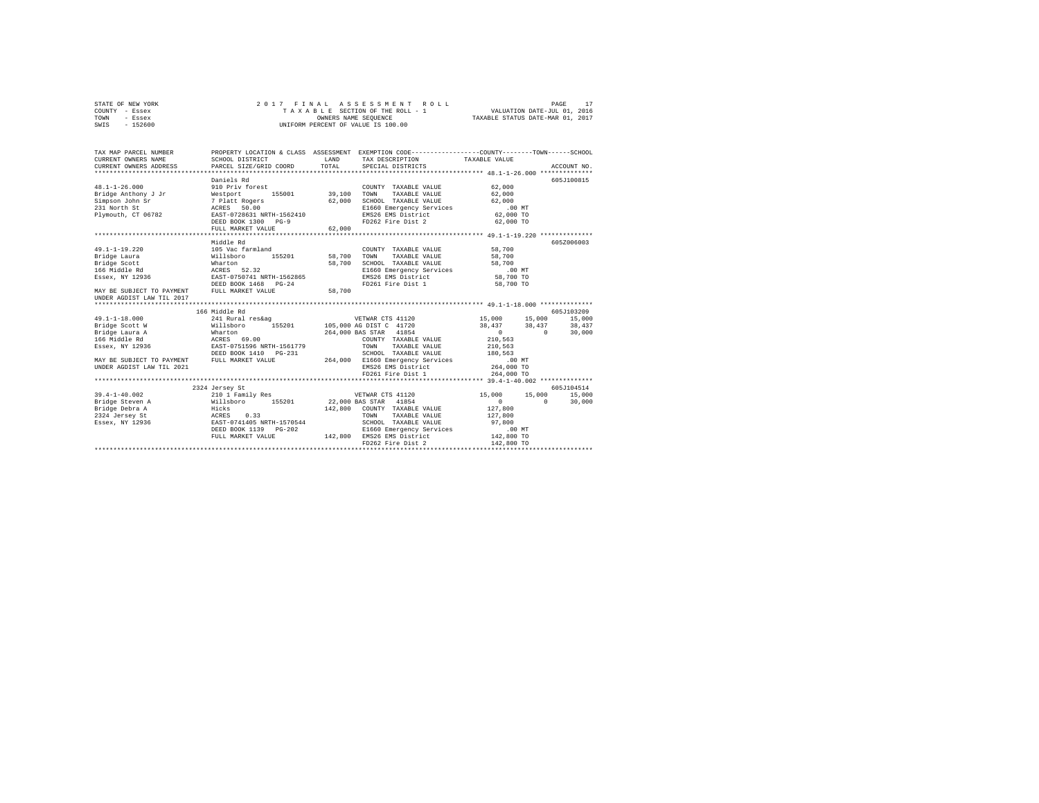STATE OF NEW YORK — 2017 FINAL ASSESSMENT ROLL
COUNTY - Essex — TAXABLE SECTION OF THE ROLL - 1 — VALUATION DATE-JUL 01, 2016
TOWN - Essex — OWNERS NAME SEQUENCE — TAXABLE STATUS DATE-MAR 01, 2017
SWIS - 152600 — UNIFORM PERCENT OF VALUE IS 100.00

```
TAX MAP PARCEL NUMBER          PROPERTY LOCATION & CLASS  ASSESSMENT  EXEMPTION CODE-----------------COUNTY--------TOWN------SCHOOL
CURRENT OWNERS NAME            SCHOOL DISTRICT               LAND      TAX DESCRIPTION            TAXABLE VALUE
CURRENT OWNERS ADDRESS         PARCEL SIZE/GRID COORD        TOTAL     SPECIAL DISTRICTS                                    ACCOUNT NO.
*********************************************************************************************** 48.1-1-26.000 **************
                               Daniels Rd                                                                                605J100815
48.1-1-26.000                  910 Priv forest                         COUNTY  TAXABLE VALUE            62,000
Bridge Anthony J Jr            Westport        155001      39,100     TOWN    TAXABLE VALUE            62,000
Simpson John Sr                7 Platt Rogers              62,000     SCHOOL  TAXABLE VALUE            62,000
231 North St                   ACRES   50.00                           E1660 Emergency Services            .00 MT
Plymouth, CT 06782             EAST-0728631 NRTH-1562410               EMS26 EMS District               62,000 TO
                               DEED BOOK 1300   PG-9                   FD262 Fire Dist 2                62,000 TO
                               FULL MARKET VALUE           62,000
*********************************************************************************************** 49.1-1-19.220 **************
                               Middle Rd                                                                                 605Z006003
49.1-1-19.220                  105 Vac farmland                        COUNTY  TAXABLE VALUE            58,700
Bridge Laura                   Willsboro       155201      58,700     TOWN    TAXABLE VALUE            58,700
Bridge Scott                   Wharton                     58,700     SCHOOL  TAXABLE VALUE            58,700
166 Middle Rd                  ACRES   52.32                           E1660 Emergency Services            .00 MT
Essex, NY 12936                EAST-0750741 NRTH-1562865               EMS26 EMS District               58,700 TO
                               DEED BOOK 1468   PG-24                  FD261 Fire Dist 1                58,700 TO
MAY BE SUBJECT TO PAYMENT      FULL MARKET VALUE           58,700
UNDER AGDIST LAW TIL 2017
*********************************************************************************************** 49.1-1-18.000 **************
                           166 Middle Rd                                                                                 605J103209
49.1-1-18.000                  241 Rural res&ag                        VETWAR CTS 41120            15,000      15,000      15,000
Bridge Scott W                 Willsboro       155201     105,000 AG DIST C  41720               38,437      38,437      38,437
Bridge Laura A                 Wharton                    264,000 BAS STAR   41854                    0           0      30,000
166 Middle Rd                  ACRES   69.00                           COUNTY  TAXABLE VALUE           210,563
Essex, NY 12936                EAST-0751596 NRTH-1561779               TOWN    TAXABLE VALUE           210,563
                               DEED BOOK 1410   PG-231                 SCHOOL  TAXABLE VALUE           180,563
MAY BE SUBJECT TO PAYMENT      FULL MARKET VALUE          264,000     E1660 Emergency Services            .00 MT
UNDER AGDIST LAW TIL 2021                                              EMS26 EMS District              264,000 TO
                                                                       FD261 Fire Dist 1               264,000 TO
*********************************************************************************************** 39.4-1-40.002 **************
                           2324 Jersey St                                                                                605J104514
39.4-1-40.002                  210 1 Family Res                        VETWAR CTS 41120            15,000      15,000      15,000
Bridge Steven A                Willsboro       155201      22,000 BAS STAR   41854                    0           0      30,000
Bridge Debra A                 Hicks                      142,800     COUNTY  TAXABLE VALUE           127,800
2324 Jersey St                 ACRES    0.33                           TOWN    TAXABLE VALUE           127,800
Essex, NY 12936                EAST-0741405 NRTH-1570544               SCHOOL  TAXABLE VALUE            97,800
                               DEED BOOK 1139   PG-202                 E1660 Emergency Services            .00 MT
                               FULL MARKET VALUE          142,800     EMS26 EMS District              142,800 TO
                                                                       FD262 Fire Dist 2               142,800 TO
****************************************************************************************************************************
```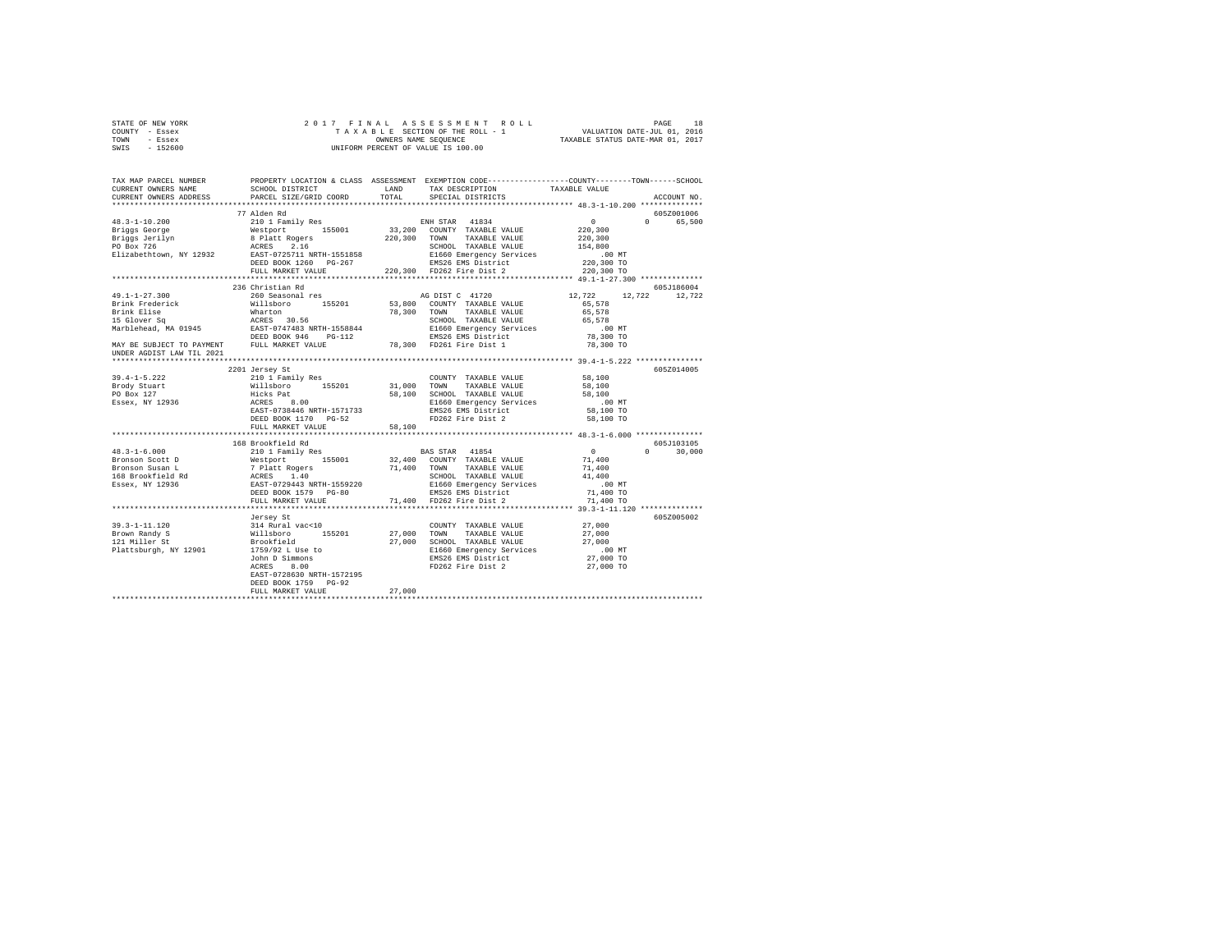STATE OF NEW YORK — 2017 FINAL ASSESSMENT ROLL — PAGE 18
COUNTY - Essex — TAXABLE SECTION OF THE ROLL - 1 — VALUATION DATE-JUL 01, 2016
TOWN - Essex — OWNERS NAME SEQUENCE — TAXABLE STATUS DATE-MAR 01, 2017
SWIS - 152600 — UNIFORM PERCENT OF VALUE IS 100.00

```
TAX MAP PARCEL NUMBER          PROPERTY LOCATION & CLASS  ASSESSMENT  EXEMPTION CODE-----------------COUNTY--------TOWN------SCHOOL
CURRENT OWNERS NAME            SCHOOL DISTRICT             LAND       TAX DESCRIPTION            TAXABLE VALUE
CURRENT OWNERS ADDRESS         PARCEL SIZE/GRID COORD      TOTAL      SPECIAL DISTRICTS                                      ACCOUNT NO.
******************************************************************************************************* 48.3-1-10.200 **************
                               77 Alden Rd                                                                               605Z001006
48.3-1-10.200                  210 1 Family Res                        ENH STAR  41834                   0          0     65,500
Briggs George                  Westport      155001       33,200   COUNTY  TAXABLE VALUE          220,300
Briggs Jerilyn                 8 Platt Rogers            220,300   TOWN    TAXABLE VALUE          220,300
PO Box 726                     ACRES    2.16                       SCHOOL  TAXABLE VALUE          154,800
Elizabethtown, NY 12932        EAST-0725711 NRTH-1551858           E1660 Emergency Services           .00 MT
                               DEED BOOK 1260   PG-267             EMS26 EMS District             220,300 TO
                               FULL MARKET VALUE         220,300   FD262 Fire Dist 2              220,300 TO
******************************************************************************************************* 49.1-1-27.300 **************
                               236 Christian Rd                                                                          605J186004
49.1-1-27.300                  260 Seasonal res                        AG DIST C 41720              12,722     12,722     12,722
Brink Frederick                Willsboro     155201       53,800   COUNTY  TAXABLE VALUE           65,578
Brink Elise                    Wharton                    78,300   TOWN    TAXABLE VALUE           65,578
15 Glover Sq                   ACRES   30.56                       SCHOOL  TAXABLE VALUE           65,578
Marblehead, MA 01945           EAST-0747483 NRTH-1558844           E1660 Emergency Services           .00 MT
                               DEED BOOK 946    PG-112             EMS26 EMS District              78,300 TO
MAY BE SUBJECT TO PAYMENT      FULL MARKET VALUE          78,300   FD261 Fire Dist 1               78,300 TO
UNDER AGDIST LAW TIL 2021
******************************************************************************************************* 39.4-1-5.222 ***************
                               2201 Jersey St                                                                            605Z014005
39.4-1-5.222                   210 1 Family Res                        COUNTY  TAXABLE VALUE           58,100
Brody Stuart                   Willsboro     155201       31,000   TOWN    TAXABLE VALUE           58,100
PO Box 127                     Hicks Pat                  58,100   SCHOOL  TAXABLE VALUE           58,100
Essex, NY 12936                ACRES    8.00                       E1660 Emergency Services           .00 MT
                               EAST-0738446 NRTH-1571733           EMS26 EMS District              58,100 TO
                               DEED BOOK 1170   PG-52              FD262 Fire Dist 2               58,100 TO
                               FULL MARKET VALUE          58,100
******************************************************************************************************* 48.3-1-6.000 ***************
                               168 Brookfield Rd                                                                         605J103105
48.3-1-6.000                   210 1 Family Res                        BAS STAR  41854                   0          0     30,000
Bronson Scott D                Westport      155001       32,400   COUNTY  TAXABLE VALUE           71,400
Bronson Susan L                7 Platt Rogers             71,400   TOWN    TAXABLE VALUE           71,400
168 Brookfield Rd              ACRES    1.40                       SCHOOL  TAXABLE VALUE           41,400
Essex, NY 12936                EAST-0729443 NRTH-1559220           E1660 Emergency Services           .00 MT
                               DEED BOOK 1579   PG-80              EMS26 EMS District              71,400 TO
                               FULL MARKET VALUE          71,400   FD262 Fire Dist 2               71,400 TO
******************************************************************************************************* 39.3-1-11.120 **************
                               Jersey St                                                                                 605Z005002
39.3-1-11.120                  314 Rural vac<10                        COUNTY  TAXABLE VALUE           27,000
Brown Randy S                  Willsboro     155201       27,000   TOWN    TAXABLE VALUE           27,000
121 Miller St                  Brookfield                 27,000   SCHOOL  TAXABLE VALUE           27,000
Plattsburgh, NY 12901          1759/92 L Use to                    E1660 Emergency Services           .00 MT
                               John D Simmons                      EMS26 EMS District              27,000 TO
                               ACRES    8.00                       FD262 Fire Dist 2               27,000 TO
                               EAST-0728630 NRTH-1572195
                               DEED BOOK 1759   PG-92
                               FULL MARKET VALUE          27,000
************************************************************************************************************************************
```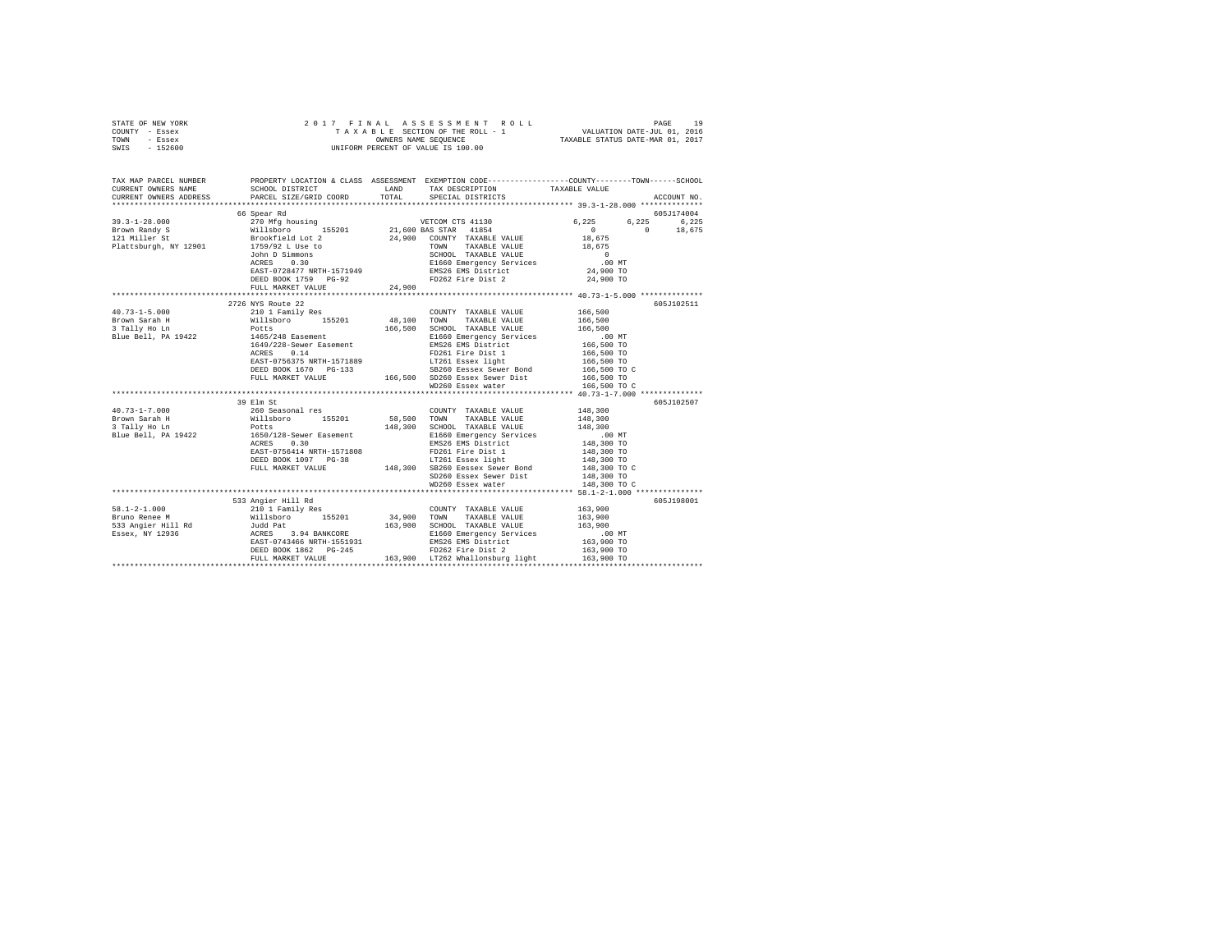STATE OF NEW YORK  
COUNTY - Essex  
TOWN - Essex  
SWIS - 152600

2 0 1 7 F I N A L A S S E S S M E N T R O L L  
T A X A B L E SECTION OF THE ROLL - 1  
OWNERS NAME SEQUENCE  
UNIFORM PERCENT OF VALUE IS 100.00

VALUATION DATE-JUL 01, 2016  
TAXABLE STATUS DATE-MAR 01, 2017

| TAX MAP PARCEL NUMBER / CURRENT OWNERS NAME / CURRENT OWNERS ADDRESS | PROPERTY LOCATION & CLASS / SCHOOL DISTRICT / PARCEL SIZE/GRID COORD | ASSESSMENT LAND / TOTAL | EXEMPTION CODE / TAX DESCRIPTION / SPECIAL DISTRICTS | COUNTY TAXABLE VALUE | TOWN | SCHOOL | ACCOUNT NO. |
|---|---|---|---|---|---|---|---|
| **39.3-1-28.000** | 66 Spear Rd | | | | | | 605J174004 |
| Brown Randy S | 270 Mfg housing | | VETCOM CTS 41130 | 6,225 | 6,225 | 6,225 | |
| 121 Miller St | Willsboro 155201 | 21,600 | BAS STAR 41854 | 0 | 0 | 18,675 | |
| Plattsburgh, NY 12901 | Brookfield Lot 2 | 24,900 | COUNTY TAXABLE VALUE | 18,675 | | | |
| | 1759/92 L Use to | | TOWN TAXABLE VALUE | 18,675 | | | |
| | John D Simmons | | SCHOOL TAXABLE VALUE | 0 | | | |
| | ACRES 0.30 | | E1660 Emergency Services | .00 MT | | | |
| | EAST-0728477 NRTH-1571949 | | EMS26 EMS District | 24,900 TO | | | |
| | DEED BOOK 1759 PG-92 | | FD262 Fire Dist 2 | 24,900 TO | | | |
| | FULL MARKET VALUE | 24,900 | | | | | |
| **40.73-1-5.000** | 2726 NYS Route 22 | | | | | | 605J102511 |
| Brown Sarah H | 210 1 Family Res | | COUNTY TAXABLE VALUE | 166,500 | | | |
| 3 Tally Ho Ln | Willsboro 155201 | 48,100 | TOWN TAXABLE VALUE | 166,500 | | | |
| Blue Bell, PA 19422 | Potts | 166,500 | SCHOOL TAXABLE VALUE | 166,500 | | | |
| | 1465/248 Easement | | E1660 Emergency Services | .00 MT | | | |
| | 1649/228-Sewer Easement | | EMS26 EMS District | 166,500 TO | | | |
| | ACRES 0.14 | | FD261 Fire Dist 1 | 166,500 TO | | | |
| | EAST-0756375 NRTH-1571889 | | LT261 Essex light | 166,500 TO | | | |
| | DEED BOOK 1670 PG-133 | | SB260 Eessex Sewer Bond | 166,500 TO C | | | |
| | FULL MARKET VALUE | 166,500 | SD260 Essex Sewer Dist | 166,500 TO | | | |
| | | | WD260 Essex water | 166,500 TO C | | | |
| **40.73-1-7.000** | 39 Elm St | | | | | | 605J102507 |
| Brown Sarah H | 260 Seasonal res | | COUNTY TAXABLE VALUE | 148,300 | | | |
| 3 Tally Ho Ln | Willsboro 155201 | 58,500 | TOWN TAXABLE VALUE | 148,300 | | | |
| Blue Bell, PA 19422 | Potts | 148,300 | SCHOOL TAXABLE VALUE | 148,300 | | | |
| | 1650/128-Sewer Easement | | E1660 Emergency Services | .00 MT | | | |
| | ACRES 0.30 | | EMS26 EMS District | 148,300 TO | | | |
| | EAST-0756414 NRTH-1571808 | | FD261 Fire Dist 1 | 148,300 TO | | | |
| | DEED BOOK 1097 PG-38 | | LT261 Essex light | 148,300 TO | | | |
| | FULL MARKET VALUE | 148,300 | SB260 Eessex Sewer Bond | 148,300 TO C | | | |
| | | | SD260 Essex Sewer Dist | 148,300 TO | | | |
| | | | WD260 Essex water | 148,300 TO C | | | |
| **58.1-2-1.000** | 533 Angier Hill Rd | | | | | | 605J198001 |
| Bruno Renee M | 210 1 Family Res | | COUNTY TAXABLE VALUE | 163,900 | | | |
| 533 Angier Hill Rd | Willsboro 155201 | 34,900 | TOWN TAXABLE VALUE | 163,900 | | | |
| Essex, NY 12936 | Judd Pat | 163,900 | SCHOOL TAXABLE VALUE | 163,900 | | | |
| | ACRES 3.94 BANKCORE | | E1660 Emergency Services | .00 MT | | | |
| | EAST-0743466 NRTH-1551931 | | EMS26 EMS District | 163,900 TO | | | |
| | DEED BOOK 1862 PG-245 | | FD262 Fire Dist 2 | 163,900 TO | | | |
| | FULL MARKET VALUE | 163,900 | LT262 Whallonsburg light | 163,900 TO | | | |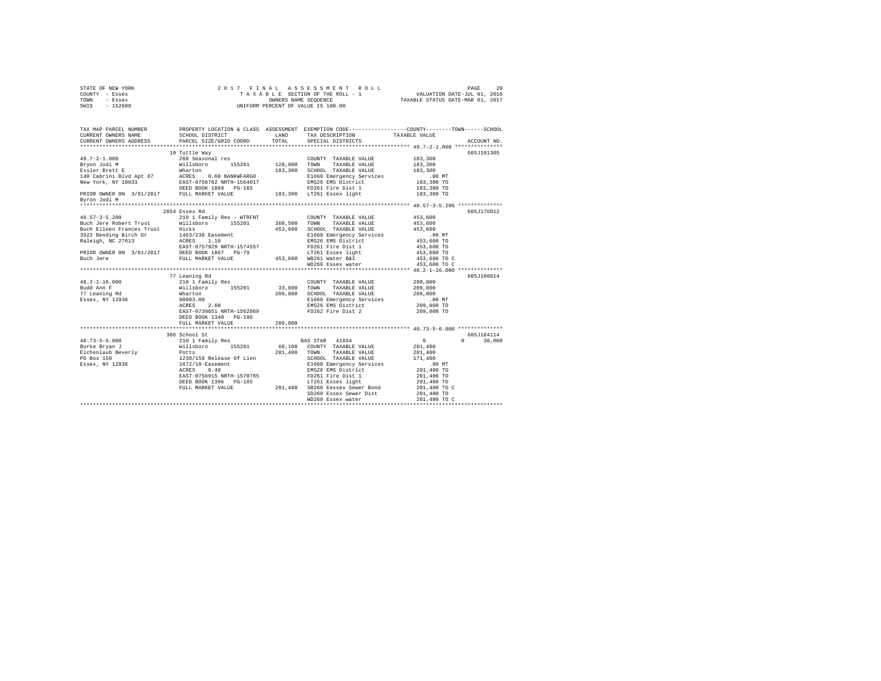STATE OF NEW YORK
COUNTY - Essex
TOWN - Essex
SWIS - 152600

2017 FINAL ASSESSMENT ROLL
TAXABLE SECTION OF THE ROLL - 1
OWNERS NAME SEQUENCE
UNIFORM PERCENT OF VALUE IS 100.00

VALUATION DATE-JUL 01, 2016
TAXABLE STATUS DATE-MAR 01, 2017

```
TAX MAP PARCEL NUMBER          PROPERTY LOCATION & CLASS  ASSESSMENT  EXEMPTION CODE-----------------COUNTY--------TOWN------SCHOOL
CURRENT OWNERS NAME            SCHOOL DISTRICT              LAND      TAX DESCRIPTION              TAXABLE VALUE
CURRENT OWNERS ADDRESS         PARCEL SIZE/GRID COORD       TOTAL     SPECIAL DISTRICTS                                  ACCOUNT NO.
******************************************************************************************************* 49.7-2-1.000 ***************
                               10 Tuttle Way                                                                             605J101305
49.7-2-1.000                   260 Seasonal res                       COUNTY  TAXABLE VALUE          183,300
Bryon Jodi M                   Willsboro      155201      128,900     TOWN    TAXABLE VALUE          183,300
Essler Brett E                 Wharton                    183,300     SCHOOL  TAXABLE VALUE          183,300
140 Cabrini Blvd Apt 87        ACRES    0.60 BANKWFARGO               E1660 Emergency Services            .00 MT
New York, NY 10033             EAST-0756782 NRTH-1564017              EMS26 EMS District             183,300 TO
                               DEED BOOK 1869   PG-165                FD261 Fire Dist 1              183,300 TO
PRIOR OWNER ON 3/01/2017       FULL MARKET VALUE          183,300     LT261 Essex light              183,300 TO
Byron Jodi M
******************************************************************************************************* 40.57-3-5.200 **************
                               2854 Essex Rd                                                                             605J176012
40.57-3-5.200                  210 1 Family Res - WTRFNT              COUNTY  TAXABLE VALUE          453,600
Buch Jere Robert Trust         Willsboro      155201      360,500     TOWN    TAXABLE VALUE          453,600
Buch Eileen Frances Trust      Hicks                      453,600     SCHOOL  TAXABLE VALUE          453,600
3922 Bending Birch Dr          1463/238 Easement                      E1660 Emergency Services            .00 MT
Raleigh, NC 27613              ACRES    1.10                          EMS26 EMS District             453,600 TO
                               EAST-0757929 NRTH-1574557              FD261 Fire Dist 1              453,600 TO
PRIOR OWNER ON 3/01/2017       DEED BOOK 1867   PG-79                 LT261 Essex light              453,600 TO
Buch Jere                      FULL MARKET VALUE          453,600     WB261 Water B&I                453,600 TO C
                                                                      WD260 Essex water              453,600 TO C
******************************************************************************************************* 48.2-1-16.000 **************
                               77 Leaning Rd                                                                             605J100614
48.2-1-16.000                  210 1 Family Res                       COUNTY  TAXABLE VALUE          209,800
Budd Ann F                     Willsboro      155201       33,600     TOWN    TAXABLE VALUE          209,800
77 Leaning Rd                  Wharton                    209,800     SCHOOL  TAXABLE VALUE          209,800
Essex, NY 12936                00003.00                               E1660 Emergency Services            .00 MT
                               ACRES    2.60                          EMS26 EMS District             209,800 TO
                               EAST-0739651 NRTH-1562069              FD262 Fire Dist 2              209,800 TO
                               DEED BOOK 1340   PG-196
                               FULL MARKET VALUE          209,800
******************************************************************************************************* 40.73-5-6.000 **************
                               306 School St                                                                             605J104114
40.73-5-6.000                  210 1 Family Res                       BAS STAR  41854                    0          0      30,000
Burke Bryan J                  Willsboro      155201       60,100     COUNTY  TAXABLE VALUE          201,400
Eichenlaub Beverly             Potts                      201,400     TOWN    TAXABLE VALUE          201,400
PO Box 150                     1238/158 Release Of Lien               SCHOOL  TAXABLE VALUE          171,400
Essex, NY 12936                1672/10-Easement                       E1660 Emergency Services            .00 MT
                               ACRES    0.40                          EMS26 EMS District             201,400 TO
                               EAST-0756915 NRTH-1570765              FD261 Fire Dist 1              201,400 TO
                               DEED BOOK 1396   PG-185                LT261 Essex light              201,400 TO
                               FULL MARKET VALUE          201,400     SB260 Eessex Sewer Bond        201,400 TO C
                                                                      SD260 Essex Sewer Dist         201,400 TO
                                                                      WD260 Essex water              201,400 TO C
************************************************************************************************************************************
```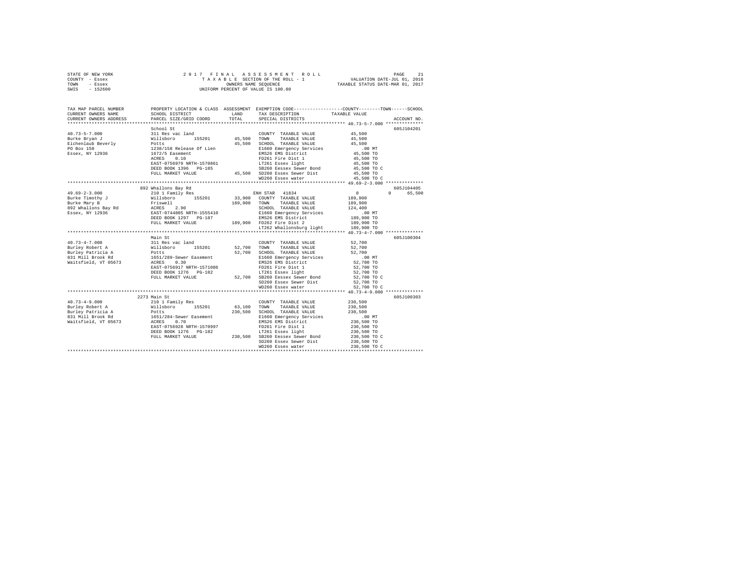STATE OF NEW YORK — 2017 FINAL ASSESSMENT ROLL — PAGE 21
COUNTY - Essex — TAXABLE SECTION OF THE ROLL - 1 — VALUATION DATE-JUL 01, 2016
TOWN - Essex — OWNERS NAME SEQUENCE — TAXABLE STATUS DATE-MAR 01, 2017
SWIS - 152600 — UNIFORM PERCENT OF VALUE IS 100.00

```
TAX MAP PARCEL NUMBER    PROPERTY LOCATION & CLASS  ASSESSMENT  EXEMPTION CODE-----------------COUNTY--------TOWN------SCHOOL
CURRENT OWNERS NAME      SCHOOL DISTRICT              LAND      TAX DESCRIPTION              TAXABLE VALUE
CURRENT OWNERS ADDRESS   PARCEL SIZE/GRID COORD       TOTAL     SPECIAL DISTRICTS                                    ACCOUNT NO.
******************************************************************************************** 40.73-5-7.000 **************
                         School St                                                                                605J104201
40.73-5-7.000            311 Res vac land                       COUNTY  TAXABLE VALUE            45,500
Burke Bryan J            Willsboro      155201       45,500     TOWN    TAXABLE VALUE            45,500
Eichenlaub Beverly       Potts                       45,500     SCHOOL  TAXABLE VALUE            45,500
PO Box 150               1238/158 Release Of Lien               E1660 Emergency Services            .00 MT
Essex, NY 12936          1672/5 Easement                        EMS26 EMS District               45,500 TO
                         ACRES    0.10                          FD261 Fire Dist 1                45,500 TO
                         EAST-0756979 NRTH-1570861              LT261 Essex light                45,500 TO
                         DEED BOOK 1396   PG-185                SB260 Eessex Sewer Bond          45,500 TO C
                         FULL MARKET VALUE           45,500     SD260 Essex Sewer Dist           45,500 TO
                                                                WD260 Essex water                45,500 TO C
******************************************************************************************** 49.69-2-3.000 **************
                         892 Whallons Bay Rd                                                                      605J104405
49.69-2-3.000            210 1 Family Res                       ENH STAR  41834                       0          0     65,500
Burke Timothy J          Willsboro      155201       33,900     COUNTY  TAXABLE VALUE           189,900
Burke Mary B             Friswell                   189,900     TOWN    TAXABLE VALUE           189,900
892 Whallons Bay Rd      ACRES    2.90                          SCHOOL  TAXABLE VALUE           124,400
Essex, NY 12936          EAST-0744805 NRTH-1555410              E1660 Emergency Services            .00 MT
                         DEED BOOK 1297   PG-187                EMS26 EMS District              189,900 TO
                         FULL MARKET VALUE          189,900     FD262 Fire Dist 2               189,900 TO
                                                                LT262 Whallonsburg light        189,900 TO
******************************************************************************************** 40.73-4-7.000 **************
                         Main St                                                                                  605J100304
40.73-4-7.000            311 Res vac land                       COUNTY  TAXABLE VALUE            52,700
Burley Robert A          Willsboro      155201       52,700     TOWN    TAXABLE VALUE            52,700
Burley Patricia A        Potts                       52,700     SCHOOL  TAXABLE VALUE            52,700
831 Mill Brook Rd        1651/289-Sewer Easement                E1660 Emergency Services            .00 MT
Waitsfield, VT 05673     ACRES    0.30                          EMS26 EMS District               52,700 TO
                         EAST-0756917 NRTH-1571086              FD261 Fire Dist 1                52,700 TO
                         DEED BOOK 1276   PG-182                LT261 Essex light                52,700 TO
                         FULL MARKET VALUE           52,700     SB260 Eessex Sewer Bond          52,700 TO C
                                                                SD260 Essex Sewer Dist           52,700 TO
                                                                WD260 Essex water                52,700 TO C
******************************************************************************************** 40.73-4-9.000 **************
                         2273 Main St                                                                             605J100303
40.73-4-9.000            210 1 Family Res                       COUNTY  TAXABLE VALUE           230,500
Burley Robert A          Willsboro      155201       63,100     TOWN    TAXABLE VALUE           230,500
Burley Patricia A        Potts                      230,500     SCHOOL  TAXABLE VALUE           230,500
831 Mill Brook Rd        1651/284-Sewer Easement                E1660 Emergency Services            .00 MT
Waitsfield, VT 05673     ACRES    0.70                          EMS26 EMS District              230,500 TO
                         EAST-0756928 NRTH-1570997              FD261 Fire Dist 1               230,500 TO
                         DEED BOOK 1276   PG-182                LT261 Essex light               230,500 TO
                         FULL MARKET VALUE          230,500     SB260 Eessex Sewer Bond         230,500 TO C
                                                                SD260 Essex Sewer Dist          230,500 TO
                                                                WD260 Essex water               230,500 TO C
****************************************************************************************************************************
```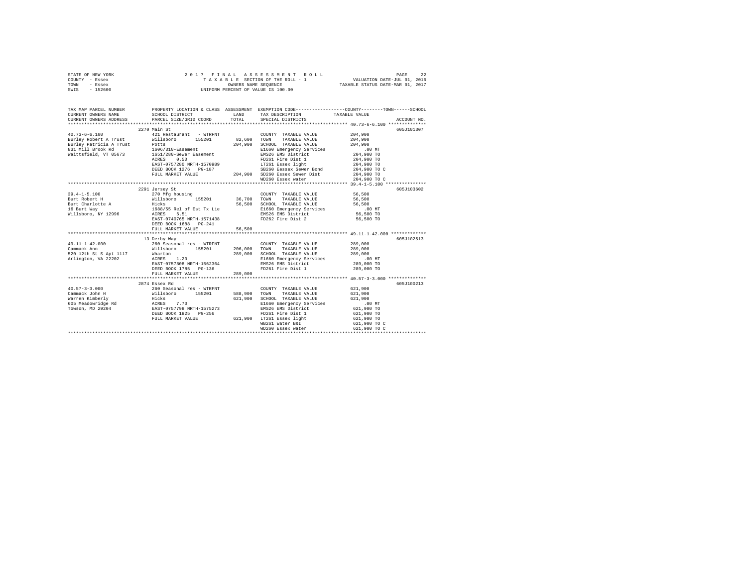STATE OF NEW YORK | 2017 FINAL ASSESSMENT ROLL | PAGE 22
COUNTY - Essex | TAXABLE SECTION OF THE ROLL - 1 | VALUATION DATE-JUL 01, 2016
TOWN - Essex | OWNERS NAME SEQUENCE | TAXABLE STATUS DATE-MAR 01, 2017
SWIS - 152600 | UNIFORM PERCENT OF VALUE IS 100.00

| TAX MAP PARCEL NUMBER / CURRENT OWNERS NAME / CURRENT OWNERS ADDRESS | PROPERTY LOCATION & CLASS / SCHOOL DISTRICT / PARCEL SIZE/GRID COORD | ASSESSMENT LAND / TOTAL | EXEMPTION CODE / TAX DESCRIPTION / SPECIAL DISTRICTS | COUNTY--------TOWN------SCHOOL TAXABLE VALUE | ACCOUNT NO. |
|---|---|---|---|---|---|
| **40.73-6-6.100** | 2270 Main St | | | | 605J101307 |
| 40.73-6-6.100 | 421 Restaurant - WTRFNT | | COUNTY TAXABLE VALUE | 204,900 | |
| Burley Robert A Trust | Willsboro 155201 | 82,600 | TOWN TAXABLE VALUE | 204,900 | |
| Burley Patricia A Trust | Potts | 204,900 | SCHOOL TAXABLE VALUE | 204,900 | |
| 831 Mill Brook Rd | 1606/310-Easement | | E1660 Emergency Services | .00 MT | |
| Waittsfield, VT 05673 | 1651/280-Sewer Easement | | EMS26 EMS District | 204,900 TO | |
| | ACRES 0.50 | | FD261 Fire Dist 1 | 204,900 TO | |
| | EAST-0757280 NRTH-1570989 | | LT261 Essex light | 204,900 TO | |
| | DEED BOOK 1276 PG-187 | | SB260 Eessex Sewer Bond | 204,900 TO C | |
| | FULL MARKET VALUE | 204,900 | SD260 Essex Sewer Dist | 204,900 TO | |
| | | | WD260 Essex water | 204,900 TO C | |
| **39.4-1-5.100** | 2291 Jersey St | | | | 605J103602 |
| 39.4-1-5.100 | 270 Mfg housing | | COUNTY TAXABLE VALUE | 56,500 | |
| Burt Robert H | Willsboro 155201 | 36,700 | TOWN TAXABLE VALUE | 56,500 | |
| Burt Charlotte A | Hicks | 56,500 | SCHOOL TAXABLE VALUE | 56,500 | |
| 16 Burt Way | 1688/55 Rel of Est Tx Lie | | E1660 Emergency Services | .00 MT | |
| Willsboro, NY 12996 | ACRES 6.51 | | EMS26 EMS District | 56,500 TO | |
| | EAST-0740765 NRTH-1571438 | | FD262 Fire Dist 2 | 56,500 TO | |
| | DEED BOOK 1688 PG-241 | | | | |
| | FULL MARKET VALUE | 56,500 | | | |
| **49.11-1-42.000** | 13 Derby Way | | | | 605J102513 |
| 49.11-1-42.000 | 260 Seasonal res - WTRFNT | | COUNTY TAXABLE VALUE | 289,000 | |
| Cammack Ann | Willsboro 155201 | 206,000 | TOWN TAXABLE VALUE | 289,000 | |
| 520 12th St S Apt 1117 | Wharton | 289,000 | SCHOOL TAXABLE VALUE | 289,000 | |
| Arlington, VA 22202 | ACRES 1.20 | | E1660 Emergency Services | .00 MT | |
| | EAST-0757808 NRTH-1562364 | | EMS26 EMS District | 289,000 TO | |
| | DEED BOOK 1785 PG-136 | | FD261 Fire Dist 1 | 289,000 TO | |
| | FULL MARKET VALUE | 289,000 | | | |
| **40.57-3-3.000** | 2874 Essex Rd | | | | 605J100213 |
| 40.57-3-3.000 | 260 Seasonal res - WTRFNT | | COUNTY TAXABLE VALUE | 621,900 | |
| Cammack John H | Willsboro 155201 | 588,900 | TOWN TAXABLE VALUE | 621,900 | |
| Warren Kimberly | Hicks | 621,900 | SCHOOL TAXABLE VALUE | 621,900 | |
| 605 Meadowridge Rd | ACRES 7.70 | | E1660 Emergency Services | .00 MT | |
| Towson, MD 29204 | EAST-0757798 NRTH-1575273 | | EMS26 EMS District | 621,900 TO | |
| | DEED BOOK 1825 PG-256 | | FD261 Fire Dist 1 | 621,900 TO | |
| | FULL MARKET VALUE | 621,900 | LT261 Essex light | 621,900 TO | |
| | | | WB261 Water B&I | 621,900 TO C | |
| | | | WD260 Essex water | 621,900 TO C | |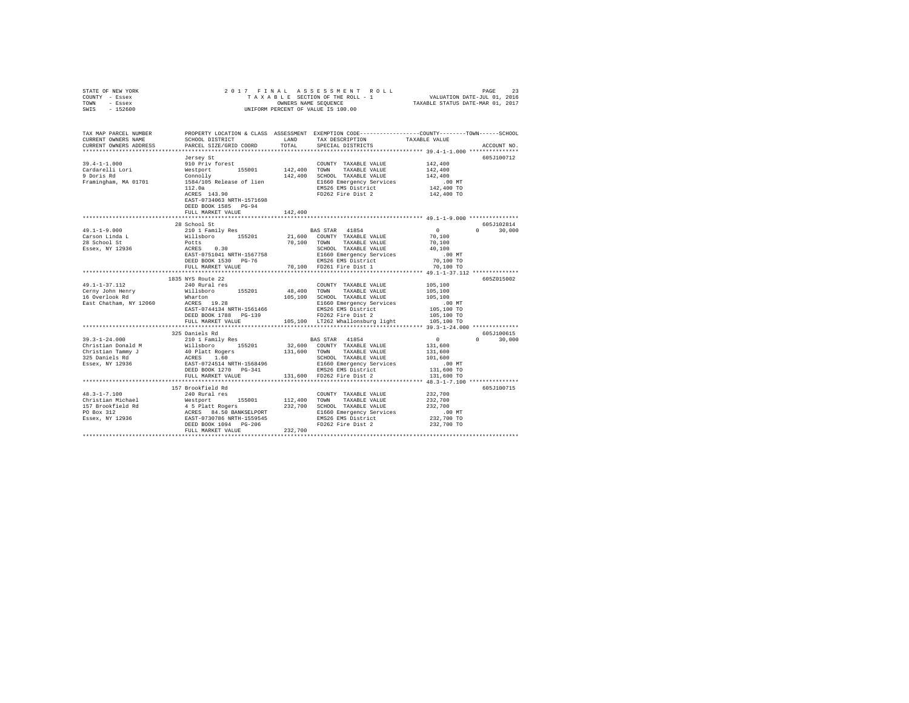STATE OF NEW YORK                    2 0 1 7   F I N A L   A S S E S S M E N T   R O L L
COUNTY - Essex                       T A X A B L E  SECTION OF THE ROLL - 1          VALUATION DATE-JUL 01, 2016
TOWN   - Essex                       OWNERS NAME SEQUENCE                  TAXABLE STATUS DATE-MAR 01, 2017
SWIS   - 152600                      UNIFORM PERCENT OF VALUE IS 100.00

```
TAX MAP PARCEL NUMBER     PROPERTY LOCATION & CLASS  ASSESSMENT  EXEMPTION CODE-----------------COUNTY--------TOWN------SCHOOL
CURRENT OWNERS NAME       SCHOOL DISTRICT             LAND       TAX DESCRIPTION            TAXABLE VALUE
CURRENT OWNERS ADDRESS    PARCEL SIZE/GRID COORD      TOTAL      SPECIAL DISTRICTS                                    ACCOUNT NO.
******************************************************************************************************* 39.4-1-1.000 ***************
                          Jersey St                                                                              605J100712
39.4-1-1.000              910 Priv forest                        COUNTY  TAXABLE VALUE          142,400
Cardarelli Lori           Westport       155001     142,400      TOWN    TAXABLE VALUE          142,400
9 Doris Rd                Connolly                  142,400      SCHOOL  TAXABLE VALUE          142,400
Framingham, MA 01701      1584/105 Release of lien               E1660 Emergency Services          .00 MT
                          112.0a                                 EMS26 EMS District             142,400 TO
                          ACRES  143.90                          FD262 Fire Dist 2              142,400 TO
                          EAST-0734063 NRTH-1571698
                          DEED BOOK 1585   PG-94
                          FULL MARKET VALUE         142,400
******************************************************************************************************* 49.1-1-9.000 ***************
                          28 School St                                                                           605J102814
49.1-1-9.000              210 1 Family Res                       BAS STAR  41854                      0          0     30,000
Carson Linda L            Willsboro      155201      21,600      COUNTY  TAXABLE VALUE           70,100
28 School St              Potts                      70,100      TOWN    TAXABLE VALUE           70,100
Essex, NY 12936           ACRES    0.30                          SCHOOL  TAXABLE VALUE           40,100
                          EAST-0751041 NRTH-1567758              E1660 Emergency Services          .00 MT
                          DEED BOOK 1530   PG-76                 EMS26 EMS District              70,100 TO
                          FULL MARKET VALUE          70,100      FD261 Fire Dist 1               70,100 TO
******************************************************************************************************* 49.1-1-37.112 **************
                          1835 NYS Route 22                                                                      605Z015002
49.1-1-37.112             240 Rural res                          COUNTY  TAXABLE VALUE          105,100
Cerny John Henry          Willsboro      155201      48,400      TOWN    TAXABLE VALUE          105,100
16 Overlook Rd            Wharton                   105,100      SCHOOL  TAXABLE VALUE          105,100
East Chatham, NY 12060    ACRES   19.28                          E1660 Emergency Services          .00 MT
                          EAST-0744134 NRTH-1561466              EMS26 EMS District             105,100 TO
                          DEED BOOK 1788   PG-139                FD262 Fire Dist 2              105,100 TO
                          FULL MARKET VALUE         105,100      LT262 Whallonsburg light       105,100 TO
******************************************************************************************************* 39.3-1-24.000 **************
                          325 Daniels Rd                                                                         605J100615
39.3-1-24.000             210 1 Family Res                       BAS STAR  41854                      0          0     30,000
Christian Donald M        Willsboro      155201      32,600      COUNTY  TAXABLE VALUE          131,600
Christian Tammy J         40 Platt Rogers           131,600      TOWN    TAXABLE VALUE          131,600
325 Daniels Rd            ACRES    1.60                          SCHOOL  TAXABLE VALUE          101,600
Essex, NY 12936           EAST-0724514 NRTH-1568496              E1660 Emergency Services          .00 MT
                          DEED BOOK 1270   PG-341                EMS26 EMS District             131,600 TO
                          FULL MARKET VALUE         131,600      FD262 Fire Dist 2              131,600 TO
******************************************************************************************************* 48.3-1-7.100 ***************
                          157 Brookfield Rd                                                                      605J100715
48.3-1-7.100              240 Rural res                          COUNTY  TAXABLE VALUE          232,700
Christian Michael         Westport       155001     112,400      TOWN    TAXABLE VALUE          232,700
157 Brookfield Rd         4 5 Platt Rogers          232,700      SCHOOL  TAXABLE VALUE          232,700
PO Box 312                ACRES   84.50 BANKSELPORT              E1660 Emergency Services          .00 MT
Essex, NY 12936           EAST-0730786 NRTH-1559545              EMS26 EMS District             232,700 TO
                          DEED BOOK 1094   PG-206                FD262 Fire Dist 2              232,700 TO
                          FULL MARKET VALUE         232,700
************************************************************************************************************************************
```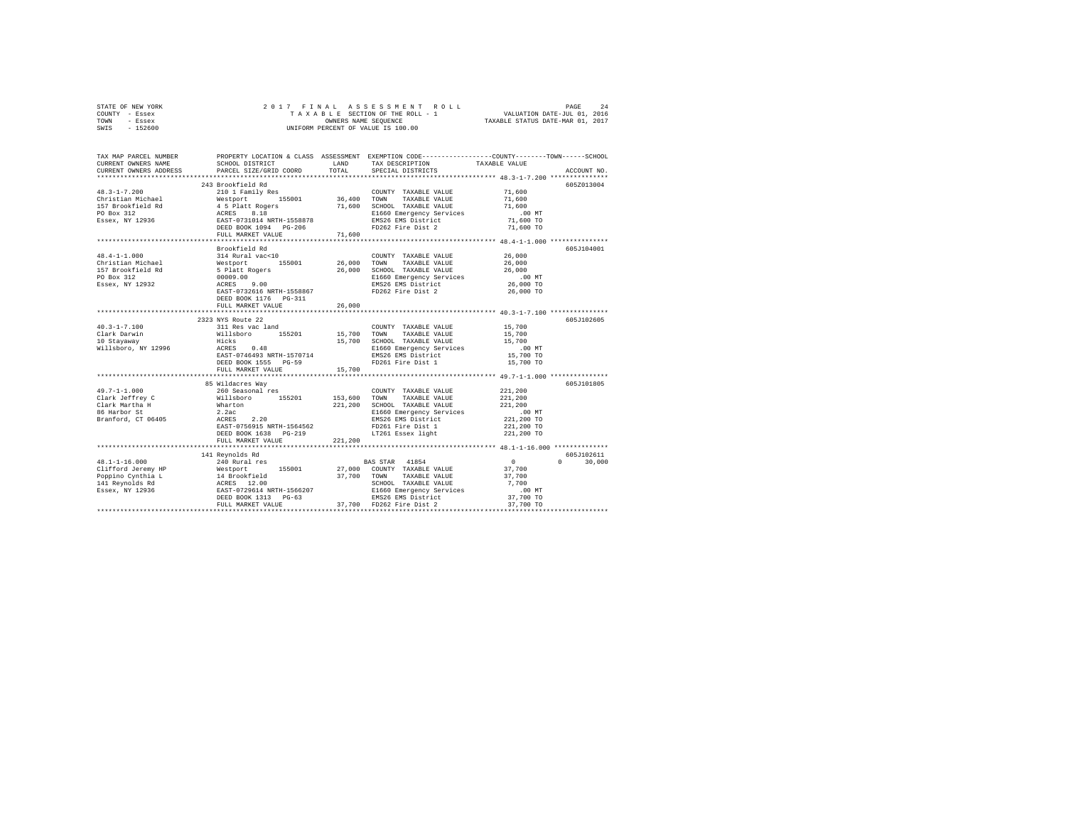STATE OF NEW YORK
COUNTY - Essex
TOWN - Essex
SWIS - 152600

2017 FINAL ASSESSMENT ROLL
TAXABLE SECTION OF THE ROLL - 1
OWNERS NAME SEQUENCE
UNIFORM PERCENT OF VALUE IS 100.00

VALUATION DATE-JUL 01, 2016
TAXABLE STATUS DATE-MAR 01, 2017

| TAX MAP PARCEL NUMBER / CURRENT OWNERS NAME / CURRENT OWNERS ADDRESS | PROPERTY LOCATION & CLASS / SCHOOL DISTRICT / PARCEL SIZE/GRID COORD | ASSESSMENT LAND / TOTAL | EXEMPTION CODE / TAX DESCRIPTION / SPECIAL DISTRICTS | COUNTY / TOWN / SCHOOL TAXABLE VALUE | ACCOUNT NO. |
|---|---|---|---|---|---|
| 48.3-1-7.200 | 243 Brookfield Rd | | | | 605Z013004 |
| | 210 1 Family Res | | COUNTY TAXABLE VALUE | 71,600 | |
| Christian Michael | Westport 155001 | 36,400 | TOWN TAXABLE VALUE | 71,600 | |
| 157 Brookfield Rd | 4 5 Platt Rogers | 71,600 | SCHOOL TAXABLE VALUE | 71,600 | |
| PO Box 312 | ACRES 8.18 | | E1660 Emergency Services | .00 MT | |
| Essex, NY 12936 | EAST-0731014 NRTH-1558878 | | EMS26 EMS District | 71,600 TO | |
| | DEED BOOK 1094 PG-206 | | FD262 Fire Dist 2 | 71,600 TO | |
| | FULL MARKET VALUE | 71,600 | | | |
| 48.4-1-1.000 | Brookfield Rd | | | | 605J104001 |
| | 314 Rural vac<10 | | COUNTY TAXABLE VALUE | 26,000 | |
| Christian Michael | Westport 155001 | 26,000 | TOWN TAXABLE VALUE | 26,000 | |
| 157 Brookfield Rd | 5 Platt Rogers | 26,000 | SCHOOL TAXABLE VALUE | 26,000 | |
| PO Box 312 | 00009.00 | | E1660 Emergency Services | .00 MT | |
| Essex, NY 12932 | ACRES 9.00 | | EMS26 EMS District | 26,000 TO | |
| | EAST-0732616 NRTH-1558867 | | FD262 Fire Dist 2 | 26,000 TO | |
| | DEED BOOK 1176 PG-311 | | | | |
| | FULL MARKET VALUE | 26,000 | | | |
| 40.3-1-7.100 | 2323 NYS Route 22 | | | | 605J102605 |
| | 311 Res vac land | | COUNTY TAXABLE VALUE | 15,700 | |
| Clark Darwin | Willsboro 155201 | 15,700 | TOWN TAXABLE VALUE | 15,700 | |
| 10 Stayaway | Hicks | 15,700 | SCHOOL TAXABLE VALUE | 15,700 | |
| Willsboro, NY 12996 | ACRES 0.48 | | E1660 Emergency Services | .00 MT | |
| | EAST-0746493 NRTH-1570714 | | EMS26 EMS District | 15,700 TO | |
| | DEED BOOK 1555 PG-59 | | FD261 Fire Dist 1 | 15,700 TO | |
| | FULL MARKET VALUE | 15,700 | | | |
| 49.7-1-1.000 | 85 Wildacres Way | | | | 605J101805 |
| | 260 Seasonal res | | COUNTY TAXABLE VALUE | 221,200 | |
| Clark Jeffrey C | Willsboro 155201 | 153,600 | TOWN TAXABLE VALUE | 221,200 | |
| Clark Martha H | Wharton | 221,200 | SCHOOL TAXABLE VALUE | 221,200 | |
| 86 Harbor St | 2.2ac | | E1660 Emergency Services | .00 MT | |
| Branford, CT 06405 | ACRES 2.20 | | EMS26 EMS District | 221,200 TO | |
| | EAST-0756915 NRTH-1564562 | | FD261 Fire Dist 1 | 221,200 TO | |
| | DEED BOOK 1638 PG-219 | | LT261 Essex light | 221,200 TO | |
| | FULL MARKET VALUE | 221,200 | | | |
| 48.1-1-16.000 | 141 Reynolds Rd | | | | 605J102611 |
| | 240 Rural res | | BAS STAR 41854 | 0 0 30,000 | |
| Clifford Jeremy HP | Westport 155001 | 27,000 | COUNTY TAXABLE VALUE | 37,700 | |
| Poppino Cynthia L | 14 Brookfield | 37,700 | TOWN TAXABLE VALUE | 37,700 | |
| 141 Reynolds Rd | ACRES 12.00 | | SCHOOL TAXABLE VALUE | 7,700 | |
| Essex, NY 12936 | EAST-0729614 NRTH-1566207 | | E1660 Emergency Services | .00 MT | |
| | DEED BOOK 1313 PG-63 | | EMS26 EMS District | 37,700 TO | |
| | FULL MARKET VALUE | 37,700 | FD262 Fire Dist 2 | 37,700 TO | |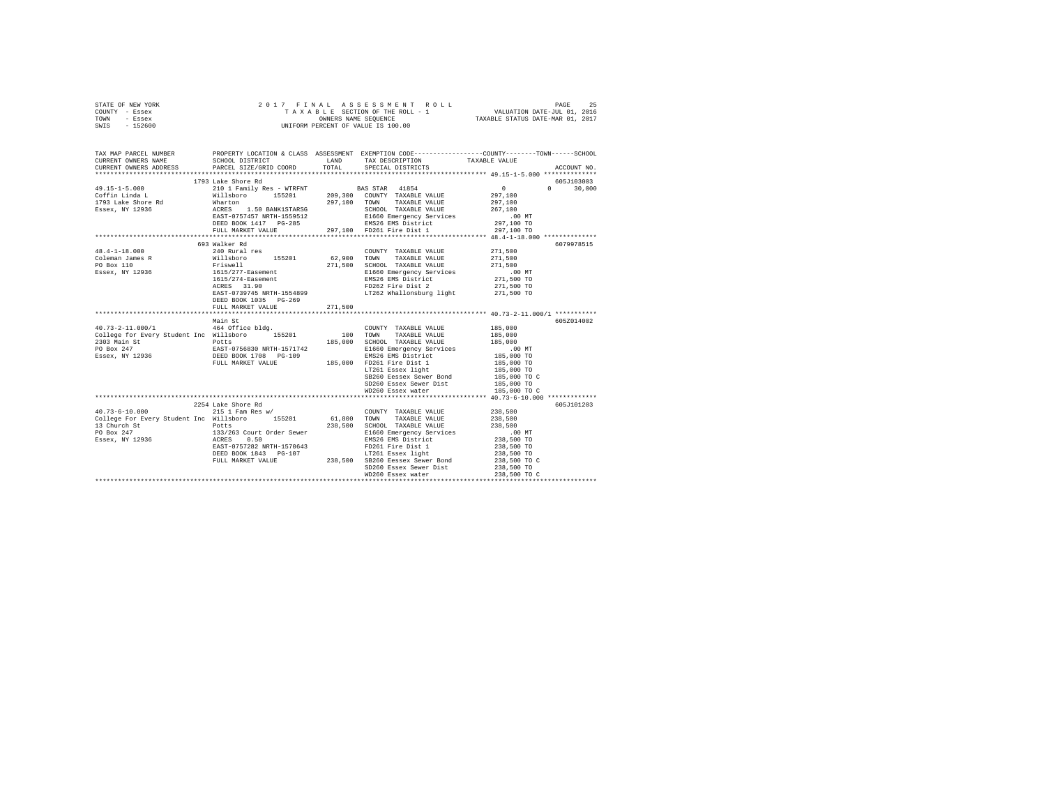STATE OF NEW YORK                    2017 FINAL ASSESSMENT ROLL
COUNTY - Essex                       TAXABLE SECTION OF THE ROLL - 1                 VALUATION DATE-JUL 01, 2016
TOWN - Essex                         OWNERS NAME SEQUENCE                            TAXABLE STATUS DATE-MAR 01, 2017
SWIS - 152600                        UNIFORM PERCENT OF VALUE IS 100.00

```
TAX MAP PARCEL NUMBER          PROPERTY LOCATION & CLASS  ASSESSMENT  EXEMPTION CODE-----------------COUNTY--------TOWN------SCHOOL
CURRENT OWNERS NAME            SCHOOL DISTRICT              LAND      TAX DESCRIPTION              TAXABLE VALUE
CURRENT OWNERS ADDRESS         PARCEL SIZE/GRID COORD       TOTAL     SPECIAL DISTRICTS                                   ACCOUNT NO.
****************************************************************************************************** 49.15-1-5.000 **************
                               1793 Lake Shore Rd                                                                          605J103003
49.15-1-5.000                  210 1 Family Res - WTRFNT         BAS STAR  41854                    0          0      30,000
Coffin Linda L                 Willsboro     155201     209,300   COUNTY  TAXABLE VALUE         297,100
1793 Lake Shore Rd             Wharton                  297,100   TOWN    TAXABLE VALUE         297,100
Essex, NY 12936                ACRES    1.50 BANK1STARSG          SCHOOL  TAXABLE VALUE         267,100
                               EAST-0757457 NRTH-1559512          E1660 Emergency Services          .00 MT
                               DEED BOOK 1417   PG-285            EMS26 EMS District            297,100 TO
                               FULL MARKET VALUE        297,100   FD261 Fire Dist 1             297,100 TO
****************************************************************************************************** 48.4-1-18.000 **************
                               693 Walker Rd                                                                               6079978515
48.4-1-18.000                  240 Rural res                      COUNTY  TAXABLE VALUE         271,500
Coleman James R                Willsboro     155201      62,900   TOWN    TAXABLE VALUE         271,500
PO Box 110                     Friswell                 271,500   SCHOOL  TAXABLE VALUE         271,500
Essex, NY 12936                1615/277-Easement                  E1660 Emergency Services          .00 MT
                               1615/274-Easement                  EMS26 EMS District            271,500 TO
                               ACRES   31.90                      FD262 Fire Dist 2             271,500 TO
                               EAST-0739745 NRTH-1554899          LT262 Whallonsburg light      271,500 TO
                               DEED BOOK 1035   PG-269
                               FULL MARKET VALUE        271,500
****************************************************************************************************** 40.73-2-11.000/1 ***********
                               Main St                                                                                     605Z014002
40.73-2-11.000/1               464 Office bldg.                   COUNTY  TAXABLE VALUE         185,000
College for Every Student Inc  Willsboro     155201         100   TOWN    TAXABLE VALUE         185,000
2303 Main St                   Potts                    185,000   SCHOOL  TAXABLE VALUE         185,000
PO Box 247                     EAST-0756830 NRTH-1571742          E1660 Emergency Services          .00 MT
Essex, NY 12936                DEED BOOK 1708   PG-109            EMS26 EMS District            185,000 TO
                               FULL MARKET VALUE        185,000   FD261 Fire Dist 1             185,000 TO
                                                                  LT261 Essex light             185,000 TO
                                                                  SB260 Eessex Sewer Bond       185,000 TO C
                                                                  SD260 Essex Sewer Dist        185,000 TO
                                                                  WD260 Essex water             185,000 TO C
****************************************************************************************************** 40.73-6-10.000 *************
                               2254 Lake Shore Rd                                                                          605J101203
40.73-6-10.000                 215 1 Fam Res w/                   COUNTY  TAXABLE VALUE         238,500
College For Every Student Inc  Willsboro     155201      61,800   TOWN    TAXABLE VALUE         238,500
13 Church St                   Potts                    238,500   SCHOOL  TAXABLE VALUE         238,500
PO Box 247                     133/263 Court Order Sewer          E1660 Emergency Services          .00 MT
Essex, NY 12936                ACRES    0.50                      EMS26 EMS District            238,500 TO
                               EAST-0757282 NRTH-1570643          FD261 Fire Dist 1             238,500 TO
                               DEED BOOK 1843   PG-107            LT261 Essex light             238,500 TO
                               FULL MARKET VALUE        238,500   SB260 Eessex Sewer Bond       238,500 TO C
                                                                  SD260 Essex Sewer Dist        238,500 TO
                                                                  WD260 Essex water             238,500 TO C
************************************************************************************************************************************
```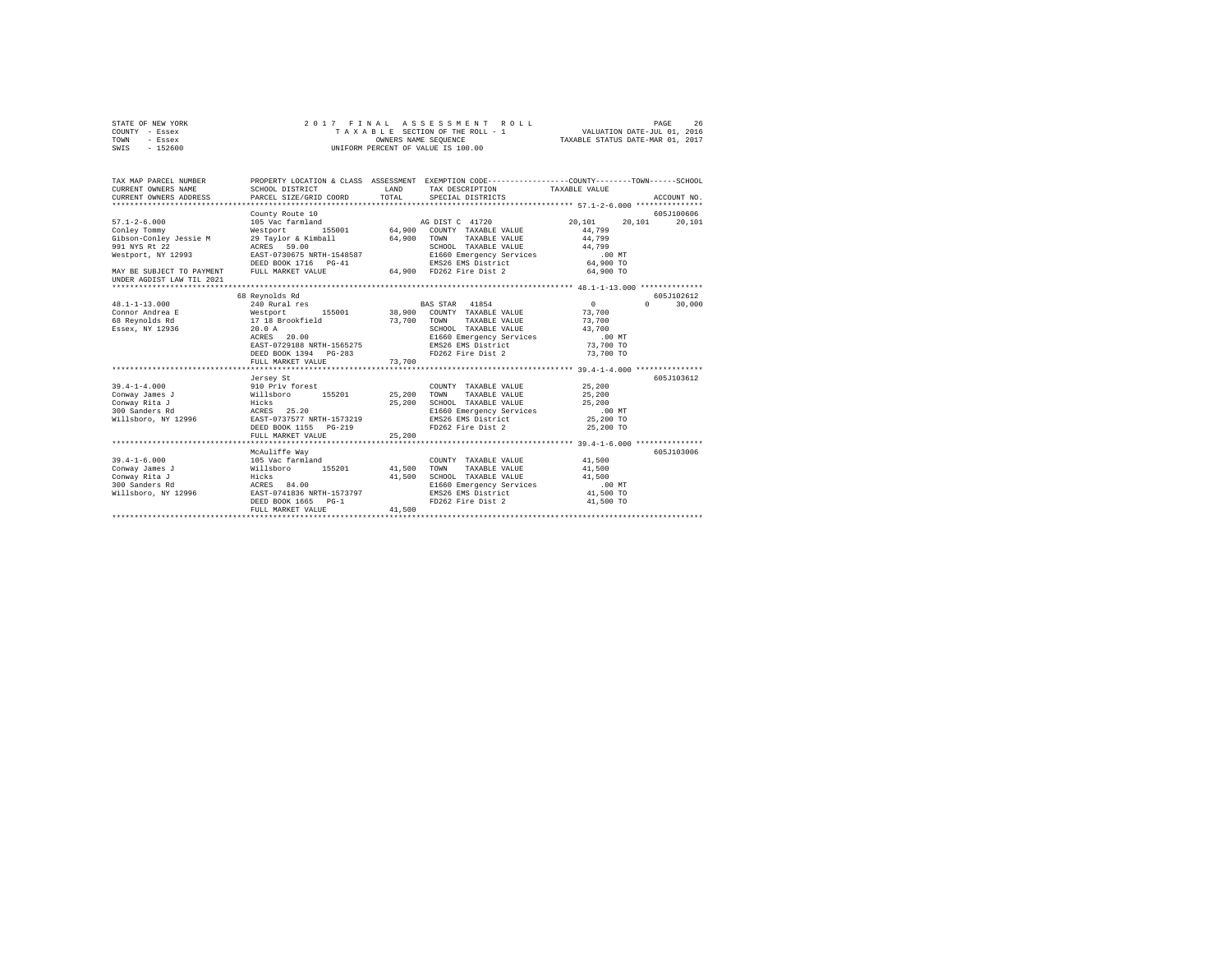STATE OF NEW YORK
COUNTY - Essex
TOWN - Essex
SWIS - 152600

2 0 1 7 F I N A L A S S E S S M E N T R O L L
T A X A B L E SECTION OF THE ROLL - 1
OWNERS NAME SEQUENCE
UNIFORM PERCENT OF VALUE IS 100.00

VALUATION DATE-JUL 01, 2016
TAXABLE STATUS DATE-MAR 01, 2017

```
TAX MAP PARCEL NUMBER      PROPERTY LOCATION & CLASS  ASSESSMENT  EXEMPTION CODE-----------------COUNTY--------TOWN------SCHOOL
CURRENT OWNERS NAME        SCHOOL DISTRICT              LAND      TAX DESCRIPTION            TAXABLE VALUE
CURRENT OWNERS ADDRESS     PARCEL SIZE/GRID COORD       TOTAL     SPECIAL DISTRICTS                                    ACCOUNT NO.
******************************************************************************************** 57.1-2-6.000 ***************
                           County Route 10                                                                        605J100606
57.1-2-6.000               105 Vac farmland                        AG DIST C 41720              20,101     20,101     20,101
Conley Tommy               Westport       155001        64,900     COUNTY  TAXABLE VALUE        44,799
Gibson-Conley Jessie M     29 Taylor & Kimball          64,900     TOWN    TAXABLE VALUE        44,799
991 NYS Rt 22              ACRES   59.00                           SCHOOL  TAXABLE VALUE        44,799
Westport, NY 12993         EAST-0730675 NRTH-1548587               E1660 Emergency Services       .00 MT
                           DEED BOOK 1716   PG-41                  EMS26 EMS District          64,900 TO
MAY BE SUBJECT TO PAYMENT  FULL MARKET VALUE            64,900     FD262 Fire Dist 2           64,900 TO
UNDER AGDIST LAW TIL 2021
******************************************************************************************** 48.1-1-13.000 **************
                           68 Reynolds Rd                                                                         605J102612
48.1-1-13.000              240 Rural res                           BAS STAR  41854                   0          0     30,000
Connor Andrea E            Westport       155001        38,900     COUNTY  TAXABLE VALUE        73,700
68 Reynolds Rd             17 18 Brookfield             73,700     TOWN    TAXABLE VALUE        73,700
Essex, NY 12936            20.0 A                                  SCHOOL  TAXABLE VALUE        43,700
                           ACRES   20.00                           E1660 Emergency Services       .00 MT
                           EAST-0729188 NRTH-1565275               EMS26 EMS District          73,700 TO
                           DEED BOOK 1394   PG-283                 FD262 Fire Dist 2           73,700 TO
                           FULL MARKET VALUE            73,700
******************************************************************************************** 39.4-1-4.000 ***************
                           Jersey St                                                                              605J103612
39.4-1-4.000               910 Priv forest                         COUNTY  TAXABLE VALUE        25,200
Conway James J             Willsboro      155201        25,200     TOWN    TAXABLE VALUE        25,200
Conway Rita J              Hicks                        25,200     SCHOOL  TAXABLE VALUE        25,200
300 Sanders Rd             ACRES   25.20                           E1660 Emergency Services       .00 MT
Willsboro, NY 12996        EAST-0737577 NRTH-1573219               EMS26 EMS District          25,200 TO
                           DEED BOOK 1155   PG-219                 FD262 Fire Dist 2           25,200 TO
                           FULL MARKET VALUE            25,200
******************************************************************************************** 39.4-1-6.000 ***************
                           McAuliffe Way                                                                          605J103006
39.4-1-6.000               105 Vac farmland                        COUNTY  TAXABLE VALUE        41,500
Conway James J             Willsboro      155201        41,500     TOWN    TAXABLE VALUE        41,500
Conway Rita J              Hicks                        41,500     SCHOOL  TAXABLE VALUE        41,500
300 Sanders Rd             ACRES   84.00                           E1660 Emergency Services       .00 MT
Willsboro, NY 12996        EAST-0741836 NRTH-1573797               EMS26 EMS District          41,500 TO
                           DEED BOOK 1665   PG-1                   FD262 Fire Dist 2           41,500 TO
                           FULL MARKET VALUE            41,500
****************************************************************************************************************************
```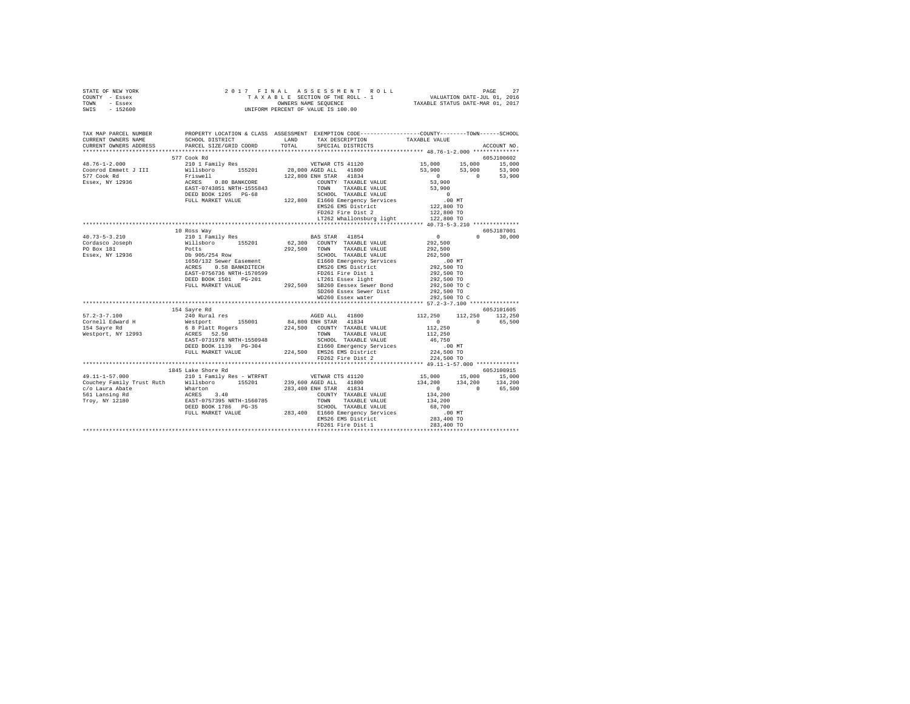STATE OF NEW YORK
COUNTY - Essex
TOWN - Essex
SWIS - 152600

2 0 1 7 F I N A L A S S E S S M E N T R O L L
T A X A B L E SECTION OF THE ROLL - 1
OWNERS NAME SEQUENCE
UNIFORM PERCENT OF VALUE IS 100.00

VALUATION DATE-JUL 01, 2016
TAXABLE STATUS DATE-MAR 01, 2017

```
TAX MAP PARCEL NUMBER          PROPERTY LOCATION & CLASS  ASSESSMENT  EXEMPTION CODE-----------------COUNTY--------TOWN------SCHOOL
CURRENT OWNERS NAME            SCHOOL DISTRICT              LAND      TAX DESCRIPTION             TAXABLE VALUE
CURRENT OWNERS ADDRESS         PARCEL SIZE/GRID COORD       TOTAL     SPECIAL DISTRICTS                                    ACCOUNT NO.
************************************************************************************************** 48.76-1-2.000 **************
                               577 Cook Rd                                                                              605J100602
48.76-1-2.000                  210 1 Family Res                     VETWAR CTS 41120            15,000      15,000      15,000
Coonrod Emmett J III           Willsboro      155201       28,000 AGED ALL   41800              53,900      53,900      53,900
577 Cook Rd                    Friswell                   122,800 ENH STAR   41834                   0           0      53,900
Essex, NY 12936                ACRES    0.80 BANKCORE                COUNTY  TAXABLE VALUE       53,900
                               EAST-0743851 NRTH-1555843             TOWN    TAXABLE VALUE       53,900
                               DEED BOOK 1205   PG-68                SCHOOL  TAXABLE VALUE            0
                               FULL MARKET VALUE          122,800 E1660 Emergency Services           .00 MT
                                                                     EMS26 EMS District            122,800 TO
                                                                     FD262 Fire Dist 2             122,800 TO
                                                                     LT262 Whallonsburg light      122,800 TO
************************************************************************************************** 40.73-5-3.210 **************
                               10 Ross Way                                                                              605J187001
40.73-5-3.210                  210 1 Family Res                     BAS STAR   41854                   0           0      30,000
Cordasco Joseph                Willsboro      155201       62,300   COUNTY  TAXABLE VALUE      292,500
PO Box 181                     Potts                      292,500   TOWN    TAXABLE VALUE      292,500
Essex, NY 12936                Db 905/254 Row                        SCHOOL  TAXABLE VALUE      262,500
                               1650/132 Sewer Easement               E1660 Emergency Services           .00 MT
                               ACRES    0.58 BANKDITECH              EMS26 EMS District            292,500 TO
                               EAST-0756736 NRTH-1570599             FD261 Fire Dist 1             292,500 TO
                               DEED BOOK 1501   PG-201               LT261 Essex light             292,500 TO
                               FULL MARKET VALUE          292,500   SB260 Eessex Sewer Bond       292,500 TO C
                                                                     SD260 Essex Sewer Dist        292,500 TO
                                                                     WD260 Essex water             292,500 TO C
************************************************************************************************** 57.2-3-7.100 ***************
                               154 Sayre Rd                                                                             605J101605
57.2-3-7.100                   240 Rural res                        AGED ALL   41800             112,250     112,250     112,250
Cornell Edward H               Westport       155001       84,800 ENH STAR   41834                   0           0      65,500
154 Sayre Rd                   6 8 Platt Rogers           224,500   COUNTY  TAXABLE VALUE      112,250
Westport, NY 12993             ACRES   52.50                         TOWN    TAXABLE VALUE      112,250
                               EAST-0731978 NRTH-1550948             SCHOOL  TAXABLE VALUE       46,750
                               DEED BOOK 1139   PG-304               E1660 Emergency Services           .00 MT
                               FULL MARKET VALUE          224,500   EMS26 EMS District            224,500 TO
                                                                     FD262 Fire Dist 2             224,500 TO
************************************************************************************************** 49.11-1-57.000 *************
                               1845 Lake Shore Rd                                                                       605J100915
49.11-1-57.000                 210 1 Family Res - WTRFNT            VETWAR CTS 41120            15,000      15,000      15,000
Couchey Family Trust Ruth      Willsboro      155201      239,600 AGED ALL   41800             134,200     134,200     134,200
c/o Laura Abate                Wharton                    283,400 ENH STAR   41834                   0           0      65,500
561 Lansing Rd                 ACRES    3.40                         COUNTY  TAXABLE VALUE      134,200
Troy, NY 12180                 EAST-0757395 NRTH-1560785             TOWN    TAXABLE VALUE      134,200
                               DEED BOOK 1786   PG-35                SCHOOL  TAXABLE VALUE       68,700
                               FULL MARKET VALUE          283,400 E1660 Emergency Services           .00 MT
                                                                     EMS26 EMS District            283,400 TO
                                                                     FD261 Fire Dist 1             283,400 TO
********************************************************************************************************************************
```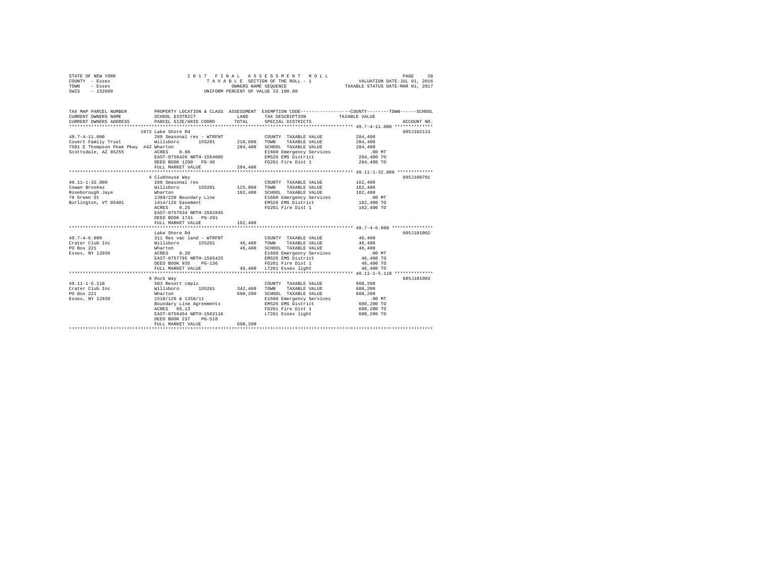STATE OF NEW YORK — 2017 FINAL ASSESSMENT ROLL
COUNTY - Essex — TAXABLE SECTION OF THE ROLL - 1 — VALUATION DATE-JUL 01, 2016
TOWN - Essex — OWNERS NAME SEQUENCE — TAXABLE STATUS DATE-MAR 01, 2017
SWIS - 152600 — UNIFORM PERCENT OF VALUE IS 100.00

| TAX MAP PARCEL NUMBER / CURRENT OWNERS NAME / CURRENT OWNERS ADDRESS | PROPERTY LOCATION & CLASS / SCHOOL DISTRICT / PARCEL SIZE/GRID COORD | ASSESSMENT LAND | TOTAL | EXEMPTION CODE / TAX DESCRIPTION / SPECIAL DISTRICTS | TAXABLE VALUE (COUNTY / TOWN / SCHOOL) | ACCOUNT NO. |
|---|---|---|---|---|---|---|
| 49.7-4-11.000 | 1972 Lake Shore Rd | | | | | 605J102113 |
| 49.7-4-11.000 | 260 Seasonal res - WTRFNT | | | COUNTY TAXABLE VALUE | 284,400 | |
| Covert Family Trust | Willsboro 155201 | 218,600 | | TOWN TAXABLE VALUE | 284,400 | |
| 7501 E Thompson Peak Pkwy #42 | Wharton | | 284,400 | SCHOOL TAXABLE VALUE | 284,400 | |
| Scottsdale, AZ 85255 | ACRES 0.80 | | | E1660 Emergency Services | .00 MT | |
| | EAST-0758426 NRTH-1564005 | | | EMS26 EMS District | 284,400 TO | |
| | DEED BOOK 1290 PG-36 | | | FD261 Fire Dist 1 | 284,400 TO | |
| | FULL MARKET VALUE | | 284,400 | | | |
| 49.11-1-32.000 | 4 Clubhouse Way | | | | | 605J100701 |
| 49.11-1-32.000 | 260 Seasonal res | | | COUNTY TAXABLE VALUE | 162,400 | |
| Cowan Brookes | Willsboro 155201 | 125,000 | | TOWN TAXABLE VALUE | 162,400 | |
| Roseborough Jaye | Wharton | | 162,400 | SCHOOL TAXABLE VALUE | 162,400 | |
| 76 Green St | 1389/220 Boundary Line | | | E1660 Emergency Services | .00 MT | |
| Burlington, VT 05401 | 1414/126 Easement | | | EMS26 EMS District | 162,400 TO | |
| | ACRES 0.25 | | | FD261 Fire Dist 1 | 162,400 TO | |
| | EAST-0757634 NRTH-1562845 | | | | | |
| | DEED BOOK 1741 PG-291 | | | | | |
| | FULL MARKET VALUE | | 162,400 | | | |
| 49.7-4-6.000 | Lake Shore Rd | | | | | 605J101002 |
| 49.7-4-6.000 | 311 Res vac land - WTRFNT | | | COUNTY TAXABLE VALUE | 46,400 | |
| Crater Club Inc | Willsboro 155201 | 46,400 | | TOWN TAXABLE VALUE | 46,400 | |
| PO Box 221 | Wharton | | 46,400 | SCHOOL TAXABLE VALUE | 46,400 | |
| Essex, NY 12936 | ACRES 0.20 | | | E1660 Emergency Services | .00 MT | |
| | EAST-0757795 NRTH-1565425 | | | EMS26 EMS District | 46,400 TO | |
| | DEED BOOK 935 PG-136 | | | FD261 Fire Dist 1 | 46,400 TO | |
| | FULL MARKET VALUE | | 46,400 | LT261 Essex light | 46,400 TO | |
| 49.11-1-5.110 | 9 Rock Way | | | | | 605J101003 |
| 49.11-1-5.110 | 583 Resort cmplx | | | COUNTY TAXABLE VALUE | 608,200 | |
| Crater Club Inc | Willsboro 155201 | 342,400 | | TOWN TAXABLE VALUE | 608,200 | |
| PO Box 221 | Wharton | | 608,200 | SCHOOL TAXABLE VALUE | 608,200 | |
| Essex, NY 12936 | 1510/126 & 1358/11 | | | E1660 Emergency Services | .00 MT | |
| | Boundary Line Agreements | | | EMS26 EMS District | 608,200 TO | |
| | ACRES 65.13 | | | FD261 Fire Dist 1 | 608,200 TO | |
| | EAST-0756454 NRTH-1562116 | | | LT261 Essex light | 608,200 TO | |
| | DEED BOOK 237 PG-518 | | | | | |
| | FULL MARKET VALUE | | 608,200 | | | |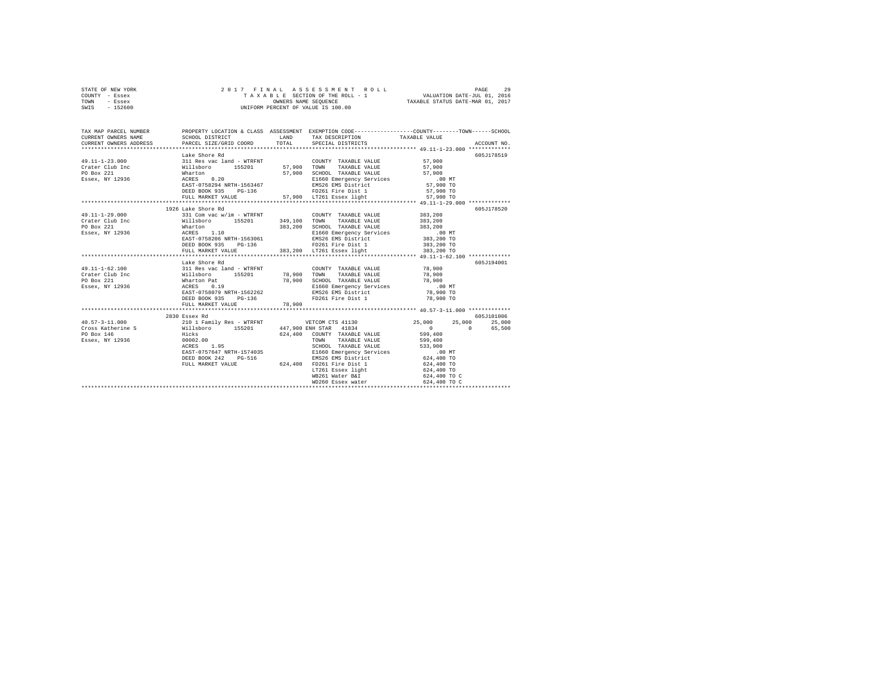STATE OF NEW YORK &nbsp;&nbsp;&nbsp;&nbsp; 2017 FINAL ASSESSMENT ROLL
COUNTY - Essex &nbsp;&nbsp;&nbsp;&nbsp; TAXABLE SECTION OF THE ROLL - 1 &nbsp;&nbsp;&nbsp;&nbsp; VALUATION DATE-JUL 01, 2016
TOWN - Essex &nbsp;&nbsp;&nbsp;&nbsp; OWNERS NAME SEQUENCE &nbsp;&nbsp;&nbsp;&nbsp; TAXABLE STATUS DATE-MAR 01, 2017
SWIS - 152600 &nbsp;&nbsp;&nbsp;&nbsp; UNIFORM PERCENT OF VALUE IS 100.00

```
TAX MAP PARCEL NUMBER          PROPERTY LOCATION & CLASS  ASSESSMENT  EXEMPTION CODE-----------------COUNTY--------TOWN------SCHOOL
CURRENT OWNERS NAME            SCHOOL DISTRICT              LAND      TAX DESCRIPTION            TAXABLE VALUE
CURRENT OWNERS ADDRESS         PARCEL SIZE/GRID COORD       TOTAL     SPECIAL DISTRICTS                                   ACCOUNT NO.
*********************************************************************************************** 49.11-1-23.000 *************
                               Lake Shore Rd                                                                               605J178519
49.11-1-23.000                 311 Res vac land - WTRFNT              COUNTY  TAXABLE VALUE             57,900
Crater Club Inc                Willsboro      155201       57,900     TOWN    TAXABLE VALUE             57,900
PO Box 221                     Wharton                     57,900     SCHOOL  TAXABLE VALUE             57,900
Essex, NY 12936                ACRES    0.20                          E1660 Emergency Services             .00 MT
                               EAST-0758294 NRTH-1563467              EMS26 EMS District                57,900 TO
                               DEED BOOK 935    PG-136                FD261 Fire Dist 1                 57,900 TO
                               FULL MARKET VALUE           57,900     LT261 Essex light                 57,900 TO
*********************************************************************************************** 49.11-1-29.000 *************
                               1926 Lake Shore Rd                                                                          605J178520
49.11-1-29.000                 331 Com vac w/im - WTRFNT              COUNTY  TAXABLE VALUE            383,200
Crater Club Inc                Willsboro      155201      349,100     TOWN    TAXABLE VALUE            383,200
PO Box 221                     Wharton                    383,200     SCHOOL  TAXABLE VALUE            383,200
Essex, NY 12936                ACRES    1.10                          E1660 Emergency Services             .00 MT
                               EAST-0758206 NRTH-1563061              EMS26 EMS District               383,200 TO
                               DEED BOOK 935    PG-136                FD261 Fire Dist 1                383,200 TO
                               FULL MARKET VALUE          383,200     LT261 Essex light                383,200 TO
*********************************************************************************************** 49.11-1-62.100 *************
                               Lake Shore Rd                                                                               605J194001
49.11-1-62.100                 311 Res vac land - WTRFNT              COUNTY  TAXABLE VALUE             78,900
Crater Club Inc                Willsboro      155201       78,900     TOWN    TAXABLE VALUE             78,900
PO Box 221                     Wharton Pat                 78,900     SCHOOL  TAXABLE VALUE             78,900
Essex, NY 12936                ACRES    0.19                          E1660 Emergency Services             .00 MT
                               EAST-0758079 NRTH-1562262              EMS26 EMS District                78,900 TO
                               DEED BOOK 935    PG-136                FD261 Fire Dist 1                 78,900 TO
                               FULL MARKET VALUE           78,900
*********************************************************************************************** 40.57-3-11.000 *************
                               2830 Essex Rd                                                                               605J101006
40.57-3-11.000                 210 1 Family Res - WTRFNT              VETCOM CTS 41130             25,000      25,000      25,000
Cross Katherine S              Willsboro      155201      447,900 ENH STAR  41834                       0           0      65,500
PO Box 146                     Hicks                      624,400     COUNTY  TAXABLE VALUE            599,400
Essex, NY 12936                00002.00                               TOWN    TAXABLE VALUE            599,400
                               ACRES    1.95                          SCHOOL  TAXABLE VALUE            533,900
                               EAST-0757647 NRTH-1574035              E1660 Emergency Services             .00 MT
                               DEED BOOK 242    PG-516                EMS26 EMS District               624,400 TO
                               FULL MARKET VALUE          624,400     FD261 Fire Dist 1                624,400 TO
                                                                      LT261 Essex light                624,400 TO
                                                                      WB261 Water B&I                  624,400 TO C
                                                                      WD260 Essex water                624,400 TO C
******************************************************************************************************************************
```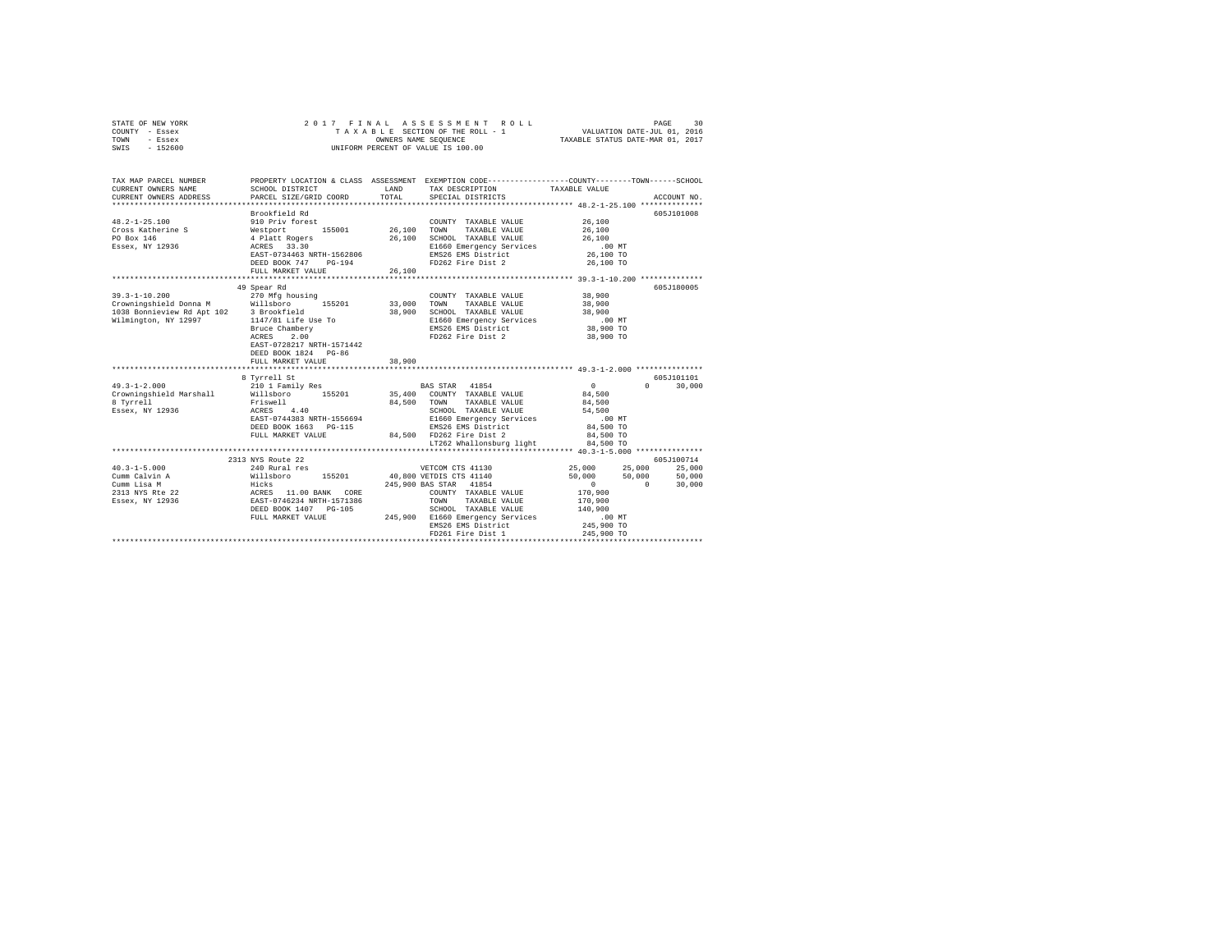STATE OF NEW YORK
COUNTY - Essex
TOWN - Essex
SWIS - 152600

2 0 1 7 F I N A L A S S E S S M E N T R O L L
T A X A B L E SECTION OF THE ROLL - 1
OWNERS NAME SEQUENCE
UNIFORM PERCENT OF VALUE IS 100.00

VALUATION DATE-JUL 01, 2016
TAXABLE STATUS DATE-MAR 01, 2017

```
TAX MAP PARCEL NUMBER         PROPERTY LOCATION & CLASS  ASSESSMENT  EXEMPTION CODE-----------------COUNTY--------TOWN------SCHOOL
CURRENT OWNERS NAME           SCHOOL DISTRICT              LAND       TAX DESCRIPTION            TAXABLE VALUE
CURRENT OWNERS ADDRESS        PARCEL SIZE/GRID COORD       TOTAL      SPECIAL DISTRICTS                                      ACCOUNT NO.
******************************************************************************************************* 48.2-1-25.100 **************
                              Brookfield Rd                                                                                605J101008
48.2-1-25.100                 910 Priv forest                          COUNTY  TAXABLE VALUE          26,100
Cross Katherine S             Westport       155001       26,100       TOWN    TAXABLE VALUE          26,100
PO Box 146                    4 Platt Rogers              26,100       SCHOOL  TAXABLE VALUE          26,100
Essex, NY 12936               ACRES   33.30                            E1660 Emergency Services           .00 MT
                              EAST-0734463 NRTH-1562806                EMS26 EMS District              26,100 TO
                              DEED BOOK 747    PG-194                  FD262 Fire Dist 2               26,100 TO
                              FULL MARKET VALUE           26,100
******************************************************************************************************* 39.3-1-10.200 **************
                              49 Spear Rd                                                                                  605J180005
39.3-1-10.200                 270 Mfg housing                          COUNTY  TAXABLE VALUE          38,900
Crowningshield Donna M        Willsboro      155201       33,000       TOWN    TAXABLE VALUE          38,900
1038 Bonnieview Rd Apt 102    3 Brookfield                38,900       SCHOOL  TAXABLE VALUE          38,900
Wilmington, NY 12997          1147/81 Life Use To                      E1660 Emergency Services           .00 MT
                              Bruce Chambery                           EMS26 EMS District              38,900 TO
                              ACRES    2.00                            FD262 Fire Dist 2               38,900 TO
                              EAST-0728217 NRTH-1571442
                              DEED BOOK 1824   PG-86
                              FULL MARKET VALUE           38,900
******************************************************************************************************* 49.3-1-2.000 ***************
                              8 Tyrrell St                                                                                 605J101101
49.3-1-2.000                  210 1 Family Res                         BAS STAR  41854                     0          0      30,000
Crowningshield Marshall       Willsboro      155201       35,400       COUNTY  TAXABLE VALUE          84,500
8 Tyrrell                     Friswell                    84,500       TOWN    TAXABLE VALUE          84,500
Essex, NY 12936               ACRES    4.40                            SCHOOL  TAXABLE VALUE          54,500
                              EAST-0744383 NRTH-1556694                E1660 Emergency Services           .00 MT
                              DEED BOOK 1663   PG-115                  EMS26 EMS District              84,500 TO
                              FULL MARKET VALUE           84,500       FD262 Fire Dist 2               84,500 TO
                                                                       LT262 Whallonsburg light        84,500 TO
******************************************************************************************************* 40.3-1-5.000 ***************
                              2313 NYS Route 22                                                                            605J100714
40.3-1-5.000                  240 Rural res                            VETCOM CTS 41130               25,000     25,000      25,000
Cumm Calvin A                 Willsboro      155201       40,800 VETDIS CTS 41140                     50,000     50,000      50,000
Cumm Lisa M                   Hicks                      245,900 BAS STAR  41854                           0          0      30,000
2313 NYS Rte 22               ACRES   11.00 BANK  CORE                 COUNTY  TAXABLE VALUE         170,900
Essex, NY 12936               EAST-0746234 NRTH-1571386                TOWN    TAXABLE VALUE         170,900
                              DEED BOOK 1407   PG-105                  SCHOOL  TAXABLE VALUE         140,900
                              FULL MARKET VALUE          245,900       E1660 Emergency Services           .00 MT
                                                                       EMS26 EMS District             245,900 TO
                                                                       FD261 Fire Dist 1              245,900 TO
************************************************************************************************************************************
```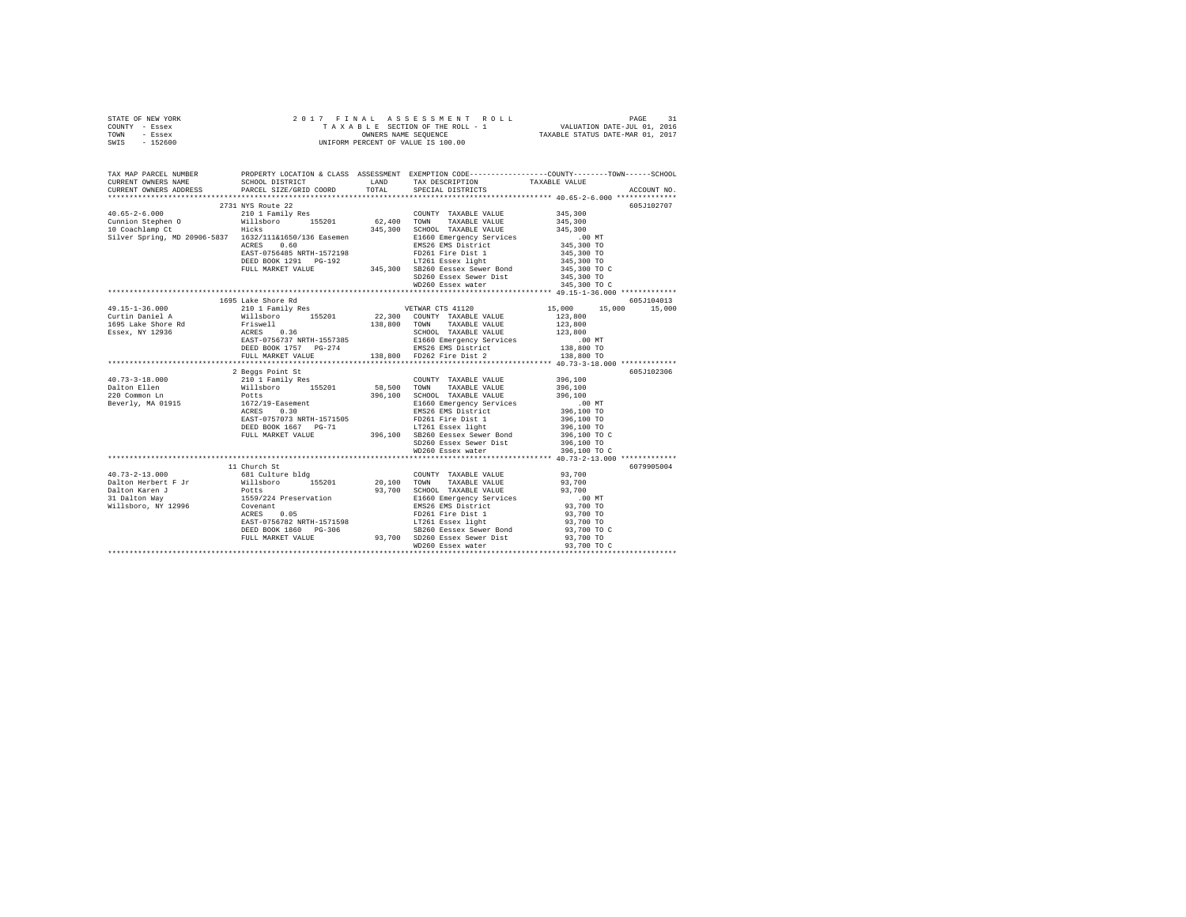STATE OF NEW YORK
COUNTY - Essex
TOWN - Essex
SWIS - 152600

2 0 1 7 F I N A L A S S E S S M E N T R O L L
T A X A B L E SECTION OF THE ROLL - 1
OWNERS NAME SEQUENCE
UNIFORM PERCENT OF VALUE IS 100.00

VALUATION DATE-JUL 01, 2016
TAXABLE STATUS DATE-MAR 01, 2017

```
TAX MAP PARCEL NUMBER          PROPERTY LOCATION & CLASS  ASSESSMENT  EXEMPTION CODE-----------------COUNTY--------TOWN------SCHOOL
CURRENT OWNERS NAME            SCHOOL DISTRICT              LAND      TAX DESCRIPTION              TAXABLE VALUE
CURRENT OWNERS ADDRESS         PARCEL SIZE/GRID COORD       TOTAL     SPECIAL DISTRICTS                                       ACCOUNT NO.
****************************************************************************************************** 40.65-2-6.000 **************
                               2731 NYS Route 22                                                                             605J102707
40.65-2-6.000                  210 1 Family Res                       COUNTY  TAXABLE VALUE          345,300
Cunnion Stephen O              Willsboro       155201       62,400    TOWN    TAXABLE VALUE          345,300
10 Coachlamp Ct                Hicks                       345,300    SCHOOL  TAXABLE VALUE          345,300
Silver Spring, MD 20906-5837   1632/111&1650/136 Easemen              E1660 Emergency Services           .00 MT
                               ACRES     0.60                         EMS26 EMS District             345,300 TO
                               EAST-0756485 NRTH-1572198              FD261 Fire Dist 1              345,300 TO
                               DEED BOOK 1291   PG-192                LT261 Essex light              345,300 TO
                               FULL MARKET VALUE           345,300    SB260 Eessex Sewer Bond        345,300 TO C
                                                                      SD260 Essex Sewer Dist         345,300 TO
                                                                      WD260 Essex water              345,300 TO C
****************************************************************************************************** 49.15-1-36.000 *************
                               1695 Lake Shore Rd                                                                            605J104013
49.15-1-36.000                 210 1 Family Res                       VETWAR CTS 41120                15,000     15,000     15,000
Curtin Daniel A                Willsboro       155201       22,300    COUNTY  TAXABLE VALUE          123,800
1695 Lake Shore Rd             Friswell                    138,800    TOWN    TAXABLE VALUE          123,800
Essex, NY 12936                ACRES     0.36                         SCHOOL  TAXABLE VALUE          123,800
                               EAST-0756737 NRTH-1557385              E1660 Emergency Services           .00 MT
                               DEED BOOK 1757   PG-274                EMS26 EMS District             138,800 TO
                               FULL MARKET VALUE           138,800    FD262 Fire Dist 2              138,800 TO
****************************************************************************************************** 40.73-3-18.000 *************
                               2 Beggs Point St                                                                              605J102306
40.73-3-18.000                 210 1 Family Res                       COUNTY  TAXABLE VALUE          396,100
Dalton Ellen                   Willsboro       155201       58,500    TOWN    TAXABLE VALUE          396,100
220 Common Ln                  Potts                       396,100    SCHOOL  TAXABLE VALUE          396,100
Beverly, MA 01915              1672/19-Easement                       E1660 Emergency Services           .00 MT
                               ACRES     0.30                         EMS26 EMS District             396,100 TO
                               EAST-0757073 NRTH-1571505              FD261 Fire Dist 1              396,100 TO
                               DEED BOOK 1667   PG-71                 LT261 Essex light              396,100 TO
                               FULL MARKET VALUE           396,100    SB260 Eessex Sewer Bond        396,100 TO C
                                                                      SD260 Essex Sewer Dist         396,100 TO
                                                                      WD260 Essex water              396,100 TO C
****************************************************************************************************** 40.73-2-13.000 *************
                               11 Church St                                                                                  6079905004
40.73-2-13.000                 681 Culture bldg                       COUNTY  TAXABLE VALUE           93,700
Dalton Herbert F Jr            Willsboro       155201       20,100    TOWN    TAXABLE VALUE           93,700
Dalton Karen J                 Potts                        93,700    SCHOOL  TAXABLE VALUE           93,700
31 Dalton Way                  1559/224 Preservation                  E1660 Emergency Services           .00 MT
Willsboro, NY 12996            Covenant                               EMS26 EMS District              93,700 TO
                               ACRES     0.05                         FD261 Fire Dist 1               93,700 TO
                               EAST-0756782 NRTH-1571598              LT261 Essex light               93,700 TO
                               DEED BOOK 1860   PG-306                SB260 Eessex Sewer Bond         93,700 TO C
                               FULL MARKET VALUE            93,700    SD260 Essex Sewer Dist          93,700 TO
                                                                      WD260 Essex water               93,700 TO C
************************************************************************************************************************************
```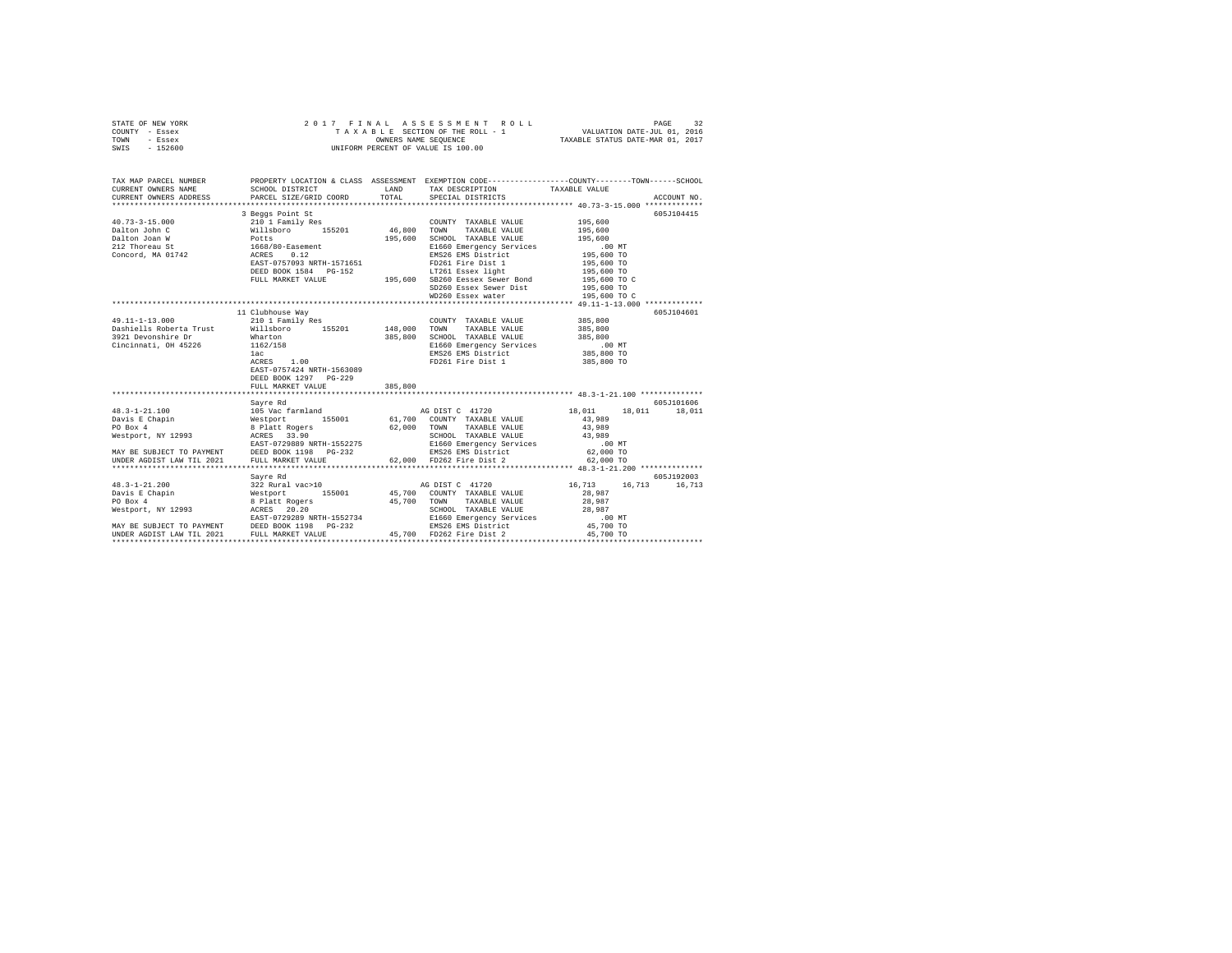STATE OF NEW YORK — 2017 FINAL ASSESSMENT ROLL — PAGE 32
COUNTY - Essex — TAXABLE SECTION OF THE ROLL - 1 — VALUATION DATE-JUL 01, 2016
TOWN - Essex — OWNERS NAME SEQUENCE — TAXABLE STATUS DATE-MAR 01, 2017
SWIS - 152600 — UNIFORM PERCENT OF VALUE IS 100.00

| TAX MAP PARCEL NUMBER / CURRENT OWNERS NAME / CURRENT OWNERS ADDRESS | PROPERTY LOCATION & CLASS / SCHOOL DISTRICT / PARCEL SIZE/GRID COORD | ASSESSMENT LAND / TOTAL | EXEMPTION CODE / TAX DESCRIPTION / SPECIAL DISTRICTS | COUNTY / TAXABLE VALUE | TOWN | SCHOOL | ACCOUNT NO. |
|---|---|---|---|---|---|---|---|
| 40.73-3-15.000 | 3 Beggs Point St | | | | | | 605J104415 |
| Dalton John C | 210 1 Family Res | | COUNTY TAXABLE VALUE | 195,600 | | | |
| Dalton Joan W | Willsboro 155201 | 46,800 | TOWN TAXABLE VALUE | 195,600 | | | |
| 212 Thoreau St | Potts | 195,600 | SCHOOL TAXABLE VALUE | 195,600 | | | |
| Concord, MA 01742 | 1668/80-Easement | | E1660 Emergency Services | .00 MT | | | |
| | ACRES 0.12 | | EMS26 EMS District | 195,600 TO | | | |
| | EAST-0757093 NRTH-1571651 | | FD261 Fire Dist 1 | 195,600 TO | | | |
| | DEED BOOK 1584 PG-152 | | LT261 Essex light | 195,600 TO | | | |
| | FULL MARKET VALUE | 195,600 | SB260 Eessex Sewer Bond | 195,600 TO C | | | |
| | | | SD260 Essex Sewer Dist | 195,600 TO | | | |
| | | | WD260 Essex water | 195,600 TO C | | | |
| 49.11-1-13.000 | 11 Clubhouse Way | | | | | | 605J104601 |
| Dashiells Roberta Trust | 210 1 Family Res | | COUNTY TAXABLE VALUE | 385,800 | | | |
| 3921 Devonshire Dr | Willsboro 155201 | 148,000 | TOWN TAXABLE VALUE | 385,800 | | | |
| Cincinnati, OH 45226 | Wharton | 385,800 | SCHOOL TAXABLE VALUE | 385,800 | | | |
| | 1162/158 | | E1660 Emergency Services | .00 MT | | | |
| | 1ac | | EMS26 EMS District | 385,800 TO | | | |
| | ACRES 1.00 | | FD261 Fire Dist 1 | 385,800 TO | | | |
| | EAST-0757424 NRTH-1563089 | | | | | | |
| | DEED BOOK 1297 PG-229 | | | | | | |
| | FULL MARKET VALUE | 385,800 | | | | | |
| 48.3-1-21.100 | Sayre Rd | | | | | | 605J101606 |
| Davis E Chapin | 105 Vac farmland | | AG DIST C 41720 | 18,011 | 18,011 | 18,011 | |
| PO Box 4 | Westport 155001 | 61,700 | COUNTY TAXABLE VALUE | 43,989 | | | |
| Westport, NY 12993 | 8 Platt Rogers | 62,000 | TOWN TAXABLE VALUE | 43,989 | | | |
| | ACRES 33.90 | | SCHOOL TAXABLE VALUE | 43,989 | | | |
| | EAST-0729889 NRTH-1552275 | | E1660 Emergency Services | .00 MT | | | |
| MAY BE SUBJECT TO PAYMENT | DEED BOOK 1198 PG-232 | | EMS26 EMS District | 62,000 TO | | | |
| UNDER AGDIST LAW TIL 2021 | FULL MARKET VALUE | 62,000 | FD262 Fire Dist 2 | 62,000 TO | | | |
| 48.3-1-21.200 | Sayre Rd | | | | | | 605J192003 |
| Davis E Chapin | 322 Rural vac>10 | | AG DIST C 41720 | 16,713 | 16,713 | 16,713 | |
| PO Box 4 | Westport 155001 | 45,700 | COUNTY TAXABLE VALUE | 28,987 | | | |
| Westport, NY 12993 | 8 Platt Rogers | 45,700 | TOWN TAXABLE VALUE | 28,987 | | | |
| | ACRES 20.20 | | SCHOOL TAXABLE VALUE | 28,987 | | | |
| | EAST-0729289 NRTH-1552734 | | E1660 Emergency Services | .00 MT | | | |
| MAY BE SUBJECT TO PAYMENT | DEED BOOK 1198 PG-232 | | EMS26 EMS District | 45,700 TO | | | |
| UNDER AGDIST LAW TIL 2021 | FULL MARKET VALUE | 45,700 | FD262 Fire Dist 2 | 45,700 TO | | | |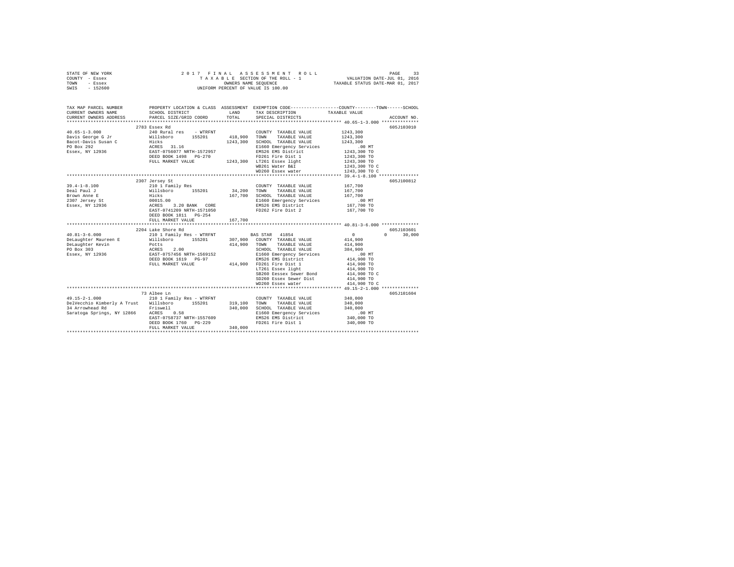STATE OF NEW YORK                2 0 1 7   F I N A L   A S S E S S M E N T   R O L L
COUNTY - Essex                   T A X A B L E  SECTION OF THE ROLL - 1          VALUATION DATE-JUL 01, 2016
TOWN   - Essex                   OWNERS NAME SEQUENCE                            TAXABLE STATUS DATE-MAR 01, 2017
SWIS   - 152600                  UNIFORM PERCENT OF VALUE IS 100.00

```
TAX MAP PARCEL NUMBER          PROPERTY LOCATION & CLASS  ASSESSMENT  EXEMPTION CODE-----------------COUNTY--------TOWN------SCHOOL
CURRENT OWNERS NAME            SCHOOL DISTRICT              LAND      TAX DESCRIPTION              TAXABLE VALUE
CURRENT OWNERS ADDRESS         PARCEL SIZE/GRID COORD       TOTAL     SPECIAL DISTRICTS                                  ACCOUNT NO.
*********************************************************************************************** 40.65-1-3.000 **************
                               2783 Essex Rd                                                                             605J103010
40.65-1-3.000                  240 Rural res   - WTRFNT             COUNTY  TAXABLE VALUE           1243,300
Davis George G Jr              Willsboro      155201     418,900    TOWN    TAXABLE VALUE           1243,300
Bacot-Davis Susan C            Hicks                     1243,300   SCHOOL  TAXABLE VALUE           1243,300
PO Box 292                     ACRES   31.16                        E1660 Emergency Services           .00 MT
Essex, NY 12936                EAST-0756077 NRTH-1572957            EMS26 EMS District              1243,300 TO
                               DEED BOOK 1498   PG-270              FD261 Fire Dist 1               1243,300 TO
                               FULL MARKET VALUE         1243,300   LT261 Essex light               1243,300 TO
                                                                    WB261 Water B&I                 1243,300 TO C
                                                                    WD260 Essex water               1243,300 TO C
*********************************************************************************************** 39.4-1-8.100 ***************
                               2307 Jersey St                                                                            605J100812
39.4-1-8.100                   210 1 Family Res                     COUNTY  TAXABLE VALUE           167,700
Deal Paul J                    Willsboro      155201      34,200    TOWN    TAXABLE VALUE           167,700
Brown Anne E                   Hicks                     167,700    SCHOOL  TAXABLE VALUE           167,700
2307 Jersey St                 00015.00                             E1660 Emergency Services           .00 MT
Essex, NY 12936                ACRES    3.20 BANK   CORE            EMS26 EMS District              167,700 TO
                               EAST-0741209 NRTH-1571050            FD262 Fire Dist 2               167,700 TO
                               DEED BOOK 1811   PG-254
                               FULL MARKET VALUE         167,700
*********************************************************************************************** 40.81-3-6.000 **************
                               2204 Lake Shore Rd                                                                        605J103601
40.81-3-6.000                  210 1 Family Res - WTRFNT            BAS STAR  41854                  0           0       30,000
DeLaughter Maureen E           Willsboro      155201     307,900    COUNTY  TAXABLE VALUE           414,900
DeLaughter Kevin               Potts                     414,900    TOWN    TAXABLE VALUE           414,900
PO Box 303                     ACRES    2.00                        SCHOOL  TAXABLE VALUE           384,900
Essex, NY 12936                EAST-0757456 NRTH-1569152            E1660 Emergency Services           .00 MT
                               DEED BOOK 1619   PG-97               EMS26 EMS District              414,900 TO
                               FULL MARKET VALUE         414,900    FD261 Fire Dist 1               414,900 TO
                                                                    LT261 Essex light               414,900 TO
                                                                    SB260 Eessex Sewer Bond         414,900 TO C
                                                                    SD260 Essex Sewer Dist          414,900 TO
                                                                    WD260 Essex water               414,900 TO C
*********************************************************************************************** 49.15-2-1.000 **************
                               73 Albee Ln                                                                               605J101604
49.15-2-1.000                  210 1 Family Res - WTRFNT            COUNTY  TAXABLE VALUE           340,000
DelVecchio Kimberly A Trust    Willsboro      155201     319,100    TOWN    TAXABLE VALUE           340,000
34 Arrowhead Rd                Friswell                  340,000    SCHOOL  TAXABLE VALUE           340,000
Saratoga Springs, NY 12866     ACRES    0.58                        E1660 Emergency Services           .00 MT
                               EAST-0758737 NRTH-1557609            EMS26 EMS District              340,000 TO
                               DEED BOOK 1760   PG-229              FD261 Fire Dist 1               340,000 TO
                               FULL MARKET VALUE         340,000
****************************************************************************************************************************
```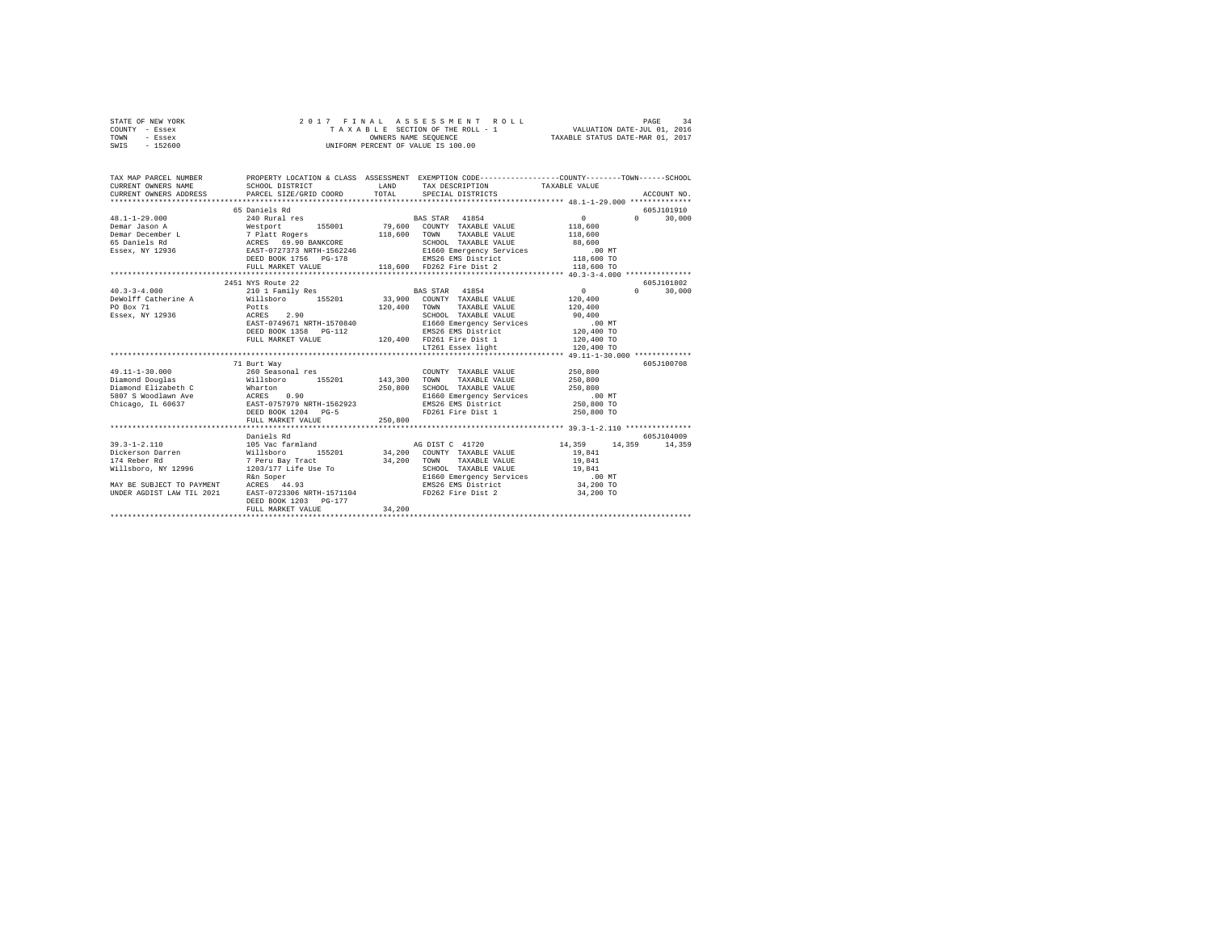```
STATE OF NEW YORK                2 0 1 7   F I N A L   A S S E S S M E N T   R O L L                              PAGE    34
COUNTY  - Essex                       T A X A B L E SECTION OF THE ROLL - 1                    VALUATION DATE-JUL 01, 2016
TOWN    - Essex                             OWNERS NAME SEQUENCE                           TAXABLE STATUS DATE-MAR 01, 2017
SWIS    - 152600                      UNIFORM PERCENT OF VALUE IS 100.00

TAX MAP PARCEL NUMBER          PROPERTY LOCATION & CLASS  ASSESSMENT  EXEMPTION CODE-----------------COUNTY--------TOWN------SCHOOL
CURRENT OWNERS NAME            SCHOOL DISTRICT             LAND       TAX DESCRIPTION            TAXABLE VALUE
CURRENT OWNERS ADDRESS         PARCEL SIZE/GRID COORD      TOTAL      SPECIAL DISTRICTS                                   ACCOUNT NO.
******************************************************************************************************* 48.1-1-29.000 **************
                               65 Daniels Rd                                                                              605J101910
48.1-1-29.000                  240 Rural res                          BAS STAR  41854                 0             0      30,000
Demar Jason A                  Westport       155001       79,600    COUNTY  TAXABLE VALUE           118,600
Demar December L               7 Platt Rogers             118,600    TOWN    TAXABLE VALUE           118,600
65 Daniels Rd                  ACRES   69.90 BANKCORE                 SCHOOL  TAXABLE VALUE            88,600
Essex, NY 12936                EAST-0727373 NRTH-1562246              E1660 Emergency Services            .00 MT
                               DEED BOOK 1756   PG-178                EMS26 EMS District              118,600 TO
                               FULL MARKET VALUE          118,600    FD262 Fire Dist 2               118,600 TO
******************************************************************************************************* 40.3-3-4.000 ***************
                               2451 NYS Route 22                                                                          605J101802
40.3-3-4.000                   210 1 Family Res                       BAS STAR  41854                 0             0      30,000
DeWolff Catherine A            Willsboro      155201       33,900    COUNTY  TAXABLE VALUE           120,400
PO Box 71                      Potts                      120,400    TOWN    TAXABLE VALUE           120,400
Essex, NY 12936                ACRES    2.90                          SCHOOL  TAXABLE VALUE            90,400
                               EAST-0749671 NRTH-1570840              E1660 Emergency Services            .00 MT
                               DEED BOOK 1358   PG-112                EMS26 EMS District              120,400 TO
                               FULL MARKET VALUE          120,400    FD261 Fire Dist 1               120,400 TO
                                                                      LT261 Essex light               120,400 TO
******************************************************************************************************* 49.11-1-30.000 *************
                               71 Burt Way                                                                                605J100708
49.11-1-30.000                 260 Seasonal res                       COUNTY  TAXABLE VALUE           250,800
Diamond Douglas                Willsboro      155201      143,300    TOWN    TAXABLE VALUE           250,800
Diamond Elizabeth C            Wharton                    250,800    SCHOOL  TAXABLE VALUE           250,800
5807 S Woodlawn Ave            ACRES    0.90                          E1660 Emergency Services            .00 MT
Chicago, IL 60637              EAST-0757979 NRTH-1562923              EMS26 EMS District              250,800 TO
                               DEED BOOK 1204   PG-5                  FD261 Fire Dist 1               250,800 TO
                               FULL MARKET VALUE          250,800
******************************************************************************************************* 39.3-1-2.110 ***************
                               Daniels Rd                                                                                 605J104009
39.3-1-2.110                   105 Vac farmland                       AG DIST C 41720              14,359        14,359      14,359
Dickerson Darren               Willsboro      155201       34,200    COUNTY  TAXABLE VALUE            19,841
174 Reber Rd                   7 Peru Bay Tract            34,200    TOWN    TAXABLE VALUE            19,841
Willsboro, NY 12996            1203/177 Life Use To                   SCHOOL  TAXABLE VALUE            19,841
                               R&n Soper                              E1660 Emergency Services            .00 MT
MAY BE SUBJECT TO PAYMENT      ACRES   44.93                          EMS26 EMS District               34,200 TO
UNDER AGDIST LAW TIL 2021      EAST-0723306 NRTH-1571104              FD262 Fire Dist 2                34,200 TO
                               DEED BOOK 1203   PG-177
                               FULL MARKET VALUE           34,200
************************************************************************************************************************************
```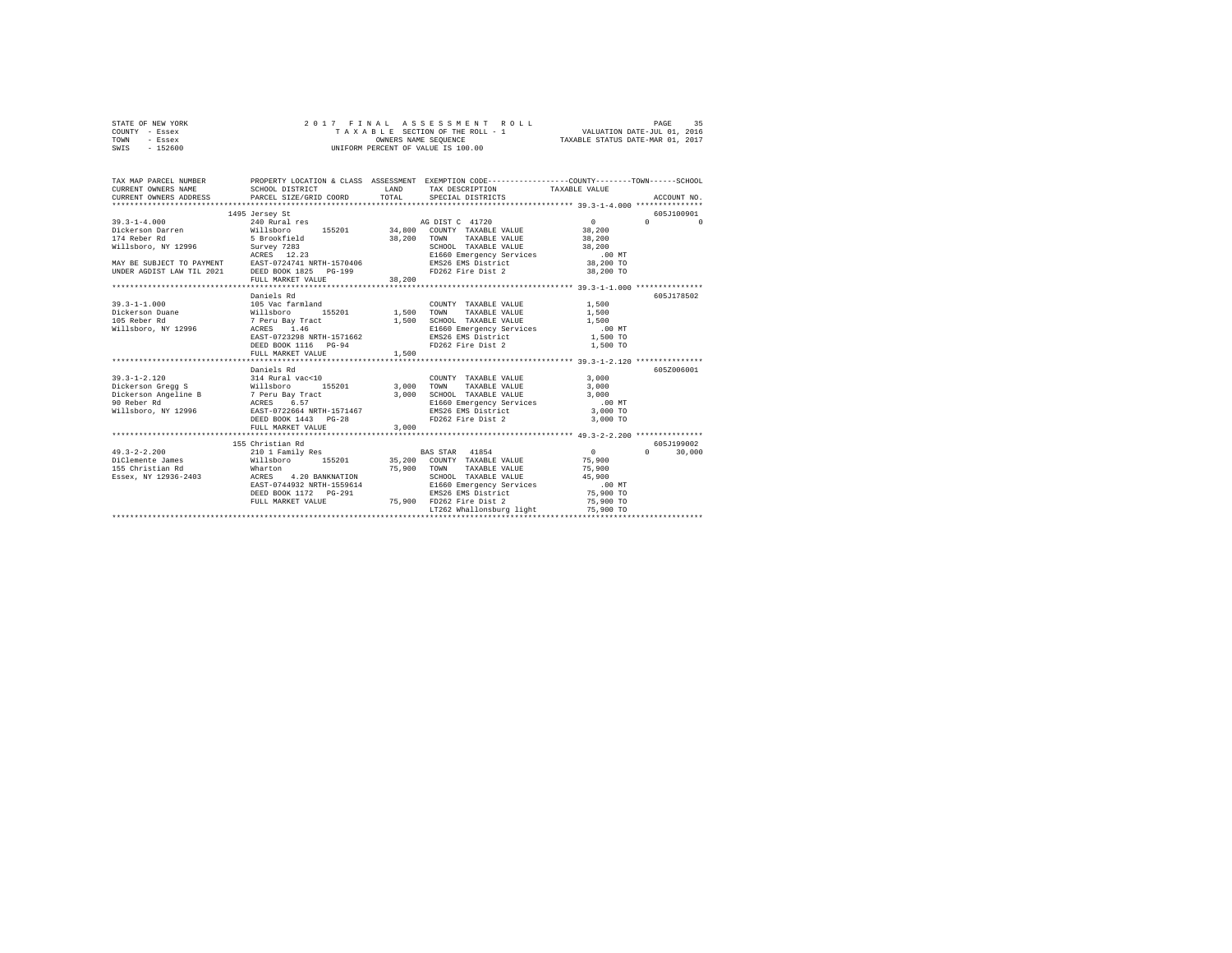STATE OF NEW YORK | COUNTY - Essex | TOWN - Essex | SWIS - 152600

2017 FINAL ASSESSMENT ROLL
TAXABLE SECTION OF THE ROLL - 1
OWNERS NAME SEQUENCE
UNIFORM PERCENT OF VALUE IS 100.00

VALUATION DATE-JUL 01, 2016
TAXABLE STATUS DATE-MAR 01, 2017

```
TAX MAP PARCEL NUMBER          PROPERTY LOCATION & CLASS  ASSESSMENT  EXEMPTION CODE-----------------COUNTY--------TOWN------SCHOOL
CURRENT OWNERS NAME            SCHOOL DISTRICT             LAND        TAX DESCRIPTION            TAXABLE VALUE
CURRENT OWNERS ADDRESS         PARCEL SIZE/GRID COORD      TOTAL       SPECIAL DISTRICTS                                       ACCOUNT NO.
******************************************************************************************************* 39.3-1-4.000 ***************
                               1495 Jersey St                                                                               605J100901
39.3-1-4.000                   240 Rural res                           AG DIST C  41720                0            0            0
Dickerson Darren               Willsboro       155201       34,800     COUNTY  TAXABLE VALUE           38,200
174 Reber Rd                   5 Brookfield                 38,200     TOWN    TAXABLE VALUE           38,200
Willsboro, NY 12996            Survey 7283                             SCHOOL  TAXABLE VALUE           38,200
                               ACRES   12.23                           E1660 Emergency Services          .00 MT
MAY BE SUBJECT TO PAYMENT      EAST-0724741 NRTH-1570406               EMS26 EMS District              38,200 TO
UNDER AGDIST LAW TIL 2021      DEED BOOK 1825   PG-199                 FD262 Fire Dist 2               38,200 TO
                               FULL MARKET VALUE            38,200
******************************************************************************************************* 39.3-1-1.000 ***************
                               Daniels Rd                                                                                   605J178502
39.3-1-1.000                   105 Vac farmland                        COUNTY  TAXABLE VALUE            1,500
Dickerson Duane                Willsboro       155201        1,500     TOWN    TAXABLE VALUE            1,500
105 Reber Rd                   7 Peru Bay Tract              1,500     SCHOOL  TAXABLE VALUE            1,500
Willsboro, NY 12996            ACRES    1.46                           E1660 Emergency Services          .00 MT
                               EAST-0723298 NRTH-1571662               EMS26 EMS District               1,500 TO
                               DEED BOOK 1116   PG-94                  FD262 Fire Dist 2                1,500 TO
                               FULL MARKET VALUE             1,500
******************************************************************************************************* 39.3-1-2.120 ***************
                               Daniels Rd                                                                                   605Z006001
39.3-1-2.120                   314 Rural vac<10                        COUNTY  TAXABLE VALUE            3,000
Dickerson Gregg S              Willsboro       155201        3,000     TOWN    TAXABLE VALUE            3,000
Dickerson Angeline B           7 Peru Bay Tract              3,000     SCHOOL  TAXABLE VALUE            3,000
90 Reber Rd                    ACRES    6.57                           E1660 Emergency Services          .00 MT
Willsboro, NY 12996            EAST-0722664 NRTH-1571467               EMS26 EMS District               3,000 TO
                               DEED BOOK 1443   PG-28                  FD262 Fire Dist 2                3,000 TO
                               FULL MARKET VALUE             3,000
******************************************************************************************************* 49.3-2-2.200 ***************
                               155 Christian Rd                                                                             605J199002
49.3-2-2.200                   210 1 Family Res                        BAS STAR   41854                0            0       30,000
DiClemente James               Willsboro       155201       35,200     COUNTY  TAXABLE VALUE           75,900
155 Christian Rd               Wharton                      75,900     TOWN    TAXABLE VALUE           75,900
Essex, NY 12936-2403           ACRES    4.20 BANKNATION                SCHOOL  TAXABLE VALUE           45,900
                               EAST-0744932 NRTH-1559614               E1660 Emergency Services          .00 MT
                               DEED BOOK 1172   PG-291                 EMS26 EMS District              75,900 TO
                               FULL MARKET VALUE            75,900     FD262 Fire Dist 2               75,900 TO
                                                                       LT262 Whallonsburg light        75,900 TO
************************************************************************************************************************************
```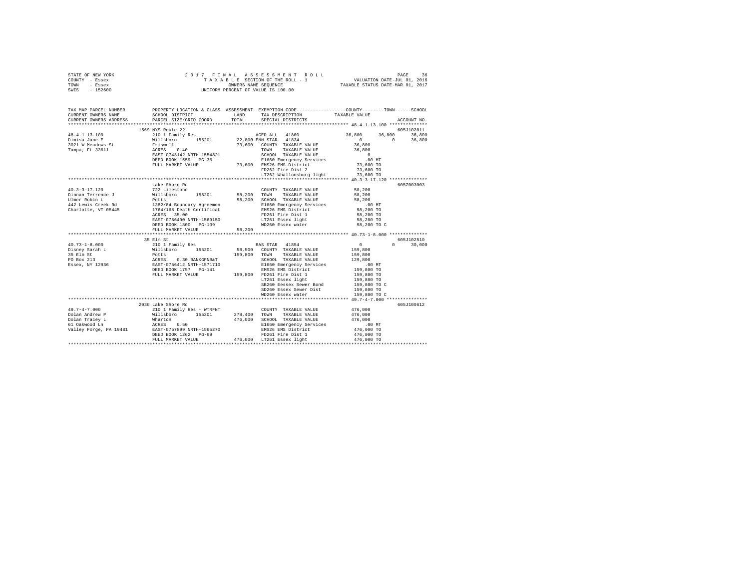STATE OF NEW YORK
COUNTY - Essex
TOWN - Essex
SWIS - 152600

2017 FINAL ASSESSMENT ROLL
TAXABLE SECTION OF THE ROLL - 1
OWNERS NAME SEQUENCE
UNIFORM PERCENT OF VALUE IS 100.00

VALUATION DATE-JUL 01, 2016
TAXABLE STATUS DATE-MAR 01, 2017

```
TAX MAP PARCEL NUMBER     PROPERTY LOCATION & CLASS  ASSESSMENT  EXEMPTION CODE-----------------COUNTY--------TOWN------SCHOOL
CURRENT OWNERS NAME       SCHOOL DISTRICT             LAND       TAX DESCRIPTION             TAXABLE VALUE
CURRENT OWNERS ADDRESS    PARCEL SIZE/GRID COORD      TOTAL      SPECIAL DISTRICTS                                     ACCOUNT NO.
******************************************************************************************** 48.4-1-13.100 **************
                          1569 NYS Route 22                                                                          605J102811
48.4-1-13.100             210 1 Family Res                  AGED ALL  41800              36,800      36,800      36,800
Dimisa Jane E             Willsboro      155201       22,800 ENH STAR  41834                   0           0      36,800
3021 W Meadows St         Friswell                    73,600   COUNTY  TAXABLE VALUE        36,800
Tampa, FL 33611           ACRES    0.40                        TOWN    TAXABLE VALUE        36,800
                          EAST-0743142 NRTH-1554821            SCHOOL  TAXABLE VALUE             0
                          DEED BOOK 1559   PG-36               E1660 Emergency Services        .00 MT
                          FULL MARKET VALUE           73,600   EMS26 EMS District           73,600 TO
                                                               FD262 Fire Dist 2            73,600 TO
                                                               LT262 Whallonsburg light     73,600 TO
******************************************************************************************** 40.3-3-17.120 **************
                          Lake Shore Rd                                                                              605Z003003
40.3-3-17.120             722 Limestone                        COUNTY  TAXABLE VALUE        58,200
Dinnan Terrence J         Willsboro      155201       58,200   TOWN    TAXABLE VALUE        58,200
Ulmer Robin L             Potts                       58,200   SCHOOL  TAXABLE VALUE        58,200
442 Lewis Creek Rd        1382/84 Boundary Agreemen            E1660 Emergency Services        .00 MT
Charlotte, VT 05445       1764/165 Death Certificat            EMS26 EMS District           58,200 TO
                          ACRES   35.00                        FD261 Fire Dist 1            58,200 TO
                          EAST-0756490 NRTH-1569150            LT261 Essex light            58,200 TO
                          DEED BOOK 1800   PG-139              WD260 Essex water            58,200 TO C
                          FULL MARKET VALUE           58,200
******************************************************************************************** 40.73-1-8.000 **************
                          35 Elm St                                                                                  605J102510
40.73-1-8.000             210 1 Family Res                  BAS STAR  41854                    0           0      30,000
Disney Sarah L            Willsboro      155201       58,500   COUNTY  TAXABLE VALUE       159,800
35 Elm St                 Potts                      159,800   TOWN    TAXABLE VALUE       159,800
PO Box 213                ACRES    0.30 BANKGFNB&T             SCHOOL  TAXABLE VALUE       129,800
Essex, NY 12936           EAST-0756412 NRTH-1571710            E1660 Emergency Services        .00 MT
                          DEED BOOK 1757   PG-141              EMS26 EMS District          159,800 TO
                          FULL MARKET VALUE          159,800   FD261 Fire Dist 1           159,800 TO
                                                               LT261 Essex light           159,800 TO
                                                               SB260 Eessex Sewer Bond     159,800 TO C
                                                               SD260 Essex Sewer Dist      159,800 TO
                                                               WD260 Essex water           159,800 TO C
******************************************************************************************** 49.7-4-7.000 ***************
                          2030 Lake Shore Rd                                                                         605J100612
49.7-4-7.000              210 1 Family Res - WTRFNT            COUNTY  TAXABLE VALUE       476,000
Dolan Andrew P            Willsboro      155201      278,400   TOWN    TAXABLE VALUE       476,000
Dolan Tracey L            Wharton                    476,000   SCHOOL  TAXABLE VALUE       476,000
61 Oakwood Ln             ACRES    0.50                        E1660 Emergency Services        .00 MT
Valley Forge, PA 19481    EAST-0757899 NRTH-1565270            EMS26 EMS District          476,000 TO
                          DEED BOOK 1262   PG-69               FD261 Fire Dist 1           476,000 TO
                          FULL MARKET VALUE          476,000   LT261 Essex light           476,000 TO
****************************************************************************************************************************
```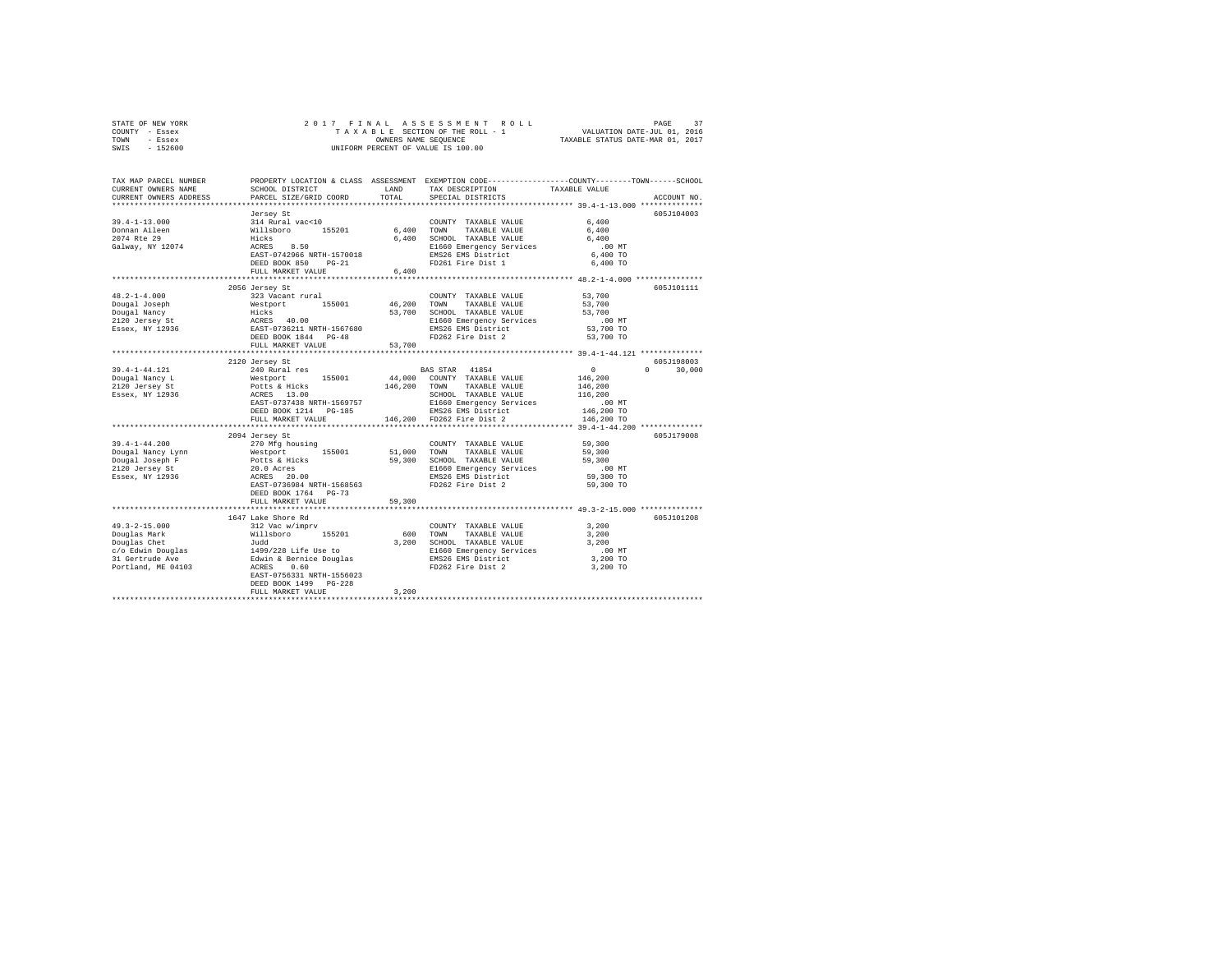STATE OF NEW YORK
COUNTY - Essex
TOWN - Essex
SWIS - 152600

2017 FINAL ASSESSMENT ROLL
TAXABLE SECTION OF THE ROLL - 1
OWNERS NAME SEQUENCE
UNIFORM PERCENT OF VALUE IS 100.00

VALUATION DATE-JUL 01, 2016
TAXABLE STATUS DATE-MAR 01, 2017

```
TAX MAP PARCEL NUMBER          PROPERTY LOCATION & CLASS  ASSESSMENT  EXEMPTION CODE-----------------COUNTY--------TOWN------SCHOOL
CURRENT OWNERS NAME            SCHOOL DISTRICT             LAND       TAX DESCRIPTION            TAXABLE VALUE
CURRENT OWNERS ADDRESS         PARCEL SIZE/GRID COORD      TOTAL      SPECIAL DISTRICTS                                      ACCOUNT NO.
******************************************************************************************************* 39.4-1-13.000 **************
                               Jersey St                                                                                 605J104003
39.4-1-13.000                  314 Rural vac<10                       COUNTY  TAXABLE VALUE           6,400
Donnan Aileen                  Willsboro      155201       6,400      TOWN    TAXABLE VALUE           6,400
2074 Rte 29                    Hicks                       6,400      SCHOOL  TAXABLE VALUE           6,400
Galway, NY 12074               ACRES    8.50                          E1660 Emergency Services          .00 MT
                               EAST-0742966 NRTH-1570018              EMS26 EMS District              6,400 TO
                               DEED BOOK 850    PG-21                 FD261 Fire Dist 1               6,400 TO
                               FULL MARKET VALUE           6,400
******************************************************************************************************* 48.2-1-4.000 ***************
                               2056 Jersey St                                                                            605J101111
48.2-1-4.000                   323 Vacant rural                       COUNTY  TAXABLE VALUE          53,700
Dougal Joseph                  Westport       155001      46,200      TOWN    TAXABLE VALUE          53,700
Dougal Nancy                   Hicks                      53,700      SCHOOL  TAXABLE VALUE          53,700
2120 Jersey St                 ACRES   40.00                          E1660 Emergency Services          .00 MT
Essex, NY 12936                EAST-0736211 NRTH-1567680              EMS26 EMS District             53,700 TO
                               DEED BOOK 1844   PG-48                 FD262 Fire Dist 2              53,700 TO
                               FULL MARKET VALUE          53,700
******************************************************************************************************* 39.4-1-44.121 **************
                               2120 Jersey St                                                                            605J198003
39.4-1-44.121                  240 Rural res                          BAS STAR  41854                      0          0     30,000
Dougal Nancy L                 Westport       155001      44,000      COUNTY  TAXABLE VALUE         146,200
2120 Jersey St                 Potts & Hicks             146,200      TOWN    TAXABLE VALUE         146,200
Essex, NY 12936                ACRES   13.00                          SCHOOL  TAXABLE VALUE         116,200
                               EAST-0737438 NRTH-1569757              E1660 Emergency Services          .00 MT
                               DEED BOOK 1214   PG-185                EMS26 EMS District            146,200 TO
                               FULL MARKET VALUE         146,200      FD262 Fire Dist 2             146,200 TO
******************************************************************************************************* 39.4-1-44.200 **************
                               2094 Jersey St                                                                            605J179008
39.4-1-44.200                  270 Mfg housing                        COUNTY  TAXABLE VALUE          59,300
Dougal Nancy Lynn              Westport       155001      51,000      TOWN    TAXABLE VALUE          59,300
Dougal Joseph F                Potts & Hicks              59,300      SCHOOL  TAXABLE VALUE          59,300
2120 Jersey St                 20.0 Acres                             E1660 Emergency Services          .00 MT
Essex, NY 12936                ACRES   20.00                          EMS26 EMS District             59,300 TO
                               EAST-0736984 NRTH-1568563              FD262 Fire Dist 2              59,300 TO
                               DEED BOOK 1764   PG-73
                               FULL MARKET VALUE          59,300
******************************************************************************************************* 49.3-2-15.000 **************
                               1647 Lake Shore Rd                                                                        605J101208
49.3-2-15.000                  312 Vac w/imprv                        COUNTY  TAXABLE VALUE           3,200
Douglas Mark                   Willsboro      155201         600      TOWN    TAXABLE VALUE           3,200
Douglas Chet                   Judd                        3,200      SCHOOL  TAXABLE VALUE           3,200
c/o Edwin Douglas              1499/228 Life Use to                   E1660 Emergency Services          .00 MT
31 Gertrude Ave                Edwin & Bernice Douglas                EMS26 EMS District              3,200 TO
Portland, ME 04103             ACRES    0.60                          FD262 Fire Dist 2               3,200 TO
                               EAST-0756331 NRTH-1556023
                               DEED BOOK 1499   PG-228
                               FULL MARKET VALUE           3,200
************************************************************************************************************************************
```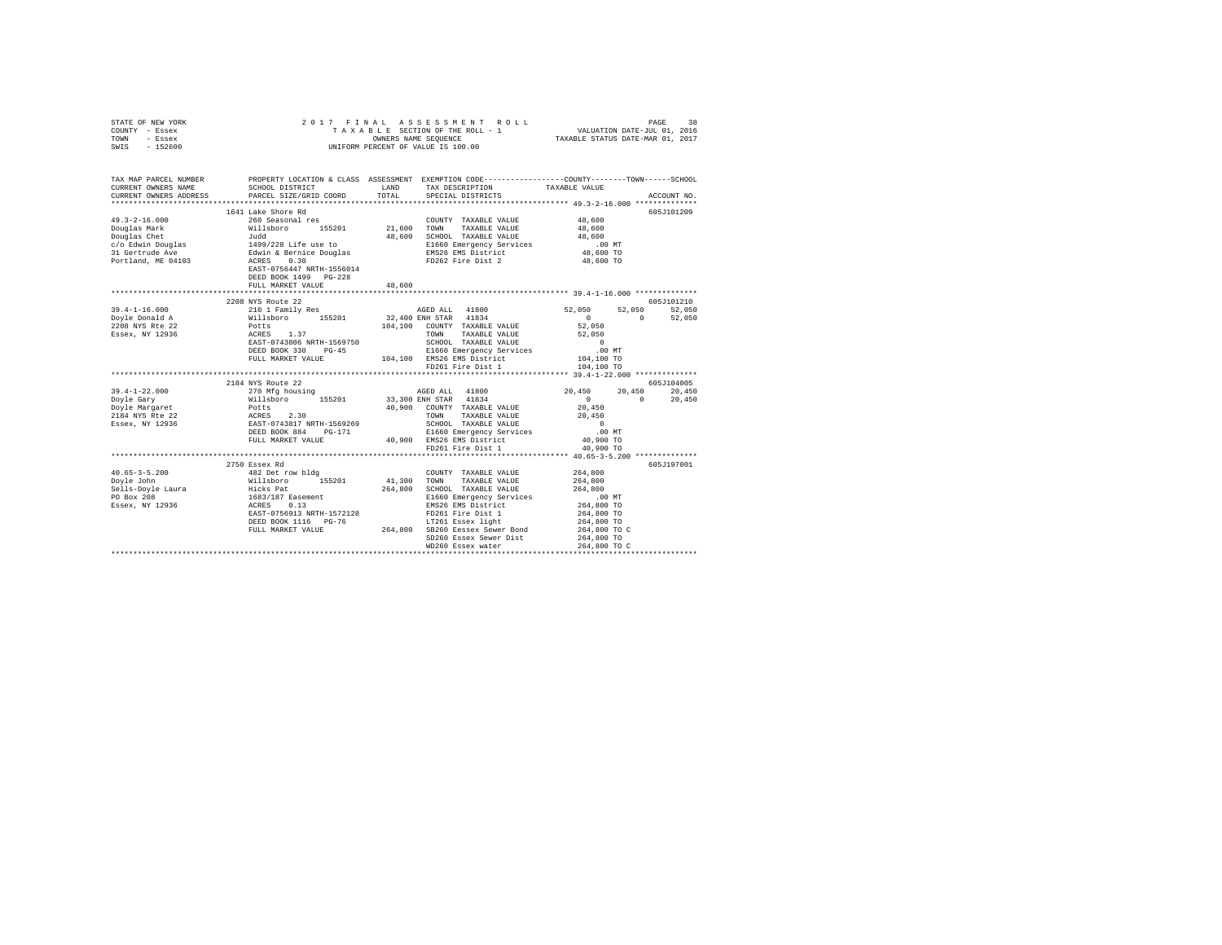STATE OF NEW YORK
COUNTY - Essex
TOWN - Essex
SWIS - 152600

2017 FINAL ASSESSMENT ROLL
TAXABLE SECTION OF THE ROLL - 1
OWNERS NAME SEQUENCE
UNIFORM PERCENT OF VALUE IS 100.00

VALUATION DATE-JUL 01, 2016
TAXABLE STATUS DATE-MAR 01, 2017

```
TAX MAP PARCEL NUMBER    PROPERTY LOCATION & CLASS  ASSESSMENT  EXEMPTION CODE-----------------COUNTY--------TOWN------SCHOOL
CURRENT OWNERS NAME      SCHOOL DISTRICT            LAND        TAX DESCRIPTION            TAXABLE VALUE
CURRENT OWNERS ADDRESS   PARCEL SIZE/GRID COORD     TOTAL       SPECIAL DISTRICTS                                    ACCOUNT NO.
*************************************************************************************************** 49.3-2-16.000 **************
                         1641 Lake Shore Rd                                                                           605J101209
49.3-2-16.000            260 Seasonal res                       COUNTY  TAXABLE VALUE           48,600
Douglas Mark             Willsboro      155201      21,600      TOWN    TAXABLE VALUE           48,600
Douglas Chet             Judd                       48,600      SCHOOL  TAXABLE VALUE           48,600
c/o Edwin Douglas        1499/228 Life use to                   E1660 Emergency Services           .00 MT
31 Gertrude Ave          Edwin & Bernice Douglas                EMS26 EMS District              48,600 TO
Portland, ME 04103       ACRES    0.30                          FD262 Fire Dist 2               48,600 TO
                         EAST-0756447 NRTH-1556014
                         DEED BOOK 1499   PG-228
                         FULL MARKET VALUE          48,600
*************************************************************************************************** 39.4-1-16.000 **************
                         2208 NYS Route 22                                                                            605J101210
39.4-1-16.000            210 1 Family Res                       AGED ALL   41800             52,050      52,050      52,050
Doyle Donald A           Willsboro      155201      32,400 ENH STAR  41834                        0           0      52,050
2208 NYS Rte 22          Potts                     104,100      COUNTY  TAXABLE VALUE           52,050
Essex, NY 12936          ACRES    1.37                          TOWN    TAXABLE VALUE           52,050
                         EAST-0743806 NRTH-1569750              SCHOOL  TAXABLE VALUE                0
                         DEED BOOK 330    PG-45                 E1660 Emergency Services           .00 MT
                         FULL MARKET VALUE         104,100      EMS26 EMS District             104,100 TO
                                                                FD261 Fire Dist 1              104,100 TO
*************************************************************************************************** 39.4-1-22.000 **************
                         2184 NYS Route 22                                                                            605J104005
39.4-1-22.000            270 Mfg housing                        AGED ALL   41800             20,450      20,450      20,450
Doyle Gary               Willsboro      155201      33,300 ENH STAR  41834                        0           0      20,450
Doyle Margaret           Potts                      40,900      COUNTY  TAXABLE VALUE           20,450
2184 NYS Rte 22          ACRES    2.30                          TOWN    TAXABLE VALUE           20,450
Essex, NY 12936          EAST-0743817 NRTH-1569269              SCHOOL  TAXABLE VALUE                0
                         DEED BOOK 884    PG-171                E1660 Emergency Services           .00 MT
                         FULL MARKET VALUE          40,900      EMS26 EMS District              40,900 TO
                                                                FD261 Fire Dist 1               40,900 TO
*************************************************************************************************** 40.65-3-5.200 **************
                         2750 Essex Rd                                                                                605J197001
40.65-3-5.200            482 Det row bldg                       COUNTY  TAXABLE VALUE          264,800
Doyle John               Willsboro      155201      41,300      TOWN    TAXABLE VALUE          264,800
Sells-Doyle Laura        Hicks Pat                 264,800      SCHOOL  TAXABLE VALUE          264,800
PO Box 208               1683/187 Easement                      E1660 Emergency Services           .00 MT
Essex, NY 12936          ACRES    0.13                          EMS26 EMS District             264,800 TO
                         EAST-0756913 NRTH-1572128              FD261 Fire Dist 1              264,800 TO
                         DEED BOOK 1116   PG-76                 LT261 Essex light              264,800 TO
                         FULL MARKET VALUE         264,800      SB260 Eessex Sewer Bond        264,800 TO C
                                                                SD260 Essex Sewer Dist         264,800 TO
                                                                WD260 Essex water              264,800 TO C
********************************************************************************************************************************
```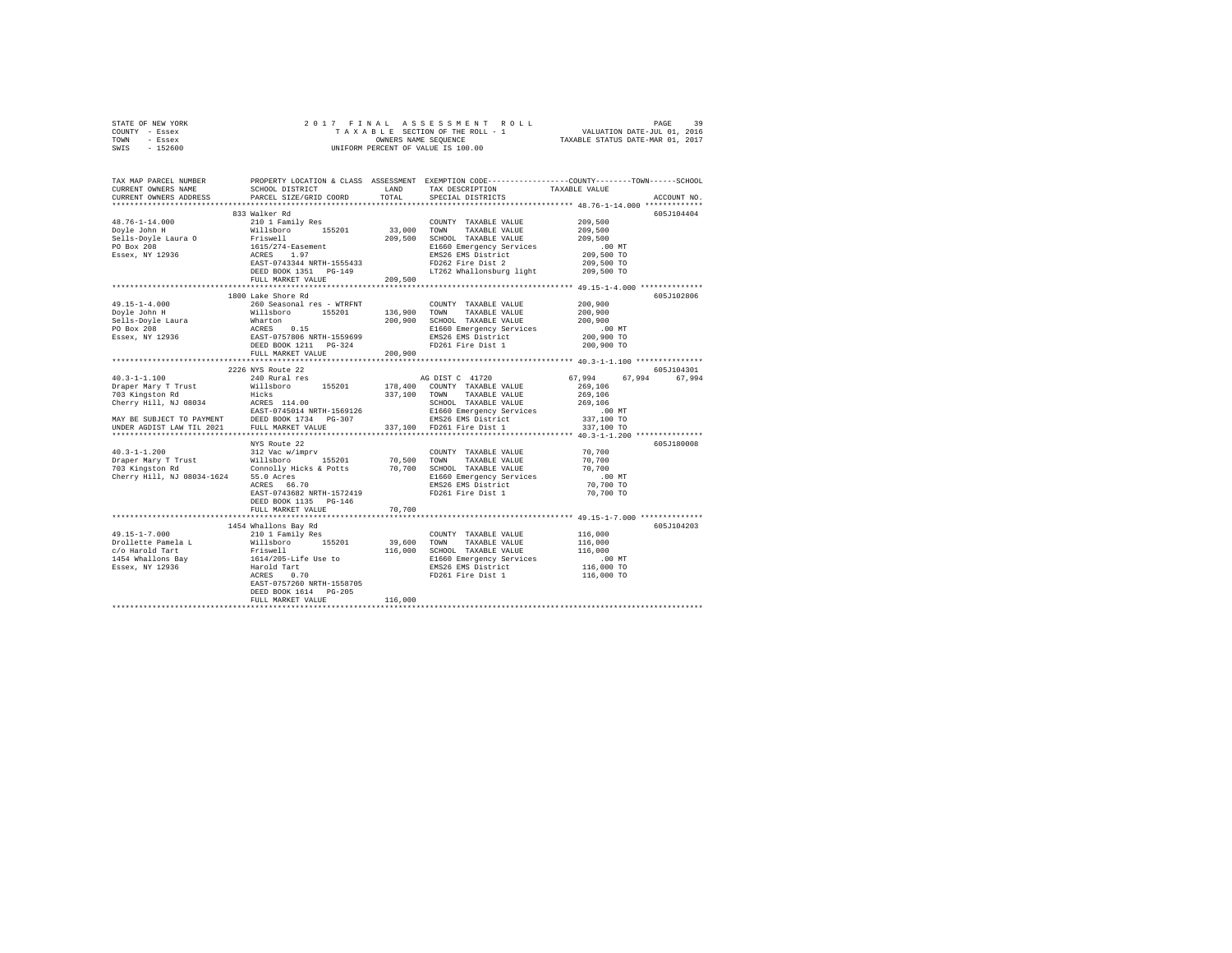STATE OF NEW YORK — COUNTY - Essex — TOWN - Essex — SWIS - 152600

2017 FINAL ASSESSMENT ROLL
TAXABLE SECTION OF THE ROLL - 1
OWNERS NAME SEQUENCE
UNIFORM PERCENT OF VALUE IS 100.00

VALUATION DATE-JUL 01, 2016
TAXABLE STATUS DATE-MAR 01, 2017

| TAX MAP PARCEL NUMBER / CURRENT OWNERS NAME / CURRENT OWNERS ADDRESS | PROPERTY LOCATION & CLASS / SCHOOL DISTRICT / PARCEL SIZE/GRID COORD | ASSESSMENT LAND / TOTAL | EXEMPTION CODE / TAX DESCRIPTION / SPECIAL DISTRICTS | COUNTY | TOWN | SCHOOL / TAXABLE VALUE | ACCOUNT NO. |
|---|---|---|---|---|---|---|---|
| **48.76-1-14.000** | 833 Walker Rd | | | | | | 605J104404 |
| Doyle John H | 210 1 Family Res | | COUNTY TAXABLE VALUE | 209,500 | | | |
| Sells-Doyle Laura O | Willsboro 155201 | 33,000 | TOWN TAXABLE VALUE | | 209,500 | | |
| PO Box 208 | Friswell | 209,500 | SCHOOL TAXABLE VALUE | | | 209,500 | |
| Essex, NY 12936 | 1615/274-Easement | | E1660 Emergency Services | .00 MT | | | |
| | ACRES 1.97 | | EMS26 EMS District | 209,500 TO | | | |
| | EAST-0743344 NRTH-1555433 | | FD262 Fire Dist 2 | 209,500 TO | | | |
| | DEED BOOK 1351 PG-149 | | LT262 Whallonsburg light | 209,500 TO | | | |
| | FULL MARKET VALUE | 209,500 | | | | | |
| **49.15-1-4.000** | 1800 Lake Shore Rd | | | | | | 605J102806 |
| Doyle John H | 260 Seasonal res - WTRFNT | | COUNTY TAXABLE VALUE | 200,900 | | | |
| Sells-Doyle Laura | Willsboro 155201 | 136,900 | TOWN TAXABLE VALUE | | 200,900 | | |
| PO Box 208 | Wharton | 200,900 | SCHOOL TAXABLE VALUE | | | 200,900 | |
| Essex, NY 12936 | ACRES 0.15 | | E1660 Emergency Services | .00 MT | | | |
| | EAST-0757806 NRTH-1559699 | | EMS26 EMS District | 200,900 TO | | | |
| | DEED BOOK 1211 PG-324 | | FD261 Fire Dist 1 | 200,900 TO | | | |
| | FULL MARKET VALUE | 200,900 | | | | | |
| **40.3-1-1.100** | 2226 NYS Route 22 | | | | | | 605J104301 |
| Draper Mary T Trust | 240 Rural res | | AG DIST C 41720 | 67,994 | 67,994 | 67,994 | |
| 703 Kingston Rd | Willsboro 155201 | 178,400 | COUNTY TAXABLE VALUE | 269,106 | | | |
| Cherry Hill, NJ 08034 | Hicks | 337,100 | TOWN TAXABLE VALUE | | 269,106 | | |
| | ACRES 114.00 | | SCHOOL TAXABLE VALUE | | | 269,106 | |
| | EAST-0745014 NRTH-1569126 | | E1660 Emergency Services | .00 MT | | | |
| MAY BE SUBJECT TO PAYMENT | DEED BOOK 1734 PG-307 | | EMS26 EMS District | 337,100 TO | | | |
| UNDER AGDIST LAW TIL 2021 | FULL MARKET VALUE | 337,100 | FD261 Fire Dist 1 | 337,100 TO | | | |
| **40.3-1-1.200** | NYS Route 22 | | | | | | 605J180008 |
| Draper Mary T Trust | 312 Vac w/imprv | | COUNTY TAXABLE VALUE | 70,700 | | | |
| 703 Kingston Rd | Willsboro 155201 | 70,500 | TOWN TAXABLE VALUE | | 70,700 | | |
| Cherry Hill, NJ 08034-1624 | Connolly Hicks & Potts | 70,700 | SCHOOL TAXABLE VALUE | | | 70,700 | |
| | 55.0 Acres | | E1660 Emergency Services | .00 MT | | | |
| | ACRES 66.70 | | EMS26 EMS District | 70,700 TO | | | |
| | EAST-0743682 NRTH-1572419 | | FD261 Fire Dist 1 | 70,700 TO | | | |
| | DEED BOOK 1135 PG-146 | | | | | | |
| | FULL MARKET VALUE | 70,700 | | | | | |
| **49.15-1-7.000** | 1454 Whallons Bay Rd | | | | | | 605J104203 |
| Drollette Pamela L | 210 1 Family Res | | COUNTY TAXABLE VALUE | 116,000 | | | |
| c/o Harold Tart | Willsboro 155201 | 39,600 | TOWN TAXABLE VALUE | | 116,000 | | |
| 1454 Whallons Bay | Friswell | 116,000 | SCHOOL TAXABLE VALUE | | | 116,000 | |
| Essex, NY 12936 | 1614/205-Life Use to | | E1660 Emergency Services | .00 MT | | | |
| | Harold Tart | | EMS26 EMS District | 116,000 TO | | | |
| | ACRES 0.70 | | FD261 Fire Dist 1 | 116,000 TO | | | |
| | EAST-0757260 NRTH-1558705 | | | | | | |
| | DEED BOOK 1614 PG-205 | | | | | | |
| | FULL MARKET VALUE | 116,000 | | | | | |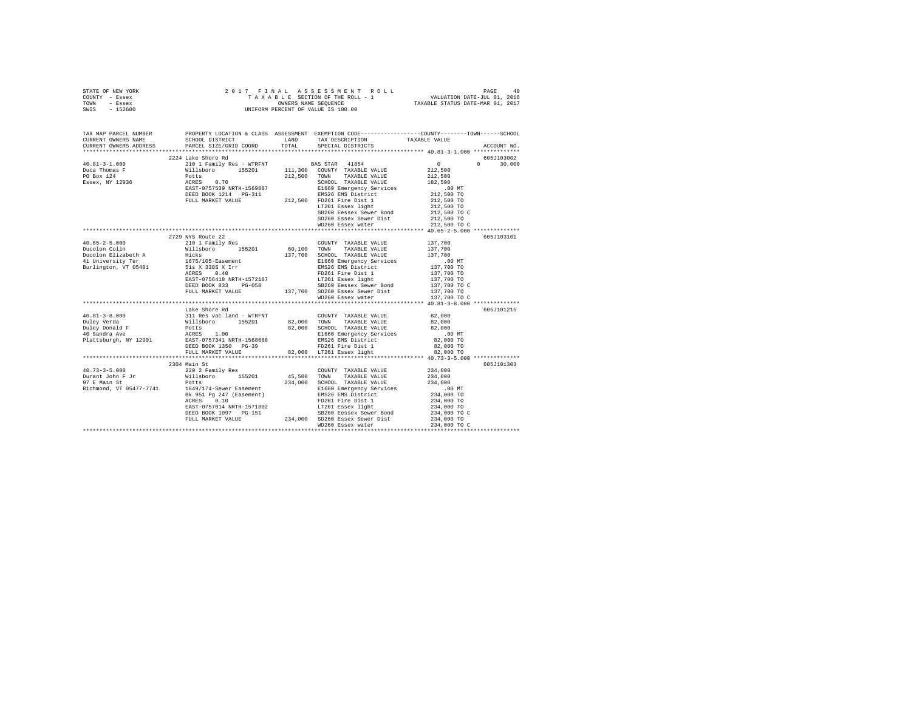STATE OF NEW YORK                2017 FINAL ASSESSMENT ROLL
COUNTY - Essex                   TAXABLE SECTION OF THE ROLL - 1          VALUATION DATE-JUL 01, 2016
TOWN - Essex                     OWNERS NAME SEQUENCE                     TAXABLE STATUS DATE-MAR 01, 2017
SWIS - 152600                    UNIFORM PERCENT OF VALUE IS 100.00

| TAX MAP PARCEL NUMBER / CURRENT OWNERS NAME / CURRENT OWNERS ADDRESS | PROPERTY LOCATION & CLASS / SCHOOL DISTRICT / PARCEL SIZE/GRID COORD | ASSESSMENT LAND | TOTAL | EXEMPTION CODE / TAX DESCRIPTION / SPECIAL DISTRICTS | COUNTY / TAXABLE VALUE | TOWN | SCHOOL | ACCOUNT NO. |
|---|---|---|---|---|---|---|---|---|
| 40.81-3-1.000 | 2224 Lake Shore Rd | | | | | | | 605J103002 |
| 40.81-3-1.000 | 210 1 Family Res - WTRFNT | | | BAS STAR 41854 | 0 | 0 | 30,000 | |
| Duca Thomas F | Willsboro 155201 | 111,300 | | COUNTY TAXABLE VALUE | 212,500 | | | |
| PO Box 124 | Potts | | 212,500 | TOWN TAXABLE VALUE | 212,500 | | | |
| Essex, NY 12936 | ACRES 0.70 | | | SCHOOL TAXABLE VALUE | 182,500 | | | |
| | EAST-0757539 NRTH-1569887 | | | E1660 Emergency Services | .00 MT | | | |
| | DEED BOOK 1214 PG-311 | | | EMS26 EMS District | 212,500 TO | | | |
| | FULL MARKET VALUE | | 212,500 | FD261 Fire Dist 1 | 212,500 TO | | | |
| | | | | LT261 Essex light | 212,500 TO | | | |
| | | | | SB260 Eessex Sewer Bond | 212,500 TO C | | | |
| | | | | SD260 Essex Sewer Dist | 212,500 TO | | | |
| | | | | WD260 Essex water | 212,500 TO C | | | |
| 40.65-2-5.000 | 2729 NYS Route 22 | | | | | | | 605J103101 |
| 40.65-2-5.000 | 210 1 Family Res | | | COUNTY TAXABLE VALUE | 137,700 | | | |
| Ducolon Colin | Willsboro 155201 | 60,100 | | TOWN TAXABLE VALUE | 137,700 | | | |
| Ducolon Elizabeth A | Hicks | | 137,700 | SCHOOL TAXABLE VALUE | 137,700 | | | |
| 41 University Ter | 1675/105-Easement | | | E1660 Emergency Services | .00 MT | | | |
| Burlington, VT 05401 | 51s X 338S X Irr | | | EMS26 EMS District | 137,700 TO | | | |
| | ACRES 0.40 | | | FD261 Fire Dist 1 | 137,700 TO | | | |
| | EAST-0756418 NRTH-1572187 | | | LT261 Essex light | 137,700 TO | | | |
| | DEED BOOK 833 PG-058 | | | SB260 Eessex Sewer Bond | 137,700 TO C | | | |
| | FULL MARKET VALUE | | 137,700 | SD260 Essex Sewer Dist | 137,700 TO | | | |
| | | | | WD260 Essex water | 137,700 TO C | | | |
| 40.81-3-8.000 | Lake Shore Rd | | | | | | | 605J101215 |
| 40.81-3-8.000 | 311 Res vac land - WTRFNT | | | COUNTY TAXABLE VALUE | 82,000 | | | |
| Duley Verda | Willsboro 155201 | 82,000 | | TOWN TAXABLE VALUE | 82,000 | | | |
| Duley Donald F | Potts | | 82,000 | SCHOOL TAXABLE VALUE | 82,000 | | | |
| 40 Sandra Ave | ACRES 1.00 | | | E1660 Emergency Services | .00 MT | | | |
| Plattsburgh, NY 12901 | EAST-0757341 NRTH-1568688 | | | EMS26 EMS District | 82,000 TO | | | |
| | DEED BOOK 1350 PG-39 | | | FD261 Fire Dist 1 | 82,000 TO | | | |
| | FULL MARKET VALUE | | 82,000 | LT261 Essex light | 82,000 TO | | | |
| 40.73-3-5.000 | 2304 Main St | | | | | | | 605J101303 |
| 40.73-3-5.000 | 220 2 Family Res | | | COUNTY TAXABLE VALUE | 234,000 | | | |
| Durant John F Jr | Willsboro 155201 | 45,500 | | TOWN TAXABLE VALUE | 234,000 | | | |
| 97 E Main St | Potts | | 234,000 | SCHOOL TAXABLE VALUE | 234,000 | | | |
| Richmond, VT 05477-7741 | 1649/174-Sewer Easement | | | E1660 Emergency Services | .00 MT | | | |
| | Bk 951 Pg 247 (Easement) | | | EMS26 EMS District | 234,000 TO | | | |
| | ACRES 0.10 | | | FD261 Fire Dist 1 | 234,000 TO | | | |
| | EAST-0757014 NRTH-1571802 | | | LT261 Essex light | 234,000 TO | | | |
| | DEED BOOK 1097 PG-151 | | | SB260 Eessex Sewer Bond | 234,000 TO C | | | |
| | FULL MARKET VALUE | | 234,000 | SD260 Essex Sewer Dist | 234,000 TO | | | |
| | | | | WD260 Essex water | 234,000 TO C | | | |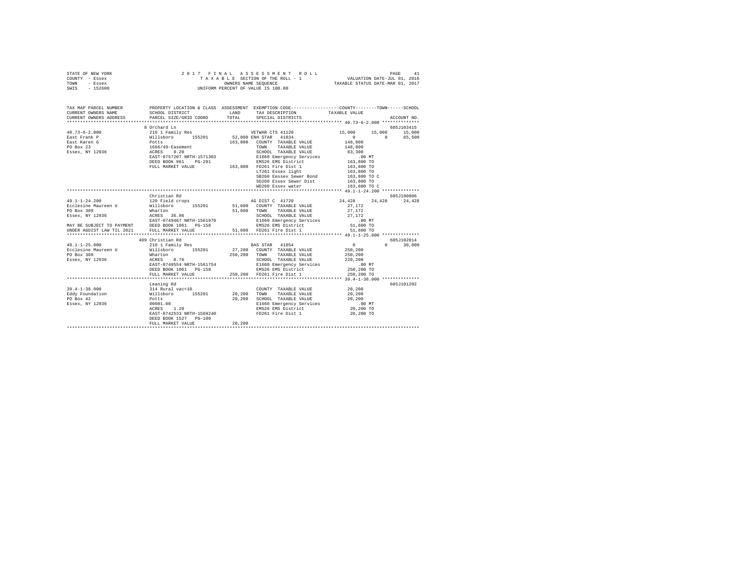STATE OF NEW YORK                2 0 1 7  F I N A L  A S S E S S M E N T  R O L L
COUNTY - Essex                   T A X A B L E SECTION OF THE ROLL - 1                VALUATION DATE-JUL 01, 2016
TOWN - Essex                     OWNERS NAME SEQUENCE                                  TAXABLE STATUS DATE-MAR 01, 2017
SWIS - 152600                    UNIFORM PERCENT OF VALUE IS 100.00

```
TAX MAP PARCEL NUMBER        PROPERTY LOCATION & CLASS  ASSESSMENT  EXEMPTION CODE-----------------COUNTY--------TOWN------SCHOOL
CURRENT OWNERS NAME          SCHOOL DISTRICT              LAND      TAX DESCRIPTION            TAXABLE VALUE
CURRENT OWNERS ADDRESS       PARCEL SIZE/GRID COORD       TOTAL     SPECIAL DISTRICTS                                    ACCOUNT NO.
*********************************************************************************************** 40.73-6-2.000 **************
                             8 Orchard Ln                                                                             605J103415
40.73-6-2.000                210 1 Family Res                      VETWAR CTS 41120          15,000     15,000     15,000
East Frank P                 Willsboro      155201      52,000 ENH STAR  41834                  0          0     65,500
East Karen G                 Potts                      163,800   COUNTY  TAXABLE VALUE        148,800
PO Box 23                    1666/49-Easement                     TOWN    TAXABLE VALUE        148,800
Essex, NY 12936              ACRES    0.20                        SCHOOL  TAXABLE VALUE         83,300
                             EAST-0757207 NRTH-1571303            E1660 Emergency Services        .00 MT
                             DEED BOOK 961    PG-291              EMS26 EMS District          163,800 TO
                             FULL MARKET VALUE          163,800   FD261 Fire Dist 1           163,800 TO
                                                                  LT261 Essex light           163,800 TO
                                                                  SB260 Eessex Sewer Bond     163,800 TO C
                                                                  SD260 Essex Sewer Dist      163,800 TO
                                                                  WD260 Essex water           163,800 TO C
*********************************************************************************************** 49.1-1-24.200 **************
                             Christian Rd                                                                             605J190006
49.1-1-24.200                120 Field crops                      AG DIST C 41720            24,428     24,428     24,428
Ecclesine Maureen U          Willsboro      155201       51,600   COUNTY  TAXABLE VALUE         27,172
PO Box 309                   Wharton                     51,600   TOWN    TAXABLE VALUE         27,172
Essex, NY 12936              ACRES   36.86                        SCHOOL  TAXABLE VALUE         27,172
                             EAST-0749467 NRTH-1561970            E1660 Emergency Services        .00 MT
MAY BE SUBJECT TO PAYMENT    DEED BOOK 1061   PG-158              EMS26 EMS District           51,600 TO
UNDER AGDIST LAW TIL 2021    FULL MARKET VALUE           51,600   FD261 Fire Dist 1            51,600 TO
*********************************************************************************************** 49.1-1-25.000 **************
                             409 Christian Rd                                                                         605J102014
49.1-1-25.000                210 1 Family Res                     BAS STAR  41854                  0          0     30,000
Ecclesine Maureen U          Willsboro      155201       27,200   COUNTY  TAXABLE VALUE        250,200
PO Box 309                   Wharton                    250,200   TOWN    TAXABLE VALUE        250,200
Essex, NY 12936              ACRES    0.76                        SCHOOL  TAXABLE VALUE        220,200
                             EAST-0749554 NRTH-1561754            E1660 Emergency Services        .00 MT
                             DEED BOOK 1061   PG-158              EMS26 EMS District          250,200 TO
                             FULL MARKET VALUE          250,200   FD261 Fire Dist 1           250,200 TO
*********************************************************************************************** 39.4-1-38.000 **************
                             Leaning Rd                                                                               605J101202
39.4-1-38.000                314 Rural vac<10                     COUNTY  TAXABLE VALUE         20,200
Eddy Foundation              Willsboro      155201       20,200   TOWN    TAXABLE VALUE         20,200
PO Box 42                    Potts                       20,200   SCHOOL  TAXABLE VALUE         20,200
Essex, NY 12936              00001.00                             E1660 Emergency Services        .00 MT
                             ACRES    1.20                        EMS26 EMS District           20,200 TO
                             EAST-0742533 NRTH-1569240            FD261 Fire Dist 1            20,200 TO
                             DEED BOOK 1527   PG-100
                             FULL MARKET VALUE           20,200
****************************************************************************************************************************
```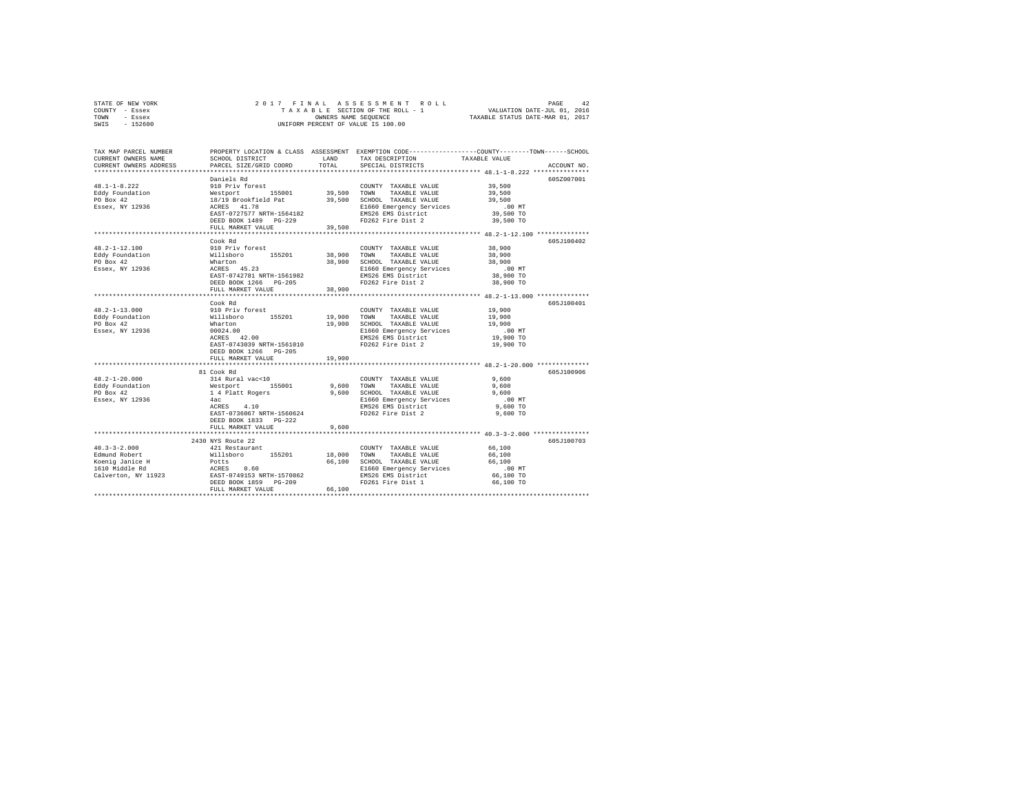STATE OF NEW YORK &emsp; 2017 FINAL ASSESSMENT ROLL
COUNTY - Essex &emsp; TAXABLE SECTION OF THE ROLL - 1 &emsp; VALUATION DATE-JUL 01, 2016
TOWN - Essex &emsp; OWNERS NAME SEQUENCE &emsp; TAXABLE STATUS DATE-MAR 01, 2017
SWIS - 152600 &emsp; UNIFORM PERCENT OF VALUE IS 100.00

| TAX MAP PARCEL NUMBER / CURRENT OWNERS NAME / CURRENT OWNERS ADDRESS | PROPERTY LOCATION & CLASS / SCHOOL DISTRICT / PARCEL SIZE/GRID COORD | ASSESSMENT LAND | TOTAL | EXEMPTION CODE / TAX DESCRIPTION / SPECIAL DISTRICTS | COUNTY / TOWN / SCHOOL TAXABLE VALUE | ACCOUNT NO. |
|---|---|---|---|---|---|---|
| 48.1-1-8.222 | Daniels Rd | | | | | 605Z007001 |
| 48.1-1-8.222 | 910 Priv forest | | | COUNTY TAXABLE VALUE | 39,500 | |
| Eddy Foundation | Westport 155001 | 39,500 | | TOWN TAXABLE VALUE | 39,500 | |
| PO Box 42 | 18/19 Brookfield Pat | | 39,500 | SCHOOL TAXABLE VALUE | 39,500 | |
| Essex, NY 12936 | ACRES 41.78 | | | E1660 Emergency Services | .00 MT | |
| | EAST-0727577 NRTH-1564182 | | | EMS26 EMS District | 39,500 TO | |
| | DEED BOOK 1489 PG-229 | | | FD262 Fire Dist 2 | 39,500 TO | |
| | FULL MARKET VALUE | | 39,500 | | | |
| 48.2-1-12.100 | Cook Rd | | | | | 605J100402 |
| 48.2-1-12.100 | 910 Priv forest | | | COUNTY TAXABLE VALUE | 38,900 | |
| Eddy Foundation | Willsboro 155201 | 38,900 | | TOWN TAXABLE VALUE | 38,900 | |
| PO Box 42 | Wharton | | 38,900 | SCHOOL TAXABLE VALUE | 38,900 | |
| Essex, NY 12936 | ACRES 45.23 | | | E1660 Emergency Services | .00 MT | |
| | EAST-0742781 NRTH-1561982 | | | EMS26 EMS District | 38,900 TO | |
| | DEED BOOK 1266 PG-205 | | | FD262 Fire Dist 2 | 38,900 TO | |
| | FULL MARKET VALUE | | 38,900 | | | |
| 48.2-1-13.000 | Cook Rd | | | | | 605J100401 |
| 48.2-1-13.000 | 910 Priv forest | | | COUNTY TAXABLE VALUE | 19,900 | |
| Eddy Foundation | Willsboro 155201 | 19,900 | | TOWN TAXABLE VALUE | 19,900 | |
| PO Box 42 | Wharton | | 19,900 | SCHOOL TAXABLE VALUE | 19,900 | |
| Essex, NY 12936 | 00024.00 | | | E1660 Emergency Services | .00 MT | |
| | ACRES 42.00 | | | EMS26 EMS District | 19,900 TO | |
| | EAST-0743039 NRTH-1561010 | | | FD262 Fire Dist 2 | 19,900 TO | |
| | DEED BOOK 1266 PG-205 | | | | | |
| | FULL MARKET VALUE | | 19,900 | | | |
| 48.2-1-20.000 | 81 Cook Rd | | | | | 605J100906 |
| 48.2-1-20.000 | 314 Rural vac<10 | | | COUNTY TAXABLE VALUE | 9,600 | |
| Eddy Foundation | Westport 155001 | 9,600 | | TOWN TAXABLE VALUE | 9,600 | |
| PO Box 42 | 1 4 Platt Rogers | | 9,600 | SCHOOL TAXABLE VALUE | 9,600 | |
| Essex, NY 12936 | 4ac | | | E1660 Emergency Services | .00 MT | |
| | ACRES 4.10 | | | EMS26 EMS District | 9,600 TO | |
| | EAST-0736067 NRTH-1560624 | | | FD262 Fire Dist 2 | 9,600 TO | |
| | DEED BOOK 1833 PG-222 | | | | | |
| | FULL MARKET VALUE | | 9,600 | | | |
| 40.3-3-2.000 | 2430 NYS Route 22 | | | | | 605J100703 |
| 40.3-3-2.000 | 421 Restaurant | | | COUNTY TAXABLE VALUE | 66,100 | |
| Edmund Robert | Willsboro 155201 | 18,000 | | TOWN TAXABLE VALUE | 66,100 | |
| Koenig Janice H | Potts | | 66,100 | SCHOOL TAXABLE VALUE | 66,100 | |
| 1610 Middle Rd | ACRES 0.60 | | | E1660 Emergency Services | .00 MT | |
| Calverton, NY 11923 | EAST-0749153 NRTH-1570862 | | | EMS26 EMS District | 66,100 TO | |
| | DEED BOOK 1859 PG-209 | | | FD261 Fire Dist 1 | 66,100 TO | |
| | FULL MARKET VALUE | | 66,100 | | | |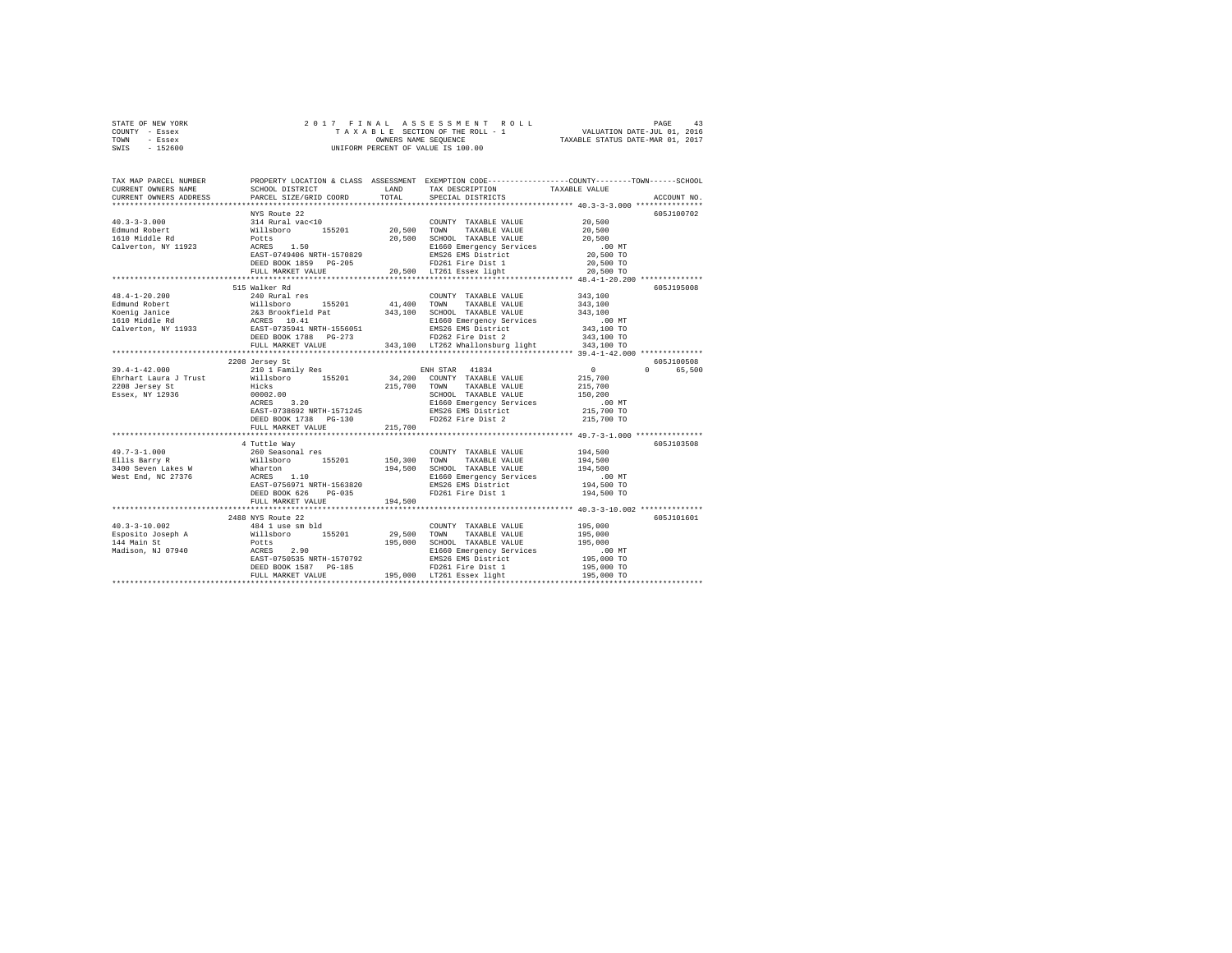STATE OF NEW YORK
COUNTY - Essex
TOWN - Essex
SWIS - 152600

2 0 1 7 F I N A L A S S E S S M E N T R O L L
T A X A B L E SECTION OF THE ROLL - 1
OWNERS NAME SEQUENCE
UNIFORM PERCENT OF VALUE IS 100.00

VALUATION DATE-JUL 01, 2016
TAXABLE STATUS DATE-MAR 01, 2017

```
TAX MAP PARCEL NUMBER          PROPERTY LOCATION & CLASS  ASSESSMENT  EXEMPTION CODE-----------------COUNTY--------TOWN------SCHOOL
CURRENT OWNERS NAME            SCHOOL DISTRICT               LAND      TAX DESCRIPTION            TAXABLE VALUE
CURRENT OWNERS ADDRESS         PARCEL SIZE/GRID COORD        TOTAL     SPECIAL DISTRICTS                                    ACCOUNT NO.
******************************************************************************************************* 40.3-3-3.000 ***************
                               NYS Route 22                                                                          605J100702
40.3-3-3.000                   314 Rural vac<10                          COUNTY  TAXABLE VALUE             20,500
Edmund Robert                  Willsboro      155201        20,500      TOWN    TAXABLE VALUE             20,500
1610 Middle Rd                 Potts                        20,500      SCHOOL  TAXABLE VALUE             20,500
Calverton, NY 11923            ACRES    1.50                            E1660 Emergency Services             .00 MT
                               EAST-0749406 NRTH-1570829               EMS26 EMS District                20,500 TO
                               DEED BOOK 1859   PG-205                  FD261 Fire Dist 1                 20,500 TO
                               FULL MARKET VALUE            20,500      LT261 Essex light                 20,500 TO
******************************************************************************************************* 48.4-1-20.200 **************
                               515 Walker Rd                                                                         605J195008
48.4-1-20.200                  240 Rural res                             COUNTY  TAXABLE VALUE            343,100
Edmund Robert                  Willsboro      155201        41,400      TOWN    TAXABLE VALUE            343,100
Koenig Janice                  2&3 Brookfield Pat          343,100      SCHOOL  TAXABLE VALUE            343,100
1610 Middle Rd                 ACRES   10.41                            E1660 Emergency Services             .00 MT
Calverton, NY 11933            EAST-0735941 NRTH-1556051               EMS26 EMS District               343,100 TO
                               DEED BOOK 1788   PG-273                  FD262 Fire Dist 2                343,100 TO
                               FULL MARKET VALUE           343,100      LT262 Whallonsburg light         343,100 TO
******************************************************************************************************* 39.4-1-42.000 **************
                               2208 Jersey St                                                                        605J100508
39.4-1-42.000                  210 1 Family Res                         ENH STAR  41834                       0            0     65,500
Ehrhart Laura J Trust          Willsboro      155201        34,200      COUNTY  TAXABLE VALUE            215,700
2208 Jersey St                 Hicks                       215,700      TOWN    TAXABLE VALUE            215,700
Essex, NY 12936                00002.00                                 SCHOOL  TAXABLE VALUE            150,200
                               ACRES    3.20                            E1660 Emergency Services             .00 MT
                               EAST-0738692 NRTH-1571245               EMS26 EMS District               215,700 TO
                               DEED BOOK 1738   PG-130                  FD262 Fire Dist 2                215,700 TO
                               FULL MARKET VALUE           215,700
******************************************************************************************************* 49.7-3-1.000 ***************
                               4 Tuttle Way                                                                          605J103508
49.7-3-1.000                   260 Seasonal res                          COUNTY  TAXABLE VALUE            194,500
Ellis Barry R                  Willsboro      155201       150,300      TOWN    TAXABLE VALUE            194,500
3400 Seven Lakes W             Wharton                     194,500      SCHOOL  TAXABLE VALUE            194,500
West End, NC 27376             ACRES    1.10                            E1660 Emergency Services             .00 MT
                               EAST-0756971 NRTH-1563820               EMS26 EMS District               194,500 TO
                               DEED BOOK 626    PG-035                  FD261 Fire Dist 1                194,500 TO
                               FULL MARKET VALUE           194,500
******************************************************************************************************* 40.3-3-10.002 **************
                               2488 NYS Route 22                                                                     605J101601
40.3-3-10.002                  484 1 use sm bld                          COUNTY  TAXABLE VALUE            195,000
Esposito Joseph A              Willsboro      155201        29,500      TOWN    TAXABLE VALUE            195,000
144 Main St                    Potts                       195,000      SCHOOL  TAXABLE VALUE            195,000
Madison, NJ 07940              ACRES    2.90                            E1660 Emergency Services             .00 MT
                               EAST-0750535 NRTH-1570792               EMS26 EMS District               195,000 TO
                               DEED BOOK 1587   PG-185                  FD261 Fire Dist 1                195,000 TO
                               FULL MARKET VALUE           195,000      LT261 Essex light                195,000 TO
************************************************************************************************************************************
```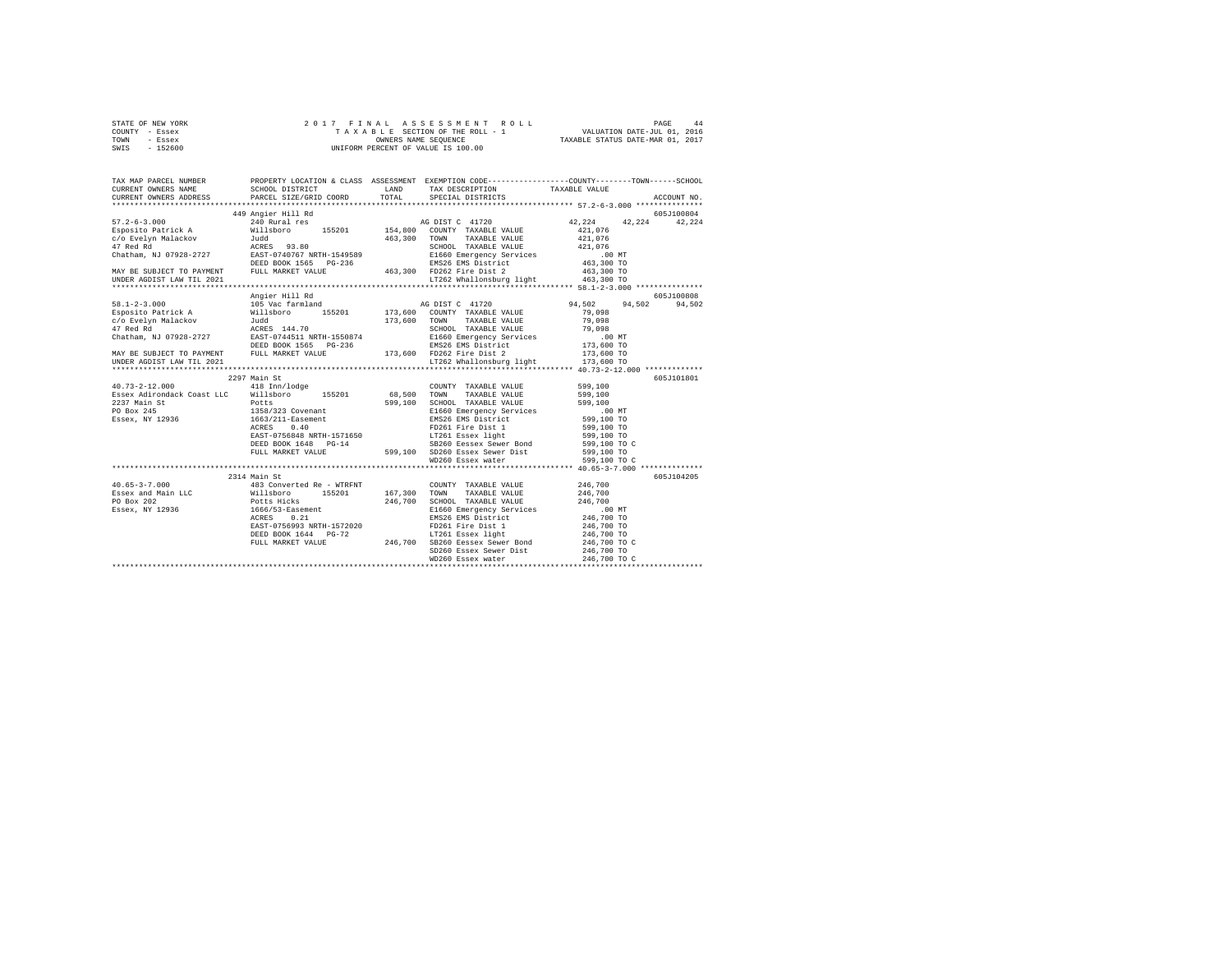```
STATE OF NEW YORK              2 0 1 7  F I N A L  A S S E S S M E N T  R O L L                    PAGE    44
COUNTY  - Essex                   T A X A B L E SECTION OF THE ROLL - 1                 VALUATION DATE-JUL 01, 2016
TOWN    - Essex                        OWNERS NAME SEQUENCE                           TAXABLE STATUS DATE-MAR 01, 2017
SWIS    - 152600                  UNIFORM PERCENT OF VALUE IS 100.00

TAX MAP PARCEL NUMBER       PROPERTY LOCATION & CLASS  ASSESSMENT  EXEMPTION CODE------------------COUNTY--------TOWN------SCHOOL
CURRENT OWNERS NAME         SCHOOL DISTRICT              LAND      TAX DESCRIPTION            TAXABLE VALUE
CURRENT OWNERS ADDRESS      PARCEL SIZE/GRID COORD       TOTAL     SPECIAL DISTRICTS                                  ACCOUNT NO.
******************************************************************************************** 57.2-6-3.000 ***************
                            449 Angier Hill Rd                                                                      605J100804
57.2-6-3.000                240 Rural res                          AG DIST C 41720             42,224     42,224     42,224
Esposito Patrick A          Willsboro      155201      154,800   COUNTY  TAXABLE VALUE          421,076
c/o Evelyn Malackov         Judd                       463,300   TOWN    TAXABLE VALUE          421,076
47 Red Rd                   ACRES  93.80                         SCHOOL  TAXABLE VALUE          421,076
Chatham, NJ 07928-2727      EAST-0740767 NRTH-1549589            E1660 Emergency Services           .00 MT
                            DEED BOOK 1565   PG-236              EMS26 EMS District             463,300 TO
MAY BE SUBJECT TO PAYMENT   FULL MARKET VALUE          463,300   FD262 Fire Dist 2              463,300 TO
UNDER AGDIST LAW TIL 2021                                        LT262 Whallonsburg light       463,300 TO
******************************************************************************************** 58.1-2-3.000 ***************
                            Angier Hill Rd                                                                          605J100808
58.1-2-3.000                105 Vac farmland                       AG DIST C 41720             94,502     94,502     94,502
Esposito Patrick A          Willsboro      155201      173,600   COUNTY  TAXABLE VALUE           79,098
c/o Evelyn Malackov         Judd                       173,600   TOWN    TAXABLE VALUE           79,098
47 Red Rd                   ACRES 144.70                         SCHOOL  TAXABLE VALUE           79,098
Chatham, NJ 07928-2727      EAST-0744511 NRTH-1550874            E1660 Emergency Services           .00 MT
                            DEED BOOK 1565   PG-236              EMS26 EMS District             173,600 TO
MAY BE SUBJECT TO PAYMENT   FULL MARKET VALUE          173,600   FD262 Fire Dist 2              173,600 TO
UNDER AGDIST LAW TIL 2021                                        LT262 Whallonsburg light       173,600 TO
******************************************************************************************** 40.73-2-12.000 *************
                            2297 Main St                                                                            605J101801
40.73-2-12.000              418 Inn/lodge                          COUNTY  TAXABLE VALUE          599,100
Essex Adirondack Coast LLC  Willsboro      155201       68,500   TOWN    TAXABLE VALUE          599,100
2237 Main St                Potts                      599,100   SCHOOL  TAXABLE VALUE          599,100
PO Box 245                  1358/323 Covenant                    E1660 Emergency Services           .00 MT
Essex, NY 12936             1663/211-Easement                    EMS26 EMS District             599,100 TO
                            ACRES   0.40                         FD261 Fire Dist 1              599,100 TO
                            EAST-0756848 NRTH-1571650            LT261 Essex light              599,100 TO
                            DEED BOOK 1648   PG-14               SB260 Eessex Sewer Bond        599,100 TO C
                            FULL MARKET VALUE          599,100   SD260 Essex Sewer Dist         599,100 TO
                                                                 WD260 Essex water              599,100 TO C
******************************************************************************************** 40.65-3-7.000 **************
                            2314 Main St                                                                            605J104205
40.65-3-7.000               483 Converted Re - WTRFNT              COUNTY  TAXABLE VALUE          246,700
Essex and Main LLC          Willsboro      155201      167,300   TOWN    TAXABLE VALUE          246,700
PO Box 202                  Potts Hicks                246,700   SCHOOL  TAXABLE VALUE          246,700
Essex, NY 12936             1666/53-Easement                     E1660 Emergency Services           .00 MT
                            ACRES   0.21                         EMS26 EMS District             246,700 TO
                            EAST-0756993 NRTH-1572020            FD261 Fire Dist 1              246,700 TO
                            DEED BOOK 1644   PG-72               LT261 Essex light              246,700 TO
                            FULL MARKET VALUE          246,700   SB260 Eessex Sewer Bond        246,700 TO C
                                                                 SD260 Essex Sewer Dist         246,700 TO
                                                                 WD260 Essex water              246,700 TO C
*************************************************************************************************************************
```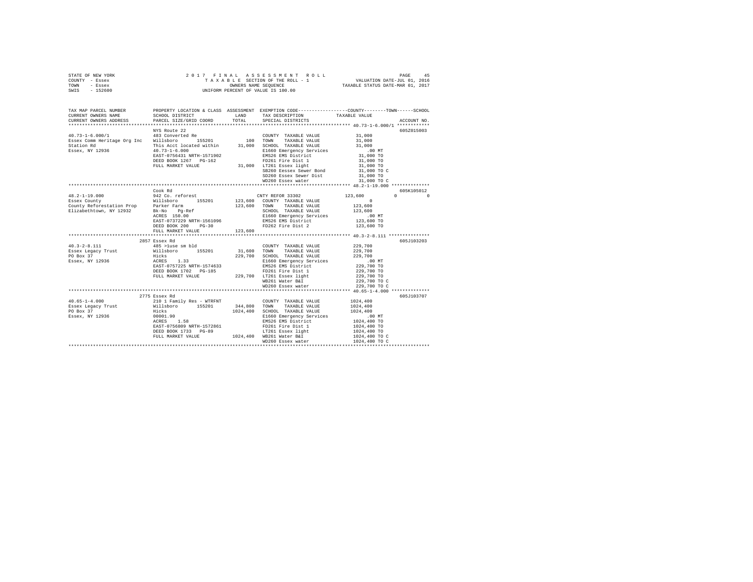STATE OF NEW YORK
COUNTY - Essex
TOWN - Essex
SWIS - 152600

2017 FINAL ASSESSMENT ROLL
TAXABLE SECTION OF THE ROLL - 1
OWNERS NAME SEQUENCE
UNIFORM PERCENT OF VALUE IS 100.00

VALUATION DATE-JUL 01, 2016
TAXABLE STATUS DATE-MAR 01, 2017

```
TAX MAP PARCEL NUMBER          PROPERTY LOCATION & CLASS  ASSESSMENT  EXEMPTION CODE-----------------COUNTY--------TOWN------SCHOOL
CURRENT OWNERS NAME            SCHOOL DISTRICT              LAND      TAX DESCRIPTION            TAXABLE VALUE
CURRENT OWNERS ADDRESS         PARCEL SIZE/GRID COORD       TOTAL     SPECIAL DISTRICTS                                      ACCOUNT NO.
*********************************************************************************************** 40.73-1-6.000/1 ************
                               NYS Route 22                                                                                605Z015003
40.73-1-6.000/1                483 Converted Re                       COUNTY  TAXABLE VALUE          31,000
Essex Comm Heritage Org Inc    Willsboro      155201        100       TOWN    TAXABLE VALUE          31,000
Station Rd                     This Acct located within   31,000      SCHOOL  TAXABLE VALUE          31,000
Essex, NY 12936                40.73-1-6.000                          E1660 Emergency Services          .00 MT
                               EAST-0756431 NRTH-1571902              EMS26 EMS District             31,000 TO
                               DEED BOOK 1267   PG-162                FD261 Fire Dist 1              31,000 TO
                               FULL MARKET VALUE          31,000      LT261 Essex light              31,000 TO
                                                                      SB260 Eessex Sewer Bond        31,000 TO C
                                                                      SD260 Essex Sewer Dist         31,000 TO
                                                                      WD260 Essex water              31,000 TO C
*********************************************************************************************** 48.2-1-19.000 **************
                               Cook Rd                                                                                     605K105012
48.2-1-19.000                  942 Co. reforest                       CNTY REFOR 33302              123,600          0            0
Essex County                   Willsboro      155201    123,600       COUNTY  TAXABLE VALUE               0
County Reforestation Prop      Parker Farm              123,600       TOWN    TAXABLE VALUE         123,600
Elizabethtown, NY 12932        Bk-No    Pg-Ref                        SCHOOL  TAXABLE VALUE         123,600
                               ACRES  150.00                          E1660 Emergency Services          .00 MT
                               EAST-0737229 NRTH-1561096              EMS26 EMS District            123,600 TO
                               DEED BOOK 200    PG-30                 FD262 Fire Dist 2             123,600 TO
                               FULL MARKET VALUE        123,600
*********************************************************************************************** 40.3-2-8.111 ***************
                               2857 Essex Rd                                                                               605J103203
40.3-2-8.111                   485 >1use sm bld                       COUNTY  TAXABLE VALUE         229,700
Essex Legacy Trust             Willsboro      155201     31,600       TOWN    TAXABLE VALUE         229,700
PO Box 37                      Hicks                    229,700       SCHOOL  TAXABLE VALUE         229,700
Essex, NY 12936                ACRES    1.33                          E1660 Emergency Services          .00 MT
                               EAST-0757225 NRTH-1574633              EMS26 EMS District            229,700 TO
                               DEED BOOK 1702   PG-185                FD261 Fire Dist 1             229,700 TO
                               FULL MARKET VALUE        229,700       LT261 Essex light             229,700 TO
                                                                      WB261 Water B&I               229,700 TO C
                                                                      WD260 Essex water             229,700 TO C
*********************************************************************************************** 40.65-1-4.000 **************
                               2775 Essex Rd                                                                               605J103707
40.65-1-4.000                  210 1 Family Res - WTRFNT              COUNTY  TAXABLE VALUE        1024,400
Essex Legacy Trust             Willsboro      155201    344,800       TOWN    TAXABLE VALUE        1024,400
PO Box 37                      Hicks                   1024,400       SCHOOL  TAXABLE VALUE        1024,400
Essex, NY 12936                00001.90                               E1660 Emergency Services          .00 MT
                               ACRES    1.58                          EMS26 EMS District           1024,400 TO
                               EAST-0756809 NRTH-1572861              FD261 Fire Dist 1            1024,400 TO
                               DEED BOOK 1733   PG-89                 LT261 Essex light            1024,400 TO
                               FULL MARKET VALUE       1024,400       WB261 Water B&I              1024,400 TO C
                                                                      WD260 Essex water            1024,400 TO C
******************************************************************************************************************************
```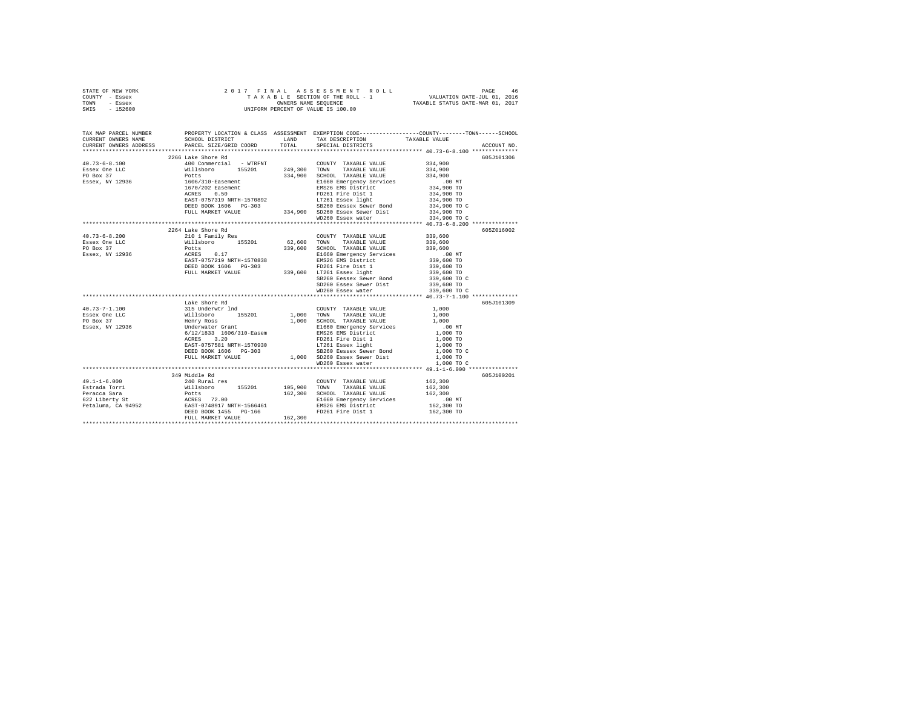STATE OF NEW YORK — 2017 FINAL ASSESSMENT ROLL — TAXABLE SECTION OF THE ROLL - 1 — VALUATION DATE-JUL 01, 2016
COUNTY - Essex — OWNERS NAME SEQUENCE — TAXABLE STATUS DATE-MAR 01, 2017
TOWN - Essex — UNIFORM PERCENT OF VALUE IS 100.00
SWIS - 152600

| TAX MAP PARCEL NUMBER / CURRENT OWNERS NAME / CURRENT OWNERS ADDRESS | PROPERTY LOCATION & CLASS / SCHOOL DISTRICT / PARCEL SIZE/GRID COORD | ASSESSMENT LAND | TOTAL | EXEMPTION CODE / TAX DESCRIPTION / SPECIAL DISTRICTS | TAXABLE VALUE (COUNTY / TOWN / SCHOOL) | ACCOUNT NO. |
|---|---|---|---|---|---|---|
| **40.73-6-8.100** | 2266 Lake Shore Rd | | | | | 605J101306 |
| 40.73-6-8.100 | 400 Commercial - WTRFNT | | | COUNTY TAXABLE VALUE | 334,900 | |
| Essex One LLC | Willsboro 155201 | 249,300 | | TOWN TAXABLE VALUE | 334,900 | |
| PO Box 37 | Potts | | 334,900 | SCHOOL TAXABLE VALUE | 334,900 | |
| Essex, NY 12936 | 1606/310-Easement | | | E1660 Emergency Services | .00 MT | |
| | 1670/202 Easement | | | EMS26 EMS District | 334,900 TO | |
| | ACRES 0.50 | | | FD261 Fire Dist 1 | 334,900 TO | |
| | EAST-0757319 NRTH-1570892 | | | LT261 Essex light | 334,900 TO | |
| | DEED BOOK 1606 PG-303 | | | SB260 Eessex Sewer Bond | 334,900 TO C | |
| | FULL MARKET VALUE | | 334,900 | SD260 Essex Sewer Dist | 334,900 TO | |
| | | | | WD260 Essex water | 334,900 TO C | |
| **40.73-6-8.200** | 2264 Lake Shore Rd | | | | | 605Z016002 |
| 40.73-6-8.200 | 210 1 Family Res | | | COUNTY TAXABLE VALUE | 339,600 | |
| Essex One LLC | Willsboro 155201 | 62,600 | | TOWN TAXABLE VALUE | 339,600 | |
| PO Box 37 | Potts | | 339,600 | SCHOOL TAXABLE VALUE | 339,600 | |
| Essex, NY 12936 | ACRES 0.17 | | | E1660 Emergency Services | .00 MT | |
| | EAST-0757219 NRTH-1570838 | | | EMS26 EMS District | 339,600 TO | |
| | DEED BOOK 1606 PG-303 | | | FD261 Fire Dist 1 | 339,600 TO | |
| | FULL MARKET VALUE | | 339,600 | LT261 Essex light | 339,600 TO | |
| | | | | SB260 Eessex Sewer Bond | 339,600 TO C | |
| | | | | SD260 Essex Sewer Dist | 339,600 TO | |
| | | | | WD260 Essex water | 339,600 TO C | |
| **40.73-7-1.100** | Lake Shore Rd | | | | | 605J101309 |
| 40.73-7-1.100 | 315 Underwtr lnd | | | COUNTY TAXABLE VALUE | 1,000 | |
| Essex One LLC | Willsboro 155201 | 1,000 | | TOWN TAXABLE VALUE | 1,000 | |
| PO Box 37 | Henry Ross | | 1,000 | SCHOOL TAXABLE VALUE | 1,000 | |
| Essex, NY 12936 | Underwater Grant | | | E1660 Emergency Services | .00 MT | |
| | 6/12/1833 1606/310-Easem | | | EMS26 EMS District | 1,000 TO | |
| | ACRES 3.20 | | | FD261 Fire Dist 1 | 1,000 TO | |
| | EAST-0757581 NRTH-1570930 | | | LT261 Essex light | 1,000 TO | |
| | DEED BOOK 1606 PG-303 | | | SB260 Eessex Sewer Bond | 1,000 TO C | |
| | FULL MARKET VALUE | | 1,000 | SD260 Essex Sewer Dist | 1,000 TO | |
| | | | | WD260 Essex water | 1,000 TO C | |
| **49.1-1-6.000** | 349 Middle Rd | | | | | 605J100201 |
| 49.1-1-6.000 | 240 Rural res | | | COUNTY TAXABLE VALUE | 162,300 | |
| Estrada Torri | Willsboro 155201 | 105,900 | | TOWN TAXABLE VALUE | 162,300 | |
| Peracca Sara | Potts | | 162,300 | SCHOOL TAXABLE VALUE | 162,300 | |
| 622 Liberty St | ACRES 72.00 | | | E1660 Emergency Services | .00 MT | |
| Petaluma, CA 94952 | EAST-0748917 NRTH-1566461 | | | EMS26 EMS District | 162,300 TO | |
| | DEED BOOK 1455 PG-166 | | | FD261 Fire Dist 1 | 162,300 TO | |
| | FULL MARKET VALUE | | 162,300 | | | |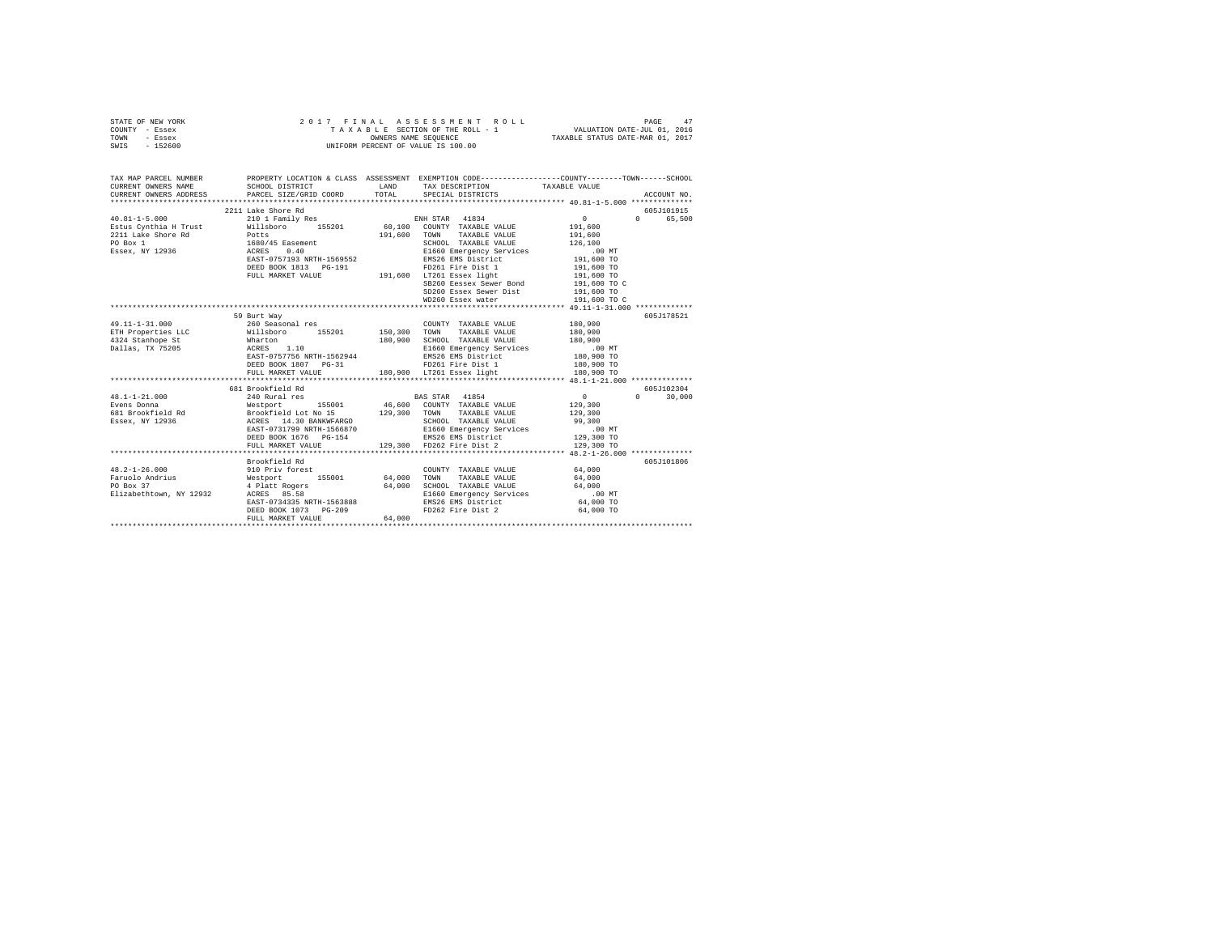STATE OF NEW YORK — 2 0 1 7 F I N A L A S S E S S M E N T R O L L
COUNTY - Essex — T A X A B L E SECTION OF THE ROLL - 1 — VALUATION DATE-JUL 01, 2016
TOWN - Essex — OWNERS NAME SEQUENCE — TAXABLE STATUS DATE-MAR 01, 2017
SWIS - 152600 — UNIFORM PERCENT OF VALUE IS 100.00

```
TAX MAP PARCEL NUMBER          PROPERTY LOCATION & CLASS  ASSESSMENT  EXEMPTION CODE-----------------COUNTY--------TOWN------SCHOOL
CURRENT OWNERS NAME            SCHOOL DISTRICT               LAND      TAX DESCRIPTION            TAXABLE VALUE
CURRENT OWNERS ADDRESS         PARCEL SIZE/GRID COORD        TOTAL     SPECIAL DISTRICTS                                  ACCOUNT NO.
******************************************************************************************************* 40.81-1-5.000 **************
                               2211 Lake Shore Rd                                                                          605J101915
40.81-1-5.000                  210 1 Family Res                         ENH STAR  41834                0            0       65,500
Estus Cynthia H Trust          Willsboro       155201        60,100  COUNTY  TAXABLE VALUE         191,600
2211 Lake Shore Rd             Potts                        191,600  TOWN    TAXABLE VALUE         191,600
PO Box 1                       1680/45 Easement                      SCHOOL  TAXABLE VALUE         126,100
Essex, NY 12936                ACRES    0.40                         E1660 Emergency Services          .00 MT
                               EAST-0757193 NRTH-1569552             EMS26 EMS District            191,600 TO
                               DEED BOOK 1813   PG-191               FD261 Fire Dist 1             191,600 TO
                               FULL MARKET VALUE            191,600  LT261 Essex light             191,600 TO
                                                                     SB260 Eessex Sewer Bond       191,600 TO C
                                                                     SD260 Essex Sewer Dist        191,600 TO
                                                                     WD260 Essex water             191,600 TO C
******************************************************************************************************* 49.11-1-31.000 *************
                               59 Burt Way                                                                                 605J178521
49.11-1-31.000                 260 Seasonal res                      COUNTY  TAXABLE VALUE         180,900
ETH Properties LLC             Willsboro       155201       150,300  TOWN    TAXABLE VALUE         180,900
4324 Stanhope St               Wharton                      180,900  SCHOOL  TAXABLE VALUE         180,900
Dallas, TX 75205               ACRES    1.10                         E1660 Emergency Services          .00 MT
                               EAST-0757756 NRTH-1562944             EMS26 EMS District            180,900 TO
                               DEED BOOK 1807   PG-31                FD261 Fire Dist 1             180,900 TO
                               FULL MARKET VALUE            180,900  LT261 Essex light             180,900 TO
******************************************************************************************************* 48.1-1-21.000 **************
                               681 Brookfield Rd                                                                           605J102304
48.1-1-21.000                  240 Rural res                            BAS STAR  41854                0            0       30,000
Evens Donna                    Westport        155001        46,600  COUNTY  TAXABLE VALUE         129,300
681 Brookfield Rd              Brookfield Lot No 15         129,300  TOWN    TAXABLE VALUE         129,300
Essex, NY 12936                ACRES   14.30 BANKWFARGO              SCHOOL  TAXABLE VALUE          99,300
                               EAST-0731799 NRTH-1566870             E1660 Emergency Services          .00 MT
                               DEED BOOK 1676   PG-154               EMS26 EMS District            129,300 TO
                               FULL MARKET VALUE            129,300  FD262 Fire Dist 2             129,300 TO
******************************************************************************************************* 48.2-1-26.000 **************
                               Brookfield Rd                                                                               605J101806
48.2-1-26.000                  910 Priv forest                       COUNTY  TAXABLE VALUE          64,000
Faruolo Andrius                Westport        155001        64,000  TOWN    TAXABLE VALUE          64,000
PO Box 37                      4 Platt Rogers                64,000  SCHOOL  TAXABLE VALUE          64,000
Elizabethtown, NY 12932        ACRES   85.58                         E1660 Emergency Services          .00 MT
                               EAST-0734335 NRTH-1563888             EMS26 EMS District             64,000 TO
                               DEED BOOK 1073   PG-209               FD262 Fire Dist 2              64,000 TO
                               FULL MARKET VALUE             64,000
************************************************************************************************************************************
```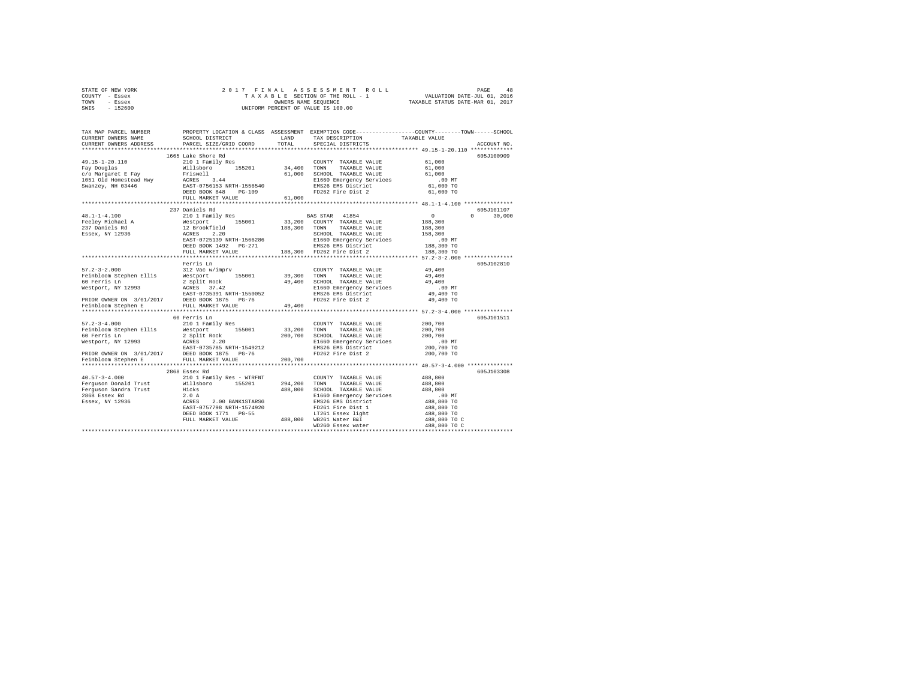STATE OF NEW YORK          2 0 1 7   F I N A L   A S S E S S M E N T   R O L L
COUNTY - Essex             T A X A B L E SECTION OF THE ROLL - 1          VALUATION DATE-JUL 01, 2016
TOWN   - Essex             OWNERS NAME SEQUENCE                           TAXABLE STATUS DATE-MAR 01, 2017
SWIS   - 152600            UNIFORM PERCENT OF VALUE IS 100.00

```
TAX MAP PARCEL NUMBER          PROPERTY LOCATION & CLASS  ASSESSMENT  EXEMPTION CODE-----------------COUNTY--------TOWN------SCHOOL
CURRENT OWNERS NAME            SCHOOL DISTRICT              LAND      TAX DESCRIPTION            TAXABLE VALUE
CURRENT OWNERS ADDRESS         PARCEL SIZE/GRID COORD       TOTAL     SPECIAL DISTRICTS                                  ACCOUNT NO.
*********************************************************************************************** 49.15-1-20.110 *************
                               1665 Lake Shore Rd                                                                      605J100909
49.15-1-20.110                 210 1 Family Res                       COUNTY  TAXABLE VALUE           61,000
Fay Douglas                    Willsboro      155201        34,400    TOWN    TAXABLE VALUE           61,000
c/o Margaret E Fay             Friswell                     61,000    SCHOOL  TAXABLE VALUE           61,000
1051 Old Homestead Hwy         ACRES    3.44                          E1660 Emergency Services          .00 MT
Swanzey, NH 03446              EAST-0756153 NRTH-1556540              EMS26 EMS District            61,000 TO
                               DEED BOOK 848    PG-109                FD262 Fire Dist 2             61,000 TO
                               FULL MARKET VALUE            61,000
*********************************************************************************************** 48.1-1-4.100 ***************
                               237 Daniels Rd                                                                          605J101107
48.1-1-4.100                   210 1 Family Res                       BAS STAR  41854                      0           0     30,000
Feeley Michael A               Westport       155001        33,200    COUNTY  TAXABLE VALUE          188,300
237 Daniels Rd                 12 Brookfield               188,300    TOWN    TAXABLE VALUE          188,300
Essex, NY 12936                ACRES    2.20                          SCHOOL  TAXABLE VALUE          158,300
                               EAST-0725139 NRTH-1566286              E1660 Emergency Services          .00 MT
                               DEED BOOK 1492   PG-271                EMS26 EMS District           188,300 TO
                               FULL MARKET VALUE           188,300    FD262 Fire Dist 2            188,300 TO
*********************************************************************************************** 57.2-3-2.000 ***************
                               Ferris Ln                                                                               605J102810
57.2-3-2.000                   312 Vac w/imprv                        COUNTY  TAXABLE VALUE           49,400
Feinbloom Stephen Ellis        Westport       155001        39,300    TOWN    TAXABLE VALUE           49,400
60 Ferris Ln                   2 Split Rock                 49,400    SCHOOL  TAXABLE VALUE           49,400
Westport, NY 12993             ACRES   37.42                          E1660 Emergency Services          .00 MT
                               EAST-0735391 NRTH-1550052              EMS26 EMS District            49,400 TO
PRIOR OWNER ON 3/01/2017       DEED BOOK 1875   PG-76                 FD262 Fire Dist 2             49,400 TO
Feinbloom Stephen E            FULL MARKET VALUE            49,400
*********************************************************************************************** 57.2-3-4.000 ***************
                               60 Ferris Ln                                                                            605J101511
57.2-3-4.000                   210 1 Family Res                       COUNTY  TAXABLE VALUE          200,700
Feinbloom Stephen Ellis        Westport       155001        33,200    TOWN    TAXABLE VALUE          200,700
60 Ferris Ln                   2 Split Rock                200,700    SCHOOL  TAXABLE VALUE          200,700
Westport, NY 12993             ACRES    2.20                          E1660 Emergency Services          .00 MT
                               EAST-0735785 NRTH-1549212              EMS26 EMS District           200,700 TO
PRIOR OWNER ON 3/01/2017       DEED BOOK 1875   PG-76                 FD262 Fire Dist 2            200,700 TO
Feinbloom Stephen E            FULL MARKET VALUE           200,700
*********************************************************************************************** 40.57-3-4.000 **************
                               2868 Essex Rd                                                                           605J103308
40.57-3-4.000                  210 1 Family Res - WTRFNT              COUNTY  TAXABLE VALUE          488,800
Ferguson Donald Trust          Willsboro      155201       294,200    TOWN    TAXABLE VALUE          488,800
Ferguson Sandra Trust          Hicks                       488,800    SCHOOL  TAXABLE VALUE          488,800
2868 Essex Rd                  2.0 A                                  E1660 Emergency Services          .00 MT
Essex, NY 12936                ACRES    2.00 BANK1STARSG              EMS26 EMS District           488,800 TO
                               EAST-0757798 NRTH-1574920              FD261 Fire Dist 1            488,800 TO
                               DEED BOOK 1771   PG-55                 LT261 Essex light            488,800 TO
                               FULL MARKET VALUE           488,800    WB261 Water B&I              488,800 TO C
                                                                      WD260 Essex water            488,800 TO C
******************************************************************************************************************************
```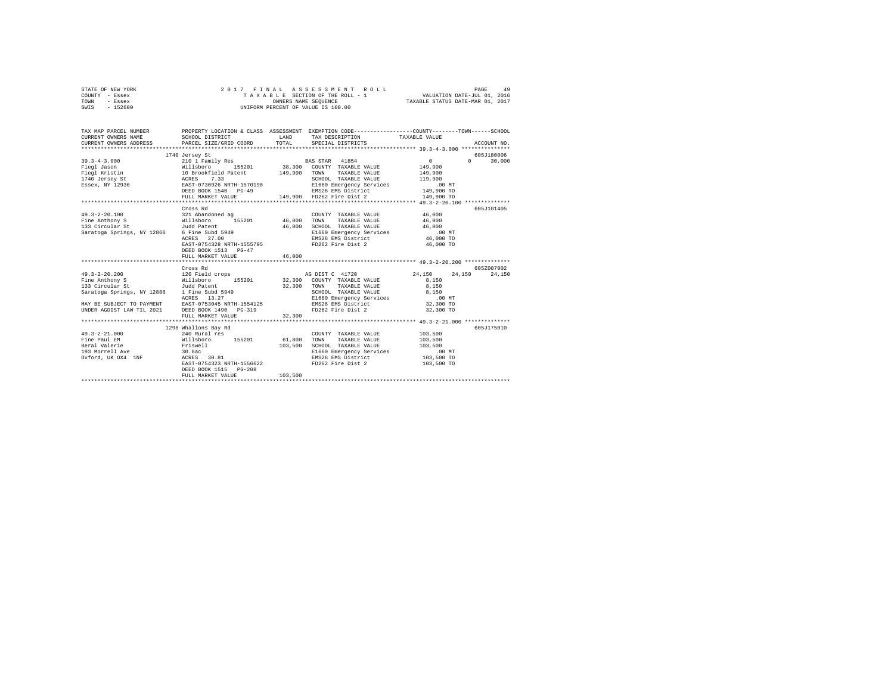STATE OF NEW YORK
COUNTY - Essex
TOWN - Essex
SWIS - 152600

2017 FINAL ASSESSMENT ROLL
TAXABLE SECTION OF THE ROLL - 1
OWNERS NAME SEQUENCE
UNIFORM PERCENT OF VALUE IS 100.00

VALUATION DATE-JUL 01, 2016
TAXABLE STATUS DATE-MAR 01, 2017

```
TAX MAP PARCEL NUMBER          PROPERTY LOCATION & CLASS  ASSESSMENT  EXEMPTION CODE-----------------COUNTY--------TOWN------SCHOOL
CURRENT OWNERS NAME            SCHOOL DISTRICT              LAND      TAX DESCRIPTION            TAXABLE VALUE
CURRENT OWNERS ADDRESS         PARCEL SIZE/GRID COORD       TOTAL     SPECIAL DISTRICTS                                      ACCOUNT NO.
******************************************************************************************************* 39.3-4-3.000 ***************
                               1740 Jersey St                                                                             605J180006
39.3-4-3.000                   210 1 Family Res                       BAS STAR  41854               0             0        30,000
Fiegl Jason                    Willsboro      155201       38,300   COUNTY  TAXABLE VALUE          149,900
Fiegl Kristin                  10 Brookfield Patent       149,900   TOWN    TAXABLE VALUE          149,900
1740 Jersey St                 ACRES    7.33                         SCHOOL  TAXABLE VALUE          119,900
Essex, NY 12936                EAST-0730926 NRTH-1570198             E1660 Emergency Services          .00 MT
                               DEED BOOK 1540   PG-49                EMS26 EMS District             149,900 TO
                               FULL MARKET VALUE          149,900   FD262 Fire Dist 2              149,900 TO
******************************************************************************************************* 49.3-2-20.100 **************
                               Cross Rd                                                                                   605J101405
49.3-2-20.100                  321 Abandoned ag                      COUNTY  TAXABLE VALUE           46,000
Fine Anthony S                 Willsboro      155201       46,000   TOWN    TAXABLE VALUE           46,000
133 Circular St                Judd Patent                 46,000   SCHOOL  TAXABLE VALUE           46,000
Saratoga Springs, NY 12866     6 Fine Subd 5949                      E1660 Emergency Services          .00 MT
                               ACRES   27.00                         EMS26 EMS District              46,000 TO
                               EAST-0754328 NRTH-1555795             FD262 Fire Dist 2               46,000 TO
                               DEED BOOK 1513   PG-47
                               FULL MARKET VALUE           46,000
******************************************************************************************************* 49.3-2-20.200 **************
                               Cross Rd                                                                                   605Z007002
49.3-2-20.200                  120 Field crops                        AG DIST C 41720           24,150        24,150        24,150
Fine Anthony S                 Willsboro      155201       32,300   COUNTY  TAXABLE VALUE            8,150
133 Circular St                Judd Patent                 32,300   TOWN    TAXABLE VALUE            8,150
Saratoga Springs, NY 12886     1 Fine Subd 5949                      SCHOOL  TAXABLE VALUE            8,150
                               ACRES   13.27                         E1660 Emergency Services          .00 MT
MAY BE SUBJECT TO PAYMENT      EAST-0753045 NRTH-1554125             EMS26 EMS District              32,300 TO
UNDER AGDIST LAW TIL 2021      DEED BOOK 1490   PG-319               FD262 Fire Dist 2               32,300 TO
                               FULL MARKET VALUE           32,300
******************************************************************************************************* 49.3-2-21.000 **************
                               1298 Whallons Bay Rd                                                                       605J175010
49.3-2-21.000                  240 Rural res                         COUNTY  TAXABLE VALUE          103,500
Fine Paul EM                   Willsboro      155201       61,800   TOWN    TAXABLE VALUE          103,500
Beral Valerie                  Friswell                   103,500   SCHOOL  TAXABLE VALUE          103,500
193 Morrell Ave                30.8ac                                E1660 Emergency Services          .00 MT
Oxford, UK OX4  1NF            ACRES   30.81                         EMS26 EMS District             103,500 TO
                               EAST-0754323 NRTH-1556622             FD262 Fire Dist 2              103,500 TO
                               DEED BOOK 1515   PG-208
                               FULL MARKET VALUE          103,500
************************************************************************************************************************************
```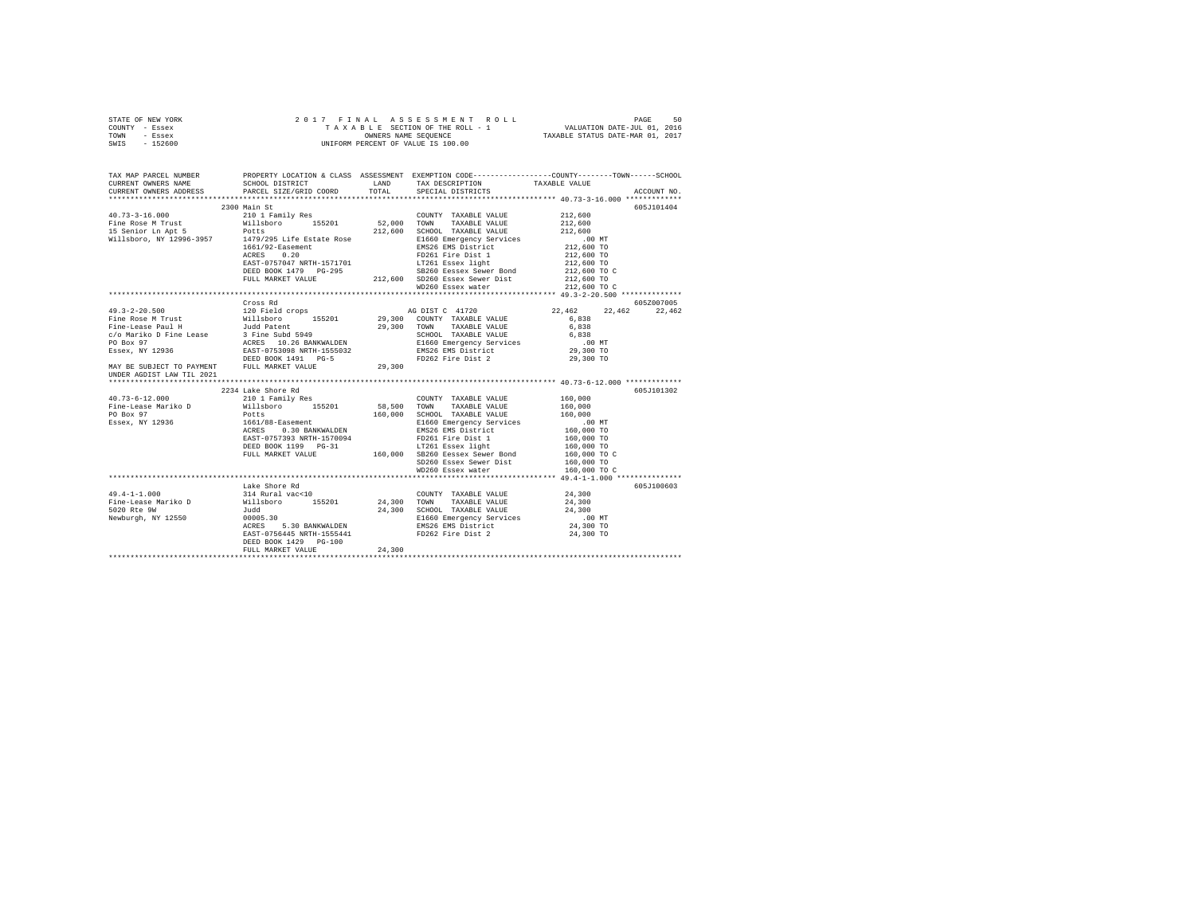STATE OF NEW YORK — 2017 FINAL ASSESSMENT ROLL
COUNTY - Essex — TAXABLE SECTION OF THE ROLL - 1 — VALUATION DATE-JUL 01, 2016
TOWN - Essex — OWNERS NAME SEQUENCE — TAXABLE STATUS DATE-MAR 01, 2017
SWIS - 152600 — UNIFORM PERCENT OF VALUE IS 100.00

```
TAX MAP PARCEL NUMBER          PROPERTY LOCATION & CLASS  ASSESSMENT  EXEMPTION CODE-----------------COUNTY--------TOWN------SCHOOL
CURRENT OWNERS NAME            SCHOOL DISTRICT               LAND      TAX DESCRIPTION            TAXABLE VALUE
CURRENT OWNERS ADDRESS         PARCEL SIZE/GRID COORD        TOTAL     SPECIAL DISTRICTS                                    ACCOUNT NO.
*********************************************************************************************** 40.73-3-16.000 *************
                               2300 Main St                                                                        605J101404
40.73-3-16.000                 210 1 Family Res                         COUNTY  TAXABLE VALUE          212,600
Fine Rose M Trust              Willsboro      155201      52,000  TOWN    TAXABLE VALUE          212,600
15 Senior Ln Apt 5             Potts                     212,600  SCHOOL  TAXABLE VALUE          212,600
Willsboro, NY 12996-3957       1479/295 Life Estate Rose          E1660 Emergency Services           .00 MT
                               1661/92-Easement                   EMS26 EMS District             212,600 TO
                               ACRES    0.20                      FD261 Fire Dist 1              212,600 TO
                               EAST-0757047 NRTH-1571701          LT261 Essex light              212,600 TO
                               DEED BOOK 1479   PG-295            SB260 Eessex Sewer Bond        212,600 TO C
                               FULL MARKET VALUE         212,600  SD260 Essex Sewer Dist         212,600 TO
                                                                  WD260 Essex water              212,600 TO C
*********************************************************************************************** 49.3-2-20.500 **************
                               Cross Rd                                                                            605Z007005
49.3-2-20.500                  120 Field crops                    AG DIST C  41720           22,462      22,462      22,462
Fine Rose M Trust              Willsboro      155201      29,300  COUNTY  TAXABLE VALUE            6,838
Fine-Lease Paul H              Judd Patent                29,300  TOWN    TAXABLE VALUE            6,838
c/o Mariko D Fine Lease        3 Fine Subd 5949                   SCHOOL  TAXABLE VALUE            6,838
PO Box 97                      ACRES   10.26 BANKWALDEN           E1660 Emergency Services           .00 MT
Essex, NY 12936                EAST-0753098 NRTH-1555032          EMS26 EMS District              29,300 TO
                               DEED BOOK 1491   PG-5              FD262 Fire Dist 2               29,300 TO
MAY BE SUBJECT TO PAYMENT      FULL MARKET VALUE          29,300
UNDER AGDIST LAW TIL 2021
*********************************************************************************************** 40.73-6-12.000 *************
                               2234 Lake Shore Rd                                                                  605J101302
40.73-6-12.000                 210 1 Family Res                   COUNTY  TAXABLE VALUE          160,000
Fine-Lease Mariko D            Willsboro      155201      58,500  TOWN    TAXABLE VALUE          160,000
PO Box 97                      Potts                     160,000  SCHOOL  TAXABLE VALUE          160,000
Essex, NY 12936                1661/88-Easement                   E1660 Emergency Services           .00 MT
                               ACRES    0.30 BANKWALDEN           EMS26 EMS District             160,000 TO
                               EAST-0757393 NRTH-1570094          FD261 Fire Dist 1              160,000 TO
                               DEED BOOK 1199   PG-31             LT261 Essex light              160,000 TO
                               FULL MARKET VALUE         160,000  SB260 Eessex Sewer Bond        160,000 TO C
                                                                  SD260 Essex Sewer Dist         160,000 TO
                                                                  WD260 Essex water              160,000 TO C
*********************************************************************************************** 49.4-1-1.000 ***************
                               Lake Shore Rd                                                                       605J100603
49.4-1-1.000                   314 Rural vac<10                   COUNTY  TAXABLE VALUE           24,300
Fine-Lease Mariko D            Willsboro      155201      24,300  TOWN    TAXABLE VALUE           24,300
5020 Rte 9W                    Judd                       24,300  SCHOOL  TAXABLE VALUE           24,300
Newburgh, NY 12550             00005.30                           E1660 Emergency Services           .00 MT
                               ACRES    5.30 BANKWALDEN           EMS26 EMS District              24,300 TO
                               EAST-0756445 NRTH-1555441          FD262 Fire Dist 2               24,300 TO
                               DEED BOOK 1429   PG-100
                               FULL MARKET VALUE          24,300
****************************************************************************************************************************
```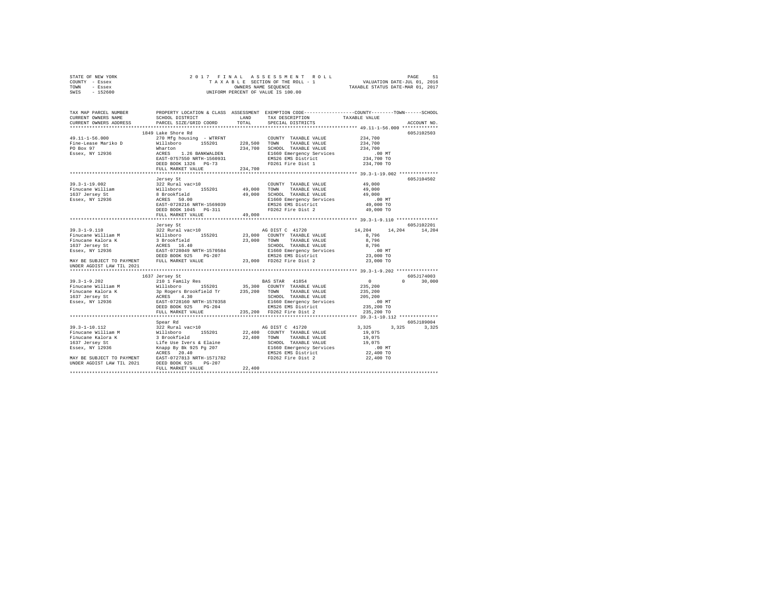STATE OF NEW YORK — 2017 FINAL ASSESSMENT ROLL — TAXABLE SECTION OF THE ROLL - 1
COUNTY - Essex — OWNERS NAME SEQUENCE — VALUATION DATE-JUL 01, 2016
TOWN - Essex — UNIFORM PERCENT OF VALUE IS 100.00 — TAXABLE STATUS DATE-MAR 01, 2017
SWIS - 152600

```
TAX MAP PARCEL NUMBER          PROPERTY LOCATION & CLASS  ASSESSMENT  EXEMPTION CODE-----------------COUNTY--------TOWN------SCHOOL
CURRENT OWNERS NAME            SCHOOL DISTRICT               LAND      TAX DESCRIPTION             TAXABLE VALUE
CURRENT OWNERS ADDRESS         PARCEL SIZE/GRID COORD        TOTAL     SPECIAL DISTRICTS                                    ACCOUNT NO.
******************************************************************************************************* 49.11-1-56.000 *************
                               1849 Lake Shore Rd                                                                          605J102503
49.11-1-56.000                 270 Mfg housing - WTRFNT              COUNTY  TAXABLE VALUE         234,700
Fine-Lease Mariko D            Willsboro      155201      228,500    TOWN    TAXABLE VALUE         234,700
PO Box 97                      Wharton                    234,700    SCHOOL  TAXABLE VALUE         234,700
Essex, NY 12936                ACRES    1.26 BANKWALDEN              E1660 Emergency Services          .00 MT
                               EAST-0757550 NRTH-1560931             EMS26 EMS District            234,700 TO
                               DEED BOOK 1326   PG-73                FD261 Fire Dist 1             234,700 TO
                               FULL MARKET VALUE          234,700
******************************************************************************************************* 39.3-1-19.002 **************
                               Jersey St                                                                                   605J104502
39.3-1-19.002                  322 Rural vac>10                      COUNTY  TAXABLE VALUE          49,000
Finucane William               Willsboro      155201       49,000    TOWN    TAXABLE VALUE          49,000
1637 Jersey St                 8 Brookfield                49,000    SCHOOL  TAXABLE VALUE          49,000
Essex, NY 12936                ACRES   50.00                         E1660 Emergency Services          .00 MT
                               EAST-0728216 NRTH-1569039             EMS26 EMS District             49,000 TO
                               DEED BOOK 1045   PG-311               FD262 Fire Dist 2              49,000 TO
                               FULL MARKET VALUE           49,000
******************************************************************************************************* 39.3-1-9.110 ***************
                               Jersey St                                                                                   605J102201
39.3-1-9.110                   322 Rural vac>10                      AG DIST C  41720               14,204     14,204     14,204
Finucane William M             Willsboro      155201       23,000    COUNTY  TAXABLE VALUE           8,796
Finucane Kalora K              3 Brookfield                23,000    TOWN    TAXABLE VALUE           8,796
1637 Jersey St                 ACRES   16.40                         SCHOOL  TAXABLE VALUE           8,796
Essex, NY 12936                EAST-0728049 NRTH-1570584             E1660 Emergency Services          .00 MT
                               DEED BOOK 925    PG-207               EMS26 EMS District             23,000 TO
MAY BE SUBJECT TO PAYMENT      FULL MARKET VALUE           23,000    FD262 Fire Dist 2              23,000 TO
UNDER AGDIST LAW TIL 2021
******************************************************************************************************* 39.3-1-9.202 ***************
                               1637 Jersey St                                                                              605J174003
39.3-1-9.202                   210 1 Family Res                      BAS STAR  41854                     0          0     30,000
Finucane William M             Willsboro      155201       35,300    COUNTY  TAXABLE VALUE         235,200
Finucane Kalora K              3p Rogers Brookfield Tr    235,200    TOWN    TAXABLE VALUE         235,200
1637 Jersey St                 ACRES    4.30                         SCHOOL  TAXABLE VALUE         205,200
Essex, NY 12936                EAST-0728160 NRTH-1570358             E1660 Emergency Services          .00 MT
                               DEED BOOK 925    PG-204               EMS26 EMS District            235,200 TO
                               FULL MARKET VALUE          235,200    FD262 Fire Dist 2             235,200 TO
******************************************************************************************************* 39.3-1-10.112 **************
                               Spear Rd                                                                                    605J189004
39.3-1-10.112                  322 Rural vac>10                      AG DIST C  41720                3,325      3,325      3,325
Finucane William M             Willsboro      155201       22,400    COUNTY  TAXABLE VALUE          19,075
Finucane Kalora K              3 Brookfield                22,400    TOWN    TAXABLE VALUE          19,075
1637 Jersey St                 Life Use Ivers & Elaine               SCHOOL  TAXABLE VALUE          19,075
Essex, NY 12936                Knapp By Bk 925 Pg 207                E1660 Emergency Services          .00 MT
                               ACRES   20.40                         EMS26 EMS District             22,400 TO
MAY BE SUBJECT TO PAYMENT      EAST-0727813 NRTH-1571782             FD262 Fire Dist 2              22,400 TO
UNDER AGDIST LAW TIL 2021      DEED BOOK 925    PG-207
                               FULL MARKET VALUE           22,400
************************************************************************************************************************************
```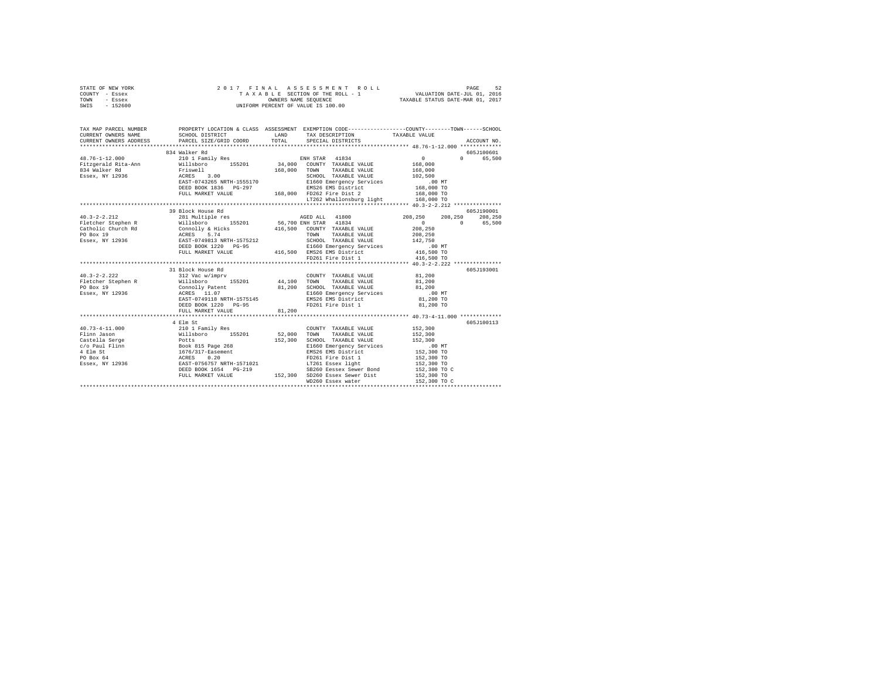STATE OF NEW YORK  
COUNTY - Essex  
TOWN - Essex  
SWIS - 152600

2 0 1 7  F I N A L  A S S E S S M E N T  R O L L  
T A X A B L E SECTION OF THE ROLL - 1  
OWNERS NAME SEQUENCE  
UNIFORM PERCENT OF VALUE IS 100.00

VALUATION DATE-JUL 01, 2016  
TAXABLE STATUS DATE-MAR 01, 2017

```
TAX MAP PARCEL NUMBER     PROPERTY LOCATION & CLASS  ASSESSMENT  EXEMPTION CODE-----------------COUNTY--------TOWN------SCHOOL
CURRENT OWNERS NAME       SCHOOL DISTRICT              LAND      TAX DESCRIPTION            TAXABLE VALUE
CURRENT OWNERS ADDRESS    PARCEL SIZE/GRID COORD       TOTAL     SPECIAL DISTRICTS                                     ACCOUNT NO.
******************************************************************************************** 48.76-1-12.000 *************
                          834 Walker Rd                                                                             605J100601
48.76-1-12.000            210 1 Family Res                        ENH STAR  41834                0           0      65,500
Fitzgerald Rita-Ann       Willsboro       155201       34,000   COUNTY  TAXABLE VALUE        168,000
834 Walker Rd             Friswell                    168,000   TOWN    TAXABLE VALUE        168,000
Essex, NY 12936           ACRES    3.00                          SCHOOL  TAXABLE VALUE        102,500
                          EAST-0743265 NRTH-1555170              E1660 Emergency Services          .00 MT
                          DEED BOOK 1836   PG-297                EMS26 EMS District            168,000 TO
                          FULL MARKET VALUE           168,000   FD262 Fire Dist 2             168,000 TO
                                                                 LT262 Whallonsburg light      168,000 TO
******************************************************************************************** 40.3-2-2.212 ***************
                          39 Block House Rd                                                                         605J190001
40.3-2-2.212              281 Multiple res                        AGED ALL  41800           208,250     208,250    208,250
Fletcher Stephen R        Willsboro       155201       56,700 ENH STAR  41834                0           0      65,500
Catholic Church Rd        Connolly & Hicks            416,500   COUNTY  TAXABLE VALUE        208,250
PO Box 19                 ACRES    5.74                          TOWN    TAXABLE VALUE        208,250
Essex, NY 12936           EAST-0749813 NRTH-1575212              SCHOOL  TAXABLE VALUE        142,750
                          DEED BOOK 1220   PG-95                 E1660 Emergency Services          .00 MT
                          FULL MARKET VALUE           416,500   EMS26 EMS District            416,500 TO
                                                                 FD261 Fire Dist 1             416,500 TO
******************************************************************************************** 40.3-2-2.222 ***************
                          31 Block House Rd                                                                         605J193001
40.3-2-2.222              312 Vac w/imprv                         COUNTY  TAXABLE VALUE         81,200
Fletcher Stephen R        Willsboro       155201       44,100   TOWN    TAXABLE VALUE         81,200
PO Box 19                 Connolly Patent              81,200   SCHOOL  TAXABLE VALUE         81,200
Essex, NY 12936           ACRES   11.07                          E1660 Emergency Services          .00 MT
                          EAST-0749118 NRTH-1575145              EMS26 EMS District             81,200 TO
                          DEED BOOK 1220   PG-95                 FD261 Fire Dist 1              81,200 TO
                          FULL MARKET VALUE            81,200
******************************************************************************************** 40.73-4-11.000 *************
                          4 Elm St                                                                                  605J100113
40.73-4-11.000            210 1 Family Res                        COUNTY  TAXABLE VALUE        152,300
Flinn Jason               Willsboro       155201       52,000   TOWN    TAXABLE VALUE        152,300
Castella Serge            Potts                       152,300   SCHOOL  TAXABLE VALUE        152,300
c/o Paul Flinn            Book 815 Page 268                      E1660 Emergency Services          .00 MT
4 Elm St                  1676/317-Easement                      EMS26 EMS District            152,300 TO
PO Box 64                 ACRES    0.20                          FD261 Fire Dist 1             152,300 TO
Essex, NY 12936           EAST-0756757 NRTH-1571021              LT261 Essex light             152,300 TO
                          DEED BOOK 1654   PG-219                SB260 Eessex Sewer Bond       152,300 TO C
                          FULL MARKET VALUE           152,300   SD260 Essex Sewer Dist        152,300 TO
                                                                 WD260 Essex water             152,300 TO C
************************************************************************************************************************
```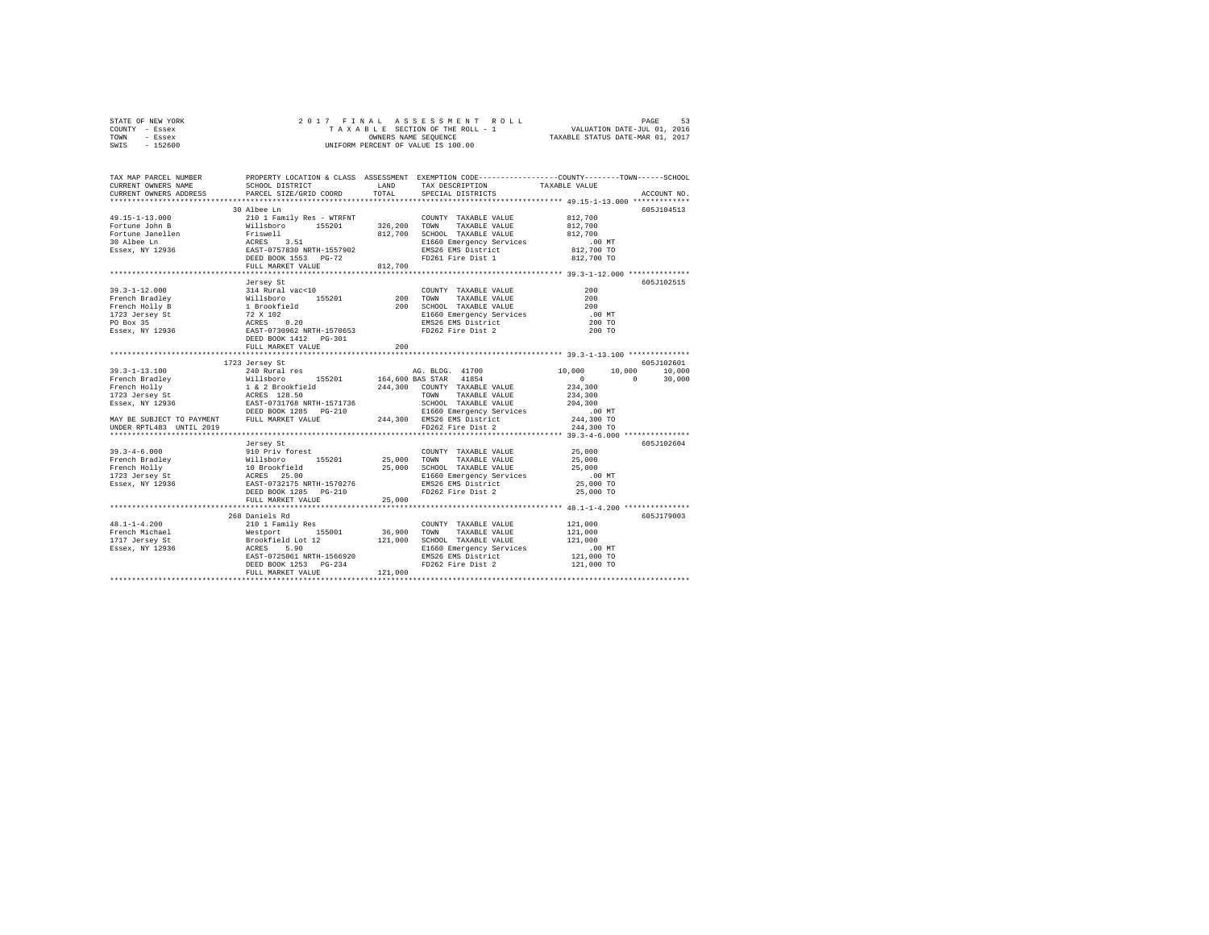STATE OF NEW YORK
COUNTY - Essex
TOWN - Essex
SWIS - 152600

2017 FINAL ASSESSMENT ROLL
TAXABLE SECTION OF THE ROLL - 1
OWNERS NAME SEQUENCE
UNIFORM PERCENT OF VALUE IS 100.00

VALUATION DATE-JUL 01, 2016
TAXABLE STATUS DATE-MAR 01, 2017

```
TAX MAP PARCEL NUMBER     PROPERTY LOCATION & CLASS  ASSESSMENT  EXEMPTION CODE-----------------COUNTY--------TOWN------SCHOOL
CURRENT OWNERS NAME       SCHOOL DISTRICT             LAND       TAX DESCRIPTION            TAXABLE VALUE
CURRENT OWNERS ADDRESS    PARCEL SIZE/GRID COORD      TOTAL      SPECIAL DISTRICTS                                   ACCOUNT NO.
******************************************************************************************** 49.15-1-13.000 *************
                          30 Albee Ln                                                                                605J104513
49.15-1-13.000            210 1 Family Res - WTRFNT             COUNTY  TAXABLE VALUE         812,700
Fortune John B            Willsboro      155201      326,200    TOWN    TAXABLE VALUE         812,700
Fortune Janellen          Friswell                   812,700    SCHOOL  TAXABLE VALUE         812,700
30 Albee Ln               ACRES    3.51                          E1660 Emergency Services          .00 MT
Essex, NY 12936           EAST-0757830 NRTH-1557902              EMS26 EMS District            812,700 TO
                          DEED BOOK 1553   PG-72                 FD261 Fire Dist 1             812,700 TO
                          FULL MARKET VALUE          812,700
******************************************************************************************** 39.3-1-12.000 **************
                          Jersey St                                                                                  605J102515
39.3-1-12.000             314 Rural vac<10                       COUNTY  TAXABLE VALUE             200
French Bradley            Willsboro      155201          200    TOWN    TAXABLE VALUE             200
French Holly B            1 Brookfield                   200    SCHOOL  TAXABLE VALUE             200
1723 Jersey St            72 X 102                               E1660 Emergency Services          .00 MT
PO Box 35                 ACRES    0.20                          EMS26 EMS District                200 TO
Essex, NY 12936           EAST-0730962 NRTH-1570653              FD262 Fire Dist 2                 200 TO
                          DEED BOOK 1412   PG-301
                          FULL MARKET VALUE              200
******************************************************************************************** 39.3-1-13.100 **************
                          1723 Jersey St                                                                             605J102601
39.3-1-13.100             240 Rural res                          AG. BLDG. 41700                10,000    10,000    10,000
French Bradley            Willsboro      155201      164,600 BAS STAR  41854                         0         0    30,000
French Holly              1 & 2 Brookfield           244,300    COUNTY  TAXABLE VALUE         234,300
1723 Jersey St            ACRES  128.50                          TOWN    TAXABLE VALUE         234,300
Essex, NY 12936           EAST-0731768 NRTH-1571736              SCHOOL  TAXABLE VALUE         204,300
                          DEED BOOK 1285   PG-210                E1660 Emergency Services          .00 MT
MAY BE SUBJECT TO PAYMENT FULL MARKET VALUE          244,300    EMS26 EMS District            244,300 TO
UNDER RPTL483 UNTIL 2019                                         FD262 Fire Dist 2             244,300 TO
******************************************************************************************** 39.3-4-6.000 ***************
                          Jersey St                                                                                  605J102604
39.3-4-6.000              910 Priv forest                        COUNTY  TAXABLE VALUE          25,000
French Bradley            Willsboro      155201       25,000    TOWN    TAXABLE VALUE          25,000
French Holly              10 Brookfield               25,000    SCHOOL  TAXABLE VALUE          25,000
1723 Jersey St            ACRES   25.00                          E1660 Emergency Services          .00 MT
Essex, NY 12936           EAST-0732175 NRTH-1570276              EMS26 EMS District             25,000 TO
                          DEED BOOK 1285   PG-210                FD262 Fire Dist 2              25,000 TO
                          FULL MARKET VALUE           25,000
******************************************************************************************** 48.1-1-4.200 ***************
                          268 Daniels Rd                                                                             605J179003
48.1-1-4.200              210 1 Family Res                       COUNTY  TAXABLE VALUE         121,000
French Michael            Westport       155001       36,900    TOWN    TAXABLE VALUE         121,000
1717 Jersey St            Brookfield Lot 12          121,000    SCHOOL  TAXABLE VALUE         121,000
Essex, NY 12936           ACRES    5.90                          E1660 Emergency Services          .00 MT
                          EAST-0725061 NRTH-1566920              EMS26 EMS District            121,000 TO
                          DEED BOOK 1253   PG-234                FD262 Fire Dist 2             121,000 TO
                          FULL MARKET VALUE          121,000
****************************************************************************************************************************
```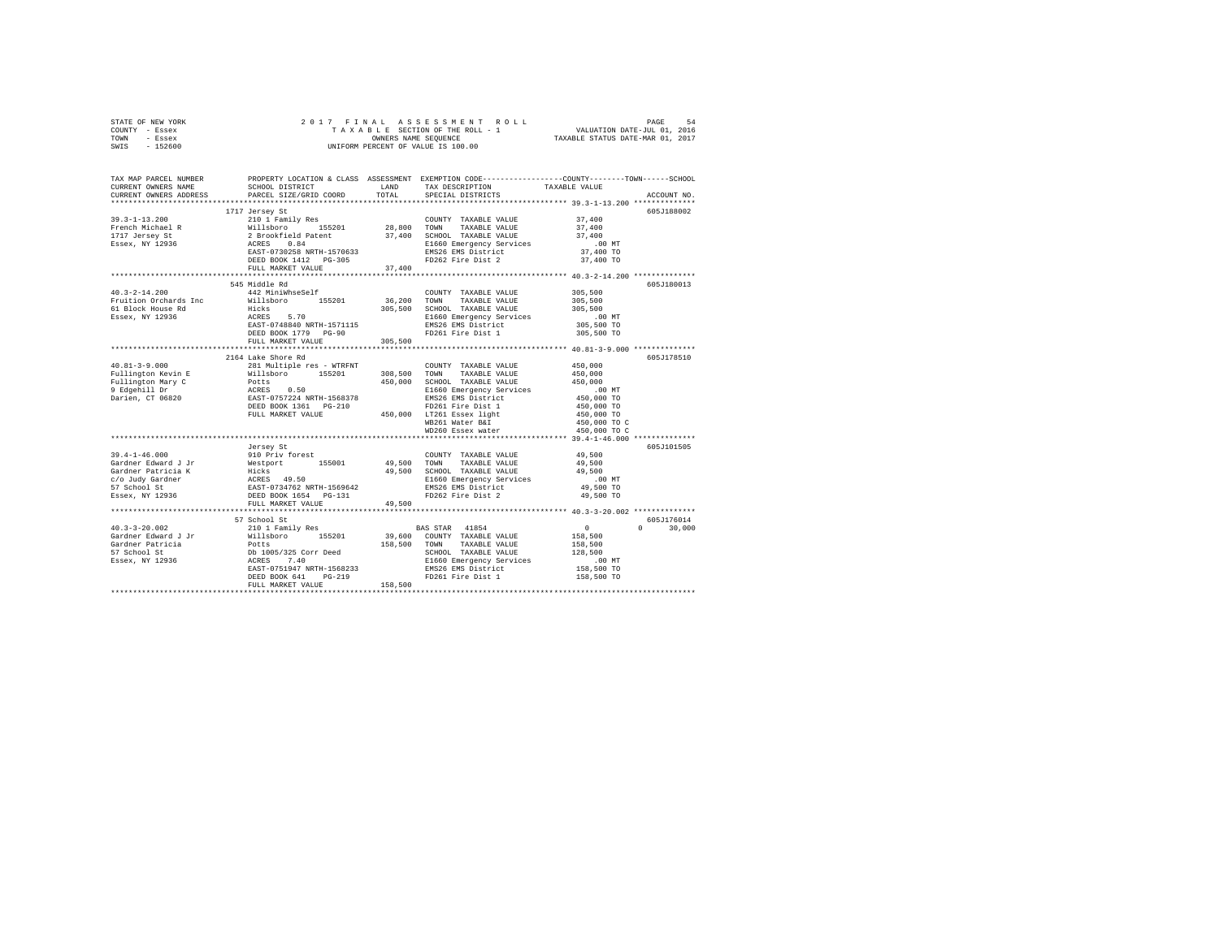STATE OF NEW YORK &nbsp;&nbsp;&nbsp; 2017 FINAL ASSESSMENT ROLL
COUNTY - Essex &nbsp;&nbsp;&nbsp; TAXABLE SECTION OF THE ROLL - 1 &nbsp;&nbsp;&nbsp; VALUATION DATE-JUL 01, 2016
TOWN - Essex &nbsp;&nbsp;&nbsp; OWNERS NAME SEQUENCE &nbsp;&nbsp;&nbsp; TAXABLE STATUS DATE-MAR 01, 2017
SWIS - 152600 &nbsp;&nbsp;&nbsp; UNIFORM PERCENT OF VALUE IS 100.00

| TAX MAP PARCEL NUMBER / CURRENT OWNERS NAME / CURRENT OWNERS ADDRESS | PROPERTY LOCATION & CLASS / SCHOOL DISTRICT / PARCEL SIZE/GRID COORD | ASSESSMENT LAND | TOTAL | EXEMPTION CODE / TAX DESCRIPTION / SPECIAL DISTRICTS | COUNTY / TOWN / SCHOOL TAXABLE VALUE | ACCOUNT NO. |
|---|---|---|---|---|---|---|
| **39.3-1-13.200** | 1717 Jersey St | | | | | 605J188002 |
| 39.3-1-13.200 | 210 1 Family Res | | | COUNTY TAXABLE VALUE | 37,400 | |
| French Michael R | Willsboro 155201 | 28,800 | | TOWN TAXABLE VALUE | 37,400 | |
| 1717 Jersey St | 2 Brookfield Patent | | 37,400 | SCHOOL TAXABLE VALUE | 37,400 | |
| Essex, NY 12936 | ACRES 0.84 | | | E1660 Emergency Services | .00 MT | |
| | EAST-0730258 NRTH-1570633 | | | EMS26 EMS District | 37,400 TO | |
| | DEED BOOK 1412 PG-305 | | | FD262 Fire Dist 2 | 37,400 TO | |
| | FULL MARKET VALUE | | 37,400 | | | |
| **40.3-2-14.200** | 545 Middle Rd | | | | | 605J180013 |
| 40.3-2-14.200 | 442 MiniWhseSelf | | | COUNTY TAXABLE VALUE | 305,500 | |
| Fruition Orchards Inc | Willsboro 155201 | 36,200 | | TOWN TAXABLE VALUE | 305,500 | |
| 61 Block House Rd | Hicks | | 305,500 | SCHOOL TAXABLE VALUE | 305,500 | |
| Essex, NY 12936 | ACRES 5.70 | | | E1660 Emergency Services | .00 MT | |
| | EAST-0748840 NRTH-1571115 | | | EMS26 EMS District | 305,500 TO | |
| | DEED BOOK 1779 PG-90 | | | FD261 Fire Dist 1 | 305,500 TO | |
| | FULL MARKET VALUE | | 305,500 | | | |
| **40.81-3-9.000** | 2164 Lake Shore Rd | | | | | 605J178510 |
| 40.81-3-9.000 | 281 Multiple res - WTRFNT | | | COUNTY TAXABLE VALUE | 450,000 | |
| Fullington Kevin E | Willsboro 155201 | 308,500 | | TOWN TAXABLE VALUE | 450,000 | |
| Fullington Mary C | Potts | | 450,000 | SCHOOL TAXABLE VALUE | 450,000 | |
| 9 Edgehill Dr | ACRES 0.50 | | | E1660 Emergency Services | .00 MT | |
| Darien, CT 06820 | EAST-0757224 NRTH-1568378 | | | EMS26 EMS District | 450,000 TO | |
| | DEED BOOK 1361 PG-210 | | | FD261 Fire Dist 1 | 450,000 TO | |
| | FULL MARKET VALUE | | 450,000 | LT261 Essex light | 450,000 TO | |
| | | | | WB261 Water B&I | 450,000 TO C | |
| | | | | WD260 Essex water | 450,000 TO C | |
| **39.4-1-46.000** | Jersey St | | | | | 605J101505 |
| 39.4-1-46.000 | 910 Priv forest | | | COUNTY TAXABLE VALUE | 49,500 | |
| Gardner Edward J Jr | Westport 155001 | 49,500 | | TOWN TAXABLE VALUE | 49,500 | |
| Gardner Patricia K | Hicks | | 49,500 | SCHOOL TAXABLE VALUE | 49,500 | |
| c/o Judy Gardner | ACRES 49.50 | | | E1660 Emergency Services | .00 MT | |
| 57 School St | EAST-0734762 NRTH-1569642 | | | EMS26 EMS District | 49,500 TO | |
| Essex, NY 12936 | DEED BOOK 1654 PG-131 | | | FD262 Fire Dist 2 | 49,500 TO | |
| | FULL MARKET VALUE | | 49,500 | | | |
| **40.3-3-20.002** | 57 School St | | | | | 605J176014 |
| 40.3-3-20.002 | 210 1 Family Res | | | BAS STAR 41854 | 0 &nbsp; 0 &nbsp; 30,000 | |
| Gardner Edward J Jr | Willsboro 155201 | 39,600 | | COUNTY TAXABLE VALUE | 158,500 | |
| Gardner Patricia | Potts | | 158,500 | TOWN TAXABLE VALUE | 158,500 | |
| 57 School St | Db 1005/325 Corr Deed | | | SCHOOL TAXABLE VALUE | 128,500 | |
| Essex, NY 12936 | ACRES 7.40 | | | E1660 Emergency Services | .00 MT | |
| | EAST-0751947 NRTH-1568233 | | | EMS26 EMS District | 158,500 TO | |
| | DEED BOOK 641 PG-219 | | | FD261 Fire Dist 1 | 158,500 TO | |
| | FULL MARKET VALUE | | 158,500 | | | |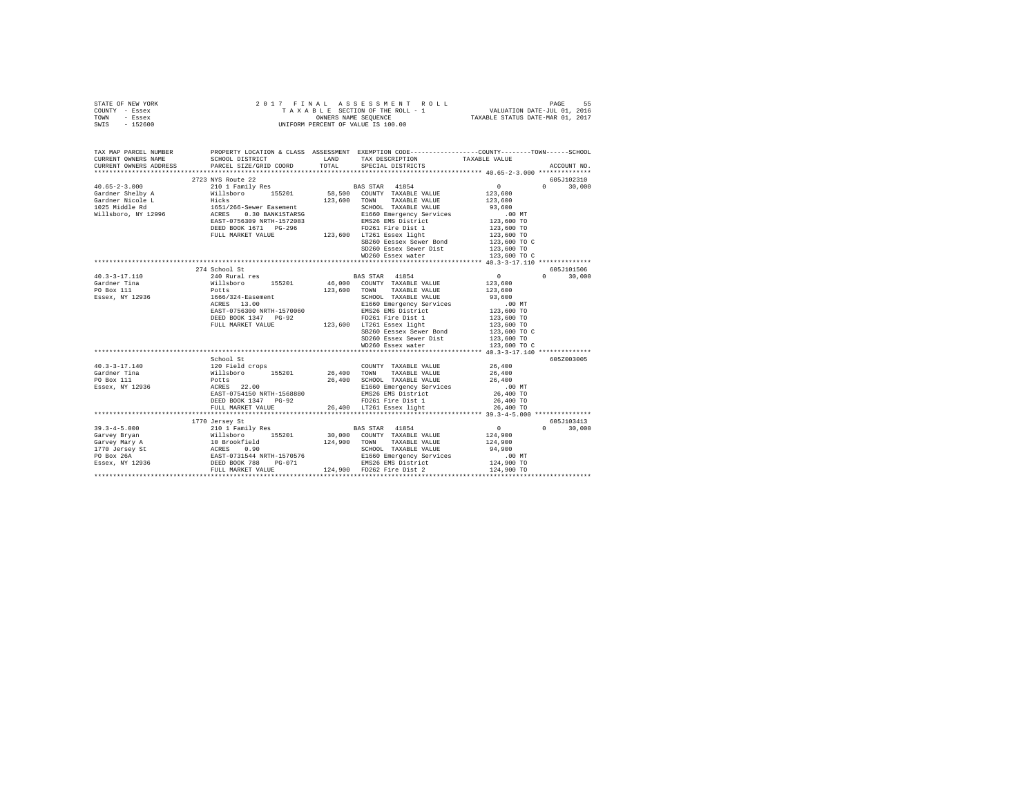STATE OF NEW YORK — 2017 FINAL ASSESSMENT ROLL
COUNTY - Essex — TAXABLE SECTION OF THE ROLL - 1 — VALUATION DATE-JUL 01, 2016
TOWN - Essex — OWNERS NAME SEQUENCE — TAXABLE STATUS DATE-MAR 01, 2017
SWIS - 152600 — UNIFORM PERCENT OF VALUE IS 100.00

```
TAX MAP PARCEL NUMBER          PROPERTY LOCATION & CLASS  ASSESSMENT  EXEMPTION CODE-----------------COUNTY--------TOWN------SCHOOL
CURRENT OWNERS NAME            SCHOOL DISTRICT             LAND       TAX DESCRIPTION            TAXABLE VALUE
CURRENT OWNERS ADDRESS         PARCEL SIZE/GRID COORD      TOTAL      SPECIAL DISTRICTS                                    ACCOUNT NO.
************************************************************************************************ 40.65-2-3.000 **************
                               2723 NYS Route 22                                                                          605J102310
40.65-2-3.000                  210 1 Family Res                       BAS STAR  41854                 0          0     30,000
Gardner Shelby A               Willsboro      155201       58,500     COUNTY  TAXABLE VALUE         123,600
Gardner Nicole L               Hicks                      123,600     TOWN    TAXABLE VALUE         123,600
1025 Middle Rd                 1651/266-Sewer Easement                SCHOOL  TAXABLE VALUE          93,600
Willsboro, NY 12996            ACRES    0.30 BANK1STARSG              E1660 Emergency Services          .00 MT
                               EAST-0756309 NRTH-1572083              EMS26 EMS District            123,600 TO
                               DEED BOOK 1671   PG-296                FD261 Fire Dist 1             123,600 TO
                               FULL MARKET VALUE          123,600     LT261 Essex light             123,600 TO
                                                                      SB260 Eessex Sewer Bond       123,600 TO C
                                                                      SD260 Essex Sewer Dist        123,600 TO
                                                                      WD260 Essex water             123,600 TO C
************************************************************************************************ 40.3-3-17.110 **************
                               274 School St                                                                              605J101506
40.3-3-17.110                  240 Rural res                          BAS STAR  41854                 0          0     30,000
Gardner Tina                   Willsboro      155201       46,000     COUNTY  TAXABLE VALUE         123,600
PO Box 111                     Potts                      123,600     TOWN    TAXABLE VALUE         123,600
Essex, NY 12936                1666/324-Easement                      SCHOOL  TAXABLE VALUE          93,600
                               ACRES   13.00                          E1660 Emergency Services          .00 MT
                               EAST-0756300 NRTH-1570060              EMS26 EMS District            123,600 TO
                               DEED BOOK 1347   PG-92                 FD261 Fire Dist 1             123,600 TO
                               FULL MARKET VALUE          123,600     LT261 Essex light             123,600 TO
                                                                      SB260 Eessex Sewer Bond       123,600 TO C
                                                                      SD260 Essex Sewer Dist        123,600 TO
                                                                      WD260 Essex water             123,600 TO C
************************************************************************************************ 40.3-3-17.140 **************
                               School St                                                                                  605Z003005
40.3-3-17.140                  120 Field crops                        COUNTY  TAXABLE VALUE          26,400
Gardner Tina                   Willsboro      155201       26,400     TOWN    TAXABLE VALUE          26,400
PO Box 111                     Potts                       26,400     SCHOOL  TAXABLE VALUE          26,400
Essex, NY 12936                ACRES   22.00                          E1660 Emergency Services          .00 MT
                               EAST-0754150 NRTH-1568880              EMS26 EMS District             26,400 TO
                               DEED BOOK 1347   PG-92                 FD261 Fire Dist 1              26,400 TO
                               FULL MARKET VALUE           26,400     LT261 Essex light              26,400 TO
************************************************************************************************ 39.3-4-5.000 ***************
                               1770 Jersey St                                                                             605J103413
39.3-4-5.000                   210 1 Family Res                       BAS STAR  41854                 0          0     30,000
Garvey Bryan                   Willsboro      155201       30,000     COUNTY  TAXABLE VALUE         124,900
Garvey Mary A                  10 Brookfield              124,900     TOWN    TAXABLE VALUE         124,900
1770 Jersey St                 ACRES    0.90                          SCHOOL  TAXABLE VALUE          94,900
PO Box 26A                     EAST-0731544 NRTH-1570576              E1660 Emergency Services          .00 MT
Essex, NY 12936                DEED BOOK 788    PG-071                EMS26 EMS District            124,900 TO
                               FULL MARKET VALUE          124,900     FD262 Fire Dist 2             124,900 TO
******************************************************************************************************************************
```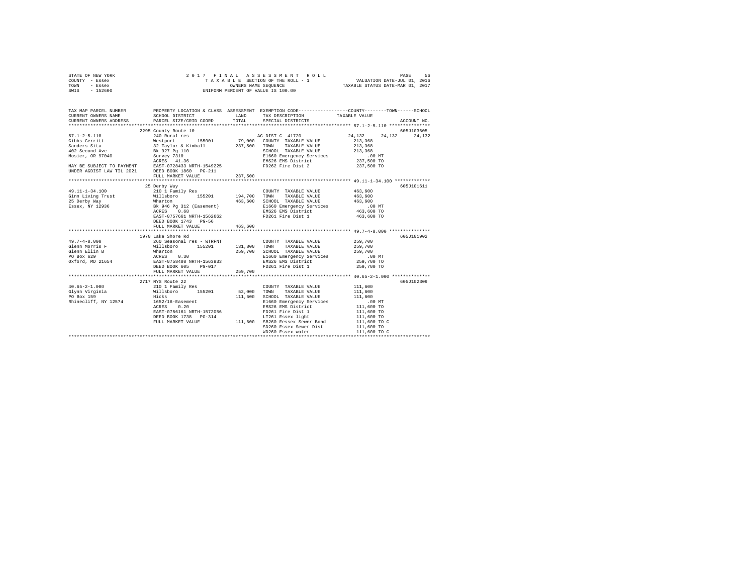```
STATE OF NEW YORK                2 0 1 7   F I N A L   A S S E S S M E N T   R O L L                    PAGE    56
COUNTY  - Essex                    T A X A B L E  SECTION OF THE ROLL - 1             VALUATION DATE-JUL 01, 2016
TOWN    - Essex                              OWNERS NAME SEQUENCE                   TAXABLE STATUS DATE-MAR 01, 2017
SWIS    - 152600                    UNIFORM PERCENT OF VALUE IS 100.00

TAX MAP PARCEL NUMBER          PROPERTY LOCATION & CLASS  ASSESSMENT  EXEMPTION CODE-----------------COUNTY--------TOWN------SCHOOL
CURRENT OWNERS NAME            SCHOOL DISTRICT               LAND      TAX DESCRIPTION            TAXABLE VALUE
CURRENT OWNERS ADDRESS         PARCEL SIZE/GRID COORD        TOTAL     SPECIAL DISTRICTS                                  ACCOUNT NO.
******************************************************************************************************* 57.1-2-5.110 ***************
                          2295 County Route 10                                                                        605J103605
57.1-2-5.110                   240 Rural res                       AG DIST C  41720           24,132     24,132     24,132
Gibbs Gerritt                  Westport       155001       79,000  COUNTY  TAXABLE VALUE         213,368
Sanders Sita                   32 Taylor & Kimball        237,500  TOWN    TAXABLE VALUE         213,368
402 Second Ave                 Bk 927 Pg 110                       SCHOOL  TAXABLE VALUE         213,368
Mosier, OR 97040               Survey 7310                         E1660 Emergency Services          .00 MT
                               ACRES   41.36                       EMS26 EMS District            237,500 TO
MAY BE SUBJECT TO PAYMENT      EAST-0728433 NRTH-1549225           FD262 Fire Dist 2             237,500 TO
UNDER AGDIST LAW TIL 2021      DEED BOOK 1860   PG-211
                               FULL MARKET VALUE          237,500
******************************************************************************************************* 49.11-1-34.100 *************
                          25 Derby Way                                                                                605J101611
49.11-1-34.100                 210 1 Family Res                    COUNTY  TAXABLE VALUE         463,600
Ginn Living Trust              Willsboro      155201      194,700  TOWN    TAXABLE VALUE         463,600
25 Derby Way                   Wharton                    463,600  SCHOOL  TAXABLE VALUE         463,600
Essex, NY 12936                Bk 946 Pg 312 (Easement)            E1660 Emergency Services          .00 MT
                               ACRES    0.68                       EMS26 EMS District            463,600 TO
                               EAST-0757661 NRTH-1562662           FD261 Fire Dist 1             463,600 TO
                               DEED BOOK 1743   PG-56
                               FULL MARKET VALUE          463,600
******************************************************************************************************* 49.7-4-8.000 ***************
                          1970 Lake Shore Rd                                                                          605J101902
49.7-4-8.000                   260 Seasonal res - WTRFNT           COUNTY  TAXABLE VALUE         259,700
Glenn Morris F                 Willsboro      155201      131,800  TOWN    TAXABLE VALUE         259,700
Glenn Ellin B                  Wharton                    259,700  SCHOOL  TAXABLE VALUE         259,700
PO Box 629                     ACRES    0.30                       E1660 Emergency Services          .00 MT
Oxford, MD 21654               EAST-0758408 NRTH-1563833           EMS26 EMS District            259,700 TO
                               DEED BOOK 605    PG-017             FD261 Fire Dist 1             259,700 TO
                               FULL MARKET VALUE          259,700
******************************************************************************************************* 40.65-2-1.000 **************
                          2717 NYS Route 22                                                                           605J102309
40.65-2-1.000                  210 1 Family Res                    COUNTY  TAXABLE VALUE         111,600
Glynn Virginia                 Willsboro      155201       52,000  TOWN    TAXABLE VALUE         111,600
PO Box 159                     Hicks                      111,600  SCHOOL  TAXABLE VALUE         111,600
Rhinecliff, NY 12574           1652/16-Easement                    E1660 Emergency Services          .00 MT
                               ACRES    0.20                       EMS26 EMS District            111,600 TO
                               EAST-0756161 NRTH-1572056           FD261 Fire Dist 1             111,600 TO
                               DEED BOOK 1738   PG-314             LT261 Essex light             111,600 TO
                               FULL MARKET VALUE          111,600  SB260 Eessex Sewer Bond       111,600 TO C
                                                                   SD260 Essex Sewer Dist        111,600 TO
                                                                   WD260 Essex water             111,600 TO C
************************************************************************************************************************************
```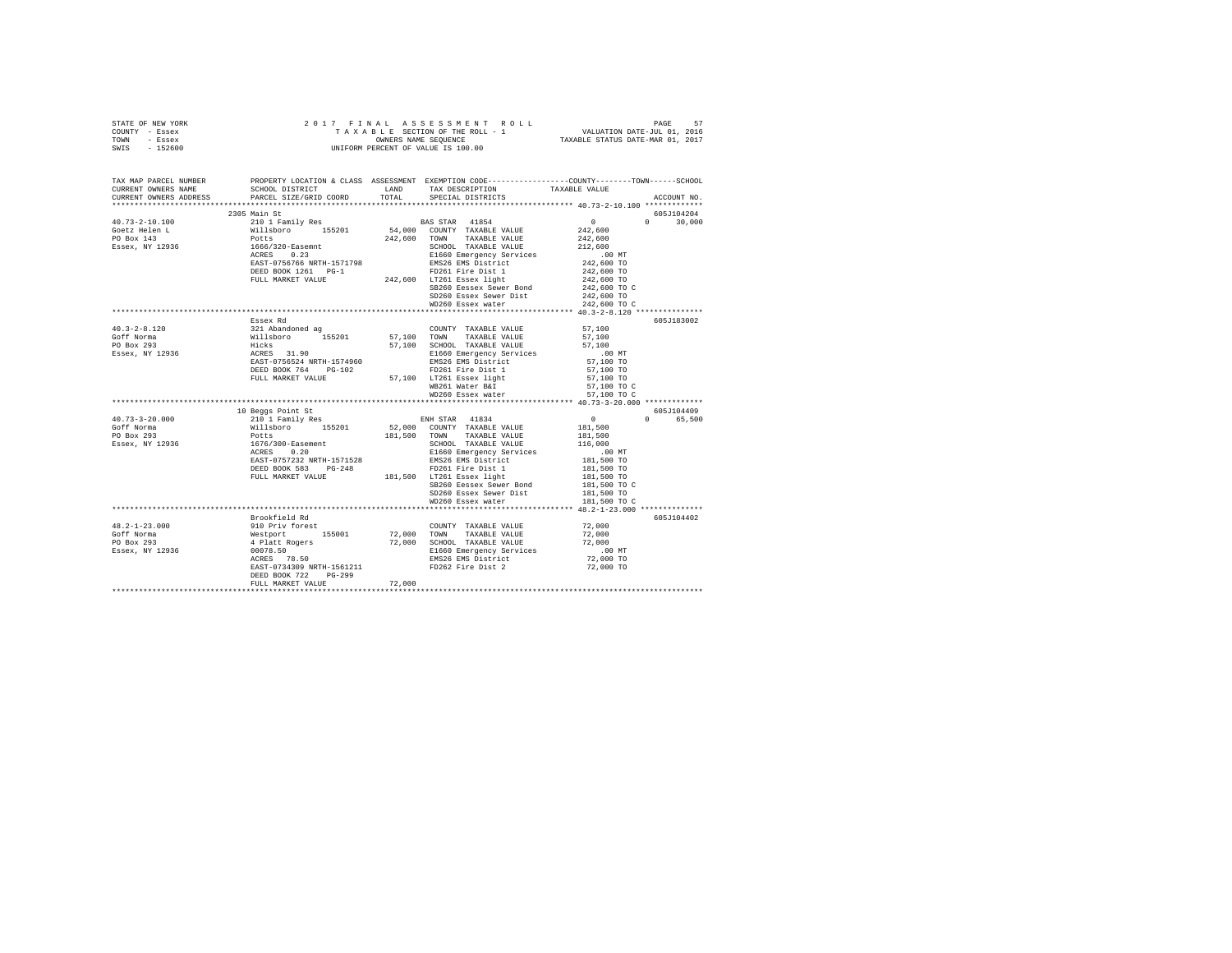STATE OF NEW YORK | 2017 FINAL ASSESSMENT ROLL | PAGE 57
COUNTY - Essex | TAXABLE SECTION OF THE ROLL - 1 | VALUATION DATE-JUL 01, 2016
TOWN - Essex | OWNERS NAME SEQUENCE | TAXABLE STATUS DATE-MAR 01, 2017
SWIS - 152600 | UNIFORM PERCENT OF VALUE IS 100.00

```
TAX MAP PARCEL NUMBER     PROPERTY LOCATION & CLASS  ASSESSMENT  EXEMPTION CODE-----------------COUNTY--------TOWN------SCHOOL
CURRENT OWNERS NAME       SCHOOL DISTRICT             LAND       TAX DESCRIPTION            TAXABLE VALUE
CURRENT OWNERS ADDRESS    PARCEL SIZE/GRID COORD      TOTAL      SPECIAL DISTRICTS                                    ACCOUNT NO.
******************************************************************************************** 40.73-2-10.100 *************
                          2305 Main St                                                                              605J104204
40.73-2-10.100            210 1 Family Res                       BAS STAR  41854                 0            0      30,000
Goetz Helen L             Willsboro      155201       54,000     COUNTY  TAXABLE VALUE       242,600
PO Box 143                Potts                      242,600     TOWN    TAXABLE VALUE       242,600
Essex, NY 12936           1666/320-Easemnt                       SCHOOL  TAXABLE VALUE       212,600
                          ACRES    0.23                          E1660 Emergency Services       .00 MT
                          EAST-0756766 NRTH-1571798              EMS26 EMS District          242,600 TO
                          DEED BOOK 1261   PG-1                  FD261 Fire Dist 1           242,600 TO
                          FULL MARKET VALUE          242,600     LT261 Essex light           242,600 TO
                                                                 SB260 Eessex Sewer Bond     242,600 TO C
                                                                 SD260 Essex Sewer Dist      242,600 TO
                                                                 WD260 Essex water           242,600 TO C
******************************************************************************************** 40.3-2-8.120 ***************
                          Essex Rd                                                                                  605J183002
40.3-2-8.120              321 Abandoned ag                       COUNTY  TAXABLE VALUE        57,100
Goff Norma                Willsboro      155201       57,100     TOWN    TAXABLE VALUE        57,100
PO Box 293                Hicks                       57,100     SCHOOL  TAXABLE VALUE        57,100
Essex, NY 12936           ACRES   31.90                          E1660 Emergency Services       .00 MT
                          EAST-0756524 NRTH-1574960              EMS26 EMS District           57,100 TO
                          DEED BOOK 764    PG-102                FD261 Fire Dist 1            57,100 TO
                          FULL MARKET VALUE           57,100     LT261 Essex light            57,100 TO
                                                                 WB261 Water B&I              57,100 TO C
                                                                 WD260 Essex water            57,100 TO C
******************************************************************************************** 40.73-3-20.000 *************
                          10 Beggs Point St                                                                         605J104409
40.73-3-20.000            210 1 Family Res                       ENH STAR  41834                 0            0      65,500
Goff Norma                Willsboro      155201       52,000     COUNTY  TAXABLE VALUE       181,500
PO Box 293                Potts                      181,500     TOWN    TAXABLE VALUE       181,500
Essex, NY 12936           1676/300-Easement                      SCHOOL  TAXABLE VALUE       116,000
                          ACRES    0.20                          E1660 Emergency Services       .00 MT
                          EAST-0757232 NRTH-1571528              EMS26 EMS District          181,500 TO
                          DEED BOOK 583    PG-248                FD261 Fire Dist 1           181,500 TO
                          FULL MARKET VALUE          181,500     LT261 Essex light           181,500 TO
                                                                 SB260 Eessex Sewer Bond     181,500 TO C
                                                                 SD260 Essex Sewer Dist      181,500 TO
                                                                 WD260 Essex water           181,500 TO C
******************************************************************************************** 48.2-1-23.000 **************
                          Brookfield Rd                                                                             605J104402
48.2-1-23.000             910 Priv forest                        COUNTY  TAXABLE VALUE        72,000
Goff Norma                Westport       155001       72,000     TOWN    TAXABLE VALUE        72,000
PO Box 293                4 Platt Rogers              72,000     SCHOOL  TAXABLE VALUE        72,000
Essex, NY 12936           00078.50                               E1660 Emergency Services       .00 MT
                          ACRES   78.50                          EMS26 EMS District           72,000 TO
                          EAST-0734309 NRTH-1561211              FD262 Fire Dist 2            72,000 TO
                          DEED BOOK 722    PG-299
                          FULL MARKET VALUE           72,000
****************************************************************************************************************************
```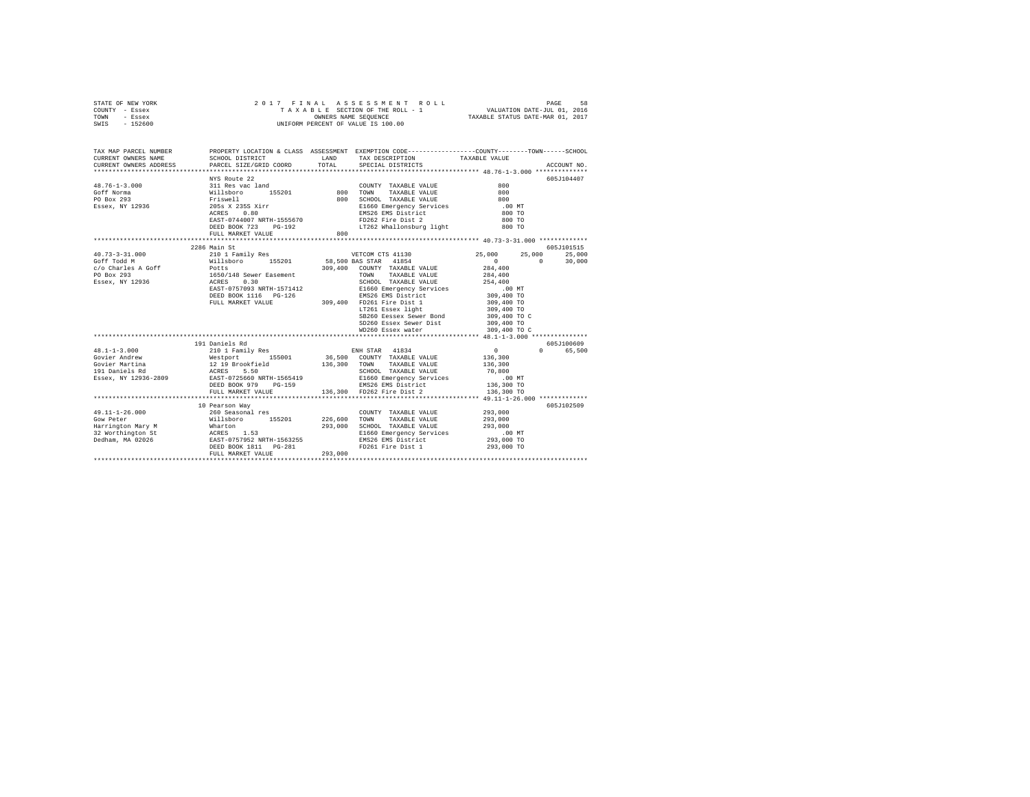STATE OF NEW YORK
COUNTY - Essex
TOWN - Essex
SWIS - 152600

2 0 1 7 F I N A L A S S E S S M E N T R O L L
T A X A B L E SECTION OF THE ROLL - 1
OWNERS NAME SEQUENCE
UNIFORM PERCENT OF VALUE IS 100.00

VALUATION DATE-JUL 01, 2016
TAXABLE STATUS DATE-MAR 01, 2017

```
TAX MAP PARCEL NUMBER          PROPERTY LOCATION & CLASS  ASSESSMENT  EXEMPTION CODE-----------------COUNTY--------TOWN------SCHOOL
CURRENT OWNERS NAME            SCHOOL DISTRICT              LAND      TAX DESCRIPTION            TAXABLE VALUE
CURRENT OWNERS ADDRESS         PARCEL SIZE/GRID COORD       TOTAL     SPECIAL DISTRICTS                                   ACCOUNT NO.
*************************************************************************************************** 48.76-1-3.000 **************
                               NYS Route 22                                                                          605J104407
48.76-1-3.000                  311 Res vac land                        COUNTY  TAXABLE VALUE               800
Goff Norma                     Willsboro      155201          800      TOWN    TAXABLE VALUE               800
PO Box 293                     Friswell                       800      SCHOOL  TAXABLE VALUE               800
Essex, NY 12936                205s X 235S Xirr                        E1660 Emergency Services            .00 MT
                               ACRES    0.80                           EMS26 EMS District                  800 TO
                               EAST-0744007 NRTH-1555670               FD262 Fire Dist 2                   800 TO
                               DEED BOOK 723    PG-192                 LT262 Whallonsburg light            800 TO
                               FULL MARKET VALUE              800
*************************************************************************************************** 40.73-3-31.000 *************
                               2286 Main St                                                                          605J101515
40.73-3-31.000                 210 1 Family Res                    VETCOM CTS 41130          25,000      25,000      25,000
Goff Todd M                    Willsboro      155201       58,500 BAS STAR  41854                 0           0      30,000
c/o Charles A Goff             Potts                      309,400  COUNTY  TAXABLE VALUE        284,400
PO Box 293                     1650/148 Sewer Easement             TOWN    TAXABLE VALUE        284,400
Essex, NY 12936                ACRES    0.30                       SCHOOL  TAXABLE VALUE        254,400
                               EAST-0757093 NRTH-1571412           E1660 Emergency Services         .00 MT
                               DEED BOOK 1116   PG-126             EMS26 EMS District           309,400 TO
                               FULL MARKET VALUE          309,400  FD261 Fire Dist 1            309,400 TO
                                                                   LT261 Essex light            309,400 TO
                                                                   SB260 Eessex Sewer Bond      309,400 TO C
                                                                   SD260 Essex Sewer Dist       309,400 TO
                                                                   WD260 Essex water            309,400 TO C
*************************************************************************************************** 48.1-1-3.000 ***************
                               191 Daniels Rd                                                                        605J100609
48.1-1-3.000                   210 1 Family Res                    ENH STAR  41834                    0           0      65,500
Govier Andrew                  Westport       155001       36,500  COUNTY  TAXABLE VALUE        136,300
Govier Martina                 12 19 Brookfield           136,300  TOWN    TAXABLE VALUE        136,300
191 Daniels Rd                 ACRES    5.50                       SCHOOL  TAXABLE VALUE         70,800
Essex, NY 12936-2809           EAST-0725660 NRTH-1565419           E1660 Emergency Services         .00 MT
                               DEED BOOK 979    PG-159             EMS26 EMS District           136,300 TO
                               FULL MARKET VALUE          136,300  FD262 Fire Dist 2            136,300 TO
*************************************************************************************************** 49.11-1-26.000 *************
                               10 Pearson Way                                                                        605J102509
49.11-1-26.000                 260 Seasonal res                    COUNTY  TAXABLE VALUE        293,000
Gow Peter                      Willsboro      155201      226,600  TOWN    TAXABLE VALUE        293,000
Harrington Mary M              Wharton                    293,000  SCHOOL  TAXABLE VALUE        293,000
32 Worthington St              ACRES    1.53                       E1660 Emergency Services         .00 MT
Dedham, MA 02026               EAST-0757952 NRTH-1563255           EMS26 EMS District           293,000 TO
                               DEED BOOK 1811   PG-281             FD261 Fire Dist 1            293,000 TO
                               FULL MARKET VALUE          293,000
********************************************************************************************************************************
```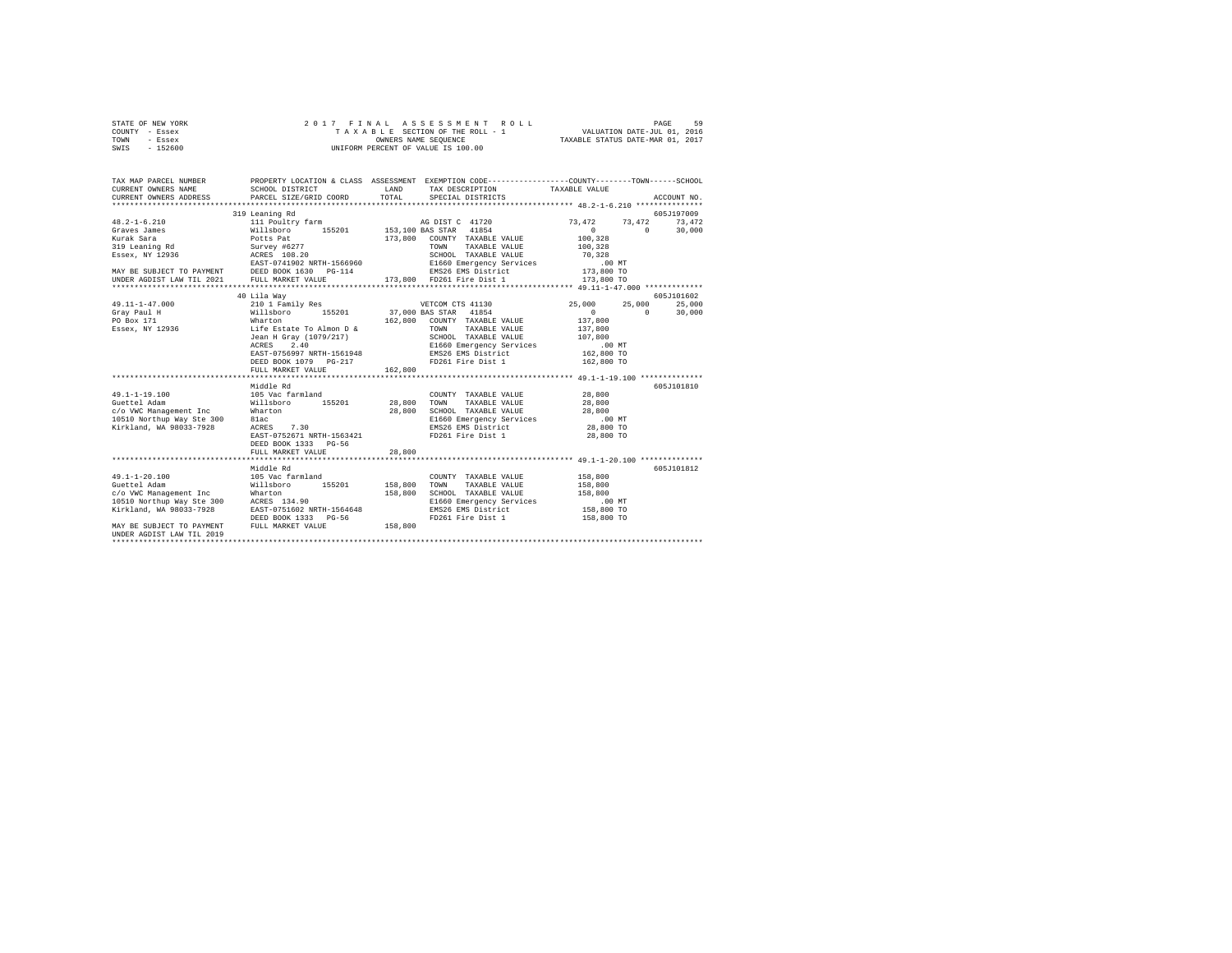STATE OF NEW YORK  
COUNTY - Essex  
TOWN - Essex  
SWIS - 152600

2 0 1 7 F I N A L A S S E S S M E N T R O L L  
T A X A B L E SECTION OF THE ROLL - 1  
OWNERS NAME SEQUENCE  
UNIFORM PERCENT OF VALUE IS 100.00

VALUATION DATE-JUL 01, 2016  
TAXABLE STATUS DATE-MAR 01, 2017

```
TAX MAP PARCEL NUMBER          PROPERTY LOCATION & CLASS  ASSESSMENT  EXEMPTION CODE-----------------COUNTY--------TOWN------SCHOOL
CURRENT OWNERS NAME            SCHOOL DISTRICT             LAND       TAX DESCRIPTION            TAXABLE VALUE
CURRENT OWNERS ADDRESS         PARCEL SIZE/GRID COORD      TOTAL      SPECIAL DISTRICTS                                    ACCOUNT NO.
************************************************************************************************ 48.2-1-6.210 ***************
                               319 Leaning Rd                                                                           605J197009
48.2-1-6.210                   111 Poultry farm                       AG DIST C  41720              73,472     73,472     73,472
Graves James                   Willsboro      155201      153,100 BAS STAR  41854                       0          0      30,000
Kurak Sara                     Potts Pat                  173,800  COUNTY  TAXABLE VALUE          100,328
319 Leaning Rd                 Survey #6277                        TOWN    TAXABLE VALUE          100,328
Essex, NY 12936                ACRES  108.20                       SCHOOL  TAXABLE VALUE           70,328
                               EAST-0741902 NRTH-1566960           E1660 Emergency Services           .00 MT
MAY BE SUBJECT TO PAYMENT      DEED BOOK 1630   PG-114             EMS26 EMS District             173,800 TO
UNDER AGDIST LAW TIL 2021      FULL MARKET VALUE          173,800  FD261 Fire Dist 1              173,800 TO
************************************************************************************************ 49.11-1-47.000 *************
                               40 Lila Way                                                                              605J101602
49.11-1-47.000                 210 1 Family Res                       VETCOM CTS 41130              25,000     25,000     25,000
Gray Paul H                    Willsboro      155201       37,000 BAS STAR  41854                       0          0      30,000
PO Box 171                     Wharton                    162,800  COUNTY  TAXABLE VALUE          137,800
Essex, NY 12936                Life Estate To Almon D &            TOWN    TAXABLE VALUE          137,800
                               Jean H Gray (1079/217)              SCHOOL  TAXABLE VALUE          107,800
                               ACRES    2.40                       E1660 Emergency Services           .00 MT
                               EAST-0756997 NRTH-1561948           EMS26 EMS District             162,800 TO
                               DEED BOOK 1079   PG-217             FD261 Fire Dist 1              162,800 TO
                               FULL MARKET VALUE          162,800
************************************************************************************************ 49.1-1-19.100 **************
                               Middle Rd                                                                                605J101810
49.1-1-19.100                  105 Vac farmland                       COUNTY  TAXABLE VALUE           28,800
Guettel Adam                   Willsboro      155201       28,800  TOWN    TAXABLE VALUE           28,800
c/o VWC Management Inc         Wharton                     28,800  SCHOOL  TAXABLE VALUE           28,800
10510 Northup Way Ste 300      81ac                                E1660 Emergency Services           .00 MT
Kirkland, WA 98033-7928        ACRES    7.30                       EMS26 EMS District              28,800 TO
                               EAST-0752671 NRTH-1563421           FD261 Fire Dist 1               28,800 TO
                               DEED BOOK 1333   PG-56
                               FULL MARKET VALUE           28,800
************************************************************************************************ 49.1-1-20.100 **************
                               Middle Rd                                                                                605J101812
49.1-1-20.100                  105 Vac farmland                       COUNTY  TAXABLE VALUE          158,800
Guettel Adam                   Willsboro      155201      158,800  TOWN    TAXABLE VALUE          158,800
c/o VWC Management Inc         Wharton                    158,800  SCHOOL  TAXABLE VALUE          158,800
10510 Northup Way Ste 300      ACRES  134.90                       E1660 Emergency Services           .00 MT
Kirkland, WA 98033-7928        EAST-0751602 NRTH-1564648           EMS26 EMS District             158,800 TO
                               DEED BOOK 1333   PG-56              FD261 Fire Dist 1              158,800 TO
MAY BE SUBJECT TO PAYMENT      FULL MARKET VALUE          158,800
UNDER AGDIST LAW TIL 2019
******************************************************************************************************************************
```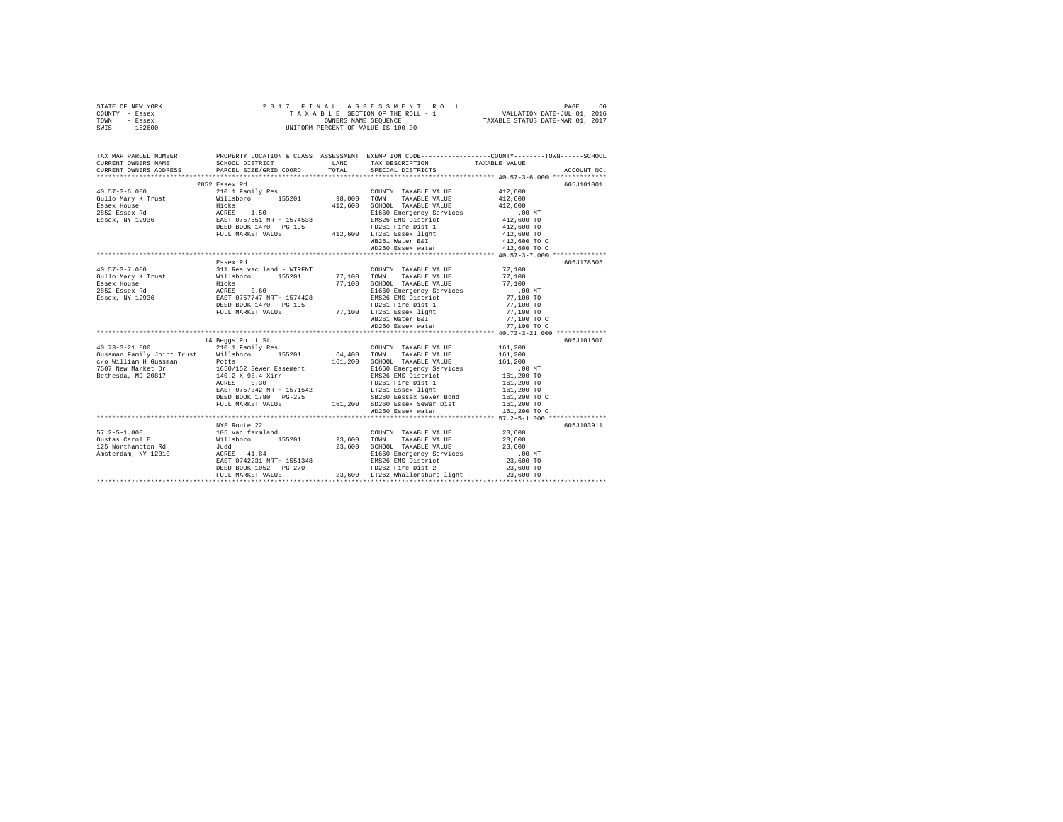STATE OF NEW YORK &nbsp;&nbsp;&nbsp;&nbsp; 2 0 1 7 &nbsp; F I N A L &nbsp; A S S E S S M E N T &nbsp; R O L L
COUNTY - Essex &nbsp;&nbsp;&nbsp;&nbsp; T A X A B L E SECTION OF THE ROLL - 1 &nbsp;&nbsp;&nbsp;&nbsp; VALUATION DATE-JUL 01, 2016
TOWN - Essex &nbsp;&nbsp;&nbsp;&nbsp; OWNERS NAME SEQUENCE &nbsp;&nbsp;&nbsp;&nbsp; TAXABLE STATUS DATE-MAR 01, 2017
SWIS - 152600 &nbsp;&nbsp;&nbsp;&nbsp; UNIFORM PERCENT OF VALUE IS 100.00

| TAX MAP PARCEL NUMBER / CURRENT OWNERS NAME / CURRENT OWNERS ADDRESS | PROPERTY LOCATION & CLASS / SCHOOL DISTRICT / PARCEL SIZE/GRID COORD | ASSESSMENT LAND / TOTAL | EXEMPTION CODE / TAX DESCRIPTION / SPECIAL DISTRICTS | TAXABLE VALUE (COUNTY / TOWN / SCHOOL) | ACCOUNT NO. |
|---|---|---|---|---|---|
| **40.57-3-6.000** | 2852 Essex Rd | | | | 605J101001 |
| 40.57-3-6.000 | 210 1 Family Res | | COUNTY TAXABLE VALUE | 412,600 | |
| Gullo Mary K Trust | Willsboro 155201 | 98,000 | TOWN TAXABLE VALUE | 412,600 | |
| Essex House | Hicks | 412,600 | SCHOOL TAXABLE VALUE | 412,600 | |
| 2852 Essex Rd | ACRES 1.50 | | E1660 Emergency Services | .00 MT | |
| Essex, NY 12936 | EAST-0757651 NRTH-1574533 | | EMS26 EMS District | 412,600 TO | |
| | DEED BOOK 1470 PG-195 | | FD261 Fire Dist 1 | 412,600 TO | |
| | FULL MARKET VALUE | 412,600 | LT261 Essex light | 412,600 TO | |
| | | | WB261 Water B&I | 412,600 TO C | |
| | | | WD260 Essex water | 412,600 TO C | |
| **40.57-3-7.000** | Essex Rd | | | | 605J178505 |
| 40.57-3-7.000 | 311 Res vac land - WTRFNT | | COUNTY TAXABLE VALUE | 77,100 | |
| Gullo Mary K Trust | Willsboro 155201 | 77,100 | TOWN TAXABLE VALUE | 77,100 | |
| Essex House | Hicks | 77,100 | SCHOOL TAXABLE VALUE | 77,100 | |
| 2852 Essex Rd | ACRES 0.60 | | E1660 Emergency Services | .00 MT | |
| Essex, NY 12936 | EAST-0757747 NRTH-1574428 | | EMS26 EMS District | 77,100 TO | |
| | DEED BOOK 1470 PG-195 | | FD261 Fire Dist 1 | 77,100 TO | |
| | FULL MARKET VALUE | 77,100 | LT261 Essex light | 77,100 TO | |
| | | | WB261 Water B&I | 77,100 TO C | |
| | | | WD260 Essex water | 77,100 TO C | |
| **40.73-3-21.000** | 14 Beggs Point St | | | | 605J101607 |
| 40.73-3-21.000 | 210 1 Family Res | | COUNTY TAXABLE VALUE | 161,200 | |
| Gussman Family Joint Trust | Willsboro 155201 | 64,400 | TOWN TAXABLE VALUE | 161,200 | |
| c/o William H Gussman | Potts | 161,200 | SCHOOL TAXABLE VALUE | 161,200 | |
| 7507 New Market Dr | 1650/152 Sewer Easement | | E1660 Emergency Services | .00 MT | |
| Bethesda, MD 20817 | 140.2 X 98.4 Xirr | | EMS26 EMS District | 161,200 TO | |
| | ACRES 0.30 | | FD261 Fire Dist 1 | 161,200 TO | |
| | EAST-0757342 NRTH-1571542 | | LT261 Essex light | 161,200 TO | |
| | DEED BOOK 1780 PG-225 | | SB260 Eessex Sewer Bond | 161,200 TO C | |
| | FULL MARKET VALUE | 161,200 | SD260 Essex Sewer Dist | 161,200 TO | |
| | | | WD260 Essex water | 161,200 TO C | |
| **57.2-5-1.000** | NYS Route 22 | | | | 605J103911 |
| 57.2-5-1.000 | 105 Vac farmland | | COUNTY TAXABLE VALUE | 23,600 | |
| Gustas Carol E | Willsboro 155201 | 23,600 | TOWN TAXABLE VALUE | 23,600 | |
| 125 Northampton Rd | Judd | 23,600 | SCHOOL TAXABLE VALUE | 23,600 | |
| Amsterdam, NY 12010 | ACRES 41.84 | | E1660 Emergency Services | .00 MT | |
| | EAST-0742231 NRTH-1551348 | | EMS26 EMS District | 23,600 TO | |
| | DEED BOOK 1052 PG-270 | | FD262 Fire Dist 2 | 23,600 TO | |
| | FULL MARKET VALUE | 23,600 | LT262 Whallonsburg light | 23,600 TO | |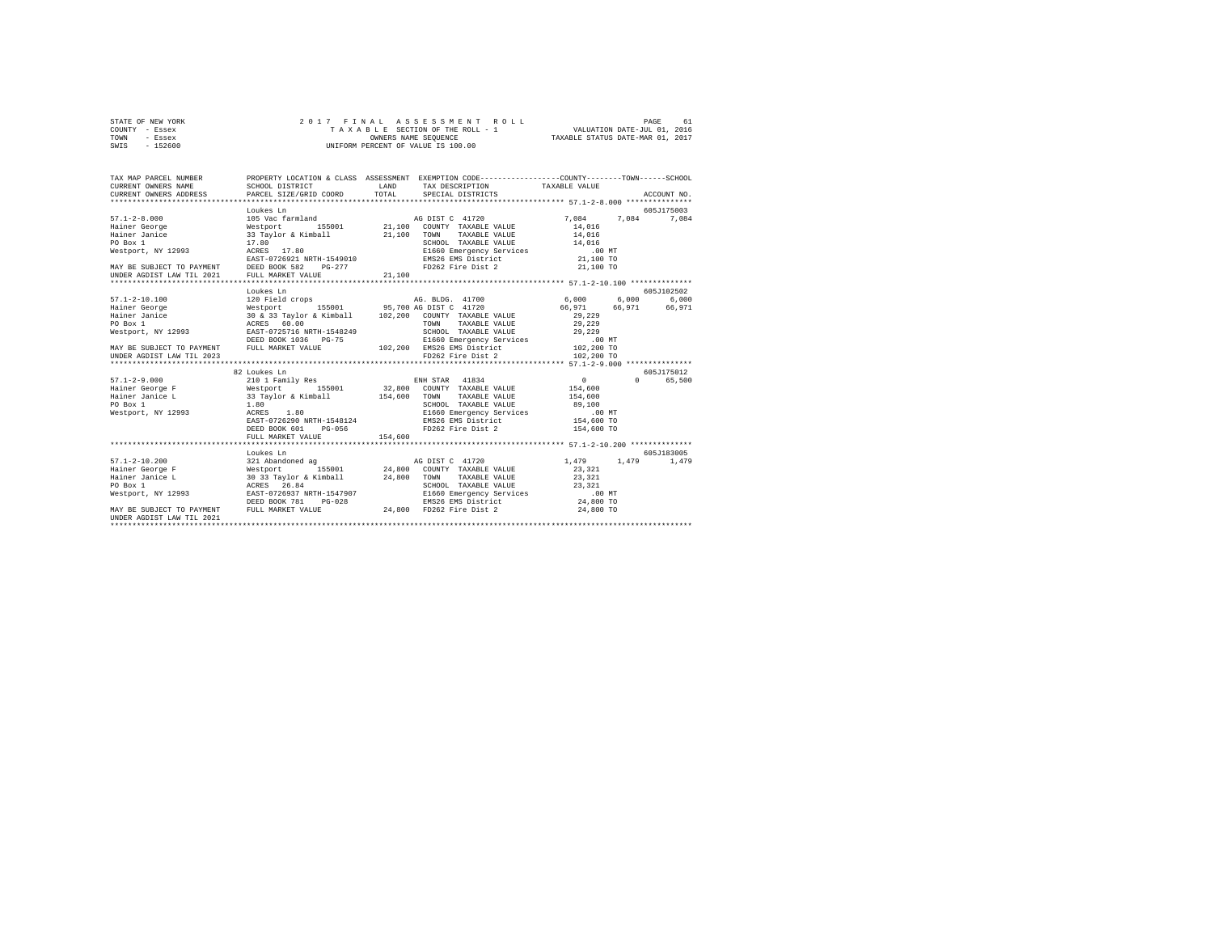STATE OF NEW YORK　　　　2 0 1 7 　F I N A L 　A S S E S S M E N T 　R O L L
COUNTY - Essex　　　　T A X A B L E SECTION OF THE ROLL - 1　　　　VALUATION DATE-JUL 01, 2016
TOWN - Essex　　　　OWNERS NAME SEQUENCE　　　　TAXABLE STATUS DATE-MAR 01, 2017
SWIS - 152600　　　　UNIFORM PERCENT OF VALUE IS 100.00

```
TAX MAP PARCEL NUMBER        PROPERTY LOCATION & CLASS  ASSESSMENT  EXEMPTION CODE-----------------COUNTY--------TOWN------SCHOOL
CURRENT OWNERS NAME          SCHOOL DISTRICT              LAND      TAX DESCRIPTION            TAXABLE VALUE
CURRENT OWNERS ADDRESS       PARCEL SIZE/GRID COORD       TOTAL     SPECIAL DISTRICTS                                    ACCOUNT NO.
******************************************************************************************************* 57.1-2-8.000 ***************
                             Loukes Ln                                                                                605J175003
57.1-2-8.000                 105 Vac farmland                        AG DIST C 41720              7,084      7,084      7,084
Hainer George                Westport      155001        21,100   COUNTY  TAXABLE VALUE           14,016
Hainer Janice                33 Taylor & Kimball         21,100   TOWN    TAXABLE VALUE           14,016
PO Box 1                     17.80                                SCHOOL  TAXABLE VALUE           14,016
Westport, NY 12993           ACRES   17.80                        E1660 Emergency Services          .00 MT
                             EAST-0726921 NRTH-1549010            EMS26 EMS District              21,100 TO
MAY BE SUBJECT TO PAYMENT    DEED BOOK 582    PG-277              FD262 Fire Dist 2               21,100 TO
UNDER AGDIST LAW TIL 2021    FULL MARKET VALUE           21,100
******************************************************************************************************* 57.1-2-10.100 *************
                             Loukes Ln                                                                                605J102502
57.1-2-10.100                120 Field crops                         AG. BLDG. 41700              6,000      6,000      6,000
Hainer George                Westport      155001        95,700 AG DIST C 41720              66,971     66,971     66,971
Hainer Janice                30 & 33 Taylor & Kimball   102,200   COUNTY  TAXABLE VALUE           29,229
PO Box 1                     ACRES   60.00                        TOWN    TAXABLE VALUE           29,229
Westport, NY 12993           EAST-0725716 NRTH-1548249            SCHOOL  TAXABLE VALUE           29,229
                             DEED BOOK 1036   PG-75               E1660 Emergency Services          .00 MT
MAY BE SUBJECT TO PAYMENT    FULL MARKET VALUE          102,200   EMS26 EMS District             102,200 TO
UNDER AGDIST LAW TIL 2023                                         FD262 Fire Dist 2              102,200 TO
******************************************************************************************************* 57.1-2-9.000 ***************
                             82 Loukes Ln                                                                             605J175012
57.1-2-9.000                 210 1 Family Res                        ENH STAR  41834                  0          0     65,500
Hainer George F              Westport      155001        32,800   COUNTY  TAXABLE VALUE          154,600
Hainer Janice L              33 Taylor & Kimball        154,600   TOWN    TAXABLE VALUE          154,600
PO Box 1                     1.80                                 SCHOOL  TAXABLE VALUE           89,100
Westport, NY 12993           ACRES    1.80                        E1660 Emergency Services          .00 MT
                             EAST-0726290 NRTH-1548124            EMS26 EMS District             154,600 TO
                             DEED BOOK 601    PG-056              FD262 Fire Dist 2              154,600 TO
                             FULL MARKET VALUE          154,600
******************************************************************************************************* 57.1-2-10.200 *************
                             Loukes Ln                                                                                605J183005
57.1-2-10.200                321 Abandoned ag                        AG DIST C 41720              1,479      1,479      1,479
Hainer George F              Westport      155001        24,800   COUNTY  TAXABLE VALUE           23,321
Hainer Janice L              30 33 Taylor & Kimball      24,800   TOWN    TAXABLE VALUE           23,321
PO Box 1                     ACRES   26.84                        SCHOOL  TAXABLE VALUE           23,321
Westport, NY 12993           EAST-0726937 NRTH-1547907            E1660 Emergency Services          .00 MT
                             DEED BOOK 781    PG-028              EMS26 EMS District              24,800 TO
MAY BE SUBJECT TO PAYMENT    FULL MARKET VALUE           24,800   FD262 Fire Dist 2               24,800 TO
UNDER AGDIST LAW TIL 2021
************************************************************************************************************************************
```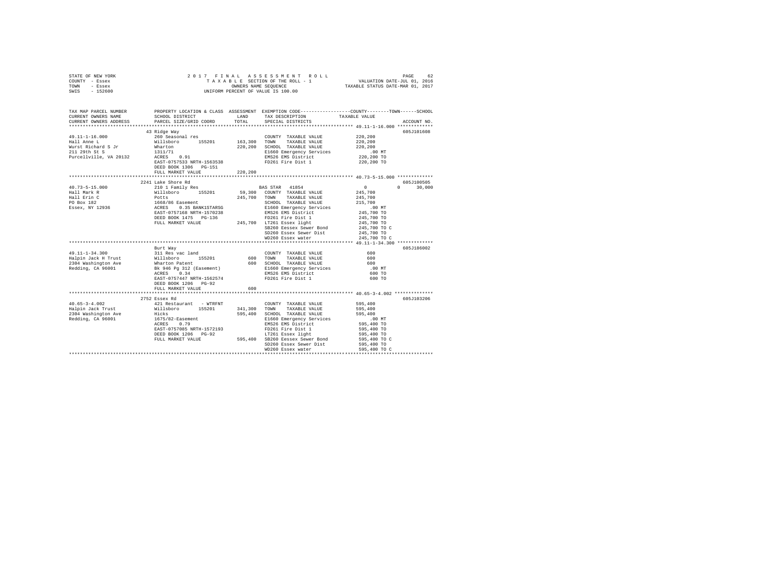STATE OF NEW YORK
COUNTY - Essex
TOWN - Essex
SWIS - 152600

2 0 1 7 F I N A L A S S E S S M E N T R O L L
T A X A B L E SECTION OF THE ROLL - 1
OWNERS NAME SEQUENCE
UNIFORM PERCENT OF VALUE IS 100.00

VALUATION DATE-JUL 01, 2016
TAXABLE STATUS DATE-MAR 01, 2017

```
TAX MAP PARCEL NUMBER          PROPERTY LOCATION & CLASS  ASSESSMENT  EXEMPTION CODE-----------------COUNTY--------TOWN------SCHOOL
CURRENT OWNERS NAME            SCHOOL DISTRICT              LAND      TAX DESCRIPTION              TAXABLE VALUE
CURRENT OWNERS ADDRESS         PARCEL SIZE/GRID COORD       TOTAL     SPECIAL DISTRICTS                                    ACCOUNT NO.
******************************************************************************************* 49.11-1-16.000 *************
                               43 Ridge Way                                                                             605J101608
49.11-1-16.000                 260 Seasonal res                        COUNTY  TAXABLE VALUE            220,200
Hall Anne L                    Willsboro      155201      163,300     TOWN    TAXABLE VALUE            220,200
Wurst Richard S Jr             Wharton                    220,200     SCHOOL  TAXABLE VALUE            220,200
211 29th St S                  1311/71                                E1660 Emergency Services             .00 MT
Purcellville, VA 20132         ACRES    0.91                           EMS26 EMS District              220,200 TO
                               EAST-0757533 NRTH-1563538               FD261 Fire Dist 1               220,200 TO
                               DEED BOOK 1306   PG-151
                               FULL MARKET VALUE          220,200
******************************************************************************************* 40.73-5-15.000 *************
                               2241 Lake Shore Rd                                                                       605J100505
40.73-5-15.000                 210 1 Family Res                        BAS STAR  41854                      0          0     30,000
Hall Mark R                    Willsboro      155201       59,300     COUNTY  TAXABLE VALUE            245,700
Hall Erin C                    Potts                      245,700     TOWN    TAXABLE VALUE            245,700
PO Box 182                     1668/86 Easement                        SCHOOL  TAXABLE VALUE            215,700
Essex, NY 12936                ACRES    0.35 BANK1STARSG               E1660 Emergency Services             .00 MT
                               EAST-0757168 NRTH-1570238               EMS26 EMS District              245,700 TO
                               DEED BOOK 1475   PG-136                 FD261 Fire Dist 1               245,700 TO
                               FULL MARKET VALUE          245,700     LT261 Essex light               245,700 TO
                                                                       SB260 Eessex Sewer Bond         245,700 TO C
                                                                       SD260 Essex Sewer Dist          245,700 TO
                                                                       WD260 Essex water               245,700 TO C
******************************************************************************************* 49.11-1-34.300 *************
                               Burt Way                                                                                 605J186002
49.11-1-34.300                 311 Res vac land                        COUNTY  TAXABLE VALUE                600
Halpin Jack H Trust            Willsboro      155201          600     TOWN    TAXABLE VALUE                600
2304 Washington Ave            Wharton Patent                 600     SCHOOL  TAXABLE VALUE                600
Redding, CA 96001              Bk 946 Pg 312 (Easement)                E1660 Emergency Services             .00 MT
                               ACRES    0.34                           EMS26 EMS District                  600 TO
                               EAST-0757447 NRTH-1562574               FD261 Fire Dist 1                   600 TO
                               DEED BOOK 1206   PG-92
                               FULL MARKET VALUE              600
******************************************************************************************* 40.65-3-4.002 **************
                               2752 Essex Rd                                                                            605J103206
40.65-3-4.002                  421 Restaurant  - WTRFNT                COUNTY  TAXABLE VALUE            595,400
Halpin Jack Trust              Willsboro      155201      341,300     TOWN    TAXABLE VALUE            595,400
2304 Washington Ave            Hicks                      595,400     SCHOOL  TAXABLE VALUE            595,400
Redding, CA 96001              1675/82-Easement                        E1660 Emergency Services             .00 MT
                               ACRES    0.79                           EMS26 EMS District              595,400 TO
                               EAST-0757085 NRTH-1572193               FD261 Fire Dist 1               595,400 TO
                               DEED BOOK 1206   PG-92                  LT261 Essex light               595,400 TO
                               FULL MARKET VALUE          595,400     SB260 Eessex Sewer Bond         595,400 TO C
                                                                       SD260 Essex Sewer Dist          595,400 TO
                                                                       WD260 Essex water               595,400 TO C
************************************************************************************************************************
```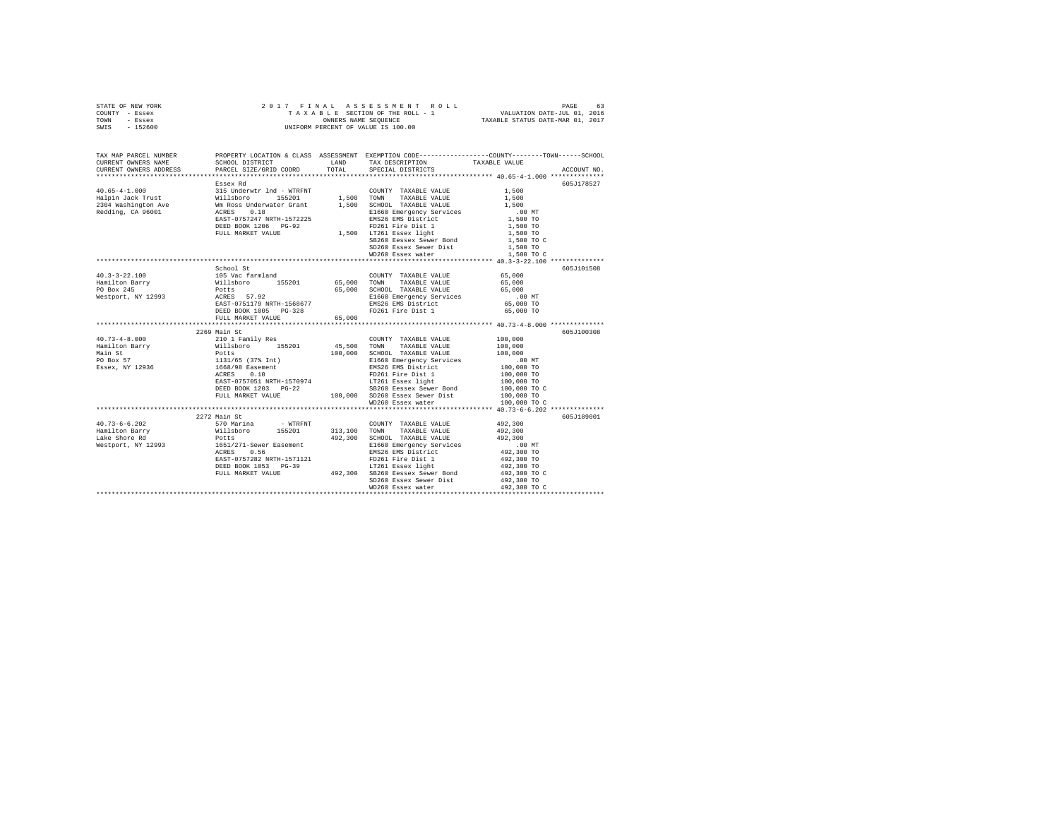STATE OF NEW YORK | 2017 FINAL ASSESSMENT ROLL | VALUATION DATE-JUL 01, 2016
COUNTY - Essex | TAXABLE SECTION OF THE ROLL - 1 | TAXABLE STATUS DATE-MAR 01, 2017
TOWN - Essex | OWNERS NAME SEQUENCE
SWIS - 152600 | UNIFORM PERCENT OF VALUE IS 100.00

| TAX MAP PARCEL NUMBER / CURRENT OWNERS NAME / CURRENT OWNERS ADDRESS | PROPERTY LOCATION & CLASS / SCHOOL DISTRICT / PARCEL SIZE/GRID COORD | ASSESSMENT LAND / TOTAL | EXEMPTION CODE / TAX DESCRIPTION / SPECIAL DISTRICTS | COUNTY/TOWN/SCHOOL TAXABLE VALUE | ACCOUNT NO. |
|---|---|---|---|---|---|
| **40.65-4-1.000** | Essex Rd | | | | 605J178527 |
| | 315 Underwtr lnd - WTRFNT | | COUNTY TAXABLE VALUE | 1,500 | |
| Halpin Jack Trust | Willsboro 155201 | 1,500 | TOWN TAXABLE VALUE | 1,500 | |
| 2304 Washington Ave | Wm Ross Underwater Grant | 1,500 | SCHOOL TAXABLE VALUE | 1,500 | |
| Redding, CA 96001 | ACRES 0.18 | | E1660 Emergency Services | .00 MT | |
| | EAST-0757247 NRTH-1572225 | | EMS26 EMS District | 1,500 TO | |
| | DEED BOOK 1206 PG-92 | | FD261 Fire Dist 1 | 1,500 TO | |
| | FULL MARKET VALUE | 1,500 | LT261 Essex light | 1,500 TO | |
| | | | SB260 Eessex Sewer Bond | 1,500 TO C | |
| | | | SD260 Essex Sewer Dist | 1,500 TO | |
| | | | WD260 Essex water | 1,500 TO C | |
| **40.3-3-22.100** | School St | | | | 605J101508 |
| | 105 Vac farmland | | COUNTY TAXABLE VALUE | 65,000 | |
| Hamilton Barry | Willsboro 155201 | 65,000 | TOWN TAXABLE VALUE | 65,000 | |
| PO Box 245 | Potts | 65,000 | SCHOOL TAXABLE VALUE | 65,000 | |
| Westport, NY 12993 | ACRES 57.92 | | E1660 Emergency Services | .00 MT | |
| | EAST-0751179 NRTH-1568677 | | EMS26 EMS District | 65,000 TO | |
| | DEED BOOK 1005 PG-328 | | FD261 Fire Dist 1 | 65,000 TO | |
| | FULL MARKET VALUE | 65,000 | | | |
| **40.73-4-8.000** | 2269 Main St | | | | 605J100308 |
| | 210 1 Family Res | | COUNTY TAXABLE VALUE | 100,000 | |
| Hamilton Barry | Willsboro 155201 | 45,500 | TOWN TAXABLE VALUE | 100,000 | |
| Main St | Potts | 100,000 | SCHOOL TAXABLE VALUE | 100,000 | |
| PO Box 57 | 1131/65 (37% Int) | | E1660 Emergency Services | .00 MT | |
| Essex, NY 12936 | 1668/98 Easement | | EMS26 EMS District | 100,000 TO | |
| | ACRES 0.10 | | FD261 Fire Dist 1 | 100,000 TO | |
| | EAST-0757051 NRTH-1570974 | | LT261 Essex light | 100,000 TO | |
| | DEED BOOK 1203 PG-22 | | SB260 Eessex Sewer Bond | 100,000 TO C | |
| | FULL MARKET VALUE | 100,000 | SD260 Essex Sewer Dist | 100,000 TO | |
| | | | WD260 Essex water | 100,000 TO C | |
| **40.73-6-6.202** | 2272 Main St | | | | 605J189001 |
| | 570 Marina - WTRFNT | | COUNTY TAXABLE VALUE | 492,300 | |
| Hamilton Barry | Willsboro 155201 | 313,100 | TOWN TAXABLE VALUE | 492,300 | |
| Lake Shore Rd | Potts | 492,300 | SCHOOL TAXABLE VALUE | 492,300 | |
| Westport, NY 12993 | 1651/271-Sewer Easement | | E1660 Emergency Services | .00 MT | |
| | ACRES 0.56 | | EMS26 EMS District | 492,300 TO | |
| | EAST-0757282 NRTH-1571121 | | FD261 Fire Dist 1 | 492,300 TO | |
| | DEED BOOK 1053 PG-39 | | LT261 Essex light | 492,300 TO | |
| | FULL MARKET VALUE | 492,300 | SB260 Eessex Sewer Bond | 492,300 TO C | |
| | | | SD260 Essex Sewer Dist | 492,300 TO | |
| | | | WD260 Essex water | 492,300 TO C | |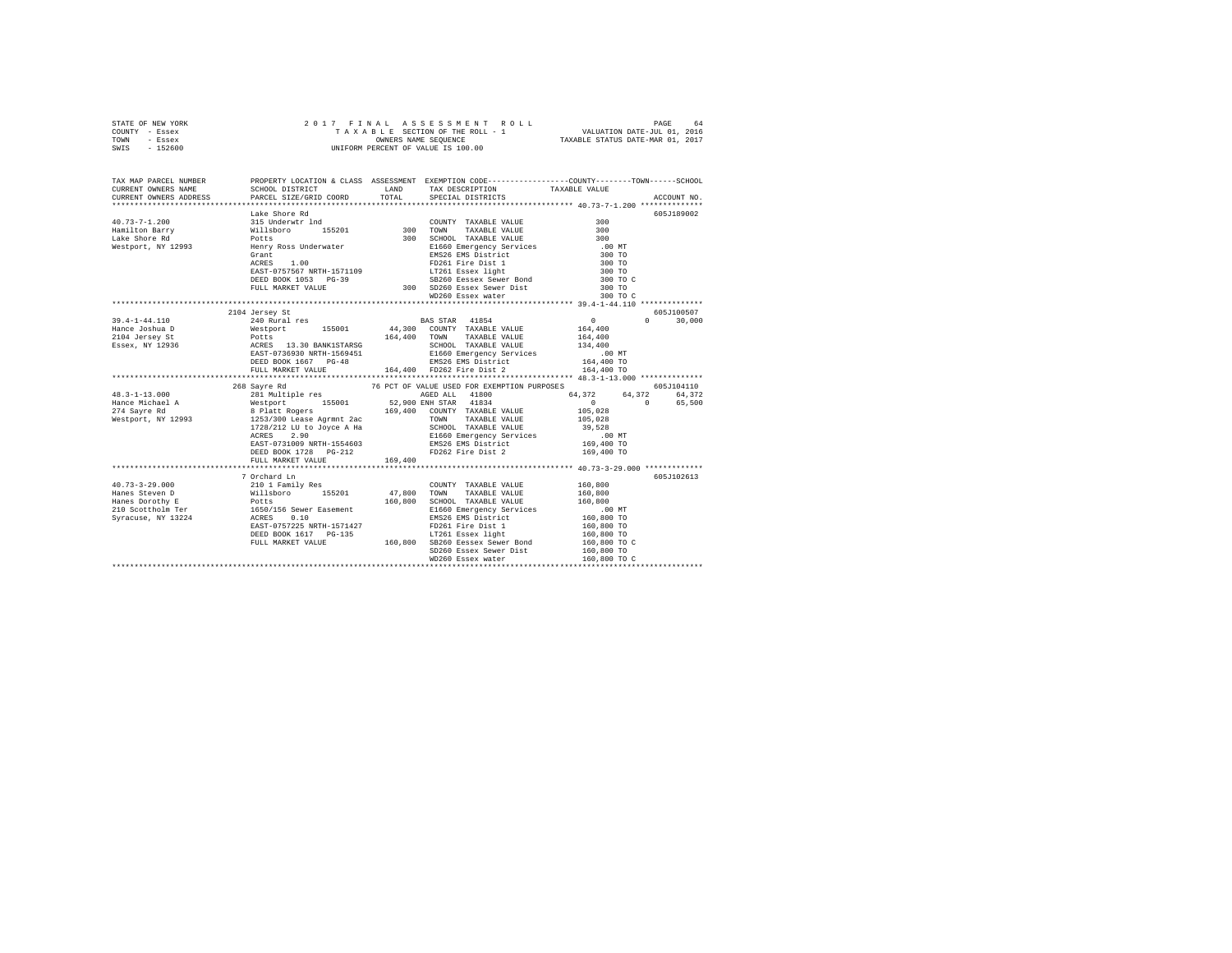STATE OF NEW YORK &nbsp;&nbsp;&nbsp;&nbsp; 2 0 1 7 F I N A L A S S E S S M E N T R O L L &nbsp;&nbsp;&nbsp;&nbsp; PAGE 64
COUNTY - Essex &nbsp;&nbsp;&nbsp;&nbsp; T A X A B L E SECTION OF THE ROLL - 1 &nbsp;&nbsp;&nbsp;&nbsp; VALUATION DATE-JUL 01, 2016
TOWN - Essex &nbsp;&nbsp;&nbsp;&nbsp; OWNERS NAME SEQUENCE &nbsp;&nbsp;&nbsp;&nbsp; TAXABLE STATUS DATE-MAR 01, 2017
SWIS - 152600 &nbsp;&nbsp;&nbsp;&nbsp; UNIFORM PERCENT OF VALUE IS 100.00

```
TAX MAP PARCEL NUMBER     PROPERTY LOCATION & CLASS  ASSESSMENT  EXEMPTION CODE-----------------COUNTY--------TOWN------SCHOOL
CURRENT OWNERS NAME       SCHOOL DISTRICT               LAND      TAX DESCRIPTION            TAXABLE VALUE
CURRENT OWNERS ADDRESS    PARCEL SIZE/GRID COORD        TOTAL     SPECIAL DISTRICTS                                  ACCOUNT NO.
******************************************************************************************** 40.73-7-1.200 **************
                          Lake Shore Rd                                                                         605J189002
40.73-7-1.200             315 Underwtr lnd                        COUNTY  TAXABLE VALUE             300
Hamilton Barry            Willsboro      155201          300      TOWN    TAXABLE VALUE             300
Lake Shore Rd             Potts                          300      SCHOOL  TAXABLE VALUE             300
Westport, NY 12993        Henry Ross Underwater                   E1660 Emergency Services          .00 MT
                          Grant                                   EMS26 EMS District                300 TO
                          ACRES    1.00                           FD261 Fire Dist 1                 300 TO
                          EAST-0757567 NRTH-1571109               LT261 Essex light                 300 TO
                          DEED BOOK 1053   PG-39                  SB260 Eessex Sewer Bond           300 TO C
                          FULL MARKET VALUE              300      SD260 Essex Sewer Dist            300 TO
                                                                  WD260 Essex water                 300 TO C
******************************************************************************************** 39.4-1-44.110 **************
                     2104 Jersey St                                                                             605J100507
39.4-1-44.110             240 Rural res                           BAS STAR  41854                   0           0      30,000
Hance Joshua D            Westport       155001       44,300      COUNTY  TAXABLE VALUE         164,400
2104 Jersey St            Potts                      164,400      TOWN    TAXABLE VALUE         164,400
Essex, NY 12936           ACRES   13.30 BANK1STARSG               SCHOOL  TAXABLE VALUE         134,400
                          EAST-0736930 NRTH-1569451               E1660 Emergency Services          .00 MT
                          DEED BOOK 1667   PG-48                  EMS26 EMS District            164,400 TO
                          FULL MARKET VALUE          164,400      FD262 Fire Dist 2             164,400 TO
******************************************************************************************** 48.3-1-13.000 **************
                      268 Sayre Rd                     76 PCT OF VALUE USED FOR EXEMPTION PURPOSES              605J104110
48.3-1-13.000             281 Multiple res                        AGED ALL  41800              64,372      64,372      64,372
Hance Michael A           Westport       155001       52,900      ENH STAR  41834                   0           0      65,500
274 Sayre Rd              8 Platt Rogers             169,400      COUNTY  TAXABLE VALUE         105,028
Westport, NY 12993        1253/300 Lease Agrmnt 2ac               TOWN    TAXABLE VALUE         105,028
                          1728/212 LU to Joyce A Ha               SCHOOL  TAXABLE VALUE          39,528
                          ACRES    2.90                           E1660 Emergency Services          .00 MT
                          EAST-0731009 NRTH-1554603               EMS26 EMS District            169,400 TO
                          DEED BOOK 1728   PG-212                 FD262 Fire Dist 2             169,400 TO
                          FULL MARKET VALUE          169,400
******************************************************************************************** 40.73-3-29.000 *************
                        7 Orchard Ln                                                                            605J102613
40.73-3-29.000            210 1 Family Res                        COUNTY  TAXABLE VALUE         160,800
Hanes Steven D            Willsboro      155201       47,800      TOWN    TAXABLE VALUE         160,800
Hanes Dorothy E           Potts                      160,800      SCHOOL  TAXABLE VALUE         160,800
210 Scottholm Ter         1650/156 Sewer Easement                 E1660 Emergency Services          .00 MT
Syracuse, NY 13224        ACRES    0.10                           EMS26 EMS District            160,800 TO
                          EAST-0757225 NRTH-1571427               FD261 Fire Dist 1             160,800 TO
                          DEED BOOK 1617   PG-135                 LT261 Essex light             160,800 TO
                          FULL MARKET VALUE          160,800      SB260 Eessex Sewer Bond       160,800 TO C
                                                                  SD260 Essex Sewer Dist        160,800 TO
                                                                  WD260 Essex water             160,800 TO C
****************************************************************************************************************************
```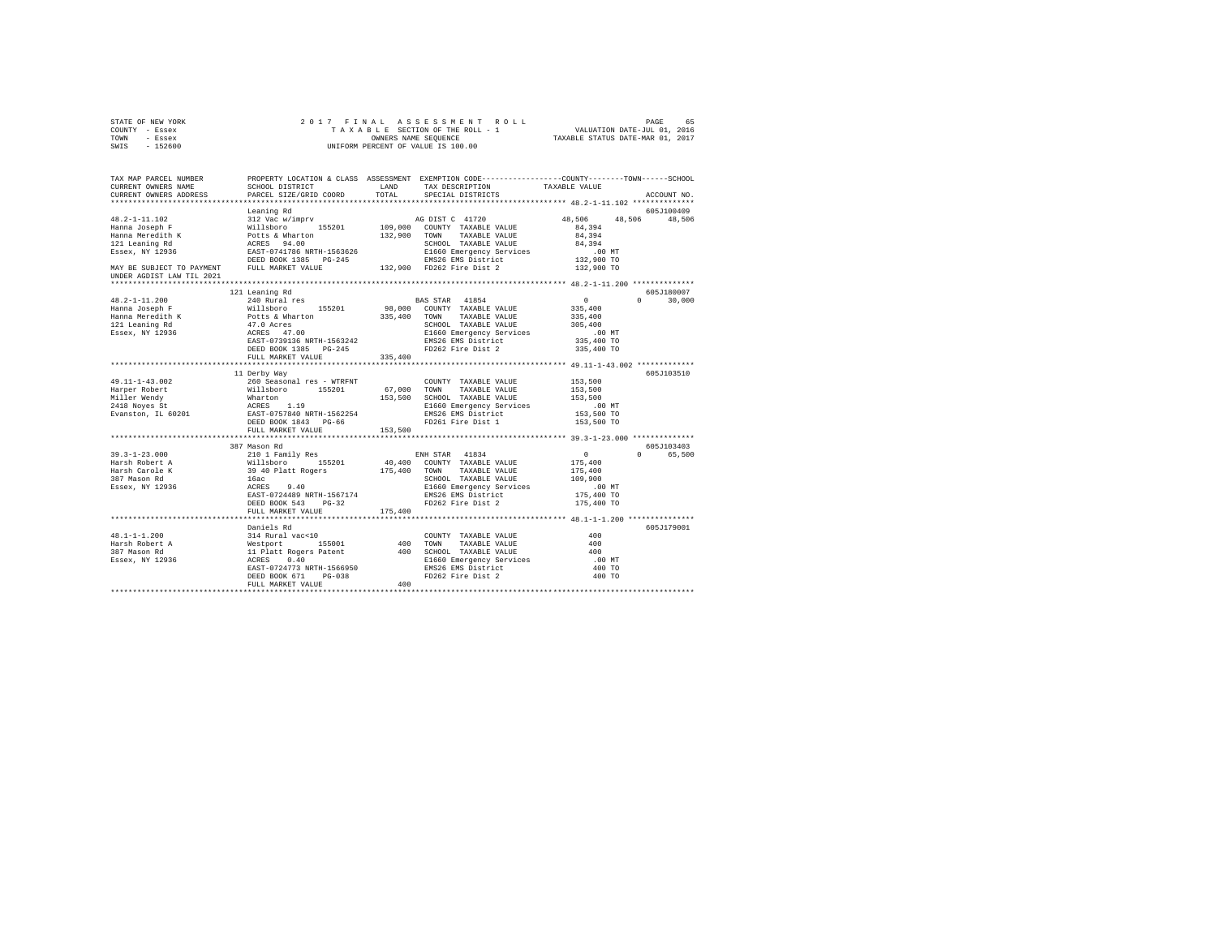STATE OF NEW YORK                    2 0 1 7   F I N A L   A S S E S S M E N T   R O L L                    PAGE    65
COUNTY  - Essex                         T A X A B L E  SECTION OF THE ROLL - 1              VALUATION DATE-JUL 01, 2016
TOWN    - Essex                              OWNERS NAME SEQUENCE                        TAXABLE STATUS DATE-MAR 01, 2017
SWIS    - 152600                        UNIFORM PERCENT OF VALUE IS 100.00

```
TAX MAP PARCEL NUMBER          PROPERTY LOCATION & CLASS  ASSESSMENT  EXEMPTION CODE-----------------COUNTY--------TOWN------SCHOOL
CURRENT OWNERS NAME            SCHOOL DISTRICT              LAND      TAX DESCRIPTION             TAXABLE VALUE
CURRENT OWNERS ADDRESS         PARCEL SIZE/GRID COORD       TOTAL     SPECIAL DISTRICTS                                    ACCOUNT NO.
******************************************************************************************************* 48.2-1-11.102 **************
                               Leaning Rd                                                                                605J100409
48.2-1-11.102                  312 Vac w/imprv                        AG DIST C  41720            48,506     48,506     48,506
Hanna Joseph F                 Willsboro      155201      109,000   COUNTY  TAXABLE VALUE           84,394
Hanna Meredith K               Potts & Wharton            132,900   TOWN    TAXABLE VALUE           84,394
121 Leaning Rd                 ACRES   94.00                         SCHOOL  TAXABLE VALUE           84,394
Essex, NY 12936                EAST-0741786 NRTH-1563626             E1660 Emergency Services          .00 MT
                               DEED BOOK 1385   PG-245               EMS26 EMS District            132,900 TO
MAY BE SUBJECT TO PAYMENT      FULL MARKET VALUE          132,900   FD262 Fire Dist 2             132,900 TO
UNDER AGDIST LAW TIL 2021
******************************************************************************************************* 48.2-1-11.200 **************
                               121 Leaning Rd                                                                            605J180007
48.2-1-11.200                  240 Rural res                          BAS STAR   41854                 0          0     30,000
Hanna Joseph F                 Willsboro      155201       98,000   COUNTY  TAXABLE VALUE          335,400
Hanna Meredith K               Potts & Wharton            335,400   TOWN    TAXABLE VALUE          335,400
121 Leaning Rd                 47.0 Acres                            SCHOOL  TAXABLE VALUE          305,400
Essex, NY 12936                ACRES   47.00                         E1660 Emergency Services          .00 MT
                               EAST-0739136 NRTH-1563242             EMS26 EMS District            335,400 TO
                               DEED BOOK 1385   PG-245               FD262 Fire Dist 2             335,400 TO
                               FULL MARKET VALUE          335,400
******************************************************************************************************* 49.11-1-43.002 *************
                               11 Derby Way                                                                              605J103510
49.11-1-43.002                 260 Seasonal res - WTRFNT             COUNTY  TAXABLE VALUE          153,500
Harper Robert                  Willsboro      155201       67,000   TOWN    TAXABLE VALUE          153,500
Miller Wendy                   Wharton                    153,500   SCHOOL  TAXABLE VALUE          153,500
2418 Noyes St                  ACRES    1.19                         E1660 Emergency Services          .00 MT
Evanston, IL 60201             EAST-0757840 NRTH-1562254             EMS26 EMS District            153,500 TO
                               DEED BOOK 1843   PG-66                FD261 Fire Dist 1             153,500 TO
                               FULL MARKET VALUE          153,500
******************************************************************************************************* 39.3-1-23.000 **************
                               387 Mason Rd                                                                              605J103403
39.3-1-23.000                  210 1 Family Res                       ENH STAR   41834                 0          0     65,500
Harsh Robert A                 Willsboro      155201       40,400   COUNTY  TAXABLE VALUE          175,400
Harsh Carole K                 39 40 Platt Rogers         175,400   TOWN    TAXABLE VALUE          175,400
387 Mason Rd                   16ac                                  SCHOOL  TAXABLE VALUE          109,900
Essex, NY 12936                ACRES    9.40                         E1660 Emergency Services          .00 MT
                               EAST-0724489 NRTH-1567174             EMS26 EMS District            175,400 TO
                               DEED BOOK 543    PG-32                FD262 Fire Dist 2             175,400 TO
                               FULL MARKET VALUE          175,400
******************************************************************************************************* 48.1-1-1.200 ***************
                               Daniels Rd                                                                                605J179001
48.1-1-1.200                   314 Rural vac<10                      COUNTY  TAXABLE VALUE              400
Harsh Robert A                 Westport       155001          400   TOWN    TAXABLE VALUE              400
387 Mason Rd                   11 Platt Rogers Patent         400   SCHOOL  TAXABLE VALUE              400
Essex, NY 12936                ACRES    0.40                         E1660 Emergency Services          .00 MT
                               EAST-0724773 NRTH-1566950             EMS26 EMS District                400 TO
                               DEED BOOK 671    PG-038               FD262 Fire Dist 2                 400 TO
                               FULL MARKET VALUE              400
************************************************************************************************************************************
```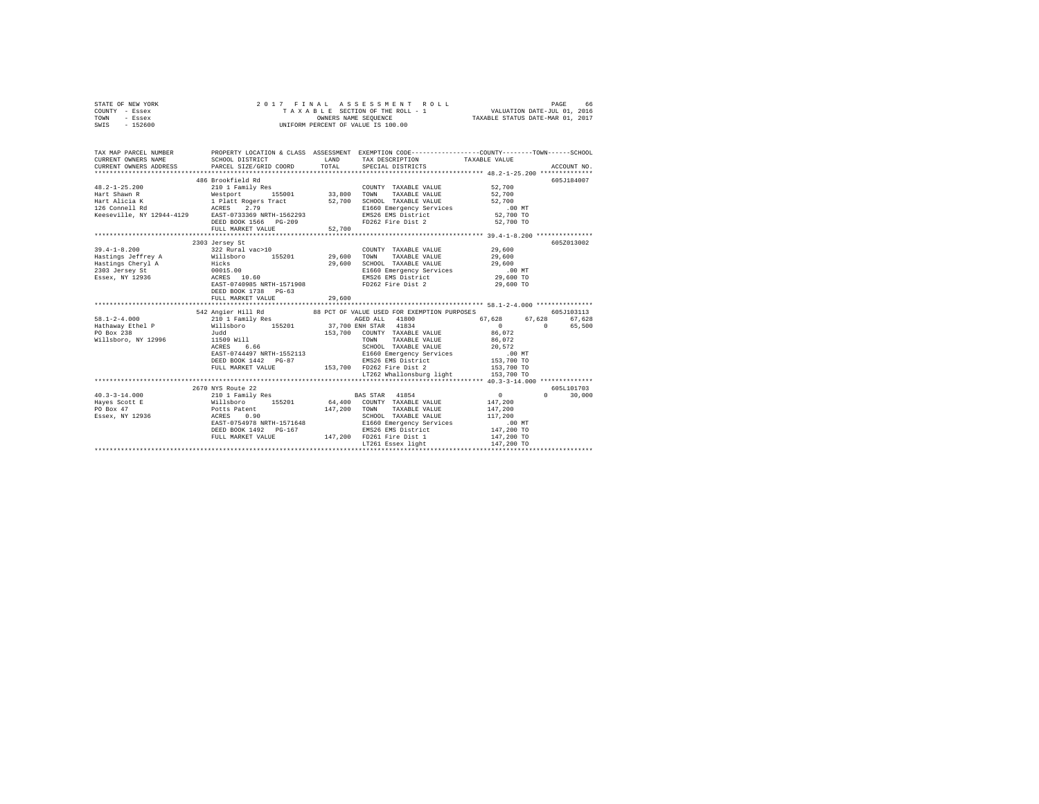STATE OF NEW YORK
COUNTY - Essex
TOWN - Essex
SWIS - 152600

2 0 1 7 F I N A L A S S E S S M E N T R O L L
T A X A B L E SECTION OF THE ROLL - 1
OWNERS NAME SEQUENCE
UNIFORM PERCENT OF VALUE IS 100.00

VALUATION DATE-JUL 01, 2016
TAXABLE STATUS DATE-MAR 01, 2017

```
TAX MAP PARCEL NUMBER          PROPERTY LOCATION & CLASS  ASSESSMENT  EXEMPTION CODE-----------------COUNTY--------TOWN------SCHOOL
CURRENT OWNERS NAME            SCHOOL DISTRICT              LAND      TAX DESCRIPTION            TAXABLE VALUE
CURRENT OWNERS ADDRESS         PARCEL SIZE/GRID COORD       TOTAL     SPECIAL DISTRICTS                                    ACCOUNT NO.
******************************************************************************************************* 48.2-1-25.200 **************
                               486 Brookfield Rd                                                                           605J184007
48.2-1-25.200                  210 1 Family Res                        COUNTY  TAXABLE VALUE             52,700
Hart Shawn R                   Westport      155001       33,800       TOWN    TAXABLE VALUE             52,700
Hart Alicia K                  1 Platt Rogers Tract       52,700       SCHOOL  TAXABLE VALUE             52,700
126 Connell Rd                 ACRES    2.79                           E1660 Emergency Services             .00 MT
Keeseville, NY 12944-4129      EAST-0733369 NRTH-1562293               EMS26 EMS District                52,700 TO
                               DEED BOOK 1566   PG-209                 FD262 Fire Dist 2                 52,700 TO
                               FULL MARKET VALUE          52,700
******************************************************************************************************* 39.4-1-8.200 ***************
                               2303 Jersey St                                                                              605Z013002
39.4-1-8.200                   322 Rural vac>10                        COUNTY  TAXABLE VALUE             29,600
Hastings Jeffrey A             Willsboro     155201       29,600       TOWN    TAXABLE VALUE             29,600
Hastings Cheryl A              Hicks                      29,600       SCHOOL  TAXABLE VALUE             29,600
2303 Jersey St                 00015.00                                E1660 Emergency Services             .00 MT
Essex, NY 12936                ACRES   10.60                           EMS26 EMS District                29,600 TO
                               EAST-0740985 NRTH-1571908               FD262 Fire Dist 2                 29,600 TO
                               DEED BOOK 1738   PG-63
                               FULL MARKET VALUE          29,600
******************************************************************************************************* 58.1-2-4.000 ***************
                               542 Angier Hill Rd          88 PCT OF VALUE USED FOR EXEMPTION PURPOSES                     605J103113
58.1-2-4.000                   210 1 Family Res                        AGED ALL    41800             67,628      67,628      67,628
Hathaway Ethel P               Willsboro     155201       37,700 ENH STAR  41834                  0           0      65,500
PO Box 238                     Judd                      153,700       COUNTY  TAXABLE VALUE             86,072
Willsboro, NY 12996            11509 Will                              TOWN    TAXABLE VALUE             86,072
                               ACRES    6.66                           SCHOOL  TAXABLE VALUE             20,572
                               EAST-0744497 NRTH-1552113               E1660 Emergency Services             .00 MT
                               DEED BOOK 1442   PG-87                  EMS26 EMS District               153,700 TO
                               FULL MARKET VALUE         153,700       FD262 Fire Dist 2               153,700 TO
                                                                       LT262 Whallonsburg light         153,700 TO
******************************************************************************************************* 40.3-3-14.000 **************
                               2670 NYS Route 22                                                                           605L101703
40.3-3-14.000                  210 1 Family Res                        BAS STAR  41854                  0           0      30,000
Hayes Scott E                  Willsboro     155201       64,400       COUNTY  TAXABLE VALUE            147,200
PO Box 47                      Potts Patent              147,200       TOWN    TAXABLE VALUE            147,200
Essex, NY 12936                ACRES    0.90                           SCHOOL  TAXABLE VALUE            117,200
                               EAST-0754978 NRTH-1571648               E1660 Emergency Services             .00 MT
                               DEED BOOK 1492   PG-167                 EMS26 EMS District               147,200 TO
                               FULL MARKET VALUE         147,200       FD261 Fire Dist 1               147,200 TO
                                                                       LT261 Essex light                147,200 TO
************************************************************************************************************************************
```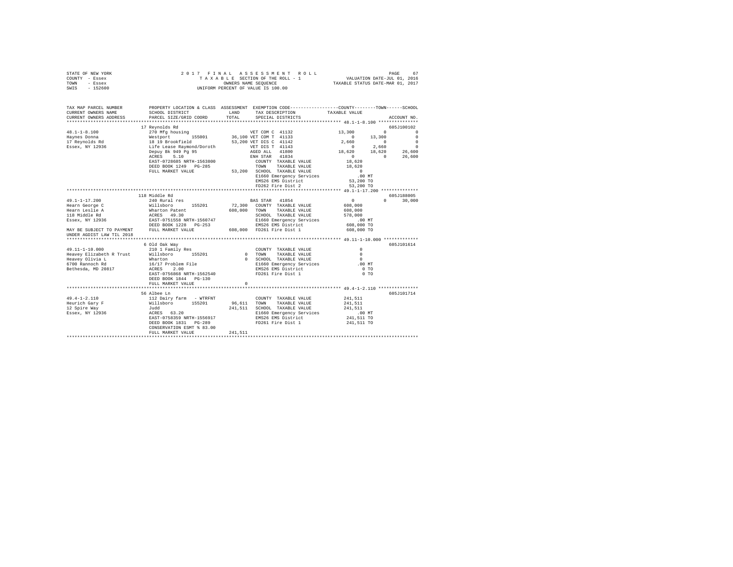STATE OF NEW YORK                    2 0 1 7   F I N A L   A S S E S S M E N T   R O L L
COUNTY - Essex                       T A X A B L E  SECTION OF THE ROLL - 1                VALUATION DATE-JUL 01, 2016
TOWN   - Essex                       OWNERS NAME SEQUENCE                                   TAXABLE STATUS DATE-MAR 01, 2017
SWIS   - 152600                      UNIFORM PERCENT OF VALUE IS 100.00

```
TAX MAP PARCEL NUMBER          PROPERTY LOCATION & CLASS  ASSESSMENT  EXEMPTION CODE------------------COUNTY--------TOWN------SCHOOL
CURRENT OWNERS NAME            SCHOOL DISTRICT             LAND       TAX DESCRIPTION             TAXABLE VALUE
CURRENT OWNERS ADDRESS         PARCEL SIZE/GRID COORD      TOTAL      SPECIAL DISTRICTS                                    ACCOUNT NO.
******************************************************************************************************* 48.1-1-8.100 ***************
                               17 Reynolds Rd                                                                               605J100102
48.1-1-8.100                   270 Mfg housing                        VET COM C 41132              13,300          0           0
Haynes Donna                   Westport        155001      36,100 VET COM T 41133                   0         13,300           0
17 Reynolds Rd                 18 19 Brookfield            53,200 VET DIS C 41142               2,660           0            0
Essex, NY 12936                Life Lease Raymond/Doroth          VET DIS T 41143                   0          2,660           0
                               Depuy Bk 949 Pg 95                 AGED ALL  41800              18,620         18,620      26,600
                               ACRES    5.10                      ENH STAR  41834                   0              0      26,600
                               EAST-0728685 NRTH-1563800          COUNTY  TAXABLE VALUE          18,620
                               DEED BOOK 1249   PG-285            TOWN    TAXABLE VALUE          18,620
                               FULL MARKET VALUE           53,200 SCHOOL  TAXABLE VALUE               0
                                                                  E1660 Emergency Services          .00 MT
                                                                  EMS26 EMS District             53,200 TO
                                                                  FD262 Fire Dist 2              53,200 TO
******************************************************************************************************* 49.1-1-17.200 **************
                               118 Middle Rd                                                                                605J188005
49.1-1-17.200                  240 Rural res                      BAS STAR  41854                   0              0      30,000
Hearn George C                 Willsboro       155201      72,300 COUNTY  TAXABLE VALUE         608,000
Hearn Leslie A                 Wharton Patent             608,000 TOWN    TAXABLE VALUE         608,000
118 Middle Rd                  ACRES   49.30                      SCHOOL  TAXABLE VALUE         578,000
Essex, NY 12936                EAST-0751558 NRTH-1560747          E1660 Emergency Services          .00 MT
                               DEED BOOK 1228   PG-253            EMS26 EMS District            608,000 TO
MAY BE SUBJECT TO PAYMENT      FULL MARKET VALUE          608,000 FD261 Fire Dist 1             608,000 TO
UNDER AGDIST LAW TIL 2018
******************************************************************************************************* 49.11-1-10.000 *************
                               6 Old Oak Way                                                                                605J101614
49.11-1-10.000                 210 1 Family Res                   COUNTY  TAXABLE VALUE               0
Heavey Elizabeth R Trust       Willsboro       155201           0 TOWN    TAXABLE VALUE               0
Heavey Olivia L                Wharton                          0 SCHOOL  TAXABLE VALUE               0
6700 Rannoch Rd                16/17 Problem File                 E1660 Emergency Services          .00 MT
Bethesda, MD 20817             ACRES    2.00                      EMS26 EMS District                  0 TO
                               EAST-0756868 NRTH-1562540          FD261 Fire Dist 1                   0 TO
                               DEED BOOK 1844   PG-130
                               FULL MARKET VALUE                0
******************************************************************************************************* 49.4-1-2.110 ***************
                               56 Albee Ln                                                                                  605J101714
49.4-1-2.110                   112 Dairy farm  - WTRFNT           COUNTY  TAXABLE VALUE         241,511
Heurich Gary F                 Willsboro       155201      96,611 TOWN    TAXABLE VALUE         241,511
12 Spire Way                   Judd                       241,511 SCHOOL  TAXABLE VALUE         241,511
Essex, NY 12936                ACRES   63.20                      E1660 Emergency Services          .00 MT
                               EAST-0758359 NRTH-1556917          EMS26 EMS District            241,511 TO
                               DEED BOOK 1831   PG-289            FD261 Fire Dist 1             241,511 TO
                               CONSERVATION ESMT % 83.00
                               FULL MARKET VALUE          241,511
************************************************************************************************************************************
```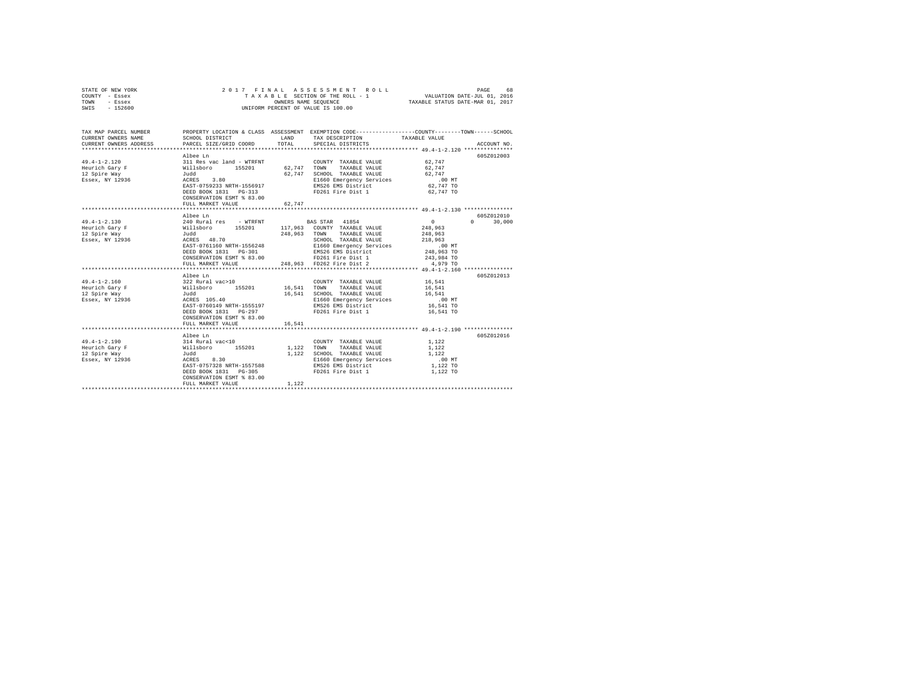STATE OF NEW YORK
COUNTY - Essex
TOWN - Essex
SWIS - 152600

2017 FINAL ASSESSMENT ROLL
TAXABLE SECTION OF THE ROLL - 1
OWNERS NAME SEQUENCE
UNIFORM PERCENT OF VALUE IS 100.00

VALUATION DATE-JUL 01, 2016
TAXABLE STATUS DATE-MAR 01, 2017

| TAX MAP PARCEL NUMBER / CURRENT OWNERS NAME / CURRENT OWNERS ADDRESS | PROPERTY LOCATION & CLASS / SCHOOL DISTRICT / PARCEL SIZE/GRID COORD | ASSESSMENT LAND | TOTAL | EXEMPTION CODE / TAX DESCRIPTION / SPECIAL DISTRICTS | COUNTY TAXABLE VALUE | TOWN | SCHOOL | ACCOUNT NO. |
|---|---|---|---|---|---|---|---|---|
| 49.4-1-2.120 | Albee Ln | | | | | | | 605Z012003 |
| 49.4-1-2.120 | 311 Res vac land - WTRFNT | | | COUNTY TAXABLE VALUE | 62,747 | | | |
| Heurich Gary F | Willsboro 155201 | 62,747 | | TOWN TAXABLE VALUE | 62,747 | | | |
| 12 Spire Way | Judd | | 62,747 | SCHOOL TAXABLE VALUE | 62,747 | | | |
| Essex, NY 12936 | ACRES 3.80 | | | E1660 Emergency Services | .00 MT | | | |
| | EAST-0759233 NRTH-1556917 | | | EMS26 EMS District | 62,747 TO | | | |
| | DEED BOOK 1831 PG-313 | | | FD261 Fire Dist 1 | 62,747 TO | | | |
| | CONSERVATION ESMT % 83.00 | | | | | | | |
| | FULL MARKET VALUE | | 62,747 | | | | | |
| 49.4-1-2.130 | Albee Ln | | | | | | | 605Z012010 |
| 49.4-1-2.130 | 240 Rural res - WTRFNT | | | BAS STAR 41854 | 0 | 0 | 30,000 | |
| Heurich Gary F | Willsboro 155201 | 117,963 | | COUNTY TAXABLE VALUE | 248,963 | | | |
| 12 Spire Way | Judd | | 248,963 | TOWN TAXABLE VALUE | 248,963 | | | |
| Essex, NY 12936 | ACRES 48.70 | | | SCHOOL TAXABLE VALUE | 218,963 | | | |
| | EAST-0761160 NRTH-1556248 | | | E1660 Emergency Services | .00 MT | | | |
| | DEED BOOK 1831 PG-301 | | | EMS26 EMS District | 248,963 TO | | | |
| | CONSERVATION ESMT % 83.00 | | | FD261 Fire Dist 1 | 243,984 TO | | | |
| | FULL MARKET VALUE | | 248,963 | FD262 Fire Dist 2 | 4,979 TO | | | |
| 49.4-1-2.160 | Albee Ln | | | | | | | 605Z012013 |
| 49.4-1-2.160 | 322 Rural vac>10 | | | COUNTY TAXABLE VALUE | 16,541 | | | |
| Heurich Gary F | Willsboro 155201 | 16,541 | | TOWN TAXABLE VALUE | 16,541 | | | |
| 12 Spire Way | Judd | | 16,541 | SCHOOL TAXABLE VALUE | 16,541 | | | |
| Essex, NY 12936 | ACRES 105.40 | | | E1660 Emergency Services | .00 MT | | | |
| | EAST-0760149 NRTH-1555197 | | | EMS26 EMS District | 16,541 TO | | | |
| | DEED BOOK 1831 PG-297 | | | FD261 Fire Dist 1 | 16,541 TO | | | |
| | CONSERVATION ESMT % 83.00 | | | | | | | |
| | FULL MARKET VALUE | | 16,541 | | | | | |
| 49.4-1-2.190 | Albee Ln | | | | | | | 605Z012016 |
| 49.4-1-2.190 | 314 Rural vac<10 | | | COUNTY TAXABLE VALUE | 1,122 | | | |
| Heurich Gary F | Willsboro 155201 | 1,122 | | TOWN TAXABLE VALUE | 1,122 | | | |
| 12 Spire Way | Judd | | 1,122 | SCHOOL TAXABLE VALUE | 1,122 | | | |
| Essex, NY 12936 | ACRES 8.30 | | | E1660 Emergency Services | .00 MT | | | |
| | EAST-0757328 NRTH-1557588 | | | EMS26 EMS District | 1,122 TO | | | |
| | DEED BOOK 1831 PG-305 | | | FD261 Fire Dist 1 | 1,122 TO | | | |
| | CONSERVATION ESMT % 83.00 | | | | | | | |
| | FULL MARKET VALUE | | 1,122 | | | | | |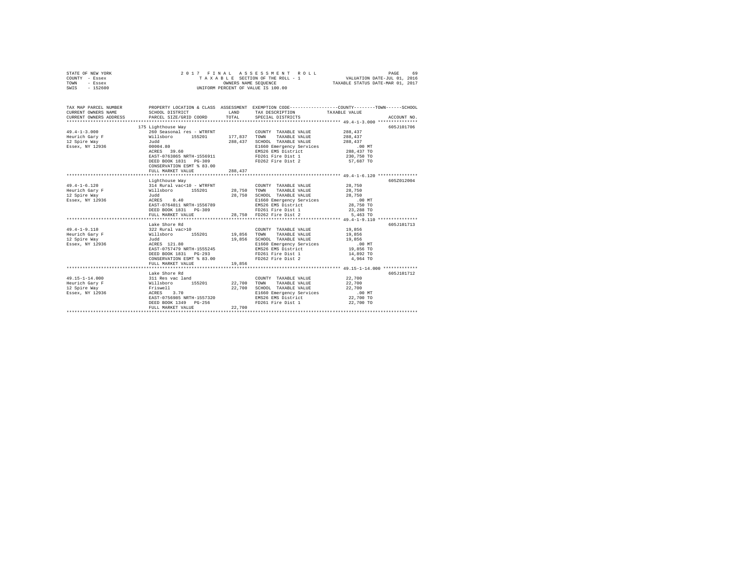STATE OF NEW YORK
COUNTY - Essex
TOWN - Essex
SWIS - 152600

2 0 1 7 F I N A L A S S E S S M E N T R O L L
T A X A B L E SECTION OF THE ROLL - 1
OWNERS NAME SEQUENCE
UNIFORM PERCENT OF VALUE IS 100.00

VALUATION DATE-JUL 01, 2016
TAXABLE STATUS DATE-MAR 01, 2017

```
TAX MAP PARCEL NUMBER    PROPERTY LOCATION & CLASS  ASSESSMENT  EXEMPTION CODE-----------------COUNTY--------TOWN------SCHOOL
CURRENT OWNERS NAME      SCHOOL DISTRICT             LAND       TAX DESCRIPTION            TAXABLE VALUE
CURRENT OWNERS ADDRESS   PARCEL SIZE/GRID COORD      TOTAL      SPECIAL DISTRICTS                                    ACCOUNT NO.
******************************************************************************************* 49.4-1-3.000 ***************
                         175 Lighthouse Way                                                                          605J101706
49.4-1-3.000             260 Seasonal res - WTRFNT              COUNTY  TAXABLE VALUE          288,437
Heurich Gary F           Willsboro      155201      177,837     TOWN    TAXABLE VALUE          288,437
12 Spire Way             Judd                       288,437     SCHOOL  TAXABLE VALUE          288,437
Essex, NY 12936          00004.80                               E1660 Emergency Services           .00 MT
                         ACRES   39.60                          EMS26 EMS District             288,437 TO
                         EAST-0763865 NRTH-1556911              FD261 Fire Dist 1              230,750 TO
                         DEED BOOK 1831   PG-309                FD262 Fire Dist 2               57,687 TO
                         CONSERVATION ESMT % 83.00
                         FULL MARKET VALUE          288,437
******************************************************************************************* 49.4-1-6.120 ***************
                         Lighthouse Way                                                                              605Z012004
49.4-1-6.120             314 Rural vac<10 - WTRFNT              COUNTY  TAXABLE VALUE           28,750
Heurich Gary F           Willsboro      155201       28,750     TOWN    TAXABLE VALUE           28,750
12 Spire Way             Judd                        28,750     SCHOOL  TAXABLE VALUE           28,750
Essex, NY 12936          ACRES    0.40                          E1660 Emergency Services           .00 MT
                         EAST-0764811 NRTH-1556789              EMS26 EMS District              28,750 TO
                         DEED BOOK 1831   PG-309                FD261 Fire Dist 1               23,288 TO
                         FULL MARKET VALUE           28,750     FD262 Fire Dist 2                5,463 TO
******************************************************************************************* 49.4-1-9.110 ***************
                         Lake Shore Rd                                                                               605J101713
49.4-1-9.110             322 Rural vac>10                       COUNTY  TAXABLE VALUE           19,856
Heurich Gary F           Willsboro      155201       19,856     TOWN    TAXABLE VALUE           19,856
12 Spire Way             Judd                        19,856     SCHOOL  TAXABLE VALUE           19,856
Essex, NY 12936          ACRES  121.80                          E1660 Emergency Services           .00 MT
                         EAST-0757479 NRTH-1555245              EMS26 EMS District              19,856 TO
                         DEED BOOK 1831   PG-293                FD261 Fire Dist 1               14,892 TO
                         CONSERVATION ESMT % 83.00              FD262 Fire Dist 2                4,964 TO
                         FULL MARKET VALUE           19,856
******************************************************************************************* 49.15-1-14.000 *************
                         Lake Shore Rd                                                                               605J101712
49.15-1-14.000           311 Res vac land                       COUNTY  TAXABLE VALUE           22,700
Heurich Gary F           Willsboro      155201       22,700     TOWN    TAXABLE VALUE           22,700
12 Spire Way             Friswell                    22,700     SCHOOL  TAXABLE VALUE           22,700
Essex, NY 12936          ACRES    3.70                          E1660 Emergency Services           .00 MT
                         EAST-0756985 NRTH-1557320              EMS26 EMS District              22,700 TO
                         DEED BOOK 1349   PG-256                FD261 Fire Dist 1               22,700 TO
                         FULL MARKET VALUE           22,700
****************************************************************************************************************************
```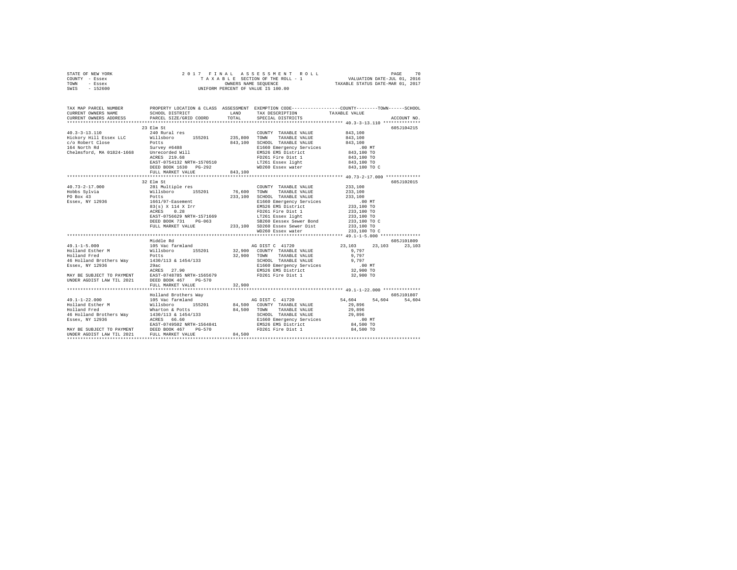STATE OF NEW YORK
COUNTY - Essex
TOWN - Essex
SWIS - 152600

2017 FINAL ASSESSMENT ROLL
TAXABLE SECTION OF THE ROLL - 1
OWNERS NAME SEQUENCE
UNIFORM PERCENT OF VALUE IS 100.00

VALUATION DATE-JUL 01, 2016
TAXABLE STATUS DATE-MAR 01, 2017

```
TAX MAP PARCEL NUMBER          PROPERTY LOCATION & CLASS  ASSESSMENT  EXEMPTION CODE-----------------COUNTY--------TOWN------SCHOOL
CURRENT OWNERS NAME            SCHOOL DISTRICT              LAND      TAX DESCRIPTION              TAXABLE VALUE
CURRENT OWNERS ADDRESS         PARCEL SIZE/GRID COORD       TOTAL     SPECIAL DISTRICTS                                   ACCOUNT NO.
*********************************************************************************************** 40.3-3-13.110 **************
                               23 Elm St                                                                                605J104215
40.3-3-13.110                  240 Rural res                          COUNTY  TAXABLE VALUE          843,100
Hickory Hill Essex LLC         Willsboro      155201      235,800     TOWN    TAXABLE VALUE          843,100
c/o Robert Close               Potts                      843,100     SCHOOL  TAXABLE VALUE          843,100
164 North Rd                   Survey #6488                           E1660 Emergency Services           .00 MT
Chelmsford, MA 01824-1668      Unrecorded Will                        EMS26 EMS District             843,100 TO
                               ACRES  219.68                          FD261 Fire Dist 1              843,100 TO
                               EAST-0754132 NRTH-1570510              LT261 Essex light              843,100 TO
                               DEED BOOK 1630   PG-292                WD260 Essex water              843,100 TO C
                               FULL MARKET VALUE          843,100
*********************************************************************************************** 40.73-2-17.000 *************
                               32 Elm St                                                                                605J102015
40.73-2-17.000                 281 Multiple res                       COUNTY  TAXABLE VALUE          233,100
Hobbs Sylvia                   Willsboro      155201       76,600     TOWN    TAXABLE VALUE          233,100
PO Box 43                      Potts                      233,100     SCHOOL  TAXABLE VALUE          233,100
Essex, NY 12936                1661/97-Easement                       E1660 Emergency Services           .00 MT
                               83(s) X 114 X Irr                      EMS26 EMS District             233,100 TO
                               ACRES    0.28                          FD261 Fire Dist 1              233,100 TO
                               EAST-0756629 NRTH-1571669              LT261 Essex light              233,100 TO
                               DEED BOOK 731    PG-063                SB260 Eessex Sewer Bond        233,100 TO C
                               FULL MARKET VALUE          233,100     SD260 Essex Sewer Dist         233,100 TO
                                                                      WD260 Essex water              233,100 TO C
*********************************************************************************************** 49.1-1-5.000 ***************
                               Middle Rd                                                                                605J101809
49.1-1-5.000                   105 Vac farmland                       AG DIST C  41720               23,103     23,103     23,103
Holland Esther M               Willsboro      155201       32,900     COUNTY  TAXABLE VALUE            9,797
Holland Fred                   Potts                       32,900     TOWN    TAXABLE VALUE            9,797
46 Holland Brothers Way        1430/113 & 1454/133                    SCHOOL  TAXABLE VALUE            9,797
Essex, NY 12936                29ac                                   E1660 Emergency Services           .00 MT
                               ACRES   27.90                          EMS26 EMS District              32,900 TO
MAY BE SUBJECT TO PAYMENT      EAST-0748785 NRTH-1565679              FD261 Fire Dist 1               32,900 TO
UNDER AGDIST LAW TIL 2021      DEED BOOK 467    PG-570
                               FULL MARKET VALUE           32,900
*********************************************************************************************** 49.1-1-22.000 **************
                               Holland Brothers Way                                                                     605J101807
49.1-1-22.000                  105 Vac farmland                       AG DIST C  41720               54,604     54,604     54,604
Holland Esther M               Willsboro      155201       84,500     COUNTY  TAXABLE VALUE           29,896
Holland Fred                   Wharton & Potts             84,500     TOWN    TAXABLE VALUE           29,896
46 Holland Brothers Way        1430/113 & 1454/133                    SCHOOL  TAXABLE VALUE           29,896
Essex, NY 12936                ACRES   66.60                          E1660 Emergency Services           .00 MT
                               EAST-0749502 NRTH-1564841              EMS26 EMS District              84,500 TO
MAY BE SUBJECT TO PAYMENT      DEED BOOK 467    PG-570                FD261 Fire Dist 1               84,500 TO
UNDER AGDIST LAW TIL 2021      FULL MARKET VALUE           84,500
****************************************************************************************************************************
```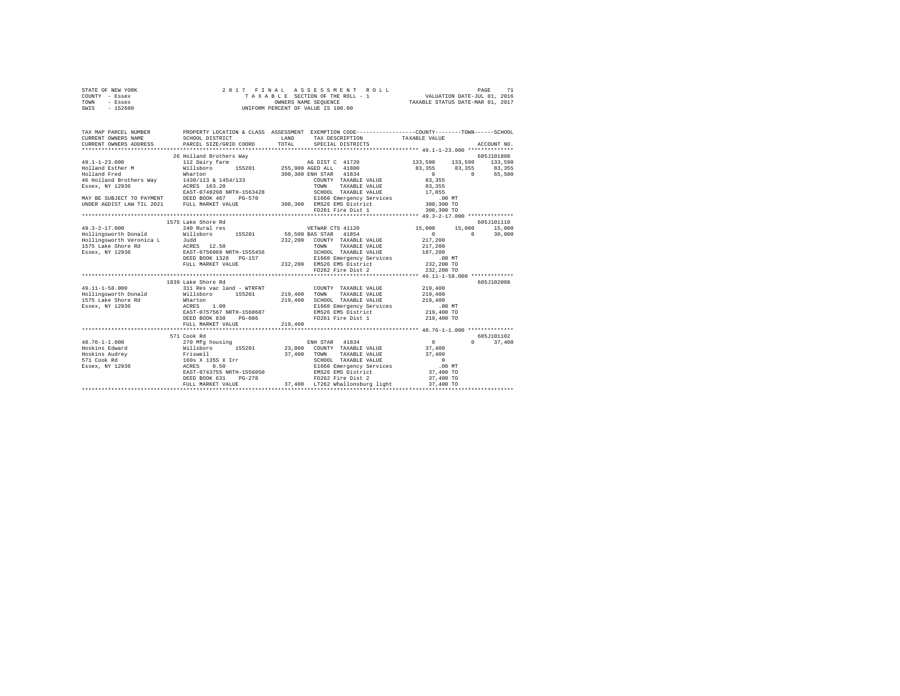STATE OF NEW YORK
COUNTY - Essex
TOWN - Essex
SWIS - 152600

2 0 1 7 F I N A L A S S E S S M E N T R O L L
T A X A B L E SECTION OF THE ROLL - 1
OWNERS NAME SEQUENCE
UNIFORM PERCENT OF VALUE IS 100.00

VALUATION DATE-JUL 01, 2016
TAXABLE STATUS DATE-MAR 01, 2017

```
TAX MAP PARCEL NUMBER     PROPERTY LOCATION & CLASS  ASSESSMENT  EXEMPTION CODE-----------------COUNTY--------TOWN------SCHOOL
CURRENT OWNERS NAME       SCHOOL DISTRICT               LAND      TAX DESCRIPTION            TAXABLE VALUE
CURRENT OWNERS ADDRESS    PARCEL SIZE/GRID COORD       TOTAL      SPECIAL DISTRICTS                                  ACCOUNT NO.
******************************************************************************************************* 49.1-1-23.000 **************
                          26 Holland Brothers Way                                                                    605J101808
49.1-1-23.000             112 Dairy farm                          AG DIST C  41720          133,590    133,590    133,590
Holland Esther M          Willsboro      155201       255,900 AGED ALL   41800              83,355     83,355     83,355
Holland Fred              Wharton                     300,300 ENH STAR   41834                   0          0     65,500
46 Holland Brothers Way   1430/113 & 1454/133                   COUNTY  TAXABLE VALUE         83,355
Essex, NY 12936           ACRES 163.20                          TOWN    TAXABLE VALUE         83,355
                          EAST-0748298 NRTH-1563428             SCHOOL  TAXABLE VALUE         17,855
MAY BE SUBJECT TO PAYMENT DEED BOOK 467    PG-570               E1660 Emergency Services        .00 MT
UNDER AGDIST LAW TIL 2021 FULL MARKET VALUE           300,300   EMS26 EMS District           300,300 TO
                                                                FD261 Fire Dist 1            300,300 TO
******************************************************************************************************* 49.3-2-17.000 **************
                          1575 Lake Shore Rd                                                                         605J101110
49.3-2-17.000             240 Rural res                          VETWAR CTS 41120           15,000     15,000     15,000
Hollingsworth Donald      Willsboro      155201        59,500 BAS STAR   41854                   0          0     30,000
Hollingsworth Veronica L  Judd                        232,200   COUNTY  TAXABLE VALUE        217,200
1575 Lake Shore Rd        ACRES  12.50                          TOWN    TAXABLE VALUE        217,200
Essex, NY 12936           EAST-0756069 NRTH-1555456             SCHOOL  TAXABLE VALUE        187,200
                          DEED BOOK 1328   PG-157               E1660 Emergency Services        .00 MT
                          FULL MARKET VALUE           232,200   EMS26 EMS District           232,200 TO
                                                                FD262 Fire Dist 2            232,200 TO
******************************************************************************************************* 49.11-1-58.000 *************
                          1839 Lake Shore Rd                                                                         605J102008
49.11-1-58.000            311 Res vac land - WTRFNT             COUNTY  TAXABLE VALUE        219,400
Hollingsworth Donald      Willsboro      155201       219,400   TOWN    TAXABLE VALUE        219,400
1575 Lake Shore Rd        Wharton                     219,400   SCHOOL  TAXABLE VALUE        219,400
Essex, NY 12936           ACRES   1.00                          E1660 Emergency Services        .00 MT
                          EAST-0757567 NRTH-1560687             EMS26 EMS District           219,400 TO
                          DEED BOOK 838    PG-086               FD261 Fire Dist 1            219,400 TO
                          FULL MARKET VALUE           219,400
******************************************************************************************************* 48.76-1-1.000 **************
                          571 Cook Rd                                                                                605J101102
48.76-1-1.000             270 Mfg housing                        ENH STAR   41834                   0          0     37,400
Hoskins Edward            Willsboro      155201        23,800   COUNTY  TAXABLE VALUE         37,400
Hoskins Audrey            Friswell                     37,400   TOWN    TAXABLE VALUE         37,400
571 Cook Rd               160s X 135S X Irr                     SCHOOL  TAXABLE VALUE              0
Essex, NY 12936           ACRES   0.50                          E1660 Emergency Services        .00 MT
                          EAST-0743755 NRTH-1556050             EMS26 EMS District            37,400 TO
                          DEED BOOK 631    PG-278               FD262 Fire Dist 2             37,400 TO
                          FULL MARKET VALUE            37,400   LT262 Whallonsburg light      37,400 TO
************************************************************************************************************************************
```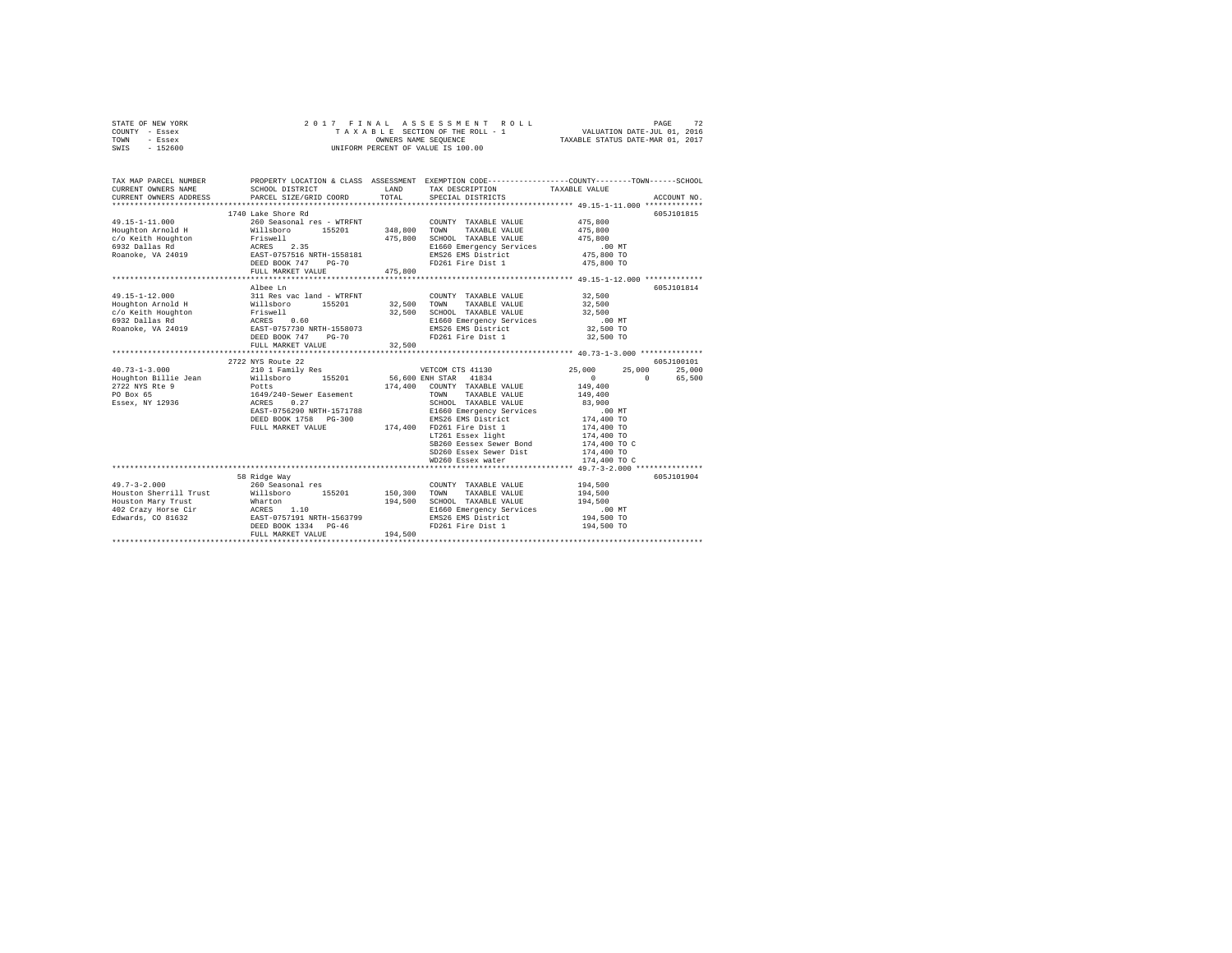STATE OF NEW YORK
COUNTY - Essex
TOWN - Essex
SWIS - 152600

2017 FINAL ASSESSMENT ROLL
TAXABLE SECTION OF THE ROLL - 1
OWNERS NAME SEQUENCE
UNIFORM PERCENT OF VALUE IS 100.00

VALUATION DATE-JUL 01, 2016
TAXABLE STATUS DATE-MAR 01, 2017

```
TAX MAP PARCEL NUMBER     PROPERTY LOCATION & CLASS  ASSESSMENT  EXEMPTION CODE-----------------COUNTY--------TOWN------SCHOOL
CURRENT OWNERS NAME       SCHOOL DISTRICT              LAND      TAX DESCRIPTION             TAXABLE VALUE
CURRENT OWNERS ADDRESS    PARCEL SIZE/GRID COORD       TOTAL     SPECIAL DISTRICTS                                    ACCOUNT NO.
******************************************************************************************************* 49.15-1-11.000 *************
                          1740 Lake Shore Rd                                                                          605J101815
49.15-1-11.000            260 Seasonal res - WTRFNT             COUNTY  TAXABLE VALUE          475,800
Houghton Arnold H         Willsboro      155201      348,800   TOWN    TAXABLE VALUE          475,800
c/o Keith Houghton        Friswell                   475,800   SCHOOL  TAXABLE VALUE          475,800
6932 Dallas Rd            ACRES    2.35                         E1660 Emergency Services           .00 MT
Roanoke, VA 24019         EAST-0757516 NRTH-1558181             EMS26 EMS District             475,800 TO
                          DEED BOOK 747    PG-70                FD261 Fire Dist 1              475,800 TO
                          FULL MARKET VALUE          475,800
******************************************************************************************************* 49.15-1-12.000 *************
                          Albee Ln                                                                                    605J101814
49.15-1-12.000            311 Res vac land - WTRFNT             COUNTY  TAXABLE VALUE           32,500
Houghton Arnold H         Willsboro      155201       32,500   TOWN    TAXABLE VALUE           32,500
c/o Keith Houghton        Friswell                    32,500   SCHOOL  TAXABLE VALUE           32,500
6932 Dallas Rd            ACRES    0.60                         E1660 Emergency Services           .00 MT
Roanoke, VA 24019         EAST-0757730 NRTH-1558073             EMS26 EMS District              32,500 TO
                          DEED BOOK 747    PG-70                FD261 Fire Dist 1               32,500 TO
                          FULL MARKET VALUE           32,500
******************************************************************************************************* 40.73-1-3.000 **************
                          2722 NYS Route 22                                                                           605J100101
40.73-1-3.000             210 1 Family Res                  VETCOM CTS 41130            25,000      25,000      25,000
Houghton Billie Jean      Willsboro      155201       56,600 ENH STAR  41834                 0           0      65,500
2722 NYS Rte 9            Potts                      174,400   COUNTY  TAXABLE VALUE          149,400
PO Box 65                 1649/240-Sewer Easement               TOWN    TAXABLE VALUE          149,400
Essex, NY 12936           ACRES    0.27                         SCHOOL  TAXABLE VALUE           83,900
                          EAST-0756290 NRTH-1571788             E1660 Emergency Services           .00 MT
                          DEED BOOK 1758   PG-300               EMS26 EMS District             174,400 TO
                          FULL MARKET VALUE          174,400   FD261 Fire Dist 1              174,400 TO
                                                                LT261 Essex light              174,400 TO
                                                                SB260 Eessex Sewer Bond        174,400 TO C
                                                                SD260 Essex Sewer Dist         174,400 TO
                                                                WD260 Essex water              174,400 TO C
******************************************************************************************************* 49.7-3-2.000 ***************
                          58 Ridge Way                                                                                605J101904
49.7-3-2.000              260 Seasonal res                      COUNTY  TAXABLE VALUE          194,500
Houston Sherrill Trust    Willsboro      155201      150,300   TOWN    TAXABLE VALUE          194,500
Houston Mary Trust        Wharton                    194,500   SCHOOL  TAXABLE VALUE          194,500
402 Crazy Horse Cir       ACRES    1.10                         E1660 Emergency Services           .00 MT
Edwards, CO 81632         EAST-0757191 NRTH-1563799             EMS26 EMS District             194,500 TO
                          DEED BOOK 1334   PG-46                FD261 Fire Dist 1              194,500 TO
                          FULL MARKET VALUE          194,500
************************************************************************************************************************************
```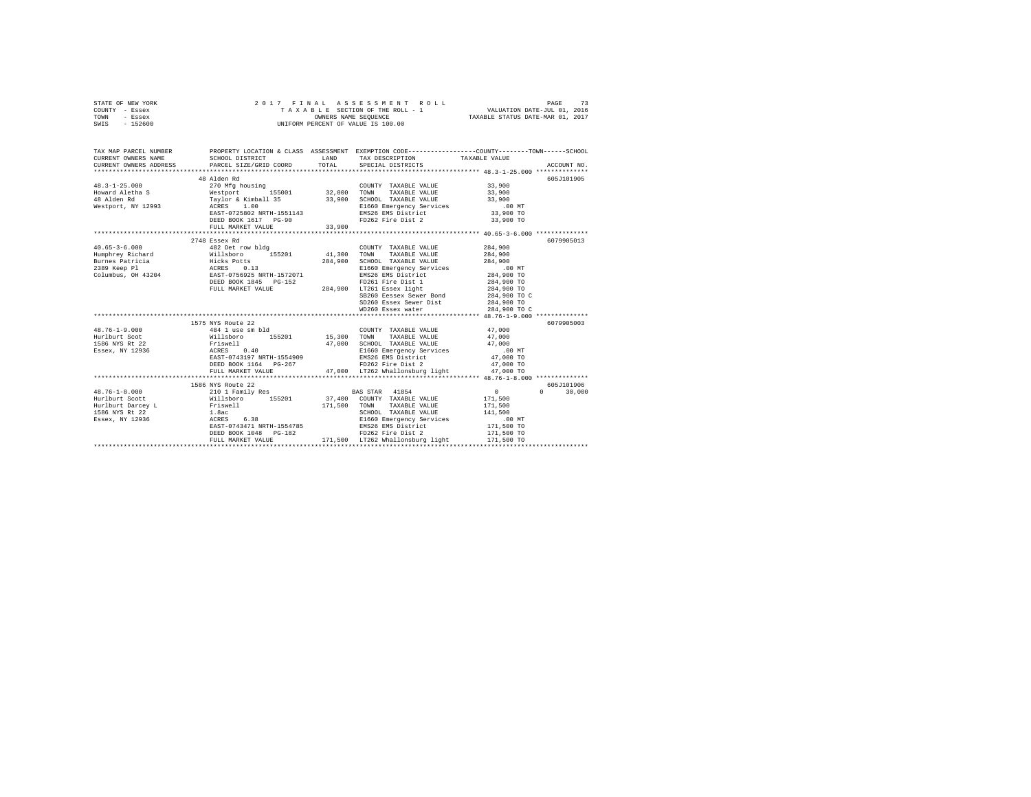STATE OF NEW YORK  
COUNTY - Essex  
TOWN - Essex  
SWIS - 152600

2 0 1 7  F I N A L  A S S E S S M E N T  R O L L  
T A X A B L E  SECTION OF THE ROLL - 1  
OWNERS NAME SEQUENCE  
UNIFORM PERCENT OF VALUE IS 100.00

VALUATION DATE-JUL 01, 2016  
TAXABLE STATUS DATE-MAR 01, 2017

```
TAX MAP PARCEL NUMBER      PROPERTY LOCATION & CLASS  ASSESSMENT  EXEMPTION CODE-----------------COUNTY--------TOWN------SCHOOL
CURRENT OWNERS NAME        SCHOOL DISTRICT              LAND      TAX DESCRIPTION            TAXABLE VALUE
CURRENT OWNERS ADDRESS     PARCEL SIZE/GRID COORD       TOTAL     SPECIAL DISTRICTS                                    ACCOUNT NO.
******************************************************************************************************* 48.3-1-25.000 **************
                           48 Alden Rd                                                                                605J101905
48.3-1-25.000              270 Mfg housing                        COUNTY  TAXABLE VALUE          33,900
Howard Aletha S            Westport       155001       32,000     TOWN    TAXABLE VALUE          33,900
48 Alden Rd                Taylor & Kimball 35         33,900     SCHOOL  TAXABLE VALUE          33,900
Westport, NY 12993         ACRES    1.00                          E1660 Emergency Services          .00 MT
                           EAST-0725802 NRTH-1551143              EMS26 EMS District             33,900 TO
                           DEED BOOK 1617   PG-90                 FD262 Fire Dist 2              33,900 TO
                           FULL MARKET VALUE           33,900
******************************************************************************************************* 40.65-3-6.000 **************
                           2748 Essex Rd                                                                              6079905013
40.65-3-6.000              482 Det row bldg                       COUNTY  TAXABLE VALUE         284,900
Humphrey Richard           Willsboro      155201       41,300     TOWN    TAXABLE VALUE         284,900
Burnes Patricia            Hicks Potts                284,900     SCHOOL  TAXABLE VALUE         284,900
2389 Keep Pl               ACRES    0.13                          E1660 Emergency Services          .00 MT
Columbus, OH 43204         EAST-0756925 NRTH-1572071              EMS26 EMS District            284,900 TO
                           DEED BOOK 1845   PG-152                FD261 Fire Dist 1             284,900 TO
                           FULL MARKET VALUE          284,900     LT261 Essex light             284,900 TO
                                                                  SB260 Eessex Sewer Bond       284,900 TO C
                                                                  SD260 Essex Sewer Dist        284,900 TO
                                                                  WD260 Essex water             284,900 TO C
******************************************************************************************************* 48.76-1-9.000 **************
                           1575 NYS Route 22                                                                          6079905003
48.76-1-9.000              484 1 use sm bld                       COUNTY  TAXABLE VALUE          47,000
Hurlburt Scot              Willsboro      155201       15,300     TOWN    TAXABLE VALUE          47,000
1586 NYS Rt 22             Friswell                    47,000     SCHOOL  TAXABLE VALUE          47,000
Essex, NY 12936            ACRES    0.40                          E1660 Emergency Services          .00 MT
                           EAST-0743197 NRTH-1554909              EMS26 EMS District             47,000 TO
                           DEED BOOK 1164   PG-267                FD262 Fire Dist 2              47,000 TO
                           FULL MARKET VALUE           47,000     LT262 Whallonsburg light       47,000 TO
******************************************************************************************************* 48.76-1-8.000 **************
                           1586 NYS Route 22                                                                          605J101906
48.76-1-8.000              210 1 Family Res                       BAS STAR  41854                     0          0     30,000
Hurlburt Scott             Willsboro      155201       37,400     COUNTY  TAXABLE VALUE         171,500
Hurlburt Darcey L          Friswell                   171,500     TOWN    TAXABLE VALUE         171,500
1586 NYS Rt 22             1.8ac                                  SCHOOL  TAXABLE VALUE         141,500
Essex, NY 12936            ACRES    6.38                          E1660 Emergency Services          .00 MT
                           EAST-0743471 NRTH-1554785              EMS26 EMS District            171,500 TO
                           DEED BOOK 1048   PG-182                FD262 Fire Dist 2             171,500 TO
                           FULL MARKET VALUE          171,500     LT262 Whallonsburg light      171,500 TO
************************************************************************************************************************************
```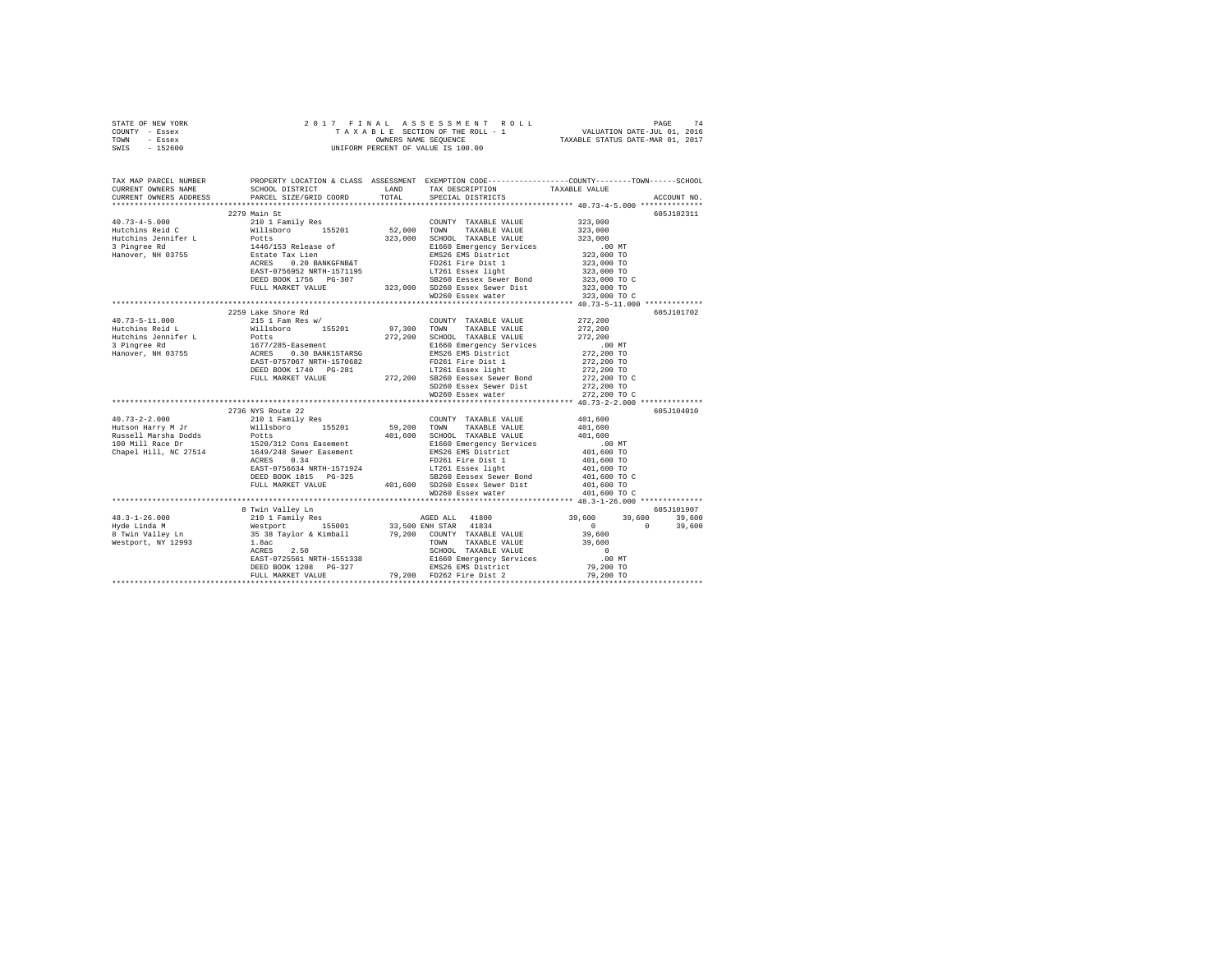STATE OF NEW YORK &nbsp;&nbsp;&nbsp;&nbsp;&nbsp;&nbsp;&nbsp;&nbsp;&nbsp;&nbsp;&nbsp;&nbsp;&nbsp;&nbsp;&nbsp;&nbsp;&nbsp;&nbsp;&nbsp;&nbsp;&nbsp;&nbsp;&nbsp;&nbsp;&nbsp;&nbsp;&nbsp;&nbsp;&nbsp;2 0 1 7 &nbsp; F I N A L &nbsp; A S S E S S M E N T &nbsp; R O L L
COUNTY - Essex &nbsp;&nbsp;&nbsp;&nbsp;&nbsp;&nbsp;&nbsp;&nbsp; T A X A B L E SECTION OF THE ROLL - 1 &nbsp;&nbsp;&nbsp;&nbsp; VALUATION DATE-JUL 01, 2016
TOWN - Essex &nbsp;&nbsp;&nbsp;&nbsp;&nbsp;&nbsp;&nbsp;&nbsp; OWNERS NAME SEQUENCE &nbsp;&nbsp;&nbsp;&nbsp; TAXABLE STATUS DATE-MAR 01, 2017
SWIS - 152600 &nbsp;&nbsp;&nbsp;&nbsp;&nbsp;&nbsp;&nbsp;&nbsp; UNIFORM PERCENT OF VALUE IS 100.00

| TAX MAP PARCEL NUMBER / CURRENT OWNERS NAME / CURRENT OWNERS ADDRESS | PROPERTY LOCATION & CLASS / SCHOOL DISTRICT / PARCEL SIZE/GRID COORD | ASSESSMENT LAND / TOTAL | EXEMPTION CODE / TAX DESCRIPTION / SPECIAL DISTRICTS | COUNTY | TOWN | SCHOOL (TAXABLE VALUE) | ACCOUNT NO. |
|---|---|---|---|---|---|---|---|
| | 2279 Main St | | | | | | 605J102311 |
| 40.73-4-5.000 | 210 1 Family Res | | COUNTY TAXABLE VALUE | 323,000 | | | |
| Hutchins Reid C | Willsboro 155201 | 52,000 | TOWN TAXABLE VALUE | 323,000 | | | |
| Hutchins Jennifer L | Potts | 323,000 | SCHOOL TAXABLE VALUE | 323,000 | | | |
| 3 Pingree Rd | 1446/153 Release of | | E1660 Emergency Services | .00 MT | | | |
| Hanover, NH 03755 | Estate Tax Lien | | EMS26 EMS District | 323,000 TO | | | |
| | ACRES 0.20 BANKGFNB&T | | FD261 Fire Dist 1 | 323,000 TO | | | |
| | EAST-0756952 NRTH-1571195 | | LT261 Essex light | 323,000 TO | | | |
| | DEED BOOK 1756 PG-307 | | SB260 Eessex Sewer Bond | 323,000 TO C | | | |
| | FULL MARKET VALUE | 323,000 | SD260 Essex Sewer Dist | 323,000 TO | | | |
| | | | WD260 Essex water | 323,000 TO C | | | |
| | 2259 Lake Shore Rd | | | | | | 605J101702 |
| 40.73-5-11.000 | 215 1 Fam Res w/ | | COUNTY TAXABLE VALUE | 272,200 | | | |
| Hutchins Reid L | Willsboro 155201 | 97,300 | TOWN TAXABLE VALUE | 272,200 | | | |
| Hutchins Jennifer L | Potts | 272,200 | SCHOOL TAXABLE VALUE | 272,200 | | | |
| 3 Pingree Rd | 1677/285-Easement | | E1660 Emergency Services | .00 MT | | | |
| Hanover, NH 03755 | ACRES 0.30 BANK1STARSG | | EMS26 EMS District | 272,200 TO | | | |
| | EAST-0757067 NRTH-1570682 | | FD261 Fire Dist 1 | 272,200 TO | | | |
| | DEED BOOK 1740 PG-281 | | LT261 Essex light | 272,200 TO | | | |
| | FULL MARKET VALUE | 272,200 | SB260 Eessex Sewer Bond | 272,200 TO C | | | |
| | | | SD260 Essex Sewer Dist | 272,200 TO | | | |
| | | | WD260 Essex water | 272,200 TO C | | | |
| | 2736 NYS Route 22 | | | | | | 605J104010 |
| 40.73-2-2.000 | 210 1 Family Res | | COUNTY TAXABLE VALUE | 401,600 | | | |
| Hutson Harry M Jr | Willsboro 155201 | 59,200 | TOWN TAXABLE VALUE | 401,600 | | | |
| Russell Marsha Dodds | Potts | 401,600 | SCHOOL TAXABLE VALUE | 401,600 | | | |
| 100 Mill Race Dr | 1520/312 Cons Easement | | E1660 Emergency Services | .00 MT | | | |
| Chapel Hill, NC 27514 | 1649/248 Sewer Easement | | EMS26 EMS District | 401,600 TO | | | |
| | ACRES 0.34 | | FD261 Fire Dist 1 | 401,600 TO | | | |
| | EAST-0756634 NRTH-1571924 | | LT261 Essex light | 401,600 TO | | | |
| | DEED BOOK 1815 PG-325 | | SB260 Eessex Sewer Bond | 401,600 TO C | | | |
| | FULL MARKET VALUE | 401,600 | SD260 Essex Sewer Dist | 401,600 TO | | | |
| | | | WD260 Essex water | 401,600 TO C | | | |
| | 8 Twin Valley Ln | | | | | | 605J101907 |
| 48.3-1-26.000 | 210 1 Family Res | | AGED ALL 41800 | 39,600 | 39,600 | 39,600 | |
| Hyde Linda M | Westport 155001 | 33,500 | ENH STAR 41834 | 0 | 0 | 39,600 | |
| 8 Twin Valley Ln | 35 38 Taylor & Kimball | 79,200 | COUNTY TAXABLE VALUE | 39,600 | | | |
| Westport, NY 12993 | 1.8ac | | TOWN TAXABLE VALUE | 39,600 | | | |
| | ACRES 2.50 | | SCHOOL TAXABLE VALUE | 0 | | | |
| | EAST-0725561 NRTH-1551338 | | E1660 Emergency Services | .00 MT | | | |
| | DEED BOOK 1208 PG-327 | | EMS26 EMS District | 79,200 TO | | | |
| | FULL MARKET VALUE | 79,200 | FD262 Fire Dist 2 | 79,200 TO | | | |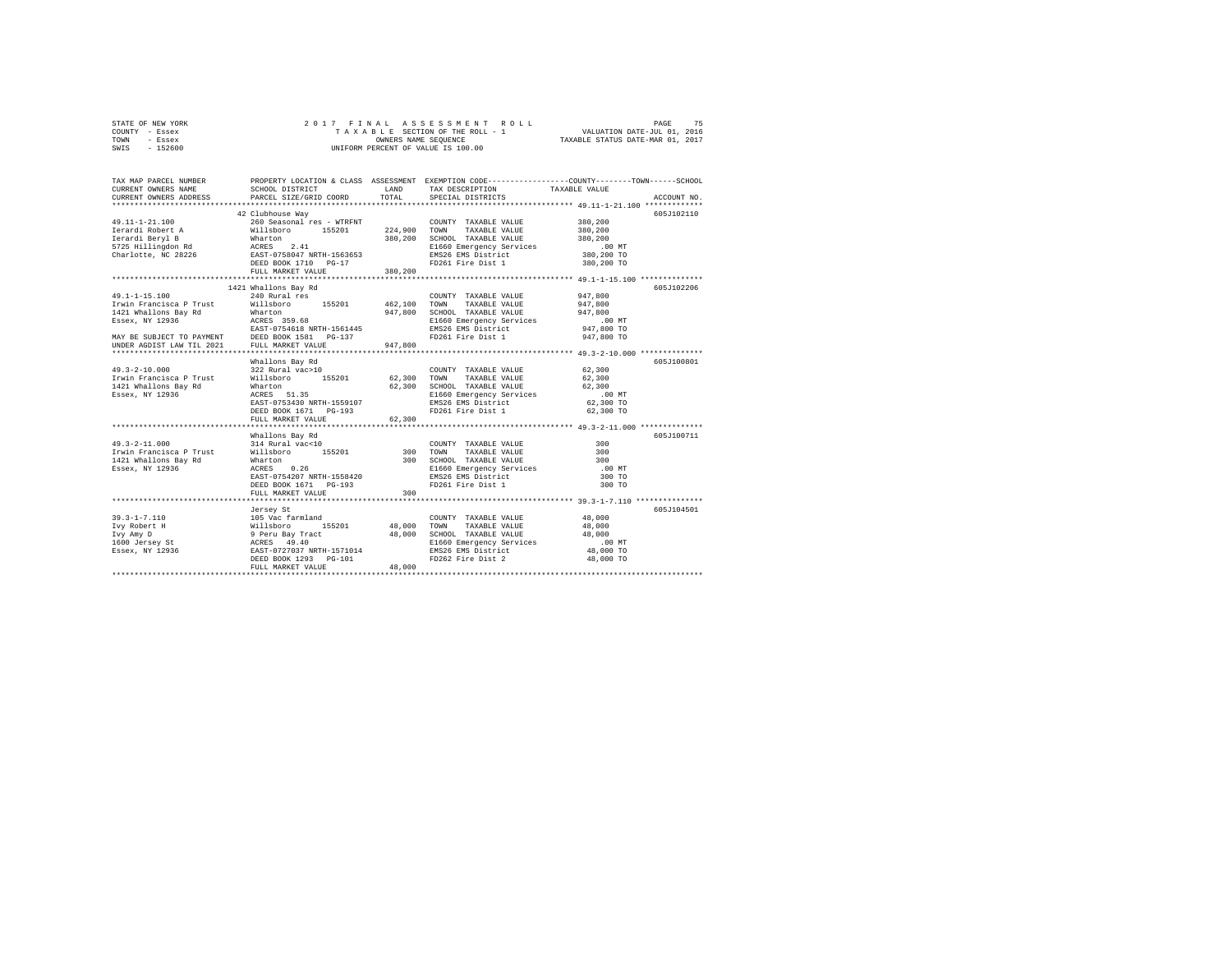STATE OF NEW YORK                2 0 1 7   F I N A L   A S S E S S M E N T   R O L L
COUNTY - Essex                   T A X A B L E  SECTION OF THE ROLL - 1          VALUATION DATE-JUL 01, 2016
TOWN - Essex                     OWNERS NAME SEQUENCE                            TAXABLE STATUS DATE-MAR 01, 2017
SWIS - 152600                    UNIFORM PERCENT OF VALUE IS 100.00

| TAX MAP PARCEL NUMBER / CURRENT OWNERS NAME / CURRENT OWNERS ADDRESS | PROPERTY LOCATION & CLASS / SCHOOL DISTRICT / PARCEL SIZE/GRID COORD | ASSESSMENT LAND / TOTAL | EXEMPTION CODE / TAX DESCRIPTION / SPECIAL DISTRICTS | COUNTY / TOWN / SCHOOL TAXABLE VALUE | ACCOUNT NO. |
|---|---|---|---|---|---|
| **49.11-1-21.100** | 42 Clubhouse Way | | | | 605J102110 |
| 49.11-1-21.100 | 260 Seasonal res - WTRFNT | | COUNTY TAXABLE VALUE | 380,200 | |
| Ierardi Robert A | Willsboro 155201 | 224,900 | TOWN TAXABLE VALUE | 380,200 | |
| Ierardi Beryl B | Wharton | 380,200 | SCHOOL TAXABLE VALUE | 380,200 | |
| 5725 Hillingdon Rd | ACRES 2.41 | | E1660 Emergency Services | .00 MT | |
| Charlotte, NC 28226 | EAST-0758047 NRTH-1563653 | | EMS26 EMS District | 380,200 TO | |
| | DEED BOOK 1710 PG-17 | | FD261 Fire Dist 1 | 380,200 TO | |
| | FULL MARKET VALUE | 380,200 | | | |
| **49.1-1-15.100** | 1421 Whallons Bay Rd | | | | 605J102206 |
| 49.1-1-15.100 | 240 Rural res | | COUNTY TAXABLE VALUE | 947,800 | |
| Irwin Francisca P Trust | Willsboro 155201 | 462,100 | TOWN TAXABLE VALUE | 947,800 | |
| 1421 Whallons Bay Rd | Wharton | 947,800 | SCHOOL TAXABLE VALUE | 947,800 | |
| Essex, NY 12936 | ACRES 359.68 | | E1660 Emergency Services | .00 MT | |
| | EAST-0754618 NRTH-1561445 | | EMS26 EMS District | 947,800 TO | |
| MAY BE SUBJECT TO PAYMENT | DEED BOOK 1581 PG-137 | | FD261 Fire Dist 1 | 947,800 TO | |
| UNDER AGDIST LAW TIL 2021 | FULL MARKET VALUE | 947,800 | | | |
| **49.3-2-10.000** | Whallons Bay Rd | | | | 605J100801 |
| 49.3-2-10.000 | 322 Rural vac>10 | | COUNTY TAXABLE VALUE | 62,300 | |
| Irwin Francisca P Trust | Willsboro 155201 | 62,300 | TOWN TAXABLE VALUE | 62,300 | |
| 1421 Whallons Bay Rd | Wharton | 62,300 | SCHOOL TAXABLE VALUE | 62,300 | |
| Essex, NY 12936 | ACRES 51.35 | | E1660 Emergency Services | .00 MT | |
| | EAST-0753430 NRTH-1559107 | | EMS26 EMS District | 62,300 TO | |
| | DEED BOOK 1671 PG-193 | | FD261 Fire Dist 1 | 62,300 TO | |
| | FULL MARKET VALUE | 62,300 | | | |
| **49.3-2-11.000** | Whallons Bay Rd | | | | 605J100711 |
| 49.3-2-11.000 | 314 Rural vac<10 | | COUNTY TAXABLE VALUE | 300 | |
| Irwin Francisca P Trust | Willsboro 155201 | 300 | TOWN TAXABLE VALUE | 300 | |
| 1421 Whallons Bay Rd | Wharton | 300 | SCHOOL TAXABLE VALUE | 300 | |
| Essex, NY 12936 | ACRES 0.26 | | E1660 Emergency Services | .00 MT | |
| | EAST-0754207 NRTH-1558420 | | EMS26 EMS District | 300 TO | |
| | DEED BOOK 1671 PG-193 | | FD261 Fire Dist 1 | 300 TO | |
| | FULL MARKET VALUE | 300 | | | |
| **39.3-1-7.110** | Jersey St | | | | 605J104501 |
| 39.3-1-7.110 | 105 Vac farmland | | COUNTY TAXABLE VALUE | 48,000 | |
| Ivy Robert H | Willsboro 155201 | 48,000 | TOWN TAXABLE VALUE | 48,000 | |
| Ivy Amy D | 9 Peru Bay Tract | 48,000 | SCHOOL TAXABLE VALUE | 48,000 | |
| 1600 Jersey St | ACRES 49.40 | | E1660 Emergency Services | .00 MT | |
| Essex, NY 12936 | EAST-0727037 NRTH-1571014 | | EMS26 EMS District | 48,000 TO | |
| | DEED BOOK 1293 PG-101 | | FD262 Fire Dist 2 | 48,000 TO | |
| | FULL MARKET VALUE | 48,000 | | | |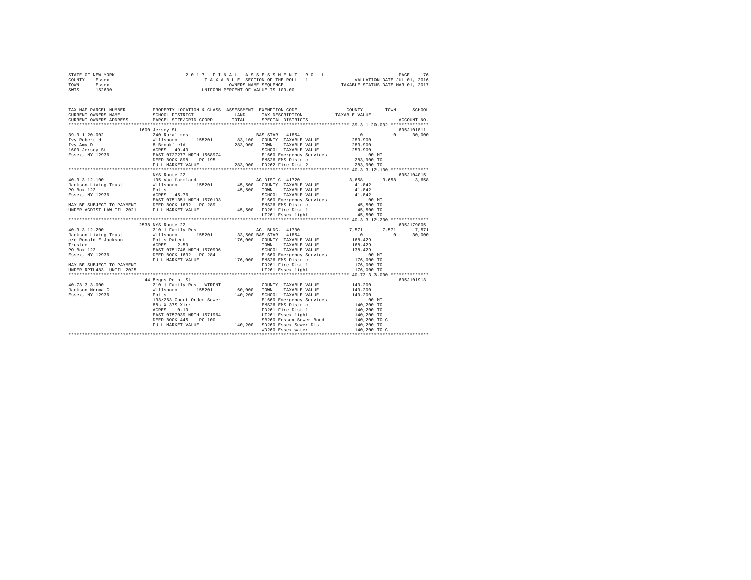STATE OF NEW YORK — 2017 FINAL ASSESSMENT ROLL — PAGE 76
COUNTY - Essex — TAXABLE SECTION OF THE ROLL - 1 — VALUATION DATE-JUL 01, 2016
TOWN - Essex — OWNERS NAME SEQUENCE — TAXABLE STATUS DATE-MAR 01, 2017
SWIS - 152600 — UNIFORM PERCENT OF VALUE IS 100.00

```
TAX MAP PARCEL NUMBER          PROPERTY LOCATION & CLASS  ASSESSMENT  EXEMPTION CODE-----------------COUNTY--------TOWN------SCHOOL
CURRENT OWNERS NAME            SCHOOL DISTRICT               LAND      TAX DESCRIPTION            TAXABLE VALUE
CURRENT OWNERS ADDRESS         PARCEL SIZE/GRID COORD        TOTAL     SPECIAL DISTRICTS                                  ACCOUNT NO.
******************************************************************************************************* 39.3-1-20.002 **************
                               1600 Jersey St                                                                              605J101811
39.3-1-20.002                  240 Rural res                           BAS STAR  41854                0           0       30,000
Ivy Robert H                   Willsboro      155201      83,100   COUNTY  TAXABLE VALUE          283,900
Ivy Amy D                      8 Brookfield              283,900   TOWN    TAXABLE VALUE          283,900
1600 Jersey St                 ACRES  49.40                        SCHOOL  TAXABLE VALUE          253,900
Essex, NY 12936                EAST-0727277 NRTH-1568974           E1660 Emergency Services           .00 MT
                               DEED BOOK 898    PG-195             EMS26 EMS District             283,900 TO
                               FULL MARKET VALUE         283,900   FD262 Fire Dist 2              283,900 TO
******************************************************************************************************* 40.3-3-12.100 **************
                               NYS Route 22                                                                                605J104015
40.3-3-12.100                  105 Vac farmland                        AG DIST C 41720            3,658       3,658        3,658
Jackson Living Trust           Willsboro      155201      45,500   COUNTY  TAXABLE VALUE           41,842
PO Box 123                     Potts                      45,500   TOWN    TAXABLE VALUE           41,842
Essex, NY 12936                ACRES  45.76                        SCHOOL  TAXABLE VALUE           41,842
                               EAST-0751351 NRTH-1570193           E1660 Emergency Services           .00 MT
MAY BE SUBJECT TO PAYMENT      DEED BOOK 1632   PG-289             EMS26 EMS District              45,500 TO
UNDER AGDIST LAW TIL 2021      FULL MARKET VALUE          45,500   FD261 Fire Dist 1               45,500 TO
                                                                   LT261 Essex light               45,500 TO
******************************************************************************************************* 40.3-3-12.200 **************
                               2538 NYS Route 22                                                                           605J179005
40.3-3-12.200                  210 1 Family Res                        AG. BLDG. 41700            7,571       7,571        7,571
Jackson Living Trust           Willsboro      155201      33,500 BAS STAR  41854                      0           0       30,000
c/o Ronald E Jackson           Potts Patent              176,000   COUNTY  TAXABLE VALUE          168,429
Trustee                        ACRES   2.50                        TOWN    TAXABLE VALUE          168,429
PO Box 123                     EAST-0751746 NRTH-1570996           SCHOOL  TAXABLE VALUE          138,429
Essex, NY 12936                DEED BOOK 1632   PG-284             E1660 Emergency Services           .00 MT
                               FULL MARKET VALUE         176,000   EMS26 EMS District             176,000 TO
MAY BE SUBJECT TO PAYMENT                                          FD261 Fire Dist 1              176,000 TO
UNDER RPTL483  UNTIL 2025                                          LT261 Essex light              176,000 TO
******************************************************************************************************* 40.73-3-3.000 **************
                               44 Beggs Point St                                                                           605J101913
40.73-3-3.000                  210 1 Family Res - WTRFNT           COUNTY  TAXABLE VALUE          140,200
Jackson Norma C                Willsboro      155201      60,000   TOWN    TAXABLE VALUE          140,200
Essex, NY 12936                Potts                     140,200   SCHOOL  TAXABLE VALUE          140,200
                               133/263 Court Order Sewer           E1660 Emergency Services           .00 MT
                               88s X 37S Xirr                      EMS26 EMS District             140,200 TO
                               ACRES   0.10                        FD261 Fire Dist 1              140,200 TO
                               EAST-0757039 NRTH-1571964           LT261 Essex light              140,200 TO
                               DEED BOOK 445    PG-100             SB260 Eessex Sewer Bond        140,200 TO C
                               FULL MARKET VALUE         140,200   SD260 Essex Sewer Dist         140,200 TO
                                                                   WD260 Essex water              140,200 TO C
************************************************************************************************************************************
```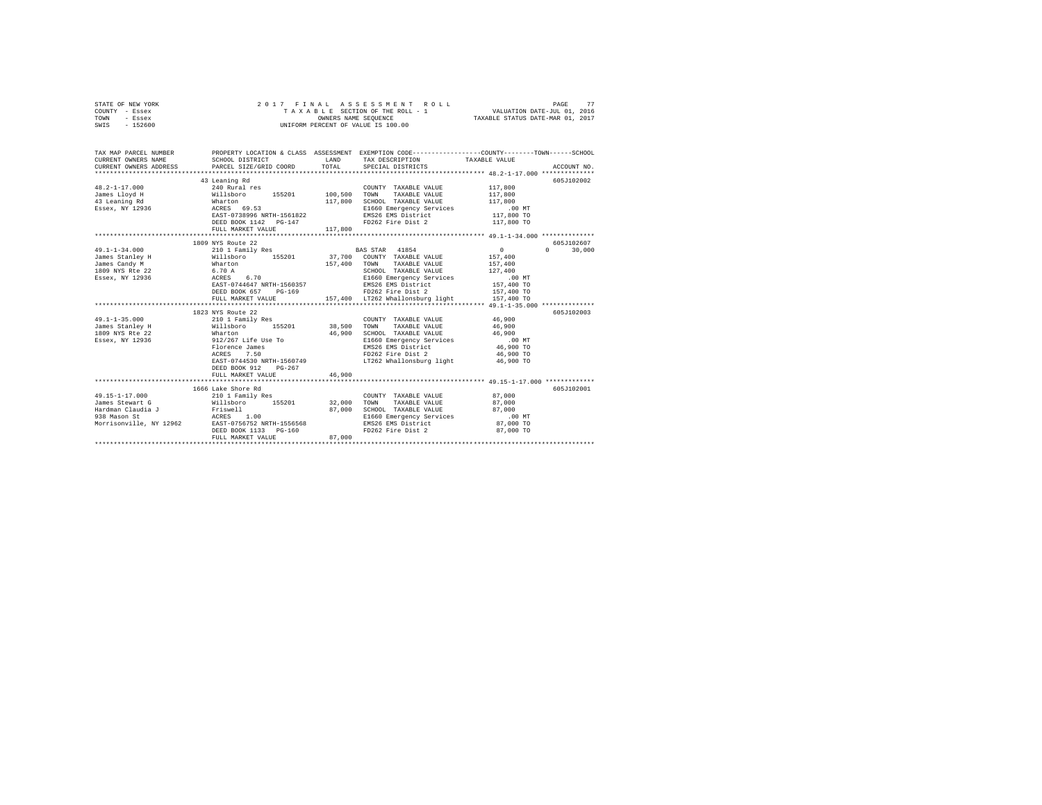STATE OF NEW YORK
COUNTY - Essex
TOWN - Essex
SWIS - 152600

2017 FINAL ASSESSMENT ROLL
TAXABLE SECTION OF THE ROLL - 1
OWNERS NAME SEQUENCE
UNIFORM PERCENT OF VALUE IS 100.00

VALUATION DATE-JUL 01, 2016
TAXABLE STATUS DATE-MAR 01, 2017

```
TAX MAP PARCEL NUMBER          PROPERTY LOCATION & CLASS  ASSESSMENT  EXEMPTION CODE-----------------COUNTY--------TOWN------SCHOOL
CURRENT OWNERS NAME            SCHOOL DISTRICT            LAND        TAX DESCRIPTION            TAXABLE VALUE
CURRENT OWNERS ADDRESS         PARCEL SIZE/GRID COORD     TOTAL       SPECIAL DISTRICTS                                   ACCOUNT NO.
******************************************************************************************************* 48.2-1-17.000 **************
                               43 Leaning Rd                                                                              605J102002
48.2-1-17.000                  240 Rural res                           COUNTY  TAXABLE VALUE           117,800
James Lloyd H                  Willsboro       155201     100,500      TOWN    TAXABLE VALUE           117,800
43 Leaning Rd                  Wharton                    117,800      SCHOOL  TAXABLE VALUE           117,800
Essex, NY 12936                ACRES  69.53                            E1660 Emergency Services             .00 MT
                               EAST-0738996 NRTH-1561822               EMS26 EMS District               117,800 TO
                               DEED BOOK 1142   PG-147                 FD262 Fire Dist 2                117,800 TO
                               FULL MARKET VALUE          117,800
******************************************************************************************************* 49.1-1-34.000 **************
                               1809 NYS Route 22                                                                          605J102607
49.1-1-34.000                  210 1 Family Res                        BAS STAR  41854                       0            0     30,000
James Stanley H                Willsboro       155201      37,700      COUNTY  TAXABLE VALUE           157,400
James Candy M                  Wharton                    157,400      TOWN    TAXABLE VALUE           157,400
1809 NYS Rte 22                6.70 A                                  SCHOOL  TAXABLE VALUE           127,400
Essex, NY 12936                ACRES   6.70                            E1660 Emergency Services             .00 MT
                               EAST-0744647 NRTH-1560357               EMS26 EMS District               157,400 TO
                               DEED BOOK 657    PG-169                 FD262 Fire Dist 2                157,400 TO
                               FULL MARKET VALUE          157,400      LT262 Whallonsburg light         157,400 TO
******************************************************************************************************* 49.1-1-35.000 **************
                               1823 NYS Route 22                                                                          605J102003
49.1-1-35.000                  210 1 Family Res                        COUNTY  TAXABLE VALUE            46,900
James Stanley H                Willsboro       155201      38,500      TOWN    TAXABLE VALUE            46,900
1809 NYS Rte 22                Wharton                     46,900      SCHOOL  TAXABLE VALUE            46,900
Essex, NY 12936                912/267 Life Use To                     E1660 Emergency Services             .00 MT
                               Florence James                          EMS26 EMS District                46,900 TO
                               ACRES   7.50                            FD262 Fire Dist 2                 46,900 TO
                               EAST-0744530 NRTH-1560749               LT262 Whallonsburg light          46,900 TO
                               DEED BOOK 912    PG-267
                               FULL MARKET VALUE           46,900
******************************************************************************************************* 49.15-1-17.000 *************
                               1666 Lake Shore Rd                                                                         605J102001
49.15-1-17.000                 210 1 Family Res                        COUNTY  TAXABLE VALUE            87,000
James Stewart G                Willsboro       155201      32,000      TOWN    TAXABLE VALUE            87,000
Hardman Claudia J              Friswell                    87,000      SCHOOL  TAXABLE VALUE            87,000
938 Mason St                   ACRES   1.00                            E1660 Emergency Services             .00 MT
Morrisonville, NY 12962        EAST-0756752 NRTH-1556568               EMS26 EMS District                87,000 TO
                               DEED BOOK 1133   PG-160                 FD262 Fire Dist 2                 87,000 TO
                               FULL MARKET VALUE           87,000
************************************************************************************************************************************
```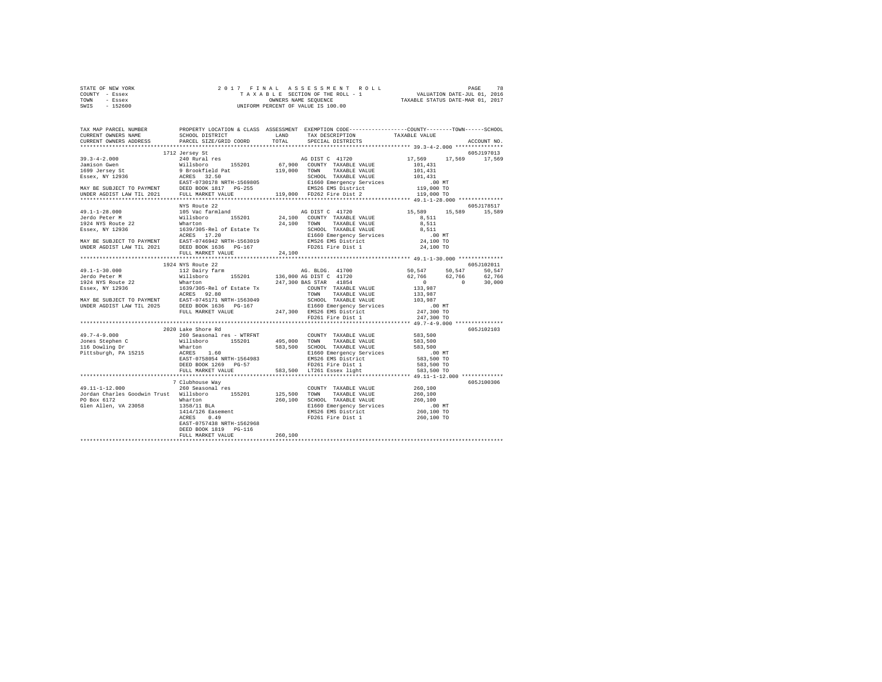STATE OF NEW YORK — 2017 FINAL ASSESSMENT ROLL
COUNTY - Essex — TAXABLE SECTION OF THE ROLL - 1 — VALUATION DATE-JUL 01, 2016
TOWN - Essex — OWNERS NAME SEQUENCE — TAXABLE STATUS DATE-MAR 01, 2017
SWIS - 152600 — UNIFORM PERCENT OF VALUE IS 100.00

```
TAX MAP PARCEL NUMBER          PROPERTY LOCATION & CLASS  ASSESSMENT  EXEMPTION CODE-----------------COUNTY--------TOWN------SCHOOL
CURRENT OWNERS NAME            SCHOOL DISTRICT            LAND        TAX DESCRIPTION                 TAXABLE VALUE
CURRENT OWNERS ADDRESS         PARCEL SIZE/GRID COORD     TOTAL       SPECIAL DISTRICTS                                       ACCOUNT NO.
************************************************************************************************ 39.3-4-2.000 ***************
                               1712 Jersey St                                                                          605J197013
39.3-4-2.000                   240 Rural res                          AG DIST C  41720            17,569      17,569      17,569
Jamison Gwen                   Willsboro     155201       67,900   COUNTY  TAXABLE VALUE          101,431
1699 Jersey St                 9 Brookfield Pat          119,000   TOWN    TAXABLE VALUE          101,431
Essex, NY 12936                ACRES   32.50                       SCHOOL  TAXABLE VALUE          101,431
                               EAST-0730178 NRTH-1569805           E1660 Emergency Services            .00 MT
MAY BE SUBJECT TO PAYMENT      DEED BOOK 1817   PG-255             EMS26 EMS District              119,000 TO
UNDER AGDIST LAW TIL 2021      FULL MARKET VALUE         119,000   FD262 Fire Dist 2               119,000 TO
************************************************************************************************ 49.1-1-28.000 **************
                               NYS Route 22                                                                            605J178517
49.1-1-28.000                  105 Vac farmland                       AG DIST C  41720            15,589      15,589      15,589
Jerdo Peter M                  Willsboro     155201       24,100   COUNTY  TAXABLE VALUE            8,511
1924 NYS Route 22              Wharton                    24,100   TOWN    TAXABLE VALUE            8,511
Essex, NY 12936                1639/305-Rel of Estate Tx           SCHOOL  TAXABLE VALUE            8,511
                               ACRES   17.20                       E1660 Emergency Services            .00 MT
MAY BE SUBJECT TO PAYMENT      EAST-0746942 NRTH-1563019           EMS26 EMS District               24,100 TO
UNDER AGDIST LAW TIL 2021      DEED BOOK 1636   PG-167             FD261 Fire Dist 1                24,100 TO
                               FULL MARKET VALUE          24,100
************************************************************************************************ 49.1-1-30.000 **************
                               1924 NYS Route 22                                                                       605J102011
49.1-1-30.000                  112 Dairy farm                         AG. BLDG.  41700            50,547      50,547      50,547
Jerdo Peter M                  Willsboro     155201      136,000 AG DIST C  41720                 62,766      62,766      62,766
1924 NYS Route 22              Wharton                   247,300 BAS STAR   41854                      0           0      30,000
Essex, NY 12936                1639/305-Rel of Estate Tx           COUNTY  TAXABLE VALUE          133,987
                               ACRES   92.80                       TOWN    TAXABLE VALUE          133,987
MAY BE SUBJECT TO PAYMENT      EAST-0745171 NRTH-1563049           SCHOOL  TAXABLE VALUE          103,987
UNDER AGDIST LAW TIL 2025      DEED BOOK 1636   PG-167             E1660 Emergency Services            .00 MT
                               FULL MARKET VALUE         247,300   EMS26 EMS District              247,300 TO
                                                                   FD261 Fire Dist 1               247,300 TO
************************************************************************************************ 49.7-4-9.000 ***************
                               2020 Lake Shore Rd                                                                      605J102103
49.7-4-9.000                   260 Seasonal res - WTRFNT           COUNTY  TAXABLE VALUE          583,500
Jones Stephen C                Willsboro     155201      495,000   TOWN    TAXABLE VALUE          583,500
116 Dowling Dr                 Wharton                   583,500   SCHOOL  TAXABLE VALUE          583,500
Pittsburgh, PA 15215           ACRES    1.60                       E1660 Emergency Services            .00 MT
                               EAST-0758054 NRTH-1564983           EMS26 EMS District              583,500 TO
                               DEED BOOK 1269   PG-57              FD261 Fire Dist 1               583,500 TO
                               FULL MARKET VALUE         583,500   LT261 Essex light               583,500 TO
************************************************************************************************ 49.11-1-12.000 *************
                               7 Clubhouse Way                                                                         605J100306
49.11-1-12.000                 260 Seasonal res                    COUNTY  TAXABLE VALUE          260,100
Jordan Charles Goodwin Trust   Willsboro     155201      125,500   TOWN    TAXABLE VALUE          260,100
PO Box 6172                    Wharton                   260,100   SCHOOL  TAXABLE VALUE          260,100
Glen Allen, VA 23058           1358/11 BLA                         E1660 Emergency Services            .00 MT
                               1414/126 Easement                   EMS26 EMS District              260,100 TO
                               ACRES    0.49                       FD261 Fire Dist 1               260,100 TO
                               EAST-0757438 NRTH-1562968
                               DEED BOOK 1819   PG-116
                               FULL MARKET VALUE         260,100
******************************************************************************************************************************
```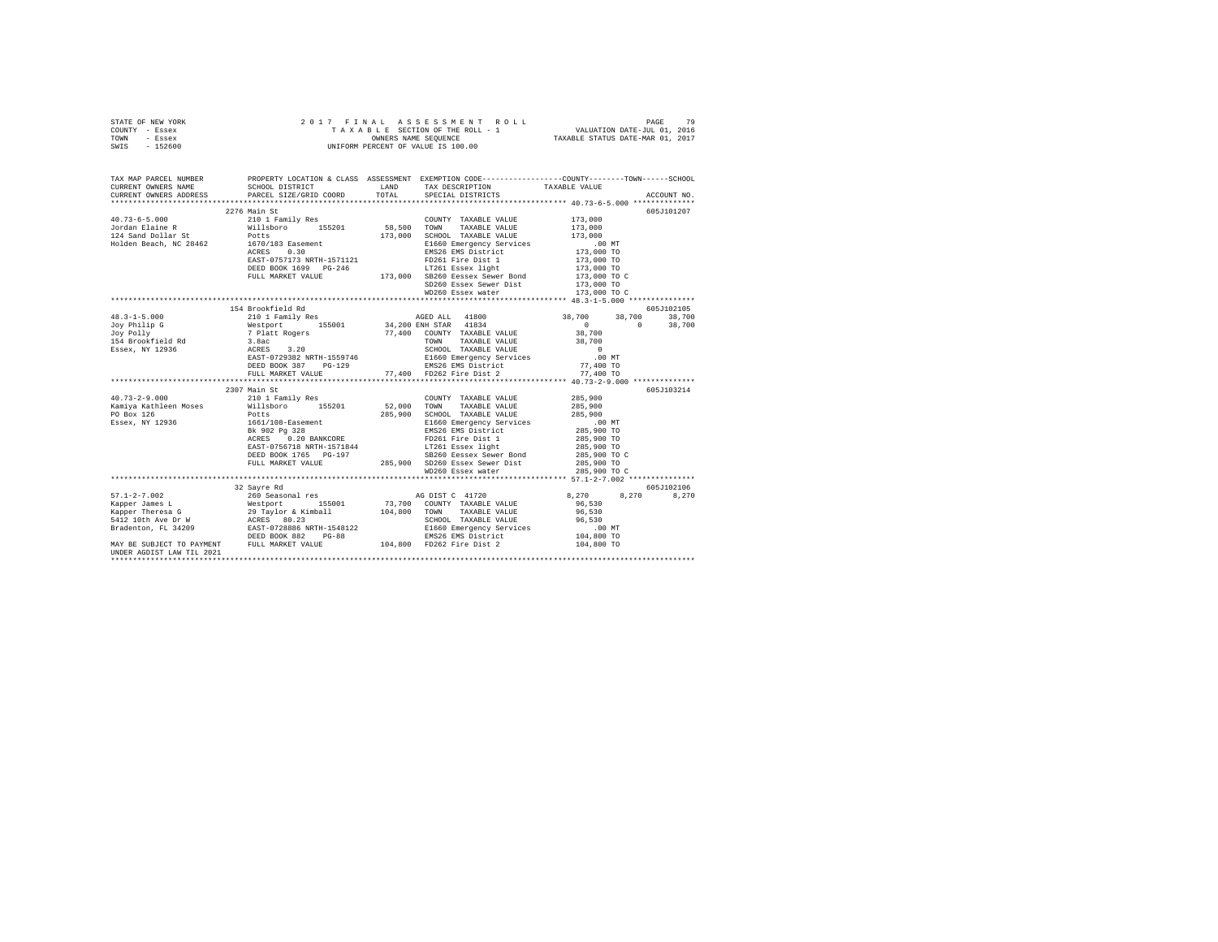STATE OF NEW YORK                2 0 1 7   F I N A L   A S S E S S M E N T   R O L L
COUNTY - Essex                   T A X A B L E  SECTION OF THE ROLL - 1          VALUATION DATE-JUL 01, 2016
TOWN   - Essex                   OWNERS NAME SEQUENCE                            TAXABLE STATUS DATE-MAR 01, 2017
SWIS   - 152600                  UNIFORM PERCENT OF VALUE IS 100.00

```
TAX MAP PARCEL NUMBER      PROPERTY LOCATION & CLASS  ASSESSMENT  EXEMPTION CODE-----------------COUNTY--------TOWN------SCHOOL
CURRENT OWNERS NAME        SCHOOL DISTRICT             LAND       TAX DESCRIPTION              TAXABLE VALUE
CURRENT OWNERS ADDRESS     PARCEL SIZE/GRID COORD      TOTAL      SPECIAL DISTRICTS                                      ACCOUNT NO.
******************************************************************************************************* 40.73-6-5.000 **************
                           2276 Main St                                                                                605J101207
40.73-6-5.000              210 1 Family Res                        COUNTY  TAXABLE VALUE          173,000
Jordan Elaine R            Willsboro      155201       58,500      TOWN    TAXABLE VALUE          173,000
124 Sand Dollar St         Potts                      173,000      SCHOOL  TAXABLE VALUE          173,000
Holden Beach, NC 28462     1670/183 Easement                       E1660 Emergency Services          .00 MT
                           ACRES    0.30                           EMS26 EMS District             173,000 TO
                           EAST-0757173 NRTH-1571121               FD261 Fire Dist 1              173,000 TO
                           DEED BOOK 1699   PG-246                 LT261 Essex light              173,000 TO
                           FULL MARKET VALUE          173,000      SB260 Eessex Sewer Bond        173,000 TO C
                                                                   SD260 Essex Sewer Dist         173,000 TO
                                                                   WD260 Essex water              173,000 TO C
******************************************************************************************************* 48.3-1-5.000 ***************
                           154 Brookfield Rd                                                                           605J102105
48.3-1-5.000               210 1 Family Res                        AGED ALL  41800                 38,700     38,700     38,700
Joy Philip G               Westport       155001       34,200 ENH STAR  41834                          0          0     38,700
Joy Polly                  7 Platt Rogers              77,400      COUNTY  TAXABLE VALUE           38,700
154 Brookfield Rd          3.8ac                                   TOWN    TAXABLE VALUE           38,700
Essex, NY 12936            ACRES    3.20                           SCHOOL  TAXABLE VALUE                0
                           EAST-0729382 NRTH-1559746               E1660 Emergency Services          .00 MT
                           DEED BOOK 387    PG-129                 EMS26 EMS District              77,400 TO
                           FULL MARKET VALUE           77,400      FD262 Fire Dist 2               77,400 TO
******************************************************************************************************* 40.73-2-9.000 **************
                           2307 Main St                                                                                605J103214
40.73-2-9.000              210 1 Family Res                        COUNTY  TAXABLE VALUE          285,900
Kamiya Kathleen Moses      Willsboro      155201       52,000      TOWN    TAXABLE VALUE          285,900
PO Box 126                 Potts                      285,900      SCHOOL  TAXABLE VALUE          285,900
Essex, NY 12936            1661/108-Easement                       E1660 Emergency Services          .00 MT
                           Bk 902 Pg 328                           EMS26 EMS District             285,900 TO
                           ACRES    0.20 BANKCORE                  FD261 Fire Dist 1              285,900 TO
                           EAST-0756718 NRTH-1571844               LT261 Essex light              285,900 TO
                           DEED BOOK 1765   PG-197                 SB260 Eessex Sewer Bond        285,900 TO C
                           FULL MARKET VALUE          285,900      SD260 Essex Sewer Dist         285,900 TO
                                                                   WD260 Essex water              285,900 TO C
******************************************************************************************************* 57.1-2-7.002 ***************
                           32 Sayre Rd                                                                                 605J102106
57.1-2-7.002               260 Seasonal res                        AG DIST C  41720                 8,270      8,270      8,270
Kapper James L             Westport       155001       73,700      COUNTY  TAXABLE VALUE           96,530
Kapper Theresa G           29 Taylor & Kimball        104,800      TOWN    TAXABLE VALUE           96,530
5412 10th Ave Dr W         ACRES   80.23                           SCHOOL  TAXABLE VALUE           96,530
Bradenton, FL 34209        EAST-0728886 NRTH-1548122               E1660 Emergency Services          .00 MT
                           DEED BOOK 882    PG-88                  EMS26 EMS District             104,800 TO
MAY BE SUBJECT TO PAYMENT  FULL MARKET VALUE          104,800      FD262 Fire Dist 2              104,800 TO
UNDER AGDIST LAW TIL 2021
************************************************************************************************************************************
```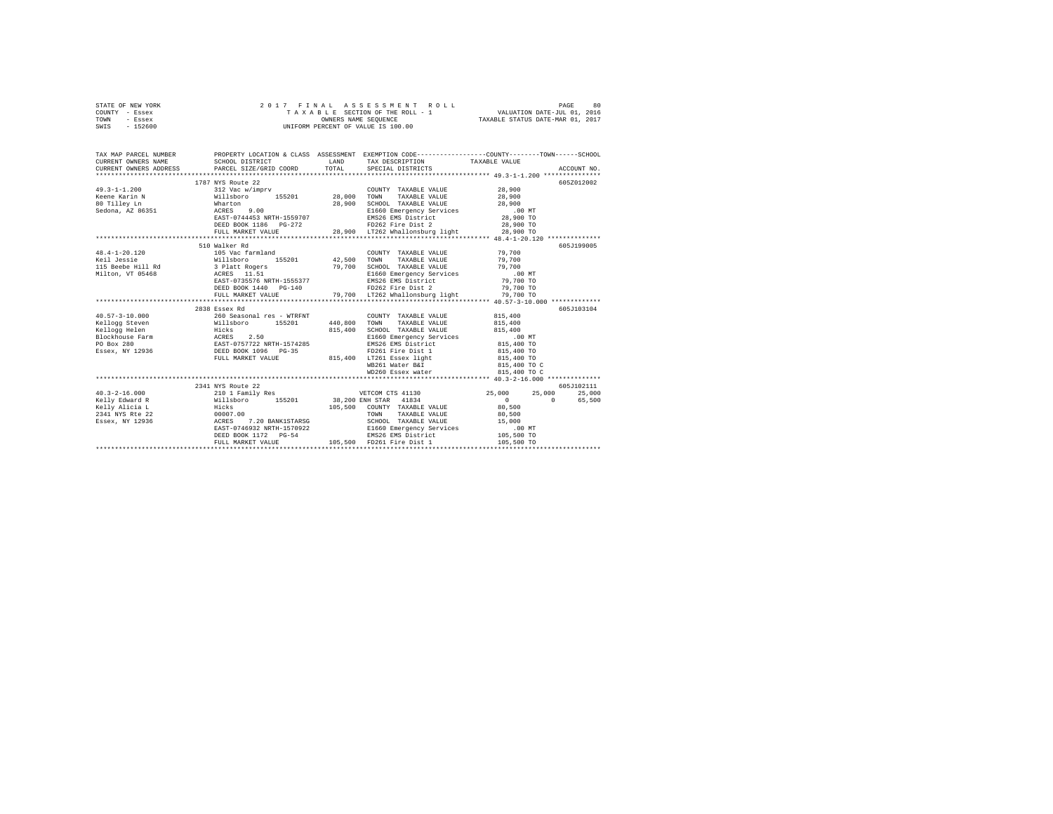STATE OF NEW YORK — 2017 FINAL ASSESSMENT ROLL
COUNTY - Essex — TAXABLE SECTION OF THE ROLL - 1 — VALUATION DATE-JUL 01, 2016
TOWN - Essex — OWNERS NAME SEQUENCE — TAXABLE STATUS DATE-MAR 01, 2017
SWIS - 152600 — UNIFORM PERCENT OF VALUE IS 100.00

```
TAX MAP PARCEL NUMBER          PROPERTY LOCATION & CLASS  ASSESSMENT  EXEMPTION CODE-----------------COUNTY--------TOWN------SCHOOL
CURRENT OWNERS NAME            SCHOOL DISTRICT              LAND      TAX DESCRIPTION            TAXABLE VALUE
CURRENT OWNERS ADDRESS         PARCEL SIZE/GRID COORD       TOTAL     SPECIAL DISTRICTS                                  ACCOUNT NO.
****************************************************************************************************** 49.3-1-1.200 ***************
                           1787 NYS Route 22                                                                           605Z012002
49.3-1-1.200               312 Vac w/imprv                          COUNTY  TAXABLE VALUE           28,900
Keene Karin N              Willsboro      155201       28,000   TOWN    TAXABLE VALUE           28,900
80 Tilley Ln               Wharton                     28,900   SCHOOL  TAXABLE VALUE           28,900
Sedona, AZ 86351           ACRES    9.00                            E1660 Emergency Services           .00 MT
                           EAST-0744453 NRTH-1559707                EMS26 EMS District              28,900 TO
                           DEED BOOK 1186   PG-272                  FD262 Fire Dist 2               28,900 TO
                           FULL MARKET VALUE           28,900   LT262 Whallonsburg light        28,900 TO
****************************************************************************************************** 48.4-1-20.120 **************
                           510 Walker Rd                                                                               605J199005
48.4-1-20.120              105 Vac farmland                         COUNTY  TAXABLE VALUE           79,700
Keil Jessie                Willsboro      155201       42,500   TOWN    TAXABLE VALUE           79,700
115 Beebe Hill Rd          3 Platt Rogers              79,700   SCHOOL  TAXABLE VALUE           79,700
Milton, VT 05468           ACRES   11.51                            E1660 Emergency Services           .00 MT
                           EAST-0735576 NRTH-1555377                EMS26 EMS District              79,700 TO
                           DEED BOOK 1440   PG-140                  FD262 Fire Dist 2               79,700 TO
                           FULL MARKET VALUE           79,700   LT262 Whallonsburg light        79,700 TO
****************************************************************************************************** 40.57-3-10.000 *************
                           2838 Essex Rd                                                                               605J103104
40.57-3-10.000             260 Seasonal res - WTRFNT                COUNTY  TAXABLE VALUE          815,400
Kellogg Steven             Willsboro      155201      440,800   TOWN    TAXABLE VALUE          815,400
Kellogg Helen              Hicks                      815,400   SCHOOL  TAXABLE VALUE          815,400
Blockhouse Farm            ACRES    2.50                            E1660 Emergency Services           .00 MT
PO Box 280                 EAST-0757722 NRTH-1574285                EMS26 EMS District             815,400 TO
Essex, NY 12936            DEED BOOK 1096   PG-35                   FD261 Fire Dist 1              815,400 TO
                           FULL MARKET VALUE          815,400   LT261 Essex light              815,400 TO
                                                                    WB261 Water B&I                815,400 TO C
                                                                    WD260 Essex water              815,400 TO C
****************************************************************************************************** 40.3-2-16.000 **************
                           2341 NYS Route 22                                                                           605J102111
40.3-2-16.000              210 1 Family Res                   VETCOM CTS 41130            25,000      25,000      25,000
Kelly Edward R             Willsboro      155201       38,200 ENH STAR  41834                  0           0      65,500
Kelly Alicia L             Hicks                      105,500   COUNTY  TAXABLE VALUE           80,500
2341 NYS Rte 22            00007.00                                 TOWN    TAXABLE VALUE           80,500
Essex, NY 12936            ACRES    7.20 BANK1STARSG                SCHOOL  TAXABLE VALUE           15,000
                           EAST-0746932 NRTH-1570922                E1660 Emergency Services           .00 MT
                           DEED BOOK 1172   PG-54                   EMS26 EMS District             105,500 TO
                           FULL MARKET VALUE          105,500   FD261 Fire Dist 1              105,500 TO
************************************************************************************************************************************
```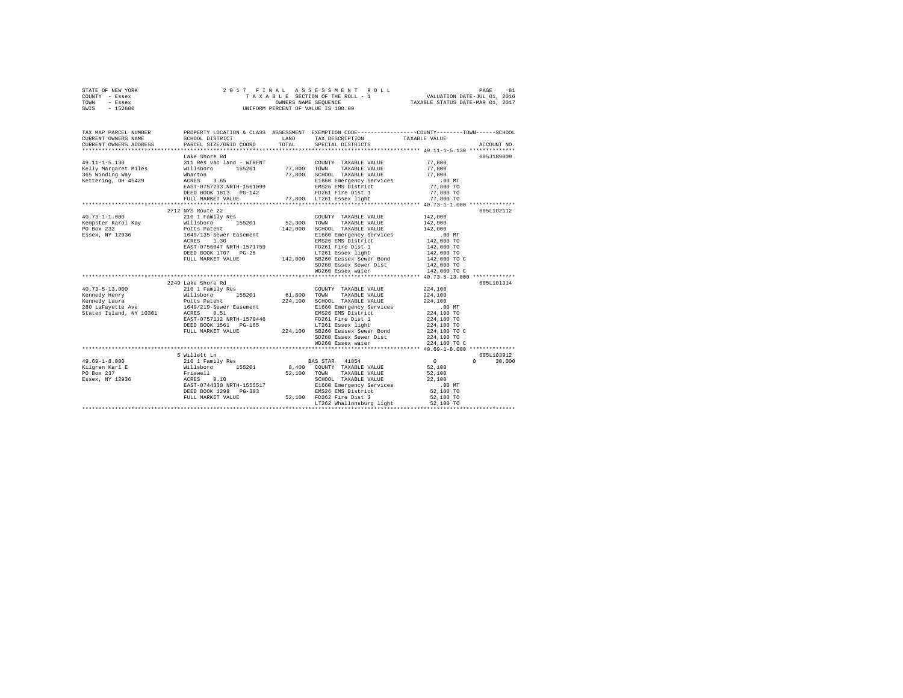STATE OF NEW YORK                    2017 FINAL ASSESSMENT ROLL
COUNTY - Essex                       TAXABLE SECTION OF THE ROLL - 1          VALUATION DATE-JUL 01, 2016
TOWN - Essex                         OWNERS NAME SEQUENCE                     TAXABLE STATUS DATE-MAR 01, 2017
SWIS - 152600                        UNIFORM PERCENT OF VALUE IS 100.00

| TAX MAP PARCEL NUMBER / CURRENT OWNERS NAME / CURRENT OWNERS ADDRESS | PROPERTY LOCATION & CLASS / SCHOOL DISTRICT / PARCEL SIZE/GRID COORD | ASSESSMENT LAND | TOTAL | EXEMPTION CODE / TAX DESCRIPTION / SPECIAL DISTRICTS | COUNTY / TOWN / SCHOOL TAXABLE VALUE | ACCOUNT NO. |
|---|---|---|---|---|---|---|
| 49.11-1-5.130 | Lake Shore Rd | | | | | 605J189009 |
| Kelly Margaret Miles | 311 Res vac land - WTRFNT | | | COUNTY TAXABLE VALUE | 77,800 | |
| 365 Winding Way | Willsboro 155201 | 77,800 | | TOWN TAXABLE VALUE | 77,800 | |
| Kettering, OH 45429 | Wharton | | 77,800 | SCHOOL TAXABLE VALUE | 77,800 | |
| | ACRES 3.65 | | | E1660 Emergency Services | .00 MT | |
| | EAST-0757233 NRTH-1561099 | | | EMS26 EMS District | 77,800 TO | |
| | DEED BOOK 1813 PG-142 | | | FD261 Fire Dist 1 | 77,800 TO | |
| | FULL MARKET VALUE | | 77,800 | LT261 Essex light | 77,800 TO | |
| 40.73-1-1.000 | 2712 NYS Route 22 | | | | | 605L102112 |
| Kempster Karol Kay | 210 1 Family Res | | | COUNTY TAXABLE VALUE | 142,000 | |
| PO Box 232 | Willsboro 155201 | 52,300 | | TOWN TAXABLE VALUE | 142,000 | |
| Essex, NY 12936 | Potts Patent | | 142,000 | SCHOOL TAXABLE VALUE | 142,000 | |
| | 1649/135-Sewer Easement | | | E1660 Emergency Services | .00 MT | |
| | ACRES 1.30 | | | EMS26 EMS District | 142,000 TO | |
| | EAST-0756047 NRTH-1571759 | | | FD261 Fire Dist 1 | 142,000 TO | |
| | DEED BOOK 1707 PG-25 | | | LT261 Essex light | 142,000 TO | |
| | FULL MARKET VALUE | | 142,000 | SB260 Eessex Sewer Bond | 142,000 TO C | |
| | | | | SD260 Essex Sewer Dist | 142,000 TO | |
| | | | | WD260 Essex water | 142,000 TO C | |
| 40.73-5-13.000 | 2249 Lake Shore Rd | | | | | 605L101314 |
| Kennedy Henry | 210 1 Family Res | | | COUNTY TAXABLE VALUE | 224,100 | |
| Kennedy Laura | Willsboro 155201 | 61,800 | | TOWN TAXABLE VALUE | 224,100 | |
| 280 LaFayette Ave | Potts Patent | | 224,100 | SCHOOL TAXABLE VALUE | 224,100 | |
| Staten Island, NY 10301 | 1649/219-Sewer Easement | | | E1660 Emergency Services | .00 MT | |
| | ACRES 0.51 | | | EMS26 EMS District | 224,100 TO | |
| | EAST-0757112 NRTH-1570446 | | | FD261 Fire Dist 1 | 224,100 TO | |
| | DEED BOOK 1561 PG-165 | | | LT261 Essex light | 224,100 TO | |
| | FULL MARKET VALUE | | 224,100 | SB260 Eessex Sewer Bond | 224,100 TO C | |
| | | | | SD260 Essex Sewer Dist | 224,100 TO | |
| | | | | WD260 Essex water | 224,100 TO C | |
| 49.69-1-8.000 | 5 Willett Ln | | | | | 605L103912 |
| Kilgren Karl E | 210 1 Family Res | | | BAS STAR 41854 | 0 0 30,000 | |
| PO Box 237 | Willsboro 155201 | 8,400 | | COUNTY TAXABLE VALUE | 52,100 | |
| Essex, NY 12936 | Friswell | | 52,100 | TOWN TAXABLE VALUE | 52,100 | |
| | ACRES 0.10 | | | SCHOOL TAXABLE VALUE | 22,100 | |
| | EAST-0744330 NRTH-1555517 | | | E1660 Emergency Services | .00 MT | |
| | DEED BOOK 1298 PG-303 | | | EMS26 EMS District | 52,100 TO | |
| | FULL MARKET VALUE | | 52,100 | FD262 Fire Dist 2 | 52,100 TO | |
| | | | | LT262 Whallonsburg light | 52,100 TO | |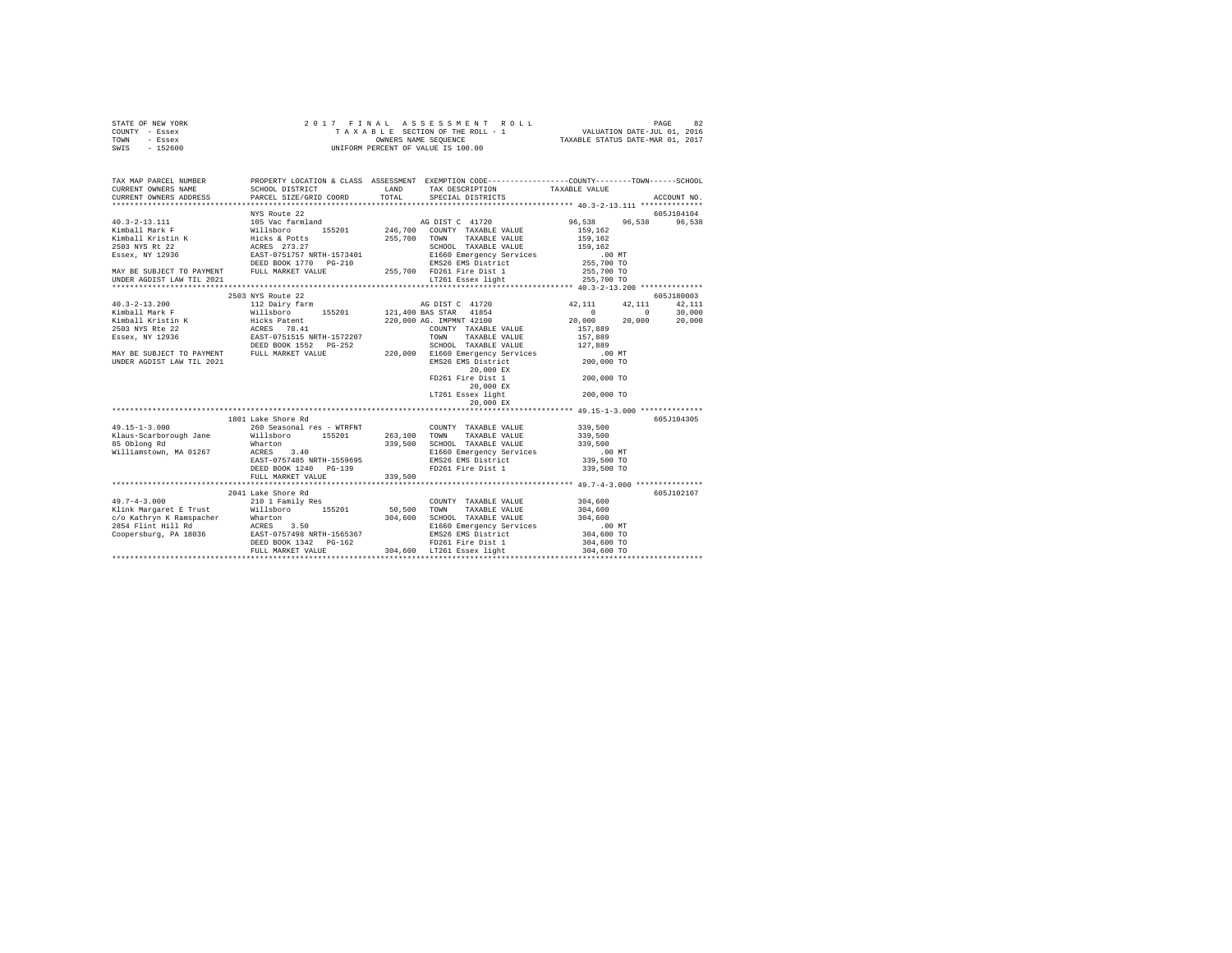STATE OF NEW YORK — 2017 FINAL ASSESSMENT ROLL — PAGE 82
COUNTY - Essex — TAXABLE SECTION OF THE ROLL - 1 — VALUATION DATE-JUL 01, 2016
TOWN - Essex — OWNERS NAME SEQUENCE — TAXABLE STATUS DATE-MAR 01, 2017
SWIS - 152600 — UNIFORM PERCENT OF VALUE IS 100.00

```
TAX MAP PARCEL NUMBER          PROPERTY LOCATION & CLASS  ASSESSMENT  EXEMPTION CODE-----------------COUNTY--------TOWN------SCHOOL
CURRENT OWNERS NAME            SCHOOL DISTRICT              LAND      TAX DESCRIPTION            TAXABLE VALUE
CURRENT OWNERS ADDRESS         PARCEL SIZE/GRID COORD       TOTAL     SPECIAL DISTRICTS                                   ACCOUNT NO.
************************************************************************************************ 40.3-2-13.111 **************
                               NYS Route 22                                                                          605J104104
40.3-2-13.111                  105 Vac farmland                        AG DIST C  41720           96,538     96,538     96,538
Kimball Mark F                 Willsboro      155201      246,700   COUNTY  TAXABLE VALUE         159,162
Kimball Kristin K              Hicks & Potts              255,700   TOWN    TAXABLE VALUE         159,162
2503 NYS Rt 22                 ACRES  273.27                        SCHOOL  TAXABLE VALUE         159,162
Essex, NY 12936                EAST-0751757 NRTH-1573401            E1660 Emergency Services             .00 MT
                               DEED BOOK 1770   PG-210              EMS26 EMS District            255,700 TO
MAY BE SUBJECT TO PAYMENT      FULL MARKET VALUE          255,700   FD261 Fire Dist 1             255,700 TO
UNDER AGDIST LAW TIL 2021                                           LT261 Essex light             255,700 TO
************************************************************************************************ 40.3-2-13.200 **************
                               2503 NYS Route 22                                                                     605J180003
40.3-2-13.200                  112 Dairy farm                          AG DIST C  41720           42,111     42,111     42,111
Kimball Mark F                 Willsboro      155201      121,400 BAS STAR   41854                     0          0     30,000
Kimball Kristin K              Hicks Patent               220,000 AG. IMPMNT 42100                20,000     20,000     20,000
2503 NYS Rte 22                ACRES   78.41                        COUNTY  TAXABLE VALUE         157,889
Essex, NY 12936                EAST-0751515 NRTH-1572207            TOWN    TAXABLE VALUE         157,889
                               DEED BOOK 1552   PG-252              SCHOOL  TAXABLE VALUE         127,889
MAY BE SUBJECT TO PAYMENT      FULL MARKET VALUE          220,000   E1660 Emergency Services             .00 MT
UNDER AGDIST LAW TIL 2021                                           EMS26 EMS District            200,000 TO
                                                                          20,000 EX
                                                                    FD261 Fire Dist 1             200,000 TO
                                                                          20,000 EX
                                                                    LT261 Essex light             200,000 TO
                                                                          20,000 EX
************************************************************************************************ 49.15-1-3.000 **************
                               1801 Lake Shore Rd                                                                    605J104305
49.15-1-3.000                  260 Seasonal res - WTRFNT            COUNTY  TAXABLE VALUE         339,500
Klaus-Scarborough Jane         Willsboro      155201      263,100   TOWN    TAXABLE VALUE         339,500
85 Oblong Rd                   Wharton                    339,500   SCHOOL  TAXABLE VALUE         339,500
Williamstown, MA 01267         ACRES    3.40                        E1660 Emergency Services             .00 MT
                               EAST-0757485 NRTH-1559695            EMS26 EMS District            339,500 TO
                               DEED BOOK 1240   PG-139              FD261 Fire Dist 1             339,500 TO
                               FULL MARKET VALUE          339,500
************************************************************************************************ 49.7-4-3.000 ***************
                               2041 Lake Shore Rd                                                                    605J102107
49.7-4-3.000                   210 1 Family Res                     COUNTY  TAXABLE VALUE         304,600
Klink Margaret E Trust         Willsboro      155201       50,500   TOWN    TAXABLE VALUE         304,600
c/o Kathryn K Ramspacher       Wharton                    304,600   SCHOOL  TAXABLE VALUE         304,600
2854 Flint Hill Rd             ACRES    3.50                        E1660 Emergency Services             .00 MT
Coopersburg, PA 18036          EAST-0757498 NRTH-1565367            EMS26 EMS District            304,600 TO
                               DEED BOOK 1342   PG-162              FD261 Fire Dist 1             304,600 TO
                               FULL MARKET VALUE          304,600   LT261 Essex light             304,600 TO
******************************************************************************************************************************
```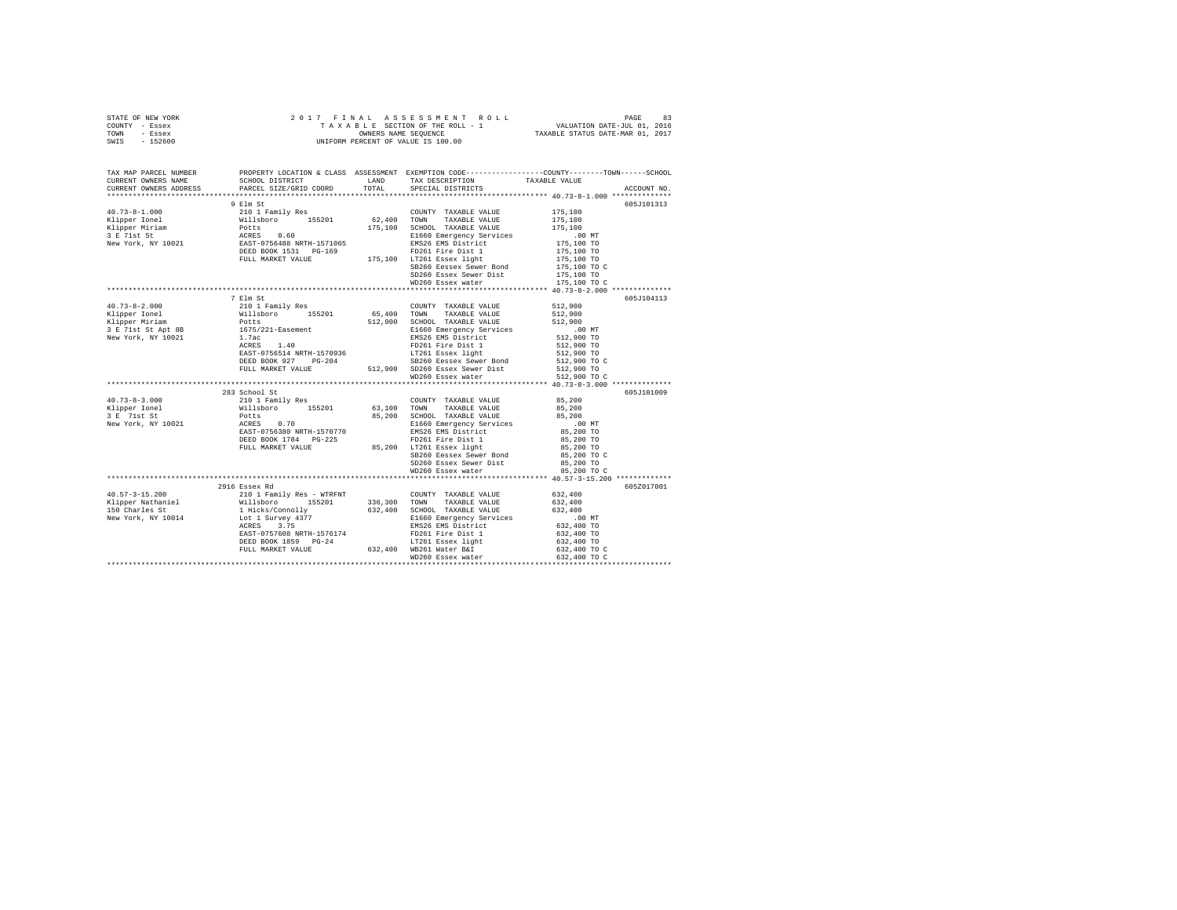STATE OF NEW YORK
COUNTY - Essex
TOWN - Essex
SWIS - 152600

2017 FINAL ASSESSMENT ROLL
TAXABLE SECTION OF THE ROLL - 1
OWNERS NAME SEQUENCE
UNIFORM PERCENT OF VALUE IS 100.00

VALUATION DATE-JUL 01, 2016
TAXABLE STATUS DATE-MAR 01, 2017

| TAX MAP PARCEL NUMBER / CURRENT OWNERS NAME / CURRENT OWNERS ADDRESS | PROPERTY LOCATION & CLASS / SCHOOL DISTRICT / PARCEL SIZE/GRID COORD | ASSESSMENT LAND / TOTAL | EXEMPTION CODE / TAX DESCRIPTION / SPECIAL DISTRICTS | TAXABLE VALUE (COUNTY / TOWN / SCHOOL) | ACCOUNT NO. |
|---|---|---|---|---|---|
| **40.73-8-1.000** | 9 Elm St | | | | 605J101313 |
| Klipper Ionel | 210 1 Family Res | | COUNTY TAXABLE VALUE | 175,100 | |
| Klipper Miriam | Willsboro 155201 | 62,400 | TOWN TAXABLE VALUE | 175,100 | |
| 3 E 71st St | Potts | 175,100 | SCHOOL TAXABLE VALUE | 175,100 | |
| New York, NY 10021 | ACRES 0.60 | | E1660 Emergency Services | .00 MT | |
| | EAST-0756488 NRTH-1571065 | | EMS26 EMS District | 175,100 TO | |
| | DEED BOOK 1531 PG-169 | | FD261 Fire Dist 1 | 175,100 TO | |
| | FULL MARKET VALUE | 175,100 | LT261 Essex light | 175,100 TO | |
| | | | SB260 Eessex Sewer Bond | 175,100 TO C | |
| | | | SD260 Essex Sewer Dist | 175,100 TO | |
| | | | WD260 Essex water | 175,100 TO C | |
| **40.73-8-2.000** | 7 Elm St | | | | 605J104113 |
| Klipper Ionel | 210 1 Family Res | | COUNTY TAXABLE VALUE | 512,900 | |
| Klipper Miriam | Willsboro 155201 | 65,400 | TOWN TAXABLE VALUE | 512,900 | |
| 3 E 71st St Apt 8B | Potts | 512,900 | SCHOOL TAXABLE VALUE | 512,900 | |
| New York, NY 10021 | 1675/221-Easement | | E1660 Emergency Services | .00 MT | |
| | 1.7ac | | EMS26 EMS District | 512,900 TO | |
| | ACRES 1.40 | | FD261 Fire Dist 1 | 512,900 TO | |
| | EAST-0756514 NRTH-1570936 | | LT261 Essex light | 512,900 TO | |
| | DEED BOOK 927 PG-204 | | SB260 Eessex Sewer Bond | 512,900 TO C | |
| | FULL MARKET VALUE | 512,900 | SD260 Essex Sewer Dist | 512,900 TO | |
| | | | WD260 Essex water | 512,900 TO C | |
| **40.73-8-3.000** | 283 School St | | | | 605J101009 |
| Klipper Ionel | 210 1 Family Res | | COUNTY TAXABLE VALUE | 85,200 | |
| 3 E 71st St | Willsboro 155201 | 63,100 | TOWN TAXABLE VALUE | 85,200 | |
| New York, NY 10021 | Potts | 85,200 | SCHOOL TAXABLE VALUE | 85,200 | |
| | ACRES 0.70 | | E1660 Emergency Services | .00 MT | |
| | EAST-0756380 NRTH-1570770 | | EMS26 EMS District | 85,200 TO | |
| | DEED BOOK 1784 PG-225 | | FD261 Fire Dist 1 | 85,200 TO | |
| | FULL MARKET VALUE | 85,200 | LT261 Essex light | 85,200 TO | |
| | | | SB260 Eessex Sewer Bond | 85,200 TO C | |
| | | | SD260 Essex Sewer Dist | 85,200 TO | |
| | | | WD260 Essex water | 85,200 TO C | |
| **40.57-3-15.200** | 2916 Essex Rd | | | | 605Z017001 |
| Klipper Nathaniel | 210 1 Family Res - WTRFNT | | COUNTY TAXABLE VALUE | 632,400 | |
| 150 Charles St | Willsboro 155201 | 336,300 | TOWN TAXABLE VALUE | 632,400 | |
| New York, NY 10014 | 1 Hicks/Connolly | 632,400 | SCHOOL TAXABLE VALUE | 632,400 | |
| | Lot 1 Survey 4377 | | E1660 Emergency Services | .00 MT | |
| | ACRES 3.75 | | EMS26 EMS District | 632,400 TO | |
| | EAST-0757608 NRTH-1576174 | | FD261 Fire Dist 1 | 632,400 TO | |
| | DEED BOOK 1859 PG-24 | | LT261 Essex light | 632,400 TO | |
| | FULL MARKET VALUE | 632,400 | WB261 Water B&I | 632,400 TO C | |
| | | | WD260 Essex water | 632,400 TO C | |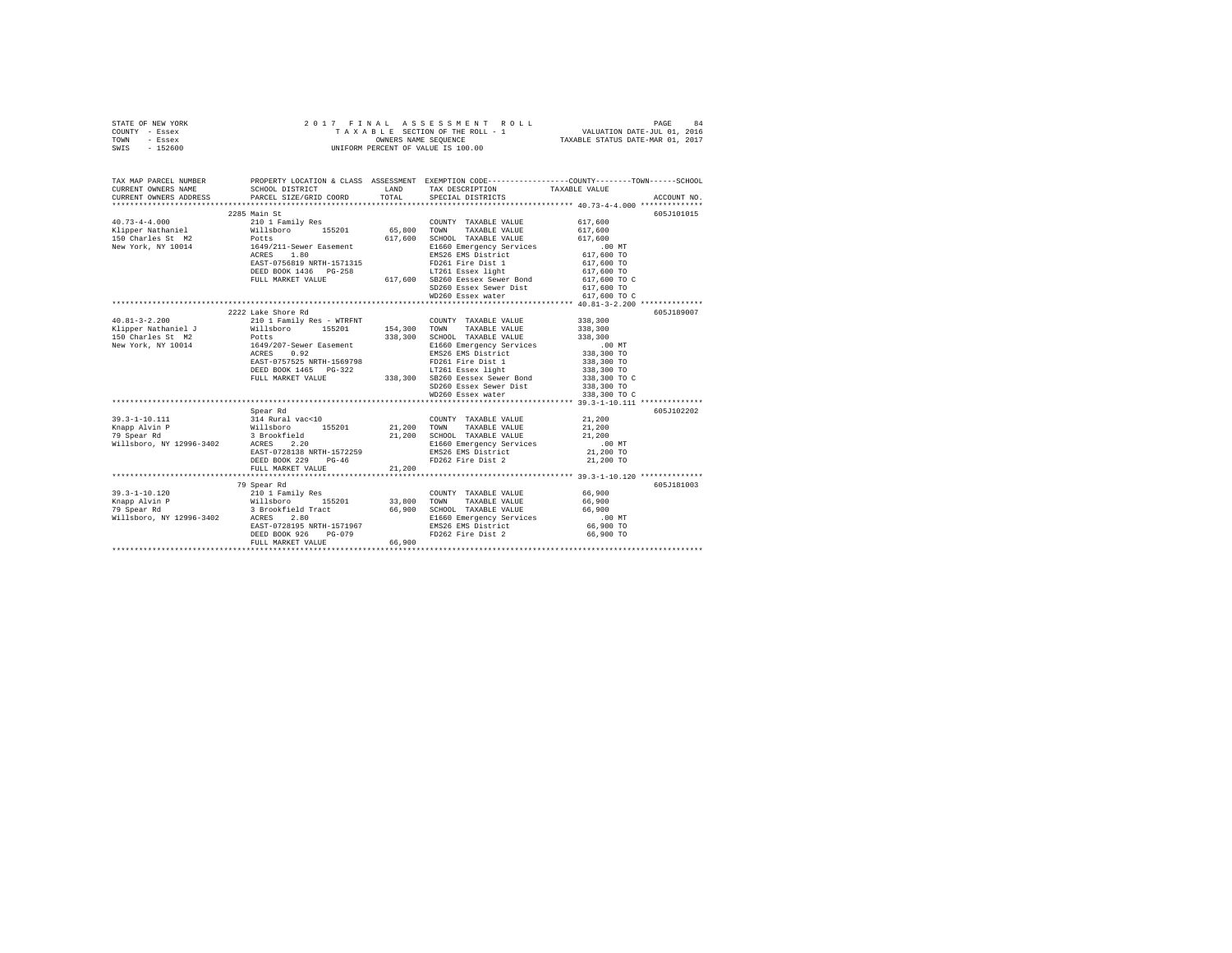STATE OF NEW YORK
COUNTY - Essex
TOWN - Essex
SWIS - 152600

2 0 1 7 F I N A L A S S E S S M E N T R O L L
T A X A B L E SECTION OF THE ROLL - 1
OWNERS NAME SEQUENCE
UNIFORM PERCENT OF VALUE IS 100.00

VALUATION DATE-JUL 01, 2016
TAXABLE STATUS DATE-MAR 01, 2017

```
TAX MAP PARCEL NUMBER          PROPERTY LOCATION & CLASS  ASSESSMENT  EXEMPTION CODE-----------------COUNTY--------TOWN------SCHOOL
CURRENT OWNERS NAME            SCHOOL DISTRICT             LAND       TAX DESCRIPTION            TAXABLE VALUE
CURRENT OWNERS ADDRESS         PARCEL SIZE/GRID COORD      TOTAL      SPECIAL DISTRICTS                                    ACCOUNT NO.
****************************************************************************************************** 40.73-4-4.000 **************
                               2285 Main St                                                                                605J101015
40.73-4-4.000                  210 1 Family Res                       COUNTY  TAXABLE VALUE            617,600
Klipper Nathaniel              Willsboro      155201        65,800    TOWN    TAXABLE VALUE            617,600
150 Charles St  M2             Potts                       617,600    SCHOOL  TAXABLE VALUE            617,600
New York, NY 10014             1649/211-Sewer Easement                E1660 Emergency Services              .00 MT
                               ACRES    1.80                          EMS26 EMS District               617,600 TO
                               EAST-0756819 NRTH-1571315              FD261 Fire Dist 1                617,600 TO
                               DEED BOOK 1436   PG-258                LT261 Essex light                617,600 TO
                               FULL MARKET VALUE           617,600    SB260 Eessex Sewer Bond          617,600 TO C
                                                                      SD260 Essex Sewer Dist           617,600 TO
                                                                      WD260 Essex water                617,600 TO C
****************************************************************************************************** 40.81-3-2.200 **************
                               2222 Lake Shore Rd                                                                          605J189007
40.81-3-2.200                  210 1 Family Res - WTRFNT              COUNTY  TAXABLE VALUE            338,300
Klipper Nathaniel J            Willsboro      155201       154,300    TOWN    TAXABLE VALUE            338,300
150 Charles St  M2             Potts                       338,300    SCHOOL  TAXABLE VALUE            338,300
New York, NY 10014             1649/207-Sewer Easement                E1660 Emergency Services              .00 MT
                               ACRES    0.92                          EMS26 EMS District               338,300 TO
                               EAST-0757525 NRTH-1569798              FD261 Fire Dist 1                338,300 TO
                               DEED BOOK 1465   PG-322                LT261 Essex light                338,300 TO
                               FULL MARKET VALUE           338,300    SB260 Eessex Sewer Bond          338,300 TO C
                                                                      SD260 Essex Sewer Dist           338,300 TO
                                                                      WD260 Essex water                338,300 TO C
****************************************************************************************************** 39.3-1-10.111 **************
                               Spear Rd                                                                                    605J102202
39.3-1-10.111                  314 Rural vac<10                       COUNTY  TAXABLE VALUE             21,200
Knapp Alvin P                  Willsboro      155201        21,200    TOWN    TAXABLE VALUE             21,200
79 Spear Rd                    3 Brookfield                 21,200    SCHOOL  TAXABLE VALUE             21,200
Willsboro, NY 12996-3402       ACRES    2.20                          E1660 Emergency Services              .00 MT
                               EAST-0728138 NRTH-1572259              EMS26 EMS District                21,200 TO
                               DEED BOOK 229    PG-46                 FD262 Fire Dist 2                 21,200 TO
                               FULL MARKET VALUE            21,200
****************************************************************************************************** 39.3-1-10.120 **************
                               79 Spear Rd                                                                                 605J181003
39.3-1-10.120                  210 1 Family Res                       COUNTY  TAXABLE VALUE             66,900
Knapp Alvin P                  Willsboro      155201        33,800    TOWN    TAXABLE VALUE             66,900
79 Spear Rd                    3 Brookfield Tract           66,900    SCHOOL  TAXABLE VALUE             66,900
Willsboro, NY 12996-3402       ACRES    2.80                          E1660 Emergency Services              .00 MT
                               EAST-0728195 NRTH-1571967              EMS26 EMS District                66,900 TO
                               DEED BOOK 926    PG-079                FD262 Fire Dist 2                 66,900 TO
                               FULL MARKET VALUE            66,900
************************************************************************************************************************************
```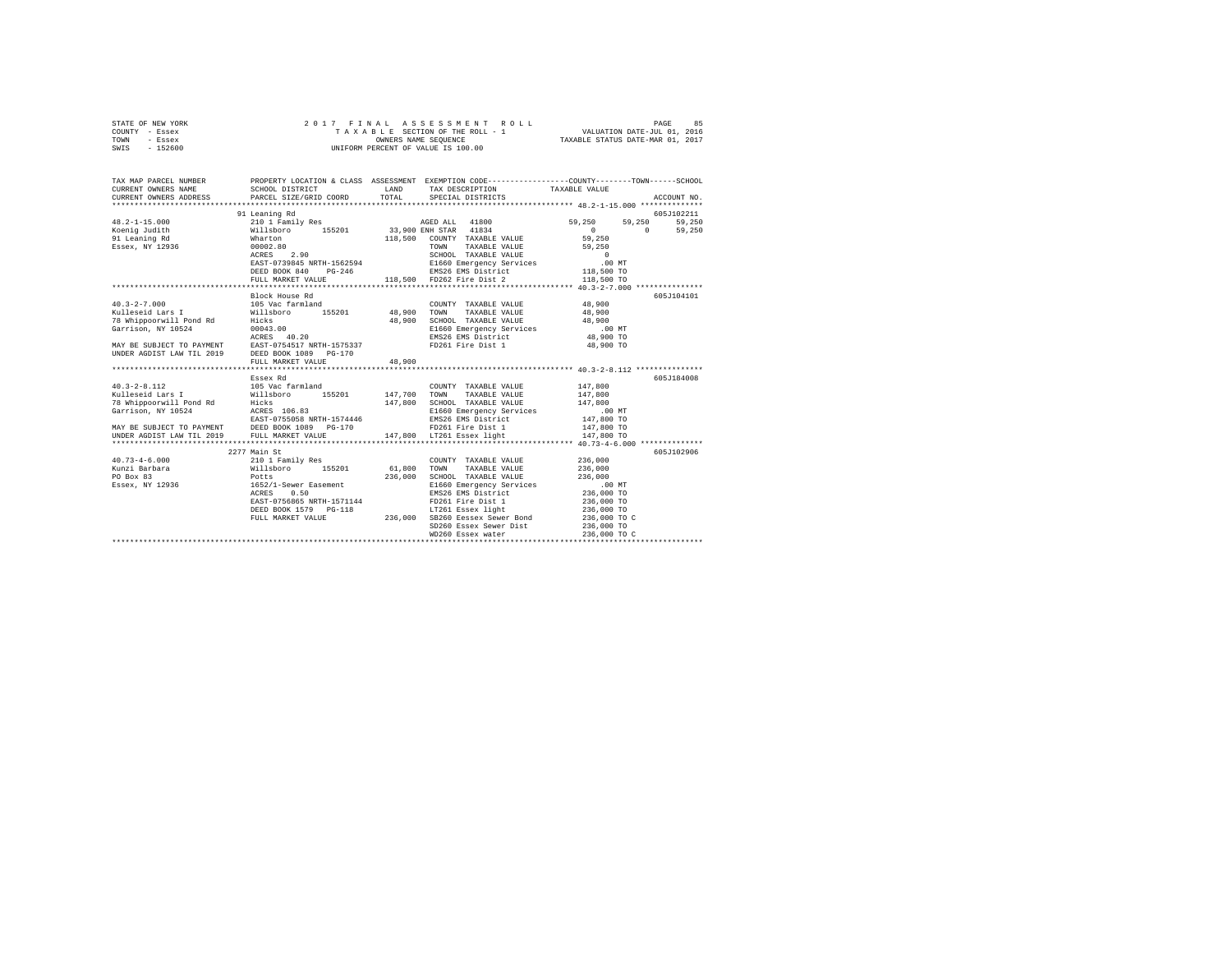STATE OF NEW YORK
COUNTY - Essex
TOWN - Essex
SWIS - 152600

2 0 1 7 F I N A L A S S E S S M E N T R O L L
T A X A B L E SECTION OF THE ROLL - 1
OWNERS NAME SEQUENCE
UNIFORM PERCENT OF VALUE IS 100.00

VALUATION DATE-JUL 01, 2016
TAXABLE STATUS DATE-MAR 01, 2017

```
TAX MAP PARCEL NUMBER          PROPERTY LOCATION & CLASS  ASSESSMENT  EXEMPTION CODE-----------------COUNTY--------TOWN------SCHOOL
CURRENT OWNERS NAME            SCHOOL DISTRICT             LAND       TAX DESCRIPTION            TAXABLE VALUE
CURRENT OWNERS ADDRESS         PARCEL SIZE/GRID COORD      TOTAL      SPECIAL DISTRICTS                                    ACCOUNT NO.
*********************************************************************************************** 48.2-1-15.000 **************
                               91 Leaning Rd                                                                               605J102211
48.2-1-15.000                  210 1 Family Res                        AGED ALL  41800           59,250      59,250      59,250
Koenig Judith                  Willsboro      155201      33,900 ENH STAR  41834                  0           0       59,250
91 Leaning Rd                  Wharton                   118,500   COUNTY  TAXABLE VALUE           59,250
Essex, NY 12936                00002.80                            TOWN    TAXABLE VALUE           59,250
                               ACRES    2.90                       SCHOOL  TAXABLE VALUE                0
                               EAST-0739845 NRTH-1562594           E1660 Emergency Services             .00 MT
                               DEED BOOK 840    PG-246             EMS26 EMS District              118,500 TO
                               FULL MARKET VALUE         118,500   FD262 Fire Dist 2               118,500 TO
*********************************************************************************************** 40.3-2-7.000 ***************
                               Block House Rd                                                                              605J104101
40.3-2-7.000                   105 Vac farmland                    COUNTY  TAXABLE VALUE           48,900
Kulleseid Lars I               Willsboro      155201      48,900   TOWN    TAXABLE VALUE           48,900
78 Whippoorwill Pond Rd        Hicks                      48,900   SCHOOL  TAXABLE VALUE           48,900
Garrison, NY 10524             00043.00                            E1660 Emergency Services             .00 MT
                               ACRES   40.20                       EMS26 EMS District               48,900 TO
MAY BE SUBJECT TO PAYMENT      EAST-0754517 NRTH-1575337           FD261 Fire Dist 1                48,900 TO
UNDER AGDIST LAW TIL 2019      DEED BOOK 1089   PG-170
                               FULL MARKET VALUE          48,900
*********************************************************************************************** 40.3-2-8.112 ***************
                               Essex Rd                                                                                    605J184008
40.3-2-8.112                   105 Vac farmland                    COUNTY  TAXABLE VALUE          147,800
Kulleseid Lars I               Willsboro      155201     147,700   TOWN    TAXABLE VALUE          147,800
78 Whippoorwill Pond Rd        Hicks                     147,800   SCHOOL  TAXABLE VALUE          147,800
Garrison, NY 10524             ACRES  106.83                       E1660 Emergency Services             .00 MT
                               EAST-0755058 NRTH-1574446           EMS26 EMS District              147,800 TO
MAY BE SUBJECT TO PAYMENT      DEED BOOK 1089   PG-170             FD261 Fire Dist 1               147,800 TO
UNDER AGDIST LAW TIL 2019      FULL MARKET VALUE         147,800   LT261 Essex light               147,800 TO
*********************************************************************************************** 40.73-4-6.000 **************
                               2277 Main St                                                                                605J102906
40.73-4-6.000                  210 1 Family Res                    COUNTY  TAXABLE VALUE          236,000
Kunzi Barbara                  Willsboro      155201      61,800   TOWN    TAXABLE VALUE          236,000
PO Box 83                      Potts                     236,000   SCHOOL  TAXABLE VALUE          236,000
Essex, NY 12936                1652/1-Sewer Easement               E1660 Emergency Services             .00 MT
                               ACRES    0.50                       EMS26 EMS District              236,000 TO
                               EAST-0756865 NRTH-1571144           FD261 Fire Dist 1               236,000 TO
                               DEED BOOK 1579   PG-118             LT261 Essex light               236,000 TO
                               FULL MARKET VALUE         236,000   SB260 Eessex Sewer Bond         236,000 TO C
                                                                   SD260 Essex Sewer Dist          236,000 TO
                                                                   WD260 Essex water               236,000 TO C
****************************************************************************************************************************
```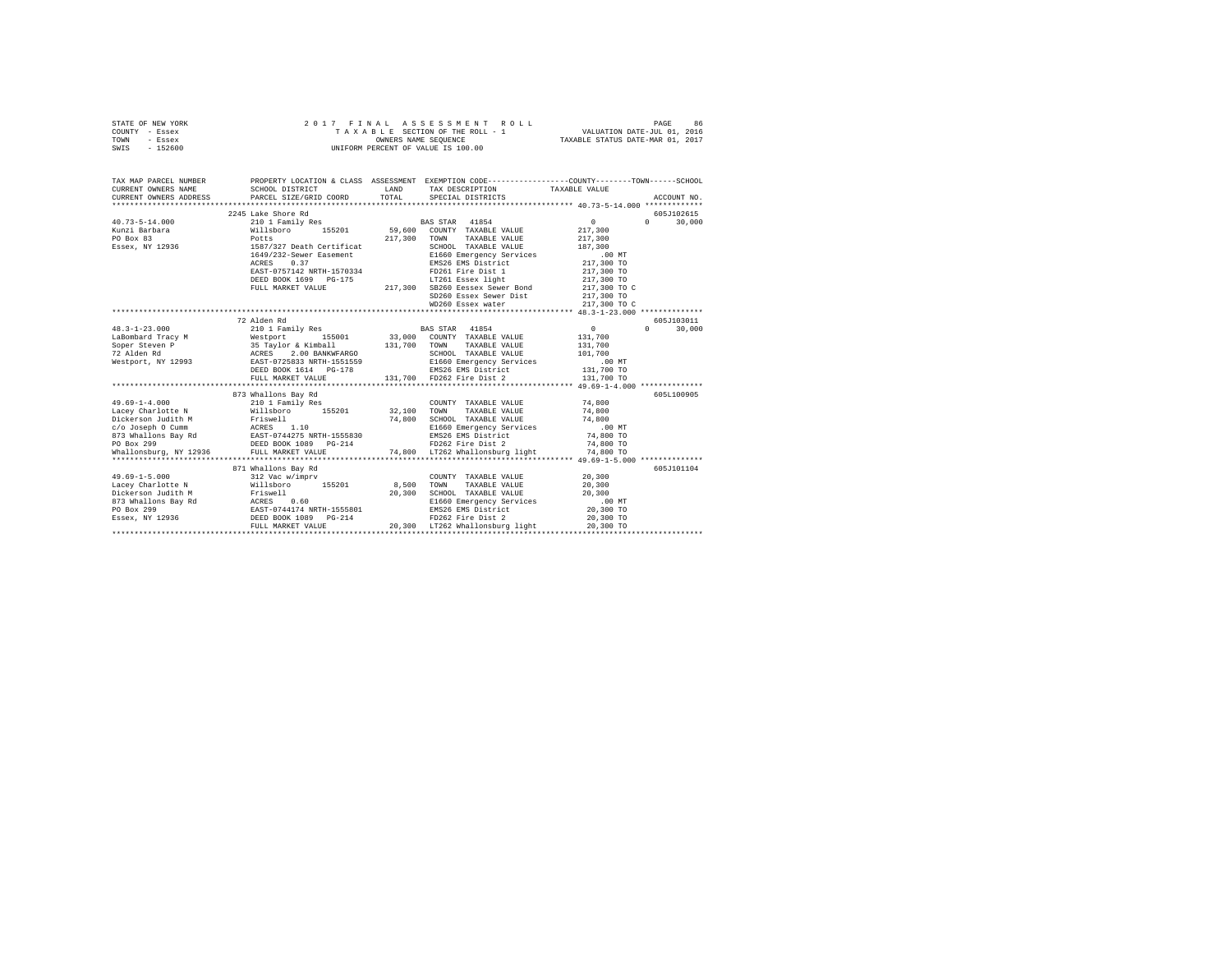STATE OF NEW YORK 2 0 1 7 F I N A L A S S E S S M E N T R O L L
COUNTY - Essex T A X A B L E SECTION OF THE ROLL - 1 VALUATION DATE-JUL 01, 2016
TOWN - Essex OWNERS NAME SEQUENCE TAXABLE STATUS DATE-MAR 01, 2017
SWIS - 152600 UNIFORM PERCENT OF VALUE IS 100.00

```
TAX MAP PARCEL NUMBER          PROPERTY LOCATION & CLASS  ASSESSMENT  EXEMPTION CODE-----------------COUNTY--------TOWN------SCHOOL
CURRENT OWNERS NAME            SCHOOL DISTRICT               LAND      TAX DESCRIPTION            TAXABLE VALUE
CURRENT OWNERS ADDRESS         PARCEL SIZE/GRID COORD        TOTAL     SPECIAL DISTRICTS                                    ACCOUNT NO.
******************************************************************************************************* 40.73-5-14.000 *************
                       2245 Lake Shore Rd                                                                              605J102615
40.73-5-14.000         210 1 Family Res                    BAS STAR  41854                   0            0        30,000
Kunzi Barbara          Willsboro       155201       59,600   COUNTY  TAXABLE VALUE             217,300
PO Box 83              Potts                       217,300   TOWN    TAXABLE VALUE             217,300
Essex, NY 12936        1587/327 Death Certificat             SCHOOL  TAXABLE VALUE             187,300
                       1649/232-Sewer Easement               E1660 Emergency Services              .00 MT
                       ACRES    0.37                         EMS26 EMS District                217,300 TO
                       EAST-0757142 NRTH-1570334             FD261 Fire Dist 1                 217,300 TO
                       DEED BOOK 1699   PG-175               LT261 Essex light                 217,300 TO
                       FULL MARKET VALUE           217,300   SB260 Eessex Sewer Bond           217,300 TO C
                                                             SD260 Essex Sewer Dist            217,300 TO
                                                             WD260 Essex water                 217,300 TO C
******************************************************************************************************* 48.3-1-23.000 **************
                       72 Alden Rd                                                                                     605J103011
48.3-1-23.000          210 1 Family Res                    BAS STAR  41854                   0            0        30,000
LaBombard Tracy M      Westport        155001       33,000   COUNTY  TAXABLE VALUE             131,700
Soper Steven P         35 Taylor & Kimball         131,700   TOWN    TAXABLE VALUE             131,700
72 Alden Rd            ACRES    2.00 BANKWFARGO              SCHOOL  TAXABLE VALUE             101,700
Westport, NY 12993     EAST-0725833 NRTH-1551559             E1660 Emergency Services              .00 MT
                       DEED BOOK 1614   PG-178               EMS26 EMS District                131,700 TO
                       FULL MARKET VALUE           131,700   FD262 Fire Dist 2                 131,700 TO
******************************************************************************************************* 49.69-1-4.000 **************
                       873 Whallons Bay Rd                                                                             605L100905
49.69-1-4.000          210 1 Family Res                              COUNTY  TAXABLE VALUE      74,800
Lacey Charlotte N      Willsboro       155201       32,100   TOWN    TAXABLE VALUE              74,800
Dickerson Judith M     Friswell                     74,800   SCHOOL  TAXABLE VALUE              74,800
c/o Joseph O Cumm      ACRES    1.10                         E1660 Emergency Services              .00 MT
873 Whallons Bay Rd    EAST-0744275 NRTH-1555830             EMS26 EMS District                 74,800 TO
PO Box 299             DEED BOOK 1089   PG-214               FD262 Fire Dist 2                  74,800 TO
Whallonsburg, NY 12936 FULL MARKET VALUE            74,800   LT262 Whallonsburg light           74,800 TO
******************************************************************************************************* 49.69-1-5.000 **************
                       871 Whallons Bay Rd                                                                             605J101104
49.69-1-5.000          312 Vac w/imprv                               COUNTY  TAXABLE VALUE      20,300
Lacey Charlotte N      Willsboro       155201        8,500   TOWN    TAXABLE VALUE              20,300
Dickerson Judith M     Friswell                     20,300   SCHOOL  TAXABLE VALUE              20,300
873 Whallons Bay Rd    ACRES    0.60                         E1660 Emergency Services              .00 MT
PO Box 299             EAST-0744174 NRTH-1555801             EMS26 EMS District                 20,300 TO
Essex, NY 12936        DEED BOOK 1089   PG-214               FD262 Fire Dist 2                  20,300 TO
                       FULL MARKET VALUE            20,300   LT262 Whallonsburg light           20,300 TO
************************************************************************************************************************************
```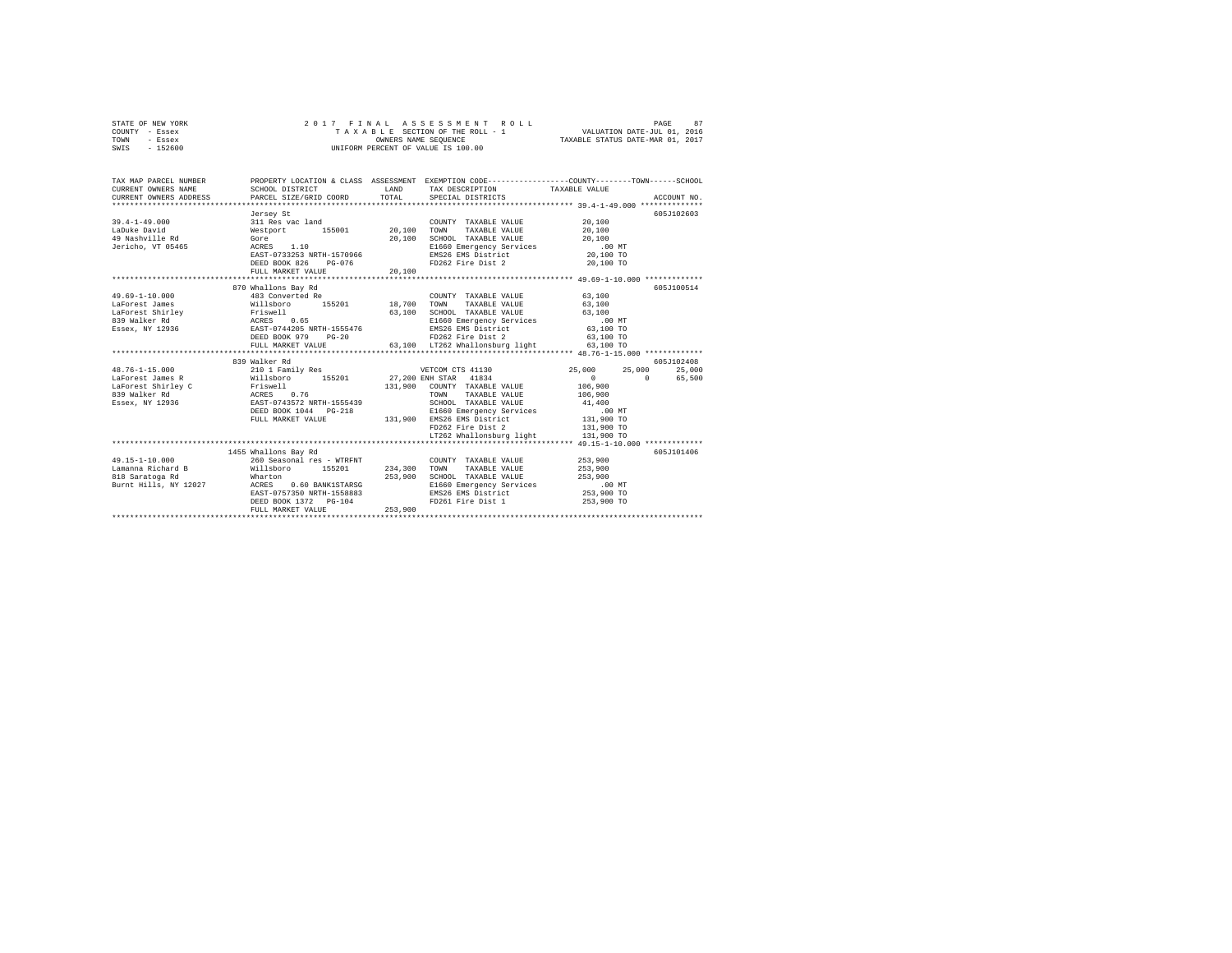STATE OF NEW YORK                    2 0 1 7   F I N A L   A S S E S S M E N T   R O L L                    PAGE    87
COUNTY  - Essex                         T A X A B L E  SECTION OF THE ROLL - 1              VALUATION DATE-JUL 01, 2016
TOWN    - Essex                                  OWNERS NAME SEQUENCE                   TAXABLE STATUS DATE-MAR 01, 2017
SWIS    - 152600                          UNIFORM PERCENT OF VALUE IS 100.00

```
TAX MAP PARCEL NUMBER         PROPERTY LOCATION & CLASS  ASSESSMENT  EXEMPTION CODE-----------------COUNTY--------TOWN------SCHOOL
CURRENT OWNERS NAME           SCHOOL DISTRICT              LAND      TAX DESCRIPTION            TAXABLE VALUE
CURRENT OWNERS ADDRESS        PARCEL SIZE/GRID COORD       TOTAL     SPECIAL DISTRICTS                                   ACCOUNT NO.
******************************************************************************************************* 39.4-1-49.000 **************
                              Jersey St                                                                                605J102603
39.4-1-49.000                 311 Res vac land                       COUNTY  TAXABLE VALUE             20,100
LaDuke David                  Westport      155001        20,100     TOWN    TAXABLE VALUE             20,100
49 Nashville Rd               Gore                        20,100     SCHOOL  TAXABLE VALUE             20,100
Jericho, VT 05465             ACRES    1.10                          E1660 Emergency Services            .00 MT
                              EAST-0733253 NRTH-1570966              EMS26 EMS District              20,100 TO
                              DEED BOOK 826    PG-076                FD262 Fire Dist 2               20,100 TO
                              FULL MARKET VALUE           20,100
******************************************************************************************************* 49.69-1-10.000 *************
                              870 Whallons Bay Rd                                                                      605J100514
49.69-1-10.000                483 Converted Re                       COUNTY  TAXABLE VALUE             63,100
LaForest James                Willsboro     155201        18,700     TOWN    TAXABLE VALUE             63,100
LaForest Shirley              Friswell                    63,100     SCHOOL  TAXABLE VALUE             63,100
839 Walker Rd                 ACRES    0.65                          E1660 Emergency Services            .00 MT
Essex, NY 12936               EAST-0744205 NRTH-1555476              EMS26 EMS District              63,100 TO
                              DEED BOOK 979    PG-20                 FD262 Fire Dist 2               63,100 TO
                              FULL MARKET VALUE           63,100     LT262 Whallonsburg light        63,100 TO
******************************************************************************************************* 48.76-1-15.000 *************
                              839 Walker Rd                                                                            605J102408
48.76-1-15.000                210 1 Family Res                       VETCOM CTS 41130            25,000      25,000      25,000
LaForest James R              Willsboro     155201        27,200     ENH STAR   41834                 0           0      65,500
LaForest Shirley C            Friswell                   131,900     COUNTY  TAXABLE VALUE            106,900
839 Walker Rd                 ACRES    0.76                          TOWN    TAXABLE VALUE            106,900
Essex, NY 12936               EAST-0743572 NRTH-1555439              SCHOOL  TAXABLE VALUE             41,400
                              DEED BOOK 1044   PG-218                E1660 Emergency Services            .00 MT
                              FULL MARKET VALUE          131,900     EMS26 EMS District             131,900 TO
                                                                     FD262 Fire Dist 2              131,900 TO
                                                                     LT262 Whallonsburg light       131,900 TO
******************************************************************************************************* 49.15-1-10.000 *************
                              1455 Whallons Bay Rd                                                                     605J101406
49.15-1-10.000                260 Seasonal res - WTRFNT              COUNTY  TAXABLE VALUE            253,900
Lamanna Richard B             Willsboro     155201       234,300     TOWN    TAXABLE VALUE            253,900
818 Saratoga Rd               Wharton                    253,900     SCHOOL  TAXABLE VALUE            253,900
Burnt Hills, NY 12027         ACRES    0.60 BANK1STARSG              E1660 Emergency Services            .00 MT
                              EAST-0757350 NRTH-1558883              EMS26 EMS District             253,900 TO
                              DEED BOOK 1372   PG-104                FD261 Fire Dist 1              253,900 TO
                              FULL MARKET VALUE          253,900
************************************************************************************************************************************
```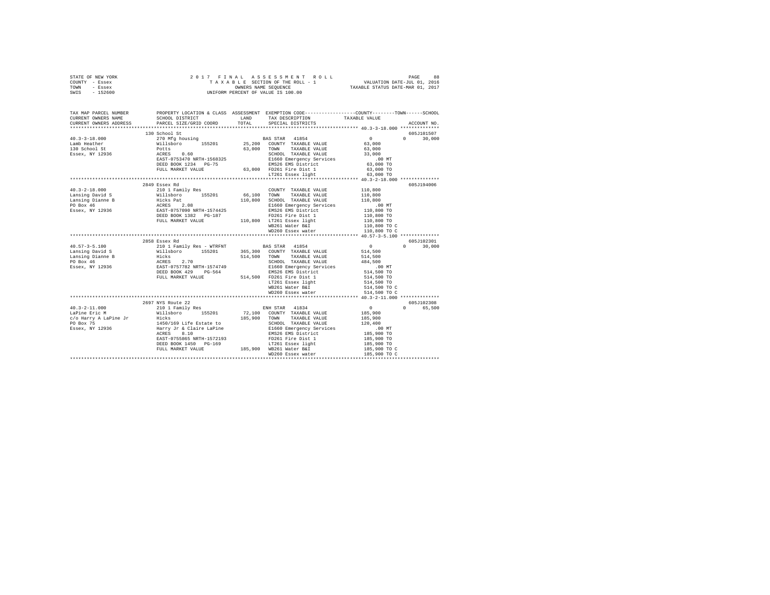STATE OF NEW YORK
COUNTY - Essex
TOWN - Essex
SWIS - 152600

2 0 1 7 F I N A L A S S E S S M E N T R O L L
T A X A B L E SECTION OF THE ROLL - 1
OWNERS NAME SEQUENCE
UNIFORM PERCENT OF VALUE IS 100.00

VALUATION DATE-JUL 01, 2016
TAXABLE STATUS DATE-MAR 01, 2017

```
TAX MAP PARCEL NUMBER          PROPERTY LOCATION & CLASS  ASSESSMENT  EXEMPTION CODE-----------------COUNTY--------TOWN------SCHOOL
CURRENT OWNERS NAME            SCHOOL DISTRICT               LAND      TAX DESCRIPTION            TAXABLE VALUE
CURRENT OWNERS ADDRESS         PARCEL SIZE/GRID COORD        TOTAL     SPECIAL DISTRICTS                                    ACCOUNT NO.
******************************************************************************************************* 40.3-3-18.000 **************
                               130 School St                                                                                605J101507
40.3-3-18.000                  270 Mfg housing                         BAS STAR  41854                   0             0        30,000
Lamb Heather                   Willsboro      155201        25,200     COUNTY  TAXABLE VALUE            63,000
130 School St                  Potts                        63,000     TOWN    TAXABLE VALUE            63,000
Essex, NY 12936                ACRES    0.60                           SCHOOL  TAXABLE VALUE            33,000
                               EAST-0753470 NRTH-1568325               E1660 Emergency Services            .00 MT
                               DEED BOOK 1234   PG-75                  EMS26 EMS District               63,000 TO
                               FULL MARKET VALUE            63,000     FD261 Fire Dist 1                63,000 TO
                                                                       LT261 Essex light                63,000 TO
******************************************************************************************************* 40.3-2-18.000 **************
                               2849 Essex Rd                                                                                605J194006
40.3-2-18.000                  210 1 Family Res                        COUNTY  TAXABLE VALUE           110,800
Lansing David S                Willsboro      155201        66,100     TOWN    TAXABLE VALUE           110,800
Lansing Dianne B               Hicks Pat                   110,800     SCHOOL  TAXABLE VALUE           110,800
PO Box 46                      ACRES    2.08                           E1660 Emergency Services            .00 MT
Essex, NY 12936                EAST-0757090 NRTH-1574425               EMS26 EMS District              110,800 TO
                               DEED BOOK 1382   PG-187                 FD261 Fire Dist 1               110,800 TO
                               FULL MARKET VALUE           110,800     LT261 Essex light               110,800 TO
                                                                       WB261 Water B&I                 110,800 TO C
                                                                       WD260 Essex water               110,800 TO C
******************************************************************************************************* 40.57-3-5.100 **************
                               2858 Essex Rd                                                                                605J102301
40.57-3-5.100                  210 1 Family Res - WTRFNT               BAS STAR  41854                   0             0        30,000
Lansing David S                Willsboro      155201       365,300     COUNTY  TAXABLE VALUE           514,500
Lansing Dianne B               Hicks                       514,500     TOWN    TAXABLE VALUE           514,500
PO Box 46                      ACRES    2.70                           SCHOOL  TAXABLE VALUE           484,500
Essex, NY 12936                EAST-0757782 NRTH-1574749               E1660 Emergency Services            .00 MT
                               DEED BOOK 429    PG-564                 EMS26 EMS District              514,500 TO
                               FULL MARKET VALUE           514,500     FD261 Fire Dist 1               514,500 TO
                                                                       LT261 Essex light               514,500 TO
                                                                       WB261 Water B&I                 514,500 TO C
                                                                       WD260 Essex water               514,500 TO C
******************************************************************************************************* 40.3-2-11.000 **************
                               2697 NYS Route 22                                                                            605J102308
40.3-2-11.000                  210 1 Family Res                        ENH STAR  41834                   0             0        65,500
LaPine Eric M                  Willsboro      155201        72,100     COUNTY  TAXABLE VALUE           185,900
c/o Harry A LaPine Jr          Hicks                       185,900     TOWN    TAXABLE VALUE           185,900
PO Box 75                      1450/169 Life Estate to                 SCHOOL  TAXABLE VALUE           120,400
Essex, NY 12936                Harry Jr & Claire LaPine                E1660 Emergency Services            .00 MT
                               ACRES    8.10                           EMS26 EMS District              185,900 TO
                               EAST-0755865 NRTH-1572193               FD261 Fire Dist 1               185,900 TO
                               DEED BOOK 1450   PG-169                 LT261 Essex light               185,900 TO
                               FULL MARKET VALUE           185,900     WB261 Water B&I                 185,900 TO C
                                                                       WD260 Essex water               185,900 TO C
************************************************************************************************************************************
```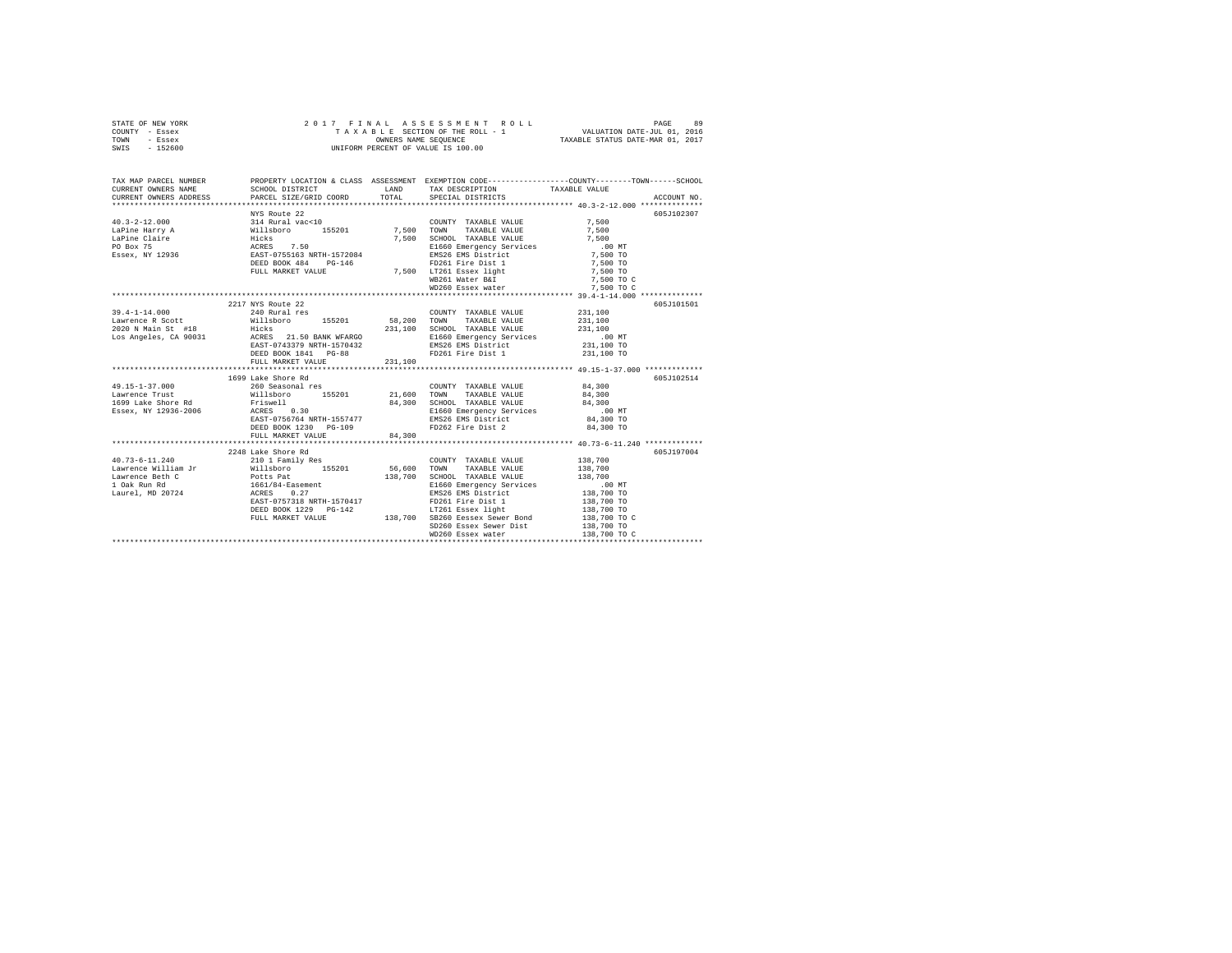STATE OF NEW YORK
COUNTY - Essex
TOWN - Essex
SWIS - 152600

2017 FINAL ASSESSMENT ROLL
TAXABLE SECTION OF THE ROLL - 1
OWNERS NAME SEQUENCE
UNIFORM PERCENT OF VALUE IS 100.00

VALUATION DATE-JUL 01, 2016
TAXABLE STATUS DATE-MAR 01, 2017

| TAX MAP PARCEL NUMBER / CURRENT OWNERS NAME / CURRENT OWNERS ADDRESS | PROPERTY LOCATION & CLASS / SCHOOL DISTRICT / PARCEL SIZE/GRID COORD | ASSESSMENT LAND / TOTAL | EXEMPTION CODE / TAX DESCRIPTION / SPECIAL DISTRICTS | TAXABLE VALUE (COUNTY / TOWN / SCHOOL) | ACCOUNT NO. |
|---|---|---|---|---|---|
| 40.3-2-12.000 | NYS Route 22 | | | | 605J102307 |
| LaPine Harry A | 314 Rural vac<10 | | COUNTY TAXABLE VALUE | 7,500 | |
| LaPine Claire | Willsboro 155201 | 7,500 | TOWN TAXABLE VALUE | 7,500 | |
| PO Box 75 | Hicks | 7,500 | SCHOOL TAXABLE VALUE | 7,500 | |
| Essex, NY 12936 | ACRES 7.50 | | E1660 Emergency Services | .00 MT | |
| | EAST-0755163 NRTH-1572084 | | EMS26 EMS District | 7,500 TO | |
| | DEED BOOK 484 PG-146 | | FD261 Fire Dist 1 | 7,500 TO | |
| | FULL MARKET VALUE | 7,500 | LT261 Essex light | 7,500 TO | |
| | | | WB261 Water B&I | 7,500 TO C | |
| | | | WD260 Essex water | 7,500 TO C | |
| 39.4-1-14.000 | 2217 NYS Route 22 | | | | 605J101501 |
| Lawrence R Scott | 240 Rural res | | COUNTY TAXABLE VALUE | 231,100 | |
| 2020 N Main St #18 | Willsboro 155201 | 58,200 | TOWN TAXABLE VALUE | 231,100 | |
| Los Angeles, CA 90031 | Hicks | 231,100 | SCHOOL TAXABLE VALUE | 231,100 | |
| | ACRES 21.50 BANK WFARGO | | E1660 Emergency Services | .00 MT | |
| | EAST-0743379 NRTH-1570432 | | EMS26 EMS District | 231,100 TO | |
| | DEED BOOK 1841 PG-88 | | FD261 Fire Dist 1 | 231,100 TO | |
| | FULL MARKET VALUE | 231,100 | | | |
| 49.15-1-37.000 | 1699 Lake Shore Rd | | | | 605J102514 |
| Lawrence Trust | 260 Seasonal res | | COUNTY TAXABLE VALUE | 84,300 | |
| 1699 Lake Shore Rd | Willsboro 155201 | 21,600 | TOWN TAXABLE VALUE | 84,300 | |
| Essex, NY 12936-2006 | Friswell | 84,300 | SCHOOL TAXABLE VALUE | 84,300 | |
| | ACRES 0.30 | | E1660 Emergency Services | .00 MT | |
| | EAST-0756764 NRTH-1557477 | | EMS26 EMS District | 84,300 TO | |
| | DEED BOOK 1230 PG-109 | | FD262 Fire Dist 2 | 84,300 TO | |
| | FULL MARKET VALUE | 84,300 | | | |
| 40.73-6-11.240 | 2248 Lake Shore Rd | | | | 605J197004 |
| Lawrence William Jr | 210 1 Family Res | | COUNTY TAXABLE VALUE | 138,700 | |
| Lawrence Beth C | Willsboro 155201 | 56,600 | TOWN TAXABLE VALUE | 138,700 | |
| 1 Oak Run Rd | Potts Pat | 138,700 | SCHOOL TAXABLE VALUE | 138,700 | |
| Laurel, MD 20724 | 1661/84-Easement | | E1660 Emergency Services | .00 MT | |
| | ACRES 0.27 | | EMS26 EMS District | 138,700 TO | |
| | EAST-0757318 NRTH-1570417 | | FD261 Fire Dist 1 | 138,700 TO | |
| | DEED BOOK 1229 PG-142 | | LT261 Essex light | 138,700 TO | |
| | FULL MARKET VALUE | 138,700 | SB260 Eessex Sewer Bond | 138,700 TO C | |
| | | | SD260 Essex Sewer Dist | 138,700 TO | |
| | | | WD260 Essex water | 138,700 TO C | |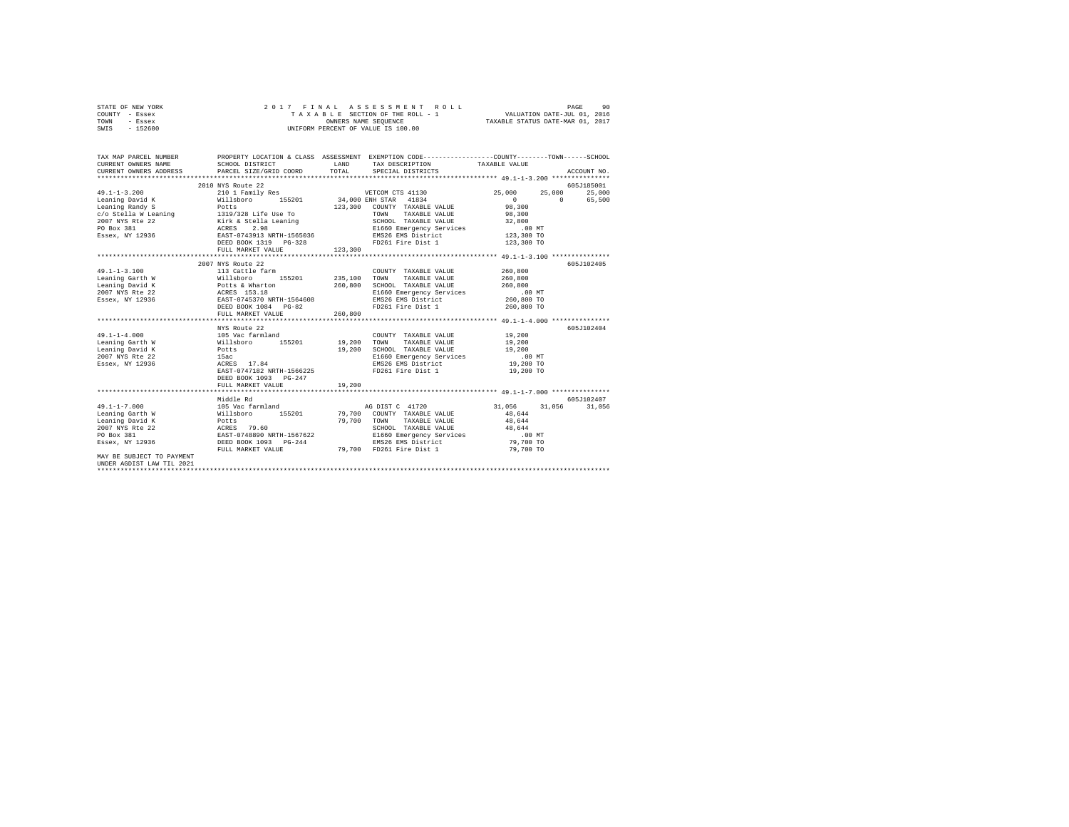STATE OF NEW YORK                    2 0 1 7   F I N A L   A S S E S S M E N T   R O L L                    PAGE    90
COUNTY - Essex                        T A X A B L E  SECTION OF THE ROLL - 1              VALUATION DATE-JUL 01, 2016
TOWN   - Essex                              OWNERS NAME SEQUENCE                    TAXABLE STATUS DATE-MAR 01, 2017
SWIS   - 152600                        UNIFORM PERCENT OF VALUE IS 100.00

```
TAX MAP PARCEL NUMBER     PROPERTY LOCATION & CLASS  ASSESSMENT  EXEMPTION CODE-----------------COUNTY--------TOWN------SCHOOL
CURRENT OWNERS NAME       SCHOOL DISTRICT             LAND       TAX DESCRIPTION            TAXABLE VALUE
CURRENT OWNERS ADDRESS    PARCEL SIZE/GRID COORD      TOTAL      SPECIAL DISTRICTS                                   ACCOUNT NO.
******************************************************************************************** 49.1-1-3.200 ***************
                          2010 NYS Route 22                                                                          605J185001
49.1-1-3.200              210 1 Family Res                    VETCOM CTS 41130             25,000      25,000      25,000
Leaning David K           Willsboro      155201      34,000 ENH STAR  41834                    0           0      65,500
Leaning Randy S           Potts                     123,300   COUNTY  TAXABLE VALUE          98,300
c/o Stella W Leaning      1319/328 Life Use To                TOWN    TAXABLE VALUE          98,300
2007 NYS Rte 22           Kirk & Stella Leaning               SCHOOL  TAXABLE VALUE          32,800
PO Box 381                ACRES    2.98                       E1660 Emergency Services          .00 MT
Essex, NY 12936           EAST-0743913 NRTH-1565036           EMS26 EMS District            123,300 TO
                          DEED BOOK 1319   PG-328             FD261 Fire Dist 1             123,300 TO
                          FULL MARKET VALUE         123,300
******************************************************************************************** 49.1-1-3.100 ***************
                          2007 NYS Route 22                                                                          605J102405
49.1-1-3.100              113 Cattle farm                     COUNTY  TAXABLE VALUE         260,800
Leaning Garth W           Willsboro      155201     235,100   TOWN    TAXABLE VALUE         260,800
Leaning David K           Potts & Wharton           260,800   SCHOOL  TAXABLE VALUE         260,800
2007 NYS Rte 22           ACRES  153.18                       E1660 Emergency Services          .00 MT
Essex, NY 12936           EAST-0745370 NRTH-1564608           EMS26 EMS District            260,800 TO
                          DEED BOOK 1084   PG-82              FD261 Fire Dist 1             260,800 TO
                          FULL MARKET VALUE         260,800
******************************************************************************************** 49.1-1-4.000 ***************
                          NYS Route 22                                                                               605J102404
49.1-1-4.000              105 Vac farmland                    COUNTY  TAXABLE VALUE          19,200
Leaning Garth W           Willsboro      155201      19,200   TOWN    TAXABLE VALUE          19,200
Leaning David K           Potts                      19,200   SCHOOL  TAXABLE VALUE          19,200
2007 NYS Rte 22           15ac                                E1660 Emergency Services          .00 MT
Essex, NY 12936           ACRES   17.84                       EMS26 EMS District             19,200 TO
                          EAST-0747182 NRTH-1566225           FD261 Fire Dist 1              19,200 TO
                          DEED BOOK 1093   PG-247
                          FULL MARKET VALUE          19,200
******************************************************************************************** 49.1-1-7.000 ***************
                          Middle Rd                                                                                  605J102407
49.1-1-7.000              105 Vac farmland                    AG DIST C 41720              31,056      31,056      31,056
Leaning Garth W           Willsboro      155201      79,700   COUNTY  TAXABLE VALUE          48,644
Leaning David K           Potts                      79,700   TOWN    TAXABLE VALUE          48,644
2007 NYS Rte 22           ACRES   79.60                       SCHOOL  TAXABLE VALUE          48,644
PO Box 381                EAST-0748890 NRTH-1567622           E1660 Emergency Services          .00 MT
Essex, NY 12936           DEED BOOK 1093   PG-244             EMS26 EMS District             79,700 TO
                          FULL MARKET VALUE          79,700   FD261 Fire Dist 1              79,700 TO
MAY BE SUBJECT TO PAYMENT
UNDER AGDIST LAW TIL 2021
**************************************************************************************************************************
```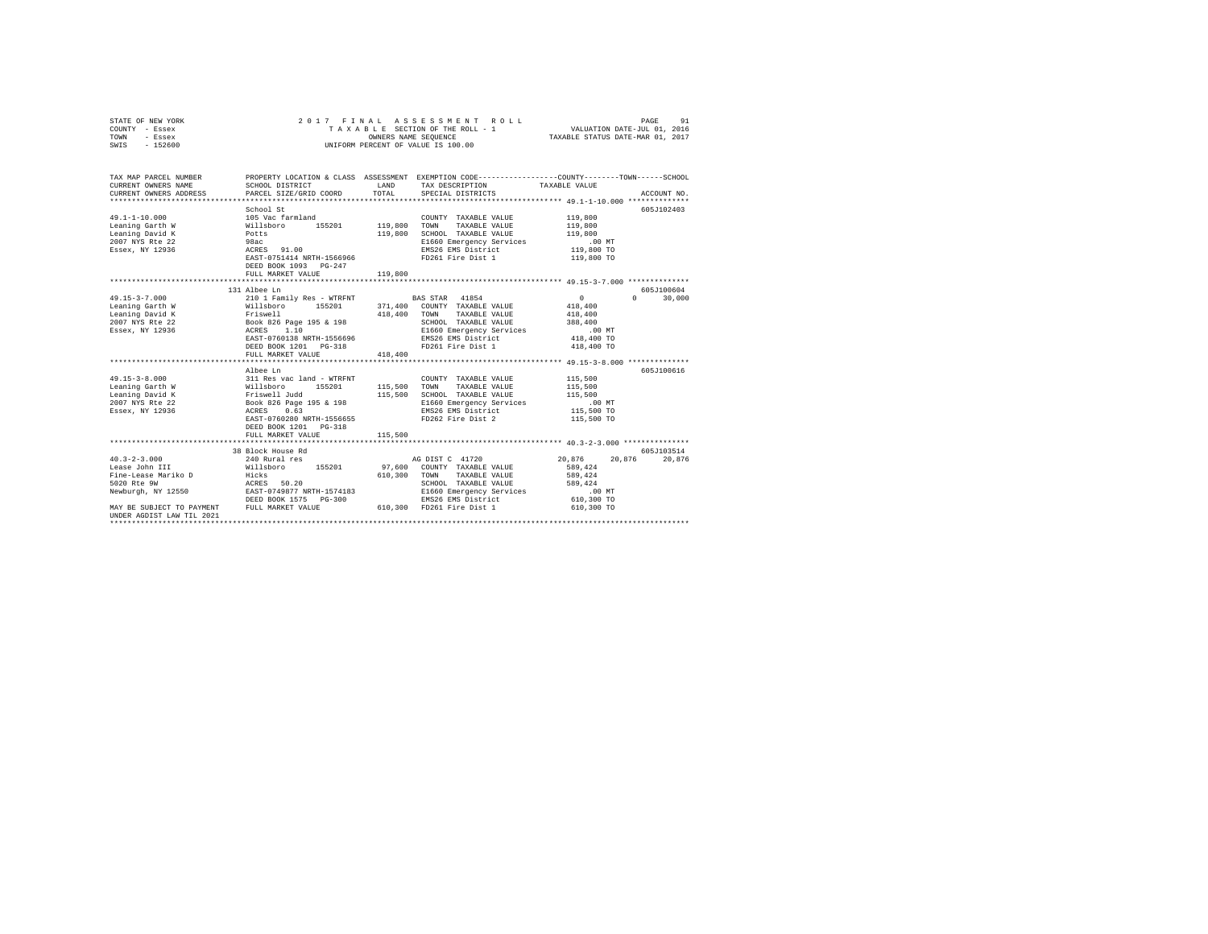STATE OF NEW YORK                2 0 1 7   F I N A L   A S S E S S M E N T   R O L L
COUNTY - Essex                   T A X A B L E  SECTION OF THE ROLL - 1               VALUATION DATE-JUL 01, 2016
TOWN   - Essex                   OWNERS NAME SEQUENCE                                 TAXABLE STATUS DATE-MAR 01, 2017
SWIS   - 152600                  UNIFORM PERCENT OF VALUE IS 100.00

```
TAX MAP PARCEL NUMBER          PROPERTY LOCATION & CLASS  ASSESSMENT  EXEMPTION CODE-----------------COUNTY--------TOWN------SCHOOL
CURRENT OWNERS NAME            SCHOOL DISTRICT              LAND      TAX DESCRIPTION             TAXABLE VALUE
CURRENT OWNERS ADDRESS         PARCEL SIZE/GRID COORD       TOTAL     SPECIAL DISTRICTS                                  ACCOUNT NO.
****************************************************************************************************** 49.1-1-10.000 **************
                               School St                                                                             605J102403
49.1-1-10.000                  105 Vac farmland                       COUNTY  TAXABLE VALUE          119,800
Leaning Garth W                Willsboro      155201      119,800     TOWN    TAXABLE VALUE          119,800
Leaning David K                Potts                      119,800     SCHOOL  TAXABLE VALUE          119,800
2007 NYS Rte 22                98ac                                   E1660 Emergency Services           .00 MT
Essex, NY 12936                ACRES  91.00                           EMS26 EMS District             119,800 TO
                               EAST-0751414 NRTH-1566966              FD261 Fire Dist 1              119,800 TO
                               DEED BOOK 1093   PG-247
                               FULL MARKET VALUE          119,800
****************************************************************************************************** 49.15-3-7.000 **************
                               131 Albee Ln                                                                          605J100604
49.15-3-7.000                  210 1 Family Res - WTRFNT             BAS STAR  41854                    0          0      30,000
Leaning Garth W                Willsboro      155201      371,400     COUNTY  TAXABLE VALUE          418,400
Leaning David K                Friswell                   418,400     TOWN    TAXABLE VALUE          418,400
2007 NYS Rte 22                Book 826 Page 195 & 198                SCHOOL  TAXABLE VALUE          388,400
Essex, NY 12936                ACRES   1.10                           E1660 Emergency Services           .00 MT
                               EAST-0760138 NRTH-1556696              EMS26 EMS District             418,400 TO
                               DEED BOOK 1201   PG-318                FD261 Fire Dist 1              418,400 TO
                               FULL MARKET VALUE          418,400
****************************************************************************************************** 49.15-3-8.000 **************
                               Albee Ln                                                                              605J100616
49.15-3-8.000                  311 Res vac land - WTRFNT              COUNTY  TAXABLE VALUE          115,500
Leaning Garth W                Willsboro      155201      115,500     TOWN    TAXABLE VALUE          115,500
Leaning David K                Friswell Judd              115,500     SCHOOL  TAXABLE VALUE          115,500
2007 NYS Rte 22                Book 826 Page 195 & 198                E1660 Emergency Services           .00 MT
Essex, NY 12936                ACRES   0.63                           EMS26 EMS District             115,500 TO
                               EAST-0760280 NRTH-1556655              FD262 Fire Dist 2              115,500 TO
                               DEED BOOK 1201   PG-318
                               FULL MARKET VALUE          115,500
****************************************************************************************************** 40.3-2-3.000 ***************
                               38 Block House Rd                                                                     605J103514
40.3-2-3.000                   240 Rural res                          AG DIST C  41720             20,876     20,876      20,876
Lease John III                 Willsboro      155201       97,600     COUNTY  TAXABLE VALUE          589,424
Fine-Lease Mariko D            Hicks                      610,300     TOWN    TAXABLE VALUE          589,424
5020 Rte 9W                    ACRES  50.20                           SCHOOL  TAXABLE VALUE          589,424
Newburgh, NY 12550             EAST-0749877 NRTH-1574183              E1660 Emergency Services           .00 MT
                               DEED BOOK 1575   PG-300                EMS26 EMS District             610,300 TO
MAY BE SUBJECT TO PAYMENT      FULL MARKET VALUE          610,300     FD261 Fire Dist 1              610,300 TO
UNDER AGDIST LAW TIL 2021
************************************************************************************************************************************
```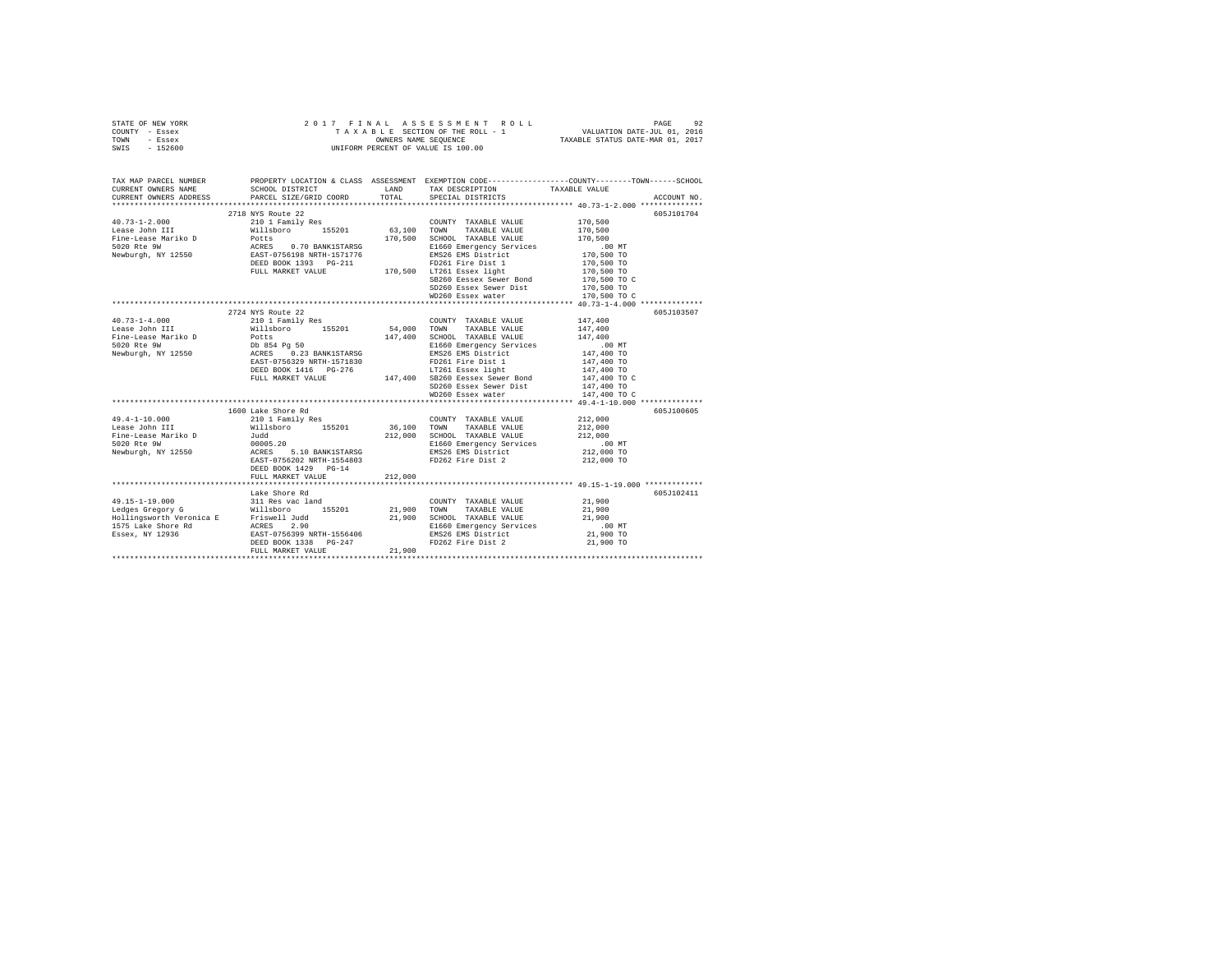```
STATE OF NEW YORK              2 0 1 7  F I N A L  A S S E S S M E N T  R O L L                          PAGE    92
COUNTY  - Essex                   T A X A B L E SECTION OF THE ROLL - 1               VALUATION DATE-JUL 01, 2016
TOWN    - Essex                          OWNERS NAME SEQUENCE                      TAXABLE STATUS DATE-MAR 01, 2017
SWIS    - 152600                  UNIFORM PERCENT OF VALUE IS 100.00

TAX MAP PARCEL NUMBER          PROPERTY LOCATION & CLASS  ASSESSMENT  EXEMPTION CODE-----------------COUNTY--------TOWN------SCHOOL
CURRENT OWNERS NAME            SCHOOL DISTRICT              LAND      TAX DESCRIPTION             TAXABLE VALUE
CURRENT OWNERS ADDRESS         PARCEL SIZE/GRID COORD       TOTAL     SPECIAL DISTRICTS                                  ACCOUNT NO.
******************************************************************************************************* 40.73-1-2.000 **************
                    2718 NYS Route 22                                                                                605J101704
40.73-1-2.000                  210 1 Family Res                         COUNTY  TAXABLE VALUE           170,500
Lease John III                 Willsboro      155201        63,100     TOWN    TAXABLE VALUE           170,500
Fine-Lease Mariko D            Potts                       170,500     SCHOOL  TAXABLE VALUE           170,500
5020 Rte 9W                    ACRES    0.70 BANK1STARSG                E1660 Emergency Services            .00 MT
Newburgh, NY 12550             EAST-0756198 NRTH-1571776               EMS26 EMS District               170,500 TO
                               DEED BOOK 1393   PG-211                 FD261 Fire Dist 1                170,500 TO
                               FULL MARKET VALUE           170,500     LT261 Essex light                170,500 TO
                                                                        SB260 Eessex Sewer Bond          170,500 TO C
                                                                        SD260 Essex Sewer Dist           170,500 TO
                                                                        WD260 Essex water                170,500 TO C
******************************************************************************************************* 40.73-1-4.000 **************
                    2724 NYS Route 22                                                                                605J103507
40.73-1-4.000                  210 1 Family Res                         COUNTY  TAXABLE VALUE           147,400
Lease John III                 Willsboro      155201        54,000     TOWN    TAXABLE VALUE           147,400
Fine-Lease Mariko D            Potts                       147,400     SCHOOL  TAXABLE VALUE           147,400
5020 Rte 9W                    Db 854 Pg 50                             E1660 Emergency Services            .00 MT
Newburgh, NY 12550             ACRES    0.23 BANK1STARSG                EMS26 EMS District               147,400 TO
                               EAST-0756329 NRTH-1571830               FD261 Fire Dist 1                147,400 TO
                               DEED BOOK 1416   PG-276                 LT261 Essex light                147,400 TO
                               FULL MARKET VALUE           147,400     SB260 Eessex Sewer Bond          147,400 TO C
                                                                        SD260 Essex Sewer Dist           147,400 TO
                                                                        WD260 Essex water                147,400 TO C
******************************************************************************************************* 49.4-1-10.000 **************
                    1600 Lake Shore Rd                                                                               605J100605
49.4-1-10.000                  210 1 Family Res                         COUNTY  TAXABLE VALUE           212,000
Lease John III                 Willsboro      155201        36,100     TOWN    TAXABLE VALUE           212,000
Fine-Lease Mariko D            Judd                        212,000     SCHOOL  TAXABLE VALUE           212,000
5020 Rte 9W                    00005.20                                 E1660 Emergency Services            .00 MT
Newburgh, NY 12550             ACRES    5.10 BANK1STARSG                EMS26 EMS District               212,000 TO
                               EAST-0756202 NRTH-1554803               FD262 Fire Dist 2                212,000 TO
                               DEED BOOK 1429   PG-14
                               FULL MARKET VALUE           212,000
******************************************************************************************************* 49.15-1-19.000 *************
                    Lake Shore Rd                                                                                    605J102411
49.15-1-19.000                 311 Res vac land                         COUNTY  TAXABLE VALUE            21,900
Ledges Gregory G               Willsboro      155201        21,900     TOWN    TAXABLE VALUE            21,900
Hollingsworth Veronica E       Friswell Judd                21,900     SCHOOL  TAXABLE VALUE            21,900
1575 Lake Shore Rd             ACRES    2.90                            E1660 Emergency Services            .00 MT
Essex, NY 12936                EAST-0756399 NRTH-1556406               EMS26 EMS District                21,900 TO
                               DEED BOOK 1338   PG-247                 FD262 Fire Dist 2                 21,900 TO
                               FULL MARKET VALUE            21,900
************************************************************************************************************************************
```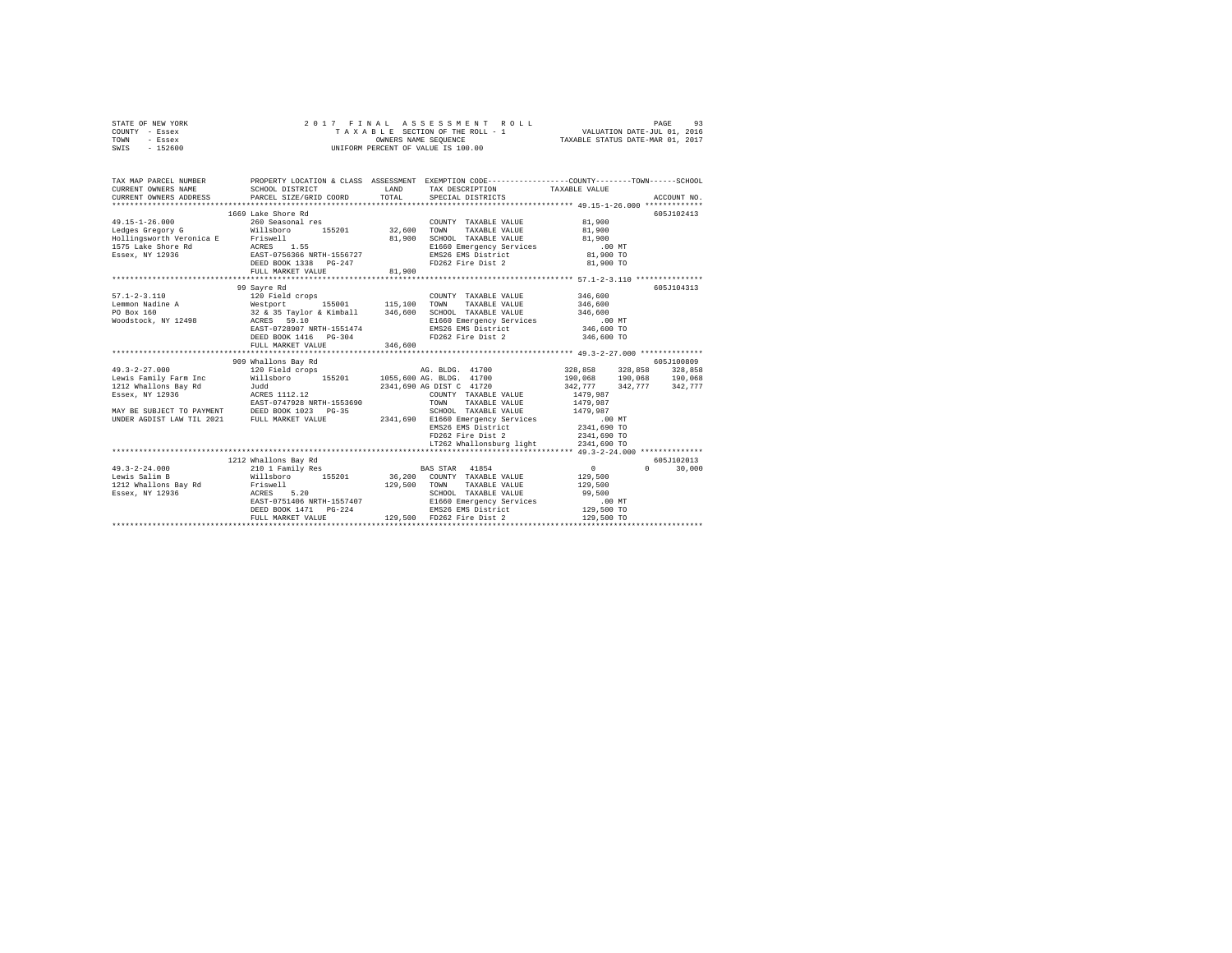```
STATE OF NEW YORK              2 0 1 7   F I N A L   A S S E S S M E N T   R O L L                    PAGE    93
COUNTY  - Essex                  T A X A B L E  SECTION OF THE ROLL - 1                 VALUATION DATE-JUL 01, 2016
TOWN    - Essex                           OWNERS NAME SEQUENCE                       TAXABLE STATUS DATE-MAR 01, 2017
SWIS    - 152600                     UNIFORM PERCENT OF VALUE IS 100.00

TAX MAP PARCEL NUMBER          PROPERTY LOCATION & CLASS  ASSESSMENT  EXEMPTION CODE-----------------COUNTY--------TOWN------SCHOOL
CURRENT OWNERS NAME            SCHOOL DISTRICT               LAND     TAX DESCRIPTION             TAXABLE VALUE
CURRENT OWNERS ADDRESS         PARCEL SIZE/GRID COORD        TOTAL    SPECIAL DISTRICTS                                   ACCOUNT NO.
******************************************************************************************************* 49.15-1-26.000 *************
                              1669 Lake Shore Rd                                                                          605J102413
49.15-1-26.000                 260 Seasonal res                         COUNTY  TAXABLE VALUE           81,900
Ledges Gregory G               Willsboro      155201        32,600      TOWN    TAXABLE VALUE           81,900
Hollingsworth Veronica E       Friswell                     81,900      SCHOOL  TAXABLE VALUE           81,900
1575 Lake Shore Rd             ACRES    1.55                            E1660 Emergency Services           .00 MT
Essex, NY 12936                EAST-0756366 NRTH-1556727                EMS26 EMS District              81,900 TO
                               DEED BOOK 1338   PG-247                  FD262 Fire Dist 2               81,900 TO
                               FULL MARKET VALUE            81,900
******************************************************************************************************* 57.1-2-3.110 ***************
                              99 Sayre Rd                                                                                 605J104313
57.1-2-3.110                   120 Field crops                          COUNTY  TAXABLE VALUE          346,600
Lemmon Nadine A                Westport       155001       115,100      TOWN    TAXABLE VALUE          346,600
PO Box 160                     32 & 35 Taylor & Kimball    346,600      SCHOOL  TAXABLE VALUE          346,600
Woodstock, NY 12498            ACRES   59.10                            E1660 Emergency Services           .00 MT
                               EAST-0728907 NRTH-1551474                EMS26 EMS District             346,600 TO
                               DEED BOOK 1416   PG-304                  FD262 Fire Dist 2              346,600 TO
                               FULL MARKET VALUE           346,600
******************************************************************************************************* 49.3-2-27.000 **************
                              909 Whallons Bay Rd                                                                         605J100809
49.3-2-27.000                  120 Field crops                          AG. BLDG. 41700              328,858     328,858     328,858
Lewis Family Farm Inc          Willsboro      155201      1055,600      AG. BLDG. 41700              190,068     190,068     190,068
1212 Whallons Bay Rd           Judd                       2341,690      AG DIST C 41720              342,777     342,777     342,777
Essex, NY 12936                ACRES 1112.12                            COUNTY  TAXABLE VALUE         1479,987
                               EAST-0747928 NRTH-1553690                TOWN    TAXABLE VALUE         1479,987
MAY BE SUBJECT TO PAYMENT      DEED BOOK 1023   PG-35                   SCHOOL  TAXABLE VALUE         1479,987
UNDER AGDIST LAW TIL 2021      FULL MARKET VALUE          2341,690      E1660 Emergency Services           .00 MT
                                                                        EMS26 EMS District            2341,690 TO
                                                                        FD262 Fire Dist 2             2341,690 TO
                                                                        LT262 Whallonsburg light      2341,690 TO
******************************************************************************************************* 49.3-2-24.000 **************
                              1212 Whallons Bay Rd                                                                        605J102013
49.3-2-24.000                  210 1 Family Res                         BAS STAR  41854                    0           0      30,000
Lewis Salim B                  Willsboro      155201        36,200      COUNTY  TAXABLE VALUE          129,500
1212 Whallons Bay Rd           Friswell                    129,500      TOWN    TAXABLE VALUE          129,500
Essex, NY 12936                ACRES    5.20                            SCHOOL  TAXABLE VALUE           99,500
                               EAST-0751406 NRTH-1557407                E1660 Emergency Services           .00 MT
                               DEED BOOK 1471   PG-224                  EMS26 EMS District             129,500 TO
                               FULL MARKET VALUE           129,500      FD262 Fire Dist 2              129,500 TO
************************************************************************************************************************************
```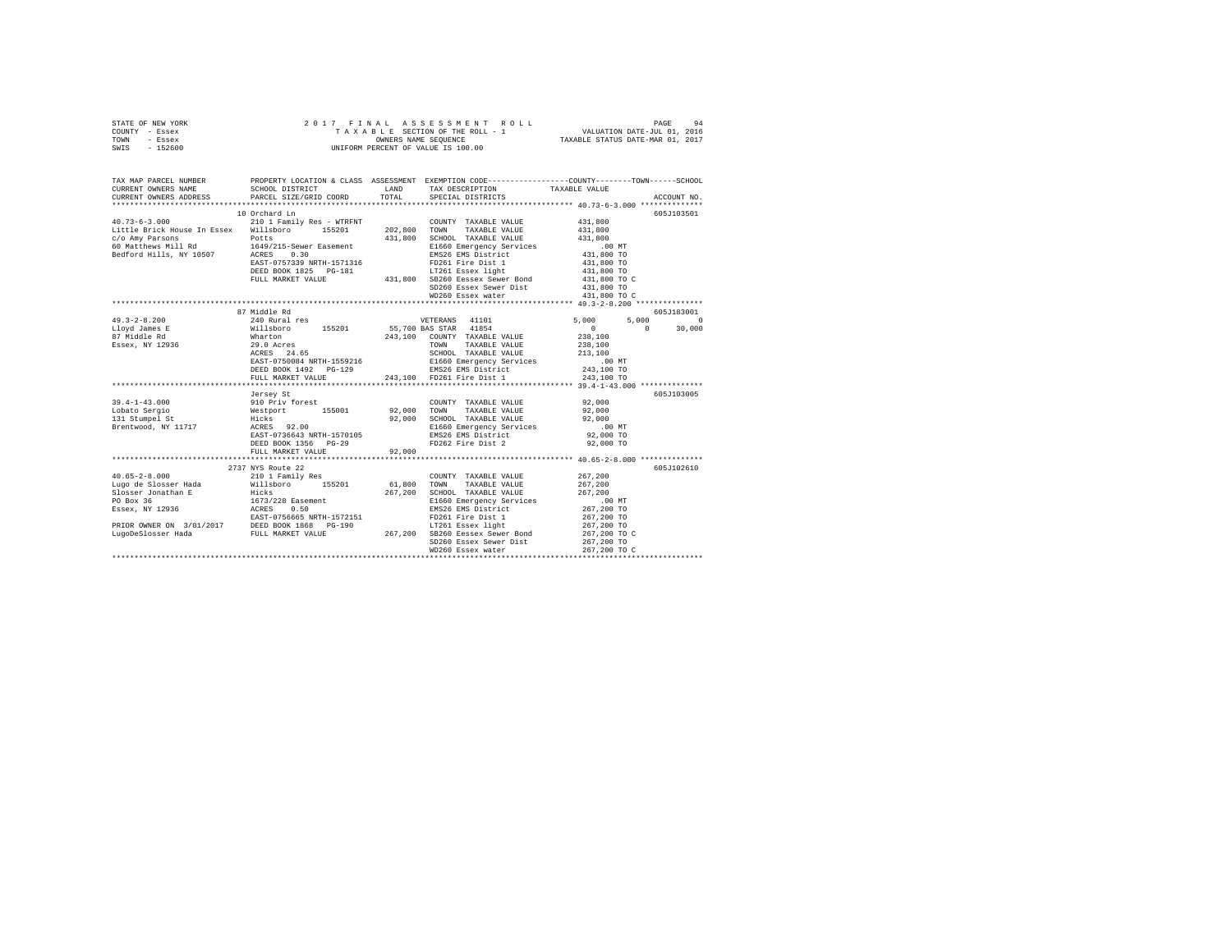STATE OF NEW YORK　　　　2 0 1 7　F I N A L　A S S E S S M E N T　R O L L
COUNTY - Essex　　　　T A X A B L E SECTION OF THE ROLL - 1　　　　VALUATION DATE-JUL 01, 2016
TOWN - Essex　　　　OWNERS NAME SEQUENCE　　　　TAXABLE STATUS DATE-MAR 01, 2017
SWIS - 152600　　　　UNIFORM PERCENT OF VALUE IS 100.00

```
TAX MAP PARCEL NUMBER          PROPERTY LOCATION & CLASS  ASSESSMENT  EXEMPTION CODE-----------------COUNTY--------TOWN------SCHOOL
CURRENT OWNERS NAME            SCHOOL DISTRICT             LAND        TAX DESCRIPTION            TAXABLE VALUE
CURRENT OWNERS ADDRESS         PARCEL SIZE/GRID COORD      TOTAL       SPECIAL DISTRICTS                                  ACCOUNT NO.
*********************************************************************************************** 40.73-6-3.000 **************
                               10 Orchard Ln                                                                              605J103501
40.73-6-3.000                  210 1 Family Res - WTRFNT           COUNTY  TAXABLE VALUE            431,800
Little Brick House In Essex    Willsboro      155201     202,800   TOWN    TAXABLE VALUE            431,800
c/o Amy Parsons                Potts                     431,800   SCHOOL  TAXABLE VALUE            431,800
60 Matthews Mill Rd            1649/215-Sewer Easement             E1660 Emergency Services              .00 MT
Bedford Hills, NY 10507        ACRES    0.30                       EMS26 EMS District               431,800 TO
                               EAST-0757339 NRTH-1571316           FD261 Fire Dist 1                431,800 TO
                               DEED BOOK 1825   PG-181             LT261 Essex light                431,800 TO
                               FULL MARKET VALUE         431,800   SB260 Eessex Sewer Bond          431,800 TO C
                                                                   SD260 Essex Sewer Dist           431,800 TO
                                                                   WD260 Essex water                431,800 TO C
*********************************************************************************************** 49.3-2-8.200 ***************
                               87 Middle Rd                                                                               605J183001
49.3-2-8.200                   240 Rural res                       VETERANS  41101                  5,000       5,000            0
Lloyd James E                  Willsboro      155201      55,700   BAS STAR  41854                      0           0       30,000
87 Middle Rd                   Wharton                   243,100   COUNTY  TAXABLE VALUE            238,100
Essex, NY 12936                29.0 Acres                          TOWN    TAXABLE VALUE            238,100
                               ACRES   24.65                       SCHOOL  TAXABLE VALUE            213,100
                               EAST-0750084 NRTH-1559216           E1660 Emergency Services              .00 MT
                               DEED BOOK 1492   PG-129             EMS26 EMS District               243,100 TO
                               FULL MARKET VALUE         243,100   FD261 Fire Dist 1                243,100 TO
*********************************************************************************************** 39.4-1-43.000 **************
                               Jersey St                                                                                  605J103005
39.4-1-43.000                  910 Priv forest                     COUNTY  TAXABLE VALUE             92,000
Lobato Sergio                  Westport       155001      92,000   TOWN    TAXABLE VALUE             92,000
131 Stumpel St                 Hicks                      92,000   SCHOOL  TAXABLE VALUE             92,000
Brentwood, NY 11717            ACRES   92.00                       E1660 Emergency Services              .00 MT
                               EAST-0736643 NRTH-1570105           EMS26 EMS District                92,000 TO
                               DEED BOOK 1356   PG-29              FD262 Fire Dist 2                 92,000 TO
                               FULL MARKET VALUE          92,000
*********************************************************************************************** 40.65-2-8.000 **************
                               2737 NYS Route 22                                                                          605J102610
40.65-2-8.000                  210 1 Family Res                    COUNTY  TAXABLE VALUE            267,200
Lugo de Slosser Hada           Willsboro      155201      61,800   TOWN    TAXABLE VALUE            267,200
Slosser Jonathan E             Hicks                     267,200   SCHOOL  TAXABLE VALUE            267,200
PO Box 36                      1673/228 Easement                   E1660 Emergency Services              .00 MT
Essex, NY 12936                ACRES    0.50                       EMS26 EMS District               267,200 TO
                               EAST-0756665 NRTH-1572151           FD261 Fire Dist 1                267,200 TO
PRIOR OWNER ON 3/01/2017       DEED BOOK 1868   PG-190             LT261 Essex light                267,200 TO
LugoDeSlosser Hada             FULL MARKET VALUE         267,200   SB260 Eessex Sewer Bond          267,200 TO C
                                                                   SD260 Essex Sewer Dist           267,200 TO
                                                                   WD260 Essex water                267,200 TO C
****************************************************************************************************************************
```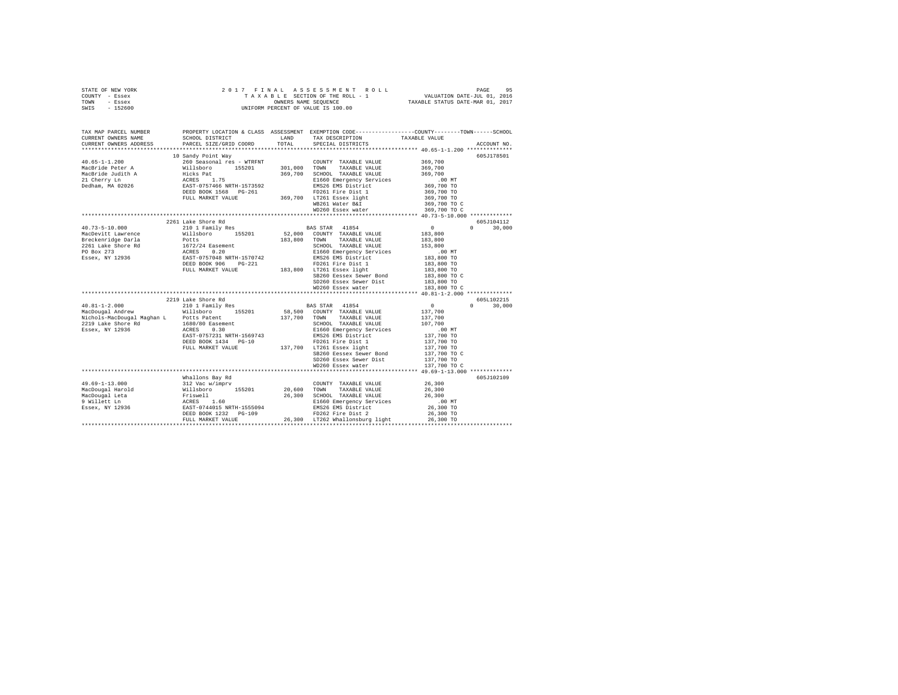STATE OF NEW YORK                2 0 1 7   F I N A L   A S S E S S M E N T   R O L L
COUNTY - Essex                   T A X A B L E SECTION OF THE ROLL - 1          VALUATION DATE-JUL 01, 2016
TOWN   - Essex                   OWNERS NAME SEQUENCE                          TAXABLE STATUS DATE-MAR 01, 2017
SWIS   - 152600                  UNIFORM PERCENT OF VALUE IS 100.00

```
TAX MAP PARCEL NUMBER     PROPERTY LOCATION & CLASS  ASSESSMENT  EXEMPTION CODE-----------------COUNTY--------TOWN------SCHOOL
CURRENT OWNERS NAME       SCHOOL DISTRICT              LAND      TAX DESCRIPTION             TAXABLE VALUE
CURRENT OWNERS ADDRESS    PARCEL SIZE/GRID COORD       TOTAL     SPECIAL DISTRICTS                                   ACCOUNT NO.
******************************************************************************************** 40.65-1-1.200 **************
                          10 Sandy Point Way                                                                     605J178501
40.65-1-1.200             260 Seasonal res - WTRFNT              COUNTY  TAXABLE VALUE          369,700
MacBride Peter A          Willsboro      155201      301,000     TOWN    TAXABLE VALUE          369,700
MacBride Judith A         Hicks Pat                  369,700     SCHOOL  TAXABLE VALUE          369,700
21 Cherry Ln              ACRES    1.75                          E1660 Emergency Services          .00 MT
Dedham, MA 02026          EAST-0757466 NRTH-1573592              EMS26 EMS District             369,700 TO
                          DEED BOOK 1568   PG-261                FD261 Fire Dist 1              369,700 TO
                          FULL MARKET VALUE          369,700     LT261 Essex light              369,700 TO
                                                                 WB261 Water B&I                369,700 TO C
                                                                 WD260 Essex water              369,700 TO C
******************************************************************************************** 40.73-5-10.000 *************
                          2261 Lake Shore Rd                                                                     605J104112
40.73-5-10.000            210 1 Family Res                       BAS STAR  41854                     0          0     30,000
MacDevitt Lawrence        Willsboro      155201       52,000     COUNTY  TAXABLE VALUE          183,800
Breckenridge Darla        Potts                      183,800     TOWN    TAXABLE VALUE          183,800
2261 Lake Shore Rd        1672/24 Easement                       SCHOOL  TAXABLE VALUE          153,800
PO Box 273                ACRES    0.20                          E1660 Emergency Services          .00 MT
Essex, NY 12936           EAST-0757048 NRTH-1570742              EMS26 EMS District             183,800 TO
                          DEED BOOK 906    PG-221                FD261 Fire Dist 1              183,800 TO
                          FULL MARKET VALUE          183,800     LT261 Essex light              183,800 TO
                                                                 SB260 Eessex Sewer Bond        183,800 TO C
                                                                 SD260 Essex Sewer Dist         183,800 TO
                                                                 WD260 Essex water              183,800 TO C
******************************************************************************************** 40.81-1-2.000 **************
                          2219 Lake Shore Rd                                                                     605L102215
40.81-1-2.000             210 1 Family Res                       BAS STAR  41854                     0          0     30,000
MacDougal Andrew          Willsboro      155201       58,500     COUNTY  TAXABLE VALUE          137,700
Nichols-MacDougal Maghan L  Potts Patent             137,700     TOWN    TAXABLE VALUE          137,700
2219 Lake Shore Rd        1680/80 Easement                       SCHOOL  TAXABLE VALUE          107,700
Essex, NY 12936           ACRES    0.30                          E1660 Emergency Services          .00 MT
                          EAST-0757231 NRTH-1569743              EMS26 EMS District             137,700 TO
                          DEED BOOK 1434   PG-10                 FD261 Fire Dist 1              137,700 TO
                          FULL MARKET VALUE          137,700     LT261 Essex light              137,700 TO
                                                                 SB260 Eessex Sewer Bond        137,700 TO C
                                                                 SD260 Essex Sewer Dist         137,700 TO
                                                                 WD260 Essex water              137,700 TO C
******************************************************************************************** 49.69-1-13.000 *************
                          Whallons Bay Rd                                                                        605J102109
49.69-1-13.000            312 Vac w/imprv                        COUNTY  TAXABLE VALUE           26,300
MacDougal Harold          Willsboro      155201       20,600     TOWN    TAXABLE VALUE           26,300
MacDougal Leta            Friswell                    26,300     SCHOOL  TAXABLE VALUE           26,300
9 Willett Ln              ACRES    1.60                          E1660 Emergency Services          .00 MT
Essex, NY 12936           EAST-0744015 NRTH-1555094              EMS26 EMS District              26,300 TO
                          DEED BOOK 1232   PG-109                FD262 Fire Dist 2               26,300 TO
                          FULL MARKET VALUE           26,300     LT262 Whallonsburg light        26,300 TO
****************************************************************************************************************************
```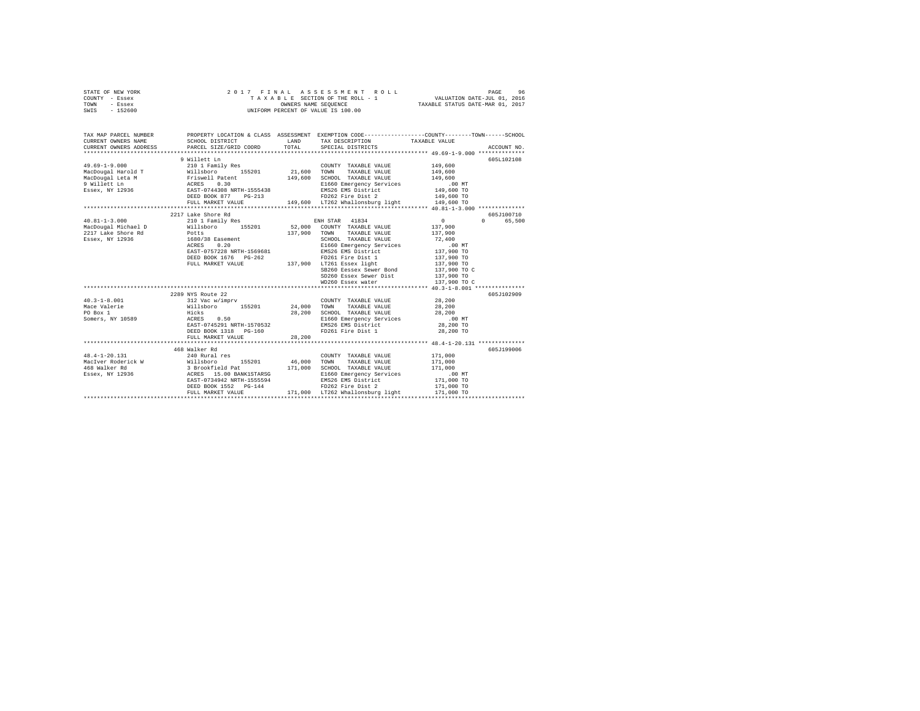```
STATE OF NEW YORK              2 0 1 7   F I N A L   A S S E S S M E N T   R O L L                  PAGE    96
COUNTY  - Essex                  T A X A B L E  SECTION OF THE ROLL - 1              VALUATION DATE-JUL 01, 2016
TOWN    - Essex                           OWNERS NAME SEQUENCE                     TAXABLE STATUS DATE-MAR 01, 2017
SWIS    - 152600                      UNIFORM PERCENT OF VALUE IS 100.00

TAX MAP PARCEL NUMBER          PROPERTY LOCATION & CLASS  ASSESSMENT  EXEMPTION CODE-----------------COUNTY--------TOWN------SCHOOL
CURRENT OWNERS NAME            SCHOOL DISTRICT              LAND      TAX DESCRIPTION            TAXABLE VALUE
CURRENT OWNERS ADDRESS         PARCEL SIZE/GRID COORD       TOTAL     SPECIAL DISTRICTS                                 ACCOUNT NO.
******************************************************************************************************* 49.69-1-9.000 **************
                               9 Willett Ln                                                                          605L102108
49.69-1-9.000                  210 1 Family Res                       COUNTY  TAXABLE VALUE          149,600
MacDougal Harold T             Willsboro      155201      21,600      TOWN    TAXABLE VALUE          149,600
MacDougal Leta M               Friswell Patent           149,600      SCHOOL  TAXABLE VALUE          149,600
9 Willett Ln                   ACRES    0.30                          E1660 Emergency Services           .00 MT
Essex, NY 12936                EAST-0744308 NRTH-1555438              EMS26 EMS District             149,600 TO
                               DEED BOOK 877    PG-213                FD262 Fire Dist 2              149,600 TO
                               FULL MARKET VALUE         149,600      LT262 Whallonsburg light       149,600 TO
******************************************************************************************************* 40.81-1-3.000 **************
                               2217 Lake Shore Rd                                                                    605J100710
40.81-1-3.000                  210 1 Family Res                       ENH STAR  41834                     0           0      65,500
MacDougal Michael D            Willsboro      155201      52,000      COUNTY  TAXABLE VALUE          137,900
2217 Lake Shore Rd             Potts                     137,900      TOWN    TAXABLE VALUE          137,900
Essex, NY 12936                1680/38 Easement                       SCHOOL  TAXABLE VALUE           72,400
                               ACRES    0.20                          E1660 Emergency Services           .00 MT
                               EAST-0757228 NRTH-1569681              EMS26 EMS District             137,900 TO
                               DEED BOOK 1676   PG-262                FD261 Fire Dist 1              137,900 TO
                               FULL MARKET VALUE         137,900      LT261 Essex light              137,900 TO
                                                                      SB260 Eessex Sewer Bond        137,900 TO C
                                                                      SD260 Essex Sewer Dist         137,900 TO
                                                                      WD260 Essex water              137,900 TO C
******************************************************************************************************* 40.3-1-8.001 ***************
                               2289 NYS Route 22                                                                     605J102909
40.3-1-8.001                   312 Vac w/imprv                        COUNTY  TAXABLE VALUE           28,200
Mace Valerie                   Willsboro      155201      24,000      TOWN    TAXABLE VALUE           28,200
PO Box 1                       Hicks                      28,200      SCHOOL  TAXABLE VALUE           28,200
Somers, NY 10589               ACRES    0.50                          E1660 Emergency Services           .00 MT
                               EAST-0745291 NRTH-1570532              EMS26 EMS District              28,200 TO
                               DEED BOOK 1318   PG-160                FD261 Fire Dist 1               28,200 TO
                               FULL MARKET VALUE          28,200
******************************************************************************************************* 48.4-1-20.131 **************
                               468 Walker Rd                                                                         605J199006
48.4-1-20.131                  240 Rural res                          COUNTY  TAXABLE VALUE          171,000
MacIver Roderick W             Willsboro      155201      46,000      TOWN    TAXABLE VALUE          171,000
468 Walker Rd                  3 Brookfield Pat          171,000      SCHOOL  TAXABLE VALUE          171,000
Essex, NY 12936                ACRES   15.00 BANK1STARSG              E1660 Emergency Services           .00 MT
                               EAST-0734942 NRTH-1555594              EMS26 EMS District             171,000 TO
                               DEED BOOK 1552   PG-144                FD262 Fire Dist 2              171,000 TO
                               FULL MARKET VALUE         171,000      LT262 Whallonsburg light       171,000 TO
************************************************************************************************************************************
```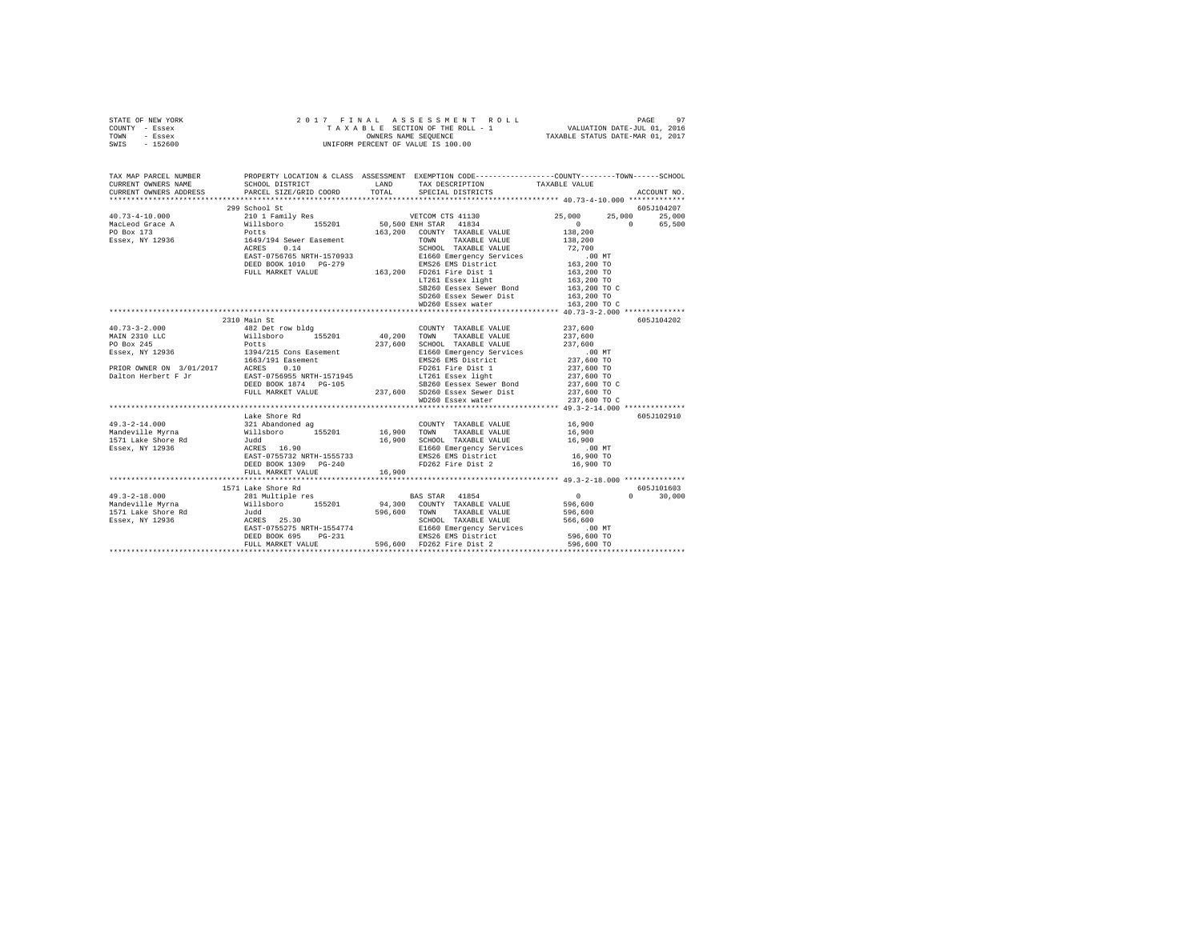STATE OF NEW YORK
COUNTY - Essex
TOWN - Essex
SWIS - 152600

2017 FINAL ASSESSMENT ROLL
TAXABLE SECTION OF THE ROLL - 1
OWNERS NAME SEQUENCE
UNIFORM PERCENT OF VALUE IS 100.00

VALUATION DATE-JUL 01, 2016
TAXABLE STATUS DATE-MAR 01, 2017

```
TAX MAP PARCEL NUMBER     PROPERTY LOCATION & CLASS  ASSESSMENT  EXEMPTION CODE-----------------COUNTY--------TOWN------SCHOOL
CURRENT OWNERS NAME       SCHOOL DISTRICT             LAND       TAX DESCRIPTION            TAXABLE VALUE
CURRENT OWNERS ADDRESS    PARCEL SIZE/GRID COORD      TOTAL      SPECIAL DISTRICTS                                   ACCOUNT NO.
******************************************************************************************** 40.73-4-10.000 *************
                          299 School St                                                                           605J104207
40.73-4-10.000            210 1 Family Res                  VETCOM CTS 41130           25,000      25,000      25,000
MacLeod Grace A           Willsboro     155201      50,500 ENH STAR  41834                  0           0      65,500
PO Box 173                Potts                    163,200  COUNTY  TAXABLE VALUE         138,200
Essex, NY 12936           1649/194 Sewer Easement           TOWN    TAXABLE VALUE         138,200
                          ACRES    0.14                     SCHOOL  TAXABLE VALUE          72,700
                          EAST-0756765 NRTH-1570933         E1660 Emergency Services          .00 MT
                          DEED BOOK 1010   PG-279           EMS26 EMS District            163,200 TO
                          FULL MARKET VALUE        163,200  FD261 Fire Dist 1             163,200 TO
                                                            LT261 Essex light             163,200 TO
                                                            SB260 Eessex Sewer Bond       163,200 TO C
                                                            SD260 Essex Sewer Dist        163,200 TO
                                                            WD260 Essex water             163,200 TO C
******************************************************************************************** 40.73-3-2.000 **************
                          2310 Main St                                                                            605J104202
40.73-3-2.000             482 Det row bldg                  COUNTY  TAXABLE VALUE         237,600
MAIN 2310 LLC             Willsboro     155201      40,200  TOWN    TAXABLE VALUE         237,600
PO Box 245                Potts                    237,600  SCHOOL  TAXABLE VALUE         237,600
Essex, NY 12936           1394/215 Cons Easement            E1660 Emergency Services          .00 MT
                          1663/191 Easement                 EMS26 EMS District            237,600 TO
PRIOR OWNER ON 3/01/2017  ACRES    0.10                     FD261 Fire Dist 1             237,600 TO
Dalton Herbert F Jr       EAST-0756955 NRTH-1571945         LT261 Essex light             237,600 TO
                          DEED BOOK 1874   PG-105           SB260 Eessex Sewer Bond       237,600 TO C
                          FULL MARKET VALUE        237,600  SD260 Essex Sewer Dist        237,600 TO
                                                            WD260 Essex water             237,600 TO C
******************************************************************************************** 49.3-2-14.000 **************
                          Lake Shore Rd                                                                           605J102910
49.3-2-14.000             321 Abandoned ag                  COUNTY  TAXABLE VALUE          16,900
Mandeville Myrna          Willsboro     155201      16,900  TOWN    TAXABLE VALUE          16,900
1571 Lake Shore Rd        Judd                      16,900  SCHOOL  TAXABLE VALUE          16,900
Essex, NY 12936           ACRES   16.90                     E1660 Emergency Services          .00 MT
                          EAST-0755732 NRTH-1555733         EMS26 EMS District             16,900 TO
                          DEED BOOK 1309   PG-240           FD262 Fire Dist 2              16,900 TO
                          FULL MARKET VALUE         16,900
******************************************************************************************** 49.3-2-18.000 **************
                          1571 Lake Shore Rd                                                                      605J101603
49.3-2-18.000             281 Multiple res                  BAS STAR  41854                 0           0      30,000
Mandeville Myrna          Willsboro     155201      94,300  COUNTY  TAXABLE VALUE         596,600
1571 Lake Shore Rd        Judd                     596,600  TOWN    TAXABLE VALUE         596,600
Essex, NY 12936           ACRES   25.30                     SCHOOL  TAXABLE VALUE         566,600
                          EAST-0755275 NRTH-1554774         E1660 Emergency Services          .00 MT
                          DEED BOOK 695    PG-231           EMS26 EMS District            596,600 TO
                          FULL MARKET VALUE        596,600  FD262 Fire Dist 2             596,600 TO
**************************************************************************************************************************
```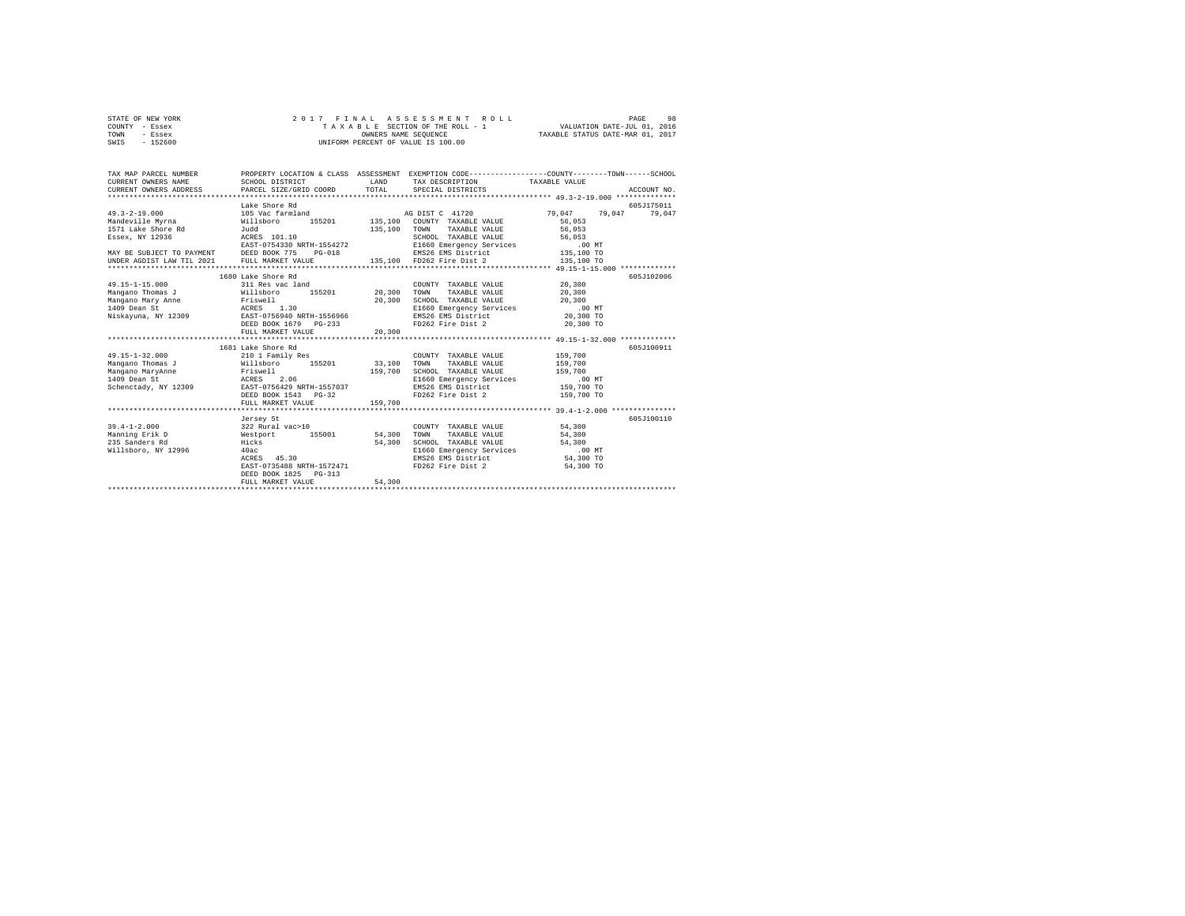STATE OF NEW YORK — 2017 FINAL ASSESSMENT ROLL
COUNTY - Essex — TAXABLE SECTION OF THE ROLL - 1 — VALUATION DATE-JUL 01, 2016
TOWN - Essex — OWNERS NAME SEQUENCE — TAXABLE STATUS DATE-MAR 01, 2017
SWIS - 152600 — UNIFORM PERCENT OF VALUE IS 100.00

```
TAX MAP PARCEL NUMBER         PROPERTY LOCATION & CLASS  ASSESSMENT  EXEMPTION CODE-----------------COUNTY--------TOWN------SCHOOL
CURRENT OWNERS NAME           SCHOOL DISTRICT             LAND       TAX DESCRIPTION              TAXABLE VALUE
CURRENT OWNERS ADDRESS        PARCEL SIZE/GRID COORD      TOTAL      SPECIAL DISTRICTS                                   ACCOUNT NO.
******************************************************************************************************* 49.3-2-19.000 **************
                              Lake Shore Rd                                                                          605J175011
49.3-2-19.000                 105 Vac farmland                        AG DIST C  41720             79,047     79,047     79,047
Mandeville Myrna              Willsboro       155201      135,100    COUNTY  TAXABLE VALUE          56,053
1571 Lake Shore Rd            Judd                        135,100    TOWN    TAXABLE VALUE          56,053
Essex, NY 12936               ACRES  101.10                          SCHOOL  TAXABLE VALUE          56,053
                              EAST-0754330 NRTH-1554272              E1660 Emergency Services            .00 MT
MAY BE SUBJECT TO PAYMENT     DEED BOOK 775    PG-018                EMS26 EMS District             135,100 TO
UNDER AGDIST LAW TIL 2021     FULL MARKET VALUE           135,100    FD262 Fire Dist 2              135,100 TO
******************************************************************************************************* 49.15-1-15.000 *************
                              1680 Lake Shore Rd                                                                     605J102006
49.15-1-15.000                311 Res vac land                       COUNTY  TAXABLE VALUE          20,300
Mangano Thomas J              Willsboro       155201       20,300    TOWN    TAXABLE VALUE          20,300
Mangano Mary Anne             Friswell                     20,300    SCHOOL  TAXABLE VALUE          20,300
1409 Dean St                  ACRES    1.30                          E1660 Emergency Services            .00 MT
Niskayuna, NY 12309           EAST-0756940 NRTH-1556966              EMS26 EMS District              20,300 TO
                              DEED BOOK 1679   PG-233                FD262 Fire Dist 2               20,300 TO
                              FULL MARKET VALUE            20,300
******************************************************************************************************* 49.15-1-32.000 *************
                              1681 Lake Shore Rd                                                                     605J100911
49.15-1-32.000                210 1 Family Res                       COUNTY  TAXABLE VALUE         159,700
Mangano Thomas J              Willsboro       155201       33,100    TOWN    TAXABLE VALUE         159,700
Mangano MaryAnne              Friswell                    159,700    SCHOOL  TAXABLE VALUE         159,700
1409 Dean St                  ACRES    2.06                          E1660 Emergency Services            .00 MT
Schenctady, NY 12309          EAST-0756429 NRTH-1557037              EMS26 EMS District             159,700 TO
                              DEED BOOK 1543   PG-32                 FD262 Fire Dist 2              159,700 TO
                              FULL MARKET VALUE           159,700
******************************************************************************************************* 39.4-1-2.000 ***************
                              Jersey St                                                                              605J100110
39.4-1-2.000                  322 Rural vac>10                       COUNTY  TAXABLE VALUE          54,300
Manning Erik D                Westport        155001       54,300    TOWN    TAXABLE VALUE          54,300
235 Sanders Rd                Hicks                        54,300    SCHOOL  TAXABLE VALUE          54,300
Willsboro, NY 12996           40ac                                   E1660 Emergency Services            .00 MT
                              ACRES   45.30                          EMS26 EMS District              54,300 TO
                              EAST-0735488 NRTH-1572471              FD262 Fire Dist 2               54,300 TO
                              DEED BOOK 1825   PG-313
                              FULL MARKET VALUE            54,300
************************************************************************************************************************************
```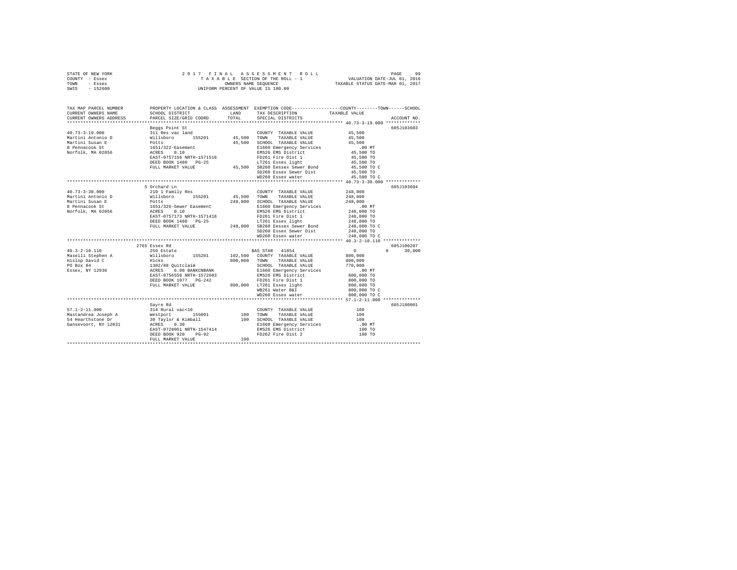STATE OF NEW YORK — 2017 FINAL ASSESSMENT ROLL
COUNTY - Essex — TAXABLE SECTION OF THE ROLL - 1 — VALUATION DATE-JUL 01, 2016
TOWN - Essex — OWNERS NAME SEQUENCE — TAXABLE STATUS DATE-MAR 01, 2017
SWIS - 152600 — UNIFORM PERCENT OF VALUE IS 100.00

| TAX MAP PARCEL NUMBER / CURRENT OWNERS NAME / CURRENT OWNERS ADDRESS | PROPERTY LOCATION & CLASS / SCHOOL DISTRICT / PARCEL SIZE/GRID COORD | ASSESSMENT LAND | TOTAL | EXEMPTION CODE / TAX DESCRIPTION / SPECIAL DISTRICTS | COUNTY / TOWN / SCHOOL TAXABLE VALUE | ACCOUNT NO. |
|---|---|---|---|---|---|---|
| **40.73-3-19.000** | Beggs Point St | | | | | 605J103603 |
| Martini Antonio D | 311 Res vac land | | | COUNTY TAXABLE VALUE | 45,500 | |
| Martini Susan E | Willsboro 155201 | 45,500 | | TOWN TAXABLE VALUE | 45,500 | |
| 8 Pennacook St | Potts | | 45,500 | SCHOOL TAXABLE VALUE | 45,500 | |
| Norfolk, MA 02056 | 1651/322-Easement | | | E1660 Emergency Services | .00 MT | |
| | ACRES 0.10 | | | EMS26 EMS District | 45,500 TO | |
| | EAST-0757156 NRTH-1571518 | | | FD261 Fire Dist 1 | 45,500 TO | |
| | DEED BOOK 1480 PG-25 | | | LT261 Essex light | 45,500 TO | |
| | FULL MARKET VALUE | | 45,500 | SB260 Eessex Sewer Bond | 45,500 TO C | |
| | | | | SD260 Essex Sewer Dist | 45,500 TO | |
| | | | | WD260 Essex water | 45,500 TO C | |
| **40.73-3-30.000** | 5 Orchard Ln | | | | | 605J103604 |
| Martini Antonio D | 210 1 Family Res | | | COUNTY TAXABLE VALUE | 248,000 | |
| Martini Susan E | Willsboro 155201 | 45,500 | | TOWN TAXABLE VALUE | 248,000 | |
| 8 Pennacook St | Potts | | 248,000 | SCHOOL TAXABLE VALUE | 248,000 | |
| Norfolk, MA 02056 | 1651/326-Sewer Easement | | | E1660 Emergency Services | .00 MT | |
| | ACRES 0.10 | | | EMS26 EMS District | 248,000 TO | |
| | EAST-0757173 NRTH-1571418 | | | FD261 Fire Dist 1 | 248,000 TO | |
| | DEED BOOK 1480 PG-25 | | | LT261 Essex light | 248,000 TO | |
| | FULL MARKET VALUE | | 248,000 | SB260 Eessex Sewer Bond | 248,000 TO C | |
| | | | | SD260 Essex Sewer Dist | 248,000 TO | |
| | | | | WD260 Essex water | 248,000 TO C | |
| **40.3-2-10.110** | 2765 Essex Rd | | | | | 605J100207 |
| Maselli Stephen A | 250 Estate | | | BAS STAR 41854 | 0 0 30,000 | |
| Hislop David C | Willsboro 155201 | 102,500 | | COUNTY TAXABLE VALUE | 800,000 | |
| PO Box 84 | Hicks | | 800,000 | TOWN TAXABLE VALUE | 800,000 | |
| Essex, NY 12936 | 1302/88 Quitclaim | | | SCHOOL TAXABLE VALUE | 770,000 | |
| | ACRES 6.00 BANKCNBANK | | | E1660 Emergency Services | .00 MT | |
| | EAST-0756558 NRTH-1572603 | | | EMS26 EMS District | 800,000 TO | |
| | DEED BOOK 1077 PG-242 | | | FD261 Fire Dist 1 | 800,000 TO | |
| | FULL MARKET VALUE | | 800,000 | LT261 Essex light | 800,000 TO | |
| | | | | WB261 Water B&I | 800,000 TO C | |
| | | | | WD260 Essex water | 800,000 TO C | |
| **57.1-2-11.000** | Sayre Rd | | | | | 605J180001 |
| Mastandrea Joseph A | 314 Rural vac<10 | | | COUNTY TAXABLE VALUE | 100 | |
| 54 Hearthstone Dr | Westport 155001 | 100 | | TOWN TAXABLE VALUE | 100 | |
| Gansevoort, NY 12831 | 30 Taylor & Kimball | | 100 | SCHOOL TAXABLE VALUE | 100 | |
| | ACRES 0.30 | | | E1660 Emergency Services | .00 MT | |
| | EAST-0728061 NRTH-1547414 | | | EMS26 EMS District | 100 TO | |
| | DEED BOOK 920 PG-92 | | | FD262 Fire Dist 2 | 100 TO | |
| | FULL MARKET VALUE | | 100 | | | |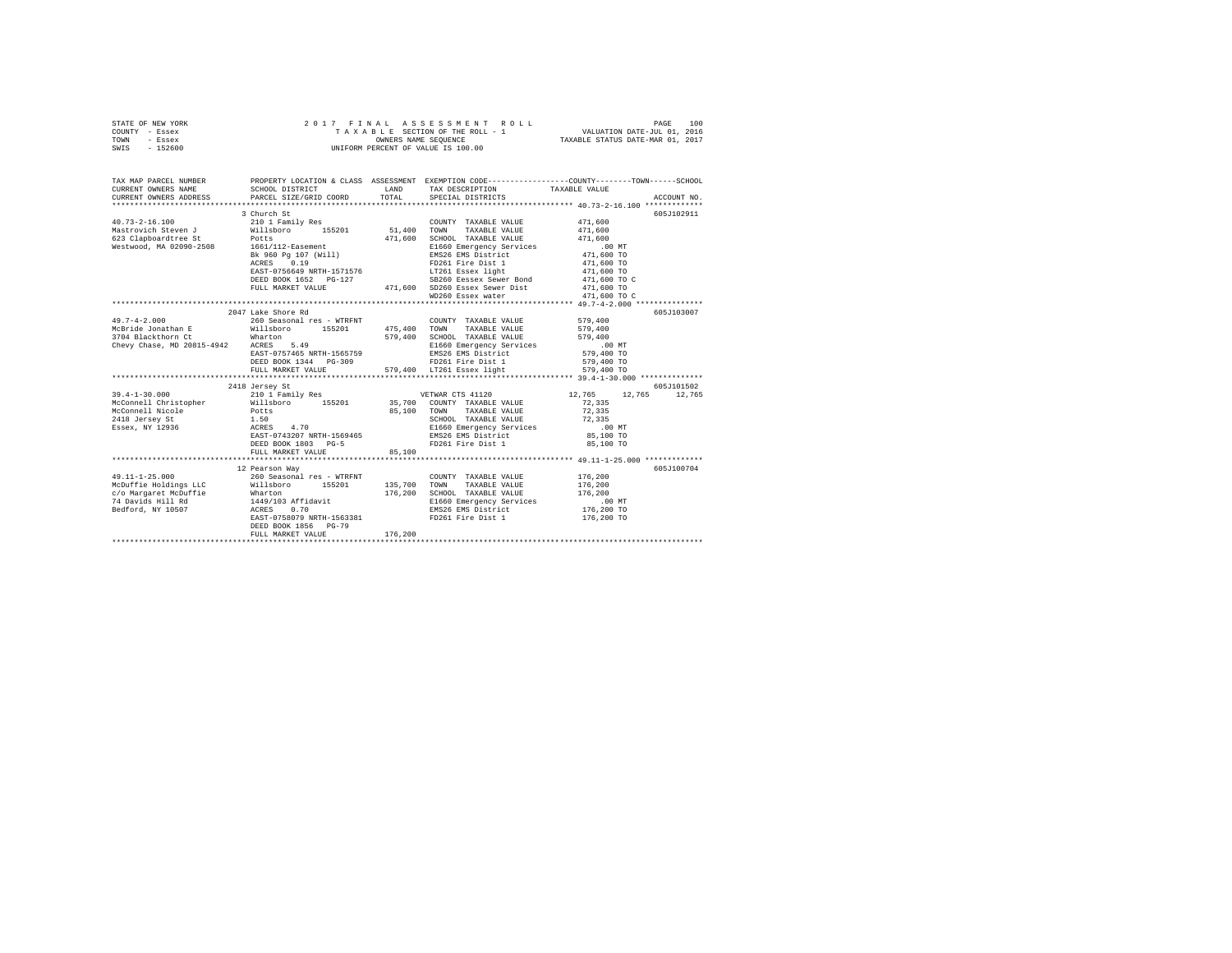STATE OF NEW YORK
COUNTY - Essex
TOWN - Essex
SWIS - 152600

2 0 1 7 F I N A L A S S E S S M E N T R O L L
T A X A B L E SECTION OF THE ROLL - 1
OWNERS NAME SEQUENCE
UNIFORM PERCENT OF VALUE IS 100.00

VALUATION DATE-JUL 01, 2016
TAXABLE STATUS DATE-MAR 01, 2017

```
TAX MAP PARCEL NUMBER          PROPERTY LOCATION & CLASS  ASSESSMENT  EXEMPTION CODE-----------------COUNTY--------TOWN------SCHOOL
CURRENT OWNERS NAME            SCHOOL DISTRICT             LAND       TAX DESCRIPTION              TAXABLE VALUE
CURRENT OWNERS ADDRESS         PARCEL SIZE/GRID COORD      TOTAL      SPECIAL DISTRICTS                                      ACCOUNT NO.
******************************************************************************************************* 40.73-2-16.100 *************
                               3 Church St                                                                                  605J102911
40.73-2-16.100                 210 1 Family Res                       COUNTY  TAXABLE VALUE          471,600
Mastrovich Steven J            Willsboro      155201       51,400     TOWN    TAXABLE VALUE          471,600
623 Clapboardtree St           Potts                       471,600    SCHOOL  TAXABLE VALUE          471,600
Westwood, MA 02090-2508        1661/112-Easement                      E1660 Emergency Services            .00 MT
                               Bk 960 Pg 107 (Will)                   EMS26 EMS District              471,600 TO
                               ACRES    0.19                          FD261 Fire Dist 1               471,600 TO
                               EAST-0756649 NRTH-1571576              LT261 Essex light               471,600 TO
                               DEED BOOK 1652   PG-127                SB260 Eessex Sewer Bond         471,600 TO C
                               FULL MARKET VALUE           471,600    SD260 Essex Sewer Dist          471,600 TO
                                                                      WD260 Essex water               471,600 TO C
******************************************************************************************************* 49.7-4-2.000 ***************
                               2047 Lake Shore Rd                                                                           605J103007
49.7-4-2.000                   260 Seasonal res - WTRFNT              COUNTY  TAXABLE VALUE          579,400
McBride Jonathan E             Willsboro      155201      475,400     TOWN    TAXABLE VALUE          579,400
3704 Blackthorn Ct             Wharton                     579,400    SCHOOL  TAXABLE VALUE          579,400
Chevy Chase, MD 20815-4942     ACRES    5.49                          E1660 Emergency Services            .00 MT
                               EAST-0757465 NRTH-1565759              EMS26 EMS District              579,400 TO
                               DEED BOOK 1344   PG-309                FD261 Fire Dist 1               579,400 TO
                               FULL MARKET VALUE           579,400    LT261 Essex light               579,400 TO
******************************************************************************************************* 39.4-1-30.000 **************
                               2418 Jersey St                                                                               605J101502
39.4-1-30.000                  210 1 Family Res                       VETWAR CTS 41120           12,765      12,765      12,765
McConnell Christopher          Willsboro      155201       35,700     COUNTY  TAXABLE VALUE           72,335
McConnell Nicole               Potts                        85,100    TOWN    TAXABLE VALUE           72,335
2418 Jersey St                 1.50                                   SCHOOL  TAXABLE VALUE           72,335
Essex, NY 12936                ACRES    4.70                          E1660 Emergency Services            .00 MT
                               EAST-0743207 NRTH-1569465              EMS26 EMS District               85,100 TO
                               DEED BOOK 1803   PG-5                  FD261 Fire Dist 1                85,100 TO
                               FULL MARKET VALUE            85,100
******************************************************************************************************* 49.11-1-25.000 *************
                               12 Pearson Way                                                                               605J100704
49.11-1-25.000                 260 Seasonal res - WTRFNT              COUNTY  TAXABLE VALUE          176,200
McDuffie Holdings LLC          Willsboro      155201      135,700     TOWN    TAXABLE VALUE          176,200
c/o Margaret McDuffie          Wharton                     176,200    SCHOOL  TAXABLE VALUE          176,200
74 Davids Hill Rd              1449/103 Affidavit                     E1660 Emergency Services            .00 MT
Bedford, NY 10507              ACRES    0.70                          EMS26 EMS District              176,200 TO
                               EAST-0758079 NRTH-1563381              FD261 Fire Dist 1               176,200 TO
                               DEED BOOK 1856   PG-79
                               FULL MARKET VALUE           176,200
************************************************************************************************************************************
```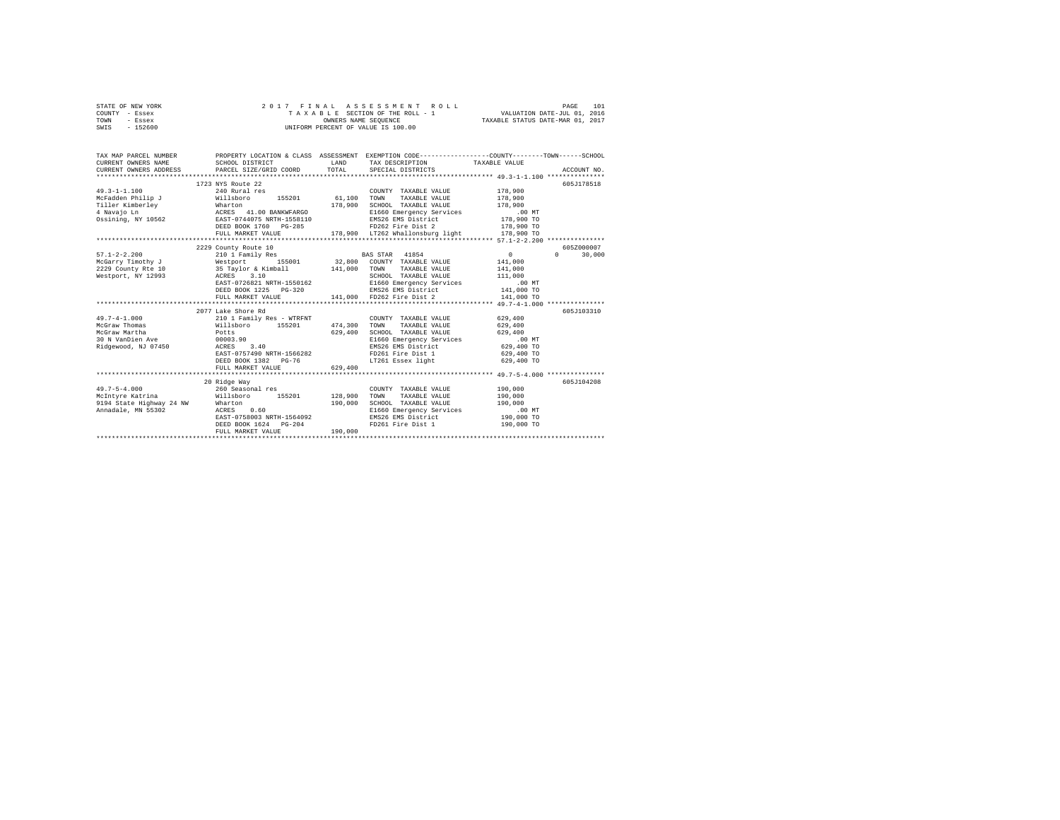STATE OF NEW YORK
COUNTY - Essex
TOWN - Essex
SWIS - 152600

2017 FINAL ASSESSMENT ROLL
TAXABLE SECTION OF THE ROLL - 1
OWNERS NAME SEQUENCE
UNIFORM PERCENT OF VALUE IS 100.00

VALUATION DATE-JUL 01, 2016
TAXABLE STATUS DATE-MAR 01, 2017

```
TAX MAP PARCEL NUMBER          PROPERTY LOCATION & CLASS  ASSESSMENT  EXEMPTION CODE-----------------COUNTY--------TOWN------SCHOOL
CURRENT OWNERS NAME            SCHOOL DISTRICT              LAND      TAX DESCRIPTION            TAXABLE VALUE
CURRENT OWNERS ADDRESS         PARCEL SIZE/GRID COORD       TOTAL     SPECIAL DISTRICTS                                        ACCOUNT NO.
*************************************************************************************************** 49.3-1-1.100 ***************
                        1723 NYS Route 22                                                                                605J178518
49.3-1-1.100                   240 Rural res                          COUNTY  TAXABLE VALUE           178,900
McFadden Philip J              Willsboro      155201      61,100      TOWN    TAXABLE VALUE           178,900
Tiller Kimberley               Wharton                   178,900      SCHOOL  TAXABLE VALUE           178,900
4 Navajo Ln                    ACRES  41.00 BANKWFARGO                E1660 Emergency Services              .00 MT
Ossining, NY 10562             EAST-0744075 NRTH-1558110              EMS26 EMS District              178,900 TO
                               DEED BOOK 1760   PG-285                FD262 Fire Dist 2               178,900 TO
                               FULL MARKET VALUE         178,900      LT262 Whallonsburg light        178,900 TO
*************************************************************************************************** 57.1-2-2.200 **************
                        2229 County Route 10                                                                             605Z000007
57.1-2-2.200                   210 1 Family Res                       BAS STAR  41854                      0            0     30,000
McGarry Timothy J              Westport       155001      32,800      COUNTY  TAXABLE VALUE           141,000
2229 County Rte 10             35 Taylor & Kimball       141,000      TOWN    TAXABLE VALUE           141,000
Westport, NY 12993             ACRES    3.10                          SCHOOL  TAXABLE VALUE           111,000
                               EAST-0726821 NRTH-1550162              E1660 Emergency Services              .00 MT
                               DEED BOOK 1225   PG-320                EMS26 EMS District              141,000 TO
                               FULL MARKET VALUE         141,000      FD262 Fire Dist 2               141,000 TO
*************************************************************************************************** 49.7-4-1.000 **************
                        2077 Lake Shore Rd                                                                               605J103310
49.7-4-1.000                   210 1 Family Res - WTRFNT              COUNTY  TAXABLE VALUE           629,400
McGraw Thomas                  Willsboro      155201     474,300      TOWN    TAXABLE VALUE           629,400
McGraw Martha                  Potts                     629,400      SCHOOL  TAXABLE VALUE           629,400
30 N VanDien Ave               00003.90                               E1660 Emergency Services              .00 MT
Ridgewood, NJ 07450            ACRES    3.40                          EMS26 EMS District              629,400 TO
                               EAST-0757490 NRTH-1566282              FD261 Fire Dist 1               629,400 TO
                               DEED BOOK 1382   PG-76                 LT261 Essex light               629,400 TO
                               FULL MARKET VALUE         629,400
*************************************************************************************************** 49.7-5-4.000 **************
                        20 Ridge Way                                                                                     605J104208
49.7-5-4.000                   260 Seasonal res                       COUNTY  TAXABLE VALUE           190,000
McIntyre Katrina               Willsboro      155201     128,900      TOWN    TAXABLE VALUE           190,000
9194 State Highway 24 NW       Wharton                   190,000      SCHOOL  TAXABLE VALUE           190,000
Annadale, MN 55302             ACRES    0.60                          E1660 Emergency Services              .00 MT
                               EAST-0758003 NRTH-1564092              EMS26 EMS District              190,000 TO
                               DEED BOOK 1624   PG-204                FD261 Fire Dist 1               190,000 TO
                               FULL MARKET VALUE         190,000
********************************************************************************************************************************
```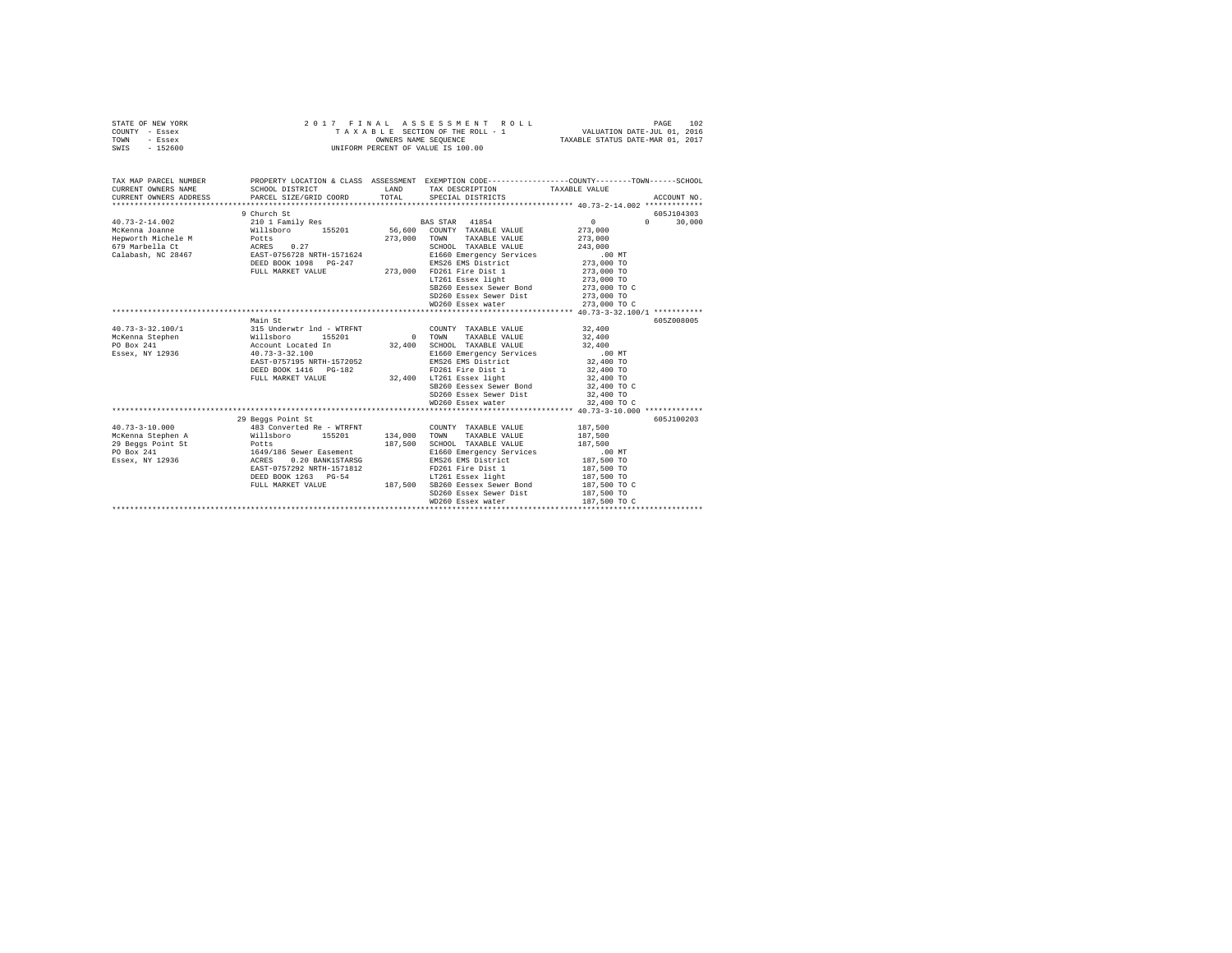STATE OF NEW YORK
COUNTY - Essex
TOWN - Essex
SWIS - 152600

2017 FINAL ASSESSMENT ROLL
TAXABLE SECTION OF THE ROLL - 1
OWNERS NAME SEQUENCE
UNIFORM PERCENT OF VALUE IS 100.00

VALUATION DATE-JUL 01, 2016
TAXABLE STATUS DATE-MAR 01, 2017

| TAX MAP PARCEL NUMBER / CURRENT OWNERS NAME / CURRENT OWNERS ADDRESS | PROPERTY LOCATION & CLASS / SCHOOL DISTRICT / PARCEL SIZE/GRID COORD | ASSESSMENT LAND | TOTAL | EXEMPTION CODE / TAX DESCRIPTION / SPECIAL DISTRICTS | COUNTY TAXABLE VALUE | TOWN | SCHOOL | ACCOUNT NO. |
|---|---|---|---|---|---|---|---|---|
| 40.73-2-14.002 | 9 Church St | | | | | | | 605J104303 |
| | 210 1 Family Res | | | BAS STAR 41854 | 0 | 0 | 30,000 | |
| McKenna Joanne | Willsboro 155201 | 56,600 | | COUNTY TAXABLE VALUE | 273,000 | | | |
| Hepworth Michele M | Potts | | 273,000 | TOWN TAXABLE VALUE | 273,000 | | | |
| 679 Marbella Ct | ACRES 0.27 | | | SCHOOL TAXABLE VALUE | 243,000 | | | |
| Calabash, NC 28467 | EAST-0756728 NRTH-1571624 | | | E1660 Emergency Services | .00 MT | | | |
| | DEED BOOK 1098 PG-247 | | | EMS26 EMS District | 273,000 TO | | | |
| | FULL MARKET VALUE | | 273,000 | FD261 Fire Dist 1 | 273,000 TO | | | |
| | | | | LT261 Essex light | 273,000 TO | | | |
| | | | | SB260 Eessex Sewer Bond | 273,000 TO C | | | |
| | | | | SD260 Essex Sewer Dist | 273,000 TO | | | |
| | | | | WD260 Essex water | 273,000 TO C | | | |
| 40.73-3-32.100/1 | Main St | | | | | | | 605Z008005 |
| | 315 Underwtr lnd - WTRFNT | | | COUNTY TAXABLE VALUE | 32,400 | | | |
| McKenna Stephen | Willsboro 155201 | 0 | | TOWN TAXABLE VALUE | 32,400 | | | |
| PO Box 241 | Account Located In | | 32,400 | SCHOOL TAXABLE VALUE | 32,400 | | | |
| Essex, NY 12936 | 40.73-3-32.100 | | | E1660 Emergency Services | .00 MT | | | |
| | EAST-0757195 NRTH-1572052 | | | EMS26 EMS District | 32,400 TO | | | |
| | DEED BOOK 1416 PG-182 | | | FD261 Fire Dist 1 | 32,400 TO | | | |
| | FULL MARKET VALUE | | 32,400 | LT261 Essex light | 32,400 TO | | | |
| | | | | SB260 Eessex Sewer Bond | 32,400 TO C | | | |
| | | | | SD260 Essex Sewer Dist | 32,400 TO | | | |
| | | | | WD260 Essex water | 32,400 TO C | | | |
| 40.73-3-10.000 | 29 Beggs Point St | | | | | | | 605J100203 |
| | 483 Converted Re - WTRFNT | | | COUNTY TAXABLE VALUE | 187,500 | | | |
| McKenna Stephen A | Willsboro 155201 | 134,000 | | TOWN TAXABLE VALUE | 187,500 | | | |
| 29 Beggs Point St | Potts | | 187,500 | SCHOOL TAXABLE VALUE | 187,500 | | | |
| PO Box 241 | 1649/186 Sewer Easement | | | E1660 Emergency Services | .00 MT | | | |
| Essex, NY 12936 | ACRES 0.20 BANK1STARSG | | | EMS26 EMS District | 187,500 TO | | | |
| | EAST-0757292 NRTH-1571812 | | | FD261 Fire Dist 1 | 187,500 TO | | | |
| | DEED BOOK 1263 PG-54 | | | LT261 Essex light | 187,500 TO | | | |
| | FULL MARKET VALUE | | 187,500 | SB260 Eessex Sewer Bond | 187,500 TO C | | | |
| | | | | SD260 Essex Sewer Dist | 187,500 TO | | | |
| | | | | WD260 Essex water | 187,500 TO C | | | |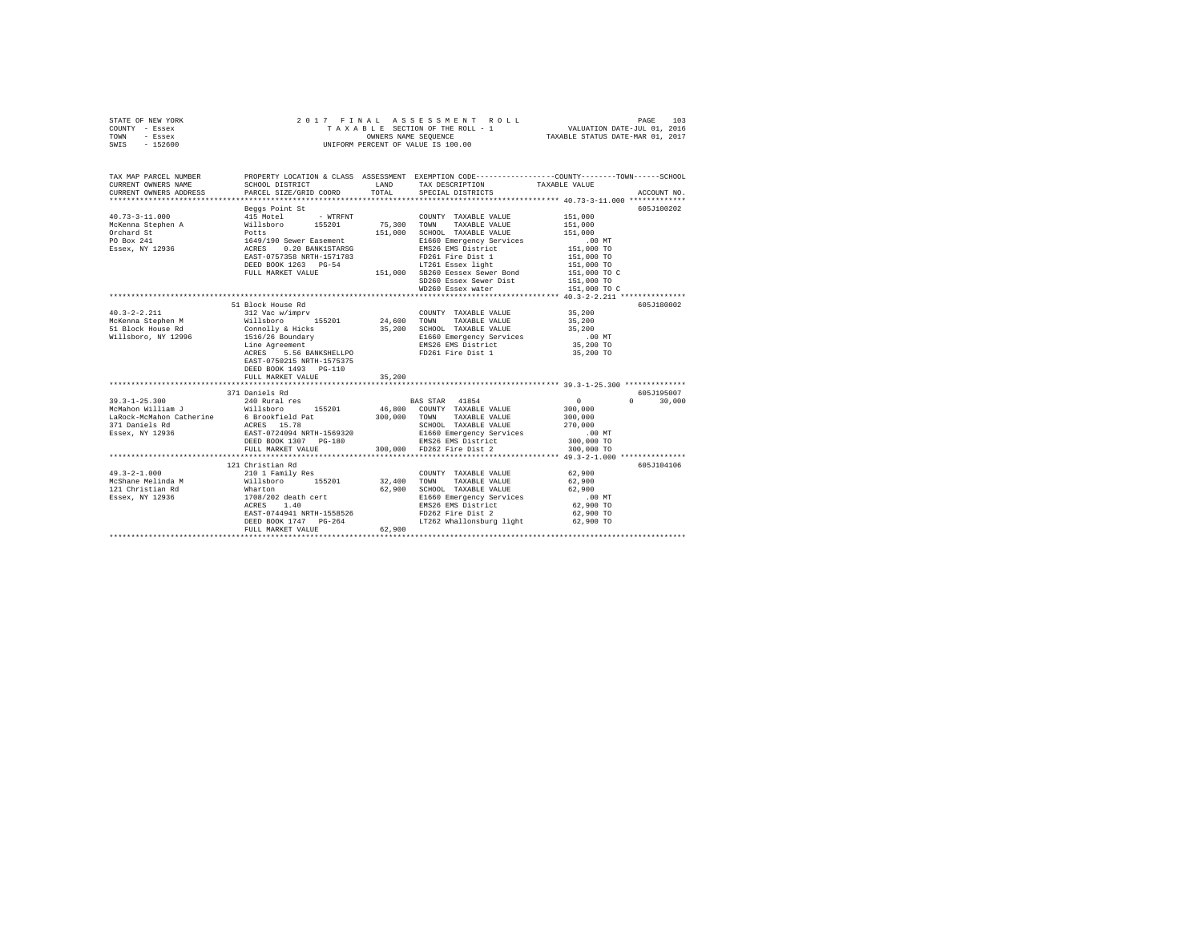STATE OF NEW YORK
COUNTY - Essex
TOWN - Essex
SWIS - 152600

2 0 1 7 F I N A L A S S E S S M E N T R O L L
T A X A B L E SECTION OF THE ROLL - 1
OWNERS NAME SEQUENCE
UNIFORM PERCENT OF VALUE IS 100.00

VALUATION DATE-JUL 01, 2016
TAXABLE STATUS DATE-MAR 01, 2017

```
TAX MAP PARCEL NUMBER     PROPERTY LOCATION & CLASS  ASSESSMENT  EXEMPTION CODE------------------COUNTY--------TOWN------SCHOOL
CURRENT OWNERS NAME       SCHOOL DISTRICT               LAND      TAX DESCRIPTION            TAXABLE VALUE
CURRENT OWNERS ADDRESS    PARCEL SIZE/GRID COORD        TOTAL     SPECIAL DISTRICTS                                        ACCOUNT NO.
********************************************************************************************* 40.73-3-11.000 *************
                          Beggs Point St                                                                           605J100202
40.73-3-11.000            415 Motel      - WTRFNT                COUNTY  TAXABLE VALUE            151,000
McKenna Stephen A         Willsboro      155201      75,300      TOWN    TAXABLE VALUE            151,000
Orchard St                Potts                     151,000      SCHOOL  TAXABLE VALUE            151,000
PO Box 241                1649/190 Sewer Easement                E1660 Emergency Services             .00 MT
Essex, NY 12936           ACRES    0.20 BANK1STARSG              EMS26 EMS District               151,000 TO
                          EAST-0757358 NRTH-1571783              FD261 Fire Dist 1                151,000 TO
                          DEED BOOK 1263   PG-54                 LT261 Essex light                151,000 TO
                          FULL MARKET VALUE         151,000      SB260 Eessex Sewer Bond          151,000 TO C
                                                                 SD260 Essex Sewer Dist           151,000 TO
                                                                 WD260 Essex water                151,000 TO C
********************************************************************************************* 40.3-2-2.211 ***************
                          51 Block House Rd                                                                        605J180002
40.3-2-2.211              312 Vac w/imprv                        COUNTY  TAXABLE VALUE             35,200
McKenna Stephen M         Willsboro      155201      24,600      TOWN    TAXABLE VALUE             35,200
51 Block House Rd         Connolly & Hicks           35,200      SCHOOL  TAXABLE VALUE             35,200
Willsboro, NY 12996       1516/26 Boundary                       E1660 Emergency Services             .00 MT
                          Line Agreement                         EMS26 EMS District                35,200 TO
                          ACRES    5.56 BANKSHELLPO              FD261 Fire Dist 1                 35,200 TO
                          EAST-0750215 NRTH-1575375
                          DEED BOOK 1493   PG-110
                          FULL MARKET VALUE          35,200
********************************************************************************************* 39.3-1-25.300 **************
                          371 Daniels Rd                                                                           605J195007
39.3-1-25.300             240 Rural res                          BAS STAR  41854                       0           0     30,000
McMahon William J         Willsboro      155201      46,800      COUNTY  TAXABLE VALUE            300,000
LaRock-McMahon Catherine  6 Brookfield Pat          300,000      TOWN    TAXABLE VALUE            300,000
371 Daniels Rd            ACRES   15.78                          SCHOOL  TAXABLE VALUE            270,000
Essex, NY 12936           EAST-0724094 NRTH-1569320              E1660 Emergency Services             .00 MT
                          DEED BOOK 1307   PG-180                EMS26 EMS District               300,000 TO
                          FULL MARKET VALUE         300,000      FD262 Fire Dist 2                300,000 TO
********************************************************************************************* 49.3-2-1.000 ***************
                          121 Christian Rd                                                                         605J104106
49.3-2-1.000              210 1 Family Res                       COUNTY  TAXABLE VALUE             62,900
McShane Melinda M         Willsboro      155201      32,400      TOWN    TAXABLE VALUE             62,900
121 Christian Rd          Wharton                    62,900      SCHOOL  TAXABLE VALUE             62,900
Essex, NY 12936           1708/202 death cert                    E1660 Emergency Services             .00 MT
                          ACRES    1.40                          EMS26 EMS District                62,900 TO
                          EAST-0744941 NRTH-1558526              FD262 Fire Dist 2                 62,900 TO
                          DEED BOOK 1747   PG-264                LT262 Whallonsburg light          62,900 TO
                          FULL MARKET VALUE          62,900
****************************************************************************************************************************
```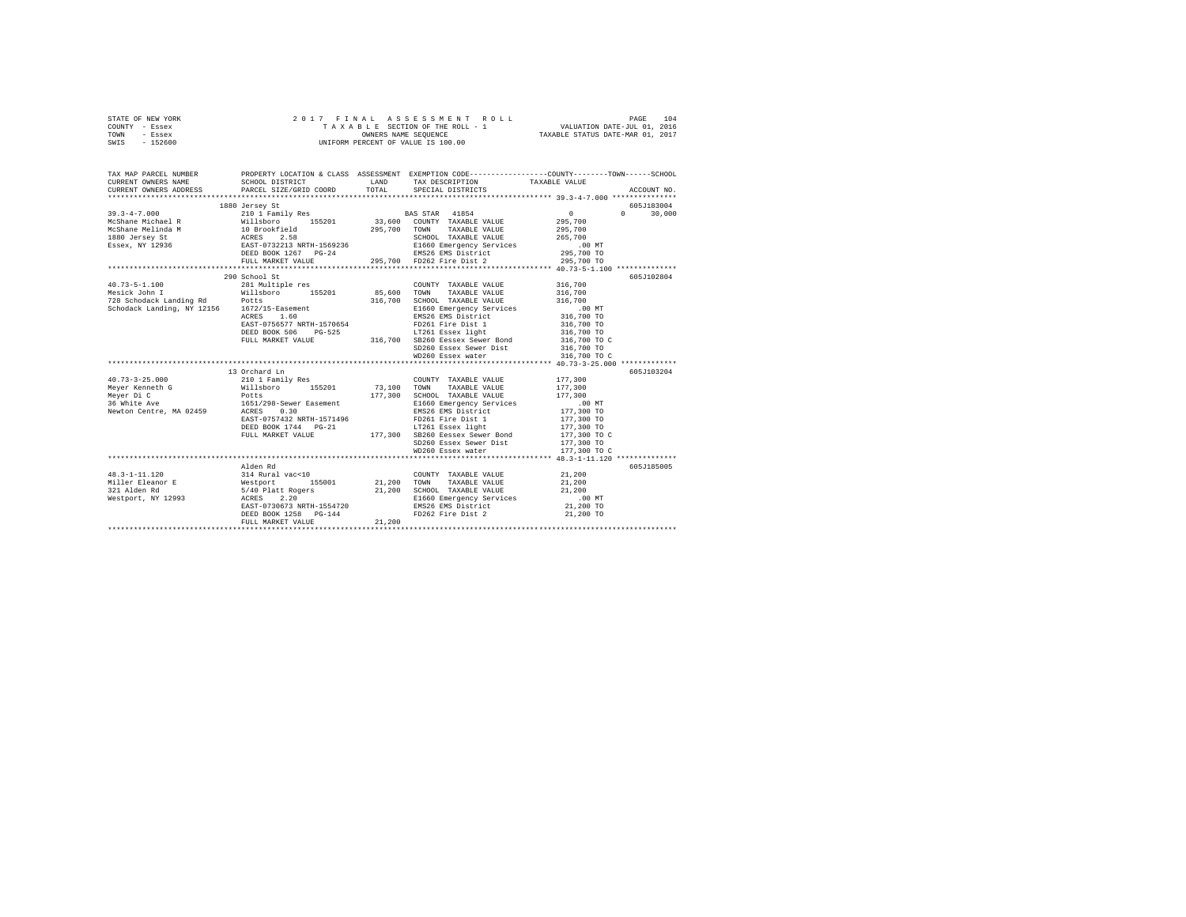STATE OF NEW YORK
COUNTY - Essex
TOWN - Essex
SWIS - 152600

2017 FINAL ASSESSMENT ROLL
TAXABLE SECTION OF THE ROLL - 1
OWNERS NAME SEQUENCE
UNIFORM PERCENT OF VALUE IS 100.00

VALUATION DATE-JUL 01, 2016
TAXABLE STATUS DATE-MAR 01, 2017

| TAX MAP PARCEL NUMBER / CURRENT OWNERS NAME / CURRENT OWNERS ADDRESS | PROPERTY LOCATION & CLASS / SCHOOL DISTRICT / PARCEL SIZE/GRID COORD | ASSESSMENT LAND / TOTAL | EXEMPTION CODE / TAX DESCRIPTION / SPECIAL DISTRICTS | COUNTY / TOWN / SCHOOL TAXABLE VALUE | ACCOUNT NO. |
|---|---|---|---|---|---|
| 39.3-4-7.000 | 1880 Jersey St | | | | 605J183004 |
| 39.3-4-7.000 | 210 1 Family Res | | BAS STAR 41854 | 0 0 30,000 | |
| McShane Michael R | Willsboro 155201 | 33,600 | COUNTY TAXABLE VALUE | 295,700 | |
| McShane Melinda M | 10 Brookfield | 295,700 | TOWN TAXABLE VALUE | 295,700 | |
| 1880 Jersey St | ACRES 2.58 | | SCHOOL TAXABLE VALUE | 265,700 | |
| Essex, NY 12936 | EAST-0732213 NRTH-1569236 | | E1660 Emergency Services | .00 MT | |
| | DEED BOOK 1267 PG-24 | | EMS26 EMS District | 295,700 TO | |
| | FULL MARKET VALUE | 295,700 | FD262 Fire Dist 2 | 295,700 TO | |
| 40.73-5-1.100 | 290 School St | | | | 605J102804 |
| 40.73-5-1.100 | 281 Multiple res | | COUNTY TAXABLE VALUE | 316,700 | |
| Mesick John I | Willsboro 155201 | 85,600 | TOWN TAXABLE VALUE | 316,700 | |
| 728 Schodack Landing Rd | Potts | 316,700 | SCHOOL TAXABLE VALUE | 316,700 | |
| Schodack Landing, NY 12156 | 1672/15-Easement | | E1660 Emergency Services | .00 MT | |
| | ACRES 1.60 | | EMS26 EMS District | 316,700 TO | |
| | EAST-0756577 NRTH-1570654 | | FD261 Fire Dist 1 | 316,700 TO | |
| | DEED BOOK 506 PG-525 | | LT261 Essex light | 316,700 TO | |
| | FULL MARKET VALUE | 316,700 | SB260 Eessex Sewer Bond | 316,700 TO C | |
| | | | SD260 Essex Sewer Dist | 316,700 TO | |
| | | | WD260 Essex water | 316,700 TO C | |
| 40.73-3-25.000 | 13 Orchard Ln | | | | 605J103204 |
| 40.73-3-25.000 | 210 1 Family Res | | COUNTY TAXABLE VALUE | 177,300 | |
| Meyer Kenneth G | Willsboro 155201 | 73,100 | TOWN TAXABLE VALUE | 177,300 | |
| Meyer Di C | Potts | 177,300 | SCHOOL TAXABLE VALUE | 177,300 | |
| 36 White Ave | 1651/298-Sewer Easement | | E1660 Emergency Services | .00 MT | |
| Newton Centre, MA 02459 | ACRES 0.30 | | EMS26 EMS District | 177,300 TO | |
| | EAST-0757432 NRTH-1571496 | | FD261 Fire Dist 1 | 177,300 TO | |
| | DEED BOOK 1744 PG-21 | | LT261 Essex light | 177,300 TO | |
| | FULL MARKET VALUE | 177,300 | SB260 Eessex Sewer Bond | 177,300 TO C | |
| | | | SD260 Essex Sewer Dist | 177,300 TO | |
| | | | WD260 Essex water | 177,300 TO C | |
| 48.3-1-11.120 | Alden Rd | | | | 605J185005 |
| 48.3-1-11.120 | 314 Rural vac<10 | | COUNTY TAXABLE VALUE | 21,200 | |
| Miller Eleanor E | Westport 155001 | 21,200 | TOWN TAXABLE VALUE | 21,200 | |
| 321 Alden Rd | 5/40 Platt Rogers | 21,200 | SCHOOL TAXABLE VALUE | 21,200 | |
| Westport, NY 12993 | ACRES 2.20 | | E1660 Emergency Services | .00 MT | |
| | EAST-0730673 NRTH-1554720 | | EMS26 EMS District | 21,200 TO | |
| | DEED BOOK 1258 PG-144 | | FD262 Fire Dist 2 | 21,200 TO | |
| | FULL MARKET VALUE | 21,200 | | | |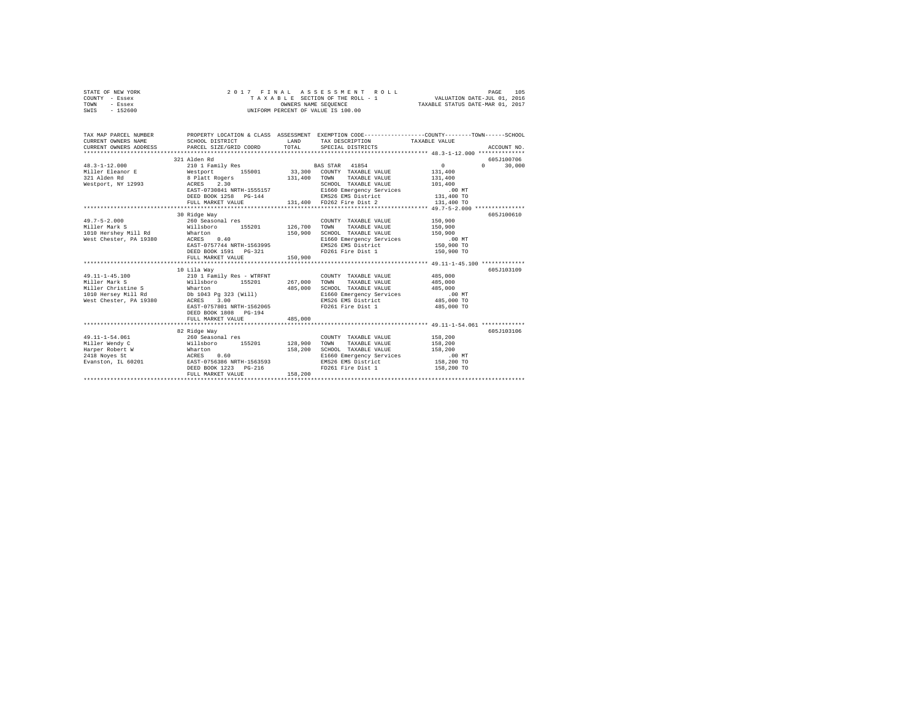STATE OF NEW YORK — 2017 FINAL ASSESSMENT ROLL
COUNTY - Essex — TAXABLE SECTION OF THE ROLL - 1 — VALUATION DATE-JUL 01, 2016
TOWN - Essex — OWNERS NAME SEQUENCE — TAXABLE STATUS DATE-MAR 01, 2017
SWIS - 152600 — UNIFORM PERCENT OF VALUE IS 100.00

```
TAX MAP PARCEL NUMBER          PROPERTY LOCATION & CLASS  ASSESSMENT  EXEMPTION CODE-----------------COUNTY--------TOWN------SCHOOL
CURRENT OWNERS NAME            SCHOOL DISTRICT              LAND      TAX DESCRIPTION            TAXABLE VALUE
CURRENT OWNERS ADDRESS         PARCEL SIZE/GRID COORD       TOTAL     SPECIAL DISTRICTS                                   ACCOUNT NO.
****************************************************************************************************** 48.3-1-12.000 **************
                               321 Alden Rd                                                                              605J100706
48.3-1-12.000                  210 1 Family Res                        BAS STAR  41854                0          0      30,000
Miller Eleanor E               Westport       155001       33,300   COUNTY  TAXABLE VALUE           131,400
321 Alden Rd                   8 Platt Rogers              131,400   TOWN    TAXABLE VALUE           131,400
Westport, NY 12993             ACRES    2.30                         SCHOOL  TAXABLE VALUE           101,400
                               EAST-0730841 NRTH-1555157             E1660 Emergency Services            .00 MT
                               DEED BOOK 1258   PG-144               EMS26 EMS District              131,400 TO
                               FULL MARKET VALUE           131,400   FD262 Fire Dist 2               131,400 TO
****************************************************************************************************** 49.7-5-2.000 ***************
                               30 Ridge Way                                                                              605J100610
49.7-5-2.000                   260 Seasonal res                        COUNTY  TAXABLE VALUE           150,900
Miller Mark S                  Willsboro      155201      126,700   TOWN    TAXABLE VALUE           150,900
1010 Hershey Mill Rd           Wharton                     150,900   SCHOOL  TAXABLE VALUE           150,900
West Chester, PA 19380         ACRES    0.40                         E1660 Emergency Services            .00 MT
                               EAST-0757744 NRTH-1563995             EMS26 EMS District              150,900 TO
                               DEED BOOK 1591   PG-321               FD261 Fire Dist 1               150,900 TO
                               FULL MARKET VALUE           150,900
****************************************************************************************************** 49.11-1-45.100 *************
                               10 Lila Way                                                                               605J103109
49.11-1-45.100                 210 1 Family Res - WTRFNT               COUNTY  TAXABLE VALUE           485,000
Miller Mark S                  Willsboro      155201      267,000   TOWN    TAXABLE VALUE           485,000
Miller Christine S             Wharton                     485,000   SCHOOL  TAXABLE VALUE           485,000
1010 Hersey Mill Rd            Db 1043 Pg 323 (Will)                 E1660 Emergency Services            .00 MT
West Chester, PA 19380         ACRES    3.00                         EMS26 EMS District              485,000 TO
                               EAST-0757801 NRTH-1562065             FD261 Fire Dist 1               485,000 TO
                               DEED BOOK 1808   PG-194
                               FULL MARKET VALUE           485,000
****************************************************************************************************** 49.11-1-54.061 *************
                               82 Ridge Way                                                                              605J103106
49.11-1-54.061                 260 Seasonal res                        COUNTY  TAXABLE VALUE           158,200
Miller Wendy C                 Willsboro      155201      128,900   TOWN    TAXABLE VALUE           158,200
Harper Robert W                Wharton                     158,200   SCHOOL  TAXABLE VALUE           158,200
2418 Noyes St                  ACRES    0.60                         E1660 Emergency Services            .00 MT
Evanston, IL 60201             EAST-0756386 NRTH-1563593             EMS26 EMS District              158,200 TO
                               DEED BOOK 1223   PG-216               FD261 Fire Dist 1               158,200 TO
                               FULL MARKET VALUE           158,200
************************************************************************************************************************************
```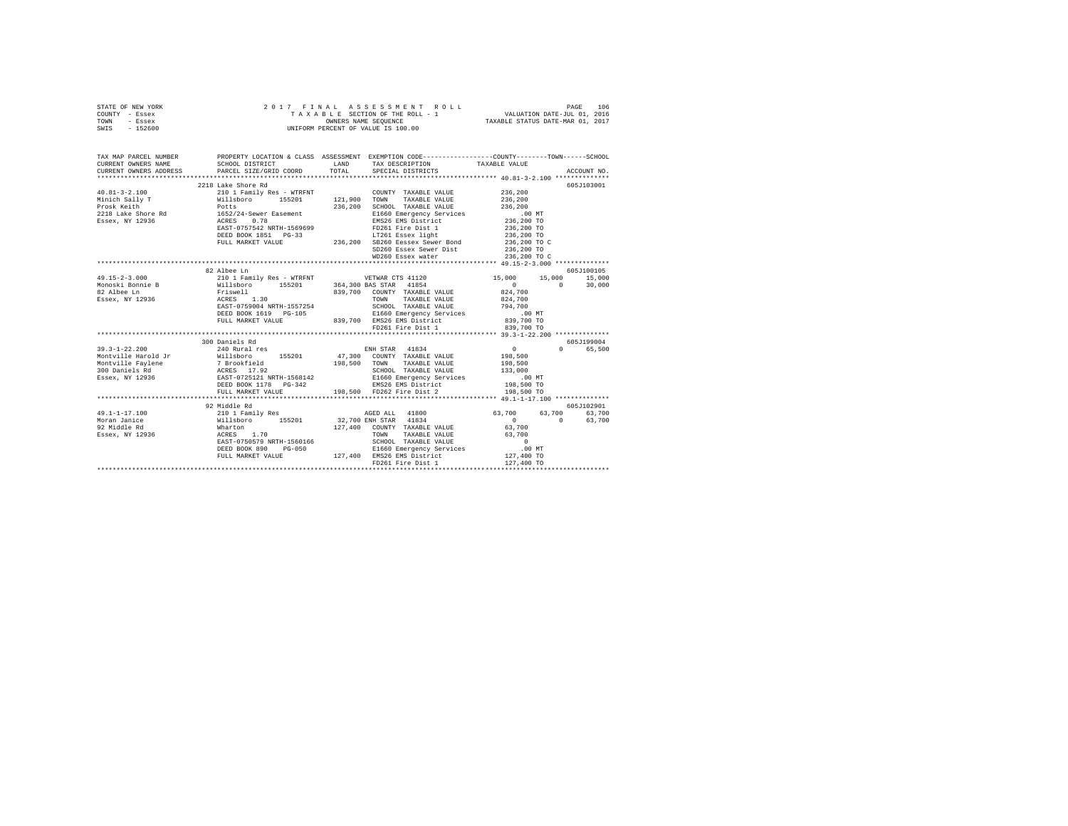STATE OF NEW YORK  
COUNTY - Essex  
TOWN - Essex  
SWIS - 152600

2 0 1 7  F I N A L  A S S E S S M E N T  R O L L  
T A X A B L E  SECTION OF THE ROLL - 1  
OWNERS NAME SEQUENCE  
UNIFORM PERCENT OF VALUE IS 100.00

VALUATION DATE-JUL 01, 2016  
TAXABLE STATUS DATE-MAR 01, 2017

```
TAX MAP PARCEL NUMBER        PROPERTY LOCATION & CLASS  ASSESSMENT  EXEMPTION CODE-----------------COUNTY--------TOWN------SCHOOL
CURRENT OWNERS NAME          SCHOOL DISTRICT               LAND      TAX DESCRIPTION            TAXABLE VALUE
CURRENT OWNERS ADDRESS       PARCEL SIZE/GRID COORD        TOTAL     SPECIAL DISTRICTS                                     ACCOUNT NO.
*********************************************************************************************** 40.81-3-2.100 **************
                             2218 Lake Shore Rd                                                                          605J103001
40.81-3-2.100                210 1 Family Res - WTRFNT             COUNTY  TAXABLE VALUE           236,200
Minich Sally T               Willsboro      155201      121,900    TOWN    TAXABLE VALUE           236,200
Prosk Keith                  Potts                      236,200    SCHOOL  TAXABLE VALUE           236,200
2218 Lake Shore Rd           1652/24-Sewer Easement                E1660 Emergency Services            .00 MT
Essex, NY 12936              ACRES    0.78                         EMS26 EMS District              236,200 TO
                             EAST-0757542 NRTH-1569699             FD261 Fire Dist 1               236,200 TO
                             DEED BOOK 1851   PG-33                LT261 Essex light               236,200 TO
                             FULL MARKET VALUE          236,200    SB260 Eessex Sewer Bond         236,200 TO C
                                                                   SD260 Essex Sewer Dist          236,200 TO
                                                                   WD260 Essex water               236,200 TO C
*********************************************************************************************** 49.15-2-3.000 **************
                             82 Albee Ln                                                                                 605J100105
49.15-2-3.000                210 1 Family Res - WTRFNT             VETWAR CTS 41120             15,000     15,000     15,000
Monoski Bonnie B             Willsboro      155201      364,300 BAS STAR  41854                      0          0     30,000
82 Albee Ln                  Friswell                   839,700    COUNTY  TAXABLE VALUE           824,700
Essex, NY 12936              ACRES    1.30                         TOWN    TAXABLE VALUE           824,700
                             EAST-0759004 NRTH-1557254             SCHOOL  TAXABLE VALUE           794,700
                             DEED BOOK 1619   PG-105               E1660 Emergency Services            .00 MT
                             FULL MARKET VALUE          839,700    EMS26 EMS District              839,700 TO
                                                                   FD261 Fire Dist 1               839,700 TO
*********************************************************************************************** 39.3-1-22.200 **************
                             300 Daniels Rd                                                                              605J199004
39.3-1-22.200                240 Rural res                         ENH STAR  41834                   0          0     65,500
Montville Harold Jr          Willsboro      155201       47,300    COUNTY  TAXABLE VALUE           198,500
Montville Faylene            7 Brookfield               198,500    TOWN    TAXABLE VALUE           198,500
300 Daniels Rd               ACRES   17.92                         SCHOOL  TAXABLE VALUE           133,000
Essex, NY 12936              EAST-0725121 NRTH-1568142             E1660 Emergency Services            .00 MT
                             DEED BOOK 1178   PG-342               EMS26 EMS District              198,500 TO
                             FULL MARKET VALUE          198,500    FD262 Fire Dist 2               198,500 TO
*********************************************************************************************** 49.1-1-17.100 **************
                             92 Middle Rd                                                                                605J102901
49.1-1-17.100                210 1 Family Res                      AGED ALL  41800              63,700     63,700     63,700
Moran Janice                 Willsboro      155201       32,700 ENH STAR  41834                      0          0     63,700
92 Middle Rd                 Wharton                    127,400    COUNTY  TAXABLE VALUE            63,700
Essex, NY 12936              ACRES    1.70                         TOWN    TAXABLE VALUE            63,700
                             EAST-0750579 NRTH-1560166             SCHOOL  TAXABLE VALUE                 0
                             DEED BOOK 890    PG-050               E1660 Emergency Services            .00 MT
                             FULL MARKET VALUE          127,400    EMS26 EMS District              127,400 TO
                                                                   FD261 Fire Dist 1               127,400 TO
****************************************************************************************************************************
```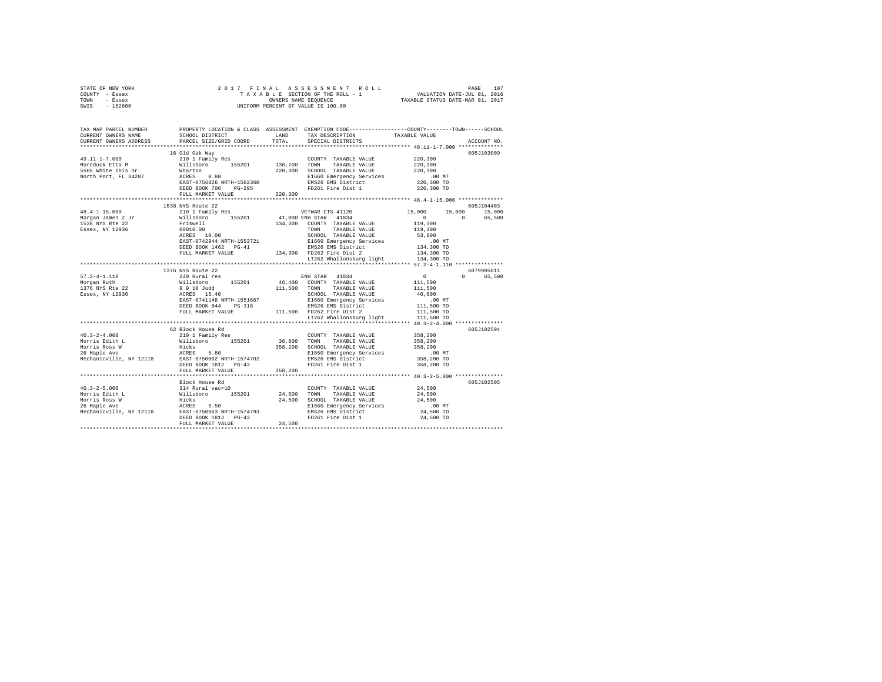STATE OF NEW YORK
COUNTY - Essex
TOWN - Essex
SWIS - 152600

2017 FINAL ASSESSMENT ROLL
TAXABLE SECTION OF THE ROLL - 1
OWNERS NAME SEQUENCE
UNIFORM PERCENT OF VALUE IS 100.00

VALUATION DATE-JUL 01, 2016
TAXABLE STATUS DATE-MAR 01, 2017

```
TAX MAP PARCEL NUMBER     PROPERTY LOCATION & CLASS  ASSESSMENT  EXEMPTION CODE-----------------COUNTY--------TOWN------SCHOOL
CURRENT OWNERS NAME       SCHOOL DISTRICT              LAND      TAX DESCRIPTION            TAXABLE VALUE
CURRENT OWNERS ADDRESS    PARCEL SIZE/GRID COORD       TOTAL     SPECIAL DISTRICTS                                    ACCOUNT NO.
****************************************************************************************** 49.11-1-7.000 **************
                          16 Old Oak Way                                                                              605J103009
49.11-1-7.000             210 1 Family Res                      COUNTY  TAXABLE VALUE         220,300
Moredock Etta M           Willsboro      155201     136,700     TOWN    TAXABLE VALUE         220,300
5505 White Ibis Dr        Wharton                   220,300     SCHOOL  TAXABLE VALUE         220,300
North Port, FL 34287      ACRES    0.80                         E1660 Emergency Services          .00 MT
                          EAST-0756826 NRTH-1562360             EMS26 EMS District             220,300 TO
                          DEED BOOK 706    PG-295               FD261 Fire Dist 1              220,300 TO
                          FULL MARKET VALUE         220,300
****************************************************************************************** 48.4-1-15.000 **************
                          1538 NYS Route 22                                                                           605J104403
48.4-1-15.000             210 1 Family Res                 VETWAR CTS 41120           15,000      15,000      15,000
Morgan James Z Jr         Willsboro      155201      41,000 ENH STAR  41834                0           0      65,500
1538 NYS Rte 22           Friswell                  134,300     COUNTY  TAXABLE VALUE         119,300
Essex, NY 12936           00010.00                              TOWN    TAXABLE VALUE         119,300
                          ACRES   10.00                         SCHOOL  TAXABLE VALUE          53,800
                          EAST-0742944 NRTH-1553721             E1660 Emergency Services          .00 MT
                          DEED BOOK 1462   PG-41                EMS26 EMS District             134,300 TO
                          FULL MARKET VALUE         134,300     FD262 Fire Dist 2              134,300 TO
                                                                LT262 Whallonsburg light       134,300 TO
****************************************************************************************** 57.2-4-1.110 ***************
                          1376 NYS Route 22                                                                           6079905011
57.2-4-1.110              240 Rural res                    ENH STAR  41834                 0           0      65,500
Morgan Ruth               Willsboro      155201      46,400     COUNTY  TAXABLE VALUE         111,500
1376 NYS Rte 22           8 9 10 Judd               111,500     TOWN    TAXABLE VALUE         111,500
Essex, NY 12936           ACRES   15.40                         SCHOOL  TAXABLE VALUE          46,000
                          EAST-0741148 NRTH-1551667             E1660 Emergency Services          .00 MT
                          DEED BOOK 844    PG-318               EMS26 EMS District             111,500 TO
                          FULL MARKET VALUE         111,500     FD262 Fire Dist 2              111,500 TO
                                                                LT262 Whallonsburg light       111,500 TO
****************************************************************************************** 40.3-2-4.000 ***************
                          62 Block House Rd                                                                           605J102504
40.3-2-4.000              210 1 Family Res                      COUNTY  TAXABLE VALUE         358,200
Morris Edith L            Willsboro      155201      36,800     TOWN    TAXABLE VALUE         358,200
Morris Ross W             Hicks                     358,200     SCHOOL  TAXABLE VALUE         358,200
26 Maple Ave              ACRES    5.80                         E1660 Emergency Services          .00 MT
Mechanicville, NY 12118   EAST-0750062 NRTH-1574702             EMS26 EMS District             358,200 TO
                          DEED BOOK 1812   PG-43                FD261 Fire Dist 1              358,200 TO
                          FULL MARKET VALUE         358,200
****************************************************************************************** 40.3-2-5.000 ***************
                          Block House Rd                                                                              605J102505
40.3-2-5.000              314 Rural vac<10                      COUNTY  TAXABLE VALUE          24,500
Morris Edith L            Willsboro      155201      24,500     TOWN    TAXABLE VALUE          24,500
Morris Ross W             Hicks                      24,500     SCHOOL  TAXABLE VALUE          24,500
26 Maple Ave              ACRES    5.50                         E1660 Emergency Services          .00 MT
Mechanicville, NY 12118   EAST-0750663 NRTH-1574793             EMS26 EMS District              24,500 TO
                          DEED BOOK 1812   PG-43                FD261 Fire Dist 1               24,500 TO
                          FULL MARKET VALUE          24,500
************************************************************************************************************************
```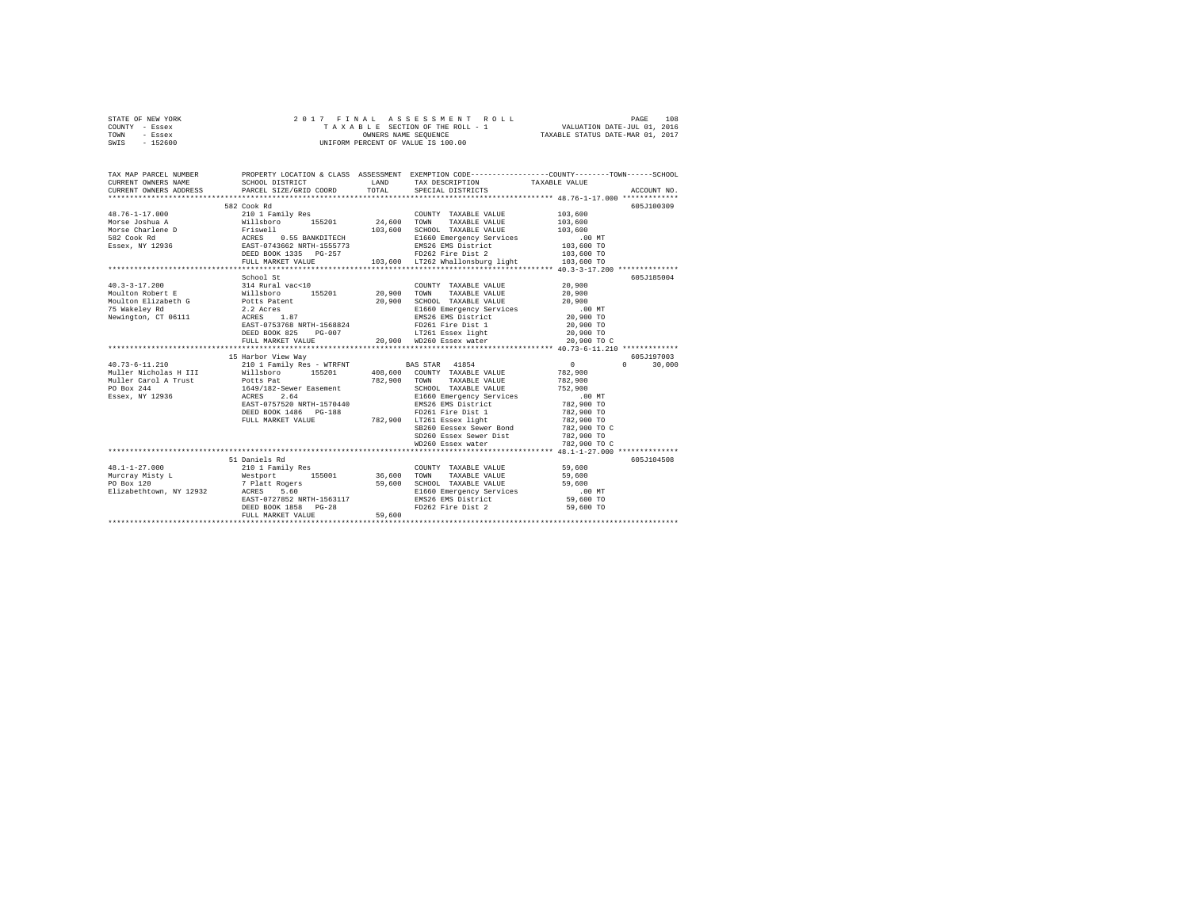STATE OF NEW YORK
COUNTY - Essex
TOWN - Essex
SWIS - 152600

2017 FINAL ASSESSMENT ROLL
TAXABLE SECTION OF THE ROLL - 1
OWNERS NAME SEQUENCE
UNIFORM PERCENT OF VALUE IS 100.00

VALUATION DATE-JUL 01, 2016
TAXABLE STATUS DATE-MAR 01, 2017

```
TAX MAP PARCEL NUMBER          PROPERTY LOCATION & CLASS  ASSESSMENT  EXEMPTION CODE-----------------COUNTY--------TOWN------SCHOOL
CURRENT OWNERS NAME            SCHOOL DISTRICT              LAND      TAX DESCRIPTION            TAXABLE VALUE
CURRENT OWNERS ADDRESS         PARCEL SIZE/GRID COORD       TOTAL     SPECIAL DISTRICTS                                   ACCOUNT NO.
*************************************************************************************************** 48.76-1-17.000 *************
                               582 Cook Rd                                                                                605J100309
48.76-1-17.000                 210 1 Family Res                       COUNTY  TAXABLE VALUE          103,600
Morse Joshua A                 Willsboro      155201       24,600     TOWN    TAXABLE VALUE          103,600
Morse Charlene D               Friswell                   103,600     SCHOOL  TAXABLE VALUE          103,600
582 Cook Rd                    ACRES    0.55 BANKDITECH               E1660 Emergency Services            .00 MT
Essex, NY 12936                EAST-0743662 NRTH-1555773              EMS26 EMS District             103,600 TO
                               DEED BOOK 1335   PG-257                FD262 Fire Dist 2              103,600 TO
                               FULL MARKET VALUE          103,600     LT262 Whallonsburg light       103,600 TO
*************************************************************************************************** 40.3-3-17.200 **************
                               School St                                                                                  605J185004
40.3-3-17.200                  314 Rural vac<10                       COUNTY  TAXABLE VALUE           20,900
Moulton Robert E               Willsboro      155201       20,900     TOWN    TAXABLE VALUE           20,900
Moulton Elizabeth G            Potts Patent                20,900     SCHOOL  TAXABLE VALUE           20,900
75 Wakeley Rd                  2.2 Acres                              E1660 Emergency Services            .00 MT
Newington, CT 06111            ACRES    1.87                          EMS26 EMS District              20,900 TO
                               EAST-0753768 NRTH-1568824              FD261 Fire Dist 1               20,900 TO
                               DEED BOOK 825    PG-007                LT261 Essex light               20,900 TO
                               FULL MARKET VALUE           20,900     WD260 Essex water               20,900 TO C
*************************************************************************************************** 40.73-6-11.210 *************
                               15 Harbor View Way                                                                         605J197003
40.73-6-11.210                 210 1 Family Res - WTRFNT              BAS STAR  41854                      0          0     30,000
Muller Nicholas H III          Willsboro      155201      408,600     COUNTY  TAXABLE VALUE          782,900
Muller Carol A Trust           Potts Pat                  782,900     TOWN    TAXABLE VALUE          782,900
PO Box 244                     1649/182-Sewer Easement                SCHOOL  TAXABLE VALUE          752,900
Essex, NY 12936                ACRES    2.64                          E1660 Emergency Services            .00 MT
                               EAST-0757520 NRTH-1570440              EMS26 EMS District             782,900 TO
                               DEED BOOK 1486   PG-188                FD261 Fire Dist 1              782,900 TO
                               FULL MARKET VALUE          782,900     LT261 Essex light              782,900 TO
                                                                      SB260 Eessex Sewer Bond        782,900 TO C
                                                                      SD260 Essex Sewer Dist         782,900 TO
                                                                      WD260 Essex water              782,900 TO C
*************************************************************************************************** 48.1-1-27.000 **************
                               51 Daniels Rd                                                                              605J104508
48.1-1-27.000                  210 1 Family Res                       COUNTY  TAXABLE VALUE           59,600
Murcray Misty L                Westport       155001       36,600     TOWN    TAXABLE VALUE           59,600
PO Box 120                     7 Platt Rogers              59,600     SCHOOL  TAXABLE VALUE           59,600
Elizabethtown, NY 12932        ACRES    5.60                          E1660 Emergency Services            .00 MT
                               EAST-0727852 NRTH-1563117              EMS26 EMS District              59,600 TO
                               DEED BOOK 1858   PG-28                 FD262 Fire Dist 2               59,600 TO
                               FULL MARKET VALUE           59,600
********************************************************************************************************************************
```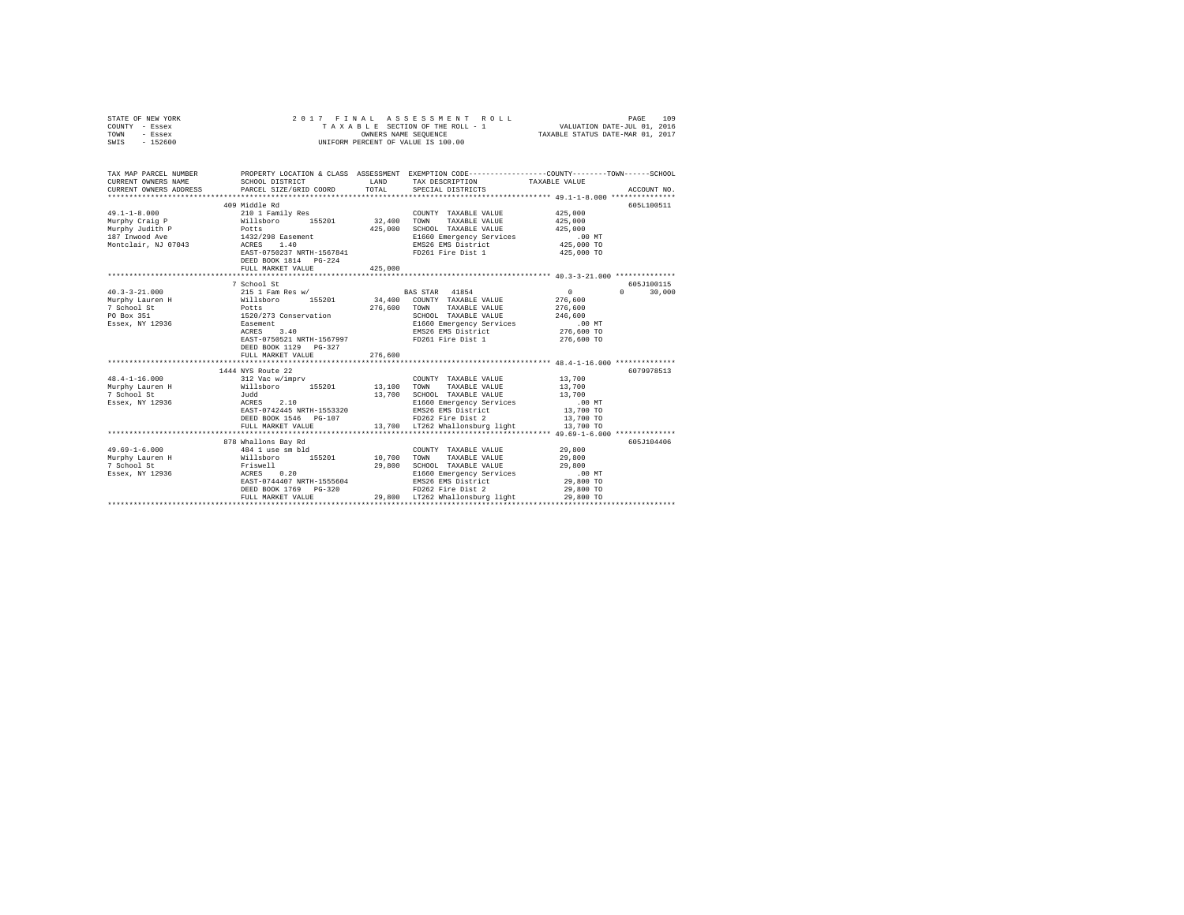STATE OF NEW YORK — 2017 FINAL ASSESSMENT ROLL
COUNTY - Essex — TAXABLE SECTION OF THE ROLL - 1 — VALUATION DATE-JUL 01, 2016
TOWN - Essex — OWNERS NAME SEQUENCE — TAXABLE STATUS DATE-MAR 01, 2017
SWIS - 152600 — UNIFORM PERCENT OF VALUE IS 100.00

| TAX MAP PARCEL NUMBER / CURRENT OWNERS NAME / CURRENT OWNERS ADDRESS | PROPERTY LOCATION & CLASS / SCHOOL DISTRICT / PARCEL SIZE/GRID COORD | ASSESSMENT LAND / TOTAL | EXEMPTION CODE / TAX DESCRIPTION / SPECIAL DISTRICTS | COUNTY / TOWN / SCHOOL TAXABLE VALUE | ACCOUNT NO. |
|---|---|---|---|---|---|
| **49.1-1-8.000** | 409 Middle Rd | | | | 605L100511 |
| Murphy Craig P | 210 1 Family Res | | COUNTY TAXABLE VALUE | 425,000 | |
| Murphy Judith P | Willsboro 155201 | 32,400 | TOWN TAXABLE VALUE | 425,000 | |
| 187 Inwood Ave | Potts | 425,000 | SCHOOL TAXABLE VALUE | 425,000 | |
| Montclair, NJ 07043 | 1432/298 Easement | | E1660 Emergency Services | .00 MT | |
| | ACRES 1.40 | | EMS26 EMS District | 425,000 TO | |
| | EAST-0750237 NRTH-1567841 | | FD261 Fire Dist 1 | 425,000 TO | |
| | DEED BOOK 1814 PG-224 | | | | |
| | FULL MARKET VALUE | 425,000 | | | |
| **40.3-3-21.000** | 7 School St | | | | 605J100115 |
| Murphy Lauren H | 215 1 Fam Res w/ | | BAS STAR 41854 | 0 0 30,000 | |
| 7 School St | Willsboro 155201 | 34,400 | COUNTY TAXABLE VALUE | 276,600 | |
| PO Box 351 | Potts | 276,600 | TOWN TAXABLE VALUE | 276,600 | |
| Essex, NY 12936 | 1520/273 Conservation | | SCHOOL TAXABLE VALUE | 246,600 | |
| | Easement | | E1660 Emergency Services | .00 MT | |
| | ACRES 3.40 | | EMS26 EMS District | 276,600 TO | |
| | EAST-0750521 NRTH-1567997 | | FD261 Fire Dist 1 | 276,600 TO | |
| | DEED BOOK 1129 PG-327 | | | | |
| | FULL MARKET VALUE | 276,600 | | | |
| **48.4-1-16.000** | 1444 NYS Route 22 | | | | 6079978513 |
| Murphy Lauren H | 312 Vac w/imprv | | COUNTY TAXABLE VALUE | 13,700 | |
| 7 School St | Willsboro 155201 | 13,100 | TOWN TAXABLE VALUE | 13,700 | |
| Essex, NY 12936 | Judd | 13,700 | SCHOOL TAXABLE VALUE | 13,700 | |
| | ACRES 2.10 | | E1660 Emergency Services | .00 MT | |
| | EAST-0742445 NRTH-1553320 | | EMS26 EMS District | 13,700 TO | |
| | DEED BOOK 1546 PG-107 | | FD262 Fire Dist 2 | 13,700 TO | |
| | FULL MARKET VALUE | 13,700 | LT262 Whallonsburg light | 13,700 TO | |
| **49.69-1-6.000** | 878 Whallons Bay Rd | | | | 605J104406 |
| Murphy Lauren H | 484 1 use sm bld | | COUNTY TAXABLE VALUE | 29,800 | |
| 7 School St | Willsboro 155201 | 10,700 | TOWN TAXABLE VALUE | 29,800 | |
| Essex, NY 12936 | Friswell | 29,800 | SCHOOL TAXABLE VALUE | 29,800 | |
| | ACRES 0.20 | | E1660 Emergency Services | .00 MT | |
| | EAST-0744407 NRTH-1555604 | | EMS26 EMS District | 29,800 TO | |
| | DEED BOOK 1769 PG-320 | | FD262 Fire Dist 2 | 29,800 TO | |
| | FULL MARKET VALUE | 29,800 | LT262 Whallonsburg light | 29,800 TO | |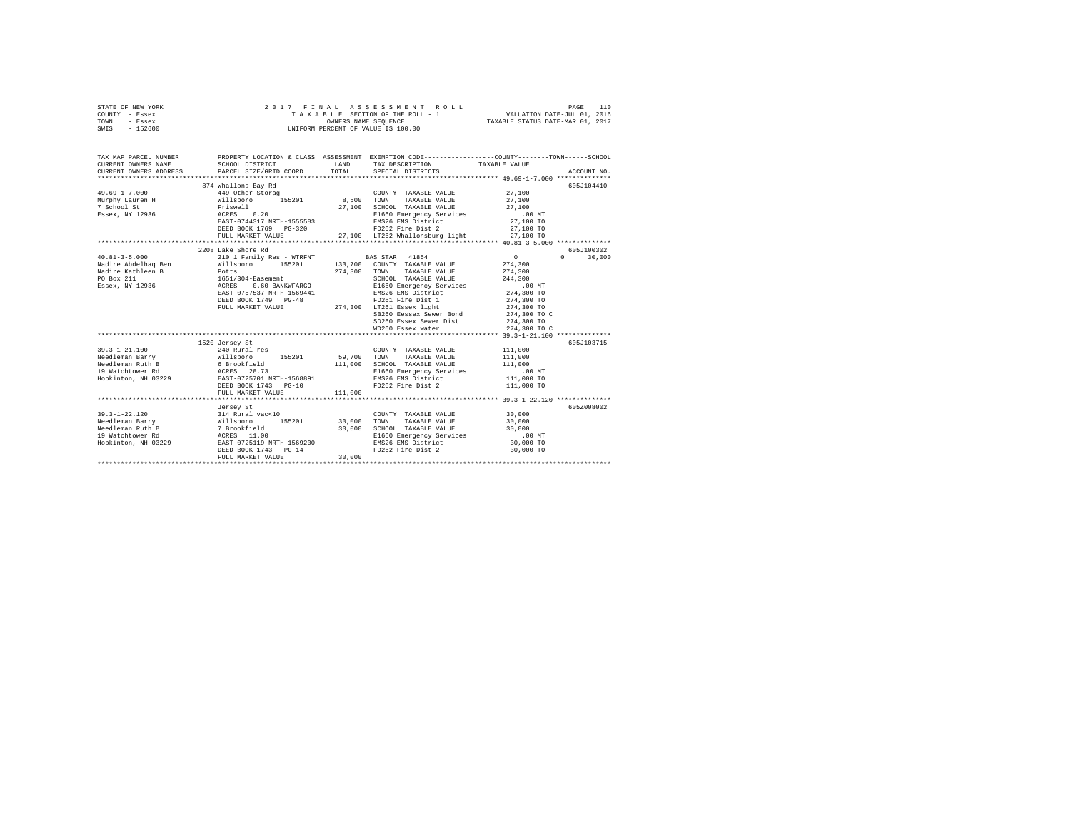STATE OF NEW YORK
COUNTY - Essex
TOWN - Essex
SWIS - 152600

2 0 1 7 F I N A L A S S E S S M E N T R O L L
T A X A B L E SECTION OF THE ROLL - 1
OWNERS NAME SEQUENCE
UNIFORM PERCENT OF VALUE IS 100.00

VALUATION DATE-JUL 01, 2016
TAXABLE STATUS DATE-MAR 01, 2017

| TAX MAP PARCEL NUMBER / CURRENT OWNERS NAME / CURRENT OWNERS ADDRESS | PROPERTY LOCATION & CLASS / SCHOOL DISTRICT / PARCEL SIZE/GRID COORD | ASSESSMENT LAND / TOTAL | EXEMPTION CODE / TAX DESCRIPTION / SPECIAL DISTRICTS | COUNTY / TOWN / SCHOOL TAXABLE VALUE | ACCOUNT NO. |
|---|---|---|---|---|---|
| **49.69-1-7.000** | 874 Whallons Bay Rd | | | | 605J104410 |
| Murphy Lauren H | 449 Other Storag | | COUNTY TAXABLE VALUE | 27,100 | |
| 7 School St | Willsboro 155201 | 8,500 | TOWN TAXABLE VALUE | 27,100 | |
| Essex, NY 12936 | Friswell | 27,100 | SCHOOL TAXABLE VALUE | 27,100 | |
| | ACRES 0.20 | | E1660 Emergency Services | .00 MT | |
| | EAST-0744317 NRTH-1555583 | | EMS26 EMS District | 27,100 TO | |
| | DEED BOOK 1769 PG-320 | | FD262 Fire Dist 2 | 27,100 TO | |
| | FULL MARKET VALUE | 27,100 | LT262 Whallonsburg light | 27,100 TO | |
| **40.81-3-5.000** | 2208 Lake Shore Rd | | | | 605J100302 |
| Nadire Abdelhaq Ben | 210 1 Family Res - WTRFNT | | BAS STAR 41854 | 0 0 30,000 | |
| Nadire Kathleen B | Willsboro 155201 | 133,700 | COUNTY TAXABLE VALUE | 274,300 | |
| PO Box 211 | Potts | 274,300 | TOWN TAXABLE VALUE | 274,300 | |
| Essex, NY 12936 | 1651/304-Easement | | SCHOOL TAXABLE VALUE | 244,300 | |
| | ACRES 0.60 BANKWFARGO | | E1660 Emergency Services | .00 MT | |
| | EAST-0757537 NRTH-1569441 | | EMS26 EMS District | 274,300 TO | |
| | DEED BOOK 1749 PG-48 | | FD261 Fire Dist 1 | 274,300 TO | |
| | FULL MARKET VALUE | 274,300 | LT261 Essex light | 274,300 TO | |
| | | | SB260 Eessex Sewer Bond | 274,300 TO C | |
| | | | SD260 Essex Sewer Dist | 274,300 TO | |
| | | | WD260 Essex water | 274,300 TO C | |
| **39.3-1-21.100** | 1520 Jersey St | | | | 605J103715 |
| Needleman Barry | 240 Rural res | | COUNTY TAXABLE VALUE | 111,000 | |
| Needleman Ruth B | Willsboro 155201 | 59,700 | TOWN TAXABLE VALUE | 111,000 | |
| 19 Watchtower Rd | 6 Brookfield | 111,000 | SCHOOL TAXABLE VALUE | 111,000 | |
| Hopkinton, NH 03229 | ACRES 28.73 | | E1660 Emergency Services | .00 MT | |
| | EAST-0725701 NRTH-1568891 | | EMS26 EMS District | 111,000 TO | |
| | DEED BOOK 1743 PG-10 | | FD262 Fire Dist 2 | 111,000 TO | |
| | FULL MARKET VALUE | 111,000 | | | |
| **39.3-1-22.120** | Jersey St | | | | 605Z008002 |
| Needleman Barry | 314 Rural vac<10 | | COUNTY TAXABLE VALUE | 30,000 | |
| Needleman Ruth B | Willsboro 155201 | 30,000 | TOWN TAXABLE VALUE | 30,000 | |
| 19 Watchtower Rd | 7 Brookfield | 30,000 | SCHOOL TAXABLE VALUE | 30,000 | |
| Hopkinton, NH 03229 | ACRES 11.00 | | E1660 Emergency Services | .00 MT | |
| | EAST-0725119 NRTH-1569200 | | EMS26 EMS District | 30,000 TO | |
| | DEED BOOK 1743 PG-14 | | FD262 Fire Dist 2 | 30,000 TO | |
| | FULL MARKET VALUE | 30,000 | | | |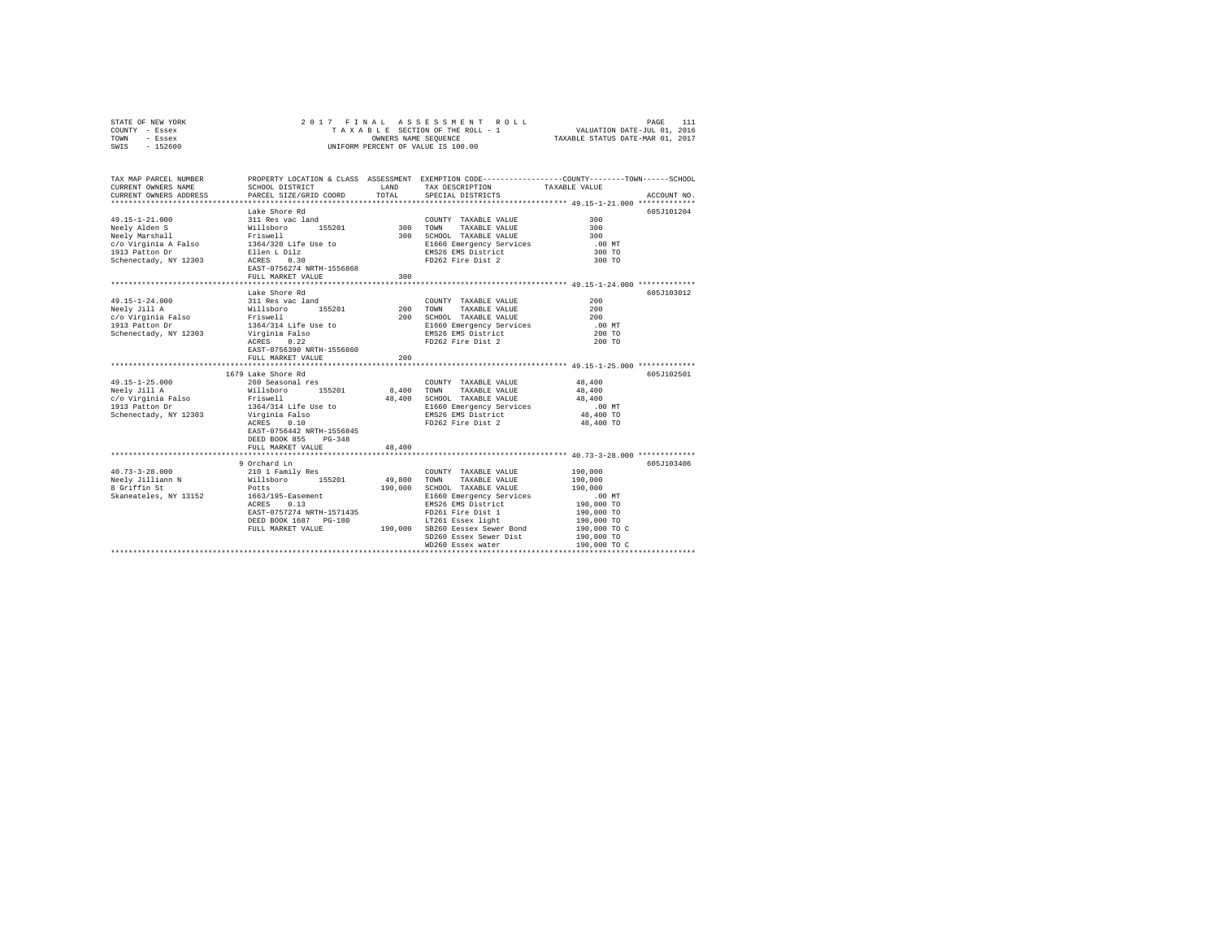STATE OF NEW YORK
COUNTY - Essex
TOWN - Essex
SWIS - 152600

2017 FINAL ASSESSMENT ROLL
TAXABLE SECTION OF THE ROLL - 1
OWNERS NAME SEQUENCE
UNIFORM PERCENT OF VALUE IS 100.00

VALUATION DATE-JUL 01, 2016
TAXABLE STATUS DATE-MAR 01, 2017

| TAX MAP PARCEL NUMBER / CURRENT OWNERS NAME / CURRENT OWNERS ADDRESS | PROPERTY LOCATION & CLASS / SCHOOL DISTRICT / PARCEL SIZE/GRID COORD | ASSESSMENT LAND / TOTAL | EXEMPTION CODE / TAX DESCRIPTION / SPECIAL DISTRICTS | TAXABLE VALUE (COUNTY / TOWN / SCHOOL) | ACCOUNT NO. |
|---|---|---|---|---|---|
| **49.15-1-21.000** | Lake Shore Rd | | | | 605J101204 |
| 49.15-1-21.000 | 311 Res vac land | | COUNTY TAXABLE VALUE | 300 | |
| Neely Alden S | Willsboro 155201 | 300 | TOWN TAXABLE VALUE | 300 | |
| Neely Marshall | Friswell | 300 | SCHOOL TAXABLE VALUE | 300 | |
| c/o Virginia A Falso | 1364/320 Life Use to | | E1660 Emergency Services | .00 MT | |
| 1913 Patton Dr | Ellen L Dilz | | EMS26 EMS District | 300 TO | |
| Schenectady, NY 12303 | ACRES 0.30 | | FD262 Fire Dist 2 | 300 TO | |
| | EAST-0756274 NRTH-1556868 | | | | |
| | FULL MARKET VALUE | 300 | | | |
| **49.15-1-24.000** | Lake Shore Rd | | | | 605J103012 |
| 49.15-1-24.000 | 311 Res vac land | | COUNTY TAXABLE VALUE | 200 | |
| Neely Jill A | Willsboro 155201 | 200 | TOWN TAXABLE VALUE | 200 | |
| c/o Virginia Falso | Friswell | 200 | SCHOOL TAXABLE VALUE | 200 | |
| 1913 Patton Dr | 1364/314 Life Use to | | E1660 Emergency Services | .00 MT | |
| Schenectady, NY 12303 | Virginia Falso | | EMS26 EMS District | 200 TO | |
| | ACRES 0.22 | | FD262 Fire Dist 2 | 200 TO | |
| | EAST-0756390 NRTH-1556860 | | | | |
| | FULL MARKET VALUE | 200 | | | |
| **49.15-1-25.000** | 1679 Lake Shore Rd | | | | 605J102501 |
| 49.15-1-25.000 | 260 Seasonal res | | COUNTY TAXABLE VALUE | 48,400 | |
| Neely Jill A | Willsboro 155201 | 8,400 | TOWN TAXABLE VALUE | 48,400 | |
| c/o Virginia Falso | Friswell | 48,400 | SCHOOL TAXABLE VALUE | 48,400 | |
| 1913 Patton Dr | 1364/314 Life Use to | | E1660 Emergency Services | .00 MT | |
| Schenectady, NY 12303 | Virginia Falso | | EMS26 EMS District | 48,400 TO | |
| | ACRES 0.10 | | FD262 Fire Dist 2 | 48,400 TO | |
| | EAST-0756442 NRTH-1556845 | | | | |
| | DEED BOOK 855 PG-348 | | | | |
| | FULL MARKET VALUE | 48,400 | | | |
| **40.73-3-28.000** | 9 Orchard Ln | | | | 605J103406 |
| 40.73-3-28.000 | 210 1 Family Res | | COUNTY TAXABLE VALUE | 190,000 | |
| Neely Jilliann N | Willsboro 155201 | 49,800 | TOWN TAXABLE VALUE | 190,000 | |
| 8 Griffin St | Potts | 190,000 | SCHOOL TAXABLE VALUE | 190,000 | |
| Skaneateles, NY 13152 | 1663/195-Easement | | E1660 Emergency Services | .00 MT | |
| | ACRES 0.13 | | EMS26 EMS District | 190,000 TO | |
| | EAST-0757274 NRTH-1571435 | | FD261 Fire Dist 1 | 190,000 TO | |
| | DEED BOOK 1687 PG-180 | | LT261 Essex light | 190,000 TO | |
| | FULL MARKET VALUE | 190,000 | SB260 Eessex Sewer Bond | 190,000 TO C | |
| | | | SD260 Essex Sewer Dist | 190,000 TO | |
| | | | WD260 Essex water | 190,000 TO C | |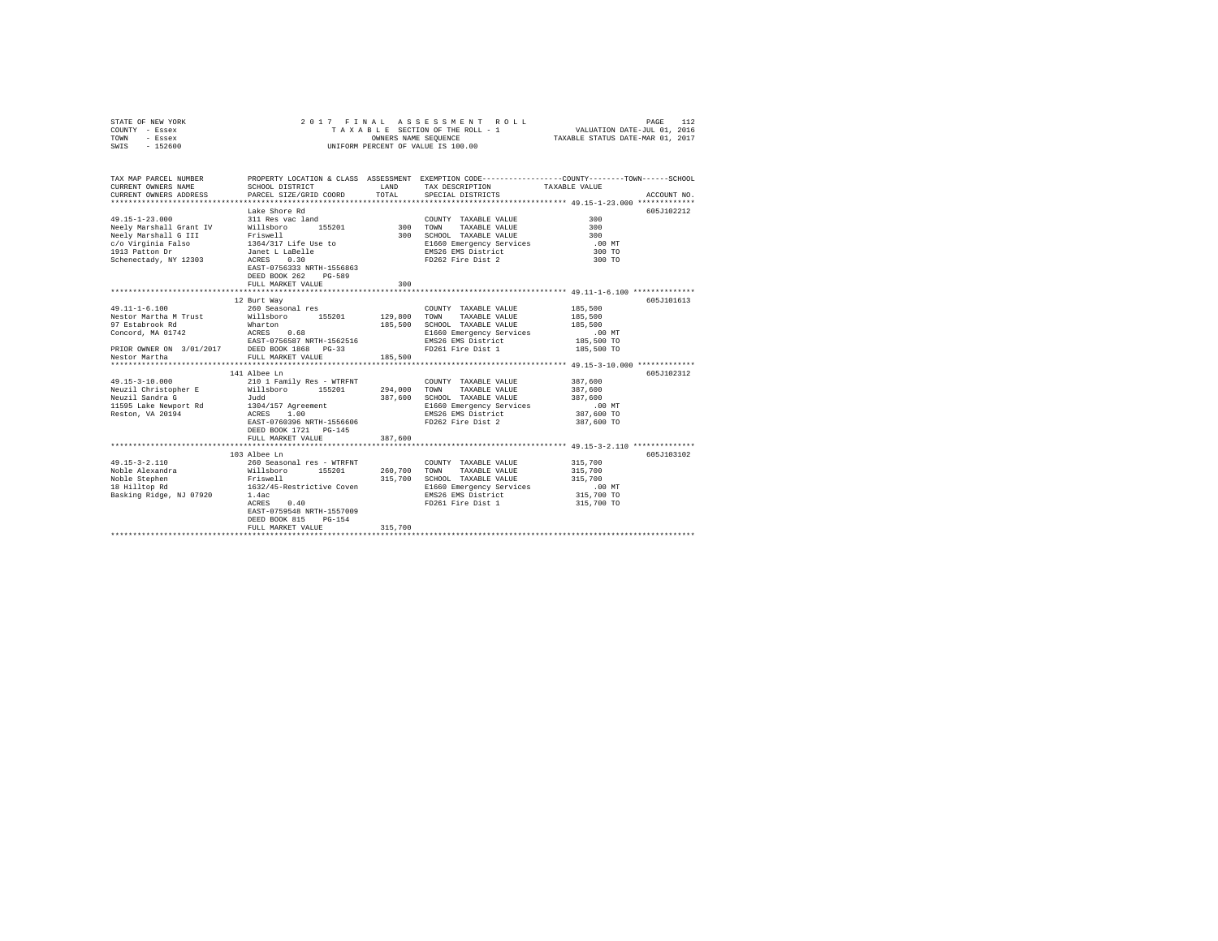STATE OF NEW YORK                    2 0 1 7   F I N A L   A S S E S S M E N T   R O L L
COUNTY - Essex                       T A X A B L E  SECTION OF THE ROLL - 1          VALUATION DATE-JUL 01, 2016
TOWN   - Essex                       OWNERS NAME SEQUENCE                          TAXABLE STATUS DATE-MAR 01, 2017
SWIS   - 152600                      UNIFORM PERCENT OF VALUE IS 100.00

| TAX MAP PARCEL NUMBER<br>CURRENT OWNERS NAME<br>CURRENT OWNERS ADDRESS | PROPERTY LOCATION & CLASS<br>SCHOOL DISTRICT<br>PARCEL SIZE/GRID COORD | ASSESSMENT<br>LAND<br>TOTAL | EXEMPTION CODE<br>TAX DESCRIPTION<br>SPECIAL DISTRICTS | COUNTY--------TOWN------SCHOOL<br>TAXABLE VALUE | ACCOUNT NO. |
|---|---|---|---|---|---|
| **49.15-1-23.000** | Lake Shore Rd | | | | 605J102212 |
| 49.15-1-23.000 | 311 Res vac land | | COUNTY TAXABLE VALUE | 300 | |
| Neely Marshall Grant IV | Willsboro 155201 | 300 | TOWN TAXABLE VALUE | 300 | |
| Neely Marshall G III | Friswell | 300 | SCHOOL TAXABLE VALUE | 300 | |
| c/o Virginia Falso | 1364/317 Life Use to | | E1660 Emergency Services | .00 MT | |
| 1913 Patton Dr | Janet L LaBelle | | EMS26 EMS District | 300 TO | |
| Schenectady, NY 12303 | ACRES 0.30 | | FD262 Fire Dist 2 | 300 TO | |
| | EAST-0756333 NRTH-1556863 | | | | |
| | DEED BOOK 262 PG-589 | | | | |
| | FULL MARKET VALUE | 300 | | | |
| **49.11-1-6.100** | 12 Burt Way | | | | 605J101613 |
| 49.11-1-6.100 | 260 Seasonal res | | COUNTY TAXABLE VALUE | 185,500 | |
| Nestor Martha M Trust | Willsboro 155201 | 129,800 | TOWN TAXABLE VALUE | 185,500 | |
| 97 Estabrook Rd | Wharton | 185,500 | SCHOOL TAXABLE VALUE | 185,500 | |
| Concord, MA 01742 | ACRES 0.68 | | E1660 Emergency Services | .00 MT | |
| | EAST-0756587 NRTH-1562516 | | EMS26 EMS District | 185,500 TO | |
| PRIOR OWNER ON 3/01/2017 | DEED BOOK 1868 PG-33 | | FD261 Fire Dist 1 | 185,500 TO | |
| Nestor Martha | FULL MARKET VALUE | 185,500 | | | |
| **49.15-3-10.000** | 141 Albee Ln | | | | 605J102312 |
| 49.15-3-10.000 | 210 1 Family Res - WTRFNT | | COUNTY TAXABLE VALUE | 387,600 | |
| Neuzil Christopher E | Willsboro 155201 | 294,000 | TOWN TAXABLE VALUE | 387,600 | |
| Neuzil Sandra G | Judd | 387,600 | SCHOOL TAXABLE VALUE | 387,600 | |
| 11595 Lake Newport Rd | 1304/157 Agreement | | E1660 Emergency Services | .00 MT | |
| Reston, VA 20194 | ACRES 1.00 | | EMS26 EMS District | 387,600 TO | |
| | EAST-0760396 NRTH-1556606 | | FD262 Fire Dist 2 | 387,600 TO | |
| | DEED BOOK 1721 PG-145 | | | | |
| | FULL MARKET VALUE | 387,600 | | | |
| **49.15-3-2.110** | 103 Albee Ln | | | | 605J103102 |
| 49.15-3-2.110 | 260 Seasonal res - WTRFNT | | COUNTY TAXABLE VALUE | 315,700 | |
| Noble Alexandra | Willsboro 155201 | 260,700 | TOWN TAXABLE VALUE | 315,700 | |
| Noble Stephen | Friswell | 315,700 | SCHOOL TAXABLE VALUE | 315,700 | |
| 18 Hilltop Rd | 1632/45-Restrictive Coven | | E1660 Emergency Services | .00 MT | |
| Basking Ridge, NJ 07920 | 1.4ac | | EMS26 EMS District | 315,700 TO | |
| | ACRES 0.40 | | FD261 Fire Dist 1 | 315,700 TO | |
| | EAST-0759548 NRTH-1557009 | | | | |
| | DEED BOOK 815 PG-154 | | | | |
| | FULL MARKET VALUE | 315,700 | | | |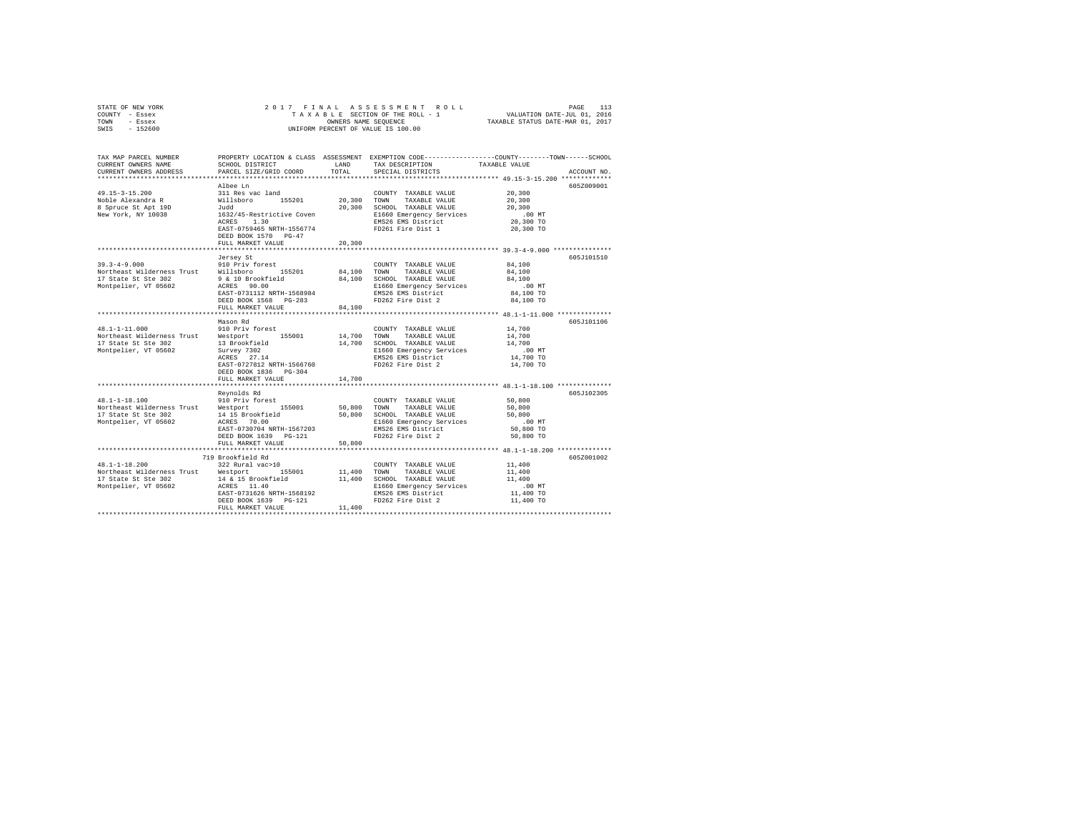STATE OF NEW YORK
COUNTY - Essex
TOWN - Essex
SWIS - 152600

2 0 1 7 F I N A L A S S E S S M E N T R O L L
T A X A B L E SECTION OF THE ROLL - 1
OWNERS NAME SEQUENCE
UNIFORM PERCENT OF VALUE IS 100.00

VALUATION DATE-JUL 01, 2016
TAXABLE STATUS DATE-MAR 01, 2017

```
TAX MAP PARCEL NUMBER     PROPERTY LOCATION & CLASS  ASSESSMENT  EXEMPTION CODE-----------------COUNTY--------TOWN------SCHOOL
CURRENT OWNERS NAME       SCHOOL DISTRICT              LAND      TAX DESCRIPTION              TAXABLE VALUE
CURRENT OWNERS ADDRESS    PARCEL SIZE/GRID COORD       TOTAL     SPECIAL DISTRICTS                                    ACCOUNT NO.
******************************************************************************************** 49.15-3-15.200 *************
                          Albee Ln                                                                               605Z009001
49.15-3-15.200            311 Res vac land                       COUNTY  TAXABLE VALUE          20,300
Noble Alexandra R         Willsboro      155201      20,300      TOWN    TAXABLE VALUE          20,300
8 Spruce St Apt 19D       Judd                       20,300      SCHOOL  TAXABLE VALUE          20,300
New York, NY 10038        1632/45-Restrictive Coven              E1660 Emergency Services          .00 MT
                          ACRES    1.30                          EMS26 EMS District             20,300 TO
                          EAST-0759465 NRTH-1556774              FD261 Fire Dist 1              20,300 TO
                          DEED BOOK 1570   PG-47
                          FULL MARKET VALUE          20,300
******************************************************************************************** 39.3-4-9.000 ***************
                          Jersey St                                                                              605J101510
39.3-4-9.000              910 Priv forest                        COUNTY  TAXABLE VALUE          84,100
Northeast Wilderness Trust  Willsboro    155201      84,100      TOWN    TAXABLE VALUE          84,100
17 State St Ste 302       9 & 10 Brookfield          84,100      SCHOOL  TAXABLE VALUE          84,100
Montpelier, VT 05602      ACRES   90.00                          E1660 Emergency Services          .00 MT
                          EAST-0731112 NRTH-1568984              EMS26 EMS District             84,100 TO
                          DEED BOOK 1568   PG-283                FD262 Fire Dist 2              84,100 TO
                          FULL MARKET VALUE          84,100
******************************************************************************************** 48.1-1-11.000 **************
                          Mason Rd                                                                               605J101106
48.1-1-11.000             910 Priv forest                        COUNTY  TAXABLE VALUE          14,700
Northeast Wilderness Trust  Westport     155001      14,700      TOWN    TAXABLE VALUE          14,700
17 State St Ste 302       13 Brookfield              14,700      SCHOOL  TAXABLE VALUE          14,700
Montpelier, VT 05602      Survey 7302                            E1660 Emergency Services          .00 MT
                          ACRES   27.14                          EMS26 EMS District             14,700 TO
                          EAST-0727812 NRTH-1566760              FD262 Fire Dist 2              14,700 TO
                          DEED BOOK 1836   PG-304
                          FULL MARKET VALUE          14,700
******************************************************************************************** 48.1-1-18.100 **************
                          Reynolds Rd                                                                            605J102305
48.1-1-18.100             910 Priv forest                        COUNTY  TAXABLE VALUE          50,800
Northeast Wilderness Trust  Westport     155001      50,800      TOWN    TAXABLE VALUE          50,800
17 State St Ste 302       14 15 Brookfield           50,800      SCHOOL  TAXABLE VALUE          50,800
Montpelier, VT 05602      ACRES   70.00                          E1660 Emergency Services          .00 MT
                          EAST-0730704 NRTH-1567203              EMS26 EMS District             50,800 TO
                          DEED BOOK 1639   PG-121                FD262 Fire Dist 2              50,800 TO
                          FULL MARKET VALUE          50,800
******************************************************************************************** 48.1-1-18.200 **************
                          719 Brookfield Rd                                                                      605Z001002
48.1-1-18.200             322 Rural vac>10                       COUNTY  TAXABLE VALUE          11,400
Northeast Wilderness Trust  Westport     155001      11,400      TOWN    TAXABLE VALUE          11,400
17 State St Ste 302       14 & 15 Brookfield         11,400      SCHOOL  TAXABLE VALUE          11,400
Montpelier, VT 05602      ACRES   11.40                          E1660 Emergency Services          .00 MT
                          EAST-0731626 NRTH-1568192              EMS26 EMS District             11,400 TO
                          DEED BOOK 1639   PG-121                FD262 Fire Dist 2              11,400 TO
                          FULL MARKET VALUE          11,400
************************************************************************************************************************
```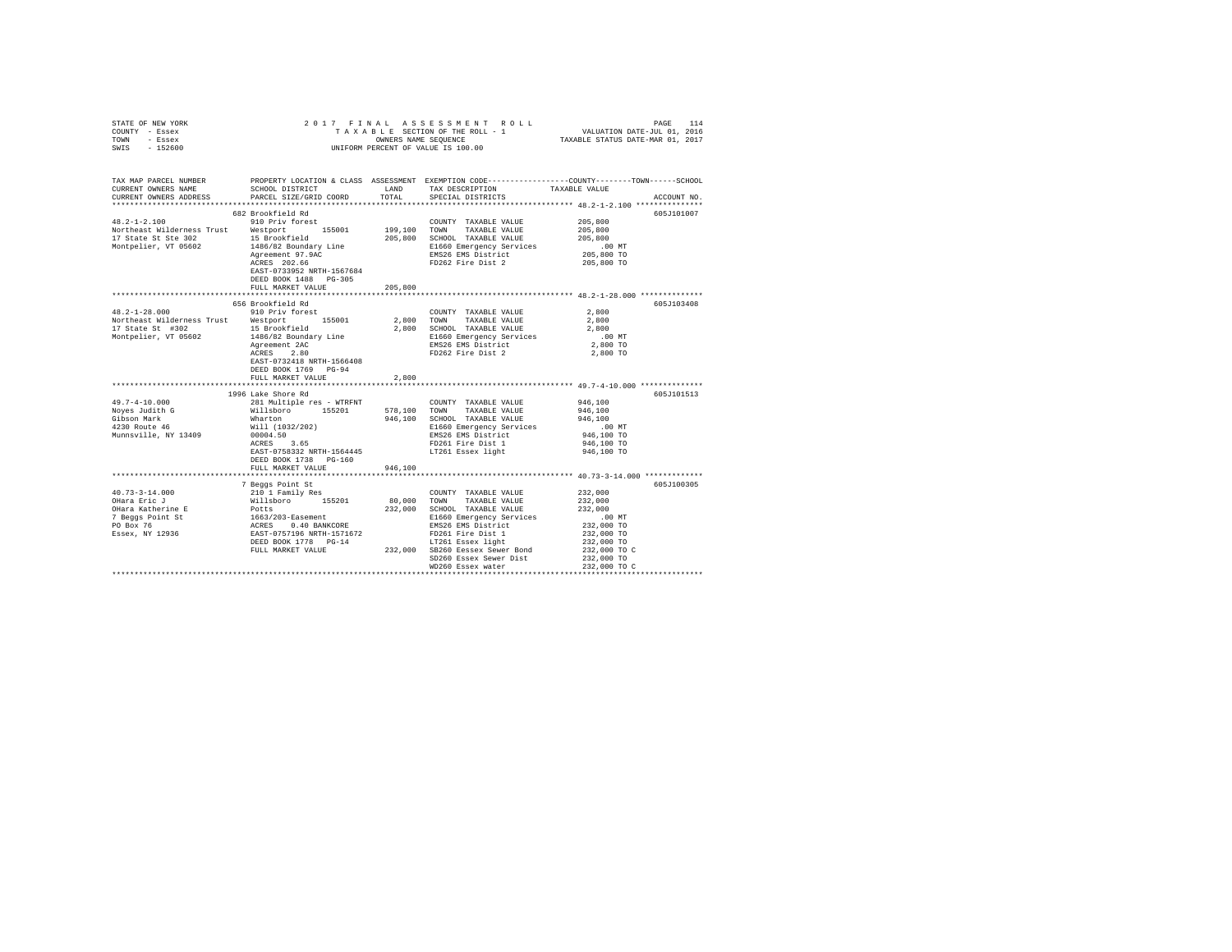STATE OF NEW YORK
COUNTY - Essex
TOWN - Essex
SWIS - 152600

2017 FINAL ASSESSMENT ROLL
TAXABLE SECTION OF THE ROLL - 1
OWNERS NAME SEQUENCE
UNIFORM PERCENT OF VALUE IS 100.00

VALUATION DATE-JUL 01, 2016
TAXABLE STATUS DATE-MAR 01, 2017

```
TAX MAP PARCEL NUMBER         PROPERTY LOCATION & CLASS  ASSESSMENT  EXEMPTION CODE-----------------COUNTY--------TOWN------SCHOOL
CURRENT OWNERS NAME           SCHOOL DISTRICT              LAND      TAX DESCRIPTION            TAXABLE VALUE
CURRENT OWNERS ADDRESS        PARCEL SIZE/GRID COORD       TOTAL     SPECIAL DISTRICTS                                    ACCOUNT NO.
******************************************************************************************************* 48.2-1-2.100 ***************
                              682 Brookfield Rd                                                                         605J101007
48.2-1-2.100                  910 Priv forest                         COUNTY  TAXABLE VALUE         205,800
Northeast Wilderness Trust    Westport      155001      199,100       TOWN    TAXABLE VALUE         205,800
17 State St Ste 302           15 Brookfield             205,800       SCHOOL  TAXABLE VALUE         205,800
Montpelier, VT 05602          1486/82 Boundary Line                   E1660 Emergency Services          .00 MT
                              Agreement 97.9AC                        EMS26 EMS District            205,800 TO
                              ACRES  202.66                           FD262 Fire Dist 2             205,800 TO
                              EAST-0733952 NRTH-1567684
                              DEED BOOK 1488   PG-305
                              FULL MARKET VALUE         205,800
******************************************************************************************************* 48.2-1-28.000 **************
                              656 Brookfield Rd                                                                         605J103408
48.2-1-28.000                 910 Priv forest                         COUNTY  TAXABLE VALUE           2,800
Northeast Wilderness Trust    Westport      155001        2,800       TOWN    TAXABLE VALUE           2,800
17 State St  #302             15 Brookfield               2,800       SCHOOL  TAXABLE VALUE           2,800
Montpelier, VT 05602          1486/82 Boundary Line                   E1660 Emergency Services          .00 MT
                              Agreement 2AC                           EMS26 EMS District              2,800 TO
                              ACRES    2.80                           FD262 Fire Dist 2               2,800 TO
                              EAST-0732418 NRTH-1566408
                              DEED BOOK 1769   PG-94
                              FULL MARKET VALUE           2,800
******************************************************************************************************* 49.7-4-10.000 **************
                              1996 Lake Shore Rd                                                                        605J101513
49.7-4-10.000                 281 Multiple res - WTRFNT               COUNTY  TAXABLE VALUE         946,100
Noyes Judith G                Willsboro     155201      578,100       TOWN    TAXABLE VALUE         946,100
Gibson Mark                   Wharton                   946,100       SCHOOL  TAXABLE VALUE         946,100
4230 Route 46                 Will (1032/202)                         E1660 Emergency Services          .00 MT
Munnsville, NY 13409          00004.50                                EMS26 EMS District            946,100 TO
                              ACRES    3.65                           FD261 Fire Dist 1             946,100 TO
                              EAST-0758332 NRTH-1564445               LT261 Essex light             946,100 TO
                              DEED BOOK 1738   PG-160
                              FULL MARKET VALUE         946,100
******************************************************************************************************* 40.73-3-14.000 *************
                              7 Beggs Point St                                                                          605J100305
40.73-3-14.000                210 1 Family Res                        COUNTY  TAXABLE VALUE         232,000
OHara Eric J                  Willsboro     155201       80,000       TOWN    TAXABLE VALUE         232,000
OHara Katherine E             Potts                     232,000       SCHOOL  TAXABLE VALUE         232,000
7 Beggs Point St              1663/203-Easement                       E1660 Emergency Services          .00 MT
PO Box 76                     ACRES    0.40 BANKCORE                  EMS26 EMS District            232,000 TO
Essex, NY 12936               EAST-0757196 NRTH-1571672               FD261 Fire Dist 1             232,000 TO
                              DEED BOOK 1778   PG-14                  LT261 Essex light             232,000 TO
                              FULL MARKET VALUE         232,000       SB260 Eessex Sewer Bond       232,000 TO C
                                                                      SD260 Essex Sewer Dist        232,000 TO
                                                                      WD260 Essex water             232,000 TO C
************************************************************************************************************************************
```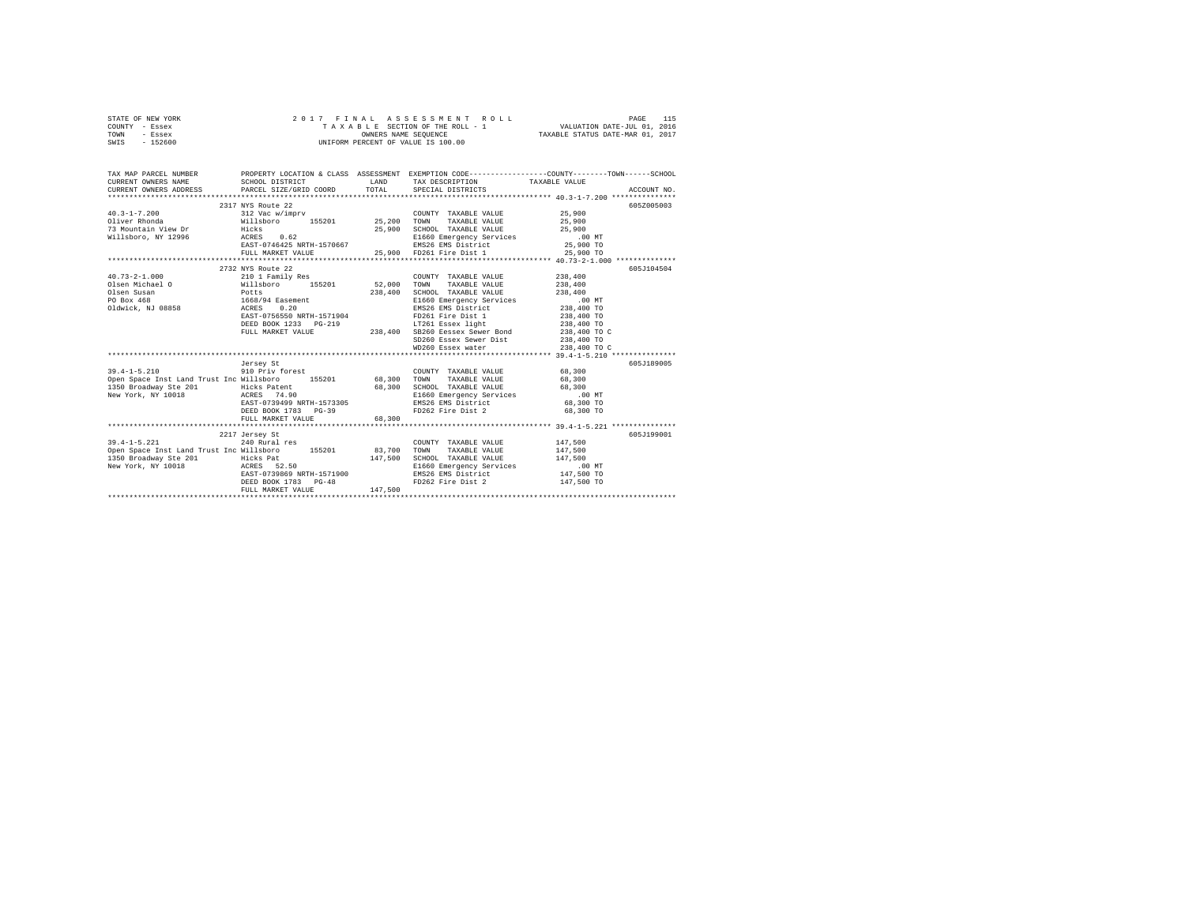STATE OF NEW YORK
COUNTY - Essex
TOWN - Essex
SWIS - 152600

2017 FINAL ASSESSMENT ROLL
TAXABLE SECTION OF THE ROLL - 1
OWNERS NAME SEQUENCE
UNIFORM PERCENT OF VALUE IS 100.00

VALUATION DATE-JUL 01, 2016
TAXABLE STATUS DATE-MAR 01, 2017

| TAX MAP PARCEL NUMBER / CURRENT OWNERS NAME / CURRENT OWNERS ADDRESS | PROPERTY LOCATION & CLASS / SCHOOL DISTRICT / PARCEL SIZE/GRID COORD | ASSESSMENT LAND / TOTAL | EXEMPTION CODE / TAX DESCRIPTION / SPECIAL DISTRICTS | TAXABLE VALUE (COUNTY / TOWN / SCHOOL) | ACCOUNT NO. |
|---|---|---|---|---|---|
| 40.3-1-7.200 | 2317 NYS Route 22 | | | | 605Z005003 |
| | 312 Vac w/imprv | | COUNTY TAXABLE VALUE | 25,900 | |
| Oliver Rhonda | Willsboro 155201 | 25,200 | TOWN TAXABLE VALUE | 25,900 | |
| 73 Mountain View Dr | Hicks | 25,900 | SCHOOL TAXABLE VALUE | 25,900 | |
| Willsboro, NY 12996 | ACRES 0.62 | | E1660 Emergency Services | .00 MT | |
| | EAST-0746425 NRTH-1570667 | | EMS26 EMS District | 25,900 TO | |
| | FULL MARKET VALUE | 25,900 | FD261 Fire Dist 1 | 25,900 TO | |
| 40.73-2-1.000 | 2732 NYS Route 22 | | | | 605J104504 |
| | 210 1 Family Res | | COUNTY TAXABLE VALUE | 238,400 | |
| Olsen Michael O | Willsboro 155201 | 52,000 | TOWN TAXABLE VALUE | 238,400 | |
| Olsen Susan | Potts | 238,400 | SCHOOL TAXABLE VALUE | 238,400 | |
| PO Box 468 | 1668/94 Easement | | E1660 Emergency Services | .00 MT | |
| Oldwick, NJ 08858 | ACRES 0.20 | | EMS26 EMS District | 238,400 TO | |
| | EAST-0756550 NRTH-1571904 | | FD261 Fire Dist 1 | 238,400 TO | |
| | DEED BOOK 1233 PG-219 | | LT261 Essex light | 238,400 TO | |
| | FULL MARKET VALUE | 238,400 | SB260 Eessex Sewer Bond | 238,400 TO C | |
| | | | SD260 Essex Sewer Dist | 238,400 TO | |
| | | | WD260 Essex water | 238,400 TO C | |
| 39.4-1-5.210 | Jersey St | | | | 605J189005 |
| | 910 Priv forest | | COUNTY TAXABLE VALUE | 68,300 | |
| Open Space Inst Land Trust Inc | Willsboro 155201 | 68,300 | TOWN TAXABLE VALUE | 68,300 | |
| 1350 Broadway Ste 201 | Hicks Patent | 68,300 | SCHOOL TAXABLE VALUE | 68,300 | |
| New York, NY 10018 | ACRES 74.90 | | E1660 Emergency Services | .00 MT | |
| | EAST-0739499 NRTH-1573305 | | EMS26 EMS District | 68,300 TO | |
| | DEED BOOK 1783 PG-39 | | FD262 Fire Dist 2 | 68,300 TO | |
| | FULL MARKET VALUE | 68,300 | | | |
| 39.4-1-5.221 | 2217 Jersey St | | | | 605J199001 |
| | 240 Rural res | | COUNTY TAXABLE VALUE | 147,500 | |
| Open Space Inst Land Trust Inc | Willsboro 155201 | 83,700 | TOWN TAXABLE VALUE | 147,500 | |
| 1350 Broadway Ste 201 | Hicks Pat | 147,500 | SCHOOL TAXABLE VALUE | 147,500 | |
| New York, NY 10018 | ACRES 52.50 | | E1660 Emergency Services | .00 MT | |
| | EAST-0739869 NRTH-1571900 | | EMS26 EMS District | 147,500 TO | |
| | DEED BOOK 1783 PG-48 | | FD262 Fire Dist 2 | 147,500 TO | |
| | FULL MARKET VALUE | 147,500 | | | |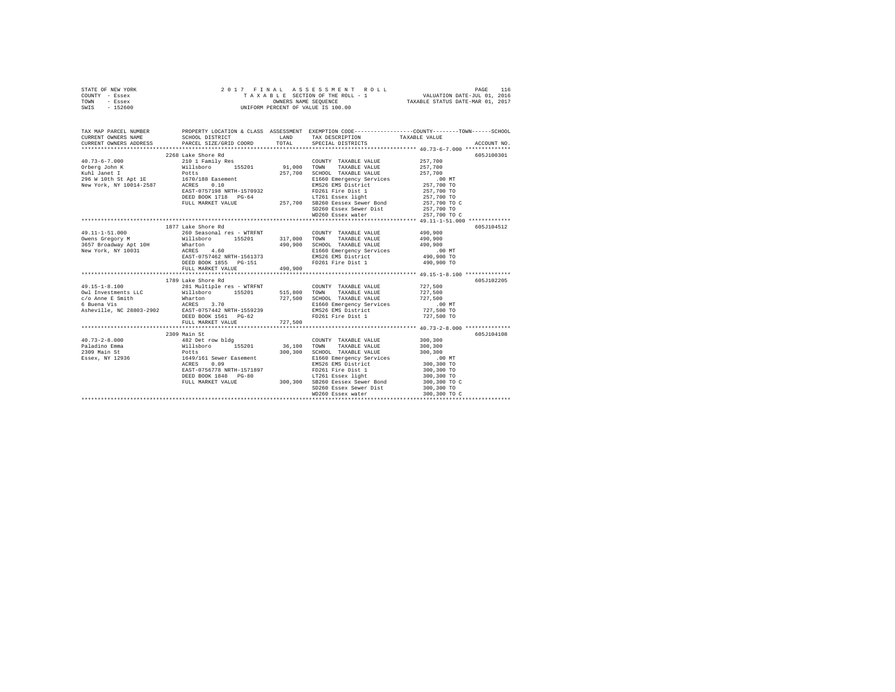STATE OF NEW YORK — 2017 FINAL ASSESSMENT ROLL — PAGE 116
COUNTY - Essex — TAXABLE SECTION OF THE ROLL - 1 — VALUATION DATE-JUL 01, 2016
TOWN - Essex — OWNERS NAME SEQUENCE — TAXABLE STATUS DATE-MAR 01, 2017
SWIS - 152600 — UNIFORM PERCENT OF VALUE IS 100.00

```
TAX MAP PARCEL NUMBER          PROPERTY LOCATION & CLASS  ASSESSMENT  EXEMPTION CODE-----------------COUNTY--------TOWN------SCHOOL
CURRENT OWNERS NAME            SCHOOL DISTRICT              LAND      TAX DESCRIPTION              TAXABLE VALUE
CURRENT OWNERS ADDRESS         PARCEL SIZE/GRID COORD       TOTAL     SPECIAL DISTRICTS                                      ACCOUNT NO.
******************************************************************************************************* 40.73-6-7.000 **************
                               2268 Lake Shore Rd                                                                            605J100301
40.73-6-7.000                  210 1 Family Res                       COUNTY  TAXABLE VALUE          257,700
Orberg John K                  Willsboro      155201       91,000     TOWN    TAXABLE VALUE          257,700
Kuhl Janet I                   Potts                      257,700     SCHOOL  TAXABLE VALUE          257,700
296 W 10th St Apt 1E           1670/188 Easement                      E1660 Emergency Services           .00 MT
New York, NY 10014-2587        ACRES    0.10                          EMS26 EMS District             257,700 TO
                               EAST-0757198 NRTH-1570932              FD261 Fire Dist 1              257,700 TO
                               DEED BOOK 1718   PG-64                 LT261 Essex light              257,700 TO
                               FULL MARKET VALUE          257,700     SB260 Eessex Sewer Bond        257,700 TO C
                                                                      SD260 Essex Sewer Dist         257,700 TO
                                                                      WD260 Essex water              257,700 TO C
******************************************************************************************************* 49.11-1-51.000 *************
                               1877 Lake Shore Rd                                                                            605J104512
49.11-1-51.000                 260 Seasonal res - WTRFNT              COUNTY  TAXABLE VALUE          490,900
Owens Gregory M                Willsboro      155201      317,000     TOWN    TAXABLE VALUE          490,900
3657 Broadway Apt 10H          Wharton                    490,900     SCHOOL  TAXABLE VALUE          490,900
New York, NY 10031             ACRES    4.60                          E1660 Emergency Services           .00 MT
                               EAST-0757462 NRTH-1561373              EMS26 EMS District             490,900 TO
                               DEED BOOK 1855   PG-151                FD261 Fire Dist 1              490,900 TO
                               FULL MARKET VALUE          490,900
******************************************************************************************************* 49.15-1-8.100 **************
                               1789 Lake Shore Rd                                                                            605J102205
49.15-1-8.100                  281 Multiple res - WTRFNT              COUNTY  TAXABLE VALUE          727,500
Owl Investments LLC            Willsboro      155201      515,800     TOWN    TAXABLE VALUE          727,500
c/o Anne E Smith               Wharton                    727,500     SCHOOL  TAXABLE VALUE          727,500
6 Buena Vis                    ACRES    3.70                          E1660 Emergency Services           .00 MT
Asheville, NC 28803-2902       EAST-0757442 NRTH-1559239              EMS26 EMS District             727,500 TO
                               DEED BOOK 1561   PG-62                 FD261 Fire Dist 1              727,500 TO
                               FULL MARKET VALUE          727,500
******************************************************************************************************* 40.73-2-8.000 **************
                               2309 Main St                                                                                  605J104108
40.73-2-8.000                  482 Det row bldg                       COUNTY  TAXABLE VALUE          300,300
Paladino Emma                  Willsboro      155201       36,100     TOWN    TAXABLE VALUE          300,300
2309 Main St                   Potts                      300,300     SCHOOL  TAXABLE VALUE          300,300
Essex, NY 12936                1649/161 Sewer Easement                E1660 Emergency Services           .00 MT
                               ACRES    0.09                          EMS26 EMS District             300,300 TO
                               EAST-0756778 NRTH-1571897              FD261 Fire Dist 1              300,300 TO
                               DEED BOOK 1848   PG-80                 LT261 Essex light              300,300 TO
                               FULL MARKET VALUE          300,300     SB260 Eessex Sewer Bond        300,300 TO C
                                                                      SD260 Essex Sewer Dist         300,300 TO
                                                                      WD260 Essex water              300,300 TO C
************************************************************************************************************************************
```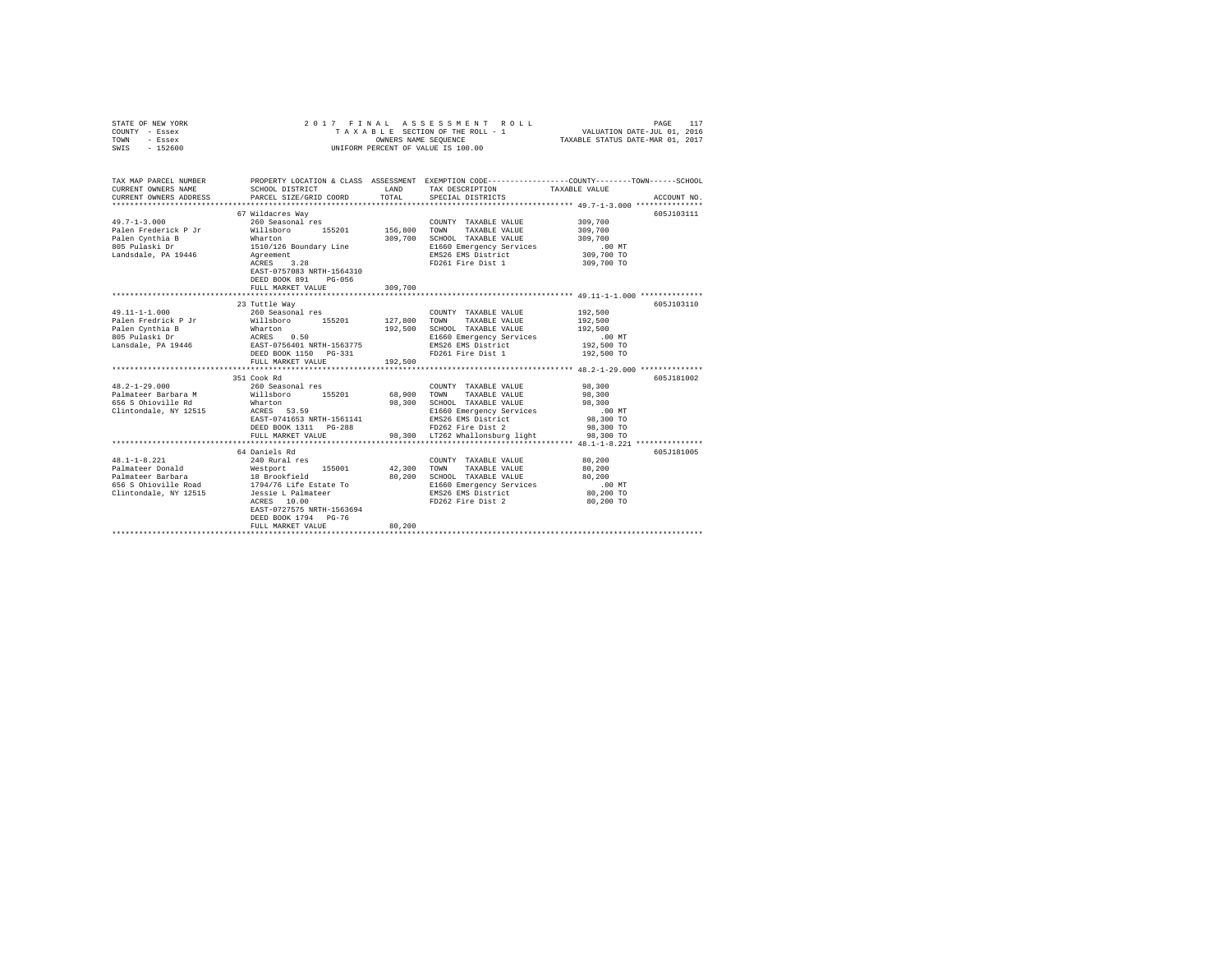STATE OF NEW YORK — 2017 FINAL ASSESSMENT ROLL
COUNTY - Essex — TAXABLE SECTION OF THE ROLL - 1 — VALUATION DATE-JUL 01, 2016
TOWN - Essex — OWNERS NAME SEQUENCE — TAXABLE STATUS DATE-MAR 01, 2017
SWIS - 152600 — UNIFORM PERCENT OF VALUE IS 100.00

```
TAX MAP PARCEL NUMBER          PROPERTY LOCATION & CLASS  ASSESSMENT  EXEMPTION CODE------------------COUNTY--------TOWN------SCHOOL
CURRENT OWNERS NAME            SCHOOL DISTRICT             LAND       TAX DESCRIPTION            TAXABLE VALUE
CURRENT OWNERS ADDRESS         PARCEL SIZE/GRID COORD      TOTAL      SPECIAL DISTRICTS                                      ACCOUNT NO.
****************************************************************************************************** 49.7-1-3.000 ***************
                               67 Wildacres Way                                                                          605J103111
49.7-1-3.000                   260 Seasonal res                       COUNTY  TAXABLE VALUE          309,700
Palen Frederick P Jr           Willsboro     155201       156,800    TOWN    TAXABLE VALUE          309,700
Palen Cynthia B                Wharton                    309,700    SCHOOL  TAXABLE VALUE          309,700
805 Pulaski Dr                 1510/126 Boundary Line                 E1660 Emergency Services            .00 MT
Landsdale, PA 19446            Agreement                              EMS26 EMS District             309,700 TO
                               ACRES    3.28                          FD261 Fire Dist 1              309,700 TO
                               EAST-0757083 NRTH-1564310
                               DEED BOOK 891    PG-056
                               FULL MARKET VALUE          309,700
****************************************************************************************************** 49.11-1-1.000 **************
                               23 Tuttle Way                                                                             605J103110
49.11-1-1.000                  260 Seasonal res                       COUNTY  TAXABLE VALUE          192,500
Palen Fredrick P Jr            Willsboro     155201       127,800    TOWN    TAXABLE VALUE          192,500
Palen Cynthia B                Wharton                    192,500    SCHOOL  TAXABLE VALUE          192,500
805 Pulaski Dr                 ACRES    0.50                          E1660 Emergency Services            .00 MT
Lansdale, PA 19446             EAST-0756401 NRTH-1563775              EMS26 EMS District             192,500 TO
                               DEED BOOK 1150   PG-331                FD261 Fire Dist 1              192,500 TO
                               FULL MARKET VALUE          192,500
****************************************************************************************************** 48.2-1-29.000 **************
                               351 Cook Rd                                                                               605J181002
48.2-1-29.000                  260 Seasonal res                       COUNTY  TAXABLE VALUE           98,300
Palmateer Barbara M            Willsboro     155201        68,900    TOWN    TAXABLE VALUE           98,300
656 S Ohioville Rd             Wharton                     98,300    SCHOOL  TAXABLE VALUE           98,300
Clintondale, NY 12515          ACRES   53.59                          E1660 Emergency Services            .00 MT
                               EAST-0741653 NRTH-1561141              EMS26 EMS District              98,300 TO
                               DEED BOOK 1311   PG-288                FD262 Fire Dist 2               98,300 TO
                               FULL MARKET VALUE           98,300    LT262 Whallonsburg light        98,300 TO
****************************************************************************************************** 48.1-1-8.221 ***************
                               64 Daniels Rd                                                                             605J181005
48.1-1-8.221                   240 Rural res                          COUNTY  TAXABLE VALUE           80,200
Palmateer Donald               Westport      155001        42,300    TOWN    TAXABLE VALUE           80,200
Palmateer Barbara              18 Brookfield               80,200    SCHOOL  TAXABLE VALUE           80,200
656 S Ohioville Road           1794/76 Life Estate To                 E1660 Emergency Services            .00 MT
Clintondale, NY 12515          Jessie L Palmateer                     EMS26 EMS District              80,200 TO
                               ACRES   10.00                          FD262 Fire Dist 2               80,200 TO
                               EAST-0727575 NRTH-1563694
                               DEED BOOK 1794   PG-76
                               FULL MARKET VALUE           80,200
************************************************************************************************************************************
```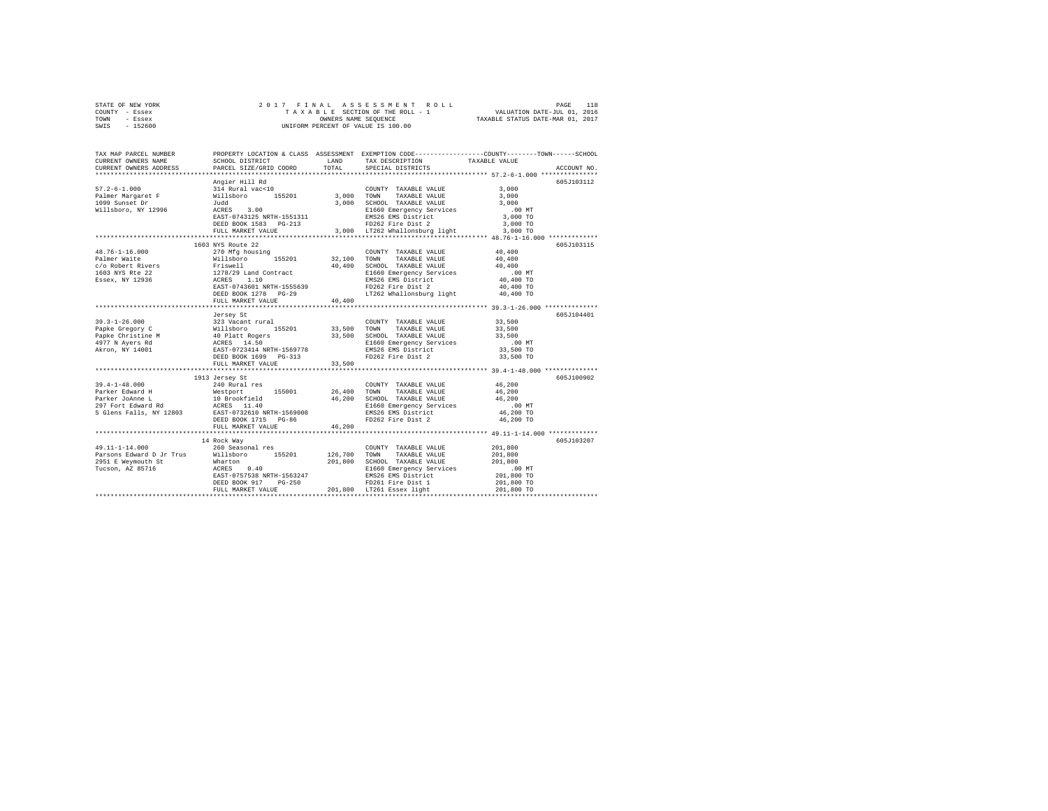STATE OF NEW YORK
COUNTY - Essex
TOWN - Essex
SWIS - 152600

2 0 1 7 F I N A L A S S E S S M E N T R O L L
T A X A B L E SECTION OF THE ROLL - 1
OWNERS NAME SEQUENCE
UNIFORM PERCENT OF VALUE IS 100.00

VALUATION DATE-JUL 01, 2016
TAXABLE STATUS DATE-MAR 01, 2017

```
TAX MAP PARCEL NUMBER          PROPERTY LOCATION & CLASS  ASSESSMENT  EXEMPTION CODE-----------------COUNTY--------TOWN------SCHOOL
CURRENT OWNERS NAME            SCHOOL DISTRICT              LAND      TAX DESCRIPTION              TAXABLE VALUE
CURRENT OWNERS ADDRESS         PARCEL SIZE/GRID COORD       TOTAL     SPECIAL DISTRICTS                                     ACCOUNT NO.
*********************************************************************************************** 57.2-6-1.000 ***************
                               Angier Hill Rd                                                                           605J103112
57.2-6-1.000                   314 Rural vac<10                        COUNTY  TAXABLE VALUE              3,000
Palmer Margaret F              Willsboro      155201        3,000     TOWN    TAXABLE VALUE              3,000
1099 Sunset Dr                 Judd                         3,000     SCHOOL  TAXABLE VALUE              3,000
Willsboro, NY 12996            ACRES    3.00                           E1660 Emergency Services             .00 MT
                               EAST-0743125 NRTH-1551311               EMS26 EMS District                3,000 TO
                               DEED BOOK 1583   PG-213                 FD262 Fire Dist 2                 3,000 TO
                               FULL MARKET VALUE             3,000     LT262 Whallonsburg light          3,000 TO
*********************************************************************************************** 48.76-1-16.000 *************
                               1603 NYS Route 22                                                                        605J103115
48.76-1-16.000                 270 Mfg housing                         COUNTY  TAXABLE VALUE             40,400
Palmer Waite                   Willsboro      155201       32,100     TOWN    TAXABLE VALUE             40,400
c/o Robert Rivers              Friswell                    40,400     SCHOOL  TAXABLE VALUE             40,400
1603 NYS Rte 22                1278/29 Land Contract                   E1660 Emergency Services             .00 MT
Essex, NY 12936                ACRES    1.10                           EMS26 EMS District               40,400 TO
                               EAST-0743601 NRTH-1555639               FD262 Fire Dist 2                40,400 TO
                               DEED BOOK 1278   PG-29                  LT262 Whallonsburg light         40,400 TO
                               FULL MARKET VALUE            40,400
*********************************************************************************************** 39.3-1-26.000 **************
                               Jersey St                                                                                605J104401
39.3-1-26.000                  323 Vacant rural                        COUNTY  TAXABLE VALUE             33,500
Papke Gregory C                Willsboro      155201       33,500     TOWN    TAXABLE VALUE             33,500
Papke Christine M              40 Platt Rogers             33,500     SCHOOL  TAXABLE VALUE             33,500
4977 N Ayers Rd                ACRES   14.50                           E1660 Emergency Services             .00 MT
Akron, NY 14001                EAST-0723414 NRTH-1569778               EMS26 EMS District               33,500 TO
                               DEED BOOK 1699   PG-313                 FD262 Fire Dist 2                33,500 TO
                               FULL MARKET VALUE            33,500
*********************************************************************************************** 39.4-1-48.000 **************
                               1913 Jersey St                                                                           605J100902
39.4-1-48.000                  240 Rural res                           COUNTY  TAXABLE VALUE             46,200
Parker Edward H                Westport       155001       26,400     TOWN    TAXABLE VALUE             46,200
Parker JoAnne L                10 Brookfield               46,200     SCHOOL  TAXABLE VALUE             46,200
297 Fort Edward Rd             ACRES   11.40                           E1660 Emergency Services             .00 MT
S Glens Falls, NY 12803        EAST-0732610 NRTH-1569008               EMS26 EMS District               46,200 TO
                               DEED BOOK 1715   PG-86                  FD262 Fire Dist 2                46,200 TO
                               FULL MARKET VALUE            46,200
*********************************************************************************************** 49.11-1-14.000 *************
                               14 Rock Way                                                                              605J103207
49.11-1-14.000                 260 Seasonal res                        COUNTY  TAXABLE VALUE            201,800
Parsons Edward D Jr Trus       Willsboro      155201      126,700     TOWN    TAXABLE VALUE            201,800
2951 E Weymouth St             Wharton                    201,800     SCHOOL  TAXABLE VALUE            201,800
Tucson, AZ 85716               ACRES    0.40                           E1660 Emergency Services             .00 MT
                               EAST-0757538 NRTH-1563247               EMS26 EMS District              201,800 TO
                               DEED BOOK 917    PG-250                 FD261 Fire Dist 1               201,800 TO
                               FULL MARKET VALUE           201,800     LT261 Essex light               201,800 TO
****************************************************************************************************************************
```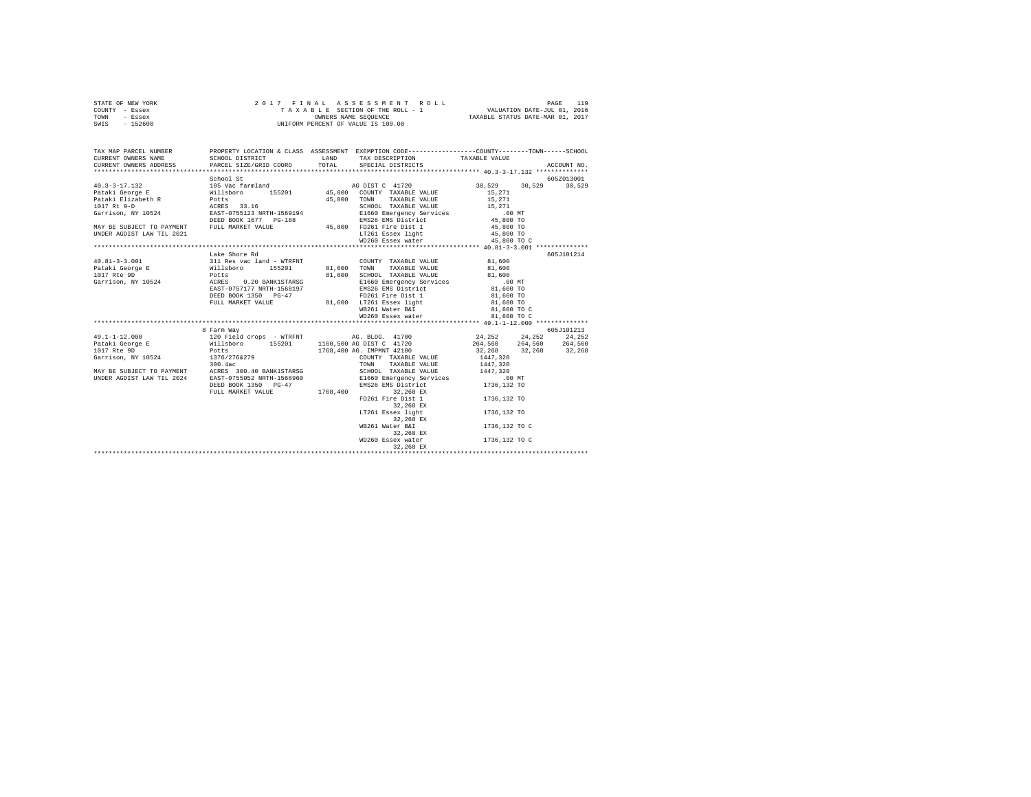STATE OF NEW YORK
COUNTY - Essex
TOWN - Essex
SWIS - 152600

2 0 1 7 F I N A L A S S E S S M E N T R O L L
T A X A B L E SECTION OF THE ROLL - 1
OWNERS NAME SEQUENCE
UNIFORM PERCENT OF VALUE IS 100.00

VALUATION DATE-JUL 01, 2016
TAXABLE STATUS DATE-MAR 01, 2017

```
TAX MAP PARCEL NUMBER      PROPERTY LOCATION & CLASS  ASSESSMENT  EXEMPTION CODE-----------------COUNTY--------TOWN------SCHOOL
CURRENT OWNERS NAME        SCHOOL DISTRICT              LAND      TAX DESCRIPTION             TAXABLE VALUE
CURRENT OWNERS ADDRESS     PARCEL SIZE/GRID COORD      TOTAL      SPECIAL DISTRICTS                                      ACCOUNT NO.
******************************************************************************************************* 40.3-3-17.132 **************
                           School St                                                                                  605Z013001
40.3-3-17.132              105 Vac farmland                     AG DIST C  41720             30,529     30,529      30,529
Pataki George E            Willsboro      155201        45,800   COUNTY  TAXABLE VALUE          15,271
Pataki Elizabeth R         Potts                        45,800   TOWN    TAXABLE VALUE          15,271
1017 Rt 9-D                ACRES   33.16                         SCHOOL  TAXABLE VALUE          15,271
Garrison, NY 10524         EAST-0755123 NRTH-1569194             E1660 Emergency Services          .00 MT
                           DEED BOOK 1677   PG-188               EMS26 EMS District             45,800 TO
MAY BE SUBJECT TO PAYMENT  FULL MARKET VALUE            45,800   FD261 Fire Dist 1              45,800 TO
UNDER AGDIST LAW TIL 2021                                        LT261 Essex light              45,800 TO
                                                                 WD260 Essex water              45,800 TO C
******************************************************************************************************* 40.81-3-3.001 **************
                           Lake Shore Rd                                                                              605J101214
40.81-3-3.001              311 Res vac land - WTRFNT             COUNTY  TAXABLE VALUE          81,600
Pataki George E            Willsboro      155201        81,600   TOWN    TAXABLE VALUE          81,600
1017 Rte 9D                Potts                        81,600   SCHOOL  TAXABLE VALUE          81,600
Garrison, NY 10524         ACRES    0.20 BANK1STARSG             E1660 Emergency Services          .00 MT
                           EAST-0757177 NRTH-1568197             EMS26 EMS District             81,600 TO
                           DEED BOOK 1350   PG-47                FD261 Fire Dist 1              81,600 TO
                           FULL MARKET VALUE            81,600   LT261 Essex light              81,600 TO
                                                                 WB261 Water B&I                81,600 TO C
                                                                 WD260 Essex water              81,600 TO C
******************************************************************************************************* 49.1-1-12.000 **************
                           8 Farm Way                                                                                 605J101213
49.1-1-12.000              120 Field crops  - WTRFNT             AG. BLDG.  41700             24,252     24,252      24,252
Pataki George E            Willsboro      155201      1160,500 AG DIST C  41720            264,560    264,560     264,560
1017 Rte 9D                Potts                      1768,400 AG. IMPMNT 42100             32,268     32,268      32,268
Garrison, NY 10524         1376/276&279                          COUNTY  TAXABLE VALUE        1447,320
                           300.4ac                               TOWN    TAXABLE VALUE        1447,320
MAY BE SUBJECT TO PAYMENT  ACRES  300.40 BANK1STARSG             SCHOOL  TAXABLE VALUE        1447,320
UNDER AGDIST LAW TIL 2024  EAST-0755052 NRTH-1566960             E1660 Emergency Services          .00 MT
                           DEED BOOK 1350   PG-47                EMS26 EMS District           1736,132 TO
                           FULL MARKET VALUE          1768,400        32,268 EX
                                                                 FD261 Fire Dist 1            1736,132 TO
                                                                      32,268 EX
                                                                 LT261 Essex light            1736,132 TO
                                                                      32,268 EX
                                                                 WB261 Water B&I              1736,132 TO C
                                                                      32,268 EX
                                                                 WD260 Essex water            1736,132 TO C
                                                                      32,268 EX
************************************************************************************************************************************
```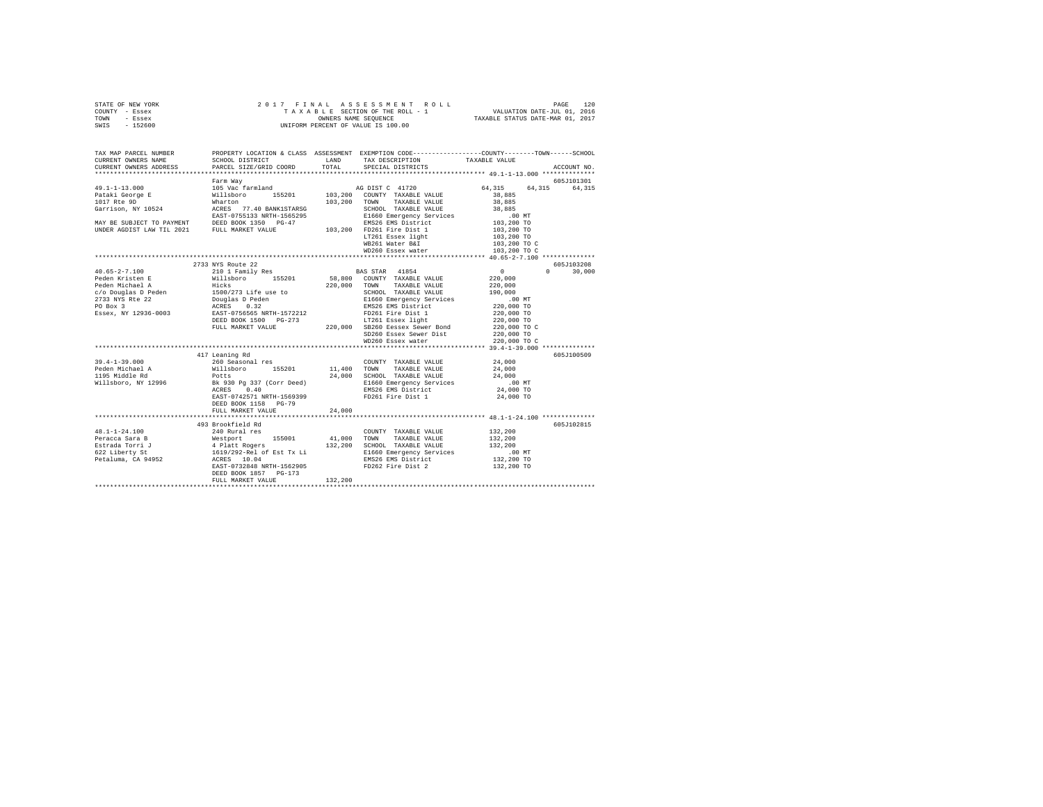STATE OF NEW YORK                2 0 1 7   F I N A L   A S S E S S M E N T   R O L L
COUNTY - Essex                   T A X A B L E  SECTION OF THE ROLL - 1           VALUATION DATE-JUL 01, 2016
TOWN   - Essex                   OWNERS NAME SEQUENCE                             TAXABLE STATUS DATE-MAR 01, 2017
SWIS   - 152600                  UNIFORM PERCENT OF VALUE IS 100.00

```
TAX MAP PARCEL NUMBER          PROPERTY LOCATION & CLASS  ASSESSMENT  EXEMPTION CODE-----------------COUNTY--------TOWN------SCHOOL
CURRENT OWNERS NAME            SCHOOL DISTRICT             LAND       TAX DESCRIPTION             TAXABLE VALUE
CURRENT OWNERS ADDRESS         PARCEL SIZE/GRID COORD      TOTAL      SPECIAL DISTRICTS                                   ACCOUNT NO.
******************************************************************************************** 49.1-1-13.000 **************
                               Farm Way                                                                               605J101301
49.1-1-13.000                  105 Vac farmland                       AG DIST C  41720             64,315     64,315     64,315
Pataki George E                Willsboro      155201       103,200    COUNTY  TAXABLE VALUE         38,885
1017 Rte 9D                    Wharton                     103,200    TOWN    TAXABLE VALUE         38,885
Garrison, NY 10524             ACRES  77.40 BANK1STARSG               SCHOOL  TAXABLE VALUE         38,885
                               EAST-0755133 NRTH-1565295              E1660 Emergency Services         .00 MT
MAY BE SUBJECT TO PAYMENT      DEED BOOK 1350   PG-47                 EMS26 EMS District           103,200 TO
UNDER AGDIST LAW TIL 2021      FULL MARKET VALUE           103,200    FD261 Fire Dist 1            103,200 TO
                                                                      LT261 Essex light            103,200 TO
                                                                      WB261 Water B&I              103,200 TO C
                                                                      WD260 Essex water            103,200 TO C
******************************************************************************************** 40.65-2-7.100 **************
                               2733 NYS Route 22                                                                      605J103208
40.65-2-7.100                  210 1 Family Res                       BAS STAR   41854                  0          0     30,000
Peden Kristen E                Willsboro      155201        58,800    COUNTY  TAXABLE VALUE        220,000
Peden Michael A                Hicks                       220,000    TOWN    TAXABLE VALUE        220,000
c/o Douglas D Peden            1500/273 Life use to                   SCHOOL  TAXABLE VALUE        190,000
2733 NYS Rte 22                Douglas D Peden                        E1660 Emergency Services         .00 MT
PO Box 3                       ACRES    0.32                          EMS26 EMS District           220,000 TO
Essex, NY 12936-0003           EAST-0756565 NRTH-1572212              FD261 Fire Dist 1            220,000 TO
                               DEED BOOK 1500   PG-273                LT261 Essex light            220,000 TO
                               FULL MARKET VALUE           220,000    SB260 Eessex Sewer Bond      220,000 TO C
                                                                      SD260 Essex Sewer Dist       220,000 TO
                                                                      WD260 Essex water            220,000 TO C
******************************************************************************************** 39.4-1-39.000 **************
                               417 Leaning Rd                                                                         605J100509
39.4-1-39.000                  260 Seasonal res                       COUNTY  TAXABLE VALUE         24,000
Peden Michael A                Willsboro      155201        11,400    TOWN    TAXABLE VALUE         24,000
1195 Middle Rd                 Potts                        24,000    SCHOOL  TAXABLE VALUE         24,000
Willsboro, NY 12996            Bk 930 Pg 337 (Corr Deed)              E1660 Emergency Services         .00 MT
                               ACRES    0.40                          EMS26 EMS District            24,000 TO
                               EAST-0742571 NRTH-1569399              FD261 Fire Dist 1             24,000 TO
                               DEED BOOK 1158   PG-79
                               FULL MARKET VALUE            24,000
******************************************************************************************** 48.1-1-24.100 **************
                               493 Brookfield Rd                                                                      605J102815
48.1-1-24.100                  240 Rural res                          COUNTY  TAXABLE VALUE        132,200
Peracca Sara B                 Westport       155001        41,000    TOWN    TAXABLE VALUE        132,200
Estrada Torri J                4 Platt Rogers              132,200    SCHOOL  TAXABLE VALUE        132,200
622 Liberty St                 1619/292-Rel of Est Tx Li              E1660 Emergency Services         .00 MT
Petaluma, CA 94952             ACRES   10.04                          EMS26 EMS District           132,200 TO
                               EAST-0732848 NRTH-1562905              FD262 Fire Dist 2            132,200 TO
                               DEED BOOK 1857   PG-173
                               FULL MARKET VALUE           132,200
**************************************************************************************************************************
```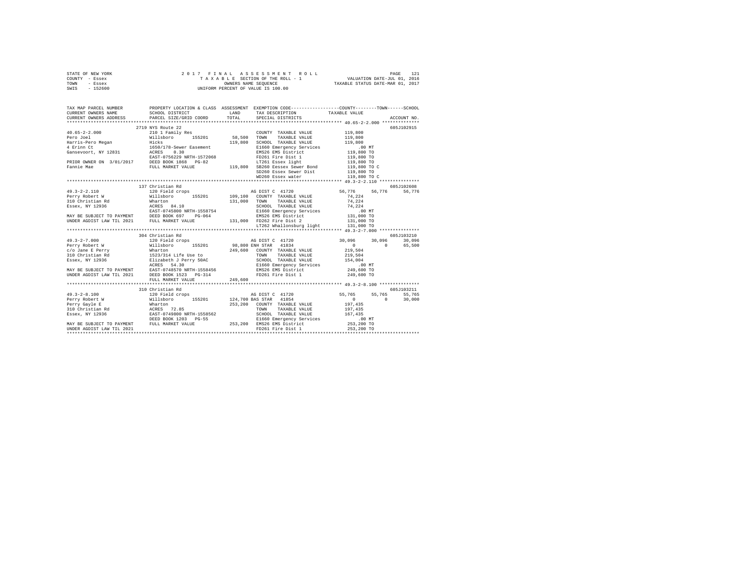STATE OF NEW YORK | 2 0 1 7 F I N A L A S S E S S M E N T R O L L | VALUATION DATE-JUL 01, 2016
COUNTY - Essex | T A X A B L E SECTION OF THE ROLL - 1 | TAXABLE STATUS DATE-MAR 01, 2017
TOWN - Essex | OWNERS NAME SEQUENCE
SWIS - 152600 | UNIFORM PERCENT OF VALUE IS 100.00

```
TAX MAP PARCEL NUMBER          PROPERTY LOCATION & CLASS  ASSESSMENT  EXEMPTION CODE------------------COUNTY--------TOWN------SCHOOL
CURRENT OWNERS NAME            SCHOOL DISTRICT            LAND        TAX DESCRIPTION             TAXABLE VALUE
CURRENT OWNERS ADDRESS         PARCEL SIZE/GRID COORD     TOTAL       SPECIAL DISTRICTS                                    ACCOUNT NO.
******************************************************************************************************* 40.65-2-2.000 **************
                               2719 NYS Route 22                                                                           605J102915
40.65-2-2.000                  210 1 Family Res                       COUNTY  TAXABLE VALUE         119,800
Pero Joel                      Willsboro     155201       58,500      TOWN    TAXABLE VALUE         119,800
Harris-Pero Megan              Hicks                      119,800     SCHOOL  TAXABLE VALUE         119,800
4 Erinn Ct                     1650/178-Sewer Easement                E1660 Emergency Services          .00 MT
Gansevoort, NY 12831           ACRES    0.30                          EMS26 EMS District            119,800 TO
                               EAST-0756229 NRTH-1572068              FD261 Fire Dist 1             119,800 TO
PRIOR OWNER ON 3/01/2017       DEED BOOK 1868   PG-82                 LT261 Essex light             119,800 TO
Fannie Mae                     FULL MARKET VALUE          119,800     SB260 Eessex Sewer Bond       119,800 TO C
                                                                      SD260 Essex Sewer Dist        119,800 TO
                                                                      WD260 Essex water             119,800 TO C
******************************************************************************************************* 49.3-2-2.110 ***************
                               137 Christian Rd                                                                            605J102608
49.3-2-2.110                   120 Field crops                        AG DIST C  41720             56,776     56,776     56,776
Perry Robert W                 Willsboro     155201       109,100     COUNTY  TAXABLE VALUE          74,224
310 Christian Rd               Wharton                    131,000     TOWN    TAXABLE VALUE          74,224
Essex, NY 12936                ACRES   84.10                          SCHOOL  TAXABLE VALUE          74,224
                               EAST-0745800 NRTH-1558754              E1660 Emergency Services          .00 MT
MAY BE SUBJECT TO PAYMENT      DEED BOOK 697    PG-064                EMS26 EMS District            131,000 TO
UNDER AGDIST LAW TIL 2021      FULL MARKET VALUE          131,000     FD262 Fire Dist 2             131,000 TO
                                                                      LT262 Whallonsburg light      131,000 TO
******************************************************************************************************* 49.3-2-7.000 ***************
                               304 Christian Rd                                                                            605J103210
49.3-2-7.000                   120 Field crops                        AG DIST C  41720             30,096     30,096     30,096
Perry Robert W                 Willsboro     155201       98,800      ENH STAR   41834                  0          0     65,500
c/o Jane E Perry               Wharton                    249,600     COUNTY  TAXABLE VALUE         219,504
310 Christian Rd               1523/314 Life Use to                   TOWN    TAXABLE VALUE         219,504
Essex, NY 12936                Elizabeth J Perry 50AC                 SCHOOL  TAXABLE VALUE         154,004
                               ACRES   54.30                          E1660 Emergency Services          .00 MT
MAY BE SUBJECT TO PAYMENT      EAST-0748570 NRTH-1558456              EMS26 EMS District            249,600 TO
UNDER AGDIST LAW TIL 2021      DEED BOOK 1523   PG-314                FD261 Fire Dist 1             249,600 TO
                               FULL MARKET VALUE          249,600
******************************************************************************************************* 49.3-2-8.100 ***************
                               310 Christian Rd                                                                            605J103211
49.3-2-8.100                   120 Field crops                        AG DIST C  41720             55,765     55,765     55,765
Perry Robert W                 Willsboro     155201       124,700     BAS STAR   41854                  0          0     30,000
Perry Gayle E                  Wharton                    253,200     COUNTY  TAXABLE VALUE         197,435
310 Christian Rd               ACRES   72.85                          TOWN    TAXABLE VALUE         197,435
Essex, NY 12936                EAST-0749800 NRTH-1558562              SCHOOL  TAXABLE VALUE         167,435
                               DEED BOOK 1203   PG-55                 E1660 Emergency Services          .00 MT
MAY BE SUBJECT TO PAYMENT      FULL MARKET VALUE          253,200     EMS26 EMS District            253,200 TO
UNDER AGDIST LAW TIL 2021                                             FD261 Fire Dist 1             253,200 TO
************************************************************************************************************************************
```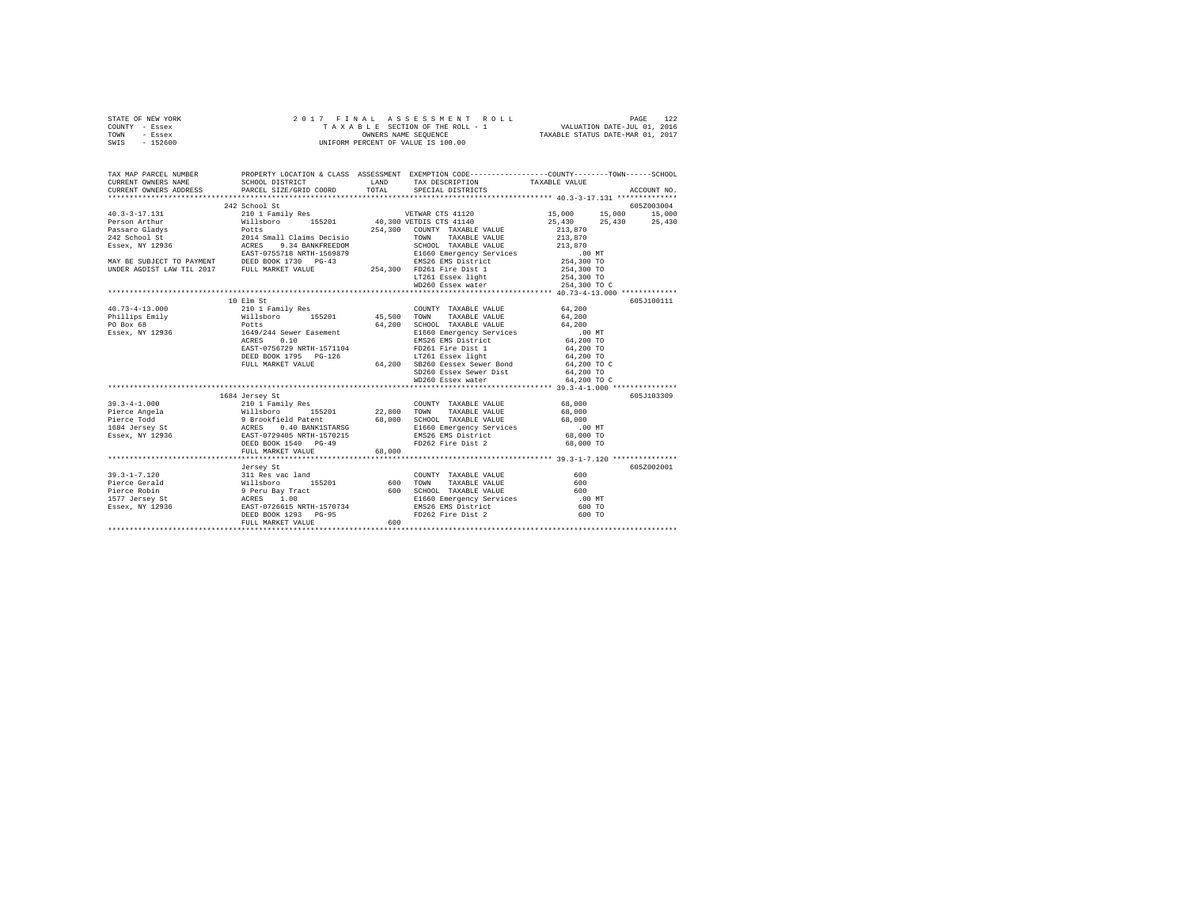STATE OF NEW YORK — 2017 FINAL ASSESSMENT ROLL — PAGE 122
COUNTY - Essex — TAXABLE SECTION OF THE ROLL - 1 — VALUATION DATE-JUL 01, 2016
TOWN - Essex — OWNERS NAME SEQUENCE — TAXABLE STATUS DATE-MAR 01, 2017
SWIS - 152600 — UNIFORM PERCENT OF VALUE IS 100.00

```
TAX MAP PARCEL NUMBER          PROPERTY LOCATION & CLASS  ASSESSMENT  EXEMPTION CODE-----------------COUNTY--------TOWN------SCHOOL
CURRENT OWNERS NAME            SCHOOL DISTRICT              LAND      TAX DESCRIPTION             TAXABLE VALUE
CURRENT OWNERS ADDRESS         PARCEL SIZE/GRID COORD       TOTAL     SPECIAL DISTRICTS                                     ACCOUNT NO.
******************************************************************************************************* 40.3-3-17.131 **************
                               242 School St                                                                              605Z003004
40.3-3-17.131                  210 1 Family Res                       VETWAR CTS 41120              15,000     15,000     15,000
Person Arthur                  Willsboro      155201       40,300 VETDIS CTS 41140                  25,430     25,430     25,430
Passaro Gladys                 Potts                      254,300    COUNTY  TAXABLE VALUE          213,870
242 School St                  2014 Small Claims Decisio              TOWN    TAXABLE VALUE          213,870
Essex, NY 12936                ACRES    9.34 BANKFREEDOM              SCHOOL  TAXABLE VALUE          213,870
                               EAST-0755718 NRTH-1569879              E1660 Emergency Services           .00 MT
MAY BE SUBJECT TO PAYMENT      DEED BOOK 1730   PG-43                 EMS26 EMS District             254,300 TO
UNDER AGDIST LAW TIL 2017      FULL MARKET VALUE          254,300    FD261 Fire Dist 1              254,300 TO
                                                                      LT261 Essex light              254,300 TO
                                                                      WD260 Essex water              254,300 TO C
******************************************************************************************************* 40.73-4-13.000 *************
                               10 Elm St                                                                                  605J100111
40.73-4-13.000                 210 1 Family Res                       COUNTY  TAXABLE VALUE           64,200
Phillips Emily                 Willsboro      155201       45,500    TOWN    TAXABLE VALUE           64,200
PO Box 68                      Potts                       64,200    SCHOOL  TAXABLE VALUE           64,200
Essex, NY 12936                1649/244 Sewer Easement                E1660 Emergency Services           .00 MT
                               ACRES    0.10                          EMS26 EMS District              64,200 TO
                               EAST-0756729 NRTH-1571104              FD261 Fire Dist 1               64,200 TO
                               DEED BOOK 1795   PG-126                LT261 Essex light               64,200 TO
                               FULL MARKET VALUE           64,200    SB260 Eessex Sewer Bond         64,200 TO C
                                                                      SD260 Essex Sewer Dist          64,200 TO
                                                                      WD260 Essex water               64,200 TO C
******************************************************************************************************* 39.3-4-1.000 ***************
                               1684 Jersey St                                                                             605J103309
39.3-4-1.000                   210 1 Family Res                       COUNTY  TAXABLE VALUE           68,000
Pierce Angela                  Willsboro      155201       22,800    TOWN    TAXABLE VALUE           68,000
Pierce Todd                    9 Brookfield Patent         68,000    SCHOOL  TAXABLE VALUE           68,000
1684 Jersey St                 ACRES    0.40 BANK1STARSG              E1660 Emergency Services           .00 MT
Essex, NY 12936                EAST-0729405 NRTH-1570215              EMS26 EMS District              68,000 TO
                               DEED BOOK 1540   PG-49                 FD262 Fire Dist 2               68,000 TO
                               FULL MARKET VALUE           68,000
******************************************************************************************************* 39.3-1-7.120 ***************
                               Jersey St                                                                                  605Z002001
39.3-1-7.120                   311 Res vac land                       COUNTY  TAXABLE VALUE              600
Pierce Gerald                  Willsboro      155201          600    TOWN    TAXABLE VALUE              600
Pierce Robin                   9 Peru Bay Tract               600    SCHOOL  TAXABLE VALUE              600
1577 Jersey St                 ACRES    1.00                          E1660 Emergency Services           .00 MT
Essex, NY 12936                EAST-0726615 NRTH-1570734              EMS26 EMS District                 600 TO
                               DEED BOOK 1293   PG-95                 FD262 Fire Dist 2                  600 TO
                               FULL MARKET VALUE              600
************************************************************************************************************************************
```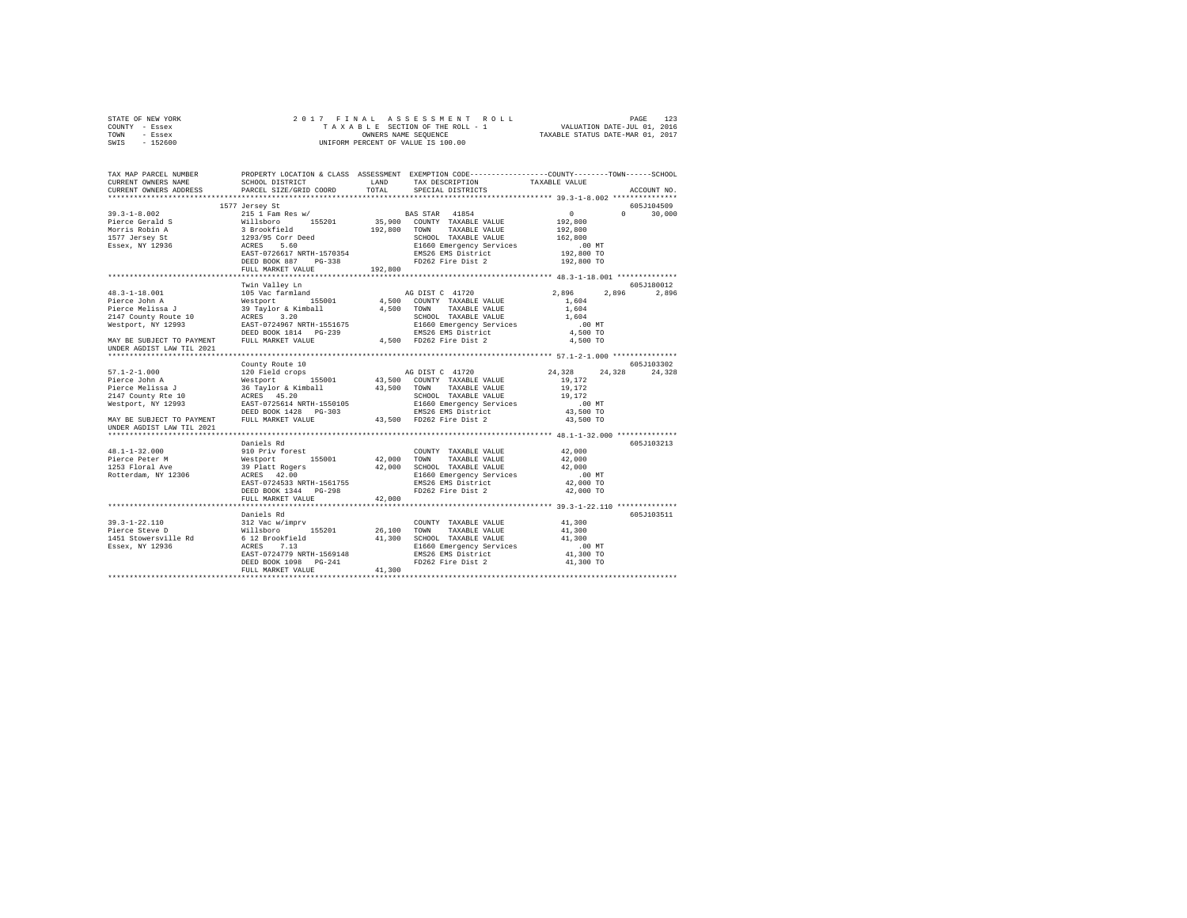STATE OF NEW YORK  
COUNTY - Essex  
TOWN - Essex  
SWIS - 152600

2017 FINAL ASSESSMENT ROLL  
TAXABLE SECTION OF THE ROLL - 1  
OWNERS NAME SEQUENCE  
UNIFORM PERCENT OF VALUE IS 100.00

VALUATION DATE-JUL 01, 2016  
TAXABLE STATUS DATE-MAR 01, 2017

```
TAX MAP PARCEL NUMBER      PROPERTY LOCATION & CLASS  ASSESSMENT  EXEMPTION CODE------------------COUNTY--------TOWN------SCHOOL
CURRENT OWNERS NAME        SCHOOL DISTRICT              LAND      TAX DESCRIPTION              TAXABLE VALUE
CURRENT OWNERS ADDRESS     PARCEL SIZE/GRID COORD      TOTAL      SPECIAL DISTRICTS                                    ACCOUNT NO.
******************************************************************************************** 39.3-1-8.002 ***************
                           1577 Jersey St                                                                           605J104509
39.3-1-8.002               215 1 Fam Res w/                        BAS STAR  41854                 0           0      30,000
Pierce Gerald S            Willsboro      155201        35,900   COUNTY  TAXABLE VALUE          192,800
Morris Robin A             3 Brookfield                192,800   TOWN    TAXABLE VALUE          192,800
1577 Jersey St             1293/95 Corr Deed                     SCHOOL  TAXABLE VALUE          162,800
Essex, NY 12936            ACRES    5.60                         E1660 Emergency Services           .00 MT
                           EAST-0726617 NRTH-1570354             EMS26 EMS District             192,800 TO
                           DEED BOOK 887    PG-338               FD262 Fire Dist 2              192,800 TO
                           FULL MARKET VALUE           192,800
******************************************************************************************** 48.3-1-18.001 **************
                           Twin Valley Ln                                                                           605J180012
48.3-1-18.001              105 Vac farmland                        AG DIST C  41720             2,896      2,896       2,896
Pierce John A              Westport       155001         4,500   COUNTY  TAXABLE VALUE            1,604
Pierce Melissa J           39 Taylor & Kimball           4,500   TOWN    TAXABLE VALUE            1,604
2147 County Route 10       ACRES    3.20                         SCHOOL  TAXABLE VALUE            1,604
Westport, NY 12993         EAST-0724967 NRTH-1551675             E1660 Emergency Services           .00 MT
                           DEED BOOK 1814   PG-239               EMS26 EMS District               4,500 TO
MAY BE SUBJECT TO PAYMENT  FULL MARKET VALUE             4,500   FD262 Fire Dist 2                4,500 TO
UNDER AGDIST LAW TIL 2021
******************************************************************************************** 57.1-2-1.000 ***************
                           County Route 10                                                                          605J103302
57.1-2-1.000               120 Field crops                         AG DIST C  41720            24,328     24,328      24,328
Pierce John A              Westport       155001        43,500   COUNTY  TAXABLE VALUE           19,172
Pierce Melissa J           36 Taylor & Kimball          43,500   TOWN    TAXABLE VALUE           19,172
2147 County Rte 10         ACRES   45.20                         SCHOOL  TAXABLE VALUE           19,172
Westport, NY 12993         EAST-0725614 NRTH-1550105             E1660 Emergency Services           .00 MT
                           DEED BOOK 1428   PG-303               EMS26 EMS District              43,500 TO
MAY BE SUBJECT TO PAYMENT  FULL MARKET VALUE            43,500   FD262 Fire Dist 2               43,500 TO
UNDER AGDIST LAW TIL 2021
******************************************************************************************** 48.1-1-32.000 **************
                           Daniels Rd                                                                               605J103213
48.1-1-32.000              910 Priv forest                         COUNTY  TAXABLE VALUE           42,000
Pierce Peter M             Westport       155001        42,000   TOWN    TAXABLE VALUE           42,000
1253 Floral Ave            39 Platt Rogers              42,000   SCHOOL  TAXABLE VALUE           42,000
Rotterdam, NY 12306        ACRES   42.00                         E1660 Emergency Services           .00 MT
                           EAST-0724533 NRTH-1561755             EMS26 EMS District              42,000 TO
                           DEED BOOK 1344   PG-298               FD262 Fire Dist 2               42,000 TO
                           FULL MARKET VALUE            42,000
******************************************************************************************** 39.3-1-22.110 **************
                           Daniels Rd                                                                               605J103511
39.3-1-22.110              312 Vac w/imprv                         COUNTY  TAXABLE VALUE           41,300
Pierce Steve D             Willsboro      155201        26,100   TOWN    TAXABLE VALUE           41,300
1451 Stowersville Rd       6 12 Brookfield              41,300   SCHOOL  TAXABLE VALUE           41,300
Essex, NY 12936            ACRES    7.13                         E1660 Emergency Services           .00 MT
                           EAST-0724779 NRTH-1569148             EMS26 EMS District              41,300 TO
                           DEED BOOK 1098   PG-241               FD262 Fire Dist 2               41,300 TO
                           FULL MARKET VALUE            41,300
****************************************************************************************************************************
```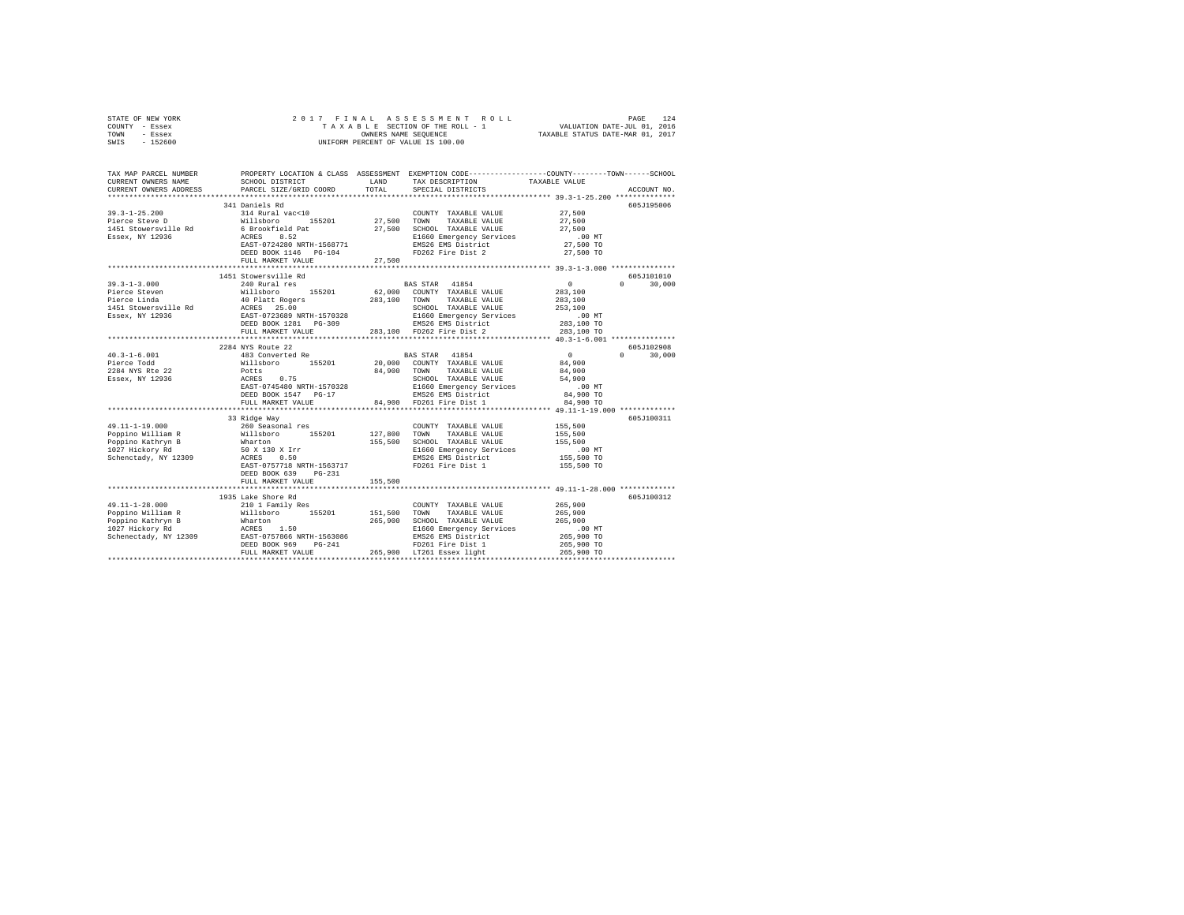```
STATE OF NEW YORK              2 0 1 7  F I N A L  A S S E S S M E N T  R O L L                              PAGE  124
COUNTY  - Essex                   T A X A B L E SECTION OF THE ROLL - 1              VALUATION DATE-JUL 01, 2016
TOWN    - Essex                          OWNERS NAME SEQUENCE                        TAXABLE STATUS DATE-MAR 01, 2017
SWIS    - 152600                    UNIFORM PERCENT OF VALUE IS 100.00

TAX MAP PARCEL NUMBER          PROPERTY LOCATION & CLASS  ASSESSMENT  EXEMPTION CODE-----------------COUNTY--------TOWN------SCHOOL
CURRENT OWNERS NAME            SCHOOL DISTRICT              LAND      TAX DESCRIPTION            TAXABLE VALUE
CURRENT OWNERS ADDRESS         PARCEL SIZE/GRID COORD       TOTAL     SPECIAL DISTRICTS                                  ACCOUNT NO.
******************************************************************************************************* 39.3-1-25.200 **************
                               341 Daniels Rd                                                                        605J195006
39.3-1-25.200                  314 Rural vac<10                        COUNTY  TAXABLE VALUE             27,500
Pierce Steve D                 Willsboro       155201       27,500     TOWN    TAXABLE VALUE             27,500
1451 Stowersville Rd           6 Brookfield Pat             27,500     SCHOOL  TAXABLE VALUE             27,500
Essex, NY 12936                ACRES    8.52                           E1660 Emergency Services            .00 MT
                               EAST-0724280 NRTH-1568771               EMS26 EMS District               27,500 TO
                               DEED BOOK 1146   PG-104                 FD262 Fire Dist 2                27,500 TO
                               FULL MARKET VALUE            27,500
******************************************************************************************************* 39.3-1-3.000 ***************
                               1451 Stowersville Rd                                                                  605J101010
39.3-1-3.000                   240 Rural res                           BAS STAR  41854                       0          0     30,000
Pierce Steven                  Willsboro       155201       62,000     COUNTY  TAXABLE VALUE            283,100
Pierce Linda                   40 Platt Rogers             283,100     TOWN    TAXABLE VALUE            283,100
1451 Stowersville Rd           ACRES   25.00                           SCHOOL  TAXABLE VALUE            253,100
Essex, NY 12936                EAST-0723689 NRTH-1570328               E1660 Emergency Services            .00 MT
                               DEED BOOK 1281   PG-309                 EMS26 EMS District              283,100 TO
                               FULL MARKET VALUE           283,100     FD262 Fire Dist 2               283,100 TO
******************************************************************************************************* 40.3-1-6.001 ***************
                               2284 NYS Route 22                                                                     605J102908
40.3-1-6.001                   483 Converted Re                        BAS STAR  41854                       0          0     30,000
Pierce Todd                    Willsboro       155201       20,000     COUNTY  TAXABLE VALUE             84,900
2284 NYS Rte 22                Potts                        84,900     TOWN    TAXABLE VALUE             84,900
Essex, NY 12936                ACRES    0.75                           SCHOOL  TAXABLE VALUE             54,900
                               EAST-0745480 NRTH-1570328               E1660 Emergency Services            .00 MT
                               DEED BOOK 1547   PG-17                  EMS26 EMS District               84,900 TO
                               FULL MARKET VALUE            84,900     FD261 Fire Dist 1                84,900 TO
******************************************************************************************************* 49.11-1-19.000 *************
                               33 Ridge Way                                                                          605J100311
49.11-1-19.000                 260 Seasonal res                        COUNTY  TAXABLE VALUE            155,500
Poppino William R              Willsboro       155201      127,800     TOWN    TAXABLE VALUE            155,500
Poppino Kathryn B              Wharton                     155,500     SCHOOL  TAXABLE VALUE            155,500
1027 Hickory Rd                50 X 130 X Irr                          E1660 Emergency Services            .00 MT
Schenctady, NY 12309           ACRES    0.50                           EMS26 EMS District              155,500 TO
                               EAST-0757718 NRTH-1563717               FD261 Fire Dist 1               155,500 TO
                               DEED BOOK 639    PG-231
                               FULL MARKET VALUE           155,500
******************************************************************************************************* 49.11-1-28.000 *************
                               1935 Lake Shore Rd                                                                    605J100312
49.11-1-28.000                 210 1 Family Res                        COUNTY  TAXABLE VALUE            265,900
Poppino William R              Willsboro       155201      151,500     TOWN    TAXABLE VALUE            265,900
Poppino Kathryn B              Wharton                     265,900     SCHOOL  TAXABLE VALUE            265,900
1027 Hickory Rd                ACRES    1.50                           E1660 Emergency Services            .00 MT
Schenectady, NY 12309          EAST-0757866 NRTH-1563086               EMS26 EMS District              265,900 TO
                               DEED BOOK 969    PG-241                 FD261 Fire Dist 1               265,900 TO
                               FULL MARKET VALUE           265,900     LT261 Essex light               265,900 TO
************************************************************************************************************************************
```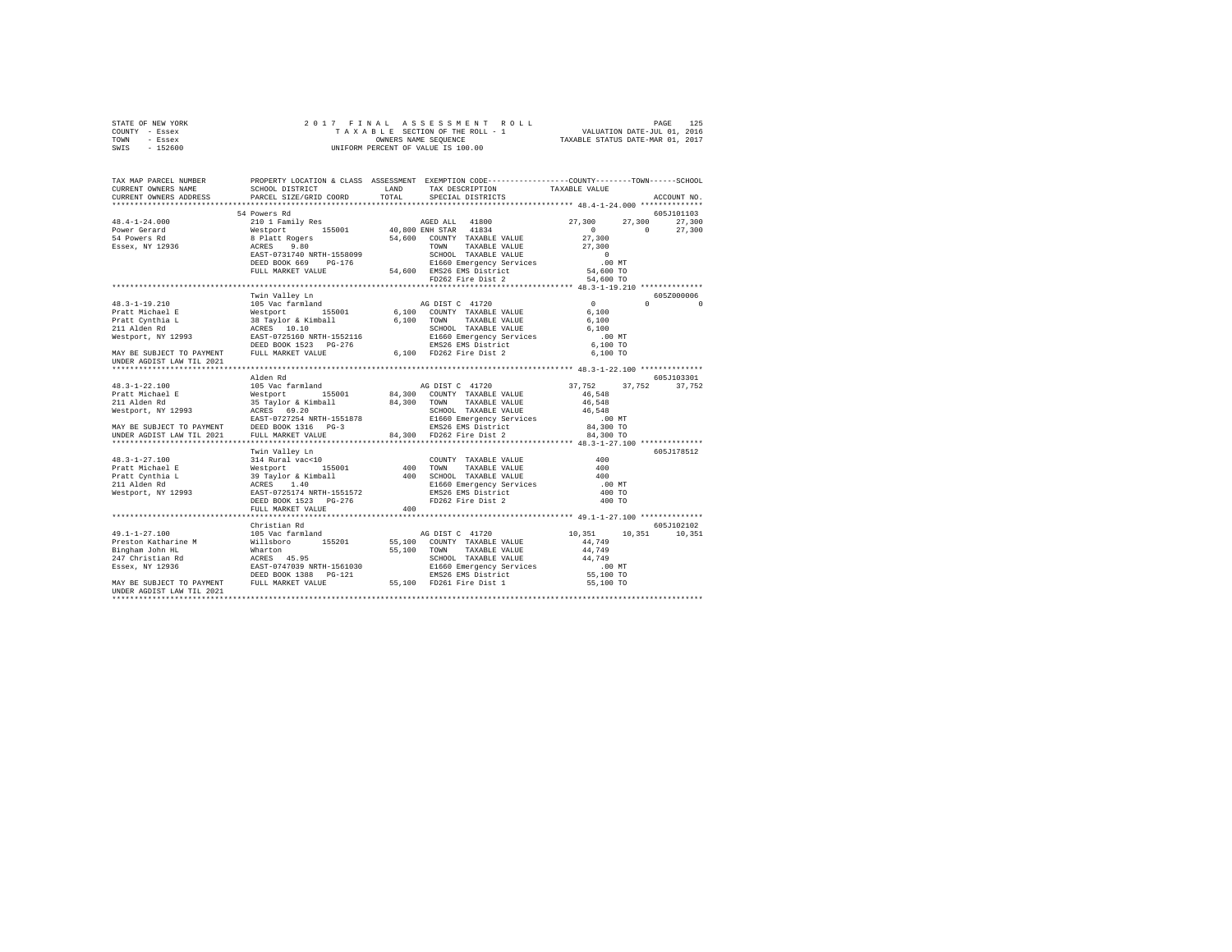STATE OF NEW YORK · COUNTY - Essex · TOWN - Essex · SWIS - 152600

2017 FINAL ASSESSMENT ROLL
TAXABLE SECTION OF THE ROLL - 1
OWNERS NAME SEQUENCE
UNIFORM PERCENT OF VALUE IS 100.00

VALUATION DATE-JUL 01, 2016
TAXABLE STATUS DATE-MAR 01, 2017

```
TAX MAP PARCEL NUMBER     PROPERTY LOCATION & CLASS  ASSESSMENT  EXEMPTION CODE-----------------COUNTY--------TOWN------SCHOOL
CURRENT OWNERS NAME       SCHOOL DISTRICT            LAND        TAX DESCRIPTION            TAXABLE VALUE
CURRENT OWNERS ADDRESS    PARCEL SIZE/GRID COORD     TOTAL       SPECIAL DISTRICTS                                   ACCOUNT NO.
******************************************************************************************** 48.4-1-24.000 **************
                          54 Powers Rd                                                                             605J101103
48.4-1-24.000             210 1 Family Res                  AGED ALL  41800              27,300      27,300      27,300
Power Gerard              Westport      155001    40,800 ENH STAR  41834                   0           0        27,300
54 Powers Rd              8 Platt Rogers           54,600   COUNTY  TAXABLE VALUE          27,300
Essex, NY 12936           ACRES    9.80                     TOWN    TAXABLE VALUE          27,300
                          EAST-0731740 NRTH-1558099         SCHOOL  TAXABLE VALUE               0
                          DEED BOOK 669    PG-176           E1660 Emergency Services          .00 MT
                          FULL MARKET VALUE        54,600   EMS26 EMS District             54,600 TO
                                                            FD262 Fire Dist 2              54,600 TO
******************************************************************************************** 48.3-1-19.210 **************
                          Twin Valley Ln                                                                           605Z000006
48.3-1-19.210             105 Vac farmland                  AG DIST C  41720                    0           0           0
Pratt Michael E           Westport      155001     6,100    COUNTY  TAXABLE VALUE           6,100
Pratt Cynthia L           38 Taylor & Kimball       6,100   TOWN    TAXABLE VALUE           6,100
211 Alden Rd              ACRES   10.10                     SCHOOL  TAXABLE VALUE           6,100
Westport, NY 12993        EAST-0725160 NRTH-1552116         E1660 Emergency Services          .00 MT
                          DEED BOOK 1523   PG-276           EMS26 EMS District              6,100 TO
MAY BE SUBJECT TO PAYMENT FULL MARKET VALUE         6,100   FD262 Fire Dist 2               6,100 TO
UNDER AGDIST LAW TIL 2021
******************************************************************************************** 48.3-1-22.100 **************
                          Alden Rd                                                                                 605J103301
48.3-1-22.100             105 Vac farmland                  AG DIST C  41720               37,752      37,752      37,752
Pratt Michael E           Westport      155001    84,300    COUNTY  TAXABLE VALUE          46,548
211 Alden Rd              35 Taylor & Kimball      84,300   TOWN    TAXABLE VALUE          46,548
Westport, NY 12993        ACRES   69.20                     SCHOOL  TAXABLE VALUE          46,548
                          EAST-0727254 NRTH-1551878         E1660 Emergency Services          .00 MT
MAY BE SUBJECT TO PAYMENT DEED BOOK 1316   PG-3             EMS26 EMS District             84,300 TO
UNDER AGDIST LAW TIL 2021 FULL MARKET VALUE        84,300   FD262 Fire Dist 2              84,300 TO
******************************************************************************************** 48.3-1-27.100 **************
                          Twin Valley Ln                                                                           605J178512
48.3-1-27.100             314 Rural vac<10                  COUNTY  TAXABLE VALUE             400
Pratt Michael E           Westport      155001       400    TOWN    TAXABLE VALUE             400
Pratt Cynthia L           39 Taylor & Kimball         400   SCHOOL  TAXABLE VALUE             400
211 Alden Rd              ACRES    1.40                     E1660 Emergency Services          .00 MT
Westport, NY 12993        EAST-0725174 NRTH-1551572         EMS26 EMS District                400 TO
                          DEED BOOK 1523   PG-276           FD262 Fire Dist 2                 400 TO
                          FULL MARKET VALUE           400
******************************************************************************************** 49.1-1-27.100 **************
                          Christian Rd                                                                             605J102102
49.1-1-27.100             105 Vac farmland                  AG DIST C  41720               10,351      10,351      10,351
Preston Katharine M       Willsboro     155201    55,100    COUNTY  TAXABLE VALUE          44,749
Bingham John HL           Wharton                  55,100   TOWN    TAXABLE VALUE          44,749
247 Christian Rd          ACRES   45.95                     SCHOOL  TAXABLE VALUE          44,749
Essex, NY 12936           EAST-0747039 NRTH-1561030         E1660 Emergency Services          .00 MT
                          DEED BOOK 1388   PG-121           EMS26 EMS District             55,100 TO
MAY BE SUBJECT TO PAYMENT FULL MARKET VALUE        55,100   FD261 Fire Dist 1              55,100 TO
UNDER AGDIST LAW TIL 2021
*************************************************************************************************************************
```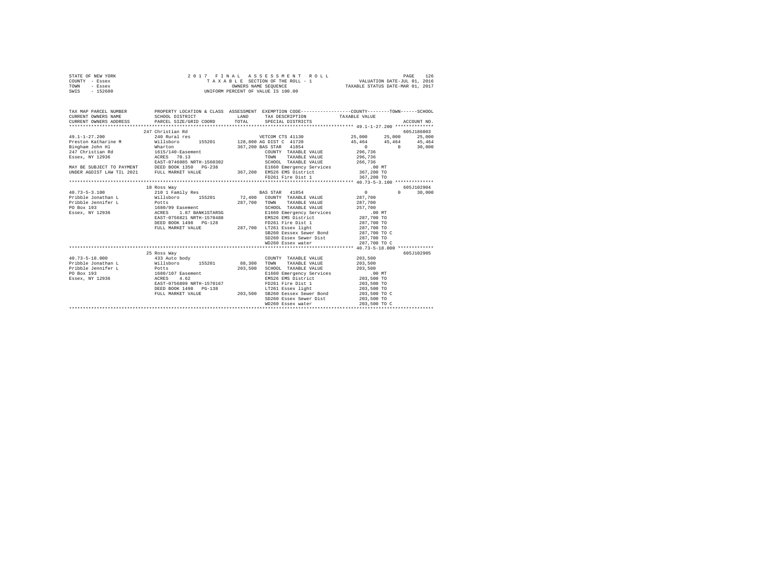STATE OF NEW YORK — 2017 FINAL ASSESSMENT ROLL — TAXABLE SECTION OF THE ROLL - 1
COUNTY - Essex — OWNERS NAME SEQUENCE — VALUATION DATE-JUL 01, 2016
TOWN - Essex — UNIFORM PERCENT OF VALUE IS 100.00 — TAXABLE STATUS DATE-MAR 01, 2017
SWIS - 152600

| TAX MAP PARCEL NUMBER / CURRENT OWNERS NAME / CURRENT OWNERS ADDRESS | PROPERTY LOCATION & CLASS / SCHOOL DISTRICT / PARCEL SIZE/GRID COORD | ASSESSMENT LAND / TOTAL | EXEMPTION CODE / TAX DESCRIPTION / SPECIAL DISTRICTS | COUNTY | TOWN | SCHOOL | ACCOUNT NO. |
|---|---|---|---|---|---|---|---|
| **49.1-1-27.200** | 247 Christian Rd | | | | | | 605J186003 |
| 49.1-1-27.200 | 240 Rural res | | VETCOM CTS 41130 | 25,000 | 25,000 | 25,000 | |
| Preston Katharine M | Willsboro 155201 | 128,800 | AG DIST C 41720 | 45,464 | 45,464 | 45,464 | |
| Bingham John Hl | Wharton | 367,200 | BAS STAR 41854 | 0 | 0 | 30,000 | |
| 247 Christian Rd | 1615/140-Easement | | COUNTY TAXABLE VALUE | 296,736 | | | |
| Essex, NY 12936 | ACRES 70.13 | | TOWN TAXABLE VALUE | 296,736 | | | |
| | EAST-0746085 NRTH-1560302 | | SCHOOL TAXABLE VALUE | 266,736 | | | |
| MAY BE SUBJECT TO PAYMENT | DEED BOOK 1350 PG-238 | | E1660 Emergency Services | .00 MT | | | |
| UNDER AGDIST LAW TIL 2021 | FULL MARKET VALUE | 367,200 | EMS26 EMS District | 367,200 TO | | | |
| | | | FD261 Fire Dist 1 | 367,200 TO | | | |
| **40.73-5-3.100** | 18 Ross Way | | | | | | 605J102904 |
| 40.73-5-3.100 | 210 1 Family Res | | BAS STAR 41854 | 0 | 0 | 30,000 | |
| Pribble Jonathan L | Willsboro 155201 | 72,400 | COUNTY TAXABLE VALUE | 287,700 | | | |
| Pribble Jennifer L | Potts | 287,700 | TOWN TAXABLE VALUE | 287,700 | | | |
| PO Box 193 | 1680/99 Easement | | SCHOOL TAXABLE VALUE | 257,700 | | | |
| Essex, NY 12936 | ACRES 1.87 BANK1STARSG | | E1660 Emergency Services | .00 MT | | | |
| | EAST-0756821 NRTH-1570488 | | EMS26 EMS District | 287,700 TO | | | |
| | DEED BOOK 1498 PG-128 | | FD261 Fire Dist 1 | 287,700 TO | | | |
| | FULL MARKET VALUE | 287,700 | LT261 Essex light | 287,700 TO | | | |
| | | | SB260 Eessex Sewer Bond | 287,700 TO C | | | |
| | | | SD260 Essex Sewer Dist | 287,700 TO | | | |
| | | | WD260 Essex water | 287,700 TO C | | | |
| **40.73-5-18.000** | 25 Ross Way | | | | | | 605J102905 |
| 40.73-5-18.000 | 433 Auto body | | COUNTY TAXABLE VALUE | 203,500 | | | |
| Pribble Jonathan L | Willsboro 155201 | 88,300 | TOWN TAXABLE VALUE | 203,500 | | | |
| Pribble Jennifer L | Potts | 203,500 | SCHOOL TAXABLE VALUE | 203,500 | | | |
| PO Box 193 | 1680/107 Easement | | E1660 Emergency Services | .00 MT | | | |
| Essex, NY 12936 | ACRES 4.62 | | EMS26 EMS District | 203,500 TO | | | |
| | EAST-0756899 NRTH-1570167 | | FD261 Fire Dist 1 | 203,500 TO | | | |
| | DEED BOOK 1498 PG-138 | | LT261 Essex light | 203,500 TO | | | |
| | FULL MARKET VALUE | 203,500 | SB260 Eessex Sewer Bond | 203,500 TO C | | | |
| | | | SD260 Essex Sewer Dist | 203,500 TO | | | |
| | | | WD260 Essex water | 203,500 TO C | | | |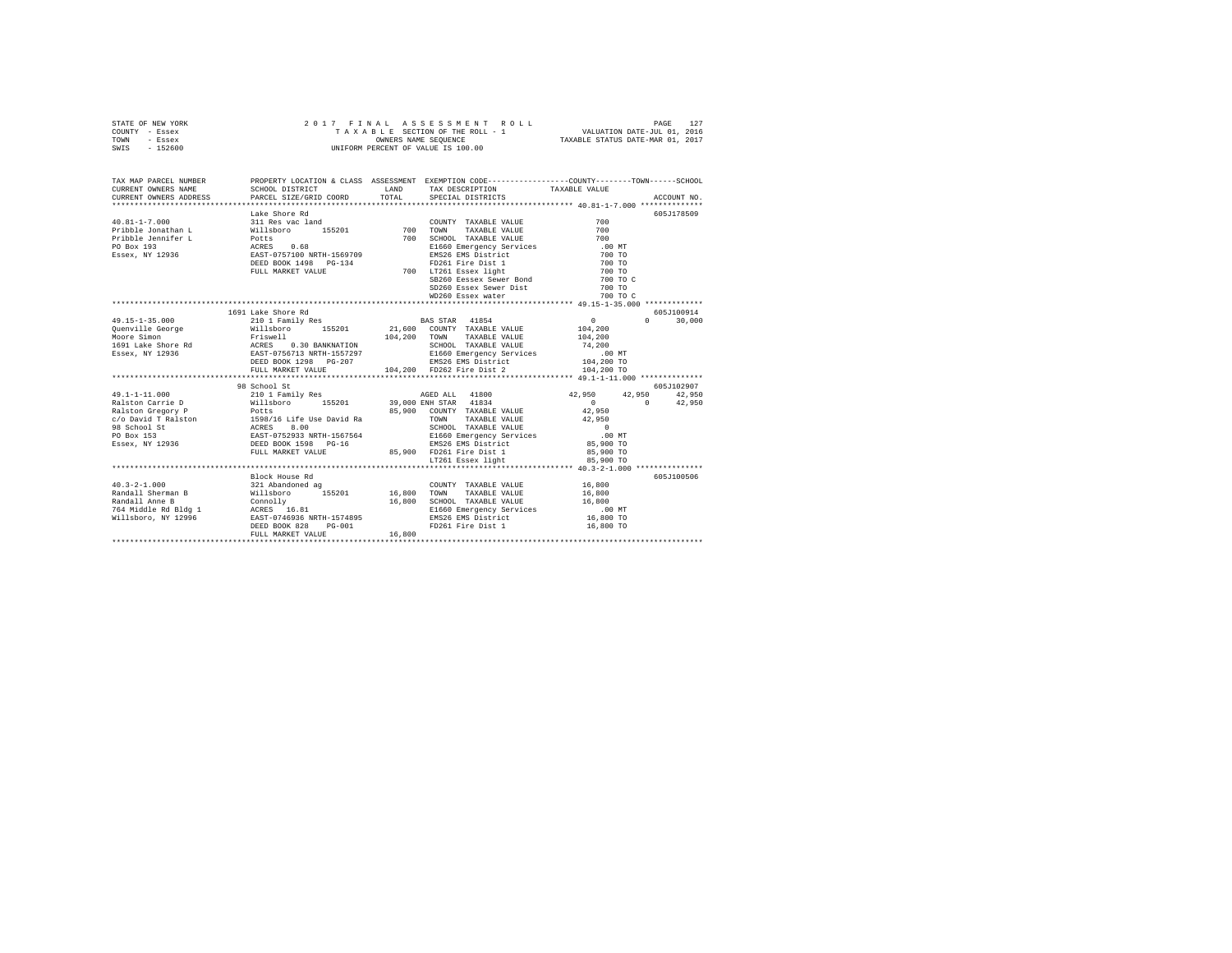STATE OF NEW YORK — 2017 FINAL ASSESSMENT ROLL — PAGE 127
COUNTY - Essex — TAXABLE SECTION OF THE ROLL - 1 — VALUATION DATE-JUL 01, 2016
TOWN - Essex — OWNERS NAME SEQUENCE — TAXABLE STATUS DATE-MAR 01, 2017
SWIS - 152600 — UNIFORM PERCENT OF VALUE IS 100.00

```
TAX MAP PARCEL NUMBER          PROPERTY LOCATION & CLASS  ASSESSMENT  EXEMPTION CODE-----------------COUNTY--------TOWN------SCHOOL
CURRENT OWNERS NAME            SCHOOL DISTRICT              LAND      TAX DESCRIPTION            TAXABLE VALUE
CURRENT OWNERS ADDRESS         PARCEL SIZE/GRID COORD       TOTAL     SPECIAL DISTRICTS                                  ACCOUNT NO.
*********************************************************************************************** 40.81-1-7.000 **************
                               Lake Shore Rd                                                                          605J178509
40.81-1-7.000                  311 Res vac land                       COUNTY  TAXABLE VALUE              700
Pribble Jonathan L             Willsboro      155201          700     TOWN    TAXABLE VALUE              700
Pribble Jennifer L             Potts                          700     SCHOOL  TAXABLE VALUE              700
PO Box 193                     ACRES    0.68                          E1660 Emergency Services            .00 MT
Essex, NY 12936                EAST-0757100 NRTH-1569709              EMS26 EMS District                 700 TO
                               DEED BOOK 1498   PG-134                FD261 Fire Dist 1                  700 TO
                               FULL MARKET VALUE              700     LT261 Essex light                  700 TO
                                                                      SB260 Eessex Sewer Bond            700 TO C
                                                                      SD260 Essex Sewer Dist             700 TO
                                                                      WD260 Essex water                  700 TO C
*********************************************************************************************** 49.15-1-35.000 *************
                               1691 Lake Shore Rd                                                                     605J100914
49.15-1-35.000                 210 1 Family Res                       BAS STAR  41854                      0          0      30,000
Quenville George               Willsboro      155201       21,600     COUNTY  TAXABLE VALUE          104,200
Moore Simon                    Friswell                   104,200     TOWN    TAXABLE VALUE          104,200
1691 Lake Shore Rd             ACRES    0.30 BANKNATION               SCHOOL  TAXABLE VALUE           74,200
Essex, NY 12936                EAST-0756713 NRTH-1557297              E1660 Emergency Services            .00 MT
                               DEED BOOK 1298   PG-207                EMS26 EMS District             104,200 TO
                               FULL MARKET VALUE          104,200     FD262 Fire Dist 2              104,200 TO
*********************************************************************************************** 49.1-1-11.000 **************
                               98 School St                                                                           605J102907
49.1-1-11.000                  210 1 Family Res                       AGED ALL  41800                 42,950     42,950      42,950
Ralston Carrie D               Willsboro      155201       39,000     ENH STAR  41834                      0          0      42,950
Ralston Gregory P              Potts                       85,900     COUNTY  TAXABLE VALUE           42,950
c/o David T Ralston            1598/16 Life Use David Ra              TOWN    TAXABLE VALUE           42,950
98 School St                   ACRES    8.00                          SCHOOL  TAXABLE VALUE                0
PO Box 153                     EAST-0752933 NRTH-1567564              E1660 Emergency Services            .00 MT
Essex, NY 12936                DEED BOOK 1598   PG-16                 EMS26 EMS District              85,900 TO
                               FULL MARKET VALUE           85,900     FD261 Fire Dist 1               85,900 TO
                                                                      LT261 Essex light               85,900 TO
*********************************************************************************************** 40.3-2-1.000 ***************
                               Block House Rd                                                                         605J100506
40.3-2-1.000                   321 Abandoned ag                       COUNTY  TAXABLE VALUE           16,800
Randall Sherman B              Willsboro      155201       16,800     TOWN    TAXABLE VALUE           16,800
Randall Anne B                 Connolly                    16,800     SCHOOL  TAXABLE VALUE           16,800
764 Middle Rd Bldg 1           ACRES   16.81                          E1660 Emergency Services            .00 MT
Willsboro, NY 12996            EAST-0746936 NRTH-1574895              EMS26 EMS District              16,800 TO
                               DEED BOOK 828    PG-001                FD261 Fire Dist 1               16,800 TO
                               FULL MARKET VALUE           16,800
****************************************************************************************************************************
```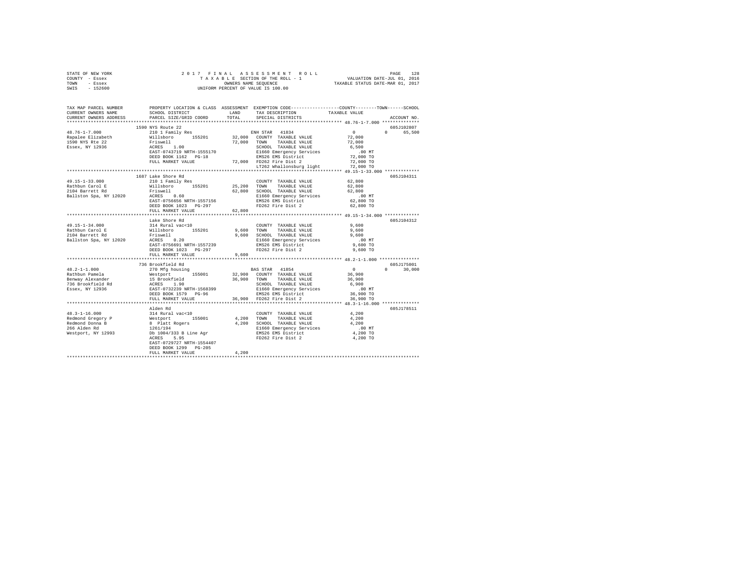```
STATE OF NEW YORK                2 0 1 7   F I N A L   A S S E S S M E N T   R O L L                        PAGE   128
COUNTY  - Essex                      T A X A B L E  SECTION OF THE ROLL - 1                  VALUATION DATE-JUL 01, 2016
TOWN    - Essex                                 OWNERS NAME SEQUENCE                      TAXABLE STATUS DATE-MAR 01, 2017
SWIS    - 152600                           UNIFORM PERCENT OF VALUE IS 100.00

TAX MAP PARCEL NUMBER          PROPERTY LOCATION & CLASS  ASSESSMENT  EXEMPTION CODE-----------------COUNTY--------TOWN------SCHOOL
CURRENT OWNERS NAME            SCHOOL DISTRICT               LAND      TAX DESCRIPTION            TAXABLE VALUE
CURRENT OWNERS ADDRESS         PARCEL SIZE/GRID COORD        TOTAL     SPECIAL DISTRICTS                                   ACCOUNT NO.
*********************************************************************************************** 48.76-1-7.000 **************
                               1590 NYS Route 22                                                                         605J102807
48.76-1-7.000                  210 1 Family Res                        ENH STAR  41834              0            0      65,500
Rapalee Elizabeth              Willsboro      155201         32,000   COUNTY  TAXABLE VALUE          72,000
1590 NYS Rte 22                Friswell                      72,000   TOWN    TAXABLE VALUE          72,000
Essex, NY 12936                ACRES    1.00                          SCHOOL  TAXABLE VALUE           6,500
                               EAST-0743719 NRTH-1555170               E1660 Emergency Services          .00 MT
                               DEED BOOK 1162   PG-18                  EMS26 EMS District             72,000 TO
                               FULL MARKET VALUE             72,000   FD262 Fire Dist 2              72,000 TO
                                                                       LT262 Whallonsburg light       72,000 TO
*********************************************************************************************** 49.15-1-33.000 *************
                               1687 Lake Shore Rd                                                                        605J104311
49.15-1-33.000                 210 1 Family Res                        COUNTY  TAXABLE VALUE          62,800
Rathbun Carol E                Willsboro      155201         25,200   TOWN    TAXABLE VALUE          62,800
2104 Barrett Rd                Friswell                      62,800   SCHOOL  TAXABLE VALUE          62,800
Ballston Spa, NY 12020         ACRES    0.60                          E1660 Emergency Services          .00 MT
                               EAST-0756656 NRTH-1557156               EMS26 EMS District             62,800 TO
                               DEED BOOK 1023   PG-297                 FD262 Fire Dist 2              62,800 TO
                               FULL MARKET VALUE             62,800
*********************************************************************************************** 49.15-1-34.000 *************
                               Lake Shore Rd                                                                             605J104312
49.15-1-34.000                 314 Rural vac<10                        COUNTY  TAXABLE VALUE           9,600
Rathbun Carol E                Willsboro      155201          9,600   TOWN    TAXABLE VALUE           9,600
2104 Barrett Rd                Friswell                       9,600   SCHOOL  TAXABLE VALUE           9,600
Ballston Spa, NY 12020         ACRES    0.20                          E1660 Emergency Services          .00 MT
                               EAST-0756691 NRTH-1557239               EMS26 EMS District              9,600 TO
                               DEED BOOK 1023   PG-297                 FD262 Fire Dist 2               9,600 TO
                               FULL MARKET VALUE              9,600
*********************************************************************************************** 48.2-1-1.000 ***************
                               736 Brookfield Rd                                                                         605J175001
48.2-1-1.000                   270 Mfg housing                         BAS STAR  41854              0            0      30,000
Rathbun Pamela                 Westport       155001         32,900   COUNTY  TAXABLE VALUE          36,900
Benway Alexander               15 Brookfield                 36,900   TOWN    TAXABLE VALUE          36,900
736 Brookfield Rd              ACRES    1.90                          SCHOOL  TAXABLE VALUE           6,900
Essex, NY 12936                EAST-0732239 NRTH-1568399               E1660 Emergency Services          .00 MT
                               DEED BOOK 1579   PG-96                  EMS26 EMS District             36,900 TO
                               FULL MARKET VALUE             36,900   FD262 Fire Dist 2              36,900 TO
*********************************************************************************************** 48.3-1-16.000 **************
                               Alden Rd                                                                                  605J178511
48.3-1-16.000                  314 Rural vac<10                        COUNTY  TAXABLE VALUE           4,200
Redmond Gregory P              Westport       155001          4,200   TOWN    TAXABLE VALUE           4,200
Redmond Donna B                8  Platt Rogers                4,200   SCHOOL  TAXABLE VALUE           4,200
266 Alden Rd                   1261/194                               E1660 Emergency Services          .00 MT
Westport, NY 12993             Db 1004/333 B Line Agr                  EMS26 EMS District              4,200 TO
                               ACRES    5.95                          FD262 Fire Dist 2               4,200 TO
                               EAST-0729727 NRTH-1554407
                               DEED BOOK 1299   PG-205
                               FULL MARKET VALUE              4,200
******************************************************************************************************************************
```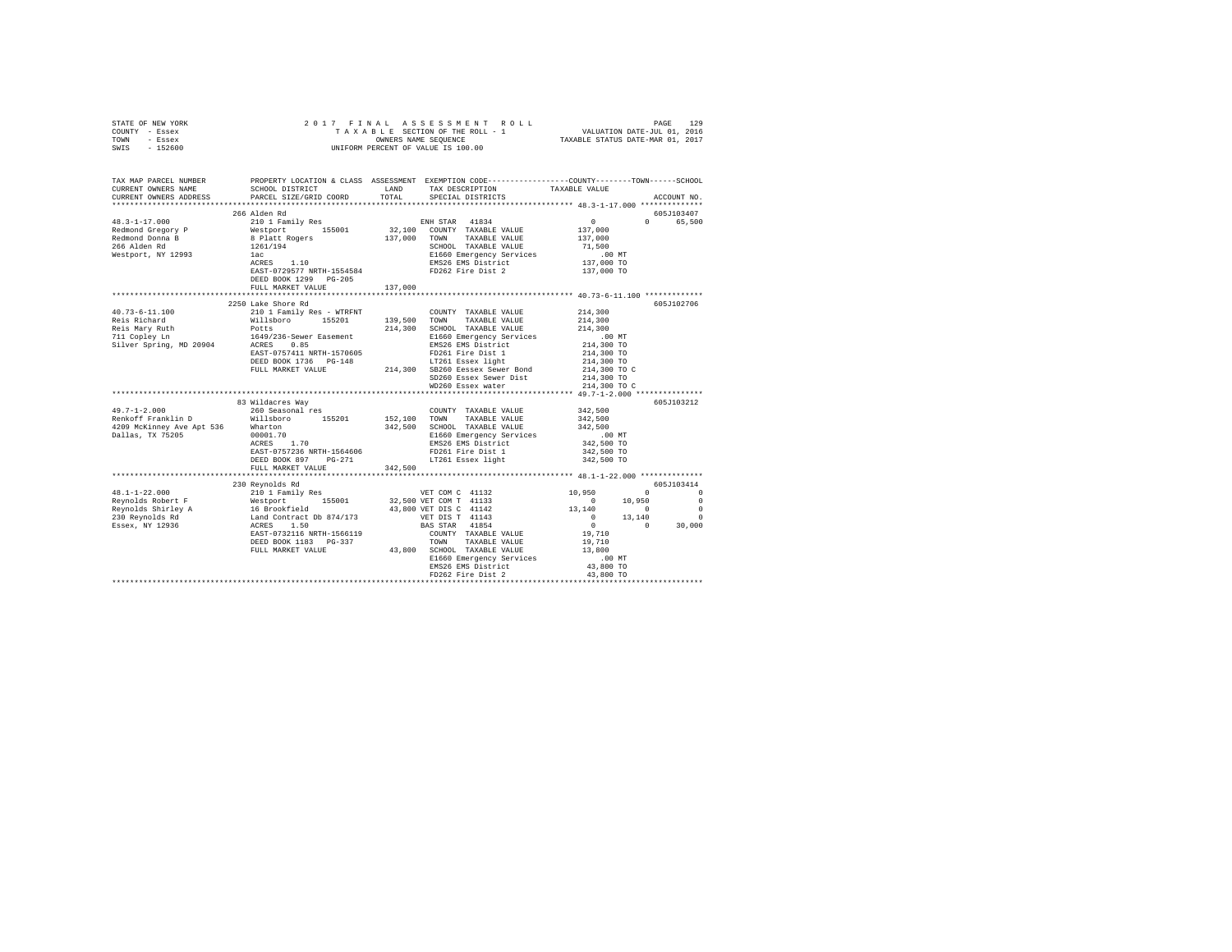STATE OF NEW YORK — 2017 FINAL ASSESSMENT ROLL — TAXABLE SECTION OF THE ROLL - 1
COUNTY - Essex — VALUATION DATE-JUL 01, 2016
TOWN - Essex — OWNERS NAME SEQUENCE — TAXABLE STATUS DATE-MAR 01, 2017
SWIS - 152600 — UNIFORM PERCENT OF VALUE IS 100.00

| TAX MAP PARCEL NUMBER / CURRENT OWNERS NAME / CURRENT OWNERS ADDRESS | PROPERTY LOCATION & CLASS / SCHOOL DISTRICT / PARCEL SIZE/GRID COORD | ASSESSMENT LAND | TOTAL | EXEMPTION CODE / TAX DESCRIPTION / SPECIAL DISTRICTS | COUNTY TAXABLE VALUE | TOWN | SCHOOL | ACCOUNT NO. |
|---|---|---|---|---|---|---|---|---|
| 48.3-1-17.000 | 266 Alden Rd | | | | | | | 605J103407 |
| 48.3-1-17.000 | 210 1 Family Res | | | ENH STAR 41834 | 0 | 0 | 65,500 | |
| Redmond Gregory P | Westport 155001 | 32,100 | | COUNTY TAXABLE VALUE | 137,000 | | | |
| Redmond Donna B | 8 Platt Rogers | | 137,000 | TOWN TAXABLE VALUE | 137,000 | | | |
| 266 Alden Rd | 1261/194 | | | SCHOOL TAXABLE VALUE | 71,500 | | | |
| Westport, NY 12993 | 1ac | | | E1660 Emergency Services | .00 MT | | | |
| | ACRES 1.10 | | | EMS26 EMS District | 137,000 TO | | | |
| | EAST-0729577 NRTH-1554584 | | | FD262 Fire Dist 2 | 137,000 TO | | | |
| | DEED BOOK 1299 PG-205 | | | | | | | |
| | FULL MARKET VALUE | | 137,000 | | | | | |
| 40.73-6-11.100 | 2250 Lake Shore Rd | | | | | | | 605J102706 |
| 40.73-6-11.100 | 210 1 Family Res - WTRFNT | | | COUNTY TAXABLE VALUE | 214,300 | | | |
| Reis Richard | Willsboro 155201 | 139,500 | | TOWN TAXABLE VALUE | 214,300 | | | |
| Reis Mary Ruth | Potts | | 214,300 | SCHOOL TAXABLE VALUE | 214,300 | | | |
| 711 Copley Ln | 1649/236-Sewer Easement | | | E1660 Emergency Services | .00 MT | | | |
| Silver Spring, MD 20904 | ACRES 0.85 | | | EMS26 EMS District | 214,300 TO | | | |
| | EAST-0757411 NRTH-1570605 | | | FD261 Fire Dist 1 | 214,300 TO | | | |
| | DEED BOOK 1736 PG-148 | | | LT261 Essex light | 214,300 TO | | | |
| | FULL MARKET VALUE | | 214,300 | SB260 Eessex Sewer Bond | 214,300 TO C | | | |
| | | | | SD260 Essex Sewer Dist | 214,300 TO | | | |
| | | | | WD260 Essex water | 214,300 TO C | | | |
| 49.7-1-2.000 | 83 Wildacres Way | | | | | | | 605J103212 |
| 49.7-1-2.000 | 260 Seasonal res | | | COUNTY TAXABLE VALUE | 342,500 | | | |
| Renkoff Franklin D | Willsboro 155201 | 152,100 | | TOWN TAXABLE VALUE | 342,500 | | | |
| 4209 McKinney Ave Apt 536 | Wharton | | 342,500 | SCHOOL TAXABLE VALUE | 342,500 | | | |
| Dallas, TX 75205 | 00001.70 | | | E1660 Emergency Services | .00 MT | | | |
| | ACRES 1.70 | | | EMS26 EMS District | 342,500 TO | | | |
| | EAST-0757236 NRTH-1564606 | | | FD261 Fire Dist 1 | 342,500 TO | | | |
| | DEED BOOK 897 PG-271 | | | LT261 Essex light | 342,500 TO | | | |
| | FULL MARKET VALUE | | 342,500 | | | | | |
| 48.1-1-22.000 | 230 Reynolds Rd | | | | | | | 605J103414 |
| 48.1-1-22.000 | 210 1 Family Res | | | VET COM C 41132 | 10,950 | 0 | 0 | |
| Reynolds Robert F | Westport 155001 | 32,500 | | VET COM T 41133 | 0 | 10,950 | 0 | |
| Reynolds Shirley A | 16 Brookfield | | 43,800 | VET DIS C 41142 | 13,140 | 0 | 0 | |
| 230 Reynolds Rd | Land Contract Db 874/173 | | | VET DIS T 41143 | 0 | 13,140 | 0 | |
| Essex, NY 12936 | ACRES 1.50 | | | BAS STAR 41854 | 0 | 0 | 30,000 | |
| | EAST-0732116 NRTH-1566119 | | | COUNTY TAXABLE VALUE | 19,710 | | | |
| | DEED BOOK 1183 PG-337 | | | TOWN TAXABLE VALUE | 19,710 | | | |
| | FULL MARKET VALUE | | 43,800 | SCHOOL TAXABLE VALUE | 13,800 | | | |
| | | | | E1660 Emergency Services | .00 MT | | | |
| | | | | EMS26 EMS District | 43,800 TO | | | |
| | | | | FD262 Fire Dist 2 | 43,800 TO | | | |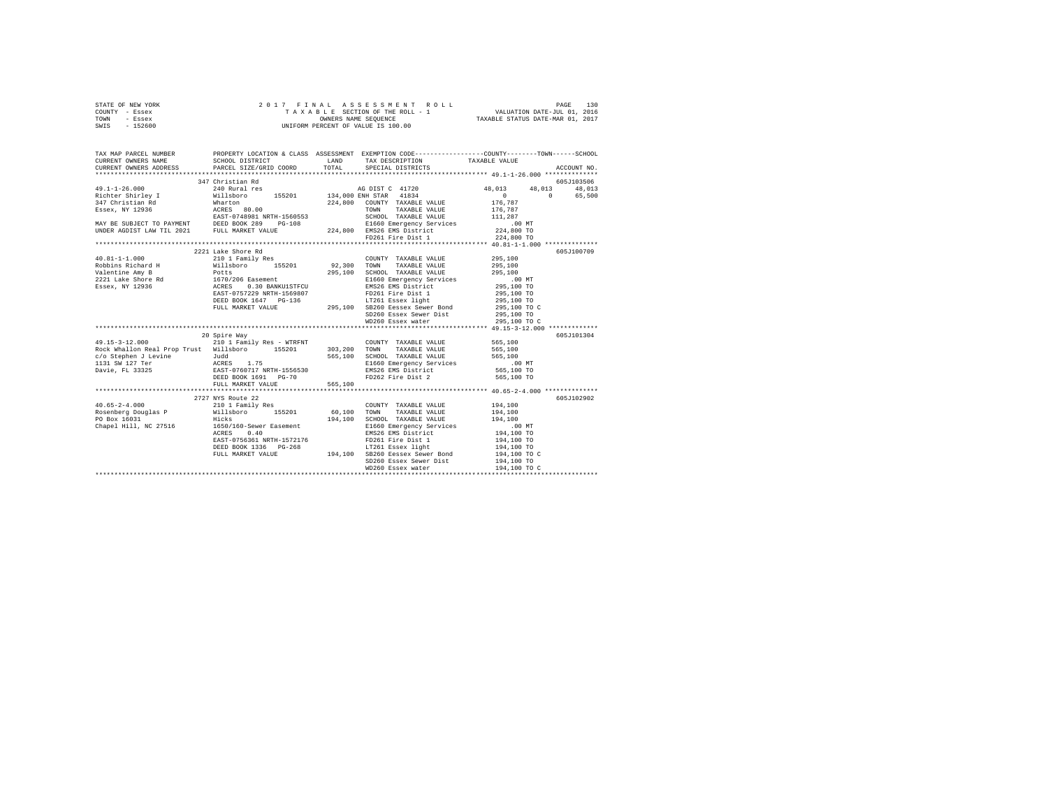STATE OF NEW YORK — 2017 FINAL ASSESSMENT ROLL — PAGE 130
COUNTY - Essex — TAXABLE SECTION OF THE ROLL - 1 — VALUATION DATE-JUL 01, 2016
TOWN - Essex — OWNERS NAME SEQUENCE — TAXABLE STATUS DATE-MAR 01, 2017
SWIS - 152600 — UNIFORM PERCENT OF VALUE IS 100.00

```
TAX MAP PARCEL NUMBER          PROPERTY LOCATION & CLASS  ASSESSMENT  EXEMPTION CODE-----------------COUNTY--------TOWN------SCHOOL
CURRENT OWNERS NAME            SCHOOL DISTRICT              LAND      TAX DESCRIPTION              TAXABLE VALUE
CURRENT OWNERS ADDRESS         PARCEL SIZE/GRID COORD       TOTAL     SPECIAL DISTRICTS                                   ACCOUNT NO.
******************************************************************************************************* 49.1-1-26.000 **************
                               347 Christian Rd                                                                            605J103506
49.1-1-26.000                  240 Rural res                          AG DIST C  41720              48,013      48,013      48,013
Richter Shirley I              Willsboro      155201       134,000 ENH STAR  41834                     0           0      65,500
347 Christian Rd               Wharton                     224,800    COUNTY  TAXABLE VALUE         176,787
Essex, NY 12936                ACRES  80.00                           TOWN    TAXABLE VALUE         176,787
                               EAST-0748981 NRTH-1560553              SCHOOL  TAXABLE VALUE         111,287
MAY BE SUBJECT TO PAYMENT      DEED BOOK 289    PG-108                E1660 Emergency Services          .00 MT
UNDER AGDIST LAW TIL 2021      FULL MARKET VALUE           224,800    EMS26 EMS District            224,800 TO
                                                                      FD261 Fire Dist 1             224,800 TO
******************************************************************************************************* 40.81-1-1.000 **************
                               2221 Lake Shore Rd                                                                          605J100709
40.81-1-1.000                  210 1 Family Res                       COUNTY  TAXABLE VALUE         295,100
Robbins Richard H              Willsboro      155201        92,300    TOWN    TAXABLE VALUE         295,100
Valentine Amy B                Potts                       295,100    SCHOOL  TAXABLE VALUE         295,100
2221 Lake Shore Rd             1670/206 Easement                      E1660 Emergency Services          .00 MT
Essex, NY 12936                ACRES    0.30 BANKU1STFCU              EMS26 EMS District            295,100 TO
                               EAST-0757229 NRTH-1569807              FD261 Fire Dist 1             295,100 TO
                               DEED BOOK 1647   PG-136                LT261 Essex light             295,100 TO
                               FULL MARKET VALUE           295,100    SB260 Eessex Sewer Bond       295,100 TO C
                                                                      SD260 Essex Sewer Dist        295,100 TO
                                                                      WD260 Essex water             295,100 TO C
******************************************************************************************************* 49.15-3-12.000 *************
                               20 Spire Way                                                                                605J101304
49.15-3-12.000                 210 1 Family Res - WTRFNT              COUNTY  TAXABLE VALUE         565,100
Rock Whallon Real Prop Trust   Willsboro      155201       303,200    TOWN    TAXABLE VALUE         565,100
c/o Stephen J Levine           Judd                        565,100    SCHOOL  TAXABLE VALUE         565,100
1131 SW 127 Ter                ACRES    1.75                          E1660 Emergency Services          .00 MT
Davie, FL 33325                EAST-0760717 NRTH-1556530              EMS26 EMS District            565,100 TO
                               DEED BOOK 1691   PG-70                 FD262 Fire Dist 2             565,100 TO
                               FULL MARKET VALUE           565,100
******************************************************************************************************* 40.65-2-4.000 **************
                               2727 NYS Route 22                                                                           605J102902
40.65-2-4.000                  210 1 Family Res                       COUNTY  TAXABLE VALUE         194,100
Rosenberg Douglas P            Willsboro      155201        60,100    TOWN    TAXABLE VALUE         194,100
PO Box 16031                   Hicks                       194,100    SCHOOL  TAXABLE VALUE         194,100
Chapel Hill, NC 27516          1650/160-Sewer Easement                E1660 Emergency Services          .00 MT
                               ACRES    0.40                          EMS26 EMS District            194,100 TO
                               EAST-0756361 NRTH-1572176              FD261 Fire Dist 1             194,100 TO
                               DEED BOOK 1336   PG-268                LT261 Essex light             194,100 TO
                               FULL MARKET VALUE           194,100    SB260 Eessex Sewer Bond       194,100 TO C
                                                                      SD260 Essex Sewer Dist        194,100 TO
                                                                      WD260 Essex water             194,100 TO C
************************************************************************************************************************************
```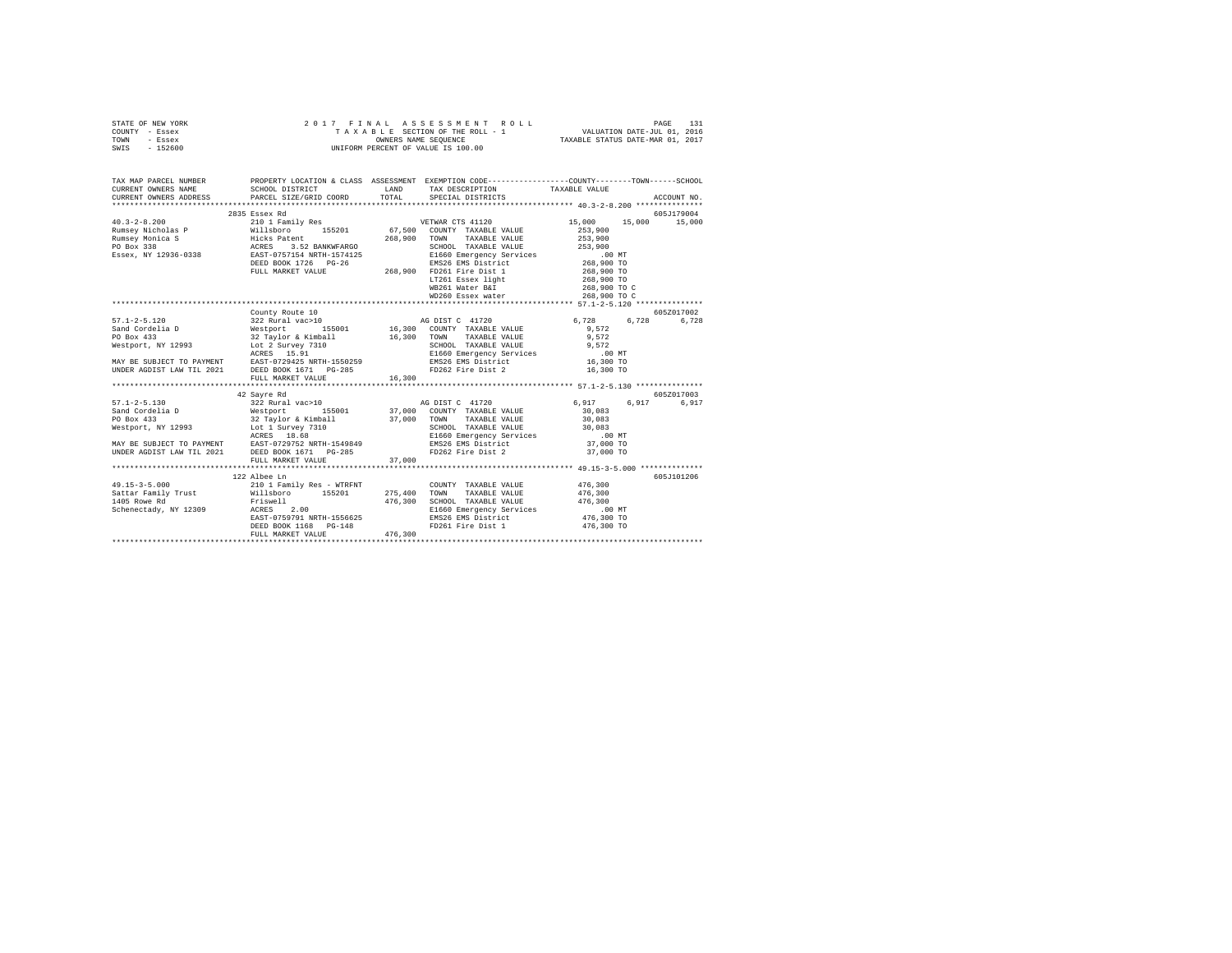STATE OF NEW YORK
COUNTY - Essex
TOWN - Essex
SWIS - 152600

2 0 1 7 F I N A L A S S E S S M E N T R O L L
T A X A B L E SECTION OF THE ROLL - 1
OWNERS NAME SEQUENCE
UNIFORM PERCENT OF VALUE IS 100.00

VALUATION DATE-JUL 01, 2016
TAXABLE STATUS DATE-MAR 01, 2017

```
TAX MAP PARCEL NUMBER          PROPERTY LOCATION & CLASS  ASSESSMENT  EXEMPTION CODE-----------------COUNTY--------TOWN------SCHOOL
CURRENT OWNERS NAME            SCHOOL DISTRICT             LAND       TAX DESCRIPTION              TAXABLE VALUE
CURRENT OWNERS ADDRESS         PARCEL SIZE/GRID COORD      TOTAL      SPECIAL DISTRICTS                                    ACCOUNT NO.
******************************************************************************************************* 40.3-2-8.200 ***************
                               2835 Essex Rd                                                                             605J179004
40.3-2-8.200                   210 1 Family Res                       VETWAR CTS 41120          15,000     15,000     15,000
Rumsey Nicholas P              Willsboro       155201      67,500    COUNTY  TAXABLE VALUE      253,900
Rumsey Monica S                Hicks Patent               268,900    TOWN    TAXABLE VALUE      253,900
PO Box 338                     ACRES    3.52 BANKWFARGO              SCHOOL  TAXABLE VALUE      253,900
Essex, NY 12936-0338           EAST-0757154 NRTH-1574125             E1660 Emergency Services          .00 MT
                               DEED BOOK 1726   PG-26                EMS26 EMS District            268,900 TO
                               FULL MARKET VALUE          268,900    FD261 Fire Dist 1             268,900 TO
                                                                     LT261 Essex light             268,900 TO
                                                                     WB261 Water B&I               268,900 TO C
                                                                     WD260 Essex water             268,900 TO C
******************************************************************************************************* 57.1-2-5.120 ***************
                               County Route 10                                                                           605Z017002
57.1-2-5.120                   322 Rural vac>10                       AG DIST C  41720           6,728      6,728      6,728
Sand Cordelia D                Westport        155001      16,300    COUNTY  TAXABLE VALUE        9,572
PO Box 433                     32 Taylor & Kimball         16,300    TOWN    TAXABLE VALUE        9,572
Westport, NY 12993             Lot 2 Survey 7310                     SCHOOL  TAXABLE VALUE        9,572
                               ACRES   15.91                         E1660 Emergency Services          .00 MT
MAY BE SUBJECT TO PAYMENT      EAST-0729425 NRTH-1550259             EMS26 EMS District             16,300 TO
UNDER AGDIST LAW TIL 2021      DEED BOOK 1671   PG-285               FD262 Fire Dist 2              16,300 TO
                               FULL MARKET VALUE           16,300
******************************************************************************************************* 57.1-2-5.130 ***************
                               42 Sayre Rd                                                                               605Z017003
57.1-2-5.130                   322 Rural vac>10                       AG DIST C  41720           6,917      6,917      6,917
Sand Cordelia D                Westport        155001      37,000    COUNTY  TAXABLE VALUE       30,083
PO Box 433                     32 Taylor & Kimball         37,000    TOWN    TAXABLE VALUE       30,083
Westport, NY 12993             Lot 1 Survey 7310                     SCHOOL  TAXABLE VALUE       30,083
                               ACRES   18.68                         E1660 Emergency Services          .00 MT
MAY BE SUBJECT TO PAYMENT      EAST-0729752 NRTH-1549849             EMS26 EMS District             37,000 TO
UNDER AGDIST LAW TIL 2021      DEED BOOK 1671   PG-285               FD262 Fire Dist 2              37,000 TO
                               FULL MARKET VALUE           37,000
******************************************************************************************************* 49.15-3-5.000 **************
                               122 Albee Ln                                                                              605J101206
49.15-3-5.000                  210 1 Family Res - WTRFNT              COUNTY  TAXABLE VALUE      476,300
Sattar Family Trust            Willsboro       155201     275,400    TOWN    TAXABLE VALUE      476,300
1405 Rowe Rd                   Friswell                   476,300    SCHOOL  TAXABLE VALUE      476,300
Schenectady, NY 12309          ACRES    2.00                         E1660 Emergency Services          .00 MT
                               EAST-0759791 NRTH-1556625             EMS26 EMS District            476,300 TO
                               DEED BOOK 1168   PG-148               FD261 Fire Dist 1             476,300 TO
                               FULL MARKET VALUE          476,300
************************************************************************************************************************************
```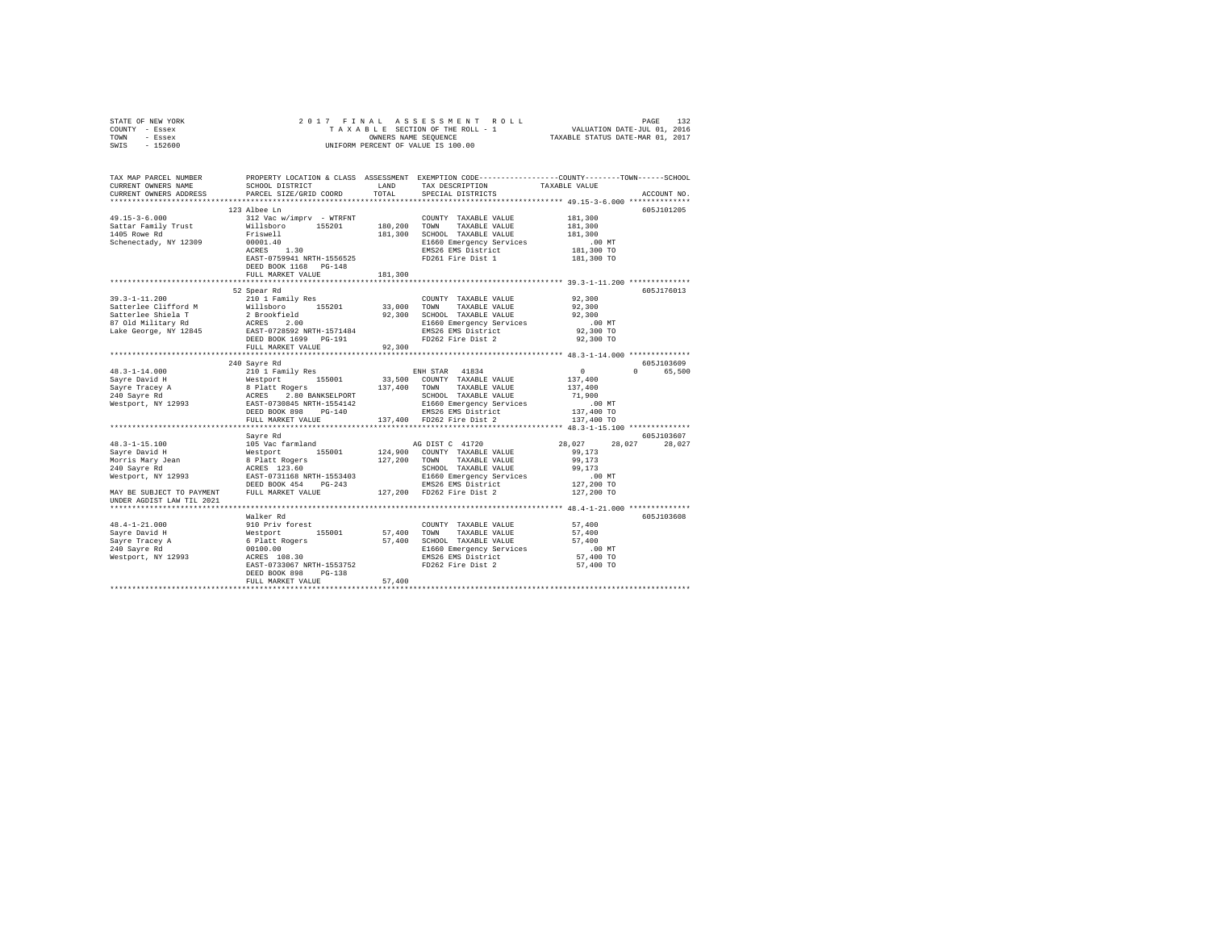STATE OF NEW YORK
COUNTY - Essex
TOWN - Essex
SWIS - 152600

2017 FINAL ASSESSMENT ROLL
TAXABLE SECTION OF THE ROLL - 1
OWNERS NAME SEQUENCE
UNIFORM PERCENT OF VALUE IS 100.00

VALUATION DATE-JUL 01, 2016
TAXABLE STATUS DATE-MAR 01, 2017

```
TAX MAP PARCEL NUMBER     PROPERTY LOCATION & CLASS  ASSESSMENT  EXEMPTION CODE-----------------COUNTY--------TOWN------SCHOOL
CURRENT OWNERS NAME       SCHOOL DISTRICT             LAND       TAX DESCRIPTION            TAXABLE VALUE
CURRENT OWNERS ADDRESS    PARCEL SIZE/GRID COORD      TOTAL      SPECIAL DISTRICTS                                  ACCOUNT NO.
************************************************************************************************ 49.15-3-6.000 **************
                          123 Albee Ln                                                                             605J101205
49.15-3-6.000             312 Vac w/imprv - WTRFNT              COUNTY  TAXABLE VALUE          181,300
Sattar Family Trust       Willsboro      155201     180,200    TOWN    TAXABLE VALUE          181,300
1405 Rowe Rd              Friswell                  181,300    SCHOOL  TAXABLE VALUE          181,300
Schenectady, NY 12309     00001.40                              E1660 Emergency Services            .00 MT
                          ACRES    1.30                         EMS26 EMS District             181,300 TO
                          EAST-0759941 NRTH-1556525             FD261 Fire Dist 1              181,300 TO
                          DEED BOOK 1168   PG-148
                          FULL MARKET VALUE         181,300
************************************************************************************************ 39.3-1-11.200 **************
                          52 Spear Rd                                                                              605J176013
39.3-1-11.200             210 1 Family Res                      COUNTY  TAXABLE VALUE           92,300
Satterlee Clifford M      Willsboro      155201      33,000    TOWN    TAXABLE VALUE           92,300
Satterlee Shiela T        2 Brookfield               92,300    SCHOOL  TAXABLE VALUE           92,300
87 Old Military Rd        ACRES    2.00                         E1660 Emergency Services            .00 MT
Lake George, NY 12845     EAST-0728592 NRTH-1571484             EMS26 EMS District              92,300 TO
                          DEED BOOK 1699   PG-191               FD262 Fire Dist 2               92,300 TO
                          FULL MARKET VALUE          92,300
************************************************************************************************ 48.3-1-14.000 **************
                          240 Sayre Rd                                                                             605J103609
48.3-1-14.000             210 1 Family Res                      ENH STAR  41834                      0          0     65,500
Sayre David H             Westport       155001      33,500    COUNTY  TAXABLE VALUE          137,400
Sayre Tracey A            8 Platt Rogers            137,400    TOWN    TAXABLE VALUE          137,400
240 Sayre Rd              ACRES    2.80 BANKSELPORT             SCHOOL  TAXABLE VALUE           71,900
Westport, NY 12993        EAST-0730845 NRTH-1554142             E1660 Emergency Services            .00 MT
                          DEED BOOK 898    PG-140               EMS26 EMS District             137,400 TO
                          FULL MARKET VALUE         137,400    FD262 Fire Dist 2              137,400 TO
************************************************************************************************ 48.3-1-15.100 **************
                          Sayre Rd                                                                                 605J103607
48.3-1-15.100             105 Vac farmland                      AG DIST C  41720                28,027     28,027     28,027
Sayre David H             Westport       155001     124,900    COUNTY  TAXABLE VALUE           99,173
Morris Mary Jean          8 Platt Rogers            127,200    TOWN    TAXABLE VALUE           99,173
240 Sayre Rd              ACRES  123.60                         SCHOOL  TAXABLE VALUE           99,173
Westport, NY 12993        EAST-0731168 NRTH-1553403             E1660 Emergency Services            .00 MT
                          DEED BOOK 454    PG-243               EMS26 EMS District             127,200 TO
MAY BE SUBJECT TO PAYMENT FULL MARKET VALUE         127,200    FD262 Fire Dist 2              127,200 TO
UNDER AGDIST LAW TIL 2021
************************************************************************************************ 48.4-1-21.000 **************
                          Walker Rd                                                                                605J103608
48.4-1-21.000             910 Priv forest                       COUNTY  TAXABLE VALUE           57,400
Sayre David H             Westport       155001      57,400    TOWN    TAXABLE VALUE           57,400
Sayre Tracey A            6 Platt Rogers             57,400    SCHOOL  TAXABLE VALUE           57,400
240 Sayre Rd              00100.00                              E1660 Emergency Services            .00 MT
Westport, NY 12993        ACRES  108.30                         EMS26 EMS District              57,400 TO
                          EAST-0733067 NRTH-1553752             FD262 Fire Dist 2               57,400 TO
                          DEED BOOK 898    PG-138
                          FULL MARKET VALUE          57,400
******************************************************************************************************************************
```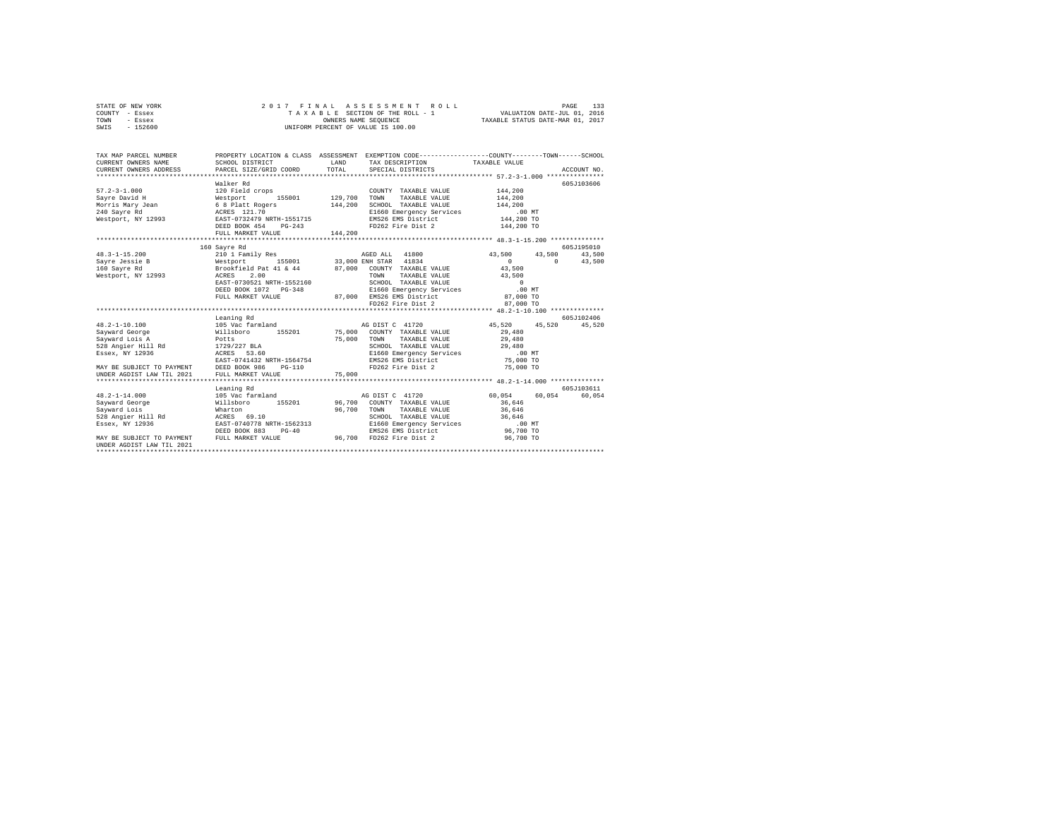STATE OF NEW YORK | COUNTY - Essex | TOWN - Essex | SWIS - 152600

2017 FINAL ASSESSMENT ROLL
TAXABLE SECTION OF THE ROLL - 1
OWNERS NAME SEQUENCE
UNIFORM PERCENT OF VALUE IS 100.00

VALUATION DATE-JUL 01, 2016
TAXABLE STATUS DATE-MAR 01, 2017

```
TAX MAP PARCEL NUMBER      PROPERTY LOCATION & CLASS  ASSESSMENT  EXEMPTION CODE-----------------COUNTY--------TOWN------SCHOOL
CURRENT OWNERS NAME        SCHOOL DISTRICT             LAND       TAX DESCRIPTION          TAXABLE VALUE
CURRENT OWNERS ADDRESS     PARCEL SIZE/GRID COORD      TOTAL      SPECIAL DISTRICTS                                   ACCOUNT NO.
*********************************************************************************************** 57.2-3-1.000 ***************
                           Walker Rd                                                                                  605J103606
57.2-3-1.000               120 Field crops                         COUNTY  TAXABLE VALUE        144,200
Sayre David H              Westport       155001     129,700       TOWN    TAXABLE VALUE        144,200
Morris Mary Jean           6 8 Platt Rogers          144,200       SCHOOL  TAXABLE VALUE        144,200
240 Sayre Rd               ACRES  121.70                           E1660 Emergency Services         .00 MT
Westport, NY 12993         EAST-0732479 NRTH-1551715               EMS26 EMS District           144,200 TO
                           DEED BOOK 454    PG-243                 FD262 Fire Dist 2            144,200 TO
                           FULL MARKET VALUE         144,200
*********************************************************************************************** 48.3-1-15.200 **************
                        160 Sayre Rd                                                                                  605J195010
48.3-1-15.200              210 1 Family Res                        AGED ALL   41800            43,500      43,500      43,500
Sayre Jessie B             Westport       155001      33,000 ENH STAR  41834                       0           0      43,500
160 Sayre Rd               Brookfield Pat 41 & 44     87,000   COUNTY  TAXABLE VALUE         43,500
Westport, NY 12993         ACRES    2.00                           TOWN    TAXABLE VALUE         43,500
                           EAST-0730521 NRTH-1552160               SCHOOL  TAXABLE VALUE              0
                           DEED BOOK 1072   PG-348                 E1660 Emergency Services         .00 MT
                           FULL MARKET VALUE          87,000   EMS26 EMS District            87,000 TO
                                                                   FD262 Fire Dist 2             87,000 TO
*********************************************************************************************** 48.2-1-10.100 **************
                           Leaning Rd                                                                                 605J102406
48.2-1-10.100              105 Vac farmland                        AG DIST C  41720            45,520      45,520      45,520
Sayward George             Willsboro      155201      75,000   COUNTY  TAXABLE VALUE         29,480
Sayward Lois A             Potts                      75,000   TOWN    TAXABLE VALUE         29,480
528 Angier Hill Rd         1729/227 BLA                            SCHOOL  TAXABLE VALUE         29,480
Essex, NY 12936            ACRES   53.60                           E1660 Emergency Services         .00 MT
                           EAST-0741432 NRTH-1564754               EMS26 EMS District            75,000 TO
MAY BE SUBJECT TO PAYMENT  DEED BOOK 986    PG-110                 FD262 Fire Dist 2             75,000 TO
UNDER AGDIST LAW TIL 2021  FULL MARKET VALUE          75,000
*********************************************************************************************** 48.2-1-14.000 **************
                           Leaning Rd                                                                                 605J103611
48.2-1-14.000              105 Vac farmland                        AG DIST C  41720            60,054      60,054      60,054
Sayward George             Willsboro      155201      96,700   COUNTY  TAXABLE VALUE         36,646
Sayward Lois               Wharton                    96,700   TOWN    TAXABLE VALUE         36,646
528 Angier Hill Rd         ACRES   69.10                           SCHOOL  TAXABLE VALUE         36,646
Essex, NY 12936            EAST-0740778 NRTH-1562313               E1660 Emergency Services         .00 MT
                           DEED BOOK 883    PG-40                  EMS26 EMS District            96,700 TO
MAY BE SUBJECT TO PAYMENT  FULL MARKET VALUE          96,700   FD262 Fire Dist 2             96,700 TO
UNDER AGDIST LAW TIL 2021
****************************************************************************************************************************
```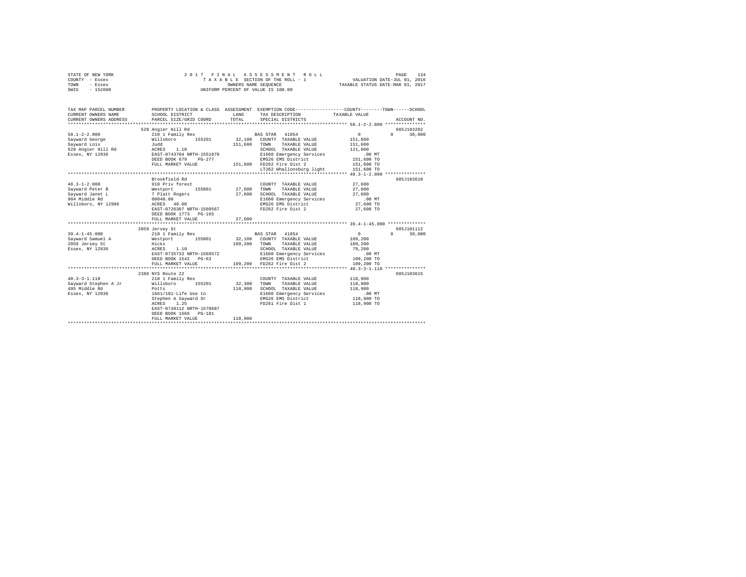STATE OF NEW YORK — 2017 FINAL ASSESSMENT ROLL — PAGE 134
COUNTY - Essex — TAXABLE SECTION OF THE ROLL - 1 — VALUATION DATE-JUL 01, 2016
TOWN - Essex — OWNERS NAME SEQUENCE — TAXABLE STATUS DATE-MAR 01, 2017
SWIS - 152600 — UNIFORM PERCENT OF VALUE IS 100.00

| TAX MAP PARCEL NUMBER / CURRENT OWNERS NAME / CURRENT OWNERS ADDRESS | PROPERTY LOCATION & CLASS / SCHOOL DISTRICT / PARCEL SIZE/GRID COORD | ASSESSMENT LAND / TOTAL | EXEMPTION CODE / TAX DESCRIPTION / SPECIAL DISTRICTS | COUNTY / TOWN TAXABLE VALUE | SCHOOL / ACCOUNT NO. |
|---|---|---|---|---|---|
| **58.1-2-2.000** | 528 Angier Hill Rd | | | | 605J103202 |
| 58.1-2-2.000 | 210 1 Family Res | | BAS STAR 41854 | 0 | 0 30,000 |
| Sayward George | Willsboro 155201 | 32,100 | COUNTY TAXABLE VALUE | 151,600 | |
| Sayward Lois | Judd | 151,600 | TOWN TAXABLE VALUE | 151,600 | |
| 528 Angier Hill Rd | ACRES 1.10 | | SCHOOL TAXABLE VALUE | 121,600 | |
| Essex, NY 12936 | EAST-0743704 NRTH-1551879 | | E1660 Emergency Services | .00 MT | |
| | DEED BOOK 679 PG-277 | | EMS26 EMS District | 151,600 TO | |
| | FULL MARKET VALUE | 151,600 | FD262 Fire Dist 2 | 151,600 TO | |
| | | | LT262 Whallonsburg light | 151,600 TO | |
| **48.3-1-2.000** | Brookfield Rd | | | | 605J103610 |
| 48.3-1-2.000 | 910 Priv forest | | COUNTY TAXABLE VALUE | 27,600 | |
| Sayward Peter B | Westport 155001 | 27,600 | TOWN TAXABLE VALUE | 27,600 | |
| Sayward Janet L | 7 Platt Rogers | 27,600 | SCHOOL TAXABLE VALUE | 27,600 | |
| 904 Middle Rd | 00040.00 | | E1660 Emergency Services | .00 MT | |
| Willsboro, NY 12996 | ACRES 40.00 | | EMS26 EMS District | 27,600 TO | |
| | EAST-0726307 NRTH-1560567 | | FD262 Fire Dist 2 | 27,600 TO | |
| | DEED BOOK 1773 PG-165 | | | | |
| | FULL MARKET VALUE | 27,600 | | | |
| **39.4-1-45.000** | 2059 Jersey St | | | | 605J101112 |
| 39.4-1-45.000 | 210 1 Family Res | | BAS STAR 41854 | 0 | 0 30,000 |
| Sayward Samuel A | Westport 155001 | 32,100 | COUNTY TAXABLE VALUE | 109,200 | |
| 2059 Jersey St | Hicks | 109,200 | TOWN TAXABLE VALUE | 109,200 | |
| Essex, NY 12936 | ACRES 1.10 | | SCHOOL TAXABLE VALUE | 79,200 | |
| | EAST-0735733 NRTH-1569572 | | E1660 Emergency Services | .00 MT | |
| | DEED BOOK 1542 PG-63 | | EMS26 EMS District | 109,200 TO | |
| | FULL MARKET VALUE | 109,200 | FD262 Fire Dist 2 | 109,200 TO | |
| **40.3-3-1.110** | 2386 NYS Route 22 | | | | 605J103615 |
| 40.3-3-1.110 | 210 1 Family Res | | COUNTY TAXABLE VALUE | 118,900 | |
| Sayward Stephen A Jr | Willsboro 155201 | 32,300 | TOWN TAXABLE VALUE | 118,900 | |
| 495 Middle Rd | Potts | 118,900 | SCHOOL TAXABLE VALUE | 118,900 | |
| Essex, NY 12936 | 1661/101-Life Use to | | E1660 Emergency Services | .00 MT | |
| | Stephen A Sayward Sr | | EMS26 EMS District | 118,900 TO | |
| | ACRES 1.25 | | FD261 Fire Dist 1 | 118,900 TO | |
| | EAST-0748112 NRTH-1570687 | | | | |
| | DEED BOOK 1666 PG-101 | | | | |
| | FULL MARKET VALUE | 118,900 | | | |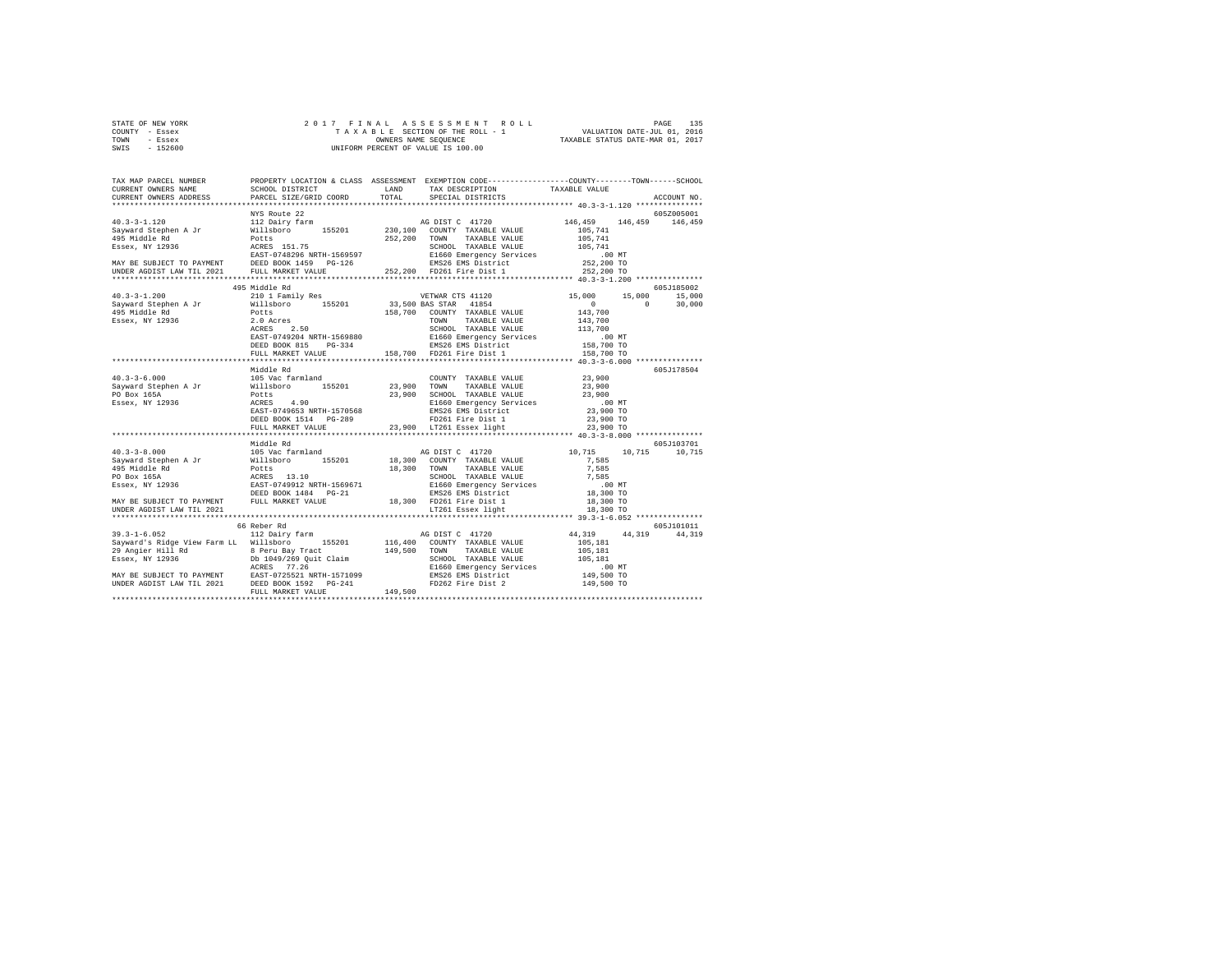STATE OF NEW YORK  
COUNTY - Essex  
TOWN - Essex  
SWIS - 152600

2 0 1 7 F I N A L A S S E S S M E N T R O L L  
T A X A B L E SECTION OF THE ROLL - 1  
OWNERS NAME SEQUENCE  
UNIFORM PERCENT OF VALUE IS 100.00

VALUATION DATE-JUL 01, 2016  
TAXABLE STATUS DATE-MAR 01, 2017

```
TAX MAP PARCEL NUMBER          PROPERTY LOCATION & CLASS  ASSESSMENT  EXEMPTION CODE-----------------COUNTY--------TOWN------SCHOOL
CURRENT OWNERS NAME            SCHOOL DISTRICT             LAND      TAX DESCRIPTION             TAXABLE VALUE
CURRENT OWNERS ADDRESS         PARCEL SIZE/GRID COORD      TOTAL     SPECIAL DISTRICTS                                      ACCOUNT NO.
*********************************************************************************************** 40.3-3-1.120 ***************
                               NYS Route 22                                                                               605Z005001
40.3-3-1.120                   112 Dairy farm                         AG DIST C  41720            146,459    146,459    146,459
Sayward Stephen A Jr           Willsboro      155201    230,100  COUNTY  TAXABLE VALUE            105,741
495 Middle Rd                  Potts                    252,200  TOWN    TAXABLE VALUE            105,741
Essex, NY 12936                ACRES  151.75                     SCHOOL  TAXABLE VALUE            105,741
                               EAST-0748296 NRTH-1569597         E1660 Emergency Services             .00 MT
MAY BE SUBJECT TO PAYMENT      DEED BOOK 1459   PG-126           EMS26 EMS District               252,200 TO
UNDER AGDIST LAW TIL 2021      FULL MARKET VALUE        252,200  FD261 Fire Dist 1                252,200 TO
*********************************************************************************************** 40.3-3-1.200 ***************
                               495 Middle Rd                                                                              605J185002
40.3-3-1.200                   210 1 Family Res                       VETWAR CTS 41120             15,000     15,000     15,000
Sayward Stephen A Jr           Willsboro      155201     33,500 BAS STAR   41854                       0          0     30,000
495 Middle Rd                  Potts                    158,700  COUNTY  TAXABLE VALUE            143,700
Essex, NY 12936                2.0 Acres                         TOWN    TAXABLE VALUE            143,700
                               ACRES    2.50                     SCHOOL  TAXABLE VALUE            113,700
                               EAST-0749204 NRTH-1569880         E1660 Emergency Services             .00 MT
                               DEED BOOK 815    PG-334           EMS26 EMS District               158,700 TO
                               FULL MARKET VALUE        158,700  FD261 Fire Dist 1                158,700 TO
*********************************************************************************************** 40.3-3-6.000 ***************
                               Middle Rd                                                                                  605J178504
40.3-3-6.000                   105 Vac farmland                  COUNTY  TAXABLE VALUE             23,900
Sayward Stephen A Jr           Willsboro      155201     23,900  TOWN    TAXABLE VALUE             23,900
PO Box 165A                    Potts                     23,900  SCHOOL  TAXABLE VALUE             23,900
Essex, NY 12936                ACRES    4.90                     E1660 Emergency Services             .00 MT
                               EAST-0749653 NRTH-1570568         EMS26 EMS District                23,900 TO
                               DEED BOOK 1514   PG-289           FD261 Fire Dist 1                 23,900 TO
                               FULL MARKET VALUE         23,900  LT261 Essex light                 23,900 TO
*********************************************************************************************** 40.3-3-8.000 ***************
                               Middle Rd                                                                                  605J103701
40.3-3-8.000                   105 Vac farmland                       AG DIST C  41720             10,715     10,715     10,715
Sayward Stephen A Jr           Willsboro      155201     18,300  COUNTY  TAXABLE VALUE              7,585
495 Middle Rd                  Potts                     18,300  TOWN    TAXABLE VALUE              7,585
PO Box 165A                    ACRES   13.10                     SCHOOL  TAXABLE VALUE              7,585
Essex, NY 12936                EAST-0749912 NRTH-1569671         E1660 Emergency Services             .00 MT
                               DEED BOOK 1484   PG-21            EMS26 EMS District                18,300 TO
MAY BE SUBJECT TO PAYMENT      FULL MARKET VALUE         18,300  FD261 Fire Dist 1                 18,300 TO
UNDER AGDIST LAW TIL 2021                                        LT261 Essex light                 18,300 TO
*********************************************************************************************** 39.3-1-6.052 ***************
                               66 Reber Rd                                                                                605J101011
39.3-1-6.052                   112 Dairy farm                         AG DIST C  41720             44,319     44,319     44,319
Sayward's Ridge View Farm LL   Willsboro      155201    116,400  COUNTY  TAXABLE VALUE            105,181
29 Angier Hill Rd              8 Peru Bay Tract         149,500  TOWN    TAXABLE VALUE            105,181
Essex, NY 12936                Db 1049/269 Quit Claim            SCHOOL  TAXABLE VALUE            105,181
                               ACRES   77.26                     E1660 Emergency Services             .00 MT
MAY BE SUBJECT TO PAYMENT      EAST-0725521 NRTH-1571099         EMS26 EMS District               149,500 TO
UNDER AGDIST LAW TIL 2021      DEED BOOK 1592   PG-241           FD262 Fire Dist 2                149,500 TO
                               FULL MARKET VALUE        149,500
****************************************************************************************************************************
```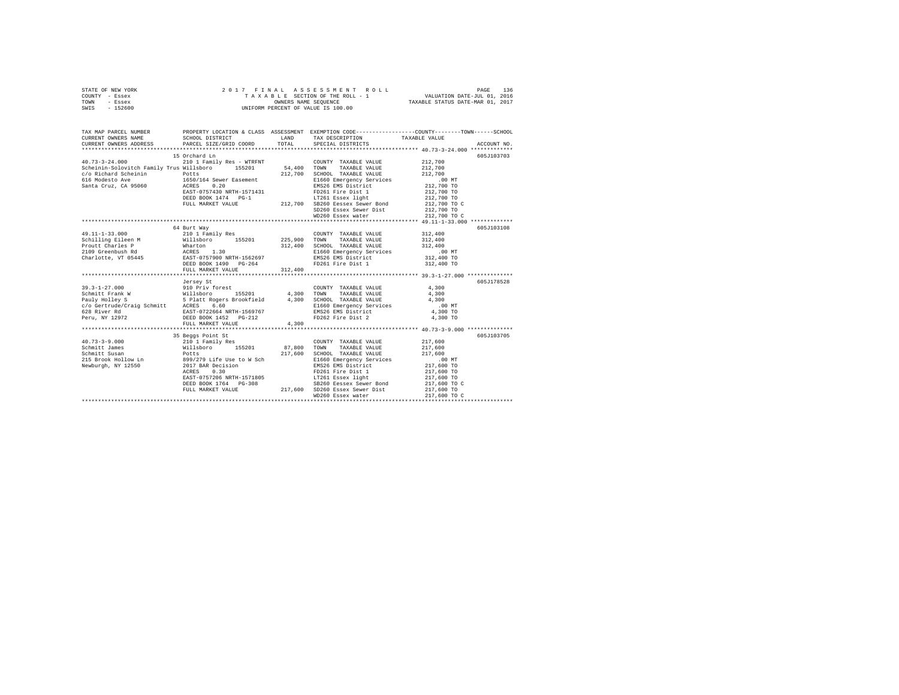STATE OF NEW YORK
COUNTY - Essex
TOWN - Essex
SWIS - 152600

2017 FINAL ASSESSMENT ROLL
TAXABLE SECTION OF THE ROLL - 1
OWNERS NAME SEQUENCE
UNIFORM PERCENT OF VALUE IS 100.00

VALUATION DATE-JUL 01, 2016
TAXABLE STATUS DATE-MAR 01, 2017

| TAX MAP PARCEL NUMBER / CURRENT OWNERS NAME / CURRENT OWNERS ADDRESS | PROPERTY LOCATION & CLASS / SCHOOL DISTRICT / PARCEL SIZE/GRID COORD | ASSESSMENT LAND / TOTAL | EXEMPTION CODE / TAX DESCRIPTION / SPECIAL DISTRICTS | TAXABLE VALUE (COUNTY / TOWN / SCHOOL) | ACCOUNT NO. |
|---|---|---|---|---|---|
| **40.73-3-24.000** | 15 Orchard Ln | | | | 605J103703 |
| 40.73-3-24.000 | 210 1 Family Res - WTRFNT | | COUNTY TAXABLE VALUE | 212,700 | |
| Scheinin-Solovitch Family Trus | Willsboro 155201 | 54,400 | TOWN TAXABLE VALUE | 212,700 | |
| c/o Richard Scheinin | Potts | 212,700 | SCHOOL TAXABLE VALUE | 212,700 | |
| 616 Modesto Ave | 1650/164 Sewer Easement | | E1660 Emergency Services | .00 MT | |
| Santa Cruz, CA 95060 | ACRES 0.20 | | EMS26 EMS District | 212,700 TO | |
| | EAST-0757430 NRTH-1571431 | | FD261 Fire Dist 1 | 212,700 TO | |
| | DEED BOOK 1474 PG-1 | | LT261 Essex light | 212,700 TO | |
| | FULL MARKET VALUE | 212,700 | SB260 Eessex Sewer Bond | 212,700 TO C | |
| | | | SD260 Essex Sewer Dist | 212,700 TO | |
| | | | WD260 Essex water | 212,700 TO C | |
| **49.11-1-33.000** | 64 Burt Way | | | | 605J103108 |
| 49.11-1-33.000 | 210 1 Family Res | | COUNTY TAXABLE VALUE | 312,400 | |
| Schilling Eileen M | Willsboro 155201 | 225,900 | TOWN TAXABLE VALUE | 312,400 | |
| Proutt Charles P | Wharton | 312,400 | SCHOOL TAXABLE VALUE | 312,400 | |
| 2109 Greenbush Rd | ACRES 1.30 | | E1660 Emergency Services | .00 MT | |
| Charlotte, VT 05445 | EAST-0757900 NRTH-1562697 | | EMS26 EMS District | 312,400 TO | |
| | DEED BOOK 1490 PG-264 | | FD261 Fire Dist 1 | 312,400 TO | |
| | FULL MARKET VALUE | 312,400 | | | |
| **39.3-1-27.000** | Jersey St | | | | 605J178528 |
| 39.3-1-27.000 | 910 Priv forest | | COUNTY TAXABLE VALUE | 4,300 | |
| Schmitt Frank W | Willsboro 155201 | 4,300 | TOWN TAXABLE VALUE | 4,300 | |
| Pauly Holley S | 5 Platt Rogers Brookfield | 4,300 | SCHOOL TAXABLE VALUE | 4,300 | |
| c/o Gertrude/Craig Schmitt | ACRES 6.60 | | E1660 Emergency Services | .00 MT | |
| 628 River Rd | EAST-0722664 NRTH-1569767 | | EMS26 EMS District | 4,300 TO | |
| Peru, NY 12972 | DEED BOOK 1452 PG-212 | | FD262 Fire Dist 2 | 4,300 TO | |
| | FULL MARKET VALUE | 4,300 | | | |
| **40.73-3-9.000** | 35 Beggs Point St | | | | 605J103705 |
| 40.73-3-9.000 | 210 1 Family Res | | COUNTY TAXABLE VALUE | 217,600 | |
| Schmitt James | Willsboro 155201 | 87,800 | TOWN TAXABLE VALUE | 217,600 | |
| Schmitt Susan | Potts | 217,600 | SCHOOL TAXABLE VALUE | 217,600 | |
| 215 Brook Hollow Ln | 899/279 Life Use to W Sch | | E1660 Emergency Services | .00 MT | |
| Newburgh, NY 12550 | 2017 BAR Decision | | EMS26 EMS District | 217,600 TO | |
| | ACRES 0.30 | | FD261 Fire Dist 1 | 217,600 TO | |
| | EAST-0757206 NRTH-1571805 | | LT261 Essex light | 217,600 TO | |
| | DEED BOOK 1764 PG-308 | | SB260 Eessex Sewer Bond | 217,600 TO C | |
| | FULL MARKET VALUE | 217,600 | SD260 Essex Sewer Dist | 217,600 TO | |
| | | | WD260 Essex water | 217,600 TO C | |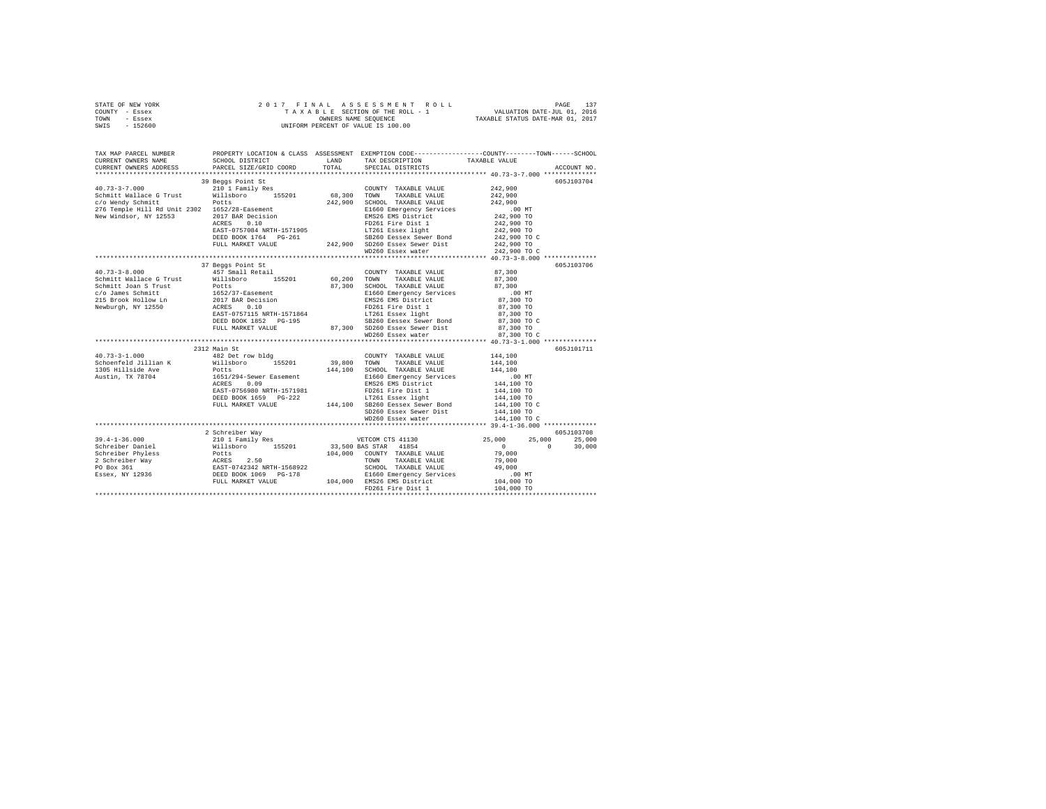STATE OF NEW YORK
COUNTY - Essex
TOWN - Essex
SWIS - 152600

2 0 1 7 F I N A L A S S E S S M E N T R O L L
T A X A B L E SECTION OF THE ROLL - 1
OWNERS NAME SEQUENCE
UNIFORM PERCENT OF VALUE IS 100.00

VALUATION DATE-JUL 01, 2016
TAXABLE STATUS DATE-MAR 01, 2017

```
TAX MAP PARCEL NUMBER          PROPERTY LOCATION & CLASS  ASSESSMENT  EXEMPTION CODE-----------------COUNTY--------TOWN------SCHOOL
CURRENT OWNERS NAME            SCHOOL DISTRICT             LAND       TAX DESCRIPTION             TAXABLE VALUE
CURRENT OWNERS ADDRESS         PARCEL SIZE/GRID COORD      TOTAL      SPECIAL DISTRICTS                                   ACCOUNT NO.
*********************************************************************************************** 40.73-3-7.000 **************
                               39 Beggs Point St                                                                           605J103704
40.73-3-7.000                  210 1 Family Res                       COUNTY  TAXABLE VALUE          242,900
Schmitt Wallace G Trust        Willsboro      155201       68,300     TOWN    TAXABLE VALUE          242,900
c/o Wendy Schmitt              Potts                       242,900    SCHOOL  TAXABLE VALUE          242,900
276 Temple Hill Rd Unit 2302   1652/28-Easement                       E1660 Emergency Services           .00 MT
New Windsor, NY 12553          2017 BAR Decision                      EMS26 EMS District             242,900 TO
                               ACRES    0.10                          FD261 Fire Dist 1              242,900 TO
                               EAST-0757084 NRTH-1571905              LT261 Essex light              242,900 TO
                               DEED BOOK 1764   PG-261                SB260 Eessex Sewer Bond        242,900 TO C
                               FULL MARKET VALUE           242,900    SD260 Essex Sewer Dist         242,900 TO
                                                                      WD260 Essex water              242,900 TO C
*********************************************************************************************** 40.73-3-8.000 **************
                               37 Beggs Point St                                                                           605J103706
40.73-3-8.000                  457 Small Retail                       COUNTY  TAXABLE VALUE           87,300
Schmitt Wallace G Trust        Willsboro      155201       60,200     TOWN    TAXABLE VALUE           87,300
Schmitt Joan S Trust           Potts                       87,300     SCHOOL  TAXABLE VALUE           87,300
c/o James Schmitt              1652/37-Easement                       E1660 Emergency Services           .00 MT
215 Brook Hollow Ln            2017 BAR Decision                      EMS26 EMS District              87,300 TO
Newburgh, NY 12550             ACRES    0.10                          FD261 Fire Dist 1               87,300 TO
                               EAST-0757115 NRTH-1571864              LT261 Essex light               87,300 TO
                               DEED BOOK 1852   PG-195                SB260 Eessex Sewer Bond         87,300 TO C
                               FULL MARKET VALUE           87,300     SD260 Essex Sewer Dist          87,300 TO
                                                                      WD260 Essex water               87,300 TO C
*********************************************************************************************** 40.73-3-1.000 **************
                               2312 Main St                                                                                605J101711
40.73-3-1.000                  482 Det row bldg                       COUNTY  TAXABLE VALUE          144,100
Schoenfeld Jillian K           Willsboro      155201       39,800     TOWN    TAXABLE VALUE          144,100
1305 Hillside Ave              Potts                       144,100    SCHOOL  TAXABLE VALUE          144,100
Austin, TX 78704               1651/294-Sewer Easement                E1660 Emergency Services           .00 MT
                               ACRES    0.09                          EMS26 EMS District             144,100 TO
                               EAST-0756980 NRTH-1571981              FD261 Fire Dist 1              144,100 TO
                               DEED BOOK 1659   PG-222                LT261 Essex light              144,100 TO
                               FULL MARKET VALUE           144,100    SB260 Eessex Sewer Bond        144,100 TO C
                                                                      SD260 Essex Sewer Dist         144,100 TO
                                                                      WD260 Essex water              144,100 TO C
*********************************************************************************************** 39.4-1-36.000 **************
                               2 Schreiber Way                                                                             605J103708
39.4-1-36.000                  210 1 Family Res                       VETCOM CTS 41130               25,000     25,000     25,000
Schreiber Daniel               Willsboro      155201       33,500     BAS STAR  41854                     0          0     30,000
Schreiber Phyless              Potts                       104,000    COUNTY  TAXABLE VALUE           79,000
2 Schreiber Way                ACRES    2.50                          TOWN    TAXABLE VALUE           79,000
PO Box 361                     EAST-0742342 NRTH-1568922              SCHOOL  TAXABLE VALUE           49,000
Essex, NY 12936                DEED BOOK 1069   PG-178                E1660 Emergency Services           .00 MT
                               FULL MARKET VALUE           104,000    EMS26 EMS District             104,000 TO
                                                                      FD261 Fire Dist 1              104,000 TO
****************************************************************************************************************************
```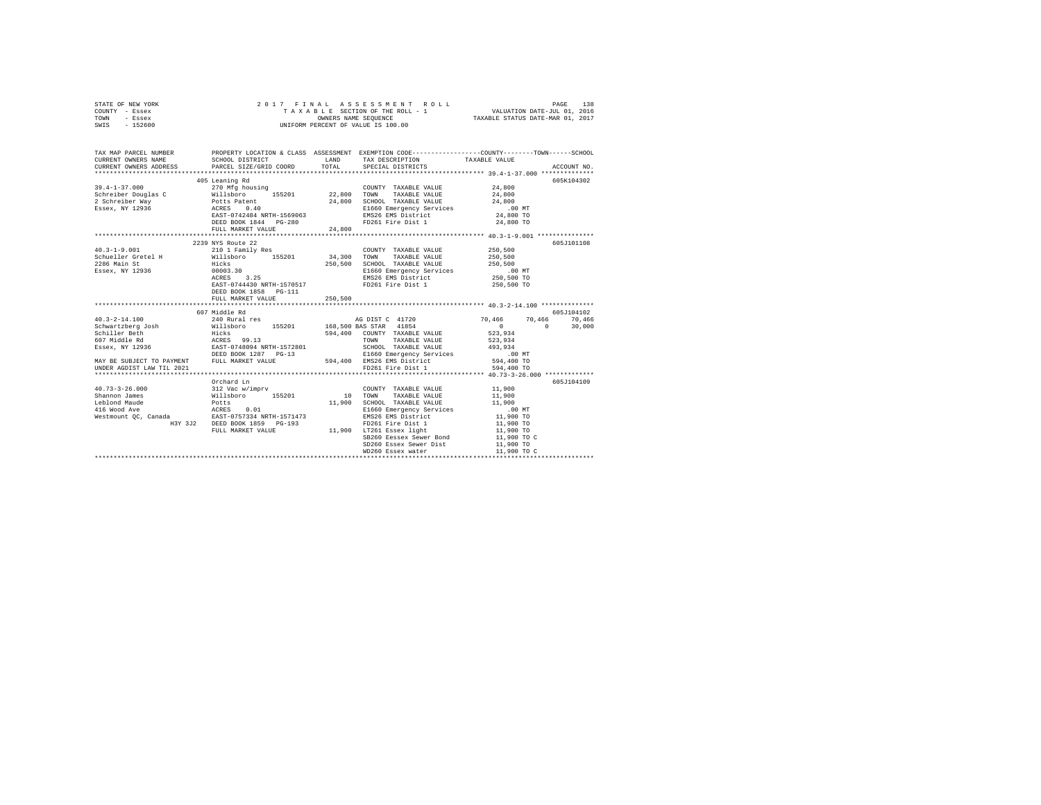STATE OF NEW YORK                    2 0 1 7   F I N A L   A S S E S S M E N T   R O L L
COUNTY - Essex                       T A X A B L E  SECTION OF THE ROLL - 1          VALUATION DATE-JUL 01, 2016
TOWN   - Essex                       OWNERS NAME SEQUENCE                    TAXABLE STATUS DATE-MAR 01, 2017
SWIS   - 152600                      UNIFORM PERCENT OF VALUE IS 100.00

```
TAX MAP PARCEL NUMBER          PROPERTY LOCATION & CLASS  ASSESSMENT  EXEMPTION CODE-----------------COUNTY--------TOWN------SCHOOL
CURRENT OWNERS NAME            SCHOOL DISTRICT              LAND      TAX DESCRIPTION            TAXABLE VALUE
CURRENT OWNERS ADDRESS         PARCEL SIZE/GRID COORD       TOTAL     SPECIAL DISTRICTS                                  ACCOUNT NO.
******************************************************************************************************* 39.4-1-37.000 **************
                               405 Leaning Rd                                                                         605K104302
39.4-1-37.000                  270 Mfg housing                         COUNTY  TAXABLE VALUE          24,800
Schreiber Douglas C            Willsboro      155201      22,800      TOWN    TAXABLE VALUE          24,800
2 Schreiber Way                Potts Patent                24,800      SCHOOL  TAXABLE VALUE          24,800
Essex, NY 12936                ACRES    0.40                           E1660 Emergency Services          .00 MT
                               EAST-0742484 NRTH-1569063               EMS26 EMS District             24,800 TO
                               DEED BOOK 1844   PG-280                 FD261 Fire Dist 1              24,800 TO
                               FULL MARKET VALUE           24,800
******************************************************************************************************* 40.3-1-9.001 ***************
                               2239 NYS Route 22                                                                      605J101108
40.3-1-9.001                   210 1 Family Res                        COUNTY  TAXABLE VALUE         250,500
Schueller Gretel H             Willsboro      155201      34,300      TOWN    TAXABLE VALUE         250,500
2286 Main St                   Hicks                      250,500      SCHOOL  TAXABLE VALUE         250,500
Essex, NY 12936                00003.30                                E1660 Emergency Services          .00 MT
                               ACRES    3.25                           EMS26 EMS District            250,500 TO
                               EAST-0744430 NRTH-1570517               FD261 Fire Dist 1             250,500 TO
                               DEED BOOK 1858   PG-111
                               FULL MARKET VALUE          250,500
******************************************************************************************************* 40.3-2-14.100 **************
                               607 Middle Rd                                                                          605J104102
40.3-2-14.100                  240 Rural res                           AG DIST C  41720           70,466      70,466      70,466
Schwartzberg Josh              Willsboro      155201     168,500 BAS STAR   41854                 0           0      30,000
Schiller Beth                  Hicks                      594,400      COUNTY  TAXABLE VALUE         523,934
607 Middle Rd                  ACRES   99.13                           TOWN    TAXABLE VALUE         523,934
Essex, NY 12936                EAST-0748094 NRTH-1572801               SCHOOL  TAXABLE VALUE         493,934
                               DEED BOOK 1287   PG-13                  E1660 Emergency Services          .00 MT
MAY BE SUBJECT TO PAYMENT      FULL MARKET VALUE          594,400      EMS26 EMS District            594,400 TO
UNDER AGDIST LAW TIL 2021                                              FD261 Fire Dist 1             594,400 TO
******************************************************************************************************* 40.73-3-26.000 *************
                               Orchard Ln                                                                             605J104109
40.73-3-26.000                 312 Vac w/imprv                         COUNTY  TAXABLE VALUE          11,900
Shannon James                  Willsboro      155201          10      TOWN    TAXABLE VALUE          11,900
Leblond Maude                  Potts                       11,900      SCHOOL  TAXABLE VALUE          11,900
416 Wood Ave                   ACRES    0.01                           E1660 Emergency Services          .00 MT
Westmount QC, Canada           EAST-0757334 NRTH-1571473               EMS26 EMS District             11,900 TO
                     H3Y 3J2   DEED BOOK 1859   PG-193                 FD261 Fire Dist 1              11,900 TO
                               FULL MARKET VALUE           11,900      LT261 Essex light              11,900 TO
                                                                       SB260 Eessex Sewer Bond        11,900 TO C
                                                                       SD260 Essex Sewer Dist         11,900 TO
                                                                       WD260 Essex water              11,900 TO C
************************************************************************************************************************************
```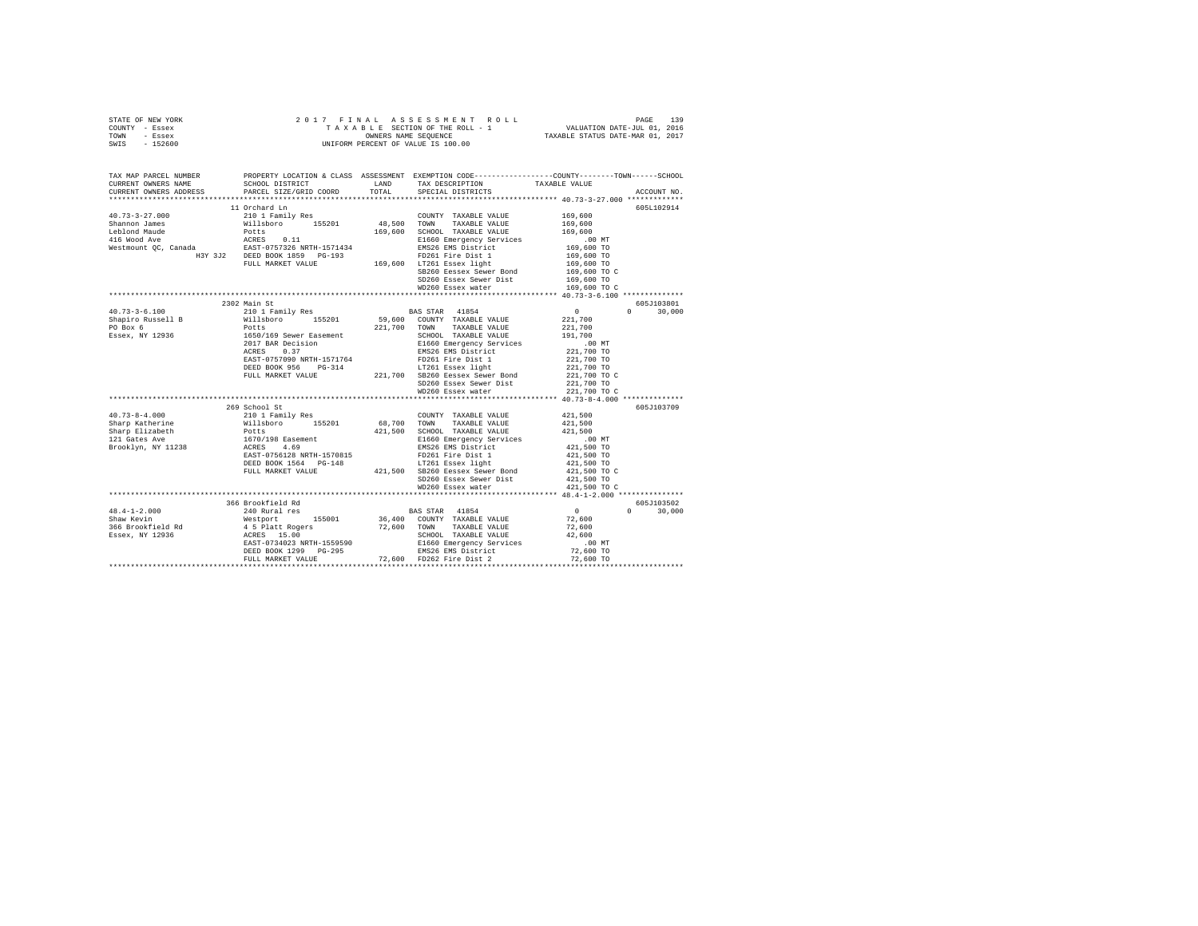```
STATE OF NEW YORK              2 0 1 7   F I N A L   A S S E S S M E N T   R O L L                    PAGE  139
COUNTY  - Essex                   T A X A B L E SECTION OF THE ROLL - 1              VALUATION DATE-JUL 01, 2016
TOWN    - Essex                             OWNERS NAME SEQUENCE                   TAXABLE STATUS DATE-MAR 01, 2017
SWIS    - 152600                      UNIFORM PERCENT OF VALUE IS 100.00


TAX MAP PARCEL NUMBER          PROPERTY LOCATION & CLASS  ASSESSMENT  EXEMPTION CODE-----------------COUNTY--------TOWN------SCHOOL
CURRENT OWNERS NAME            SCHOOL DISTRICT               LAND     TAX DESCRIPTION            TAXABLE VALUE
CURRENT OWNERS ADDRESS         PARCEL SIZE/GRID COORD        TOTAL    SPECIAL DISTRICTS                                   ACCOUNT NO.
*********************************************************************************************** 40.73-3-27.000 *************
                               11 Orchard Ln                                                                         605L102914
40.73-3-27.000                 210 1 Family Res                        COUNTY  TAXABLE VALUE          169,600
Shannon James                  Willsboro      155201       48,500     TOWN    TAXABLE VALUE          169,600
Leblond Maude                  Potts                       169,600    SCHOOL  TAXABLE VALUE          169,600
416 Wood Ave                   ACRES    0.11                          E1660 Emergency Services           .00 MT
Westmount QC, Canada           EAST-0757326 NRTH-1571434              EMS26 EMS District             169,600 TO
                     H3Y 3J2   DEED BOOK 1859   PG-193                FD261 Fire Dist 1              169,600 TO
                               FULL MARKET VALUE           169,600    LT261 Essex light              169,600 TO
                                                                      SB260 Eessex Sewer Bond        169,600 TO C
                                                                      SD260 Essex Sewer Dist         169,600 TO
                                                                      WD260 Essex water              169,600 TO C
*********************************************************************************************** 40.73-3-6.100 **************
                               2302 Main St                                                                          605J103801
40.73-3-6.100                  210 1 Family Res                       BAS STAR  41854                      0          0     30,000
Shapiro Russell B              Willsboro      155201       59,600     COUNTY  TAXABLE VALUE          221,700
PO Box 6                       Potts                       221,700    TOWN    TAXABLE VALUE          221,700
Essex, NY 12936                1650/169 Sewer Easement                SCHOOL  TAXABLE VALUE          191,700
                               2017 BAR Decision                      E1660 Emergency Services           .00 MT
                               ACRES    0.37                          EMS26 EMS District             221,700 TO
                               EAST-0757090 NRTH-1571764              FD261 Fire Dist 1              221,700 TO
                               DEED BOOK 956    PG-314                LT261 Essex light              221,700 TO
                               FULL MARKET VALUE           221,700    SB260 Eessex Sewer Bond        221,700 TO C
                                                                      SD260 Essex Sewer Dist         221,700 TO
                                                                      WD260 Essex water              221,700 TO C
*********************************************************************************************** 40.73-8-4.000 **************
                               269 School St                                                                         605J103709
40.73-8-4.000                  210 1 Family Res                       COUNTY  TAXABLE VALUE          421,500
Sharp Katherine                Willsboro      155201       68,700     TOWN    TAXABLE VALUE          421,500
Sharp Elizabeth                Potts                       421,500    SCHOOL  TAXABLE VALUE          421,500
121 Gates Ave                  1670/198 Easement                      E1660 Emergency Services           .00 MT
Brooklyn, NY 11238             ACRES    4.69                          EMS26 EMS District             421,500 TO
                               EAST-0756128 NRTH-1570815              FD261 Fire Dist 1              421,500 TO
                               DEED BOOK 1564   PG-148                LT261 Essex light              421,500 TO
                               FULL MARKET VALUE           421,500    SB260 Eessex Sewer Bond        421,500 TO C
                                                                      SD260 Essex Sewer Dist         421,500 TO
                                                                      WD260 Essex water              421,500 TO C
*********************************************************************************************** 48.4-1-2.000 ***************
                               366 Brookfield Rd                                                                     605J103502
48.4-1-2.000                   240 Rural res                          BAS STAR  41854                      0          0     30,000
Shaw Kevin                     Westport       155001       36,400     COUNTY  TAXABLE VALUE           72,600
366 Brookfield Rd              4 5 Platt Rogers             72,600    TOWN    TAXABLE VALUE           72,600
Essex, NY 12936                ACRES   15.00                          SCHOOL  TAXABLE VALUE           42,600
                               EAST-0734023 NRTH-1559590              E1660 Emergency Services           .00 MT
                               DEED BOOK 1299   PG-295                EMS26 EMS District              72,600 TO
                               FULL MARKET VALUE            72,600    FD262 Fire Dist 2               72,600 TO
****************************************************************************************************************************
```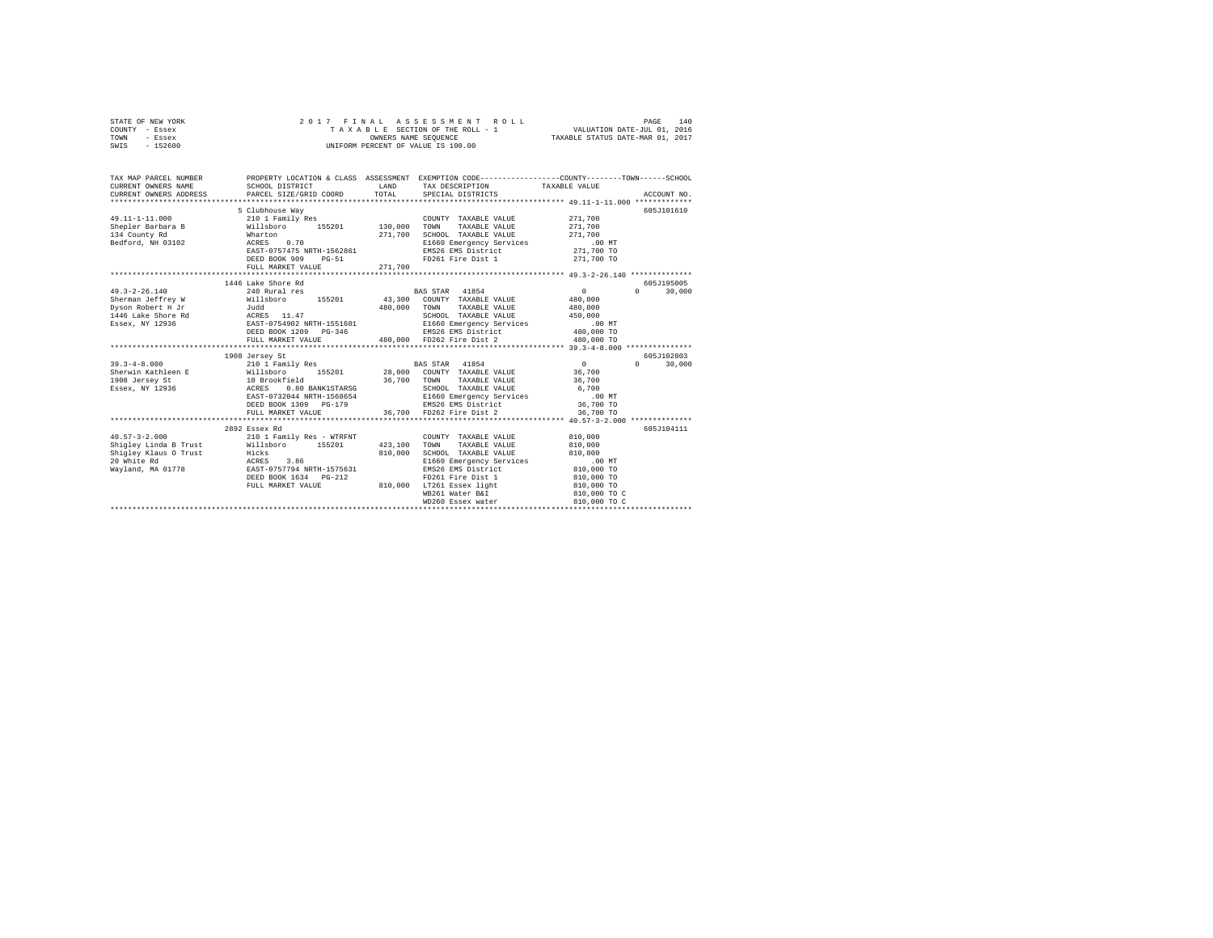STATE OF NEW YORK
COUNTY - Essex
TOWN - Essex
SWIS - 152600

2017 FINAL ASSESSMENT ROLL
TAXABLE SECTION OF THE ROLL - 1
OWNERS NAME SEQUENCE
UNIFORM PERCENT OF VALUE IS 100.00

VALUATION DATE-JUL 01, 2016
TAXABLE STATUS DATE-MAR 01, 2017

```
TAX MAP PARCEL NUMBER          PROPERTY LOCATION & CLASS  ASSESSMENT  EXEMPTION CODE-----------------COUNTY--------TOWN------SCHOOL
CURRENT OWNERS NAME            SCHOOL DISTRICT              LAND      TAX DESCRIPTION            TAXABLE VALUE
CURRENT OWNERS ADDRESS         PARCEL SIZE/GRID COORD       TOTAL     SPECIAL DISTRICTS                                  ACCOUNT NO.
************************************************************************************************ 49.11-1-11.000 *************
                               5 Clubhouse Way                                                                        605J101610
49.11-1-11.000                 210 1 Family Res                          COUNTY  TAXABLE VALUE          271,700
Shepler Barbara B              Willsboro      155201      130,000        TOWN    TAXABLE VALUE          271,700
134 County Rd                  Wharton                    271,700        SCHOOL  TAXABLE VALUE          271,700
Bedford, NH 03102              ACRES    0.70                             E1660 Emergency Services          .00 MT
                               EAST-0757475 NRTH-1562861                 EMS26 EMS District             271,700 TO
                               DEED BOOK 909    PG-51                    FD261 Fire Dist 1              271,700 TO
                               FULL MARKET VALUE          271,700
************************************************************************************************ 49.3-2-26.140 **************
                               1446 Lake Shore Rd                                                                     605J195005
49.3-2-26.140                  240 Rural res                             BAS STAR  41854                      0          0     30,000
Sherman Jeffrey W              Willsboro      155201       43,300        COUNTY  TAXABLE VALUE          480,000
Dyson Robert H Jr              Judd                       480,000        TOWN    TAXABLE VALUE          480,000
1446 Lake Shore Rd             ACRES   11.47                             SCHOOL  TAXABLE VALUE          450,000
Essex, NY 12936                EAST-0754902 NRTH-1551601                 E1660 Emergency Services          .00 MT
                               DEED BOOK 1209   PG-346                   EMS26 EMS District             480,000 TO
                               FULL MARKET VALUE          480,000        FD262 Fire Dist 2              480,000 TO
************************************************************************************************ 39.3-4-8.000 ***************
                               1908 Jersey St                                                                         605J102803
39.3-4-8.000                   210 1 Family Res                          BAS STAR  41854                      0          0     30,000
Sherwin Kathleen E             Willsboro      155201       28,000        COUNTY  TAXABLE VALUE           36,700
1908 Jersey St                 10 Brookfield               36,700        TOWN    TAXABLE VALUE           36,700
Essex, NY 12936                ACRES    0.80 BANK1STARSG                 SCHOOL  TAXABLE VALUE            6,700
                               EAST-0732044 NRTH-1568654                 E1660 Emergency Services          .00 MT
                               DEED BOOK 1309   PG-179                   EMS26 EMS District              36,700 TO
                               FULL MARKET VALUE           36,700        FD262 Fire Dist 2               36,700 TO
************************************************************************************************ 40.57-3-2.000 **************
                               2892 Essex Rd                                                                          605J104111
40.57-3-2.000                  210 1 Family Res - WTRFNT                 COUNTY  TAXABLE VALUE          810,000
Shigley Linda B Trust          Willsboro      155201      423,100        TOWN    TAXABLE VALUE          810,000
Shigley Klaus O Trust          Hicks                      810,000        SCHOOL  TAXABLE VALUE          810,000
20 White Rd                    ACRES    3.86                             E1660 Emergency Services          .00 MT
Wayland, MA 01778              EAST-0757794 NRTH-1575631                 EMS26 EMS District             810,000 TO
                               DEED BOOK 1634   PG-212                   FD261 Fire Dist 1              810,000 TO
                               FULL MARKET VALUE          810,000        LT261 Essex light              810,000 TO
                                                                         WB261 Water B&I                810,000 TO C
                                                                         WD260 Essex water              810,000 TO C
******************************************************************************************************************************
```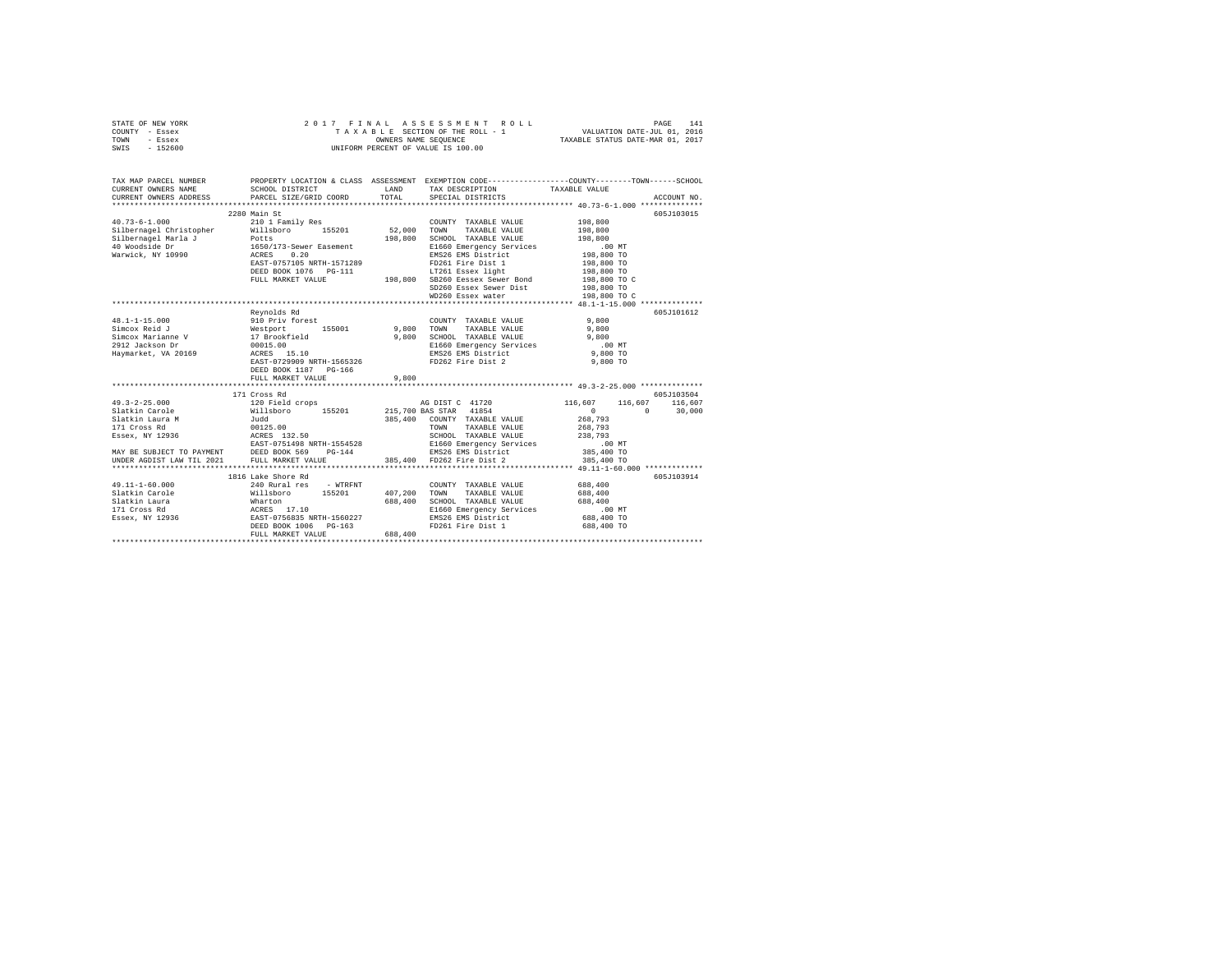STATE OF NEW YORK | COUNTY - Essex | TOWN - Essex | SWIS - 152600

2017 FINAL ASSESSMENT ROLL
TAXABLE SECTION OF THE ROLL - 1
OWNERS NAME SEQUENCE
UNIFORM PERCENT OF VALUE IS 100.00

VALUATION DATE-JUL 01, 2016
TAXABLE STATUS DATE-MAR 01, 2017

```
TAX MAP PARCEL NUMBER          PROPERTY LOCATION & CLASS  ASSESSMENT  EXEMPTION CODE-----------------COUNTY--------TOWN------SCHOOL
CURRENT OWNERS NAME            SCHOOL DISTRICT              LAND      TAX DESCRIPTION            TAXABLE VALUE
CURRENT OWNERS ADDRESS         PARCEL SIZE/GRID COORD       TOTAL     SPECIAL DISTRICTS                                     ACCOUNT NO.
************************************************************************************************** 40.73-6-1.000 **************
                          2280 Main St                                                                                   605J103015
40.73-6-1.000             210 1 Family Res                     COUNTY  TAXABLE VALUE            198,800
Silbernagel Christopher   Willsboro     155201       52,000   TOWN    TAXABLE VALUE            198,800
Silbernagel Marla J       Potts                     198,800   SCHOOL  TAXABLE VALUE            198,800
40 Woodside Dr            1650/173-Sewer Easement             E1660 Emergency Services             .00 MT
Warwick, NY 10990         ACRES    0.20                        EMS26 EMS District              198,800 TO
                          EAST-0757105 NRTH-1571289            FD261 Fire Dist 1               198,800 TO
                          DEED BOOK 1076   PG-111              LT261 Essex light               198,800 TO
                          FULL MARKET VALUE         198,800   SB260 Eessex Sewer Bond         198,800 TO C
                                                               SD260 Essex Sewer Dist          198,800 TO
                                                               WD260 Essex water               198,800 TO C
************************************************************************************************** 48.1-1-15.000 **************
                          Reynolds Rd                                                                                    605J101612
48.1-1-15.000             910 Priv forest                      COUNTY  TAXABLE VALUE              9,800
Simcox Reid J             Westport      155001        9,800   TOWN    TAXABLE VALUE              9,800
Simcox Marianne V         17 Brookfield               9,800   SCHOOL  TAXABLE VALUE              9,800
2912 Jackson Dr           00015.00                             E1660 Emergency Services             .00 MT
Haymarket, VA 20169       ACRES   15.10                        EMS26 EMS District                9,800 TO
                          EAST-0729909 NRTH-1565326            FD262 Fire Dist 2                 9,800 TO
                          DEED BOOK 1187   PG-166
                          FULL MARKET VALUE           9,800
************************************************************************************************** 49.3-2-25.000 **************
                          171 Cross Rd                                                                                   605J103504
49.3-2-25.000             120 Field crops                      AG DIST C  41720              116,607     116,607     116,607
Slatkin Carole            Willsboro     155201      215,700 BAS STAR   41854                    0           0        30,000
Slatkin Laura M           Judd                      385,400   COUNTY  TAXABLE VALUE            268,793
171 Cross Rd              00125.00                             TOWN    TAXABLE VALUE            268,793
Essex, NY 12936           ACRES  132.50                        SCHOOL  TAXABLE VALUE            238,793
                          EAST-0751498 NRTH-1554528            E1660 Emergency Services             .00 MT
MAY BE SUBJECT TO PAYMENT DEED BOOK 569    PG-144              EMS26 EMS District              385,400 TO
UNDER AGDIST LAW TIL 2021 FULL MARKET VALUE         385,400   FD262 Fire Dist 2               385,400 TO
************************************************************************************************** 49.11-1-60.000 *************
                          1816 Lake Shore Rd                                                                             605J103914
49.11-1-60.000            240 Rural res    - WTRFNT            COUNTY  TAXABLE VALUE            688,400
Slatkin Carole            Willsboro     155201      407,200   TOWN    TAXABLE VALUE            688,400
Slatkin Laura             Wharton                   688,400   SCHOOL  TAXABLE VALUE            688,400
171 Cross Rd              ACRES   17.10                        E1660 Emergency Services             .00 MT
Essex, NY 12936           EAST-0756835 NRTH-1560227            EMS26 EMS District              688,400 TO
                          DEED BOOK 1006   PG-163              FD261 Fire Dist 1               688,400 TO
                          FULL MARKET VALUE         688,400
********************************************************************************************************************************
```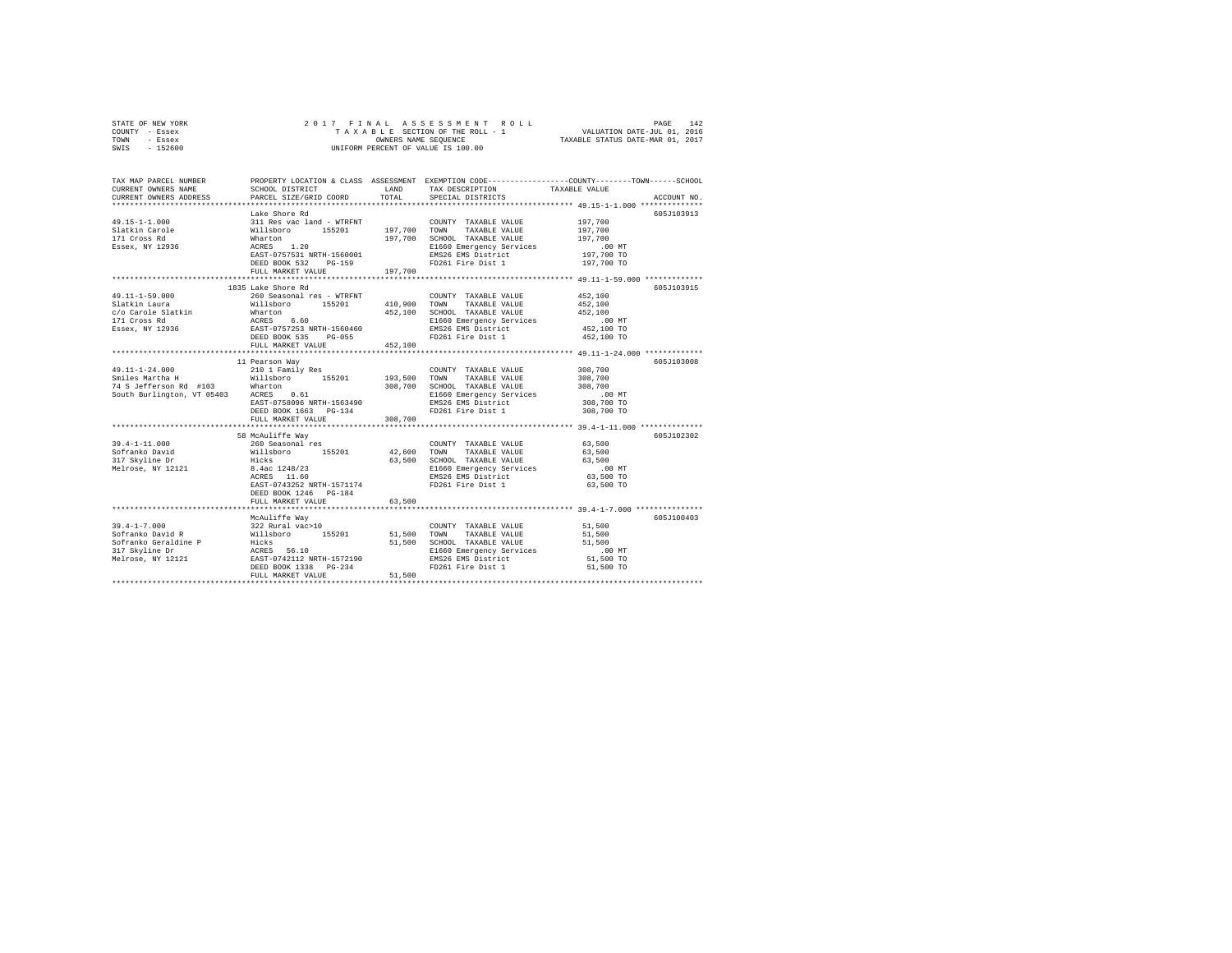STATE OF NEW YORK          2 0 1 7   F I N A L   A S S E S S M E N T   R O L L
COUNTY - Essex             T A X A B L E  SECTION OF THE ROLL - 1          VALUATION DATE-JUL 01, 2016
TOWN   - Essex             OWNERS NAME SEQUENCE                            TAXABLE STATUS DATE-MAR 01, 2017
SWIS   - 152600            UNIFORM PERCENT OF VALUE IS 100.00

```
TAX MAP PARCEL NUMBER          PROPERTY LOCATION & CLASS  ASSESSMENT  EXEMPTION CODE-----------------COUNTY--------TOWN------SCHOOL
CURRENT OWNERS NAME            SCHOOL DISTRICT             LAND       TAX DESCRIPTION            TAXABLE VALUE
CURRENT OWNERS ADDRESS         PARCEL SIZE/GRID COORD      TOTAL      SPECIAL DISTRICTS                                    ACCOUNT NO.
******************************************************************************************************* 49.15-1-1.000 **************
                               Lake Shore Rd                                                                            605J103913
49.15-1-1.000                  311 Res vac land - WTRFNT              COUNTY  TAXABLE VALUE          197,700
Slatkin Carole                 Willsboro      155201      197,700    TOWN    TAXABLE VALUE          197,700
171 Cross Rd                   Wharton                    197,700    SCHOOL  TAXABLE VALUE          197,700
Essex, NY 12936                ACRES    1.20                          E1660 Emergency Services           .00 MT
                               EAST-0757531 NRTH-1560001              EMS26 EMS District              197,700 TO
                               DEED BOOK 532    PG-159                FD261 Fire Dist 1               197,700 TO
                               FULL MARKET VALUE          197,700
******************************************************************************************************* 49.11-1-59.000 *************
                               1835 Lake Shore Rd                                                                       605J103915
49.11-1-59.000                 260 Seasonal res - WTRFNT              COUNTY  TAXABLE VALUE          452,100
Slatkin Laura                  Willsboro      155201      410,900    TOWN    TAXABLE VALUE          452,100
c/o Carole Slatkin             Wharton                    452,100    SCHOOL  TAXABLE VALUE          452,100
171 Cross Rd                   ACRES    6.60                          E1660 Emergency Services           .00 MT
Essex, NY 12936                EAST-0757253 NRTH-1560460              EMS26 EMS District              452,100 TO
                               DEED BOOK 535    PG-055                FD261 Fire Dist 1               452,100 TO
                               FULL MARKET VALUE          452,100
******************************************************************************************************* 49.11-1-24.000 *************
                               11 Pearson Way                                                                           605J103008
49.11-1-24.000                 210 1 Family Res                       COUNTY  TAXABLE VALUE          308,700
Smiles Martha H                Willsboro      155201      193,500    TOWN    TAXABLE VALUE          308,700
74 S Jefferson Rd  #103        Wharton                    308,700    SCHOOL  TAXABLE VALUE          308,700
South Burlington, VT 05403     ACRES    0.61                          E1660 Emergency Services           .00 MT
                               EAST-0758096 NRTH-1563490              EMS26 EMS District              308,700 TO
                               DEED BOOK 1663   PG-134                FD261 Fire Dist 1               308,700 TO
                               FULL MARKET VALUE          308,700
******************************************************************************************************* 39.4-1-11.000 **************
                               58 McAuliffe Way                                                                         605J102302
39.4-1-11.000                  260 Seasonal res                       COUNTY  TAXABLE VALUE           63,500
Sofranko David                 Willsboro      155201       42,600    TOWN    TAXABLE VALUE           63,500
317 Skyline Dr                 Hicks                       63,500    SCHOOL  TAXABLE VALUE           63,500
Melrose, NY 12121              8.4ac 1248/23                          E1660 Emergency Services           .00 MT
                               ACRES   11.60                          EMS26 EMS District               63,500 TO
                               EAST-0743252 NRTH-1571174              FD261 Fire Dist 1                63,500 TO
                               DEED BOOK 1246   PG-184
                               FULL MARKET VALUE           63,500
******************************************************************************************************* 39.4-1-7.000 ***************
                               McAuliffe Way                                                                            605J100403
39.4-1-7.000                   322 Rural vac>10                       COUNTY  TAXABLE VALUE           51,500
Sofranko David R               Willsboro      155201       51,500    TOWN    TAXABLE VALUE           51,500
Sofranko Geraldine P           Hicks                       51,500    SCHOOL  TAXABLE VALUE           51,500
317 Skyline Dr                 ACRES   56.10                          E1660 Emergency Services           .00 MT
Melrose, NY 12121              EAST-0742112 NRTH-1572190              EMS26 EMS District               51,500 TO
                               DEED BOOK 1338   PG-234                FD261 Fire Dist 1                51,500 TO
                               FULL MARKET VALUE           51,500
************************************************************************************************************************************
```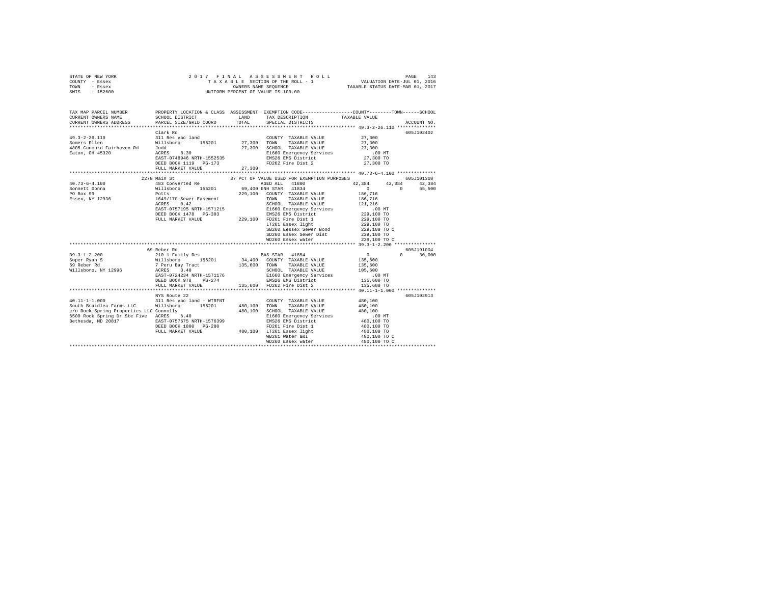```
STATE OF NEW YORK              2 0 1 7   F I N A L   A S S E S S M E N T   R O L L                    PAGE    143
COUNTY  - Essex                  T A X A B L E  SECTION OF THE ROLL - 1              VALUATION DATE-JUL 01, 2016
TOWN    - Essex                         OWNERS NAME SEQUENCE                     TAXABLE STATUS DATE-MAR 01, 2017
SWIS    - 152600                   UNIFORM PERCENT OF VALUE IS 100.00

TAX MAP PARCEL NUMBER          PROPERTY LOCATION & CLASS  ASSESSMENT  EXEMPTION CODE-----------------COUNTY--------TOWN------SCHOOL
CURRENT OWNERS NAME            SCHOOL DISTRICT               LAND      TAX DESCRIPTION            TAXABLE VALUE
CURRENT OWNERS ADDRESS         PARCEL SIZE/GRID COORD        TOTAL     SPECIAL DISTRICTS                                  ACCOUNT NO.
******************************************************************************************************* 49.3-2-26.110 **************
                               Clark Rd                                                                                605J102402
49.3-2-26.110                  311 Res vac land                        COUNTY  TAXABLE VALUE          27,300
Somers Ellen                   Willsboro      155201        27,300    TOWN    TAXABLE VALUE          27,300
4805 Concord Fairhaven Rd      Judd                         27,300    SCHOOL  TAXABLE VALUE          27,300
Eaton, OH 45320                ACRES    8.30                           E1660 Emergency Services          .00 MT
                               EAST-0748946 NRTH-1552535               EMS26 EMS District             27,300 TO
                               DEED BOOK 1119   PG-173                 FD262 Fire Dist 2              27,300 TO
                               FULL MARKET VALUE            27,300
******************************************************************************************************* 40.73-6-4.100 **************
                          2278 Main St                     37 PCT OF VALUE USED FOR EXEMPTION PURPOSES                     605J101308
40.73-6-4.100                  483 Converted Re                   AGED ALL   41800                  42,384     42,384     42,384
Sonnett Donna                  Willsboro      155201        69,400 ENH STAR  41834                       0          0     65,500
PO Box 99                      Potts                       229,100   COUNTY  TAXABLE VALUE         186,716
Essex, NY 12936                1649/170-Sewer Easement                TOWN    TAXABLE VALUE         186,716
                               ACRES    0.42                           SCHOOL  TAXABLE VALUE         121,216
                               EAST-0757195 NRTH-1571215               E1660 Emergency Services          .00 MT
                               DEED BOOK 1478   PG-303                 EMS26 EMS District            229,100 TO
                               FULL MARKET VALUE           229,100    FD261 Fire Dist 1             229,100 TO
                                                                       LT261 Essex light             229,100 TO
                                                                       SB260 Eessex Sewer Bond       229,100 TO C
                                                                       SD260 Essex Sewer Dist        229,100 TO
                                                                       WD260 Essex water             229,100 TO C
******************************************************************************************************* 39.3-1-2.200 ***************
                            69 Reber Rd                                                                                605J191004
39.3-1-2.200                   210 1 Family Res                   BAS STAR  41854                        0          0     30,000
Soper Ryan S                   Willsboro      155201        34,400   COUNTY  TAXABLE VALUE         135,600
69 Reber Rd                    7 Peru Bay Tract            135,600   TOWN    TAXABLE VALUE         135,600
Willsboro, NY 12996            ACRES    3.40                           SCHOOL  TAXABLE VALUE         105,600
                               EAST-0724234 NRTH-1571176               E1660 Emergency Services          .00 MT
                               DEED BOOK 978    PG-274                 EMS26 EMS District            135,600 TO
                               FULL MARKET VALUE           135,600    FD262 Fire Dist 2             135,600 TO
******************************************************************************************************* 40.11-1-1.000 **************
                               NYS Route 22                                                                            605J102913
40.11-1-1.000                  311 Res vac land - WTRFNT               COUNTY  TAXABLE VALUE         480,100
South Braidlea Farms LLC       Willsboro      155201       480,100    TOWN    TAXABLE VALUE         480,100
c/o Rock Spring Properties LLC Connolly                    480,100    SCHOOL  TAXABLE VALUE         480,100
6500 Rock Spring Dr Ste Five   ACRES    6.40                           E1660 Emergency Services          .00 MT
Bethesda, MD 20817             EAST-0757675 NRTH-1576399               EMS26 EMS District            480,100 TO
                               DEED BOOK 1800   PG-280                 FD261 Fire Dist 1             480,100 TO
                               FULL MARKET VALUE           480,100    LT261 Essex light             480,100 TO
                                                                       WB261 Water B&I               480,100 TO C
                                                                       WD260 Essex water             480,100 TO C
************************************************************************************************************************************
```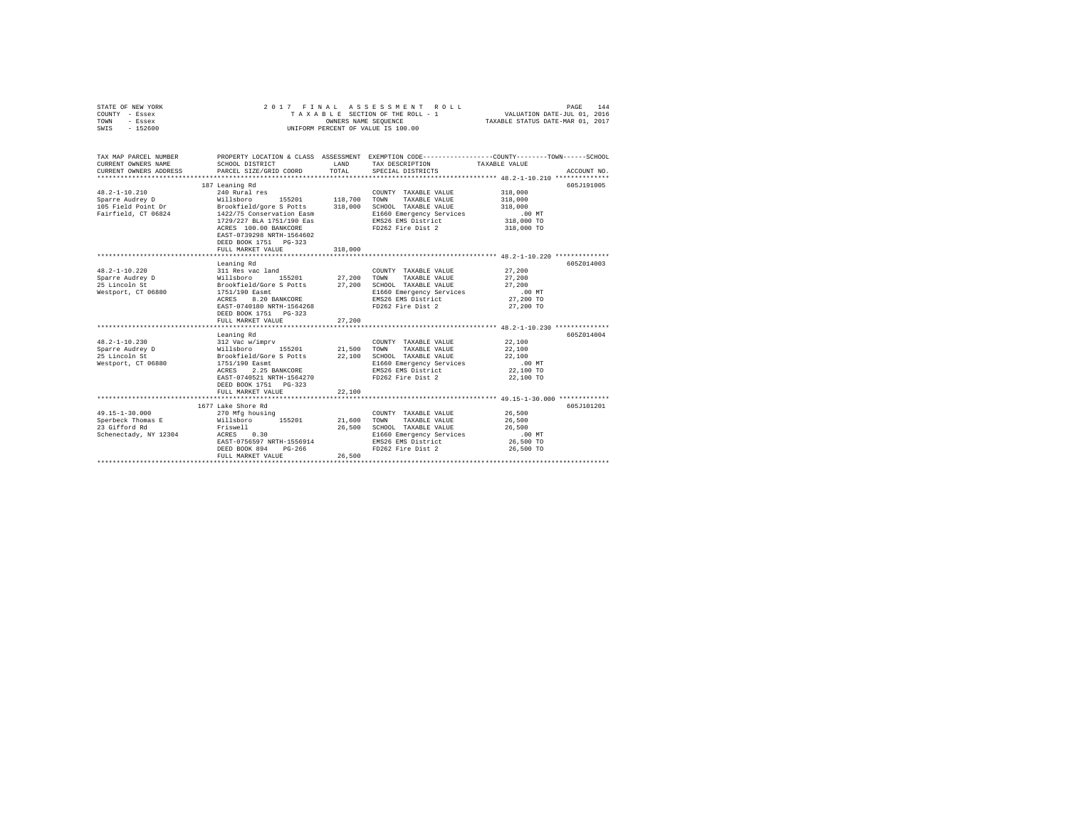STATE OF NEW YORK | 2017 FINAL ASSESSMENT ROLL | VALUATION DATE-JUL 01, 2016
COUNTY - Essex | TAXABLE SECTION OF THE ROLL - 1 | TAXABLE STATUS DATE-MAR 01, 2017
TOWN - Essex | OWNERS NAME SEQUENCE
SWIS - 152600 | UNIFORM PERCENT OF VALUE IS 100.00

| TAX MAP PARCEL NUMBER / CURRENT OWNERS NAME / CURRENT OWNERS ADDRESS | PROPERTY LOCATION & CLASS / SCHOOL DISTRICT / PARCEL SIZE/GRID COORD | ASSESSMENT LAND | TOTAL | EXEMPTION CODE / TAX DESCRIPTION / SPECIAL DISTRICTS | TAXABLE VALUE (COUNTY / TOWN / SCHOOL) | ACCOUNT NO. |
|---|---|---|---|---|---|---|
| 48.2-1-10.210 | 187 Leaning Rd | | | | | 605J191005 |
| | 240 Rural res | | | COUNTY TAXABLE VALUE | 318,000 | |
| Sparre Audrey D | Willsboro 155201 | 118,700 | | TOWN TAXABLE VALUE | 318,000 | |
| 105 Field Point Dr | Brookfield/gore S Potts | | 318,000 | SCHOOL TAXABLE VALUE | 318,000 | |
| Fairfield, CT 06824 | 1422/75 Conservation Easm | | | E1660 Emergency Services | .00 MT | |
| | 1729/227 BLA 1751/190 Eas | | | EMS26 EMS District | 318,000 TO | |
| | ACRES 100.00 BANKCORE | | | FD262 Fire Dist 2 | 318,000 TO | |
| | EAST-0739298 NRTH-1564602 | | | | | |
| | DEED BOOK 1751 PG-323 | | | | | |
| | FULL MARKET VALUE | | 318,000 | | | |
| 48.2-1-10.220 | Leaning Rd | | | | | 605Z014003 |
| | 311 Res vac land | | | COUNTY TAXABLE VALUE | 27,200 | |
| Sparre Audrey D | Willsboro 155201 | 27,200 | | TOWN TAXABLE VALUE | 27,200 | |
| 25 Lincoln St | Brookfield/Gore S Potts | | 27,200 | SCHOOL TAXABLE VALUE | 27,200 | |
| Westport, CT 06880 | 1751/190 Easmt | | | E1660 Emergency Services | .00 MT | |
| | ACRES 8.20 BANKCORE | | | EMS26 EMS District | 27,200 TO | |
| | EAST-0740180 NRTH-1564268 | | | FD262 Fire Dist 2 | 27,200 TO | |
| | DEED BOOK 1751 PG-323 | | | | | |
| | FULL MARKET VALUE | | 27,200 | | | |
| 48.2-1-10.230 | Leaning Rd | | | | | 605Z014004 |
| | 312 Vac w/imprv | | | COUNTY TAXABLE VALUE | 22,100 | |
| Sparre Audrey D | Willsboro 155201 | 21,500 | | TOWN TAXABLE VALUE | 22,100 | |
| 25 Lincoln St | Brookfield/Gore S Potts | | 22,100 | SCHOOL TAXABLE VALUE | 22,100 | |
| Westport, CT 06880 | 1751/190 Easmt | | | E1660 Emergency Services | .00 MT | |
| | ACRES 2.25 BANKCORE | | | EMS26 EMS District | 22,100 TO | |
| | EAST-0740521 NRTH-1564270 | | | FD262 Fire Dist 2 | 22,100 TO | |
| | DEED BOOK 1751 PG-323 | | | | | |
| | FULL MARKET VALUE | | 22,100 | | | |
| 49.15-1-30.000 | 1677 Lake Shore Rd | | | | | 605J101201 |
| | 270 Mfg housing | | | COUNTY TAXABLE VALUE | 26,500 | |
| Sperbeck Thomas E | Willsboro 155201 | 21,600 | | TOWN TAXABLE VALUE | 26,500 | |
| 23 Gifford Rd | Friswell | | 26,500 | SCHOOL TAXABLE VALUE | 26,500 | |
| Schenectady, NY 12304 | ACRES 0.30 | | | E1660 Emergency Services | .00 MT | |
| | EAST-0756597 NRTH-1556914 | | | EMS26 EMS District | 26,500 TO | |
| | DEED BOOK 894 PG-266 | | | FD262 Fire Dist 2 | 26,500 TO | |
| | FULL MARKET VALUE | | 26,500 | | | |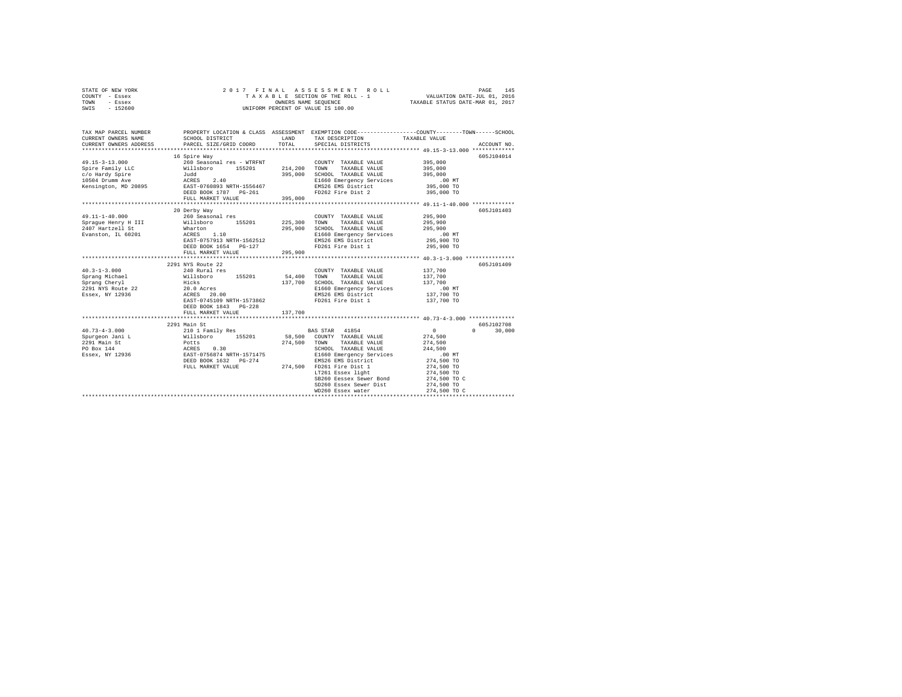STATE OF NEW YORK                2 0 1 7  F I N A L  A S S E S S M E N T  R O L L
COUNTY - Essex                   T A X A B L E SECTION OF THE ROLL - 1          VALUATION DATE-JUL 01, 2016
TOWN - Essex                     OWNERS NAME SEQUENCE                           TAXABLE STATUS DATE-MAR 01, 2017
SWIS - 152600                    UNIFORM PERCENT OF VALUE IS 100.00

| TAX MAP PARCEL NUMBER / CURRENT OWNERS NAME / CURRENT OWNERS ADDRESS | PROPERTY LOCATION & CLASS / SCHOOL DISTRICT / PARCEL SIZE/GRID COORD | ASSESSMENT LAND | TOTAL | EXEMPTION CODE / TAX DESCRIPTION / SPECIAL DISTRICTS | COUNTY TAXABLE VALUE | TOWN | SCHOOL | ACCOUNT NO. |
|---|---|---|---|---|---|---|---|---|
| 49.15-3-13.000 | 16 Spire Way | | | | | | | 605J104014 |
| Spire Family LLC | 260 Seasonal res - WTRFNT | | | COUNTY TAXABLE VALUE | 395,000 | | | |
| c/o Hardy Spire | Willsboro 155201 | 214,200 | | TOWN TAXABLE VALUE | 395,000 | | | |
| 10504 Drumm Ave | Judd | | 395,000 | SCHOOL TAXABLE VALUE | 395,000 | | | |
| Kensington, MD 20895 | ACRES 2.40 | | | E1660 Emergency Services | .00 MT | | | |
| | EAST-0760893 NRTH-1556467 | | | EMS26 EMS District | 395,000 TO | | | |
| | DEED BOOK 1787 PG-261 | | | FD262 Fire Dist 2 | 395,000 TO | | | |
| | FULL MARKET VALUE | | 395,000 | | | | | |
| 49.11-1-40.000 | 20 Derby Way | | | | | | | 605J101403 |
| Sprague Henry H III | 260 Seasonal res | | | COUNTY TAXABLE VALUE | 295,900 | | | |
| 2407 Hartzell St | Willsboro 155201 | 225,300 | | TOWN TAXABLE VALUE | 295,900 | | | |
| Evanston, IL 60201 | Wharton | | 295,900 | SCHOOL TAXABLE VALUE | 295,900 | | | |
| | ACRES 1.10 | | | E1660 Emergency Services | .00 MT | | | |
| | EAST-0757913 NRTH-1562512 | | | EMS26 EMS District | 295,900 TO | | | |
| | DEED BOOK 1654 PG-127 | | | FD261 Fire Dist 1 | 295,900 TO | | | |
| | FULL MARKET VALUE | | 295,900 | | | | | |
| 40.3-1-3.000 | 2291 NYS Route 22 | | | | | | | 605J101409 |
| Sprang Michael | 240 Rural res | | | COUNTY TAXABLE VALUE | 137,700 | | | |
| Sprang Cheryl | Willsboro 155201 | 54,400 | | TOWN TAXABLE VALUE | 137,700 | | | |
| 2291 NYS Route 22 | Hicks | | 137,700 | SCHOOL TAXABLE VALUE | 137,700 | | | |
| Essex, NY 12936 | 20.0 Acres | | | E1660 Emergency Services | .00 MT | | | |
| | ACRES 20.00 | | | EMS26 EMS District | 137,700 TO | | | |
| | EAST-0745109 NRTH-1573862 | | | FD261 Fire Dist 1 | 137,700 TO | | | |
| | DEED BOOK 1843 PG-228 | | | | | | | |
| | FULL MARKET VALUE | | 137,700 | | | | | |
| 40.73-4-3.000 | 2291 Main St | | | | | | | 605J102708 |
| Spurgeon Jani L | 210 1 Family Res | | | BAS STAR 41854 | 0 | 0 | 30,000 | |
| 2291 Main St | Willsboro 155201 | 58,500 | | COUNTY TAXABLE VALUE | 274,500 | | | |
| PO Box 144 | Potts | | 274,500 | TOWN TAXABLE VALUE | 274,500 | | | |
| Essex, NY 12936 | ACRES 0.30 | | | SCHOOL TAXABLE VALUE | 244,500 | | | |
| | EAST-0756874 NRTH-1571475 | | | E1660 Emergency Services | .00 MT | | | |
| | DEED BOOK 1632 PG-274 | | | EMS26 EMS District | 274,500 TO | | | |
| | FULL MARKET VALUE | | 274,500 | FD261 Fire Dist 1 | 274,500 TO | | | |
| | | | | LT261 Essex light | 274,500 TO | | | |
| | | | | SB260 Eessex Sewer Bond | 274,500 TO C | | | |
| | | | | SD260 Essex Sewer Dist | 274,500 TO | | | |
| | | | | WD260 Essex water | 274,500 TO C | | | |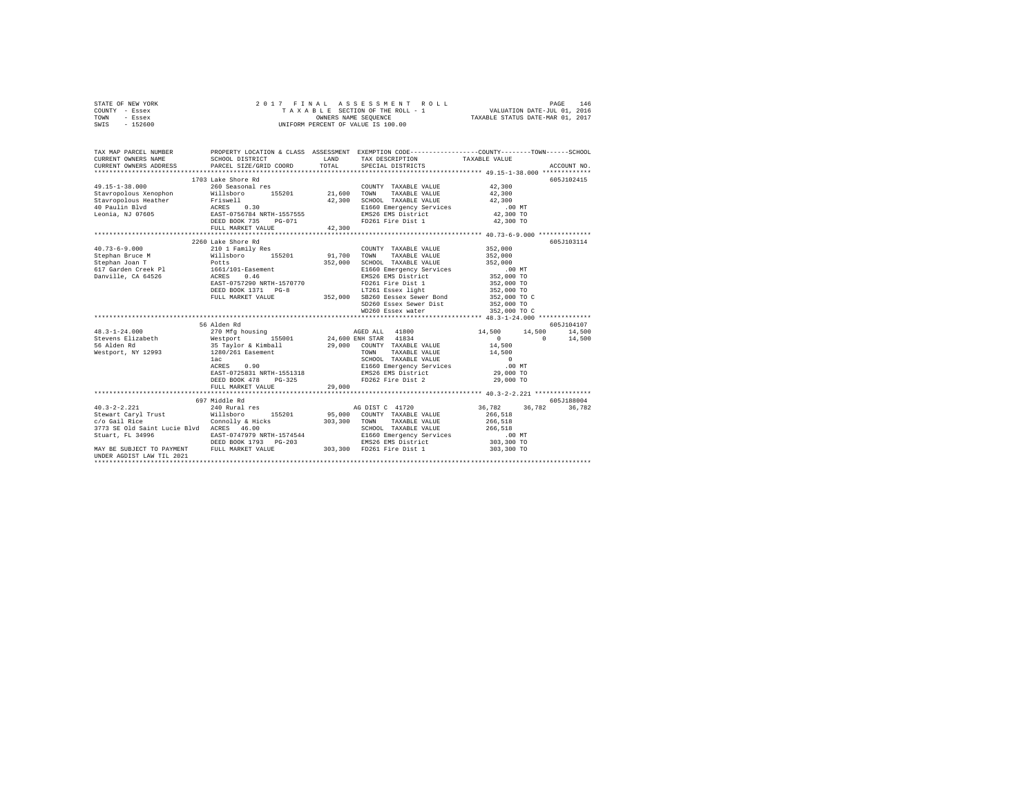STATE OF NEW YORK
COUNTY - Essex
TOWN - Essex
SWIS - 152600

2 0 1 7 F I N A L A S S E S S M E N T R O L L
T A X A B L E SECTION OF THE ROLL - 1
OWNERS NAME SEQUENCE
UNIFORM PERCENT OF VALUE IS 100.00

VALUATION DATE-JUL 01, 2016
TAXABLE STATUS DATE-MAR 01, 2017

```
TAX MAP PARCEL NUMBER          PROPERTY LOCATION & CLASS  ASSESSMENT  EXEMPTION CODE-----------------COUNTY--------TOWN------SCHOOL
CURRENT OWNERS NAME            SCHOOL DISTRICT             LAND       TAX DESCRIPTION              TAXABLE VALUE
CURRENT OWNERS ADDRESS         PARCEL SIZE/GRID COORD      TOTAL      SPECIAL DISTRICTS                                   ACCOUNT NO.
******************************************************************************************************* 49.15-1-38.000 *************
                               1703 Lake Shore Rd                                                                         605J102415
49.15-1-38.000                 260 Seasonal res                        COUNTY  TAXABLE VALUE           42,300
Stavropolous Xenophon          Willsboro      155201      21,600       TOWN    TAXABLE VALUE           42,300
Stavropolous Heather           Friswell                   42,300       SCHOOL  TAXABLE VALUE           42,300
40 Paulin Blvd                 ACRES    0.30                           E1660 Emergency Services           .00 MT
Leonia, NJ 07605               EAST-0756784 NRTH-1557555               EMS26 EMS District              42,300 TO
                               DEED BOOK 735    PG-071                 FD261 Fire Dist 1               42,300 TO
                               FULL MARKET VALUE          42,300
******************************************************************************************************* 40.73-6-9.000 **************
                               2260 Lake Shore Rd                                                                         605J103114
40.73-6-9.000                  210 1 Family Res                        COUNTY  TAXABLE VALUE          352,000
Stephan Bruce M                Willsboro      155201      91,700       TOWN    TAXABLE VALUE          352,000
Stephan Joan T                 Potts                     352,000       SCHOOL  TAXABLE VALUE          352,000
617 Garden Creek Pl            1661/101-Easement                       E1660 Emergency Services           .00 MT
Danville, CA 64526             ACRES    0.46                           EMS26 EMS District             352,000 TO
                               EAST-0757290 NRTH-1570770               FD261 Fire Dist 1              352,000 TO
                               DEED BOOK 1371   PG-8                   LT261 Essex light              352,000 TO
                               FULL MARKET VALUE         352,000       SB260 Eessex Sewer Bond        352,000 TO C
                                                                       SD260 Essex Sewer Dist         352,000 TO
                                                                       WD260 Essex water              352,000 TO C
******************************************************************************************************* 48.3-1-24.000 **************
                               56 Alden Rd                                                                                605J104107
48.3-1-24.000                  270 Mfg housing                         AGED ALL   41800              14,500     14,500     14,500
Stevens Elizabeth              Westport       155001      24,600       ENH STAR   41834                   0          0     14,500
56 Alden Rd                    35 Taylor & Kimball        29,000       COUNTY  TAXABLE VALUE           14,500
Westport, NY 12993             1280/261 Easement                       TOWN    TAXABLE VALUE           14,500
                               1ac                                     SCHOOL  TAXABLE VALUE                0
                               ACRES    0.90                           E1660 Emergency Services           .00 MT
                               EAST-0725831 NRTH-1551318               EMS26 EMS District              29,000 TO
                               DEED BOOK 478    PG-325                 FD262 Fire Dist 2               29,000 TO
                               FULL MARKET VALUE          29,000
******************************************************************************************************* 40.3-2-2.221 ***************
                               697 Middle Rd                                                                              605J188004
40.3-2-2.221                   240 Rural res                           AG DIST C  41720              36,782     36,782     36,782
Stewart Caryl Trust            Willsboro      155201      95,000       COUNTY  TAXABLE VALUE          266,518
c/o Gail Rice                  Connolly & Hicks          303,300       TOWN    TAXABLE VALUE          266,518
3773 SE Old Saint Lucie Blvd   ACRES   46.00                           SCHOOL  TAXABLE VALUE          266,518
Stuart, FL 34996               EAST-0747979 NRTH-1574544               E1660 Emergency Services           .00 MT
                               DEED BOOK 1793   PG-203                 EMS26 EMS District             303,300 TO
MAY BE SUBJECT TO PAYMENT      FULL MARKET VALUE         303,300       FD261 Fire Dist 1              303,300 TO
UNDER AGDIST LAW TIL 2021
************************************************************************************************************************************
```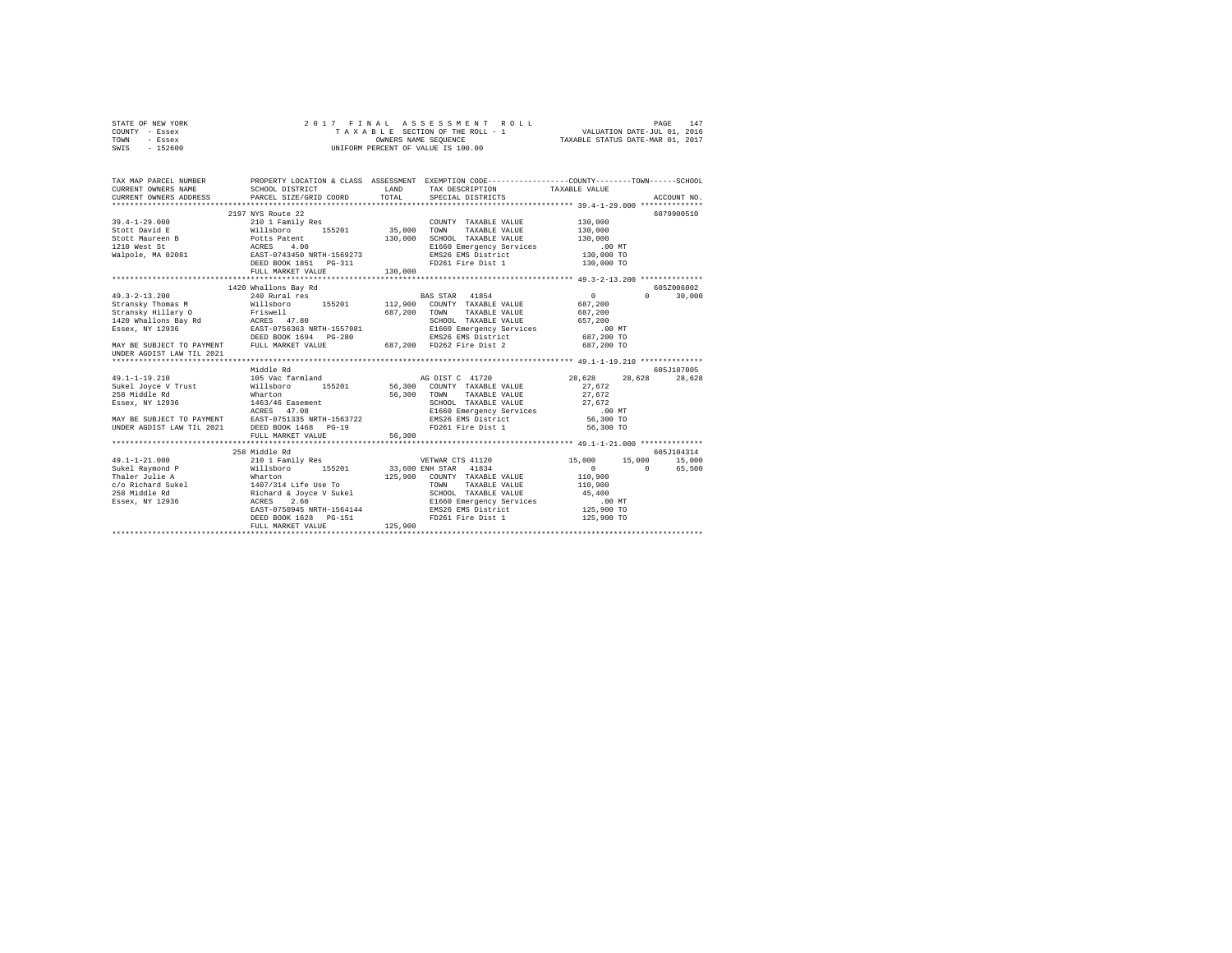STATE OF NEW YORK — 2017 FINAL ASSESSMENT ROLL — PAGE 147
COUNTY - Essex — TAXABLE SECTION OF THE ROLL - 1 — VALUATION DATE-JUL 01, 2016
TOWN - Essex — OWNERS NAME SEQUENCE — TAXABLE STATUS DATE-MAR 01, 2017
SWIS - 152600 — UNIFORM PERCENT OF VALUE IS 100.00

```
TAX MAP PARCEL NUMBER          PROPERTY LOCATION & CLASS  ASSESSMENT  EXEMPTION CODE-----------------COUNTY--------TOWN------SCHOOL
CURRENT OWNERS NAME            SCHOOL DISTRICT             LAND       TAX DESCRIPTION            TAXABLE VALUE
CURRENT OWNERS ADDRESS         PARCEL SIZE/GRID COORD      TOTAL      SPECIAL DISTRICTS                                    ACCOUNT NO.
****************************************************************************************************** 39.4-1-29.000 **************
                               2197 NYS Route 22                                                                          6079900510
39.4-1-29.000                  210 1 Family Res                       COUNTY  TAXABLE VALUE          130,000
Stott David E                  Willsboro      155201       35,000     TOWN    TAXABLE VALUE          130,000
Stott Maureen B                Potts Patent               130,000     SCHOOL  TAXABLE VALUE          130,000
1210 West St                   ACRES    4.00                          E1660 Emergency Services            .00 MT
Walpole, MA 02081              EAST-0743450 NRTH-1569273              EMS26 EMS District              130,000 TO
                               DEED BOOK 1851   PG-311                FD261 Fire Dist 1               130,000 TO
                               FULL MARKET VALUE          130,000
****************************************************************************************************** 49.3-2-13.200 **************
                               1420 Whallons Bay Rd                                                                       605Z006002
49.3-2-13.200                  240 Rural res                          BAS STAR  41854                      0          0     30,000
Stransky Thomas M              Willsboro      155201      112,900     COUNTY  TAXABLE VALUE          687,200
Stransky Hillary O             Friswell                   687,200     TOWN    TAXABLE VALUE          687,200
1420 Whallons Bay Rd           ACRES   47.80                          SCHOOL  TAXABLE VALUE          657,200
Essex, NY 12936                EAST-0756363 NRTH-1557981              E1660 Emergency Services            .00 MT
                               DEED BOOK 1694   PG-280                EMS26 EMS District              687,200 TO
MAY BE SUBJECT TO PAYMENT      FULL MARKET VALUE          687,200     FD262 Fire Dist 2               687,200 TO
UNDER AGDIST LAW TIL 2021
****************************************************************************************************** 49.1-1-19.210 **************
                               Middle Rd                                                                                  605J187005
49.1-1-19.210                  105 Vac farmland                       AG DIST C 41720                 28,628     28,628     28,628
Sukel Joyce V Trust            Willsboro      155201       56,300     COUNTY  TAXABLE VALUE           27,672
258 Middle Rd                  Wharton                     56,300     TOWN    TAXABLE VALUE           27,672
Essex, NY 12936                1463/46 Easement                       SCHOOL  TAXABLE VALUE           27,672
                               ACRES   47.08                          E1660 Emergency Services            .00 MT
MAY BE SUBJECT TO PAYMENT      EAST-0751335 NRTH-1563722              EMS26 EMS District               56,300 TO
UNDER AGDIST LAW TIL 2021      DEED BOOK 1468   PG-19                 FD261 Fire Dist 1                56,300 TO
                               FULL MARKET VALUE           56,300
****************************************************************************************************** 49.1-1-21.000 **************
                               258 Middle Rd                                                                              605J104314
49.1-1-21.000                  210 1 Family Res                       VETWAR CTS 41120                15,000     15,000     15,000
Sukel Raymond P                Willsboro      155201       33,600     ENH STAR  41834                      0          0     65,500
Thaler Julie A                 Wharton                    125,900     COUNTY  TAXABLE VALUE          110,900
c/o Richard Sukel              1407/314 Life Use To                   TOWN    TAXABLE VALUE          110,900
258 Middle Rd                  Richard & Joyce V Sukel                SCHOOL  TAXABLE VALUE           45,400
Essex, NY 12936                ACRES    2.60                          E1660 Emergency Services            .00 MT
                               EAST-0750945 NRTH-1564144              EMS26 EMS District              125,900 TO
                               DEED BOOK 1628   PG-151                FD261 Fire Dist 1               125,900 TO
                               FULL MARKET VALUE          125,900
************************************************************************************************************************************
```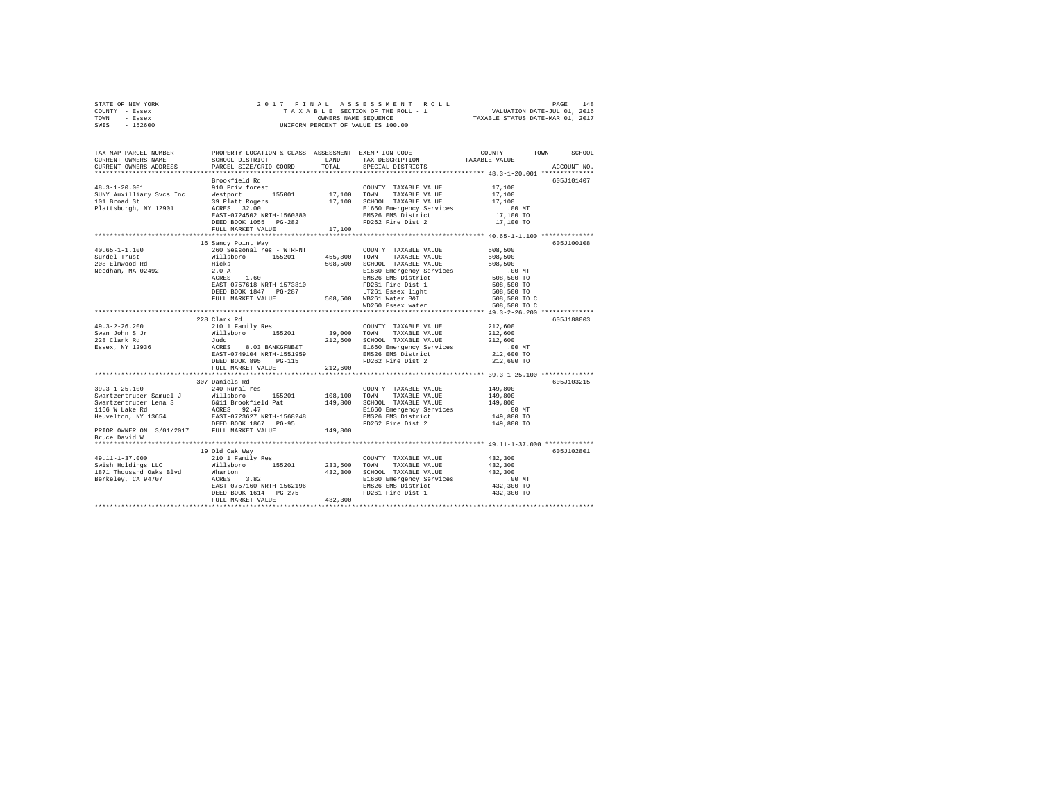STATE OF NEW YORK
COUNTY - Essex
TOWN - Essex
SWIS - 152600

2 0 1 7 F I N A L A S S E S S M E N T R O L L
T A X A B L E SECTION OF THE ROLL - 1
OWNERS NAME SEQUENCE
UNIFORM PERCENT OF VALUE IS 100.00

VALUATION DATE-JUL 01, 2016
TAXABLE STATUS DATE-MAR 01, 2017

| TAX MAP PARCEL NUMBER / CURRENT OWNERS NAME / CURRENT OWNERS ADDRESS | PROPERTY LOCATION & CLASS / SCHOOL DISTRICT / PARCEL SIZE/GRID COORD | ASSESSMENT LAND / TOTAL | EXEMPTION CODE / TAX DESCRIPTION / SPECIAL DISTRICTS | COUNTY / TOWN / SCHOOL TAXABLE VALUE | ACCOUNT NO. |
|---|---|---|---|---|---|
| **48.3-1-20.001** | Brookfield Rd | | | | 605J101407 |
| 48.3-1-20.001 | 910 Priv forest | | COUNTY TAXABLE VALUE | 17,100 | |
| SUNY Auxilliary Svcs Inc | Westport 155001 | 17,100 | TOWN TAXABLE VALUE | 17,100 | |
| 101 Broad St | 39 Platt Rogers | 17,100 | SCHOOL TAXABLE VALUE | 17,100 | |
| Plattsburgh, NY 12901 | ACRES 32.00 | | E1660 Emergency Services | .00 MT | |
| | EAST-0724502 NRTH-1560380 | | EMS26 EMS District | 17,100 TO | |
| | DEED BOOK 1055 PG-282 | | FD262 Fire Dist 2 | 17,100 TO | |
| | FULL MARKET VALUE | 17,100 | | | |
| **40.65-1-1.100** | 16 Sandy Point Way | | | | 605J100108 |
| 40.65-1-1.100 | 260 Seasonal res - WTRFNT | | COUNTY TAXABLE VALUE | 508,500 | |
| Surdel Trust | Willsboro 155201 | 455,800 | TOWN TAXABLE VALUE | 508,500 | |
| 208 Elmwood Rd | Hicks | 508,500 | SCHOOL TAXABLE VALUE | 508,500 | |
| Needham, MA 02492 | 2.0 A | | E1660 Emergency Services | .00 MT | |
| | ACRES 1.60 | | EMS26 EMS District | 508,500 TO | |
| | EAST-0757618 NRTH-1573810 | | FD261 Fire Dist 1 | 508,500 TO | |
| | DEED BOOK 1847 PG-287 | | LT261 Essex light | 508,500 TO | |
| | FULL MARKET VALUE | 508,500 | WB261 Water B&I | 508,500 TO C | |
| | | | WD260 Essex water | 508,500 TO C | |
| **49.3-2-26.200** | 228 Clark Rd | | | | 605J188003 |
| 49.3-2-26.200 | 210 1 Family Res | | COUNTY TAXABLE VALUE | 212,600 | |
| Swan John S Jr | Willsboro 155201 | 39,000 | TOWN TAXABLE VALUE | 212,600 | |
| 228 Clark Rd | Judd | 212,600 | SCHOOL TAXABLE VALUE | 212,600 | |
| Essex, NY 12936 | ACRES 8.03 BANKGFNB&T | | E1660 Emergency Services | .00 MT | |
| | EAST-0749104 NRTH-1551959 | | EMS26 EMS District | 212,600 TO | |
| | DEED BOOK 895 PG-115 | | FD262 Fire Dist 2 | 212,600 TO | |
| | FULL MARKET VALUE | 212,600 | | | |
| **39.3-1-25.100** | 307 Daniels Rd | | | | 605J103215 |
| 39.3-1-25.100 | 240 Rural res | | COUNTY TAXABLE VALUE | 149,800 | |
| Swartzentruber Samuel J | Willsboro 155201 | 108,100 | TOWN TAXABLE VALUE | 149,800 | |
| Swartzentruber Lena S | 6&11 Brookfield Pat | 149,800 | SCHOOL TAXABLE VALUE | 149,800 | |
| 1166 W Lake Rd | ACRES 92.47 | | E1660 Emergency Services | .00 MT | |
| Heuvelton, NY 13654 | EAST-0723627 NRTH-1568248 | | EMS26 EMS District | 149,800 TO | |
| | DEED BOOK 1867 PG-95 | | FD262 Fire Dist 2 | 149,800 TO | |
| PRIOR OWNER ON 3/01/2017 | FULL MARKET VALUE | 149,800 | | | |
| Bruce David W | | | | | |
| **49.11-1-37.000** | 19 Old Oak Way | | | | 605J102801 |
| 49.11-1-37.000 | 210 1 Family Res | | COUNTY TAXABLE VALUE | 432,300 | |
| Swish Holdings LLC | Willsboro 155201 | 233,500 | TOWN TAXABLE VALUE | 432,300 | |
| 1871 Thousand Oaks Blvd | Wharton | 432,300 | SCHOOL TAXABLE VALUE | 432,300 | |
| Berkeley, CA 94707 | ACRES 3.82 | | E1660 Emergency Services | .00 MT | |
| | EAST-0757160 NRTH-1562196 | | EMS26 EMS District | 432,300 TO | |
| | DEED BOOK 1614 PG-275 | | FD261 Fire Dist 1 | 432,300 TO | |
| | FULL MARKET VALUE | 432,300 | | | |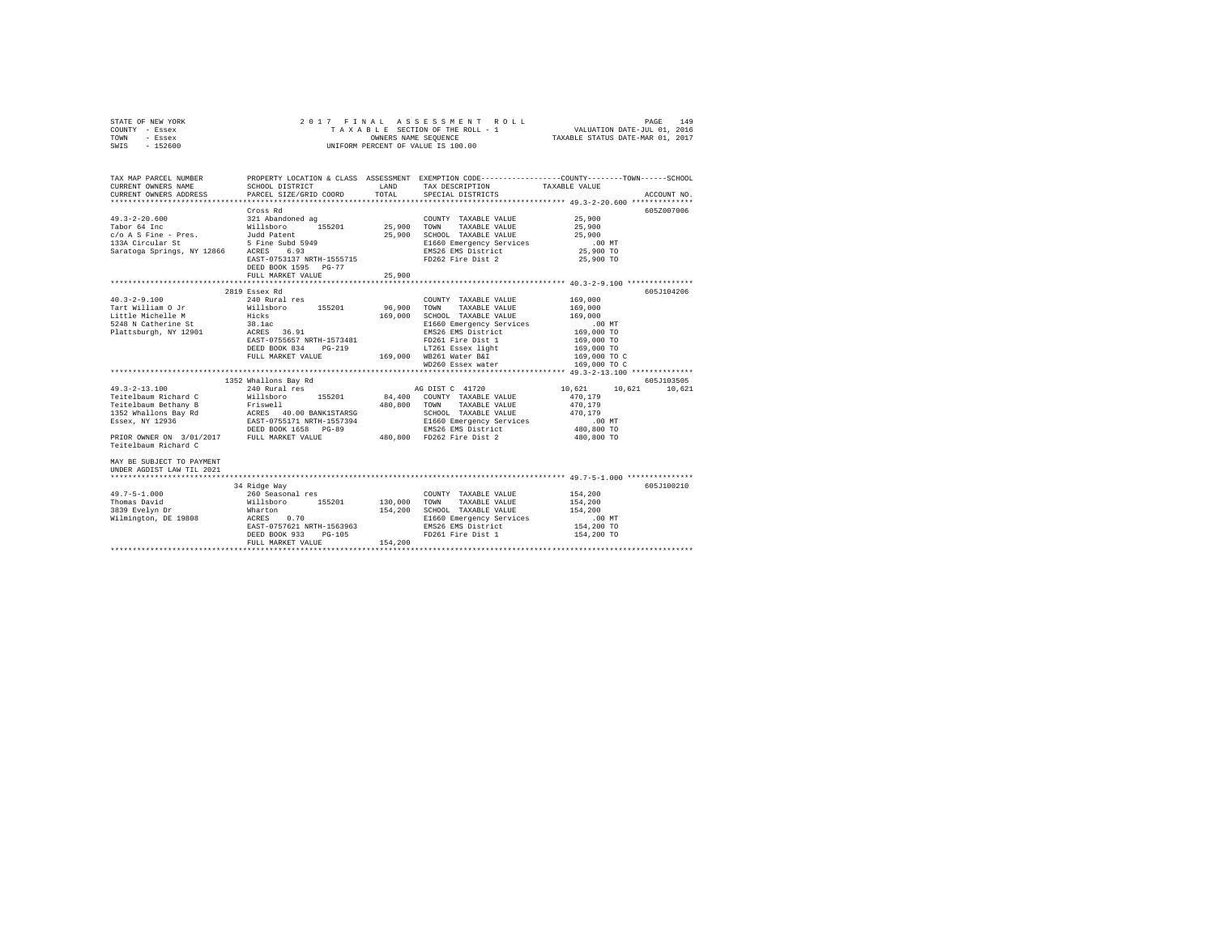STATE OF NEW YORK — 2017 FINAL ASSESSMENT ROLL
COUNTY - Essex — TAXABLE SECTION OF THE ROLL - 1 — VALUATION DATE-JUL 01, 2016
TOWN - Essex — OWNERS NAME SEQUENCE — TAXABLE STATUS DATE-MAR 01, 2017
SWIS - 152600 — UNIFORM PERCENT OF VALUE IS 100.00

```
TAX MAP PARCEL NUMBER          PROPERTY LOCATION & CLASS  ASSESSMENT  EXEMPTION CODE-----------------COUNTY--------TOWN------SCHOOL
CURRENT OWNERS NAME            SCHOOL DISTRICT               LAND      TAX DESCRIPTION             TAXABLE VALUE
CURRENT OWNERS ADDRESS         PARCEL SIZE/GRID COORD        TOTAL     SPECIAL DISTRICTS                                  ACCOUNT NO.
*********************************************************************************************** 49.3-2-20.600 **************
                               Cross Rd                                                                               605Z007006
49.3-2-20.600                  321 Abandoned ag                         COUNTY  TAXABLE VALUE          25,900
Tabor 64 Inc                   Willsboro      155201       25,900       TOWN    TAXABLE VALUE          25,900
c/o A S Fine - Pres.           Judd Patent                 25,900       SCHOOL  TAXABLE VALUE          25,900
133A Circular St               5 Fine Subd 5949                         E1660 Emergency Services          .00 MT
Saratoga Springs, NY 12866     ACRES    6.93                            EMS26 EMS District             25,900 TO
                               EAST-0753137 NRTH-1555715                FD262 Fire Dist 2              25,900 TO
                               DEED BOOK 1595   PG-77
                               FULL MARKET VALUE           25,900
*********************************************************************************************** 40.3-2-9.100 ***************
                               2819 Essex Rd                                                                          605J104206
40.3-2-9.100                   240 Rural res                            COUNTY  TAXABLE VALUE         169,000
Tart William O Jr              Willsboro      155201       96,900       TOWN    TAXABLE VALUE         169,000
Little Michelle M              Hicks                      169,000       SCHOOL  TAXABLE VALUE         169,000
5248 N Catherine St            38.1ac                                   E1660 Emergency Services          .00 MT
Plattsburgh, NY 12901          ACRES   36.91                            EMS26 EMS District            169,000 TO
                               EAST-0755657 NRTH-1573481                FD261 Fire Dist 1             169,000 TO
                               DEED BOOK 834    PG-219                  LT261 Essex light             169,000 TO
                               FULL MARKET VALUE          169,000       WB261 Water B&I               169,000 TO C
                                                                        WD260 Essex water             169,000 TO C
*********************************************************************************************** 49.3-2-13.100 **************
                               1352 Whallons Bay Rd                                                                   605J103505
49.3-2-13.100                  240 Rural res                            AG DIST C  41720              10,621     10,621     10,621
Teitelbaum Richard C           Willsboro      155201       84,400       COUNTY  TAXABLE VALUE         470,179
Teitelbaum Bethany B           Friswell                   480,800       TOWN    TAXABLE VALUE         470,179
1352 Whallons Bay Rd           ACRES   40.00 BANK1STARSG                SCHOOL  TAXABLE VALUE         470,179
Essex, NY 12936                EAST-0755171 NRTH-1557394                E1660 Emergency Services          .00 MT
                               DEED BOOK 1658   PG-89                   EMS26 EMS District            480,800 TO
PRIOR OWNER ON 3/01/2017       FULL MARKET VALUE          480,800       FD262 Fire Dist 2             480,800 TO
Teitelbaum Richard C

MAY BE SUBJECT TO PAYMENT
UNDER AGDIST LAW TIL 2021
*********************************************************************************************** 49.7-5-1.000 ***************
                               34 Ridge Way                                                                           605J100210
49.7-5-1.000                   260 Seasonal res                         COUNTY  TAXABLE VALUE         154,200
Thomas David                   Willsboro      155201      130,000       TOWN    TAXABLE VALUE         154,200
3839 Evelyn Dr                 Wharton                    154,200       SCHOOL  TAXABLE VALUE         154,200
Wilmington, DE 19808           ACRES    0.70                            E1660 Emergency Services          .00 MT
                               EAST-0757621 NRTH-1563963                EMS26 EMS District            154,200 TO
                               DEED BOOK 933    PG-105                  FD261 Fire Dist 1             154,200 TO
                               FULL MARKET VALUE          154,200
****************************************************************************************************************************
```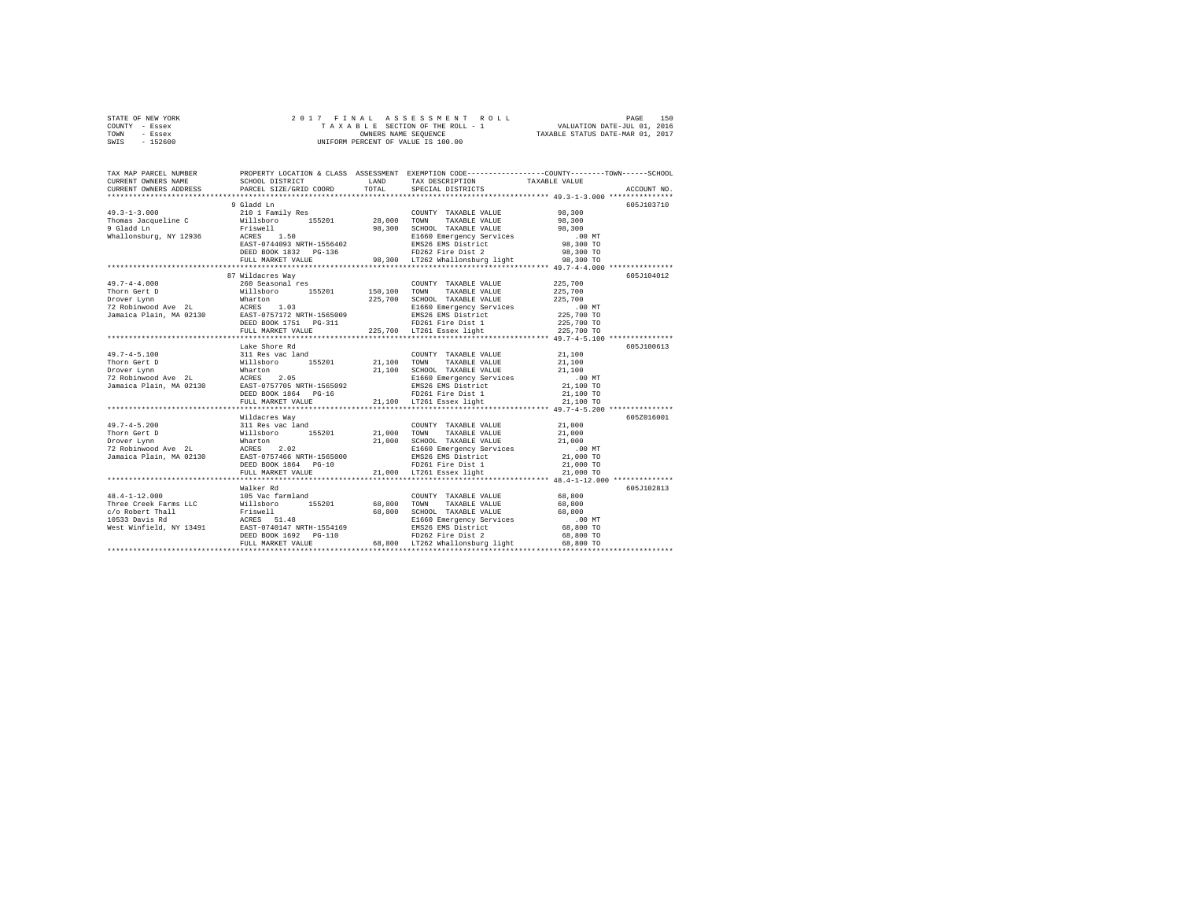STATE OF NEW YORK
COUNTY - Essex
TOWN - Essex
SWIS - 152600

2017 FINAL ASSESSMENT ROLL
TAXABLE SECTION OF THE ROLL - 1
OWNERS NAME SEQUENCE
UNIFORM PERCENT OF VALUE IS 100.00

VALUATION DATE-JUL 01, 2016
TAXABLE STATUS DATE-MAR 01, 2017

```
TAX MAP PARCEL NUMBER          PROPERTY LOCATION & CLASS  ASSESSMENT  EXEMPTION CODE-----------------COUNTY--------TOWN------SCHOOL
CURRENT OWNERS NAME            SCHOOL DISTRICT              LAND      TAX DESCRIPTION             TAXABLE VALUE
CURRENT OWNERS ADDRESS         PARCEL SIZE/GRID COORD       TOTAL     SPECIAL DISTRICTS                                    ACCOUNT NO.
*********************************************************************************************** 49.3-1-3.000 ***************
                               9 Gladd Ln                                                                              605J103710
49.3-1-3.000                   210 1 Family Res                       COUNTY  TAXABLE VALUE          98,300
Thomas Jacqueline C            Willsboro      155201       28,000     TOWN    TAXABLE VALUE          98,300
9 Gladd Ln                     Friswell                    98,300     SCHOOL  TAXABLE VALUE          98,300
Whallonsburg, NY 12936         ACRES    1.50                          E1660 Emergency Services          .00 MT
                               EAST-0744093 NRTH-1556402              EMS26 EMS District             98,300 TO
                               DEED BOOK 1832   PG-136                FD262 Fire Dist 2              98,300 TO
                               FULL MARKET VALUE           98,300     LT262 Whallonsburg light       98,300 TO
*********************************************************************************************** 49.7-4-4.000 ***************
                               87 Wildacres Way                                                                        605J104012
49.7-4-4.000                   260 Seasonal res                       COUNTY  TAXABLE VALUE         225,700
Thorn Gert D                   Willsboro      155201      150,100     TOWN    TAXABLE VALUE         225,700
Drover Lynn                    Wharton                    225,700     SCHOOL  TAXABLE VALUE         225,700
72 Robinwood Ave  2L           ACRES    1.03                          E1660 Emergency Services          .00 MT
Jamaica Plain, MA 02130        EAST-0757172 NRTH-1565009              EMS26 EMS District            225,700 TO
                               DEED BOOK 1751   PG-311                FD261 Fire Dist 1             225,700 TO
                               FULL MARKET VALUE          225,700     LT261 Essex light             225,700 TO
*********************************************************************************************** 49.7-4-5.100 ***************
                               Lake Shore Rd                                                                           605J100613
49.7-4-5.100                   311 Res vac land                       COUNTY  TAXABLE VALUE          21,100
Thorn Gert D                   Willsboro      155201       21,100     TOWN    TAXABLE VALUE          21,100
Drover Lynn                    Wharton                     21,100     SCHOOL  TAXABLE VALUE          21,100
72 Robinwood Ave  2L           ACRES    2.05                          E1660 Emergency Services          .00 MT
Jamaica Plain, MA 02130        EAST-0757705 NRTH-1565092              EMS26 EMS District             21,100 TO
                               DEED BOOK 1864   PG-16                 FD261 Fire Dist 1              21,100 TO
                               FULL MARKET VALUE           21,100     LT261 Essex light              21,100 TO
*********************************************************************************************** 49.7-4-5.200 ***************
                               Wildacres Way                                                                           605Z016001
49.7-4-5.200                   311 Res vac land                       COUNTY  TAXABLE VALUE          21,000
Thorn Gert D                   Willsboro      155201       21,000     TOWN    TAXABLE VALUE          21,000
Drover Lynn                    Wharton                     21,000     SCHOOL  TAXABLE VALUE          21,000
72 Robinwood Ave  2L           ACRES    2.02                          E1660 Emergency Services          .00 MT
Jamaica Plain, MA 02130        EAST-0757466 NRTH-1565000              EMS26 EMS District             21,000 TO
                               DEED BOOK 1864   PG-10                 FD261 Fire Dist 1              21,000 TO
                               FULL MARKET VALUE           21,000     LT261 Essex light              21,000 TO
*********************************************************************************************** 48.4-1-12.000 **************
                               Walker Rd                                                                               605J102813
48.4-1-12.000                  105 Vac farmland                       COUNTY  TAXABLE VALUE          68,800
Three Creek Farms LLC          Willsboro      155201       68,800     TOWN    TAXABLE VALUE          68,800
c/o Robert Thall               Friswell                    68,800     SCHOOL  TAXABLE VALUE          68,800
10533 Davis Rd                 ACRES   51.48                          E1660 Emergency Services          .00 MT
West Winfield, NY 13491        EAST-0740147 NRTH-1554169              EMS26 EMS District             68,800 TO
                               DEED BOOK 1692   PG-110                FD262 Fire Dist 2              68,800 TO
                               FULL MARKET VALUE           68,800     LT262 Whallonsburg light       68,800 TO
******************************************************************************************************************************
```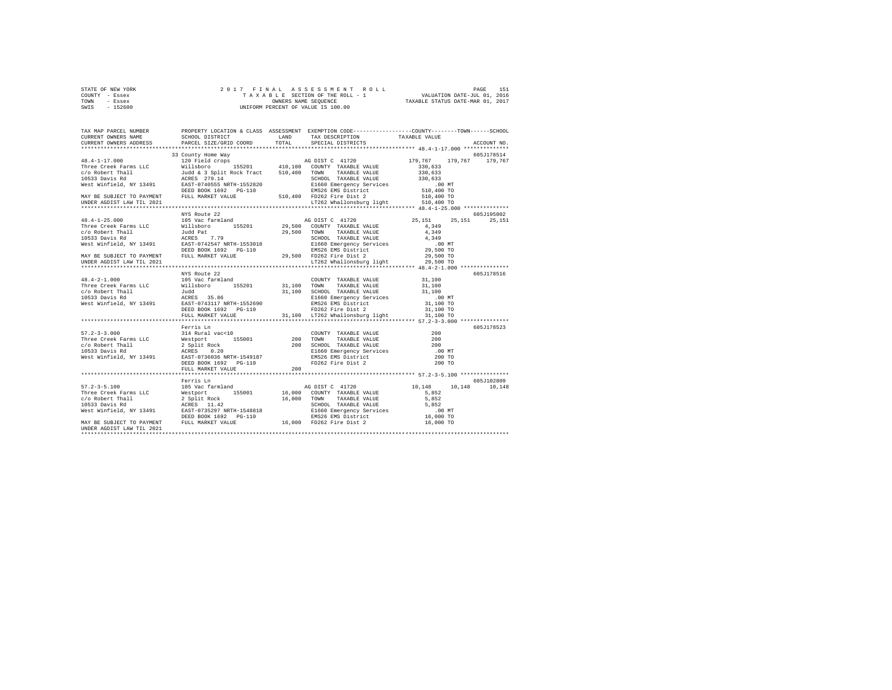STATE OF NEW YORK
COUNTY - Essex
TOWN - Essex
SWIS - 152600

2 0 1 7 F I N A L A S S E S S M E N T R O L L
T A X A B L E SECTION OF THE ROLL - 1
OWNERS NAME SEQUENCE
UNIFORM PERCENT OF VALUE IS 100.00

VALUATION DATE-JUL 01, 2016
TAXABLE STATUS DATE-MAR 01, 2017

```
TAX MAP PARCEL NUMBER          PROPERTY LOCATION & CLASS  ASSESSMENT  EXEMPTION CODE-----------------COUNTY--------TOWN------SCHOOL
CURRENT OWNERS NAME            SCHOOL DISTRICT              LAND      TAX DESCRIPTION             TAXABLE VALUE
CURRENT OWNERS ADDRESS         PARCEL SIZE/GRID COORD       TOTAL     SPECIAL DISTRICTS                                 ACCOUNT NO.
*********************************************************************************************** 48.4-1-17.000 **************
                               33 County Home Way                                                                      605J178514
48.4-1-17.000                  120 Field crops                        AG DIST C  41720              179,767    179,767    179,767
Three Creek Farms LLC          Willsboro       155201      410,100    COUNTY  TAXABLE VALUE         330,633
c/o Robert Thall               Judd & 3 Split Rock Tract   510,400    TOWN    TAXABLE VALUE         330,633
10533 Davis Rd                 ACRES  279.14                          SCHOOL  TAXABLE VALUE         330,633
West Winfield, NY 13491        EAST-0740555 NRTH-1552820              E1660 Emergency Services          .00 MT
                               DEED BOOK 1692   PG-110                EMS26 EMS District            510,400 TO
MAY BE SUBJECT TO PAYMENT      FULL MARKET VALUE           510,400    FD262 Fire Dist 2             510,400 TO
UNDER AGDIST LAW TIL 2021                                             LT262 Whallonsburg light      510,400 TO
*********************************************************************************************** 48.4-1-25.000 **************
                               NYS Route 22                                                                            605J195002
48.4-1-25.000                  105 Vac farmland                       AG DIST C  41720               25,151     25,151     25,151
Three Creek Farms LLC          Willsboro       155201       29,500    COUNTY  TAXABLE VALUE           4,349
c/o Robert Thall               Judd Pat                     29,500    TOWN    TAXABLE VALUE           4,349
10533 Davis Rd                 ACRES    7.79                          SCHOOL  TAXABLE VALUE           4,349
West Winfield, NY 13491        EAST-0742547 NRTH-1553018              E1660 Emergency Services          .00 MT
                               DEED BOOK 1692   PG-110                EMS26 EMS District             29,500 TO
MAY BE SUBJECT TO PAYMENT      FULL MARKET VALUE            29,500    FD262 Fire Dist 2              29,500 TO
UNDER AGDIST LAW TIL 2021                                             LT262 Whallonsburg light       29,500 TO
*********************************************************************************************** 48.4-2-1.000 ***************
                               NYS Route 22                                                                            605J178516
48.4-2-1.000                   105 Vac farmland                       COUNTY  TAXABLE VALUE          31,100
Three Creek Farms LLC          Willsboro       155201       31,100    TOWN    TAXABLE VALUE          31,100
c/o Robert Thall               Judd                         31,100    SCHOOL  TAXABLE VALUE          31,100
10533 Davis Rd                 ACRES   35.86                          E1660 Emergency Services          .00 MT
West Winfield, NY 13491        EAST-0743117 NRTH-1552690              EMS26 EMS District             31,100 TO
                               DEED BOOK 1692   PG-110                FD262 Fire Dist 2              31,100 TO
                               FULL MARKET VALUE            31,100    LT262 Whallonsburg light       31,100 TO
*********************************************************************************************** 57.2-3-3.000 ***************
                               Ferris Ln                                                                               605J178523
57.2-3-3.000                   314 Rural vac<10                       COUNTY  TAXABLE VALUE             200
Three Creek Farms LLC          Westport        155001          200    TOWN    TAXABLE VALUE             200
c/o Robert Thall               2 Split Rock                    200    SCHOOL  TAXABLE VALUE             200
10533 Davis Rd                 ACRES    0.20                          E1660 Emergency Services          .00 MT
West Winfield, NY 13491        EAST-0736036 NRTH-1549187              EMS26 EMS District                200 TO
                               DEED BOOK 1692   PG-110                FD262 Fire Dist 2                 200 TO
                               FULL MARKET VALUE               200
*********************************************************************************************** 57.2-3-5.100 ***************
                               Ferris Ln                                                                               605J102809
57.2-3-5.100                   105 Vac farmland                       AG DIST C  41720               10,148     10,148     10,148
Three Creek Farms LLC          Westport        155001       16,000    COUNTY  TAXABLE VALUE           5,852
c/o Robert Thall               2 Split Rock                 16,000    TOWN    TAXABLE VALUE           5,852
10533 Davis Rd                 ACRES   11.42                          SCHOOL  TAXABLE VALUE           5,852
West Winfield, NY 13491        EAST-0735297 NRTH-1548818              E1660 Emergency Services          .00 MT
                               DEED BOOK 1692   PG-110                EMS26 EMS District             16,000 TO
MAY BE SUBJECT TO PAYMENT      FULL MARKET VALUE            16,000    FD262 Fire Dist 2              16,000 TO
UNDER AGDIST LAW TIL 2021
****************************************************************************************************************************
```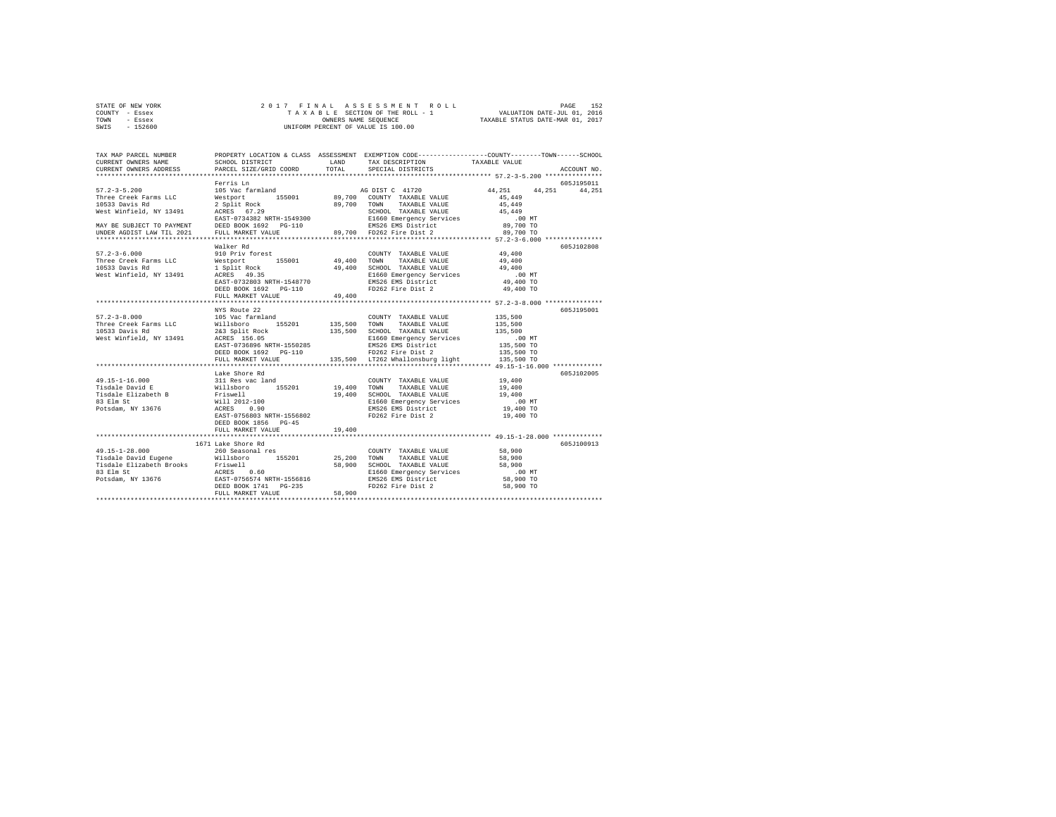STATE OF NEW YORK — 2017 FINAL ASSESSMENT ROLL — PAGE 152
COUNTY - Essex — TAXABLE SECTION OF THE ROLL - 1 — VALUATION DATE-JUL 01, 2016
TOWN - Essex — OWNERS NAME SEQUENCE — TAXABLE STATUS DATE-MAR 01, 2017
SWIS - 152600 — UNIFORM PERCENT OF VALUE IS 100.00

| TAX MAP PARCEL NUMBER / CURRENT OWNERS NAME / CURRENT OWNERS ADDRESS | PROPERTY LOCATION & CLASS / SCHOOL DISTRICT / PARCEL SIZE/GRID COORD | ASSESSMENT LAND / TOTAL | EXEMPTION CODE / TAX DESCRIPTION / SPECIAL DISTRICTS | COUNTY / TOWN / SCHOOL TAXABLE VALUE | ACCOUNT NO. |
|---|---|---|---|---|---|
| 57.2-3-5.200 | Ferris Ln | | | | 605J195011 |
| Three Creek Farms LLC | 105 Vac farmland | | AG DIST C 41720 | 44,251 44,251 44,251 | |
| 10533 Davis Rd | Westport 155001 | 89,700 | COUNTY TAXABLE VALUE | 45,449 | |
| West Winfield, NY 13491 | 2 Split Rock | 89,700 | TOWN TAXABLE VALUE | 45,449 | |
| | ACRES 67.29 | | SCHOOL TAXABLE VALUE | 45,449 | |
| | EAST-0734382 NRTH-1549300 | | E1660 Emergency Services | .00 MT | |
| MAY BE SUBJECT TO PAYMENT | DEED BOOK 1692 PG-110 | | EMS26 EMS District | 89,700 TO | |
| UNDER AGDIST LAW TIL 2021 | FULL MARKET VALUE | 89,700 | FD262 Fire Dist 2 | 89,700 TO | |
| 57.2-3-6.000 | Walker Rd | | | | 605J102808 |
| Three Creek Farms LLC | 910 Priv forest | | COUNTY TAXABLE VALUE | 49,400 | |
| 10533 Davis Rd | Westport 155001 | 49,400 | TOWN TAXABLE VALUE | 49,400 | |
| West Winfield, NY 13491 | 1 Split Rock | 49,400 | SCHOOL TAXABLE VALUE | 49,400 | |
| | ACRES 49.35 | | E1660 Emergency Services | .00 MT | |
| | EAST-0732803 NRTH-1548770 | | EMS26 EMS District | 49,400 TO | |
| | DEED BOOK 1692 PG-110 | | FD262 Fire Dist 2 | 49,400 TO | |
| | FULL MARKET VALUE | 49,400 | | | |
| 57.2-3-8.000 | NYS Route 22 | | | | 605J195001 |
| Three Creek Farms LLC | 105 Vac farmland | | COUNTY TAXABLE VALUE | 135,500 | |
| 10533 Davis Rd | Willsboro 155201 | 135,500 | TOWN TAXABLE VALUE | 135,500 | |
| West Winfield, NY 13491 | 2&3 Split Rock | 135,500 | SCHOOL TAXABLE VALUE | 135,500 | |
| | ACRES 156.05 | | E1660 Emergency Services | .00 MT | |
| | EAST-0736896 NRTH-1550285 | | EMS26 EMS District | 135,500 TO | |
| | DEED BOOK 1692 PG-110 | | FD262 Fire Dist 2 | 135,500 TO | |
| | FULL MARKET VALUE | 135,500 | LT262 Whallonsburg light | 135,500 TO | |
| 49.15-1-16.000 | Lake Shore Rd | | | | 605J102005 |
| Tisdale David E | 311 Res vac land | | COUNTY TAXABLE VALUE | 19,400 | |
| Tisdale Elizabeth B | Willsboro 155201 | 19,400 | TOWN TAXABLE VALUE | 19,400 | |
| 83 Elm St | Friswell | 19,400 | SCHOOL TAXABLE VALUE | 19,400 | |
| Potsdam, NY 13676 | Will 2012-100 | | E1660 Emergency Services | .00 MT | |
| | ACRES 0.90 | | EMS26 EMS District | 19,400 TO | |
| | EAST-0756803 NRTH-1556802 | | FD262 Fire Dist 2 | 19,400 TO | |
| | DEED BOOK 1856 PG-45 | | | | |
| | FULL MARKET VALUE | 19,400 | | | |
| 49.15-1-28.000 | 1671 Lake Shore Rd | | | | 605J100913 |
| Tisdale David Eugene | 260 Seasonal res | | COUNTY TAXABLE VALUE | 58,900 | |
| Tisdale Elizabeth Brooks | Willsboro 155201 | 25,200 | TOWN TAXABLE VALUE | 58,900 | |
| 83 Elm St | Friswell | 58,900 | SCHOOL TAXABLE VALUE | 58,900 | |
| Potsdam, NY 13676 | ACRES 0.60 | | E1660 Emergency Services | .00 MT | |
| | EAST-0756574 NRTH-1556816 | | EMS26 EMS District | 58,900 TO | |
| | DEED BOOK 1741 PG-235 | | FD262 Fire Dist 2 | 58,900 TO | |
| | FULL MARKET VALUE | 58,900 | | | |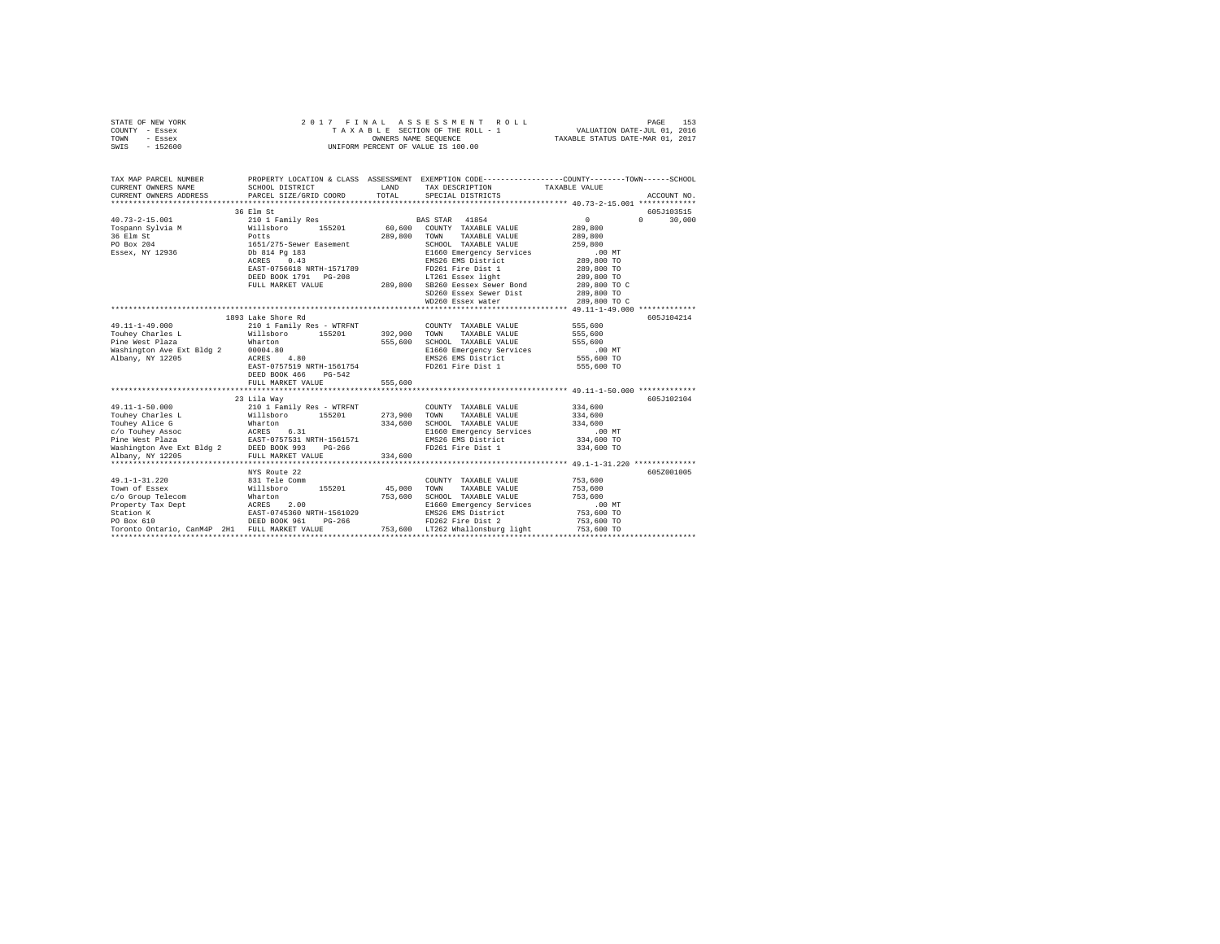STATE OF NEW YORK                    2 0 1 7   F I N A L   A S S E S S M E N T   R O L L
COUNTY - Essex                       T A X A B L E  SECTION OF THE ROLL - 1          VALUATION DATE-JUL 01, 2016
TOWN   - Essex                       OWNERS NAME SEQUENCE                           TAXABLE STATUS DATE-MAR 01, 2017
SWIS   - 152600                      UNIFORM PERCENT OF VALUE IS 100.00

```
TAX MAP PARCEL NUMBER          PROPERTY LOCATION & CLASS  ASSESSMENT  EXEMPTION CODE-----------------COUNTY--------TOWN------SCHOOL
CURRENT OWNERS NAME            SCHOOL DISTRICT             LAND       TAX DESCRIPTION            TAXABLE VALUE
CURRENT OWNERS ADDRESS         PARCEL SIZE/GRID COORD      TOTAL      SPECIAL DISTRICTS                                    ACCOUNT NO.
*********************************************************************************************** 40.73-2-15.001 *************
                               36 Elm St                                                                                605J103515
40.73-2-15.001                 210 1 Family Res                       BAS STAR  41854                 0          0      30,000
Tospann Sylvia M               Willsboro      155201       60,600     COUNTY  TAXABLE VALUE          289,800
36 Elm St                      Potts                      289,800     TOWN    TAXABLE VALUE          289,800
PO Box 204                     1651/275-Sewer Easement                SCHOOL  TAXABLE VALUE          259,800
Essex, NY 12936                Db 814 Pg 183                          E1660 Emergency Services          .00 MT
                               ACRES    0.43                          EMS26 EMS District             289,800 TO
                               EAST-0756618 NRTH-1571789              FD261 Fire Dist 1              289,800 TO
                               DEED BOOK 1791   PG-208                LT261 Essex light              289,800 TO
                               FULL MARKET VALUE          289,800     SB260 Eessex Sewer Bond        289,800 TO C
                                                                      SD260 Essex Sewer Dist         289,800 TO
                                                                      WD260 Essex water              289,800 TO C
*********************************************************************************************** 49.11-1-49.000 *************
                               1893 Lake Shore Rd                                                                       605J104214
49.11-1-49.000                 210 1 Family Res - WTRFNT              COUNTY  TAXABLE VALUE          555,600
Touhey Charles L               Willsboro      155201      392,900     TOWN    TAXABLE VALUE          555,600
Pine West Plaza                Wharton                    555,600     SCHOOL  TAXABLE VALUE          555,600
Washington Ave Ext Bldg 2      00004.80                               E1660 Emergency Services          .00 MT
Albany, NY 12205               ACRES    4.80                          EMS26 EMS District             555,600 TO
                               EAST-0757519 NRTH-1561754              FD261 Fire Dist 1              555,600 TO
                               DEED BOOK 466    PG-542
                               FULL MARKET VALUE          555,600
*********************************************************************************************** 49.11-1-50.000 *************
                               23 Lila Way                                                                              605J102104
49.11-1-50.000                 210 1 Family Res - WTRFNT              COUNTY  TAXABLE VALUE          334,600
Touhey Charles L               Willsboro      155201      273,900     TOWN    TAXABLE VALUE          334,600
Touhey Alice G                 Wharton                    334,600     SCHOOL  TAXABLE VALUE          334,600
c/o Touhey Assoc               ACRES    6.31                          E1660 Emergency Services          .00 MT
Pine West Plaza                EAST-0757531 NRTH-1561571              EMS26 EMS District             334,600 TO
Washington Ave Ext Bldg 2      DEED BOOK 993    PG-266                FD261 Fire Dist 1              334,600 TO
Albany, NY 12205               FULL MARKET VALUE          334,600
*********************************************************************************************** 49.1-1-31.220 **************
                               NYS Route 22                                                                             605Z001005
49.1-1-31.220                  831 Tele Comm                          COUNTY  TAXABLE VALUE          753,600
Town of Essex                  Willsboro      155201       45,000     TOWN    TAXABLE VALUE          753,600
c/o Group Telecom              Wharton                    753,600     SCHOOL  TAXABLE VALUE          753,600
Property Tax Dept              ACRES    2.00                          E1660 Emergency Services          .00 MT
Station K                      EAST-0745360 NRTH-1561029              EMS26 EMS District             753,600 TO
PO Box 610                     DEED BOOK 961    PG-266                FD262 Fire Dist 2              753,600 TO
Toronto Ontario, CanM4P  2H1   FULL MARKET VALUE          753,600     LT262 Whallonsburg light       753,600 TO
****************************************************************************************************************************
```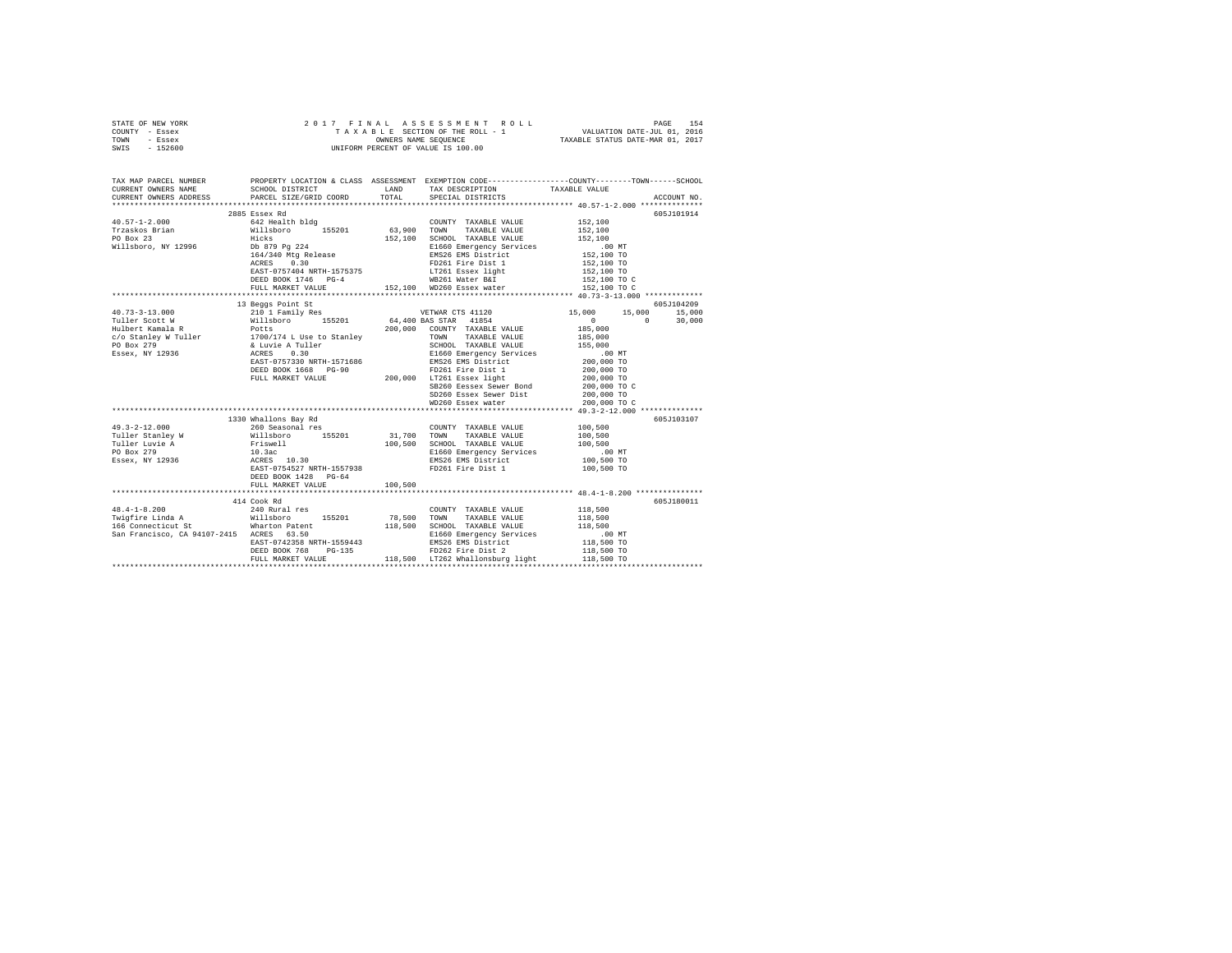STATE OF NEW YORK
COUNTY - Essex
TOWN - Essex
SWIS - 152600

2017 FINAL ASSESSMENT ROLL
TAXABLE SECTION OF THE ROLL - 1
OWNERS NAME SEQUENCE
UNIFORM PERCENT OF VALUE IS 100.00

VALUATION DATE-JUL 01, 2016
TAXABLE STATUS DATE-MAR 01, 2017

```
TAX MAP PARCEL NUMBER          PROPERTY LOCATION & CLASS  ASSESSMENT  EXEMPTION CODE-----------------COUNTY--------TOWN------SCHOOL
CURRENT OWNERS NAME            SCHOOL DISTRICT              LAND     TAX DESCRIPTION           TAXABLE VALUE
CURRENT OWNERS ADDRESS         PARCEL SIZE/GRID COORD       TOTAL    SPECIAL DISTRICTS                                    ACCOUNT NO.
******************************************************************************************** 40.57-1-2.000 **************
                          2885 Essex Rd                                                                                 605J101914
40.57-1-2.000               642 Health bldg                          COUNTY  TAXABLE VALUE           152,100
Trzaskos Brian              Willsboro      155201        63,900    TOWN    TAXABLE VALUE           152,100
PO Box 23                   Hicks                        152,100   SCHOOL  TAXABLE VALUE           152,100
Willsboro, NY 12996         Db 879 Pg 224                          E1660 Emergency Services            .00 MT
                            164/340 Mtg Release                    EMS26 EMS District              152,100 TO
                            ACRES    0.30                          FD261 Fire Dist 1               152,100 TO
                            EAST-0757404 NRTH-1575375              LT261 Essex light               152,100 TO
                            DEED BOOK 1746   PG-4                  WB261 Water B&I                 152,100 TO C
                            FULL MARKET VALUE            152,100   WD260 Essex water               152,100 TO C
******************************************************************************************** 40.73-3-13.000 *************
                          13 Beggs Point St                                                                             605J104209
40.73-3-13.000              210 1 Family Res                       VETWAR CTS 41120          15,000      15,000      15,000
Tuller Scott W              Willsboro      155201        64,400 BAS STAR  41854                  0           0      30,000
Hulbert Kamala R            Potts                        200,000   COUNTY  TAXABLE VALUE           185,000
c/o Stanley W Tuller        1700/174 L Use to Stanley              TOWN    TAXABLE VALUE           185,000
PO Box 279                  & Luvie A Tuller                       SCHOOL  TAXABLE VALUE           155,000
Essex, NY 12936             ACRES    0.30                          E1660 Emergency Services            .00 MT
                            EAST-0757330 NRTH-1571686              EMS26 EMS District              200,000 TO
                            DEED BOOK 1668   PG-90                 FD261 Fire Dist 1               200,000 TO
                            FULL MARKET VALUE            200,000   LT261 Essex light               200,000 TO
                                                                   SB260 Eessex Sewer Bond         200,000 TO C
                                                                   SD260 Essex Sewer Dist          200,000 TO
                                                                   WD260 Essex water               200,000 TO C
******************************************************************************************** 49.3-2-12.000 **************
                          1330 Whallons Bay Rd                                                                          605J103107
49.3-2-12.000               260 Seasonal res                       COUNTY  TAXABLE VALUE           100,500
Tuller Stanley W            Willsboro      155201        31,700    TOWN    TAXABLE VALUE           100,500
Tuller Luvie A              Friswell                     100,500   SCHOOL  TAXABLE VALUE           100,500
PO Box 279                  10.3ac                                 E1660 Emergency Services            .00 MT
Essex, NY 12936             ACRES   10.30                          EMS26 EMS District              100,500 TO
                            EAST-0754527 NRTH-1557938              FD261 Fire Dist 1               100,500 TO
                            DEED BOOK 1428   PG-64
                            FULL MARKET VALUE            100,500
******************************************************************************************** 48.4-1-8.200 ***************
                          414 Cook Rd                                                                                   605J180011
48.4-1-8.200                240 Rural res                          COUNTY  TAXABLE VALUE           118,500
Twigfire Linda A            Willsboro      155201        78,500    TOWN    TAXABLE VALUE           118,500
166 Connecticut St          Wharton Patent               118,500   SCHOOL  TAXABLE VALUE           118,500
San Francisco, CA 94107-2415  ACRES   63.50                        E1660 Emergency Services            .00 MT
                            EAST-0742358 NRTH-1559443              EMS26 EMS District              118,500 TO
                            DEED BOOK 768    PG-135                FD262 Fire Dist 2               118,500 TO
                            FULL MARKET VALUE            118,500   LT262 Whallonsburg light        118,500 TO
****************************************************************************************************************************
```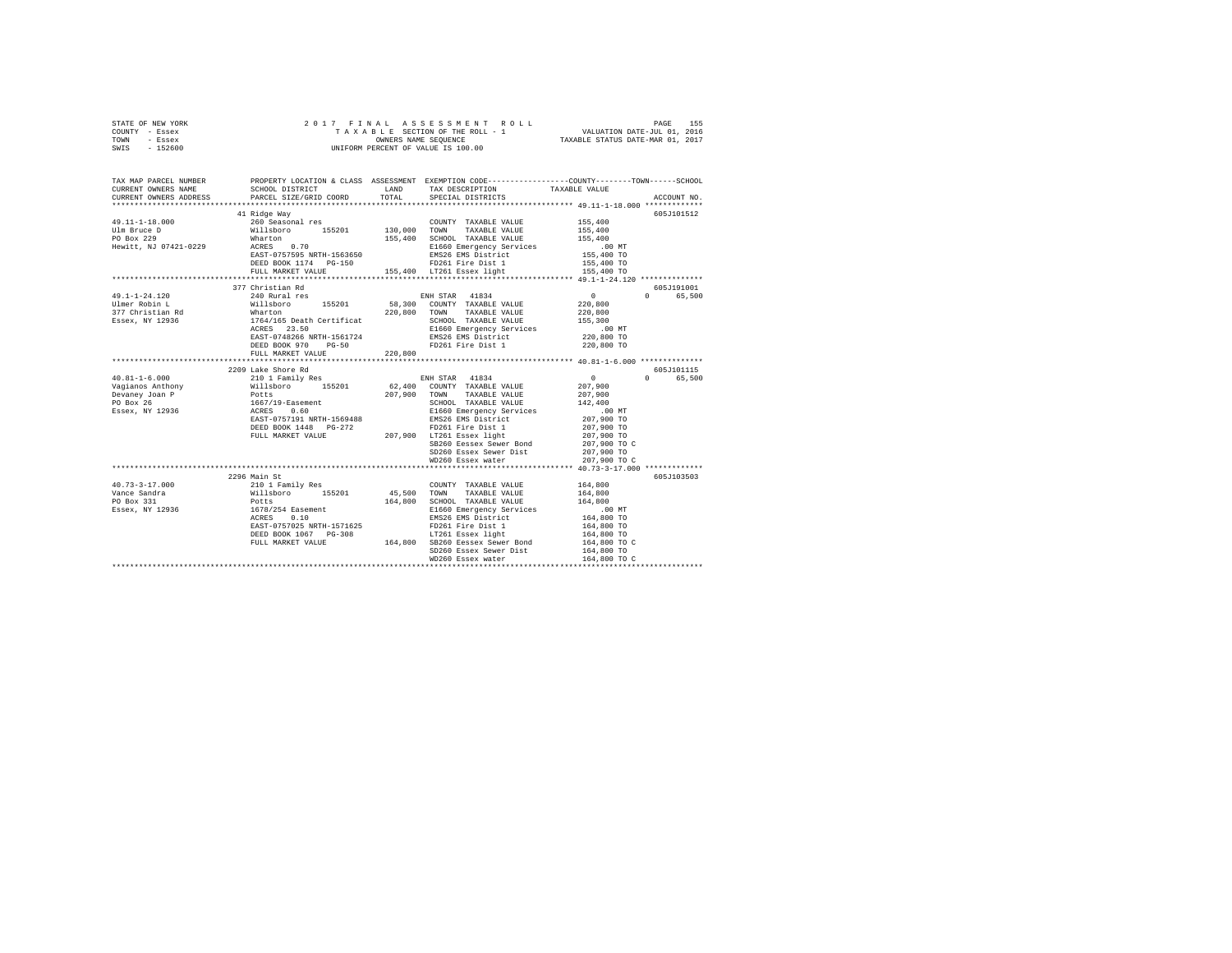STATE OF NEW YORK
COUNTY - Essex
TOWN - Essex
SWIS - 152600

2 0 1 7 F I N A L A S S E S S M E N T R O L L
T A X A B L E SECTION OF THE ROLL - 1
OWNERS NAME SEQUENCE
UNIFORM PERCENT OF VALUE IS 100.00

VALUATION DATE-JUL 01, 2016
TAXABLE STATUS DATE-MAR 01, 2017

```
TAX MAP PARCEL NUMBER     PROPERTY LOCATION & CLASS  ASSESSMENT  EXEMPTION CODE-----------------COUNTY--------TOWN------SCHOOL
CURRENT OWNERS NAME       SCHOOL DISTRICT              LAND      TAX DESCRIPTION           TAXABLE VALUE
CURRENT OWNERS ADDRESS    PARCEL SIZE/GRID COORD       TOTAL     SPECIAL DISTRICTS                                      ACCOUNT NO.
******************************************************************************************** 49.11-1-18.000 *************
                         41 Ridge Way                                                                              605J101512
49.11-1-18.000           260 Seasonal res                     COUNTY  TAXABLE VALUE          155,400
Ulm Bruce D              Willsboro      155201    130,000     TOWN    TAXABLE VALUE          155,400
PO Box 229               Wharton                  155,400     SCHOOL  TAXABLE VALUE          155,400
Hewitt, NJ 07421-0229    ACRES    0.70                        E1660 Emergency Services          .00 MT
                         EAST-0757595 NRTH-1563650            EMS26 EMS District             155,400 TO
                         DEED BOOK 1174   PG-150              FD261 Fire Dist 1              155,400 TO
                         FULL MARKET VALUE        155,400     LT261 Essex light              155,400 TO
******************************************************************************************** 49.1-1-24.120 **************
                         377 Christian Rd                                                                          605J191001
49.1-1-24.120            240 Rural res                        ENH STAR  41834                    0          0      65,500
Ulmer Robin L            Willsboro      155201     58,300     COUNTY  TAXABLE VALUE          220,800
377 Christian Rd         Wharton                  220,800     TOWN    TAXABLE VALUE          220,800
Essex, NY 12936          1764/165 Death Certificat            SCHOOL  TAXABLE VALUE          155,300
                         ACRES   23.50                        E1660 Emergency Services          .00 MT
                         EAST-0748266 NRTH-1561724            EMS26 EMS District             220,800 TO
                         DEED BOOK 970    PG-50               FD261 Fire Dist 1              220,800 TO
                         FULL MARKET VALUE        220,800
******************************************************************************************** 40.81-1-6.000 **************
                         2209 Lake Shore Rd                                                                        605J101115
40.81-1-6.000            210 1 Family Res                     ENH STAR  41834                    0          0      65,500
Vagianos Anthony         Willsboro      155201     62,400     COUNTY  TAXABLE VALUE          207,900
Devaney Joan P           Potts                    207,900     TOWN    TAXABLE VALUE          207,900
PO Box 26                1667/19-Easement                     SCHOOL  TAXABLE VALUE          142,400
Essex, NY 12936          ACRES    0.60                        E1660 Emergency Services          .00 MT
                         EAST-0757191 NRTH-1569488            EMS26 EMS District             207,900 TO
                         DEED BOOK 1448   PG-272              FD261 Fire Dist 1              207,900 TO
                         FULL MARKET VALUE        207,900     LT261 Essex light              207,900 TO
                                                              SB260 Eessex Sewer Bond        207,900 TO C
                                                              SD260 Essex Sewer Dist         207,900 TO
                                                              WD260 Essex water              207,900 TO C
******************************************************************************************** 40.73-3-17.000 *************
                         2296 Main St                                                                              605J103503
40.73-3-17.000           210 1 Family Res                     COUNTY  TAXABLE VALUE          164,800
Vance Sandra             Willsboro      155201     45,500     TOWN    TAXABLE VALUE          164,800
PO Box 331               Potts                    164,800     SCHOOL  TAXABLE VALUE          164,800
Essex, NY 12936          1678/254 Easement                    E1660 Emergency Services          .00 MT
                         ACRES    0.10                        EMS26 EMS District             164,800 TO
                         EAST-0757025 NRTH-1571625            FD261 Fire Dist 1              164,800 TO
                         DEED BOOK 1067   PG-308              LT261 Essex light              164,800 TO
                         FULL MARKET VALUE        164,800     SB260 Eessex Sewer Bond        164,800 TO C
                                                              SD260 Essex Sewer Dist         164,800 TO
                                                              WD260 Essex water              164,800 TO C
**************************************************************************************************************************
```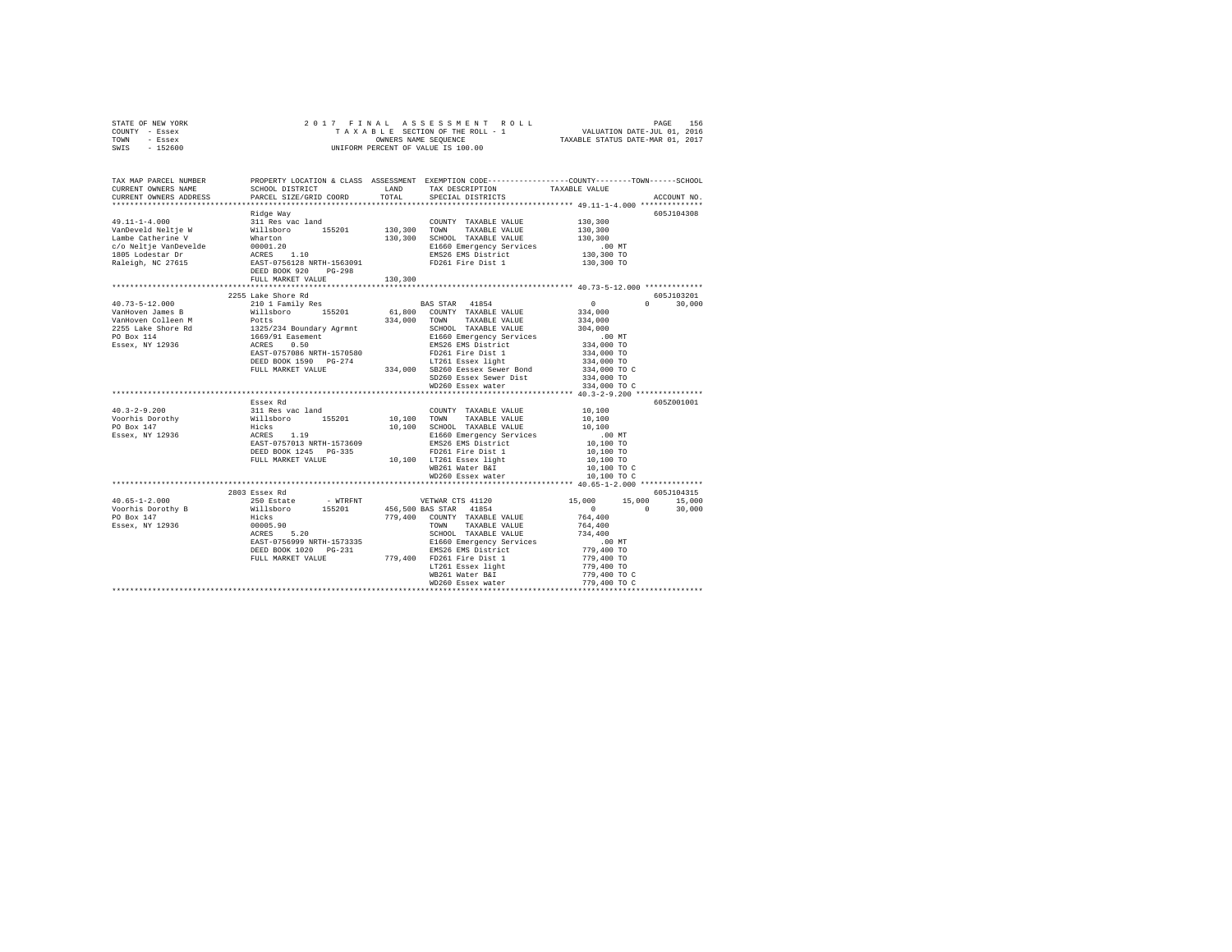STATE OF NEW YORK                    2017 FINAL ASSESSMENT ROLL
COUNTY - Essex                       TAXABLE SECTION OF THE ROLL - 1              VALUATION DATE-JUL 01, 2016
TOWN - Essex                         OWNERS NAME SEQUENCE                         TAXABLE STATUS DATE-MAR 01, 2017
SWIS - 152600                        UNIFORM PERCENT OF VALUE IS 100.00

| TAX MAP PARCEL NUMBER / CURRENT OWNERS NAME / CURRENT OWNERS ADDRESS | PROPERTY LOCATION & CLASS / SCHOOL DISTRICT / PARCEL SIZE/GRID COORD | ASSESSMENT LAND | TOTAL | EXEMPTION CODE / TAX DESCRIPTION / SPECIAL DISTRICTS | COUNTY TAXABLE VALUE | TOWN | SCHOOL | ACCOUNT NO. |
|---|---|---|---|---|---|---|---|---|
| **49.11-1-4.000** | Ridge Way | | | | | | | 605J104308 |
| 49.11-1-4.000 | 311 Res vac land | | | COUNTY TAXABLE VALUE | 130,300 | | | |
| VanDeveld Neltje W | Willsboro 155201 | 130,300 | | TOWN TAXABLE VALUE | 130,300 | | | |
| Lambe Catherine V | Wharton | | 130,300 | SCHOOL TAXABLE VALUE | 130,300 | | | |
| c/o Neltje VanDevelde | 00001.20 | | | E1660 Emergency Services | .00 MT | | | |
| 1805 Lodestar Dr | ACRES 1.10 | | | EMS26 EMS District | 130,300 TO | | | |
| Raleigh, NC 27615 | EAST-0756128 NRTH-1563091 | | | FD261 Fire Dist 1 | 130,300 TO | | | |
| | DEED BOOK 920 PG-298 | | | | | | | |
| | FULL MARKET VALUE | | 130,300 | | | | | |
| **40.73-5-12.000** | 2255 Lake Shore Rd | | | | | | | 605J103201 |
| 40.73-5-12.000 | 210 1 Family Res | | | BAS STAR 41854 | 0 | 0 | 30,000 | |
| VanHoven James B | Willsboro 155201 | 61,800 | | COUNTY TAXABLE VALUE | 334,000 | | | |
| VanHoven Colleen M | Potts | | 334,000 | TOWN TAXABLE VALUE | 334,000 | | | |
| 2255 Lake Shore Rd | 1325/234 Boundary Agrmnt | | | SCHOOL TAXABLE VALUE | 304,000 | | | |
| PO Box 114 | 1669/91 Easement | | | E1660 Emergency Services | .00 MT | | | |
| Essex, NY 12936 | ACRES 0.50 | | | EMS26 EMS District | 334,000 TO | | | |
| | EAST-0757086 NRTH-1570580 | | | FD261 Fire Dist 1 | 334,000 TO | | | |
| | DEED BOOK 1590 PG-274 | | | LT261 Essex light | 334,000 TO | | | |
| | FULL MARKET VALUE | | 334,000 | SB260 Eessex Sewer Bond | 334,000 TO C | | | |
| | | | | SD260 Essex Sewer Dist | 334,000 TO | | | |
| | | | | WD260 Essex water | 334,000 TO C | | | |
| **40.3-2-9.200** | Essex Rd | | | | | | | 605Z001001 |
| 40.3-2-9.200 | 311 Res vac land | | | COUNTY TAXABLE VALUE | 10,100 | | | |
| Voorhis Dorothy | Willsboro 155201 | 10,100 | | TOWN TAXABLE VALUE | 10,100 | | | |
| PO Box 147 | Hicks | | 10,100 | SCHOOL TAXABLE VALUE | 10,100 | | | |
| Essex, NY 12936 | ACRES 1.19 | | | E1660 Emergency Services | .00 MT | | | |
| | EAST-0757013 NRTH-1573609 | | | EMS26 EMS District | 10,100 TO | | | |
| | DEED BOOK 1245 PG-335 | | | FD261 Fire Dist 1 | 10,100 TO | | | |
| | FULL MARKET VALUE | | 10,100 | LT261 Essex light | 10,100 TO | | | |
| | | | | WB261 Water B&I | 10,100 TO C | | | |
| | | | | WD260 Essex water | 10,100 TO C | | | |
| **40.65-1-2.000** | 2803 Essex Rd | | | | | | | 605J104315 |
| 40.65-1-2.000 | 250 Estate - WTRFNT | | | VETWAR CTS 41120 | 15,000 | 15,000 | 15,000 | |
| Voorhis Dorothy B | Willsboro 155201 | 456,500 | | BAS STAR 41854 | 0 | 0 | 30,000 | |
| PO Box 147 | Hicks | | 779,400 | COUNTY TAXABLE VALUE | 764,400 | | | |
| Essex, NY 12936 | 00005.90 | | | TOWN TAXABLE VALUE | 764,400 | | | |
| | ACRES 5.20 | | | SCHOOL TAXABLE VALUE | 734,400 | | | |
| | EAST-0756999 NRTH-1573335 | | | E1660 Emergency Services | .00 MT | | | |
| | DEED BOOK 1020 PG-231 | | | EMS26 EMS District | 779,400 TO | | | |
| | FULL MARKET VALUE | | 779,400 | FD261 Fire Dist 1 | 779,400 TO | | | |
| | | | | LT261 Essex light | 779,400 TO | | | |
| | | | | WB261 Water B&I | 779,400 TO C | | | |
| | | | | WD260 Essex water | 779,400 TO C | | | |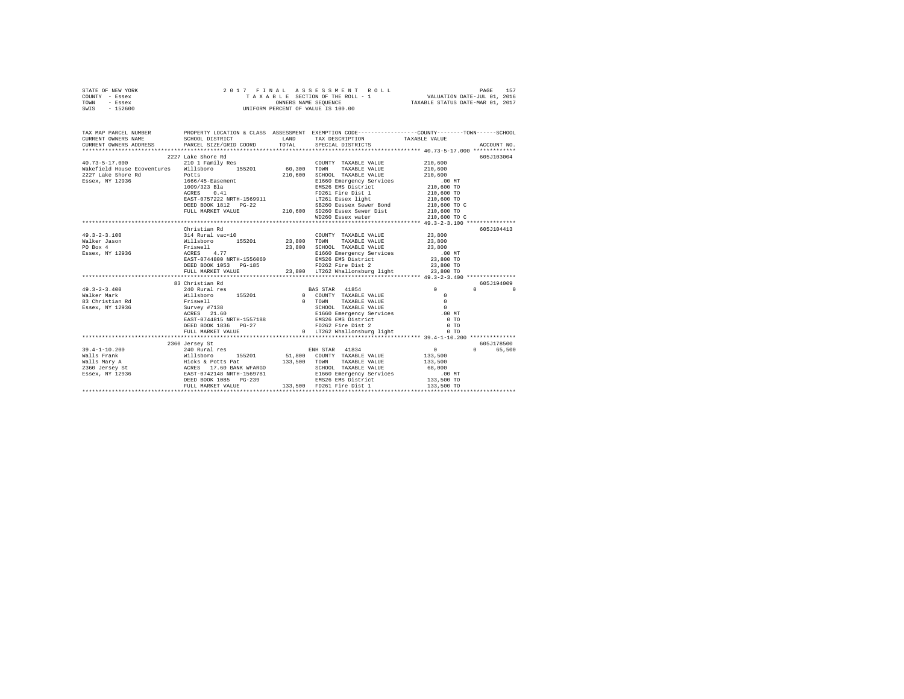STATE OF NEW YORK — 2017 FINAL ASSESSMENT ROLL — PAGE 157
COUNTY - Essex — TAXABLE SECTION OF THE ROLL - 1 — VALUATION DATE-JUL 01, 2016
TOWN - Essex — OWNERS NAME SEQUENCE — TAXABLE STATUS DATE-MAR 01, 2017
SWIS - 152600 — UNIFORM PERCENT OF VALUE IS 100.00

```
TAX MAP PARCEL NUMBER         PROPERTY LOCATION & CLASS  ASSESSMENT  EXEMPTION CODE-----------------COUNTY--------TOWN------SCHOOL
CURRENT OWNERS NAME           SCHOOL DISTRICT            LAND        TAX DESCRIPTION           TAXABLE VALUE
CURRENT OWNERS ADDRESS        PARCEL SIZE/GRID COORD     TOTAL       SPECIAL DISTRICTS                                    ACCOUNT NO.
*********************************************************************************************** 40.73-5-17.000 *************
                              2227 Lake Shore Rd                                                                          605J103004
40.73-5-17.000                210 1 Family Res                         COUNTY  TAXABLE VALUE           210,600
Wakefield House Ecoventures   Willsboro      155201       60,300       TOWN    TAXABLE VALUE           210,600
2227 Lake Shore Rd            Potts                      210,600       SCHOOL  TAXABLE VALUE           210,600
Essex, NY 12936               1666/45-Easement                         E1660 Emergency Services            .00 MT
                              1009/323 Bla                             EMS26 EMS District              210,600 TO
                              ACRES    0.41                            FD261 Fire Dist 1               210,600 TO
                              EAST-0757222 NRTH-1569911                LT261 Essex light               210,600 TO
                              DEED BOOK 1812   PG-22                   SB260 Eessex Sewer Bond         210,600 TO C
                              FULL MARKET VALUE          210,600       SD260 Essex Sewer Dist          210,600 TO
                                                                       WD260 Essex water               210,600 TO C
*********************************************************************************************** 49.3-2-3.100 ***************
                              Christian Rd                                                                                605J104413
49.3-2-3.100                  314 Rural vac<10                         COUNTY  TAXABLE VALUE            23,800
Walker Jason                  Willsboro      155201       23,800       TOWN    TAXABLE VALUE            23,800
PO Box 4                      Friswell                    23,800       SCHOOL  TAXABLE VALUE            23,800
Essex, NY 12936               ACRES    4.77                            E1660 Emergency Services            .00 MT
                              EAST-0744800 NRTH-1556060                EMS26 EMS District               23,800 TO
                              DEED BOOK 1053   PG-185                  FD262 Fire Dist 2                23,800 TO
                              FULL MARKET VALUE           23,800       LT262 Whallonsburg light         23,800 TO
*********************************************************************************************** 49.3-2-3.400 ***************
                              83 Christian Rd                                                                             605J194009
49.3-2-3.400                  240 Rural res                            BAS STAR  41854                       0          0          0
Walker Mark                   Willsboro      155201            0       COUNTY  TAXABLE VALUE                 0
83 Christian Rd               Friswell                         0       TOWN    TAXABLE VALUE                 0
Essex, NY 12936               Survey #7138                             SCHOOL  TAXABLE VALUE                 0
                              ACRES   21.60                            E1660 Emergency Services            .00 MT
                              EAST-0744815 NRTH-1557188                EMS26 EMS District                    0 TO
                              DEED BOOK 1836   PG-27                   FD262 Fire Dist 2                     0 TO
                              FULL MARKET VALUE                0       LT262 Whallonsburg light              0 TO
*********************************************************************************************** 39.4-1-10.200 **************
                              2360 Jersey St                                                                              605J178500
39.4-1-10.200                 240 Rural res                            ENH STAR  41834                       0          0     65,500
Walls Frank                   Willsboro      155201       51,800       COUNTY  TAXABLE VALUE           133,500
Walls Mary A                  Hicks & Potts Pat          133,500       TOWN    TAXABLE VALUE           133,500
2360 Jersey St                ACRES   17.60 BANK WFARGO                SCHOOL  TAXABLE VALUE            68,000
Essex, NY 12936               EAST-0742148 NRTH-1569781                E1660 Emergency Services            .00 MT
                              DEED BOOK 1085   PG-239                  EMS26 EMS District              133,500 TO
                              FULL MARKET VALUE          133,500       FD261 Fire Dist 1               133,500 TO
******************************************************************************************************************************
```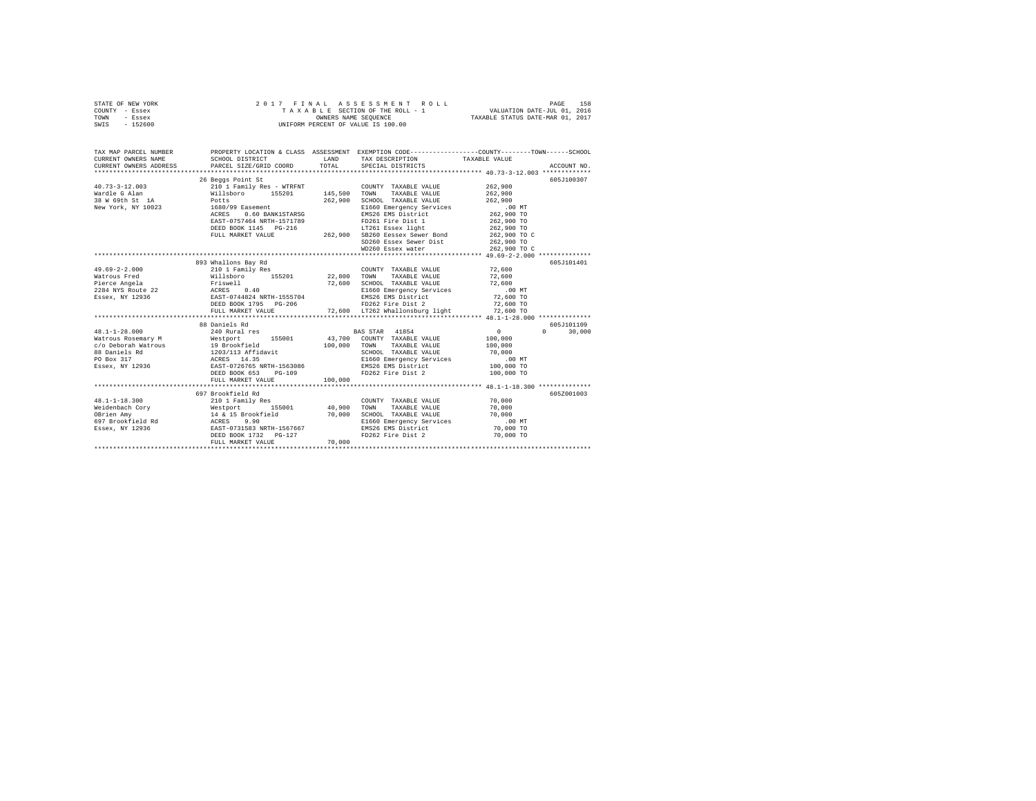STATE OF NEW YORK | 2017 FINAL ASSESSMENT ROLL | VALUATION DATE-JUL 01, 2016
COUNTY - Essex | TAXABLE SECTION OF THE ROLL - 1 | TAXABLE STATUS DATE-MAR 01, 2017
TOWN - Essex | OWNERS NAME SEQUENCE
SWIS - 152600 | UNIFORM PERCENT OF VALUE IS 100.00

| TAX MAP PARCEL NUMBER / CURRENT OWNERS NAME / CURRENT OWNERS ADDRESS | PROPERTY LOCATION & CLASS / SCHOOL DISTRICT / PARCEL SIZE/GRID COORD | ASSESSMENT LAND / TOTAL | EXEMPTION CODE / TAX DESCRIPTION / SPECIAL DISTRICTS | COUNTY / TOWN / SCHOOL TAXABLE VALUE | ACCOUNT NO. |
|---|---|---|---|---|---|
| 40.73-3-12.003 | 26 Beggs Point St | | | | 605J100307 |
| Wardle G Alan | 210 1 Family Res - WTRFNT | | COUNTY TAXABLE VALUE | 262,900 | |
| 38 W 69th St 1A | Willsboro 155201 | 145,500 | TOWN TAXABLE VALUE | 262,900 | |
| New York, NY 10023 | Potts | 262,900 | SCHOOL TAXABLE VALUE | 262,900 | |
| | 1680/99 Easement | | E1660 Emergency Services | .00 MT | |
| | ACRES 0.60 BANK1STARSG | | EMS26 EMS District | 262,900 TO | |
| | EAST-0757464 NRTH-1571789 | | FD261 Fire Dist 1 | 262,900 TO | |
| | DEED BOOK 1145 PG-216 | | LT261 Essex light | 262,900 TO | |
| | FULL MARKET VALUE | 262,900 | SB260 Eessex Sewer Bond | 262,900 TO C | |
| | | | SD260 Essex Sewer Dist | 262,900 TO | |
| | | | WD260 Essex water | 262,900 TO C | |
| 49.69-2-2.000 | 893 Whallons Bay Rd | | | | 605J101401 |
| Watrous Fred | 210 1 Family Res | | COUNTY TAXABLE VALUE | 72,600 | |
| Pierce Angela | Willsboro 155201 | 22,800 | TOWN TAXABLE VALUE | 72,600 | |
| 2284 NYS Route 22 | Friswell | 72,600 | SCHOOL TAXABLE VALUE | 72,600 | |
| Essex, NY 12936 | ACRES 0.40 | | E1660 Emergency Services | .00 MT | |
| | EAST-0744824 NRTH-1555704 | | EMS26 EMS District | 72,600 TO | |
| | DEED BOOK 1795 PG-206 | | FD262 Fire Dist 2 | 72,600 TO | |
| | FULL MARKET VALUE | 72,600 | LT262 Whallonsburg light | 72,600 TO | |
| 48.1-1-28.000 | 88 Daniels Rd | | | | 605J101109 |
| Watrous Rosemary M | 240 Rural res | | BAS STAR 41854 | 0 0 30,000 | |
| c/o Deborah Watrous | Westport 155001 | 43,700 | COUNTY TAXABLE VALUE | 100,000 | |
| 88 Daniels Rd | 19 Brookfield | 100,000 | TOWN TAXABLE VALUE | 100,000 | |
| PO Box 317 | 1203/113 Affidavit | | SCHOOL TAXABLE VALUE | 70,000 | |
| Essex, NY 12936 | ACRES 14.35 | | E1660 Emergency Services | .00 MT | |
| | EAST-0726765 NRTH-1563086 | | EMS26 EMS District | 100,000 TO | |
| | DEED BOOK 653 PG-109 | | FD262 Fire Dist 2 | 100,000 TO | |
| | FULL MARKET VALUE | 100,000 | | | |
| 48.1-1-18.300 | 697 Brookfield Rd | | | | 605Z001003 |
| Weidenbach Cory | 210 1 Family Res | | COUNTY TAXABLE VALUE | 70,000 | |
| OBrien Amy | Westport 155001 | 40,900 | TOWN TAXABLE VALUE | 70,000 | |
| 697 Brookfield Rd | 14 & 15 Brookfield | 70,000 | SCHOOL TAXABLE VALUE | 70,000 | |
| Essex, NY 12936 | ACRES 9.90 | | E1660 Emergency Services | .00 MT | |
| | EAST-0731583 NRTH-1567667 | | EMS26 EMS District | 70,000 TO | |
| | DEED BOOK 1732 PG-127 | | FD262 Fire Dist 2 | 70,000 TO | |
| | FULL MARKET VALUE | 70,000 | | | |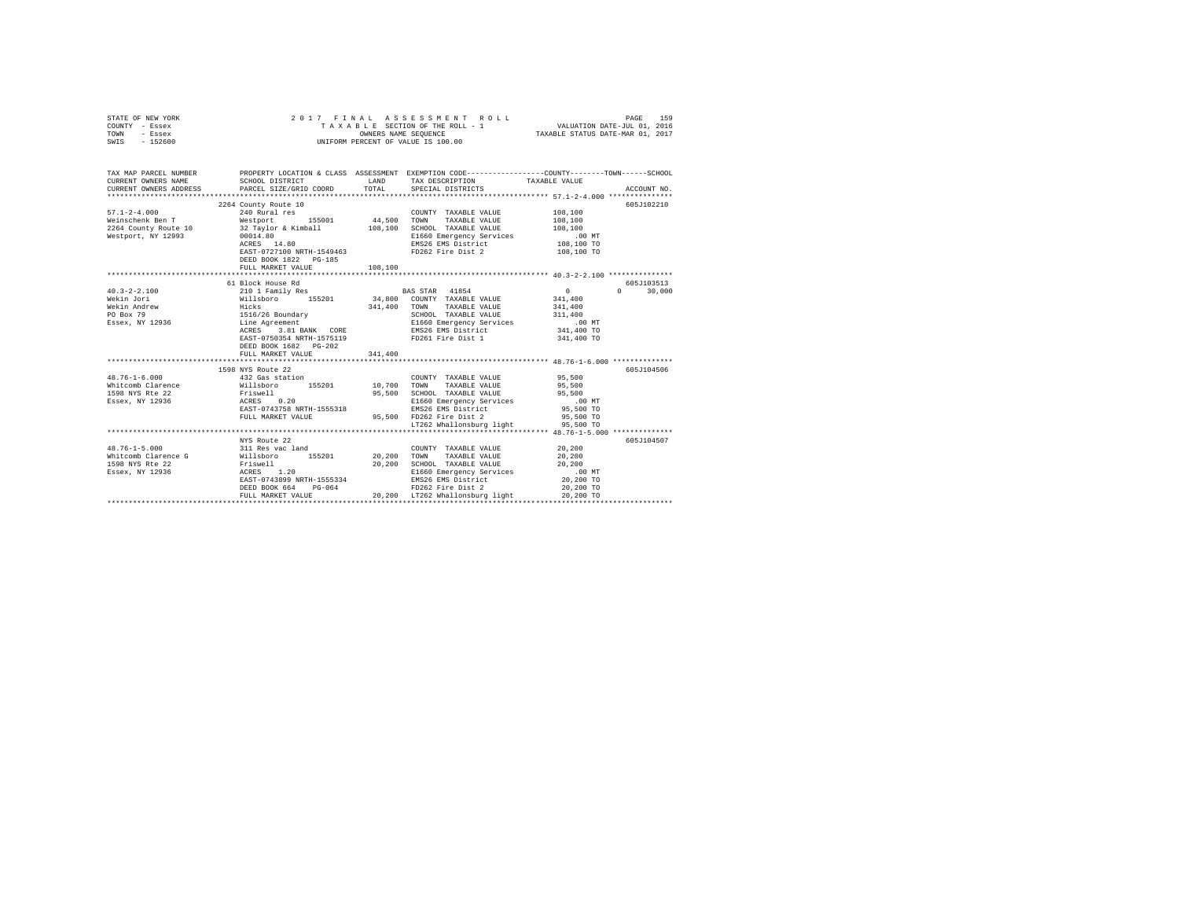STATE OF NEW YORK — COUNTY - Essex — TOWN - Essex — SWIS - 152600

2017 FINAL ASSESSMENT ROLL
TAXABLE SECTION OF THE ROLL - 1
OWNERS NAME SEQUENCE
UNIFORM PERCENT OF VALUE IS 100.00

VALUATION DATE-JUL 01, 2016
TAXABLE STATUS DATE-MAR 01, 2017

```
TAX MAP PARCEL NUMBER      PROPERTY LOCATION & CLASS  ASSESSMENT  EXEMPTION CODE-----------------COUNTY--------TOWN------SCHOOL
CURRENT OWNERS NAME        SCHOOL DISTRICT             LAND        TAX DESCRIPTION            TAXABLE VALUE
CURRENT OWNERS ADDRESS     PARCEL SIZE/GRID COORD      TOTAL       SPECIAL DISTRICTS                                    ACCOUNT NO.
******************************************************************************************** 57.1-2-4.000 ***************
                           2264 County Route 10                                                                    605J102210
57.1-2-4.000               240 Rural res                           COUNTY  TAXABLE VALUE        108,100
Weinschenk Ben T           Westport       155001      44,500      TOWN    TAXABLE VALUE        108,100
2264 County Route 10       32 Taylor & Kimball        108,100      SCHOOL  TAXABLE VALUE        108,100
Westport, NY 12993         00014.80                                E1660 Emergency Services          .00 MT
                           ACRES  14.80                            EMS26 EMS District           108,100 TO
                           EAST-0727100 NRTH-1549463               FD262 Fire Dist 2            108,100 TO
                           DEED BOOK 1822   PG-185
                           FULL MARKET VALUE          108,100
******************************************************************************************** 40.3-2-2.100 ***************
                           61 Block House Rd                                                                       605J103513
40.3-2-2.100               210 1 Family Res                    BAS STAR  41854                    0           0       30,000
Wekin Jori                 Willsboro      155201      34,800      COUNTY  TAXABLE VALUE        341,400
Wekin Andrew               Hicks                      341,400      TOWN    TAXABLE VALUE        341,400
PO Box 79                  1516/26 Boundary                        SCHOOL  TAXABLE VALUE        311,400
Essex, NY 12936            Line Agreement                          E1660 Emergency Services          .00 MT
                           ACRES   3.81 BANK  CORE                 EMS26 EMS District           341,400 TO
                           EAST-0750354 NRTH-1575119               FD261 Fire Dist 1            341,400 TO
                           DEED BOOK 1682   PG-202
                           FULL MARKET VALUE          341,400
******************************************************************************************** 48.76-1-6.000 **************
                           1598 NYS Route 22                                                                       605J104506
48.76-1-6.000              432 Gas station                         COUNTY  TAXABLE VALUE         95,500
Whitcomb Clarence          Willsboro      155201      10,700      TOWN    TAXABLE VALUE         95,500
1598 NYS Route 22          Friswell                    95,500      SCHOOL  TAXABLE VALUE         95,500
Essex, NY 12936            ACRES   0.20                            E1660 Emergency Services          .00 MT
                           EAST-0743758 NRTH-1555318               EMS26 EMS District            95,500 TO
                           FULL MARKET VALUE           95,500      FD262 Fire Dist 2             95,500 TO
                                                                   LT262 Whallonsburg light      95,500 TO
******************************************************************************************** 48.76-1-5.000 **************
                           NYS Route 22                                                                            605J104507
48.76-1-5.000              311 Res vac land                        COUNTY  TAXABLE VALUE         20,200
Whitcomb Clarence G        Willsboro      155201      20,200      TOWN    TAXABLE VALUE         20,200
1598 NYS Rte 22            Friswell                    20,200      SCHOOL  TAXABLE VALUE         20,200
Essex, NY 12936            ACRES   1.20                            E1660 Emergency Services          .00 MT
                           EAST-0743899 NRTH-1555334               EMS26 EMS District            20,200 TO
                           DEED BOOK 664    PG-064                 FD262 Fire Dist 2             20,200 TO
                           FULL MARKET VALUE           20,200      LT262 Whallonsburg light      20,200 TO
**************************************************************************************************************************
```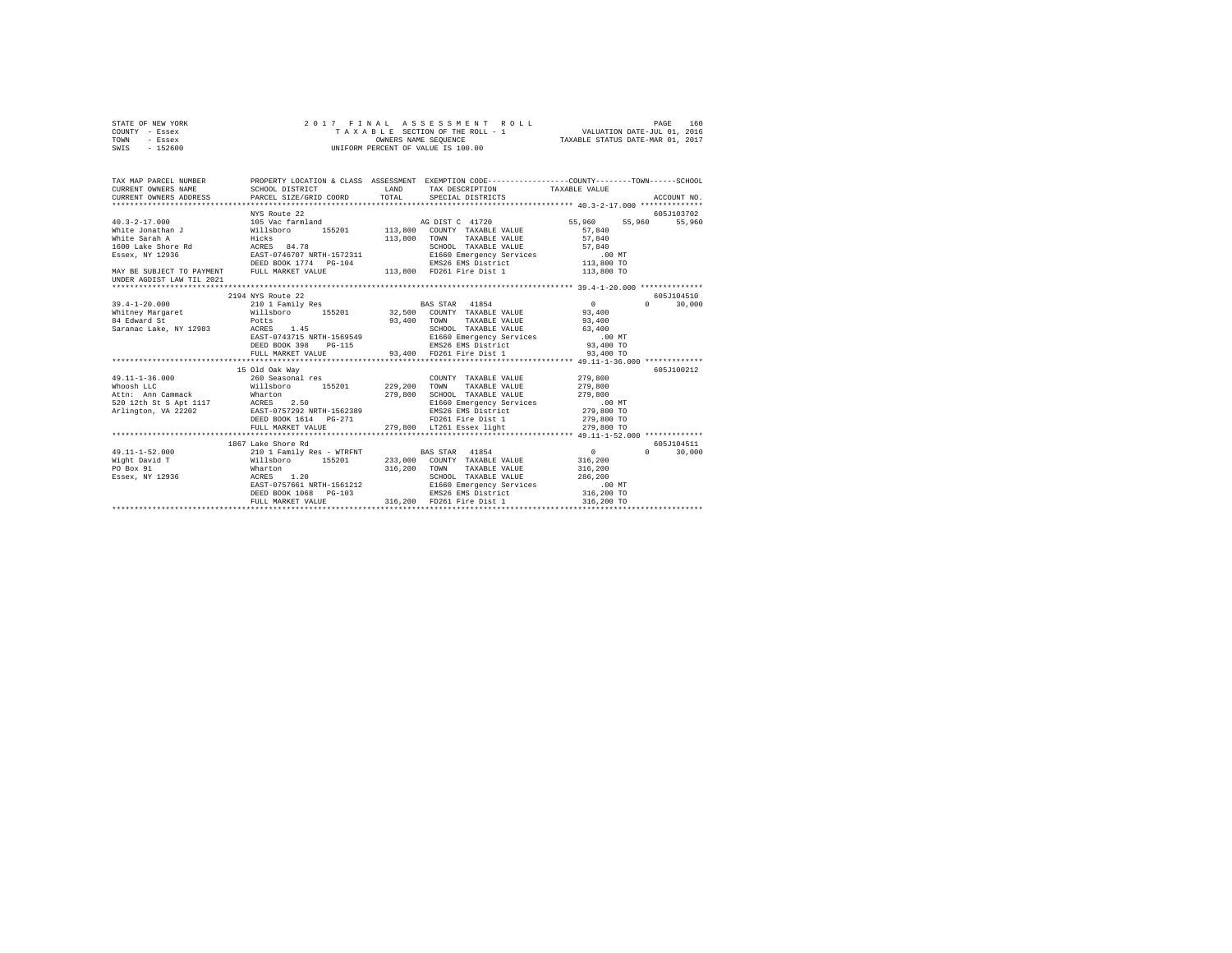STATE OF NEW YORK
COUNTY - Essex
TOWN - Essex
SWIS - 152600

2 0 1 7 F I N A L A S S E S S M E N T R O L L
T A X A B L E SECTION OF THE ROLL - 1
OWNERS NAME SEQUENCE
UNIFORM PERCENT OF VALUE IS 100.00

VALUATION DATE-JUL 01, 2016
TAXABLE STATUS DATE-MAR 01, 2017

```
TAX MAP PARCEL NUMBER          PROPERTY LOCATION & CLASS  ASSESSMENT  EXEMPTION CODE-----------------COUNTY--------TOWN------SCHOOL
CURRENT OWNERS NAME            SCHOOL DISTRICT              LAND      TAX DESCRIPTION            TAXABLE VALUE
CURRENT OWNERS ADDRESS         PARCEL SIZE/GRID COORD       TOTAL     SPECIAL DISTRICTS                                  ACCOUNT NO.
*********************************************************************************************** 40.3-2-17.000 **************
                               NYS Route 22                                                                         605J103702
40.3-2-17.000                  105 Vac farmland                       AG DIST C  41720            55,960    55,960     55,960
White Jonathan J               Willsboro      155201      113,800   COUNTY  TAXABLE VALUE           57,840
White Sarah A                  Hicks                      113,800   TOWN    TAXABLE VALUE           57,840
1600 Lake Shore Rd             ACRES   84.78                        SCHOOL  TAXABLE VALUE           57,840
Essex, NY 12936                EAST-0746707 NRTH-1572311            E1660 Emergency Services           .00 MT
                               DEED BOOK 1774   PG-104              EMS26 EMS District             113,800 TO
MAY BE SUBJECT TO PAYMENT      FULL MARKET VALUE          113,800   FD261 Fire Dist 1              113,800 TO
UNDER AGDIST LAW TIL 2021
*********************************************************************************************** 39.4-1-20.000 **************
                               2194 NYS Route 22                                                                    605J104510
39.4-1-20.000                  210 1 Family Res                       BAS STAR   41854                  0         0     30,000
Whitney Margaret               Willsboro      155201       32,500   COUNTY  TAXABLE VALUE           93,400
84 Edward St                   Potts                       93,400   TOWN    TAXABLE VALUE           93,400
Saranac Lake, NY 12983         ACRES    1.45                        SCHOOL  TAXABLE VALUE           63,400
                               EAST-0743715 NRTH-1569549            E1660 Emergency Services           .00 MT
                               DEED BOOK 398    PG-115              EMS26 EMS District              93,400 TO
                               FULL MARKET VALUE           93,400   FD261 Fire Dist 1               93,400 TO
*********************************************************************************************** 49.11-1-36.000 *************
                               15 Old Oak Way                                                                       605J100212
49.11-1-36.000                 260 Seasonal res                       COUNTY  TAXABLE VALUE          279,800
Whoosh LLC                     Willsboro      155201      229,200   TOWN    TAXABLE VALUE          279,800
Attn: Ann Cammack              Wharton                    279,800   SCHOOL  TAXABLE VALUE          279,800
520 12th St S Apt 1117         ACRES    2.50                        E1660 Emergency Services           .00 MT
Arlington, VA 22202            EAST-0757292 NRTH-1562389            EMS26 EMS District             279,800 TO
                               DEED BOOK 1614   PG-271              FD261 Fire Dist 1              279,800 TO
                               FULL MARKET VALUE          279,800   LT261 Essex light              279,800 TO
*********************************************************************************************** 49.11-1-52.000 *************
                               1867 Lake Shore Rd                                                                   605J104511
49.11-1-52.000                 210 1 Family Res - WTRFNT              BAS STAR   41854                  0         0     30,000
Wight David T                  Willsboro      155201      233,000   COUNTY  TAXABLE VALUE          316,200
PO Box 91                      Wharton                    316,200   TOWN    TAXABLE VALUE          316,200
Essex, NY 12936                ACRES    1.20                        SCHOOL  TAXABLE VALUE          286,200
                               EAST-0757661 NRTH-1561212            E1660 Emergency Services           .00 MT
                               DEED BOOK 1068   PG-103              EMS26 EMS District             316,200 TO
                               FULL MARKET VALUE          316,200   FD261 Fire Dist 1              316,200 TO
****************************************************************************************************************************
```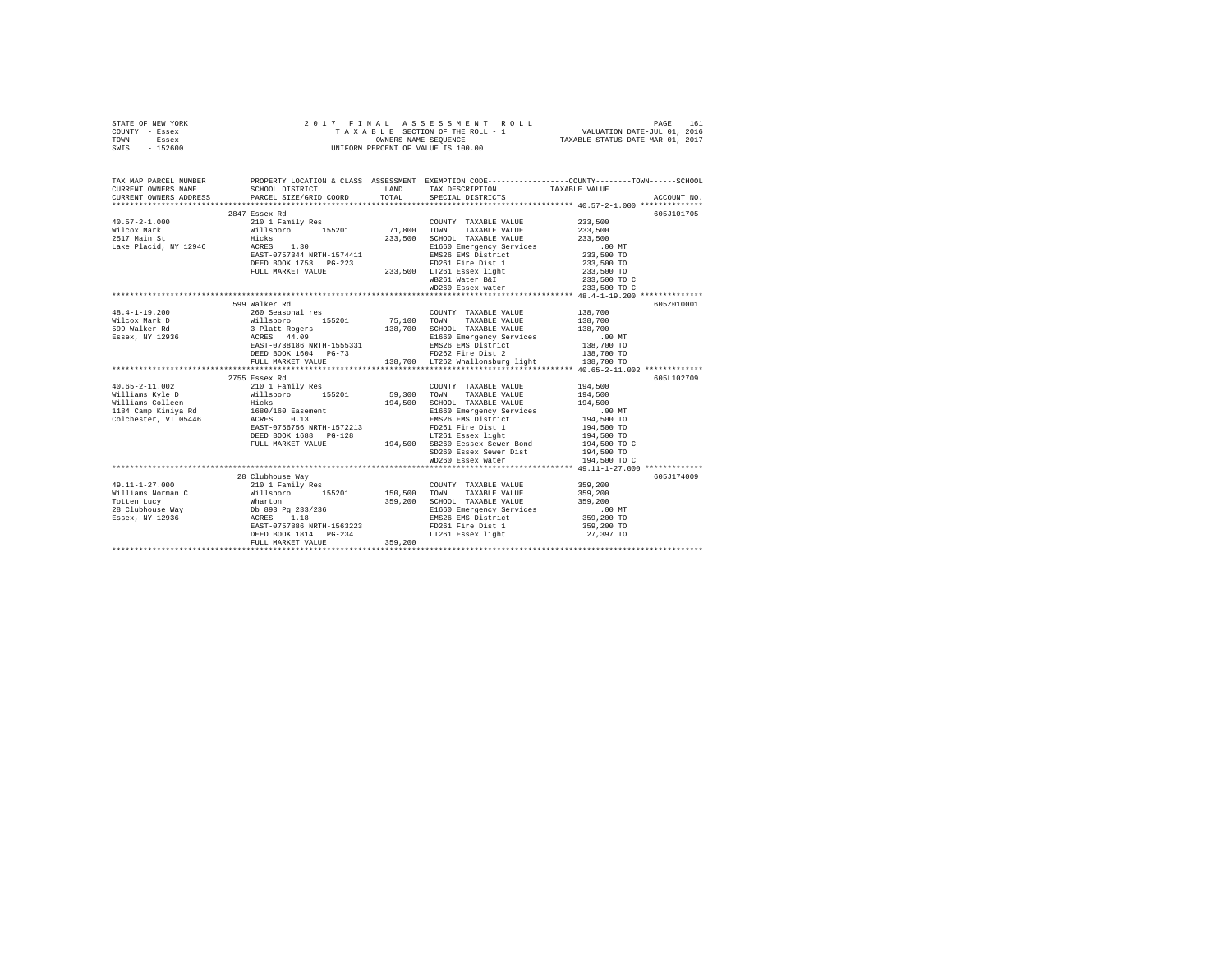STATE OF NEW YORK
COUNTY - Essex
TOWN - Essex
SWIS - 152600

2017 FINAL ASSESSMENT ROLL
TAXABLE SECTION OF THE ROLL - 1
OWNERS NAME SEQUENCE
UNIFORM PERCENT OF VALUE IS 100.00

VALUATION DATE-JUL 01, 2016
TAXABLE STATUS DATE-MAR 01, 2017

| TAX MAP PARCEL NUMBER / CURRENT OWNERS NAME / CURRENT OWNERS ADDRESS | PROPERTY LOCATION & CLASS / SCHOOL DISTRICT / PARCEL SIZE/GRID COORD | ASSESSMENT LAND / TOTAL | EXEMPTION CODE / TAX DESCRIPTION / SPECIAL DISTRICTS | TAXABLE VALUE (COUNTY / TOWN / SCHOOL) | ACCOUNT NO. |
|---|---|---|---|---|---|
| **40.57-2-1.000** | 2847 Essex Rd | | | | 605J101705 |
| 40.57-2-1.000 | 210 1 Family Res | | COUNTY TAXABLE VALUE | 233,500 | |
| Wilcox Mark | Willsboro 155201 | 71,800 | TOWN TAXABLE VALUE | 233,500 | |
| 2517 Main St | Hicks | 233,500 | SCHOOL TAXABLE VALUE | 233,500 | |
| Lake Placid, NY 12946 | ACRES 1.30 | | E1660 Emergency Services | .00 MT | |
| | EAST-0757344 NRTH-1574411 | | EMS26 EMS District | 233,500 TO | |
| | DEED BOOK 1753 PG-223 | | FD261 Fire Dist 1 | 233,500 TO | |
| | FULL MARKET VALUE | 233,500 | LT261 Essex light | 233,500 TO | |
| | | | WB261 Water B&I | 233,500 TO C | |
| | | | WD260 Essex water | 233,500 TO C | |
| **48.4-1-19.200** | 599 Walker Rd | | | | 605Z010001 |
| 48.4-1-19.200 | 260 Seasonal res | | COUNTY TAXABLE VALUE | 138,700 | |
| Wilcox Mark D | Willsboro 155201 | 75,100 | TOWN TAXABLE VALUE | 138,700 | |
| 599 Walker Rd | 3 Platt Rogers | 138,700 | SCHOOL TAXABLE VALUE | 138,700 | |
| Essex, NY 12936 | ACRES 44.09 | | E1660 Emergency Services | .00 MT | |
| | EAST-0738186 NRTH-1555331 | | EMS26 EMS District | 138,700 TO | |
| | DEED BOOK 1604 PG-73 | | FD262 Fire Dist 2 | 138,700 TO | |
| | FULL MARKET VALUE | 138,700 | LT262 Whallonsburg light | 138,700 TO | |
| **40.65-2-11.002** | 2755 Essex Rd | | | | 605L102709 |
| 40.65-2-11.002 | 210 1 Family Res | | COUNTY TAXABLE VALUE | 194,500 | |
| Williams Kyle D | Willsboro 155201 | 59,300 | TOWN TAXABLE VALUE | 194,500 | |
| Williams Colleen | Hicks | 194,500 | SCHOOL TAXABLE VALUE | 194,500 | |
| 1184 Camp Kiniya Rd | 1680/160 Easement | | E1660 Emergency Services | .00 MT | |
| Colchester, VT 05446 | ACRES 0.13 | | EMS26 EMS District | 194,500 TO | |
| | EAST-0756756 NRTH-1572213 | | FD261 Fire Dist 1 | 194,500 TO | |
| | DEED BOOK 1688 PG-128 | | LT261 Essex light | 194,500 TO | |
| | FULL MARKET VALUE | 194,500 | SB260 Eessex Sewer Bond | 194,500 TO C | |
| | | | SD260 Essex Sewer Dist | 194,500 TO | |
| | | | WD260 Essex water | 194,500 TO C | |
| **49.11-1-27.000** | 28 Clubhouse Way | | | | 605J174009 |
| 49.11-1-27.000 | 210 1 Family Res | | COUNTY TAXABLE VALUE | 359,200 | |
| Williams Norman C | Willsboro 155201 | 150,500 | TOWN TAXABLE VALUE | 359,200 | |
| Totten Lucy | Wharton | 359,200 | SCHOOL TAXABLE VALUE | 359,200 | |
| 28 Clubhouse Way | Db 893 Pg 233/236 | | E1660 Emergency Services | .00 MT | |
| Essex, NY 12936 | ACRES 1.18 | | EMS26 EMS District | 359,200 TO | |
| | EAST-0757886 NRTH-1563223 | | FD261 Fire Dist 1 | 359,200 TO | |
| | DEED BOOK 1814 PG-234 | | LT261 Essex light | 27,397 TO | |
| | FULL MARKET VALUE | 359,200 | | | |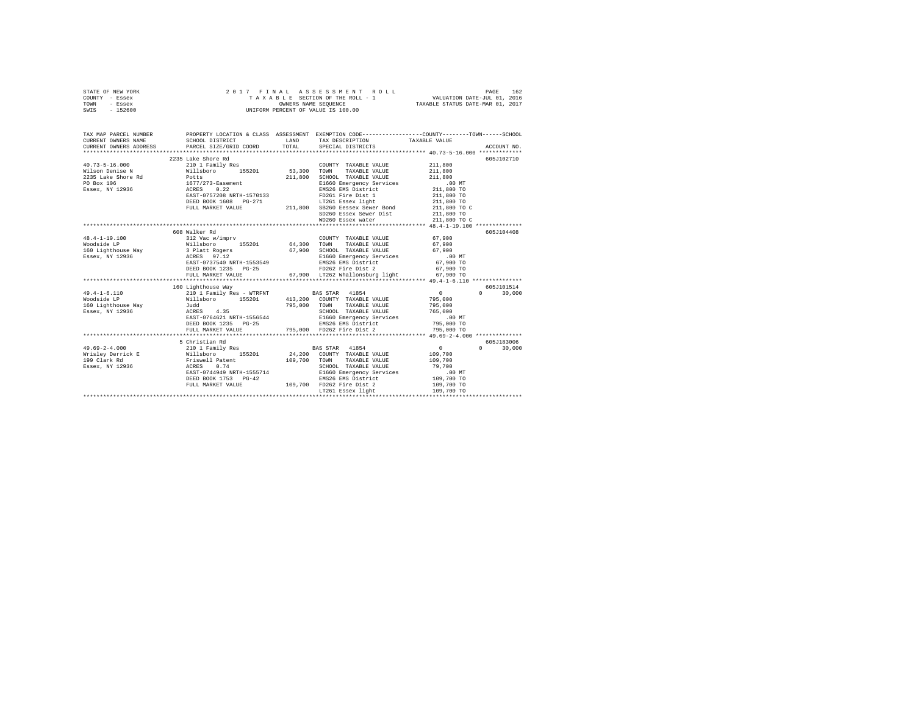STATE OF NEW YORK　　　　2 0 1 7　F I N A L　A S S E S S M E N T　R O L L
COUNTY - Essex　　　　T A X A B L E SECTION OF THE ROLL - 1　　　　VALUATION DATE-JUL 01, 2016
TOWN - Essex　　　　OWNERS NAME SEQUENCE　　　　TAXABLE STATUS DATE-MAR 01, 2017
SWIS - 152600　　　　UNIFORM PERCENT OF VALUE IS 100.00

```
TAX MAP PARCEL NUMBER    PROPERTY LOCATION & CLASS  ASSESSMENT  EXEMPTION CODE-----------------COUNTY--------TOWN------SCHOOL
CURRENT OWNERS NAME      SCHOOL DISTRICT             LAND       TAX DESCRIPTION            TAXABLE VALUE
CURRENT OWNERS ADDRESS   PARCEL SIZE/GRID COORD      TOTAL      SPECIAL DISTRICTS                                    ACCOUNT NO.
******************************************************************************************** 40.73-5-16.000 *************
                         2235 Lake Shore Rd                                                                          605J102710
40.73-5-16.000           210 1 Family Res                       COUNTY  TAXABLE VALUE          211,800
Wilson Denise N          Willsboro      155201       53,300     TOWN    TAXABLE VALUE          211,800
2235 Lake Shore Rd       Potts                      211,800     SCHOOL  TAXABLE VALUE          211,800
PO Box 106               1677/273-Easement                      E1660 Emergency Services           .00 MT
Essex, NY 12936          ACRES    0.22                          EMS26 EMS District             211,800 TO
                         EAST-0757208 NRTH-1570133              FD261 Fire Dist 1              211,800 TO
                         DEED BOOK 1608   PG-271                LT261 Essex light              211,800 TO
                         FULL MARKET VALUE          211,800     SB260 Eessex Sewer Bond        211,800 TO C
                                                                SD260 Essex Sewer Dist         211,800 TO
                                                                WD260 Essex water              211,800 TO C
******************************************************************************************** 48.4-1-19.100 **************
                         608 Walker Rd                                                                               605J104408
48.4-1-19.100            312 Vac w/imprv                        COUNTY  TAXABLE VALUE           67,900
Woodside LP              Willsboro      155201       64,300     TOWN    TAXABLE VALUE           67,900
160 Lighthouse Way       3 Platt Rogers              67,900     SCHOOL  TAXABLE VALUE           67,900
Essex, NY 12936          ACRES   97.12                          E1660 Emergency Services           .00 MT
                         EAST-0737540 NRTH-1553549              EMS26 EMS District              67,900 TO
                         DEED BOOK 1235   PG-25                 FD262 Fire Dist 2               67,900 TO
                         FULL MARKET VALUE           67,900     LT262 Whallonsburg light        67,900 TO
******************************************************************************************** 49.4-1-6.110 ***************
                         160 Lighthouse Way                                                                          605J101514
49.4-1-6.110             210 1 Family Res - WTRFNT              BAS STAR  41854                      0          0       30,000
Woodside LP              Willsboro      155201      413,200     COUNTY  TAXABLE VALUE          795,000
160 Lighthouse Way       Judd                       795,000     TOWN    TAXABLE VALUE          795,000
Essex, NY 12936          ACRES    4.35                          SCHOOL  TAXABLE VALUE          765,000
                         EAST-0764621 NRTH-1556544              E1660 Emergency Services           .00 MT
                         DEED BOOK 1235   PG-25                 EMS26 EMS District             795,000 TO
                         FULL MARKET VALUE          795,000     FD262 Fire Dist 2              795,000 TO
******************************************************************************************** 49.69-2-4.000 **************
                         5 Christian Rd                                                                              605J183006
49.69-2-4.000            210 1 Family Res                       BAS STAR  41854                      0          0       30,000
Wrisley Derrick E        Willsboro      155201       24,200     COUNTY  TAXABLE VALUE          109,700
199 Clark Rd             Friswell Patent            109,700     TOWN    TAXABLE VALUE          109,700
Essex, NY 12936          ACRES    0.74                          SCHOOL  TAXABLE VALUE           79,700
                         EAST-0744949 NRTH-1555714              E1660 Emergency Services           .00 MT
                         DEED BOOK 1753   PG-42                 EMS26 EMS District             109,700 TO
                         FULL MARKET VALUE          109,700     FD262 Fire Dist 2              109,700 TO
                                                                LT261 Essex light              109,700 TO
****************************************************************************************************************************
```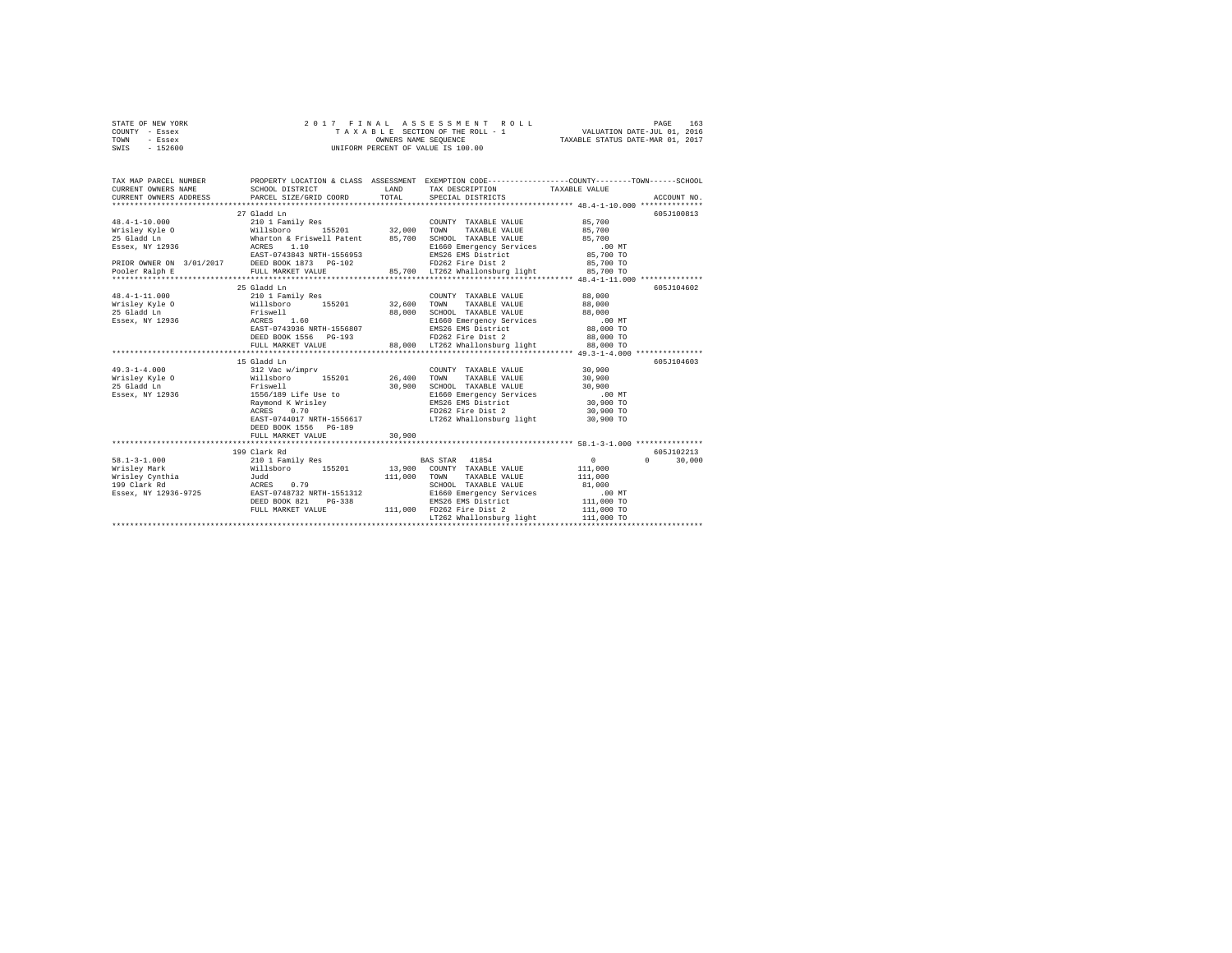STATE OF NEW YORK
COUNTY - Essex
TOWN - Essex
SWIS - 152600

2017 FINAL ASSESSMENT ROLL
TAXABLE SECTION OF THE ROLL - 1
OWNERS NAME SEQUENCE
UNIFORM PERCENT OF VALUE IS 100.00

VALUATION DATE-JUL 01, 2016
TAXABLE STATUS DATE-MAR 01, 2017

| TAX MAP PARCEL NUMBER / CURRENT OWNERS NAME / CURRENT OWNERS ADDRESS | PROPERTY LOCATION & CLASS / SCHOOL DISTRICT / PARCEL SIZE/GRID COORD | ASSESSMENT LAND | TOTAL | EXEMPTION CODE / TAX DESCRIPTION / SPECIAL DISTRICTS | COUNTY--------TOWN------SCHOOL TAXABLE VALUE | ACCOUNT NO. |
|---|---|---|---|---|---|---|
| **48.4-1-10.000** | 27 Gladd Ln | | | | | 605J100813 |
| 48.4-1-10.000 | 210 1 Family Res | | | COUNTY TAXABLE VALUE | 85,700 | |
| Wrisley Kyle O | Willsboro 155201 | 32,000 | | TOWN TAXABLE VALUE | 85,700 | |
| 25 Gladd Ln | Wharton & Friswell Patent | | 85,700 | SCHOOL TAXABLE VALUE | 85,700 | |
| Essex, NY 12936 | ACRES 1.10 | | | E1660 Emergency Services | .00 MT | |
| | EAST-0743843 NRTH-1556953 | | | EMS26 EMS District | 85,700 TO | |
| PRIOR OWNER ON 3/01/2017 | DEED BOOK 1873 PG-102 | | | FD262 Fire Dist 2 | 85,700 TO | |
| Pooler Ralph E | FULL MARKET VALUE | | 85,700 | LT262 Whallonsburg light | 85,700 TO | |
| **48.4-1-11.000** | 25 Gladd Ln | | | | | 605J104602 |
| 48.4-1-11.000 | 210 1 Family Res | | | COUNTY TAXABLE VALUE | 88,000 | |
| Wrisley Kyle O | Willsboro 155201 | 32,600 | | TOWN TAXABLE VALUE | 88,000 | |
| 25 Gladd Ln | Friswell | | 88,000 | SCHOOL TAXABLE VALUE | 88,000 | |
| Essex, NY 12936 | ACRES 1.60 | | | E1660 Emergency Services | .00 MT | |
| | EAST-0743936 NRTH-1556807 | | | EMS26 EMS District | 88,000 TO | |
| | DEED BOOK 1556 PG-193 | | | FD262 Fire Dist 2 | 88,000 TO | |
| | FULL MARKET VALUE | | 88,000 | LT262 Whallonsburg light | 88,000 TO | |
| **49.3-1-4.000** | 15 Gladd Ln | | | | | 605J104603 |
| 49.3-1-4.000 | 312 Vac w/imprv | | | COUNTY TAXABLE VALUE | 30,900 | |
| Wrisley Kyle O | Willsboro 155201 | 26,400 | | TOWN TAXABLE VALUE | 30,900 | |
| 25 Gladd Ln | Friswell | | 30,900 | SCHOOL TAXABLE VALUE | 30,900 | |
| Essex, NY 12936 | 1556/189 Life Use to | | | E1660 Emergency Services | .00 MT | |
| | Raymond K Wrisley | | | EMS26 EMS District | 30,900 TO | |
| | ACRES 0.70 | | | FD262 Fire Dist 2 | 30,900 TO | |
| | EAST-0744017 NRTH-1556617 | | | LT262 Whallonsburg light | 30,900 TO | |
| | DEED BOOK 1556 PG-189 | | | | | |
| | FULL MARKET VALUE | | 30,900 | | | |
| **58.1-3-1.000** | 199 Clark Rd | | | | | 605J102213 |
| 58.1-3-1.000 | 210 1 Family Res | | | BAS STAR 41854 | 0 0 30,000 | |
| Wrisley Mark | Willsboro 155201 | 13,900 | | COUNTY TAXABLE VALUE | 111,000 | |
| Wrisley Cynthia | Judd | | 111,000 | TOWN TAXABLE VALUE | 111,000 | |
| 199 Clark Rd | ACRES 0.79 | | | SCHOOL TAXABLE VALUE | 81,000 | |
| Essex, NY 12936-9725 | EAST-0748732 NRTH-1551312 | | | E1660 Emergency Services | .00 MT | |
| | DEED BOOK 821 PG-338 | | | EMS26 EMS District | 111,000 TO | |
| | FULL MARKET VALUE | | 111,000 | FD262 Fire Dist 2 | 111,000 TO | |
| | | | | LT262 Whallonsburg light | 111,000 TO | |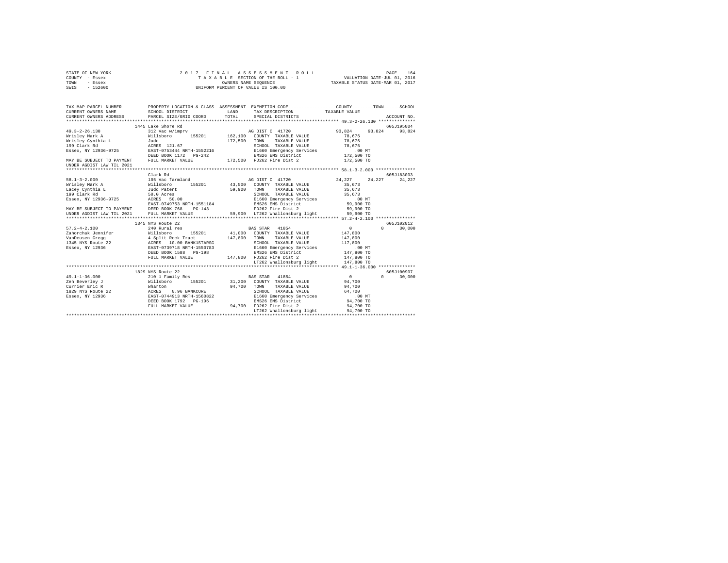STATE OF NEW YORK
COUNTY - Essex
TOWN - Essex
SWIS - 152600

2017 FINAL ASSESSMENT ROLL
TAXABLE SECTION OF THE ROLL - 1
OWNERS NAME SEQUENCE
UNIFORM PERCENT OF VALUE IS 100.00

VALUATION DATE-JUL 01, 2016
TAXABLE STATUS DATE-MAR 01, 2017

```
TAX MAP PARCEL NUMBER          PROPERTY LOCATION & CLASS  ASSESSMENT  EXEMPTION CODE-----------------COUNTY--------TOWN------SCHOOL
CURRENT OWNERS NAME            SCHOOL DISTRICT             LAND       TAX DESCRIPTION            TAXABLE VALUE
CURRENT OWNERS ADDRESS         PARCEL SIZE/GRID COORD      TOTAL      SPECIAL DISTRICTS                                    ACCOUNT NO.
******************************************************************************************************* 49.3-2-26.130 **************
                               1445 Lake Shore Rd                                                                          605J195004
49.3-2-26.130                  312 Vac w/imprv                        AG DIST C  41720              93,824     93,824      93,824
Wrisley Mark A                 Willsboro      155201      162,100    COUNTY  TAXABLE VALUE          78,676
Wrisley Cynthia L              Judd                       172,500    TOWN    TAXABLE VALUE          78,676
199 Clark Rd                   ACRES 121.67                          SCHOOL  TAXABLE VALUE          78,676
Essex, NY 12936-9725           EAST-0753444 NRTH-1552216             E1660 Emergency Services           .00 MT
                               DEED BOOK 1172   PG-242               EMS26 EMS District            172,500 TO
MAY BE SUBJECT TO PAYMENT      FULL MARKET VALUE          172,500    FD262 Fire Dist 2             172,500 TO
UNDER AGDIST LAW TIL 2021
******************************************************************************************************* 58.1-3-2.000 ***************
                               Clark Rd                                                                                    605J183003
58.1-3-2.000                   105 Vac farmland                       AG DIST C  41720              24,227     24,227      24,227
Wrisley Mark A                 Willsboro      155201       43,500    COUNTY  TAXABLE VALUE          35,673
Lacey Cynthia L                Judd Patent                 59,900    TOWN    TAXABLE VALUE          35,673
199 Clark Rd                   50.0 Acres                            SCHOOL  TAXABLE VALUE          35,673
Essex, NY 12936-9725           ACRES  50.00                          E1660 Emergency Services           .00 MT
                               EAST-0749753 NRTH-1551184             EMS26 EMS District             59,900 TO
MAY BE SUBJECT TO PAYMENT      DEED BOOK 768    PG-143               FD262 Fire Dist 2              59,900 TO
UNDER AGDIST LAW TIL 2021      FULL MARKET VALUE           59,900    LT262 Whallonsburg light       59,900 TO
******************************************************************************************************* 57.2-4-2.100 ***************
                               1345 NYS Route 22                                                                           605J102012
57.2-4-2.100                   240 Rural res                          BAS STAR   41854                   0          0      30,000
Zahorchak Jennifer             Willsboro      155201       41,000    COUNTY  TAXABLE VALUE         147,800
VanDeusen Gregg                4 Split Rock Tract         147,800    TOWN    TAXABLE VALUE         147,800
1345 NYS Route 22              ACRES  10.00 BANK1STARSG              SCHOOL  TAXABLE VALUE         117,800
Essex, NY 12936                EAST-0739718 NRTH-1550783             E1660 Emergency Services           .00 MT
                               DEED BOOK 1588   PG-198               EMS26 EMS District            147,800 TO
                               FULL MARKET VALUE          147,800    FD262 Fire Dist 2             147,800 TO
                                                                     LT262 Whallonsburg light      147,800 TO
******************************************************************************************************* 49.1-1-36.000 **************
                               1829 NYS Route 22                                                                           605J100907
49.1-1-36.000                  210 1 Family Res                       BAS STAR   41854                   0          0      30,000
Zeh Beverley J                 Willsboro      155201       31,200    COUNTY  TAXABLE VALUE          94,700
Currier Eric R                 Wharton                     94,700    TOWN    TAXABLE VALUE          94,700
1829 NYS Route 22              ACRES   0.96 BANKCORE                 SCHOOL  TAXABLE VALUE          64,700
Essex, NY 12936                EAST-0744913 NRTH-1560822             E1660 Emergency Services           .00 MT
                               DEED BOOK 1792   PG-196               EMS26 EMS District             94,700 TO
                               FULL MARKET VALUE           94,700    FD262 Fire Dist 2              94,700 TO
                                                                     LT262 Whallonsburg light       94,700 TO
************************************************************************************************************************************
```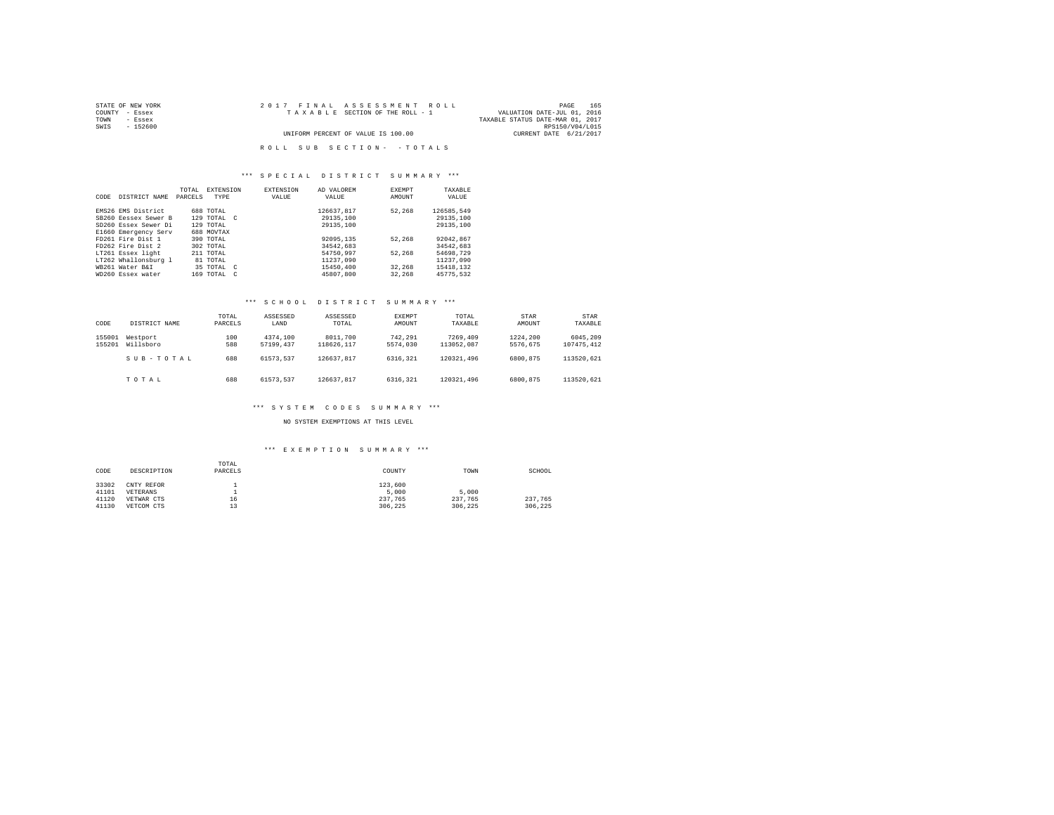STATE OF NEW YORK　　2 0 1 7 　F I N A L 　A S S E S S M E N T 　R O L L　　PAGE 165
COUNTY - Essex　　T A X A B L E　SECTION OF THE ROLL - 1　　VALUATION DATE-JUL 01, 2016
TOWN - Essex　　TAXABLE STATUS DATE-MAR 01, 2017
SWIS - 152600　　RPS150/V04/L015
UNIFORM PERCENT OF VALUE IS 100.00　　CURRENT DATE 6/21/2017

R O L L　S U B　S E C T I O N - 　- T O T A L S

### *** S P E C I A L　D I S T R I C T　S U M M A R Y ***

| CODE | DISTRICT NAME | TOTAL PARCELS | EXTENSION TYPE | EXTENSION VALUE | AD VALOREM VALUE | EXEMPT AMOUNT | TAXABLE VALUE |
|---|---|---|---|---|---|---|---|
| EMS26 | EMS District | 688 | TOTAL | | 126637,817 | 52,268 | 126585,549 |
| SB260 | Eessex Sewer B | 129 | TOTAL C | | 29135,100 | | 29135,100 |
| SD260 | Essex Sewer Di | 129 | TOTAL | | 29135,100 | | 29135,100 |
| E1660 | Emergency Serv | 688 | MOVTAX | | | | |
| FD261 | Fire Dist 1 | 390 | TOTAL | | 92095,135 | 52,268 | 92042,867 |
| FD262 | Fire Dist 2 | 302 | TOTAL | | 34542,683 | | 34542,683 |
| LT261 | Essex light | 211 | TOTAL | | 54750,997 | 52,268 | 54698,729 |
| LT262 | Whallonsburg l | 81 | TOTAL | | 11237,090 | | 11237,090 |
| WB261 | Water B&I | 35 | TOTAL C | | 15450,400 | 32,268 | 15418,132 |
| WD260 | Essex water | 169 | TOTAL C | | 45807,800 | 32,268 | 45775,532 |

### *** S C H O O L　D I S T R I C T　S U M M A R Y ***

| CODE | DISTRICT NAME | TOTAL PARCELS | ASSESSED LAND | ASSESSED TOTAL | EXEMPT AMOUNT | TOTAL TAXABLE | STAR AMOUNT | STAR TAXABLE |
|---|---|---|---|---|---|---|---|---|
| 155001 | Westport | 100 | 4374,100 | 8011,700 | 742,291 | 7269,409 | 1224,200 | 6045,209 |
| 155201 | Willsboro | 588 | 57199,437 | 118626,117 | 5574,030 | 113052,087 | 5576,675 | 107475,412 |
| | S U B - T O T A L | 688 | 61573,537 | 126637,817 | 6316,321 | 120321,496 | 6800,875 | 113520,621 |
| | T O T A L | 688 | 61573,537 | 126637,817 | 6316,321 | 120321,496 | 6800,875 | 113520,621 |

### *** S Y S T E M　C O D E S　S U M M A R Y ***

NO SYSTEM EXEMPTIONS AT THIS LEVEL

### *** E X E M P T I O N　S U M M A R Y ***

| CODE | DESCRIPTION | TOTAL PARCELS | COUNTY | TOWN | SCHOOL |
|---|---|---|---|---|---|
| 33302 | CNTY REFOR | 1 | 123,600 | | |
| 41101 | VETERANS | 1 | 5,000 | 5,000 | |
| 41120 | VETWAR CTS | 16 | 237,765 | 237,765 | 237,765 |
| 41130 | VETCOM CTS | 13 | 306,225 | 306,225 | 306,225 |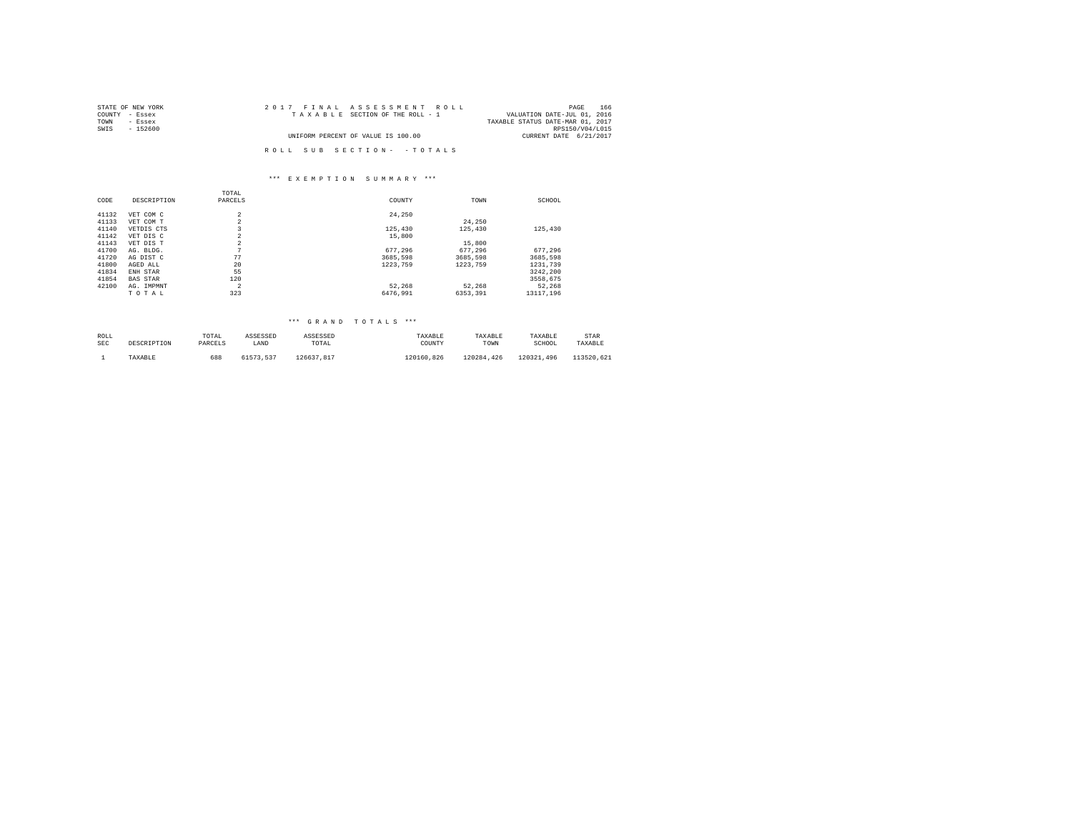STATE OF NEW YORK
COUNTY - Essex
TOWN - Essex
SWIS - 152600

2 0 1 7 F I N A L A S S E S S M E N T R O L L
T A X A B L E SECTION OF THE ROLL - 1
UNIFORM PERCENT OF VALUE IS 100.00

VALUATION DATE-JUL 01, 2016
TAXABLE STATUS DATE-MAR 01, 2017
RPS150/V04/L015
CURRENT DATE 6/21/2017

R O L L S U B S E C T I O N - - T O T A L S

*** E X E M P T I O N S U M M A R Y ***

| CODE | DESCRIPTION | TOTAL PARCELS | COUNTY | TOWN | SCHOOL |
|---|---|---|---|---|---|
| 41132 | VET COM C | 2 | 24,250 | | |
| 41133 | VET COM T | 2 | | 24,250 | |
| 41140 | VETDIS CTS | 3 | 125,430 | 125,430 | 125,430 |
| 41142 | VET DIS C | 2 | 15,800 | | |
| 41143 | VET DIS T | 2 | | 15,800 | |
| 41700 | AG. BLDG. | 7 | 677,296 | 677,296 | 677,296 |
| 41720 | AG DIST C | 77 | 3685,598 | 3685,598 | 3685,598 |
| 41800 | AGED ALL | 20 | 1223,759 | 1223,759 | 1231,739 |
| 41834 | ENH STAR | 55 | | | 3242,200 |
| 41854 | BAS STAR | 120 | | | 3558,675 |
| 42100 | AG. IMPMNT | 2 | 52,268 | 52,268 | 52,268 |
| | T O T A L | 323 | 6476,991 | 6353,391 | 13117,196 |

*** G R A N D T O T A L S ***

| ROLL SEC | DESCRIPTION | TOTAL PARCELS | ASSESSED LAND | ASSESSED TOTAL | TAXABLE COUNTY | TAXABLE TOWN | TAXABLE SCHOOL | STAR TAXABLE |
|---|---|---|---|---|---|---|---|---|
| 1 | TAXABLE | 688 | 61573,537 | 126637,817 | 120160,826 | 120284,426 | 120321,496 | 113520,621 |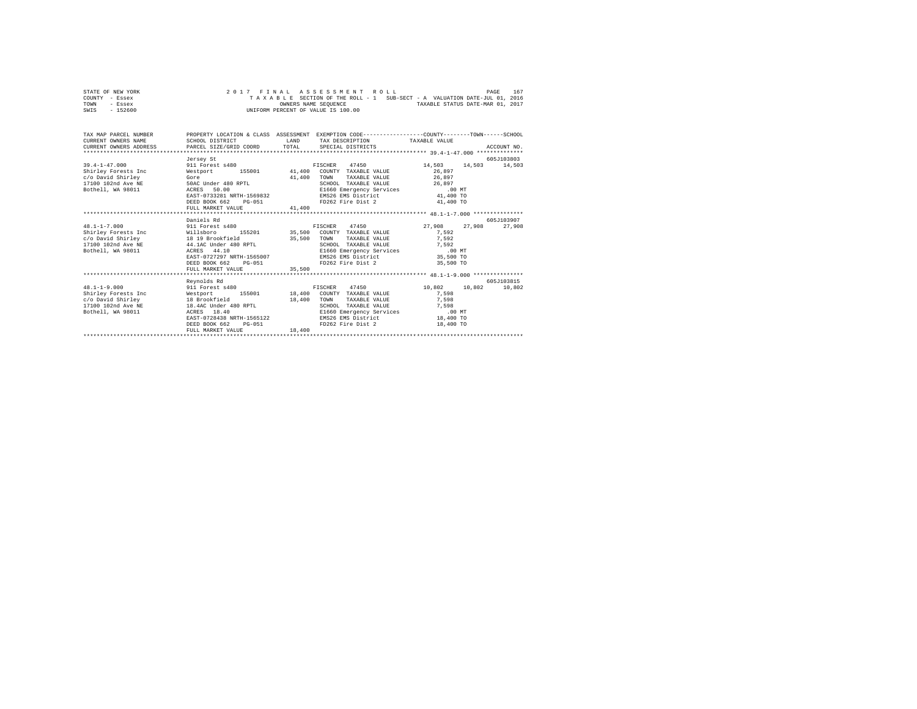STATE OF NEW YORK
COUNTY - Essex
TOWN - Essex
SWIS - 152600

2017 FINAL ASSESSMENT ROLL
TAXABLE SECTION OF THE ROLL - 1 SUB-SECT - A VALUATION DATE-JUL 01, 2016
OWNERS NAME SEQUENCE TAXABLE STATUS DATE-MAR 01, 2017
UNIFORM PERCENT OF VALUE IS 100.00

```
TAX MAP PARCEL NUMBER         PROPERTY LOCATION & CLASS  ASSESSMENT  EXEMPTION CODE-----------------COUNTY--------TOWN------SCHOOL
CURRENT OWNERS NAME           SCHOOL DISTRICT              LAND      TAX DESCRIPTION            TAXABLE VALUE
CURRENT OWNERS ADDRESS        PARCEL SIZE/GRID COORD       TOTAL     SPECIAL DISTRICTS                                     ACCOUNT NO.
****************************************************************************************************** 39.4-1-47.000 **************
                              Jersey St                                                                               605J103803
39.4-1-47.000                 911 Forest s480                        FISCHER    47450            14,503     14,503     14,503
Shirley Forests Inc           Westport       155001        41,400    COUNTY  TAXABLE VALUE          26,897
c/o David Shirley             Gore                         41,400    TOWN    TAXABLE VALUE          26,897
17100 102nd Ave NE            50AC Under 480 RPTL                    SCHOOL  TAXABLE VALUE          26,897
Bothell, WA 98011             ACRES   50.00                          E1660 Emergency Services          .00 MT
                              EAST-0733281 NRTH-1569832              EMS26 EMS District             41,400 TO
                              DEED BOOK 662    PG-051                FD262 Fire Dist 2              41,400 TO
                              FULL MARKET VALUE            41,400
****************************************************************************************************** 48.1-1-7.000 ***************
                              Daniels Rd                                                                              605J103907
48.1-1-7.000                  911 Forest s480                        FISCHER    47450            27,908     27,908     27,908
Shirley Forests Inc           Willsboro      155201        35,500    COUNTY  TAXABLE VALUE           7,592
c/o David Shirley             18 19 Brookfield             35,500    TOWN    TAXABLE VALUE           7,592
17100 102nd Ave NE            44.1AC Under 480 RPTL                  SCHOOL  TAXABLE VALUE           7,592
Bothell, WA 98011             ACRES   44.10                          E1660 Emergency Services          .00 MT
                              EAST-0727297 NRTH-1565007              EMS26 EMS District             35,500 TO
                              DEED BOOK 662    PG-051                FD262 Fire Dist 2              35,500 TO
                              FULL MARKET VALUE            35,500
****************************************************************************************************** 48.1-1-9.000 ***************
                              Reynolds Rd                                                                             605J103815
48.1-1-9.000                  911 Forest s480                        FISCHER    47450            10,802     10,802     10,802
Shirley Forests Inc           Westport       155001        18,400    COUNTY  TAXABLE VALUE           7,598
c/o David Shirley             18 Brookfield                18,400    TOWN    TAXABLE VALUE           7,598
17100 102nd Ave NE            18.4AC Under 480 RPTL                  SCHOOL  TAXABLE VALUE           7,598
Bothell, WA 98011             ACRES   18.40                          E1660 Emergency Services          .00 MT
                              EAST-0728438 NRTH-1565122              EMS26 EMS District             18,400 TO
                              DEED BOOK 662    PG-051                FD262 Fire Dist 2              18,400 TO
                              FULL MARKET VALUE            18,400
************************************************************************************************************************************
```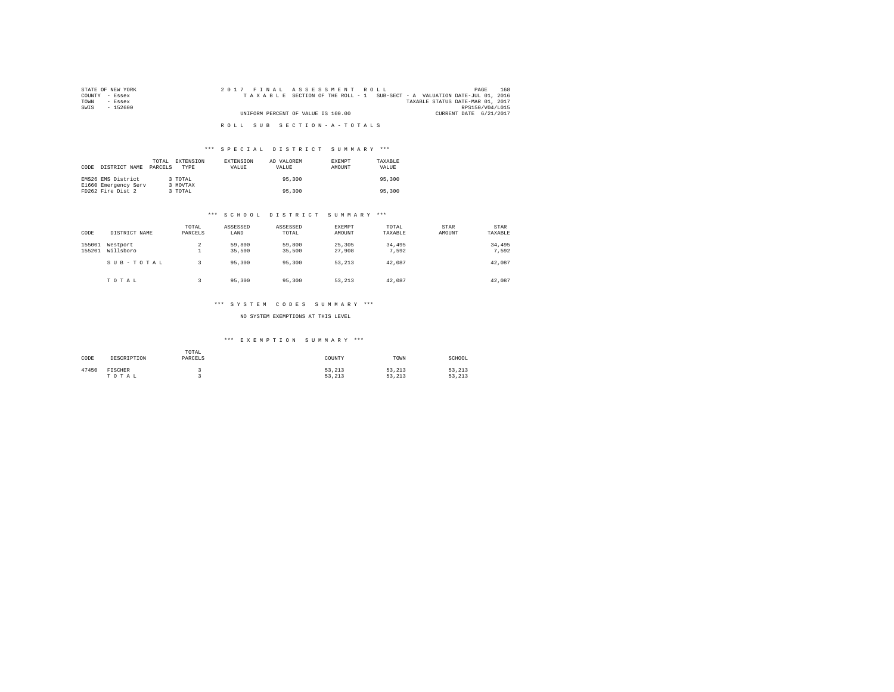STATE OF NEW YORK
COUNTY - Essex
TOWN - Essex
SWIS - 152600

2017 FINAL ASSESSMENT ROLL
TAXABLE SECTION OF THE ROLL - 1 SUB-SECT - A VALUATION DATE-JUL 01, 2016
TAXABLE STATUS DATE-MAR 01, 2017
RPS150/V04/L015
UNIFORM PERCENT OF VALUE IS 100.00
CURRENT DATE 6/21/2017

ROLL SUB SECTION-A-TOTALS

*** SPECIAL DISTRICT SUMMARY ***

| CODE | DISTRICT NAME | TOTAL PARCELS | EXTENSION TYPE | EXTENSION VALUE | AD VALOREM VALUE | EXEMPT AMOUNT | TAXABLE VALUE |
|---|---|---|---|---|---|---|---|
| EMS26 | EMS District | 3 | TOTAL | | 95,300 | | 95,300 |
| E1660 | Emergency Serv | 3 | MOVTAX | | | | |
| FD262 | Fire Dist 2 | 3 | TOTAL | | 95,300 | | 95,300 |

*** SCHOOL DISTRICT SUMMARY ***

| CODE | DISTRICT NAME | TOTAL PARCELS | ASSESSED LAND | ASSESSED TOTAL | EXEMPT AMOUNT | TOTAL TAXABLE | STAR AMOUNT | STAR TAXABLE |
|---|---|---|---|---|---|---|---|---|
| 155001 | Westport | 2 | 59,800 | 59,800 | 25,305 | 34,495 | | 34,495 |
| 155201 | Willsboro | 1 | 35,500 | 35,500 | 27,908 | 7,592 | | 7,592 |
| | SUB-TOTAL | 3 | 95,300 | 95,300 | 53,213 | 42,087 | | 42,087 |
| | TOTAL | 3 | 95,300 | 95,300 | 53,213 | 42,087 | | 42,087 |

*** SYSTEM CODES SUMMARY ***

NO SYSTEM EXEMPTIONS AT THIS LEVEL

*** EXEMPTION SUMMARY ***

| CODE | DESCRIPTION | TOTAL PARCELS | COUNTY | TOWN | SCHOOL |
|---|---|---|---|---|---|
| 47450 | FISCHER | 3 | 53,213 | 53,213 | 53,213 |
| | TOTAL | 3 | 53,213 | 53,213 | 53,213 |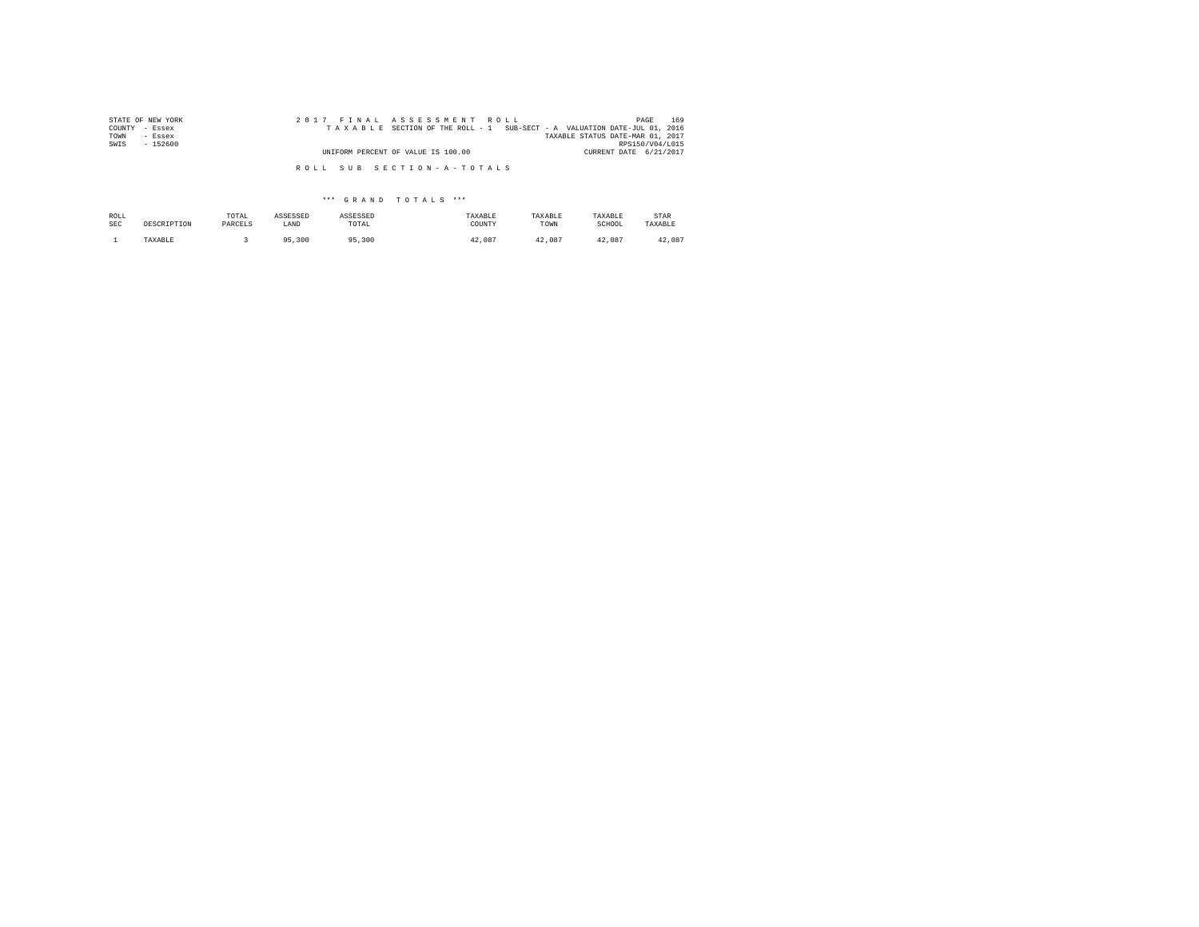STATE OF NEW YORK
COUNTY - Essex
TOWN - Essex
SWIS - 152600

2 0 1 7 F I N A L A S S E S S M E N T R O L L
T A X A B L E SECTION OF THE ROLL - 1 SUB-SECT - A VALUATION DATE-JUL 01, 2016
TAXABLE STATUS DATE-MAR 01, 2017
RPS150/V04/L015
UNIFORM PERCENT OF VALUE IS 100.00
CURRENT DATE 6/21/2017

R O L L S U B S E C T I O N - A - T O T A L S

*** G R A N D T O T A L S ***

| ROLL SEC | DESCRIPTION | TOTAL PARCELS | ASSESSED LAND | ASSESSED TOTAL | TAXABLE COUNTY | TAXABLE TOWN | TAXABLE SCHOOL | STAR TAXABLE |
|---|---|---|---|---|---|---|---|---|
| 1 | TAXABLE | 3 | 95,300 | 95,300 | 42,087 | 42,087 | 42,087 | 42,087 |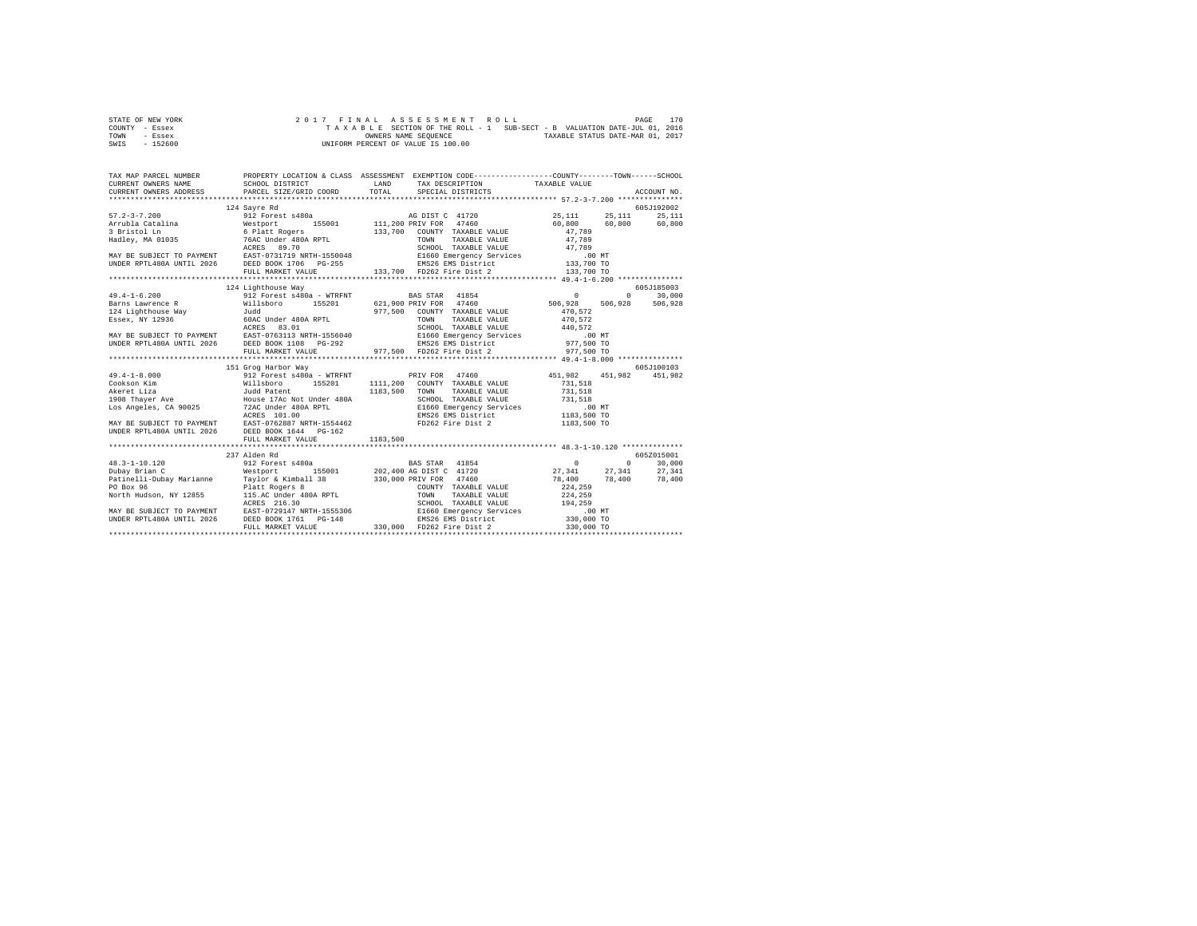STATE OF NEW YORK　　　　2 0 1 7　F I N A L　A S S E S S M E N T　R O L L
COUNTY - Essex　　　　T A X A B L E SECTION OF THE ROLL - 1　SUB-SECT - B　VALUATION DATE-JUL 01, 2016
TOWN - Essex　　　　OWNERS NAME SEQUENCE　　　　TAXABLE STATUS DATE-MAR 01, 2017
SWIS - 152600　　　　UNIFORM PERCENT OF VALUE IS 100.00

```
TAX MAP PARCEL NUMBER          PROPERTY LOCATION & CLASS  ASSESSMENT  EXEMPTION CODE-----------------COUNTY--------TOWN------SCHOOL
CURRENT OWNERS NAME            SCHOOL DISTRICT              LAND      TAX DESCRIPTION           TAXABLE VALUE
CURRENT OWNERS ADDRESS         PARCEL SIZE/GRID COORD       TOTAL     SPECIAL DISTRICTS                                  ACCOUNT NO.
****************************************************************************************************** 57.2-3-7.200 ***************
                               124 Sayre Rd                                                                             605J192002
57.2-3-7.200                   912 Forest s480a                       AG DIST C  41720             25,111     25,111     25,111
Arrubla Catalina               Westport      155001      111,200 PRIV FOR   47460                  60,800     60,800     60,800
3 Bristol Ln                   6 Platt Rogers             133,700   COUNTY  TAXABLE VALUE            47,789
Hadley, MA 01035               76AC Under 480A RPTL                 TOWN    TAXABLE VALUE            47,789
                               ACRES   89.70                        SCHOOL  TAXABLE VALUE            47,789
MAY BE SUBJECT TO PAYMENT      EAST-0731719 NRTH-1550048            E1660 Emergency Services            .00 MT
UNDER RPTL480A UNTIL 2026      DEED BOOK 1706   PG-255              EMS26 EMS District              133,700 TO
                               FULL MARKET VALUE          133,700   FD262 Fire Dist 2               133,700 TO
****************************************************************************************************** 49.4-1-6.200 ***************
                               124 Lighthouse Way                                                                       605J185003
49.4-1-6.200                   912 Forest s480a - WTRFNT              BAS STAR   41854                    0          0     30,000
Barns Lawrence R               Willsboro     155201      621,900 PRIV FOR   47460                 506,928    506,928    506,928
124 Lighthouse Way             Judd                       977,500   COUNTY  TAXABLE VALUE           470,572
Essex, NY 12936                60AC Under 480A RPTL                 TOWN    TAXABLE VALUE           470,572
                               ACRES   83.01                        SCHOOL  TAXABLE VALUE           440,572
MAY BE SUBJECT TO PAYMENT      EAST-0763113 NRTH-1556040            E1660 Emergency Services            .00 MT
UNDER RPTL480A UNTIL 2026      DEED BOOK 1108   PG-292              EMS26 EMS District              977,500 TO
                               FULL MARKET VALUE          977,500   FD262 Fire Dist 2               977,500 TO
****************************************************************************************************** 49.4-1-8.000 ***************
                               151 Grog Harbor Way                                                                      605J100103
49.4-1-8.000                   912 Forest s480a - WTRFNT              PRIV FOR   47460            451,982    451,982    451,982
Cookson Kim                    Willsboro     155201     1111,200   COUNTY  TAXABLE VALUE           731,518
Akeret Liza                    Judd Patent               1183,500   TOWN    TAXABLE VALUE           731,518
1908 Thayer Ave                House 17Ac Not Under 480A            SCHOOL  TAXABLE VALUE           731,518
Los Angeles, CA 90025          72AC Under 480A RPTL                 E1660 Emergency Services            .00 MT
                               ACRES  101.00                        EMS26 EMS District             1183,500 TO
MAY BE SUBJECT TO PAYMENT      EAST-0762887 NRTH-1554462            FD262 Fire Dist 2              1183,500 TO
UNDER RPTL480A UNTIL 2026      DEED BOOK 1644   PG-162
                               FULL MARKET VALUE         1183,500
****************************************************************************************************** 48.3-1-10.120 **************
                               237 Alden Rd                                                                             605Z015001
48.3-1-10.120                  912 Forest s480a                       BAS STAR   41854                    0          0     30,000
Dubay Brian C                  Westport      155001      202,400 AG DIST C  41720              27,341     27,341     27,341
Patinelli-Dubay Marianne       Taylor & Kimball 38        330,000 PRIV FOR   47460              78,400     78,400     78,400
PO Box 96                      Platt Rogers 8                       COUNTY  TAXABLE VALUE           224,259
North Hudson, NY 12855         115.AC Under 480A RPTL               TOWN    TAXABLE VALUE           224,259
                               ACRES  216.30                        SCHOOL  TAXABLE VALUE           194,259
MAY BE SUBJECT TO PAYMENT      EAST-0729147 NRTH-1555306            E1660 Emergency Services            .00 MT
UNDER RPTL480A UNTIL 2026      DEED BOOK 1761   PG-148              EMS26 EMS District              330,000 TO
                               FULL MARKET VALUE          330,000   FD262 Fire Dist 2               330,000 TO
************************************************************************************************************************************
```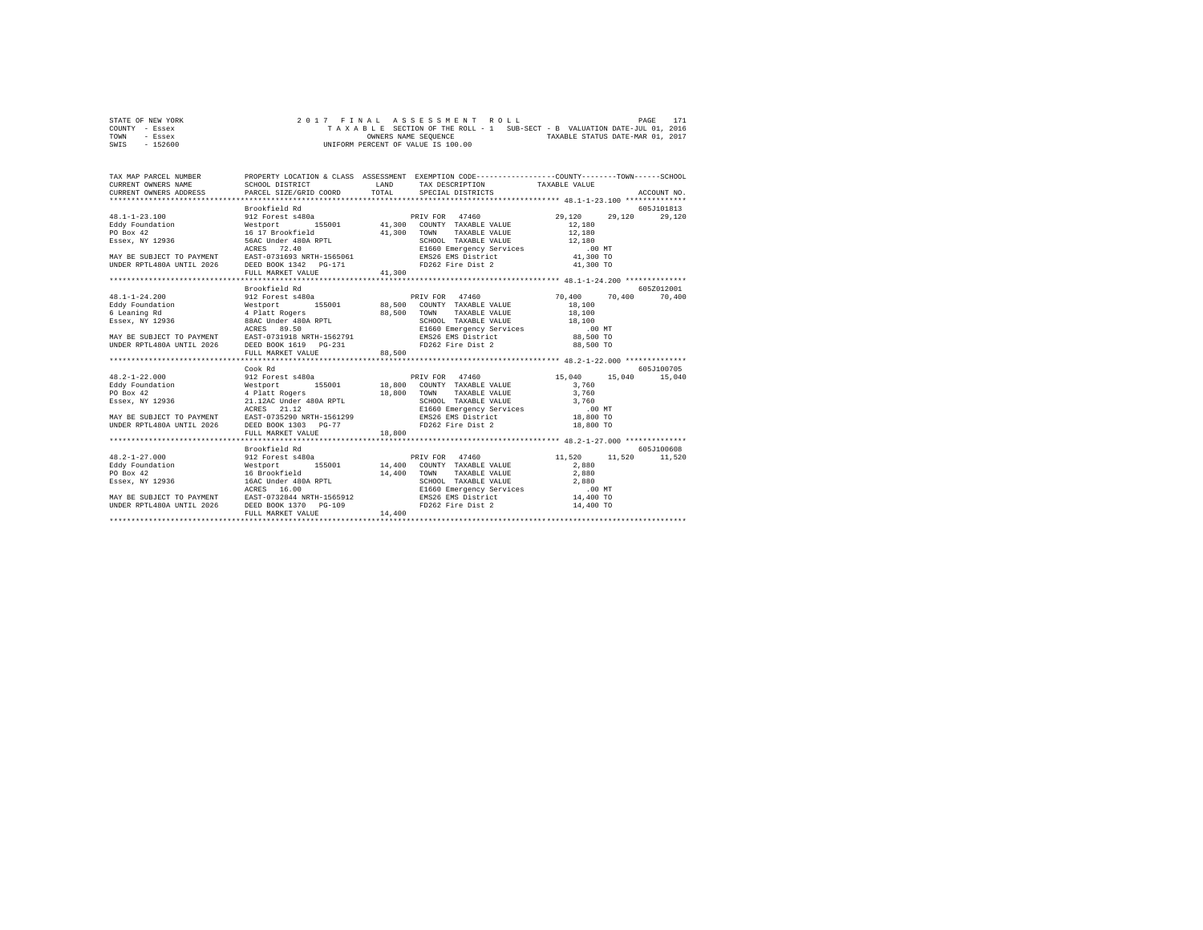STATE OF NEW YORK  
COUNTY - Essex  
TOWN - Essex  
SWIS - 152600

2017 FINAL ASSESSMENT ROLL  
TAXABLE SECTION OF THE ROLL - 1 SUB-SECT - B VALUATION DATE-JUL 01, 2016  
OWNERS NAME SEQUENCE TAXABLE STATUS DATE-MAR 01, 2017  
UNIFORM PERCENT OF VALUE IS 100.00

```
TAX MAP PARCEL NUMBER      PROPERTY LOCATION & CLASS  ASSESSMENT  EXEMPTION CODE-----------------COUNTY--------TOWN------SCHOOL
CURRENT OWNERS NAME        SCHOOL DISTRICT              LAND      TAX DESCRIPTION           TAXABLE VALUE
CURRENT OWNERS ADDRESS     PARCEL SIZE/GRID COORD       TOTAL     SPECIAL DISTRICTS                                    ACCOUNT NO.
************************************************************************************************** 48.1-1-23.100 **************
                           Brookfield Rd                                                                            605J101813
48.1-1-23.100              912 Forest s480a                  PRIV FOR  47460               29,120     29,120     29,120
Eddy Foundation            Westport     155001      41,300   COUNTY  TAXABLE VALUE          12,180
PO Box 42                  16 17 Brookfield          41,300   TOWN    TAXABLE VALUE          12,180
Essex, NY 12936            56AC Under 480A RPTL               SCHOOL  TAXABLE VALUE          12,180
                           ACRES  72.40                       E1660 Emergency Services          .00 MT
MAY BE SUBJECT TO PAYMENT  EAST-0731693 NRTH-1565061          EMS26 EMS District             41,300 TO
UNDER RPTL480A UNTIL 2026  DEED BOOK 1342   PG-171            FD262 Fire Dist 2              41,300 TO
                           FULL MARKET VALUE         41,300
************************************************************************************************** 48.1-1-24.200 **************
                           Brookfield Rd                                                                            605Z012001
48.1-1-24.200              912 Forest s480a                  PRIV FOR  47460               70,400     70,400     70,400
Eddy Foundation            Westport     155001      88,500   COUNTY  TAXABLE VALUE          18,100
6 Leaning Rd               4 Platt Rogers            88,500   TOWN    TAXABLE VALUE          18,100
Essex, NY 12936            88AC Under 480A RPTL               SCHOOL  TAXABLE VALUE          18,100
                           ACRES  89.50                       E1660 Emergency Services          .00 MT
MAY BE SUBJECT TO PAYMENT  EAST-0731918 NRTH-1562791          EMS26 EMS District             88,500 TO
UNDER RPTL480A UNTIL 2026  DEED BOOK 1619   PG-231            FD262 Fire Dist 2              88,500 TO
                           FULL MARKET VALUE         88,500
************************************************************************************************** 48.2-1-22.000 **************
                           Cook Rd                                                                                  605J100705
48.2-1-22.000              912 Forest s480a                  PRIV FOR  47460               15,040     15,040     15,040
Eddy Foundation            Westport     155001      18,800   COUNTY  TAXABLE VALUE           3,760
PO Box 42                  4 Platt Rogers            18,800   TOWN    TAXABLE VALUE           3,760
Essex, NY 12936            21.12AC Under 480A RPTL            SCHOOL  TAXABLE VALUE           3,760
                           ACRES  21.12                       E1660 Emergency Services          .00 MT
MAY BE SUBJECT TO PAYMENT  EAST-0735290 NRTH-1561299          EMS26 EMS District             18,800 TO
UNDER RPTL480A UNTIL 2026  DEED BOOK 1303   PG-77             FD262 Fire Dist 2              18,800 TO
                           FULL MARKET VALUE         18,800
************************************************************************************************** 48.2-1-27.000 **************
                           Brookfield Rd                                                                            605J100608
48.2-1-27.000              912 Forest s480a                  PRIV FOR  47460               11,520     11,520     11,520
Eddy Foundation            Westport     155001      14,400   COUNTY  TAXABLE VALUE           2,880
PO Box 42                  16 Brookfield             14,400   TOWN    TAXABLE VALUE           2,880
Essex, NY 12936            16AC Under 480A RPTL               SCHOOL  TAXABLE VALUE           2,880
                           ACRES  16.00                       E1660 Emergency Services          .00 MT
MAY BE SUBJECT TO PAYMENT  EAST-0732044 NRTH-1565912          EMS26 EMS District             14,400 TO
UNDER RPTL480A UNTIL 2026  DEED BOOK 1370   PG-109            FD262 Fire Dist 2              14,400 TO
                           FULL MARKET VALUE         14,400
********************************************************************************************************************************
```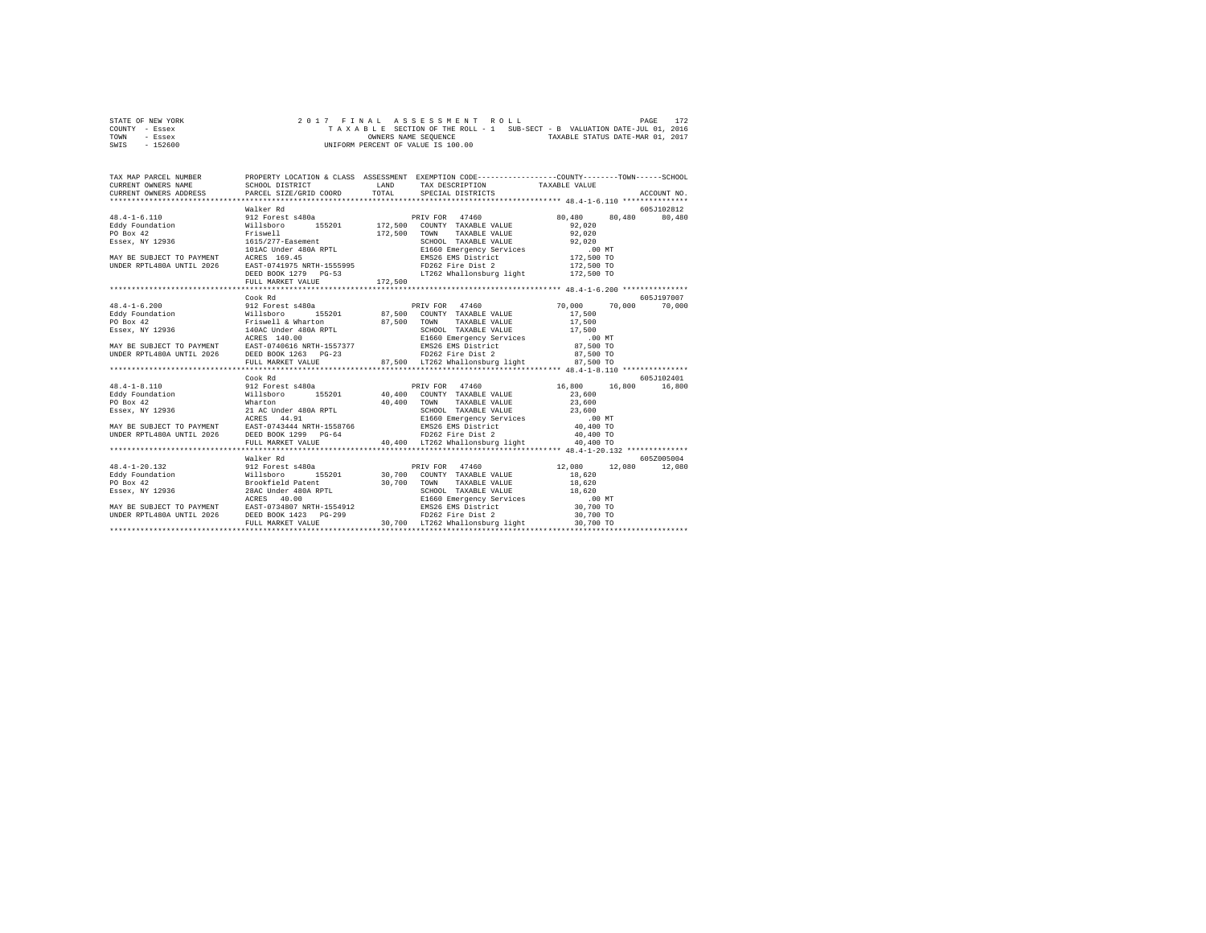STATE OF NEW YORK
COUNTY - Essex
TOWN - Essex
SWIS - 152600

2 0 1 7 F I N A L A S S E S S M E N T R O L L
T A X A B L E SECTION OF THE ROLL - 1 SUB-SECT - B VALUATION DATE-JUL 01, 2016
OWNERS NAME SEQUENCE TAXABLE STATUS DATE-MAR 01, 2017
UNIFORM PERCENT OF VALUE IS 100.00

```
TAX MAP PARCEL NUMBER      PROPERTY LOCATION & CLASS  ASSESSMENT  EXEMPTION CODE------------------COUNTY--------TOWN------SCHOOL
CURRENT OWNERS NAME        SCHOOL DISTRICT             LAND        TAX DESCRIPTION            TAXABLE VALUE
CURRENT OWNERS ADDRESS     PARCEL SIZE/GRID COORD      TOTAL       SPECIAL DISTRICTS                                      ACCOUNT NO.
*********************************************************************************************** 48.4-1-6.110 ***************
                           Walker Rd                                                                                  605J102812
48.4-1-6.110               912 Forest s480a                        PRIV FOR  47460            80,480     80,480     80,480
Eddy Foundation            Willsboro      155201      172,500   COUNTY  TAXABLE VALUE          92,020
PO Box 42                  Friswell                   172,500   TOWN    TAXABLE VALUE          92,020
Essex, NY 12936            1615/277-Easement                    SCHOOL  TAXABLE VALUE          92,020
                           101AC Under 480A RPTL                E1660 Emergency Services          .00 MT
MAY BE SUBJECT TO PAYMENT  ACRES 169.45                         EMS26 EMS District            172,500 TO
UNDER RPTL480A UNTIL 2026  EAST-0741975 NRTH-1555995            FD262 Fire Dist 2             172,500 TO
                           DEED BOOK 1279   PG-53               LT262 Whallonsburg light      172,500 TO
                           FULL MARKET VALUE          172,500
*********************************************************************************************** 48.4-1-6.200 ***************
                           Cook Rd                                                                                    605J197007
48.4-1-6.200               912 Forest s480a                        PRIV FOR  47460            70,000     70,000     70,000
Eddy Foundation            Willsboro      155201       87,500   COUNTY  TAXABLE VALUE          17,500
PO Box 42                  Friswell & Wharton          87,500   TOWN    TAXABLE VALUE          17,500
Essex, NY 12936            140AC Under 480A RPTL                SCHOOL  TAXABLE VALUE          17,500
                           ACRES 140.00                         E1660 Emergency Services          .00 MT
MAY BE SUBJECT TO PAYMENT  EAST-0740616 NRTH-1557377            EMS26 EMS District             87,500 TO
UNDER RPTL480A UNTIL 2026  DEED BOOK 1263   PG-23               FD262 Fire Dist 2              87,500 TO
                           FULL MARKET VALUE           87,500   LT262 Whallonsburg light       87,500 TO
*********************************************************************************************** 48.4-1-8.110 ***************
                           Cook Rd                                                                                    605J102401
48.4-1-8.110               912 Forest s480a                        PRIV FOR  47460            16,800     16,800     16,800
Eddy Foundation            Willsboro      155201       40,400   COUNTY  TAXABLE VALUE          23,600
PO Box 42                  Wharton                     40,400   TOWN    TAXABLE VALUE          23,600
Essex, NY 12936            21 AC Under 480A RPTL                SCHOOL  TAXABLE VALUE          23,600
                           ACRES  44.91                         E1660 Emergency Services          .00 MT
MAY BE SUBJECT TO PAYMENT  EAST-0743444 NRTH-1558766            EMS26 EMS District             40,400 TO
UNDER RPTL480A UNTIL 2026  DEED BOOK 1299   PG-64               FD262 Fire Dist 2              40,400 TO
                           FULL MARKET VALUE           40,400   LT262 Whallonsburg light       40,400 TO
*********************************************************************************************** 48.4-1-20.132 **************
                           Walker Rd                                                                                  605Z005004
48.4-1-20.132              912 Forest s480a                        PRIV FOR  47460            12,080     12,080     12,080
Eddy Foundation            Willsboro      155201       30,700   COUNTY  TAXABLE VALUE          18,620
PO Box 42                  Brookfield Patent           30,700   TOWN    TAXABLE VALUE          18,620
Essex, NY 12936            28AC Under 480A RPTL                 SCHOOL  TAXABLE VALUE          18,620
                           ACRES  40.00                         E1660 Emergency Services          .00 MT
MAY BE SUBJECT TO PAYMENT  EAST-0734807 NRTH-1554912            EMS26 EMS District             30,700 TO
UNDER RPTL480A UNTIL 2026  DEED BOOK 1423   PG-299              FD262 Fire Dist 2              30,700 TO
                           FULL MARKET VALUE           30,700   LT262 Whallonsburg light       30,700 TO
******************************************************************************************************************************
```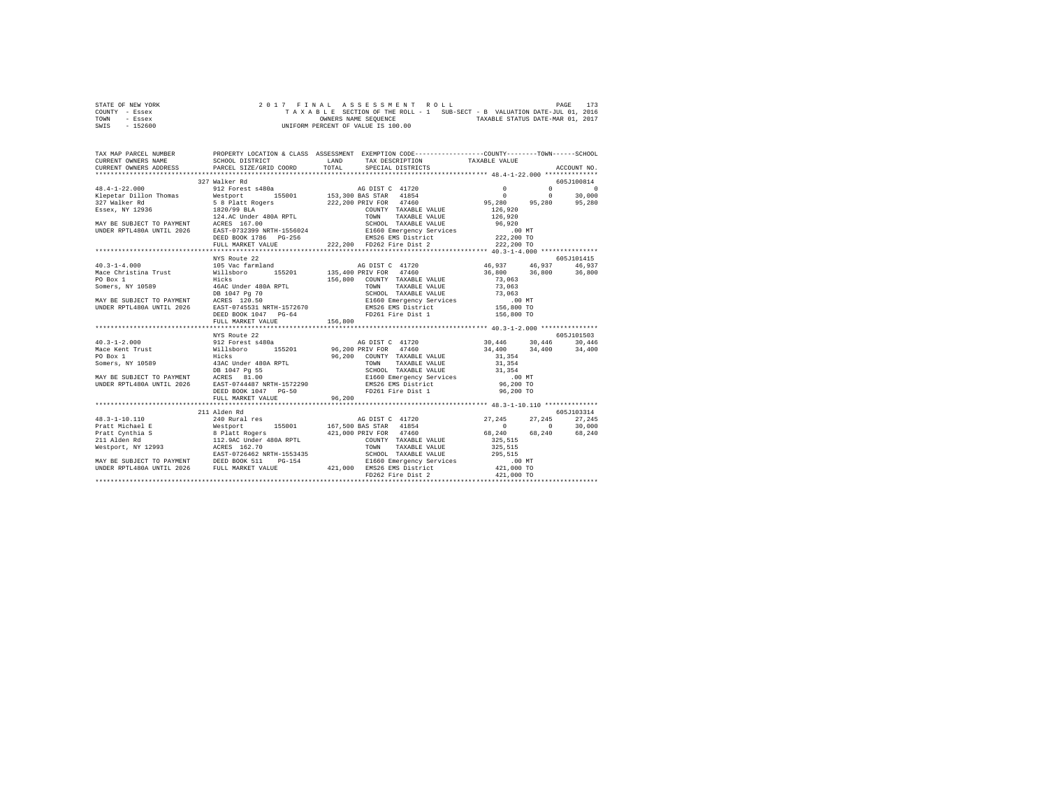STATE OF NEW YORK
COUNTY - Essex
TOWN - Essex
SWIS - 152600

2 0 1 7 F I N A L A S S E S S M E N T R O L L
T A X A B L E SECTION OF THE ROLL - 1 SUB-SECT - B VALUATION DATE-JUL 01, 2016
OWNERS NAME SEQUENCE TAXABLE STATUS DATE-MAR 01, 2017
UNIFORM PERCENT OF VALUE IS 100.00

```
TAX MAP PARCEL NUMBER      PROPERTY LOCATION & CLASS  ASSESSMENT  EXEMPTION CODE-----------------COUNTY--------TOWN------SCHOOL
CURRENT OWNERS NAME        SCHOOL DISTRICT            LAND        TAX DESCRIPTION            TAXABLE VALUE
CURRENT OWNERS ADDRESS     PARCEL SIZE/GRID COORD     TOTAL       SPECIAL DISTRICTS                                      ACCOUNT NO.
************************************************************************************************** 48.4-1-22.000 **************
                           327 Walker Rd                                                                            605J100814
48.4-1-22.000              912 Forest s480a                        AG DIST C  41720                0          0          0
Klepetar Dillon Thomas     Westport      155001      153,300 BAS STAR   41854                0          0     30,000
327 Walker Rd              5 8 Platt Rogers          222,200 PRIV FOR   47460           95,280     95,280     95,280
Essex, NY 12936            1820/99 BLA                            COUNTY  TAXABLE VALUE          126,920
                           124.AC Under 480A RPTL                 TOWN    TAXABLE VALUE          126,920
MAY BE SUBJECT TO PAYMENT  ACRES  167.00                          SCHOOL  TAXABLE VALUE           96,920
UNDER RPTL480A UNTIL 2026  EAST-0732399 NRTH-1556024              E1660 Emergency Services           .00 MT
                           DEED BOOK 1786   PG-256                EMS26 EMS District             222,200 TO
                           FULL MARKET VALUE         222,200 FD262 Fire Dist 2                 222,200 TO
************************************************************************************************** 40.3-1-4.000 ***************
                           NYS Route 22                                                                             605J101415
40.3-1-4.000               105 Vac farmland                        AG DIST C  41720           46,937     46,937     46,937
Mace Christina Trust       Willsboro     155201      135,400 PRIV FOR   47460           36,800     36,800     36,800
PO Box 1                   Hicks                     156,800   COUNTY  TAXABLE VALUE           73,063
Somers, NY 10589           46AC Under 480A RPTL                 TOWN    TAXABLE VALUE           73,063
                           DB 1047 Pg 70                          SCHOOL  TAXABLE VALUE           73,063
MAY BE SUBJECT TO PAYMENT  ACRES  120.50                          E1660 Emergency Services           .00 MT
UNDER RPTL480A UNTIL 2026  EAST-0745531 NRTH-1572670              EMS26 EMS District             156,800 TO
                           DEED BOOK 1047   PG-64                 FD261 Fire Dist 1              156,800 TO
                           FULL MARKET VALUE         156,800
************************************************************************************************** 40.3-1-2.000 ***************
                           NYS Route 22                                                                             605J101503
40.3-1-2.000               912 Forest s480a                        AG DIST C  41720           30,446     30,446     30,446
Mace Kent Trust            Willsboro     155201       96,200 PRIV FOR   47460           34,400     34,400     34,400
PO Box 1                   Hicks                      96,200   COUNTY  TAXABLE VALUE           31,354
Somers, NY 10589           43AC Under 480A RPTL                 TOWN    TAXABLE VALUE           31,354
                           DB 1047 Pg 55                          SCHOOL  TAXABLE VALUE           31,354
MAY BE SUBJECT TO PAYMENT  ACRES   81.00                          E1660 Emergency Services           .00 MT
UNDER RPTL480A UNTIL 2026  EAST-0744487 NRTH-1572290              EMS26 EMS District              96,200 TO
                           DEED BOOK 1047   PG-50                 FD261 Fire Dist 1               96,200 TO
                           FULL MARKET VALUE          96,200
************************************************************************************************** 48.3-1-10.110 **************
                           211 Alden Rd                                                                             605J103314
48.3-1-10.110              240 Rural res                           AG DIST C  41720           27,245     27,245     27,245
Pratt Michael E            Westport      155001      167,500 BAS STAR   41854                0          0     30,000
Pratt Cynthia S            8 Platt Rogers            421,000 PRIV FOR   47460           68,240     68,240     68,240
211 Alden Rd               112.9AC Under 480A RPTL              COUNTY  TAXABLE VALUE          325,515
Westport, NY 12993         ACRES  162.70                          TOWN    TAXABLE VALUE          325,515
                           EAST-0726462 NRTH-1553435              SCHOOL  TAXABLE VALUE          295,515
MAY BE SUBJECT TO PAYMENT  DEED BOOK 511    PG-154                E1660 Emergency Services           .00 MT
UNDER RPTL480A UNTIL 2026  FULL MARKET VALUE         421,000 EMS26 EMS District             421,000 TO
                                                                  FD262 Fire Dist 2              421,000 TO
********************************************************************************************************************************
```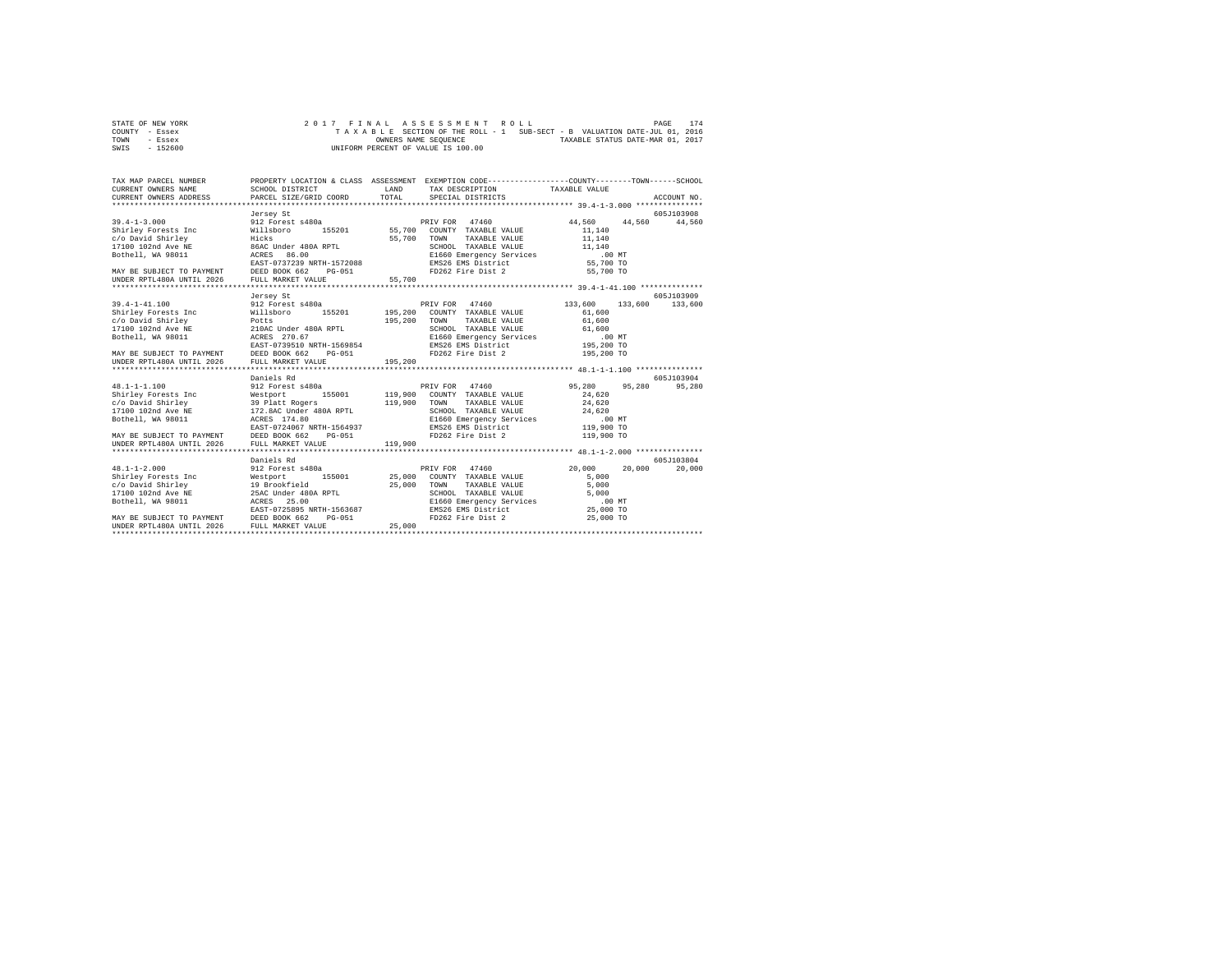STATE OF NEW YORK — 2017 FINAL ASSESSMENT ROLL — TAXABLE SECTION OF THE ROLL - 1 — SUB-SECT - B — VALUATION DATE-JUL 01, 2016
COUNTY - Essex — OWNERS NAME SEQUENCE — TAXABLE STATUS DATE-MAR 01, 2017
TOWN - Essex — UNIFORM PERCENT OF VALUE IS 100.00
SWIS - 152600

| TAX MAP PARCEL NUMBER / CURRENT OWNERS NAME / CURRENT OWNERS ADDRESS | PROPERTY LOCATION & CLASS / SCHOOL DISTRICT / PARCEL SIZE/GRID COORD | ASSESSMENT LAND / TOTAL | EXEMPTION CODE / TAX DESCRIPTION / SPECIAL DISTRICTS | COUNTY TAXABLE VALUE | TOWN | SCHOOL | ACCOUNT NO. |
|---|---|---|---|---|---|---|---|
| **39.4-1-3.000** | Jersey St | | | | | | 605J103908 |
| | 912 Forest s480a | | PRIV FOR 47460 | 44,560 | 44,560 | 44,560 | |
| Shirley Forests Inc | Willsboro 155201 | 55,700 | COUNTY TAXABLE VALUE | 11,140 | | | |
| c/o David Shirley | Hicks | 55,700 | TOWN TAXABLE VALUE | 11,140 | | | |
| 17100 102nd Ave NE | 86AC Under 480A RPTL | | SCHOOL TAXABLE VALUE | 11,140 | | | |
| Bothell, WA 98011 | ACRES 86.00 | | E1660 Emergency Services | .00 MT | | | |
| | EAST-0737239 NRTH-1572088 | | EMS26 EMS District | 55,700 TO | | | |
| MAY BE SUBJECT TO PAYMENT | DEED BOOK 662 PG-051 | | FD262 Fire Dist 2 | 55,700 TO | | | |
| UNDER RPTL480A UNTIL 2026 | FULL MARKET VALUE | 55,700 | | | | | |
| **39.4-1-41.100** | Jersey St | | | | | | 605J103909 |
| | 912 Forest s480a | | PRIV FOR 47460 | 133,600 | 133,600 | 133,600 | |
| Shirley Forests Inc | Willsboro 155201 | 195,200 | COUNTY TAXABLE VALUE | 61,600 | | | |
| c/o David Shirley | Potts | 195,200 | TOWN TAXABLE VALUE | 61,600 | | | |
| 17100 102nd Ave NE | 210AC Under 480A RPTL | | SCHOOL TAXABLE VALUE | 61,600 | | | |
| Bothell, WA 98011 | ACRES 270.67 | | E1660 Emergency Services | .00 MT | | | |
| | EAST-0739510 NRTH-1569854 | | EMS26 EMS District | 195,200 TO | | | |
| MAY BE SUBJECT TO PAYMENT | DEED BOOK 662 PG-051 | | FD262 Fire Dist 2 | 195,200 TO | | | |
| UNDER RPTL480A UNTIL 2026 | FULL MARKET VALUE | 195,200 | | | | | |
| **48.1-1-1.100** | Daniels Rd | | | | | | 605J103904 |
| | 912 Forest s480a | | PRIV FOR 47460 | 95,280 | 95,280 | 95,280 | |
| Shirley Forests Inc | Westport 155001 | 119,900 | COUNTY TAXABLE VALUE | 24,620 | | | |
| c/o David Shirley | 39 Platt Rogers | 119,900 | TOWN TAXABLE VALUE | 24,620 | | | |
| 17100 102nd Ave NE | 172.8AC Under 480A RPTL | | SCHOOL TAXABLE VALUE | 24,620 | | | |
| Bothell, WA 98011 | ACRES 174.80 | | E1660 Emergency Services | .00 MT | | | |
| | EAST-0724067 NRTH-1564937 | | EMS26 EMS District | 119,900 TO | | | |
| MAY BE SUBJECT TO PAYMENT | DEED BOOK 662 PG-051 | | FD262 Fire Dist 2 | 119,900 TO | | | |
| UNDER RPTL480A UNTIL 2026 | FULL MARKET VALUE | 119,900 | | | | | |
| **48.1-1-2.000** | Daniels Rd | | | | | | 605J103804 |
| | 912 Forest s480a | | PRIV FOR 47460 | 20,000 | 20,000 | 20,000 | |
| Shirley Forests Inc | Westport 155001 | 25,000 | COUNTY TAXABLE VALUE | 5,000 | | | |
| c/o David Shirley | 19 Brookfield | 25,000 | TOWN TAXABLE VALUE | 5,000 | | | |
| 17100 102nd Ave NE | 25AC Under 480A RPTL | | SCHOOL TAXABLE VALUE | 5,000 | | | |
| Bothell, WA 98011 | ACRES 25.00 | | E1660 Emergency Services | .00 MT | | | |
| | EAST-0725895 NRTH-1563687 | | EMS26 EMS District | 25,000 TO | | | |
| MAY BE SUBJECT TO PAYMENT | DEED BOOK 662 PG-051 | | FD262 Fire Dist 2 | 25,000 TO | | | |
| UNDER RPTL480A UNTIL 2026 | FULL MARKET VALUE | 25,000 | | | | | |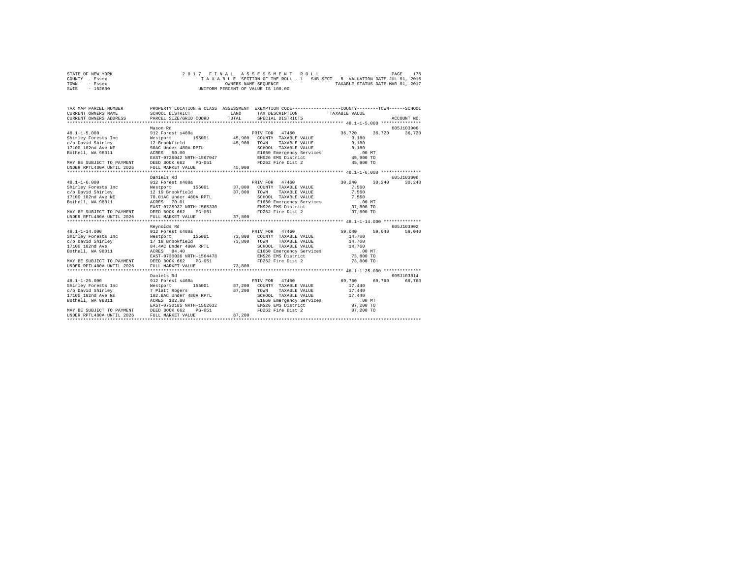STATE OF NEW YORK
COUNTY - Essex
TOWN - Essex
SWIS - 152600

2017 FINAL ASSESSMENT ROLL
TAXABLE SECTION OF THE ROLL - 1 SUB-SECT - B VALUATION DATE-JUL 01, 2016
OWNERS NAME SEQUENCE TAXABLE STATUS DATE-MAR 01, 2017
UNIFORM PERCENT OF VALUE IS 100.00

```
TAX MAP PARCEL NUMBER      PROPERTY LOCATION & CLASS  ASSESSMENT  EXEMPTION CODE-----------------COUNTY--------TOWN------SCHOOL
CURRENT OWNERS NAME        SCHOOL DISTRICT              LAND      TAX DESCRIPTION            TAXABLE VALUE
CURRENT OWNERS ADDRESS     PARCEL SIZE/GRID COORD       TOTAL     SPECIAL DISTRICTS                                    ACCOUNT NO.
******************************************************************************************** 48.1-1-5.000 ***************
                           Mason Rd                                                                                605J103906
48.1-1-5.000               912 Forest s480a                       PRIV FOR  47460             36,720     36,720     36,720
Shirley Forests Inc        Westport      155001        45,900     COUNTY  TAXABLE VALUE          9,180
c/o David Shirley          12 Brookfield                45,900    TOWN    TAXABLE VALUE          9,180
17100 102nd Ave NE         50AC Under 480A RPTL                   SCHOOL  TAXABLE VALUE          9,180
Bothell, WA 98011          ACRES   50.00                          E1660 Emergency Services         .00 MT
                           EAST-0726042 NRTH-1567047              EMS26 EMS District            45,900 TO
MAY BE SUBJECT TO PAYMENT  DEED BOOK 662    PG-051                FD262 Fire Dist 2             45,900 TO
UNDER RPTL480A UNTIL 2026  FULL MARKET VALUE           45,900
******************************************************************************************** 48.1-1-6.000 ***************
                           Daniels Rd                                                                              605J103806
48.1-1-6.000               912 Forest s480a                       PRIV FOR  47460             30,240     30,240     30,240
Shirley Forests Inc        Westport      155001        37,800     COUNTY  TAXABLE VALUE          7,560
c/o David Shirley          12 19 Brookfield             37,800    TOWN    TAXABLE VALUE          7,560
17100 102nd Ave NE         70.01AC Under 480A RPTL                SCHOOL  TAXABLE VALUE          7,560
Bothell, WA 98011          ACRES   70.01                          E1660 Emergency Services         .00 MT
                           EAST-0725937 NRTH-1565330              EMS26 EMS District            37,800 TO
MAY BE SUBJECT TO PAYMENT  DEED BOOK 662    PG-051                FD262 Fire Dist 2             37,800 TO
UNDER RPTL480A UNTIL 2026  FULL MARKET VALUE           37,800
******************************************************************************************** 48.1-1-14.000 **************
                           Reynolds Rd                                                                             605J103902
48.1-1-14.000              912 Forest s480a                       PRIV FOR  47460             59,040     59,040     59,040
Shirley Forests Inc        Westport      155001        73,800     COUNTY  TAXABLE VALUE         14,760
c/o David Shirley          17 18 Brookfield             73,800    TOWN    TAXABLE VALUE         14,760
17100 102nd Ave            84.4AC Under 480A RPTL                 SCHOOL  TAXABLE VALUE         14,760
Bothell, WA 98011          ACRES   84.40                          E1660 Emergency Services         .00 MT
                           EAST-0730036 NRTH-1564478              EMS26 EMS District            73,800 TO
MAY BE SUBJECT TO PAYMENT  DEED BOOK 662    PG-051                FD262 Fire Dist 2             73,800 TO
UNDER RPTL480A UNTIL 2026  FULL MARKET VALUE           73,800
******************************************************************************************** 48.1-1-25.000 **************
                           Daniels Rd                                                                              605J103814
48.1-1-25.000              912 Forest s480a                       PRIV FOR  47460             69,760     69,760     69,760
Shirley Forests Inc        Westport      155001        87,200     COUNTY  TAXABLE VALUE         17,440
c/o David Shirley          7 Platt Rogers               87,200    TOWN    TAXABLE VALUE         17,440
17100 102nd Ave NE         102.8AC Under 480A RPTL                SCHOOL  TAXABLE VALUE         17,440
Bothell, WA 98011          ACRES  102.80                          E1660 Emergency Services         .00 MT
                           EAST-0730185 NRTH-1562632              EMS26 EMS District            87,200 TO
MAY BE SUBJECT TO PAYMENT  DEED BOOK 662    PG-051                FD262 Fire Dist 2             87,200 TO
UNDER RPTL480A UNTIL 2026  FULL MARKET VALUE           87,200
****************************************************************************************************************************
```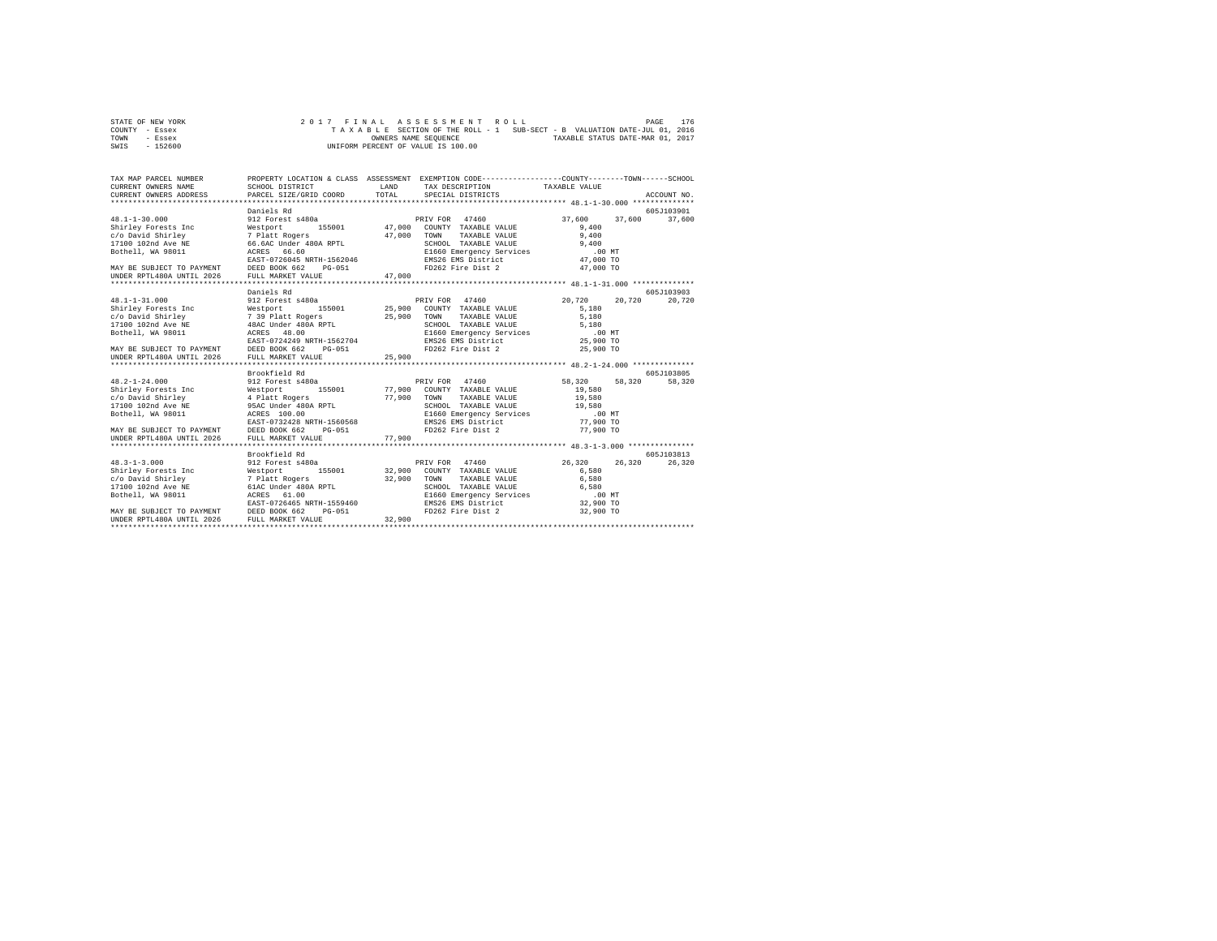STATE OF NEW YORK — 2017 FINAL ASSESSMENT ROLL
COUNTY - Essex — TAXABLE SECTION OF THE ROLL - 1 SUB-SECT - B VALUATION DATE-JUL 01, 2016
TOWN - Essex — OWNERS NAME SEQUENCE — TAXABLE STATUS DATE-MAR 01, 2017
SWIS - 152600 — UNIFORM PERCENT OF VALUE IS 100.00

```
TAX MAP PARCEL NUMBER      PROPERTY LOCATION & CLASS  ASSESSMENT  EXEMPTION CODE------------------COUNTY--------TOWN------SCHOOL
CURRENT OWNERS NAME        SCHOOL DISTRICT             LAND       TAX DESCRIPTION           TAXABLE VALUE
CURRENT OWNERS ADDRESS     PARCEL SIZE/GRID COORD      TOTAL      SPECIAL DISTRICTS                                    ACCOUNT NO.
*************************************************************************************************** 48.1-1-30.000 **************
                           Daniels Rd                                                                                605J103901
48.1-1-30.000              912 Forest s480a                       PRIV FOR  47460              37,600    37,600    37,600
Shirley Forests Inc        Westport      155001      47,000   COUNTY  TAXABLE VALUE          9,400
c/o David Shirley          7 Platt Rogers            47,000   TOWN    TAXABLE VALUE          9,400
17100 102nd Ave NE         66.6AC Under 480A RPTL             SCHOOL  TAXABLE VALUE          9,400
Bothell, WA 98011          ACRES  66.60                       E1660 Emergency Services         .00 MT
                           EAST-0726045 NRTH-1562046          EMS26 EMS District          47,000 TO
MAY BE SUBJECT TO PAYMENT  DEED BOOK 662   PG-051             FD262 Fire Dist 2           47,000 TO
UNDER RPTL480A UNTIL 2026  FULL MARKET VALUE         47,000
*************************************************************************************************** 48.1-1-31.000 **************
                           Daniels Rd                                                                                605J103903
48.1-1-31.000              912 Forest s480a                       PRIV FOR  47460              20,720    20,720    20,720
Shirley Forests Inc        Westport      155001      25,900   COUNTY  TAXABLE VALUE          5,180
c/o David Shirley          7 39 Platt Rogers         25,900   TOWN    TAXABLE VALUE          5,180
17100 102nd Ave NE         48AC Under 480A RPTL               SCHOOL  TAXABLE VALUE          5,180
Bothell, WA 98011          ACRES  48.00                       E1660 Emergency Services         .00 MT
                           EAST-0724249 NRTH-1562704          EMS26 EMS District          25,900 TO
MAY BE SUBJECT TO PAYMENT  DEED BOOK 662   PG-051             FD262 Fire Dist 2           25,900 TO
UNDER RPTL480A UNTIL 2026  FULL MARKET VALUE         25,900
*************************************************************************************************** 48.2-1-24.000 **************
                           Brookfield Rd                                                                             605J103805
48.2-1-24.000              912 Forest s480a                       PRIV FOR  47460              58,320    58,320    58,320
Shirley Forests Inc        Westport      155001      77,900   COUNTY  TAXABLE VALUE         19,580
c/o David Shirley          4 Platt Rogers            77,900   TOWN    TAXABLE VALUE         19,580
17100 102nd Ave NE         95AC Under 480A RPTL               SCHOOL  TAXABLE VALUE         19,580
Bothell, WA 98011          ACRES 100.00                       E1660 Emergency Services         .00 MT
                           EAST-0732428 NRTH-1560568          EMS26 EMS District          77,900 TO
MAY BE SUBJECT TO PAYMENT  DEED BOOK 662   PG-051             FD262 Fire Dist 2           77,900 TO
UNDER RPTL480A UNTIL 2026  FULL MARKET VALUE         77,900
*************************************************************************************************** 48.3-1-3.000 ***************
                           Brookfield Rd                                                                             605J103813
48.3-1-3.000               912 Forest s480a                       PRIV FOR  47460              26,320    26,320    26,320
Shirley Forests Inc        Westport      155001      32,900   COUNTY  TAXABLE VALUE          6,580
c/o David Shirley          7 Platt Rogers            32,900   TOWN    TAXABLE VALUE          6,580
17100 102nd Ave NE         61AC Under 480A RPTL               SCHOOL  TAXABLE VALUE          6,580
Bothell, WA 98011          ACRES  61.00                       E1660 Emergency Services         .00 MT
                           EAST-0726465 NRTH-1559460          EMS26 EMS District          32,900 TO
MAY BE SUBJECT TO PAYMENT  DEED BOOK 662   PG-051             FD262 Fire Dist 2           32,900 TO
UNDER RPTL480A UNTIL 2026  FULL MARKET VALUE         32,900
********************************************************************************************************************************
```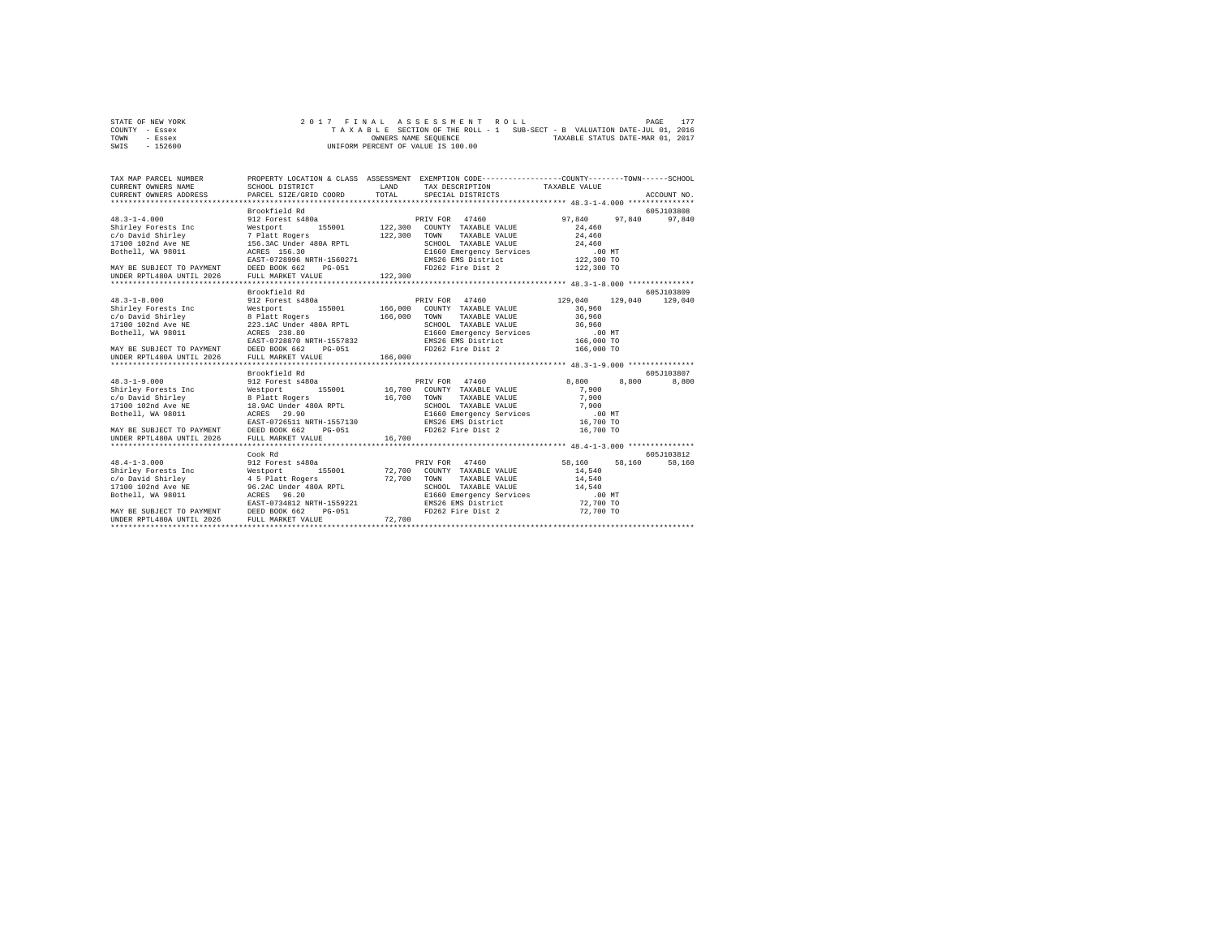```
STATE OF NEW YORK              2 0 1 7  F I N A L  A S S E S S M E N T  R O L L                     PAGE  177
COUNTY  - Essex                 T A X A B L E SECTION OF THE ROLL - 1  SUB-SECT - B  VALUATION DATE-JUL 01, 2016
TOWN    - Essex                              OWNERS NAME SEQUENCE              TAXABLE STATUS DATE-MAR 01, 2017
SWIS    - 152600                         UNIFORM PERCENT OF VALUE IS 100.00

TAX MAP PARCEL NUMBER          PROPERTY LOCATION & CLASS  ASSESSMENT  EXEMPTION CODE-----------------COUNTY--------TOWN------SCHOOL
CURRENT OWNERS NAME            SCHOOL DISTRICT              LAND      TAX DESCRIPTION           TAXABLE VALUE
CURRENT OWNERS ADDRESS         PARCEL SIZE/GRID COORD       TOTAL     SPECIAL DISTRICTS                                 ACCOUNT NO.
*********************************************************************************************** 48.3-1-4.000 ***************
                               Brookfield Rd                                                                         605J103808
48.3-1-4.000                   912 Forest s480a                       PRIV FOR  47460               97,840    97,840    97,840
Shirley Forests Inc            Westport     155001       122,300     COUNTY  TAXABLE VALUE          24,460
c/o David Shirley              7 Platt Rogers            122,300     TOWN    TAXABLE VALUE          24,460
17100 102nd Ave NE             156.3AC Under 480A RPTL               SCHOOL  TAXABLE VALUE          24,460
Bothell, WA 98011              ACRES  156.30                         E1660 Emergency Services          .00 MT
                               EAST-0728996 NRTH-1560271              EMS26 EMS District            122,300 TO
MAY BE SUBJECT TO PAYMENT      DEED BOOK 662    PG-051               FD262 Fire Dist 2             122,300 TO
UNDER RPTL480A UNTIL 2026      FULL MARKET VALUE         122,300
*********************************************************************************************** 48.3-1-8.000 ***************
                               Brookfield Rd                                                                         605J103809
48.3-1-8.000                   912 Forest s480a                       PRIV FOR  47460              129,040   129,040   129,040
Shirley Forests Inc            Westport     155001       166,000     COUNTY  TAXABLE VALUE          36,960
c/o David Shirley              8 Platt Rogers            166,000     TOWN    TAXABLE VALUE          36,960
17100 102nd Ave NE             223.1AC Under 480A RPTL               SCHOOL  TAXABLE VALUE          36,960
Bothell, WA 98011              ACRES  238.80                         E1660 Emergency Services          .00 MT
                               EAST-0728870 NRTH-1557832              EMS26 EMS District            166,000 TO
MAY BE SUBJECT TO PAYMENT      DEED BOOK 662    PG-051               FD262 Fire Dist 2             166,000 TO
UNDER RPTL480A UNTIL 2026      FULL MARKET VALUE         166,000
*********************************************************************************************** 48.3-1-9.000 ***************
                               Brookfield Rd                                                                         605J103807
48.3-1-9.000                   912 Forest s480a                       PRIV FOR  47460                8,800     8,800     8,800
Shirley Forests Inc            Westport     155001        16,700     COUNTY  TAXABLE VALUE           7,900
c/o David Shirley              8 Platt Rogers             16,700     TOWN    TAXABLE VALUE           7,900
17100 102nd Ave NE             18.9AC Under 480A RPTL                SCHOOL  TAXABLE VALUE           7,900
Bothell, WA 98011              ACRES   29.90                         E1660 Emergency Services          .00 MT
                               EAST-0726511 NRTH-1557130              EMS26 EMS District             16,700 TO
MAY BE SUBJECT TO PAYMENT      DEED BOOK 662    PG-051               FD262 Fire Dist 2              16,700 TO
UNDER RPTL480A UNTIL 2026      FULL MARKET VALUE          16,700
*********************************************************************************************** 48.4-1-3.000 ***************
                               Cook Rd                                                                               605J103812
48.4-1-3.000                   912 Forest s480a                       PRIV FOR  47460               58,160    58,160    58,160
Shirley Forests Inc            Westport     155001        72,700     COUNTY  TAXABLE VALUE          14,540
c/o David Shirley              4 5 Platt Rogers           72,700     TOWN    TAXABLE VALUE          14,540
17100 102nd Ave NE             96.2AC Under 480A RPTL                SCHOOL  TAXABLE VALUE          14,540
Bothell, WA 98011              ACRES   96.20                         E1660 Emergency Services          .00 MT
                               EAST-0734812 NRTH-1559221              EMS26 EMS District             72,700 TO
MAY BE SUBJECT TO PAYMENT      DEED BOOK 662    PG-051               FD262 Fire Dist 2              72,700 TO
UNDER RPTL480A UNTIL 2026      FULL MARKET VALUE          72,700
****************************************************************************************************************************
```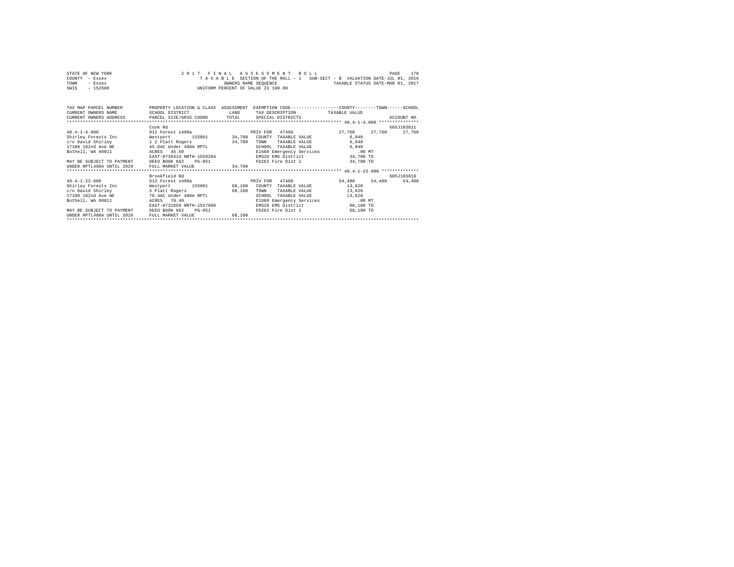STATE OF NEW YORK
COUNTY - Essex
TOWN - Essex
SWIS - 152600

2017 FINAL ASSESSMENT ROLL
TAXABLE SECTION OF THE ROLL - 1 SUB-SECT - B VALUATION DATE-JUL 01, 2016
OWNERS NAME SEQUENCE TAXABLE STATUS DATE-MAR 01, 2017
UNIFORM PERCENT OF VALUE IS 100.00

```
TAX MAP PARCEL NUMBER          PROPERTY LOCATION & CLASS  ASSESSMENT  EXEMPTION CODE-----------------COUNTY--------TOWN------SCHOOL
CURRENT OWNERS NAME            SCHOOL DISTRICT             LAND       TAX DESCRIPTION            TAXABLE VALUE
CURRENT OWNERS ADDRESS         PARCEL SIZE/GRID COORD      TOTAL      SPECIAL DISTRICTS                                   ACCOUNT NO.
******************************************************************************************* 48.4-1-4.000 ***************
                               Cook Rd                                                                                605J103811
48.4-1-4.000                   912 Forest s480a                       PRIV FOR  47460              27,760     27,760     27,760
Shirley Forests Inc            Westport       155001        34,700    COUNTY  TAXABLE VALUE          6,940
c/o David Shirley              1 2 Platt Rogers             34,700    TOWN    TAXABLE VALUE          6,940
17100 102nd Ave NE             45.6AC Under 480A RPTL                 SCHOOL  TAXABLE VALUE          6,940
Bothell, WA 98011              ACRES   45.60                          E1660 Emergency Services         .00 MT
                               EAST-0736414 NRTH-1559284              EMS26 EMS District            34,700 TO
MAY BE SUBJECT TO PAYMENT      DEED BOOK 662    PG-051                FD262 Fire Dist 2             34,700 TO
UNDER RPTL480A UNTIL 2026      FULL MARKET VALUE            34,700
******************************************************************************************* 48.4-1-23.000 **************
                               Brookfield Rd                                                                          605J103810
48.4-1-23.000                  912 Forest s480a                       PRIV FOR  47460              54,480     54,480     54,480
Shirley Forests Inc            Westport       155001        68,100    COUNTY  TAXABLE VALUE         13,620
c/o David Shirley              5 Platt Rogers               68,100    TOWN    TAXABLE VALUE         13,620
17100 102nd Ave NE             70.4AC Under 480A RPTL                 SCHOOL  TAXABLE VALUE         13,620
Bothell, WA 98011              ACRES   70.40                          E1660 Emergency Services         .00 MT
                               EAST-0732659 NRTH-1557960              EMS26 EMS District            68,100 TO
MAY BE SUBJECT TO PAYMENT      DEED BOOK 662    PG-051                FD262 Fire Dist 2             68,100 TO
UNDER RPTL480A UNTIL 2026      FULL MARKET VALUE            68,100
*************************************************************************************************************************
```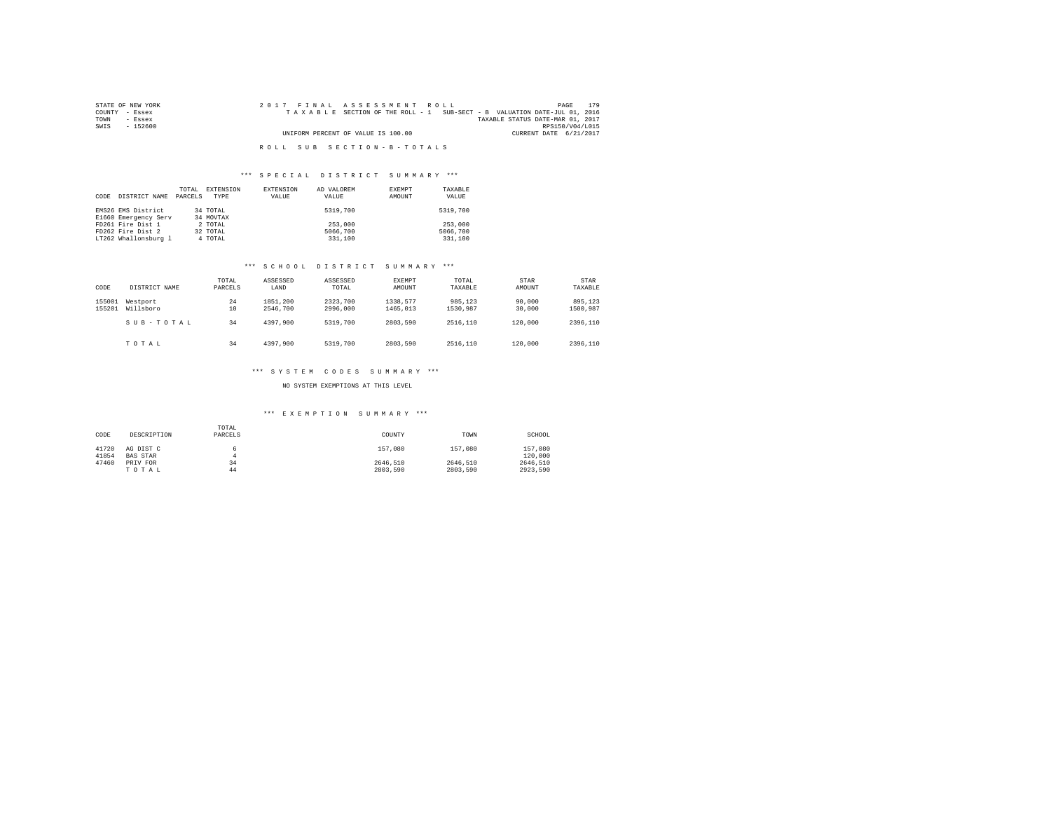STATE OF NEW YORK
COUNTY - Essex
TOWN - Essex
SWIS - 152600

2017 FINAL ASSESSMENT ROLL
TAXABLE SECTION OF THE ROLL - 1 SUB-SECT - B VALUATION DATE-JUL 01, 2016
TAXABLE STATUS DATE-MAR 01, 2017
RPS150/V04/L015
UNIFORM PERCENT OF VALUE IS 100.00
CURRENT DATE 6/21/2017

ROLL SUB SECTION - B - TOTALS

## *** SPECIAL DISTRICT SUMMARY ***

| CODE | DISTRICT NAME | TOTAL PARCELS | EXTENSION TYPE | EXTENSION VALUE | AD VALOREM VALUE | EXEMPT AMOUNT | TAXABLE VALUE |
|---|---|---|---|---|---|---|---|
| EMS26 | EMS District | 34 | TOTAL | | 5319,700 | | 5319,700 |
| E1660 | Emergency Serv | 34 | MOVTAX | | | | |
| FD261 | Fire Dist 1 | 2 | TOTAL | | 253,000 | | 253,000 |
| FD262 | Fire Dist 2 | 32 | TOTAL | | 5066,700 | | 5066,700 |
| LT262 | Whallonsburg l | 4 | TOTAL | | 331,100 | | 331,100 |

## *** SCHOOL DISTRICT SUMMARY ***

| CODE | DISTRICT NAME | TOTAL PARCELS | ASSESSED LAND | ASSESSED TOTAL | EXEMPT AMOUNT | TOTAL TAXABLE | STAR AMOUNT | STAR TAXABLE |
|---|---|---|---|---|---|---|---|---|
| 155001 | Westport | 24 | 1851,200 | 2323,700 | 1338,577 | 985,123 | 90,000 | 895,123 |
| 155201 | Willsboro | 10 | 2546,700 | 2996,000 | 1465,013 | 1530,987 | 30,000 | 1500,987 |
| | SUB-TOTAL | 34 | 4397,900 | 5319,700 | 2803,590 | 2516,110 | 120,000 | 2396,110 |
| | TOTAL | 34 | 4397,900 | 5319,700 | 2803,590 | 2516,110 | 120,000 | 2396,110 |

## *** SYSTEM CODES SUMMARY ***

NO SYSTEM EXEMPTIONS AT THIS LEVEL

## *** EXEMPTION SUMMARY ***

| CODE | DESCRIPTION | TOTAL PARCELS | COUNTY | TOWN | SCHOOL |
|---|---|---|---|---|---|
| 41720 | AG DIST C | 6 | 157,080 | 157,080 | 157,080 |
| 41854 | BAS STAR | 4 | | | 120,000 |
| 47460 | PRIV FOR | 34 | 2646,510 | 2646,510 | 2646,510 |
| | TOTAL | 44 | 2803,590 | 2803,590 | 2923,590 |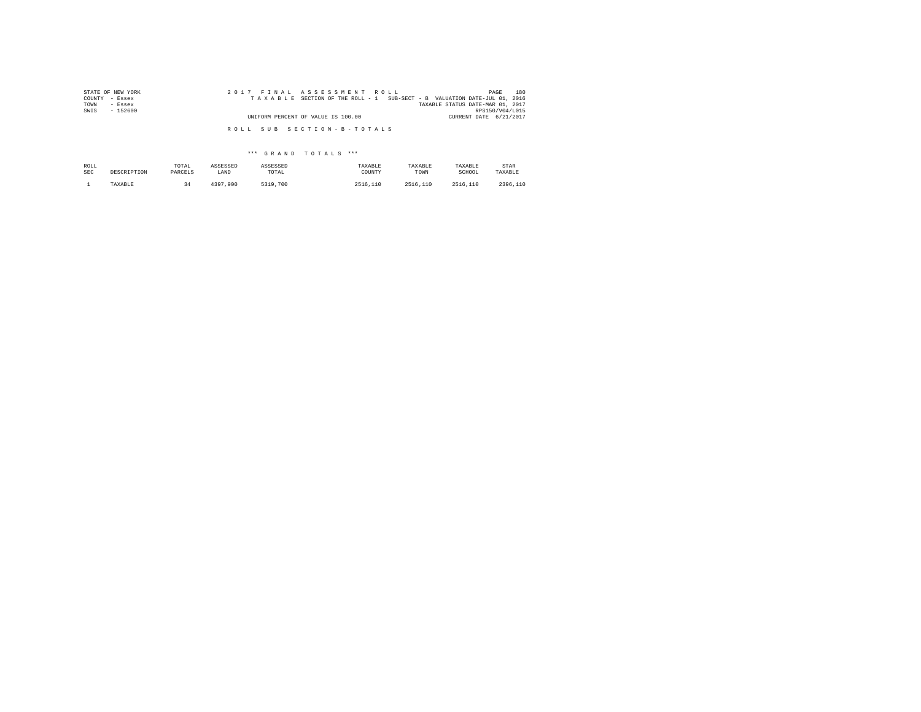STATE OF NEW YORK
COUNTY - Essex
TOWN - Essex
SWIS - 152600

2 0 1 7 F I N A L A S S E S S M E N T R O L L
T A X A B L E SECTION OF THE ROLL - 1 SUB-SECT - B VALUATION DATE-JUL 01, 2016
TAXABLE STATUS DATE-MAR 01, 2017
RPS150/V04/L015
UNIFORM PERCENT OF VALUE IS 100.00
CURRENT DATE 6/21/2017

R O L L S U B S E C T I O N - B - T O T A L S

\*\*\* G R A N D T O T A L S \*\*\*

| ROLL SEC | DESCRIPTION | TOTAL PARCELS | ASSESSED LAND | ASSESSED TOTAL | TAXABLE COUNTY | TAXABLE TOWN | TAXABLE SCHOOL | STAR TAXABLE |
|---|---|---|---|---|---|---|---|---|
| 1 | TAXABLE | 34 | 4397,900 | 5319,700 | 2516,110 | 2516,110 | 2516,110 | 2396,110 |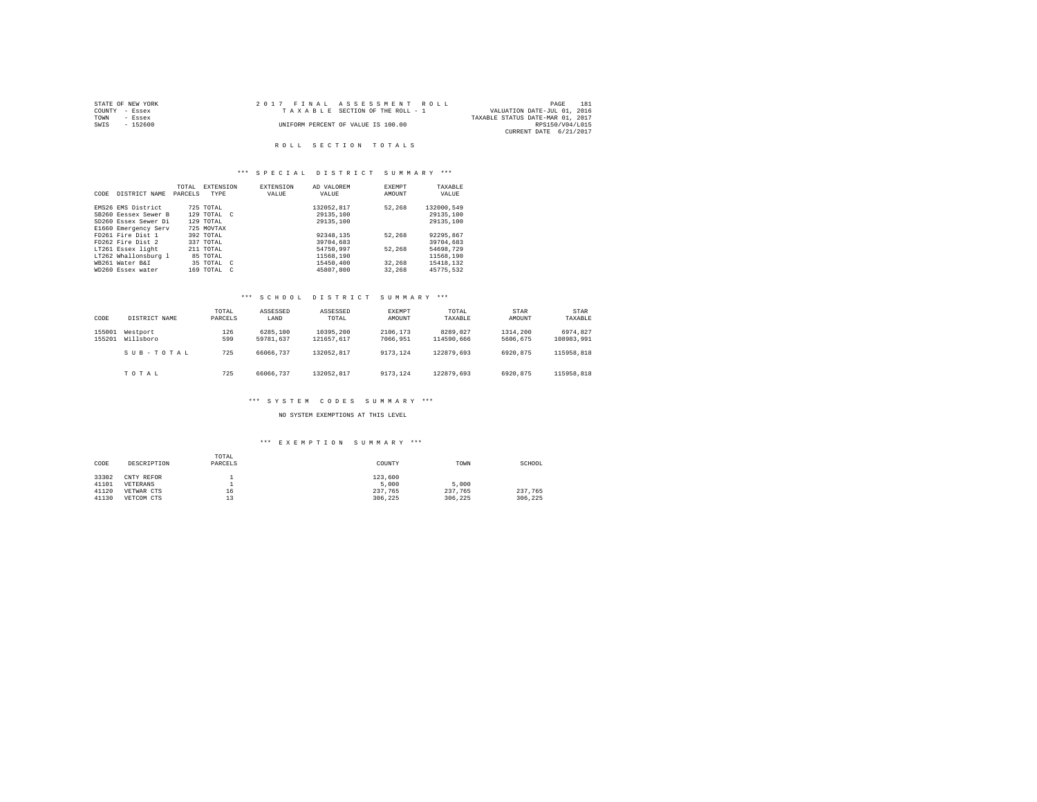STATE OF NEW YORK
COUNTY - Essex
TOWN - Essex
SWIS - 152600

2017 FINAL ASSESSMENT ROLL
TAXABLE SECTION OF THE ROLL - 1
UNIFORM PERCENT OF VALUE IS 100.00

VALUATION DATE-JUL 01, 2016
TAXABLE STATUS DATE-MAR 01, 2017
RPS150/V04/L015
CURRENT DATE 6/21/2017

## ROLL SECTION TOTALS

### *** SPECIAL DISTRICT SUMMARY ***

| CODE | DISTRICT NAME | TOTAL PARCELS | EXTENSION TYPE | EXTENSION VALUE | AD VALOREM VALUE | EXEMPT AMOUNT | TAXABLE VALUE |
|---|---|---|---|---|---|---|---|
| EMS26 | EMS District | 725 | TOTAL | | 132052,817 | 52,268 | 132000,549 |
| SB260 | Eessex Sewer B | 129 | TOTAL C | | 29135,100 | | 29135,100 |
| SD260 | Essex Sewer Di | 129 | TOTAL | | 29135,100 | | 29135,100 |
| E1660 | Emergency Serv | 725 | MOVTAX | | | | |
| FD261 | Fire Dist 1 | 392 | TOTAL | | 92348,135 | 52,268 | 92295,867 |
| FD262 | Fire Dist 2 | 337 | TOTAL | | 39704,683 | | 39704,683 |
| LT261 | Essex light | 211 | TOTAL | | 54750,997 | 52,268 | 54698,729 |
| LT262 | Whallonsburg l | 85 | TOTAL | | 11568,190 | | 11568,190 |
| WB261 | Water B&I | 35 | TOTAL C | | 15450,400 | 32,268 | 15418,132 |
| WD260 | Essex water | 169 | TOTAL C | | 45807,800 | 32,268 | 45775,532 |

### *** SCHOOL DISTRICT SUMMARY ***

| CODE | DISTRICT NAME | TOTAL PARCELS | ASSESSED LAND | ASSESSED TOTAL | EXEMPT AMOUNT | TOTAL TAXABLE | STAR AMOUNT | STAR TAXABLE |
|---|---|---|---|---|---|---|---|---|
| 155001 | Westport | 126 | 6285,100 | 10395,200 | 2106,173 | 8289,027 | 1314,200 | 6974,827 |
| 155201 | Willsboro | 599 | 59781,637 | 121657,617 | 7066,951 | 114590,666 | 5606,675 | 108983,991 |
| | SUB-TOTAL | 725 | 66066,737 | 132052,817 | 9173,124 | 122879,693 | 6920,875 | 115958,818 |
| | TOTAL | 725 | 66066,737 | 132052,817 | 9173,124 | 122879,693 | 6920,875 | 115958,818 |

### *** SYSTEM CODES SUMMARY ***

NO SYSTEM EXEMPTIONS AT THIS LEVEL

### *** EXEMPTION SUMMARY ***

| CODE | DESCRIPTION | TOTAL PARCELS | COUNTY | TOWN | SCHOOL |
|---|---|---|---|---|---|
| 33302 | CNTY REFOR | 1 | 123,600 | | |
| 41101 | VETERANS | 1 | 5,000 | 5,000 | |
| 41120 | VETWAR CTS | 16 | 237,765 | 237,765 | 237,765 |
| 41130 | VETCOM CTS | 13 | 306,225 | 306,225 | 306,225 |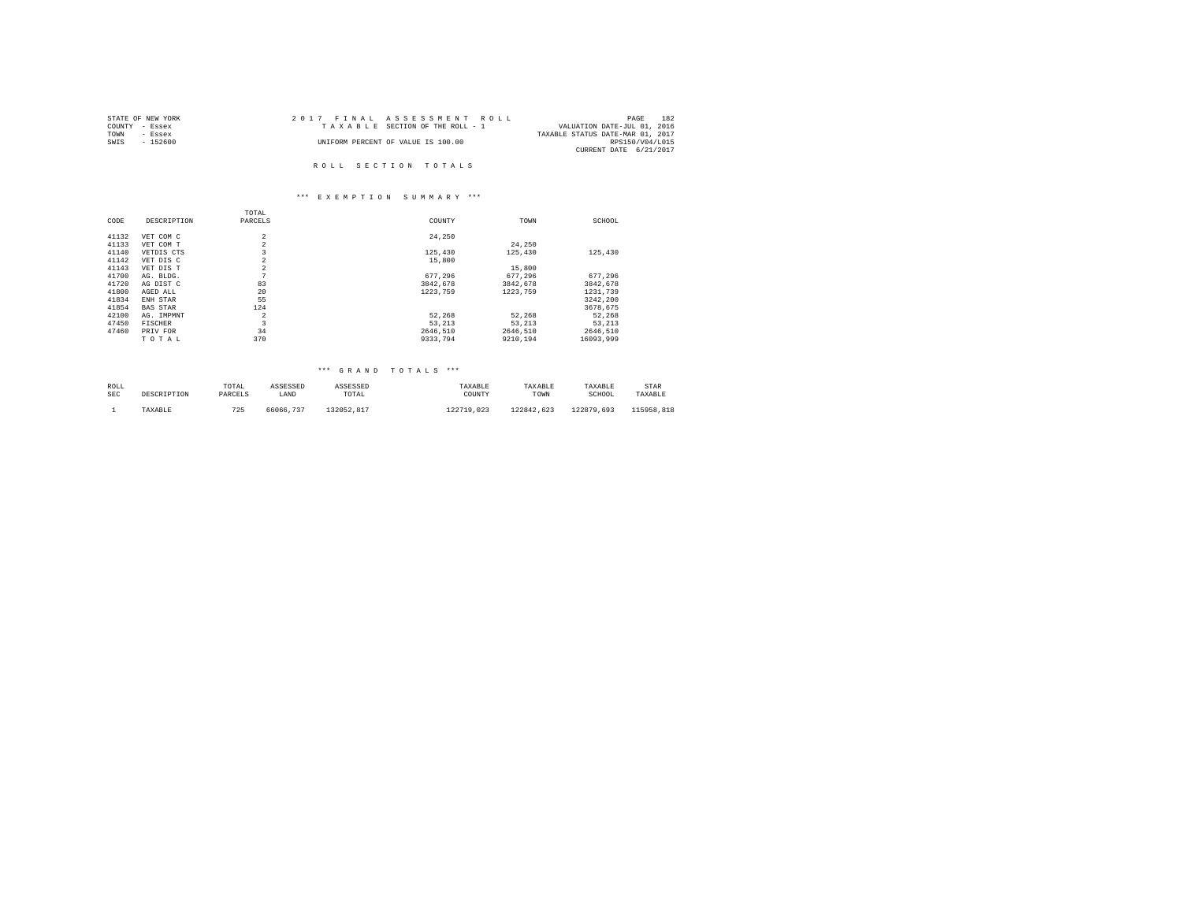STATE OF NEW YORK
COUNTY - Essex
TOWN - Essex
SWIS - 152600

2017 FINAL ASSESSMENT ROLL
TAXABLE SECTION OF THE ROLL - 1
UNIFORM PERCENT OF VALUE IS 100.00

VALUATION DATE-JUL 01, 2016
TAXABLE STATUS DATE-MAR 01, 2017
RPS150/V04/L015
CURRENT DATE 6/21/2017

## ROLL SECTION TOTALS

### *** EXEMPTION SUMMARY ***

| CODE | DESCRIPTION | TOTAL PARCELS | COUNTY | TOWN | SCHOOL |
|---|---|---|---|---|---|
| 41132 | VET COM C | 2 | 24,250 | | |
| 41133 | VET COM T | 2 | | 24,250 | |
| 41140 | VETDIS CTS | 3 | 125,430 | 125,430 | 125,430 |
| 41142 | VET DIS C | 2 | 15,800 | | |
| 41143 | VET DIS T | 2 | | 15,800 | |
| 41700 | AG. BLDG. | 7 | 677,296 | 677,296 | 677,296 |
| 41720 | AG DIST C | 83 | 3842,678 | 3842,678 | 3842,678 |
| 41800 | AGED ALL | 20 | 1223,759 | 1223,759 | 1231,739 |
| 41834 | ENH STAR | 55 | | | 3242,200 |
| 41854 | BAS STAR | 124 | | | 3678,675 |
| 42100 | AG. IMPMNT | 2 | 52,268 | 52,268 | 52,268 |
| 47450 | FISCHER | 3 | 53,213 | 53,213 | 53,213 |
| 47460 | PRIV FOR | 34 | 2646,510 | 2646,510 | 2646,510 |
| | T O T A L | 370 | 9333,794 | 9210,194 | 16093,999 |

### *** GRAND TOTALS ***

| ROLL SEC | DESCRIPTION | TOTAL PARCELS | ASSESSED LAND | ASSESSED TOTAL | TAXABLE COUNTY | TAXABLE TOWN | TAXABLE SCHOOL | STAR TAXABLE |
|---|---|---|---|---|---|---|---|---|
| 1 | TAXABLE | 725 | 66066,737 | 132052,817 | 122719,023 | 122842,623 | 122879,693 | 115958,818 |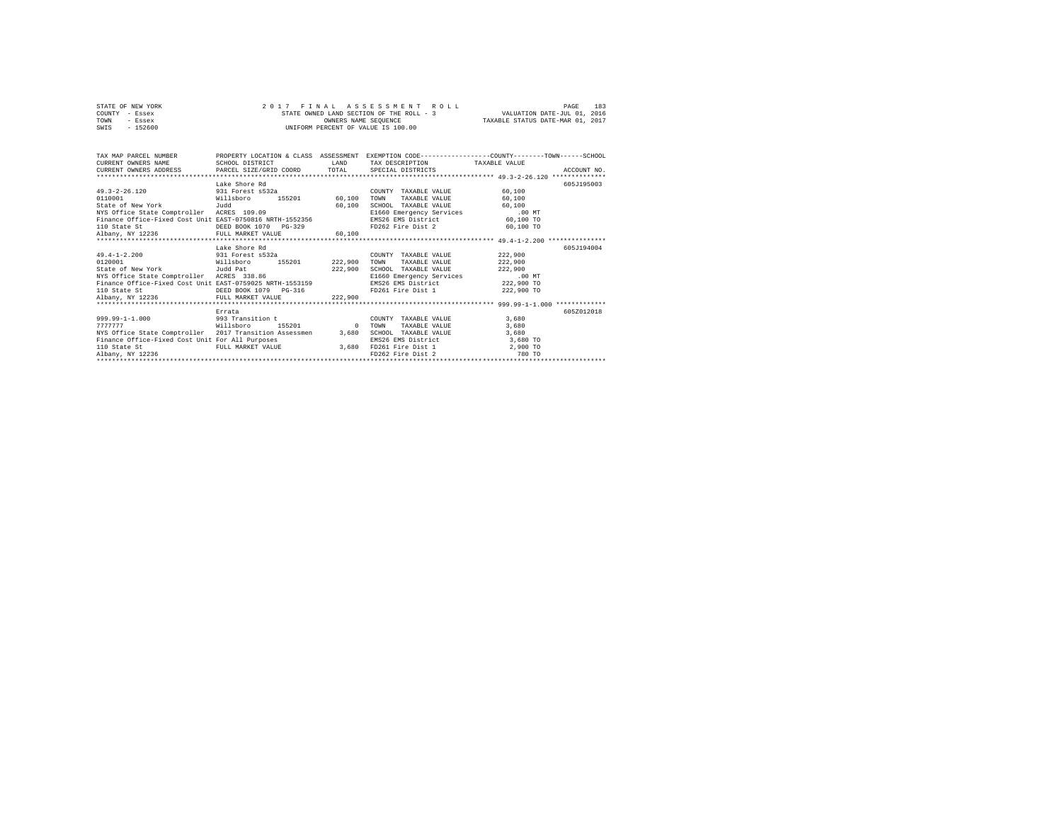STATE OF NEW YORK — 2017 FINAL ASSESSMENT ROLL
COUNTY - Essex — STATE OWNED LAND SECTION OF THE ROLL - 3 — VALUATION DATE-JUL 01, 2016
TOWN - Essex — OWNERS NAME SEQUENCE — TAXABLE STATUS DATE-MAR 01, 2017
SWIS - 152600 — UNIFORM PERCENT OF VALUE IS 100.00

| TAX MAP PARCEL NUMBER / CURRENT OWNERS NAME / CURRENT OWNERS ADDRESS | PROPERTY LOCATION & CLASS / SCHOOL DISTRICT / PARCEL SIZE/GRID COORD | ASSESSMENT LAND / TOTAL | EXEMPTION CODE / TAX DESCRIPTION / SPECIAL DISTRICTS | COUNTY / TOWN / SCHOOL TAXABLE VALUE | ACCOUNT NO. |
|---|---|---|---|---|---|
| **49.3-2-26.120** | Lake Shore Rd | | | | 605J195003 |
| 49.3-2-26.120 | 931 Forest s532a | | COUNTY TAXABLE VALUE | 60,100 | |
| 0110001 | Willsboro 155201 | 60,100 | TOWN TAXABLE VALUE | 60,100 | |
| State of New York | Judd | 60,100 | SCHOOL TAXABLE VALUE | 60,100 | |
| NYS Office State Comptroller | ACRES 109.09 | | E1660 Emergency Services | .00 MT | |
| Finance Office-Fixed Cost Unit | EAST-0750816 NRTH-1552356 | | EMS26 EMS District | 60,100 TO | |
| 110 State St | DEED BOOK 1070 PG-329 | | FD262 Fire Dist 2 | 60,100 TO | |
| Albany, NY 12236 | FULL MARKET VALUE | 60,100 | | | |
| **49.4-1-2.200** | Lake Shore Rd | | | | 605J194004 |
| 49.4-1-2.200 | 931 Forest s532a | | COUNTY TAXABLE VALUE | 222,900 | |
| 0120001 | Willsboro 155201 | 222,900 | TOWN TAXABLE VALUE | 222,900 | |
| State of New York | Judd Pat | 222,900 | SCHOOL TAXABLE VALUE | 222,900 | |
| NYS Office State Comptroller | ACRES 338.86 | | E1660 Emergency Services | .00 MT | |
| Finance Office-Fixed Cost Unit | EAST-0759025 NRTH-1553159 | | EMS26 EMS District | 222,900 TO | |
| 110 State St | DEED BOOK 1079 PG-316 | | FD261 Fire Dist 1 | 222,900 TO | |
| Albany, NY 12236 | FULL MARKET VALUE | 222,900 | | | |
| **999.99-1-1.000** | Errata | | | | 605Z012018 |
| 999.99-1-1.000 | 993 Transition t | | COUNTY TAXABLE VALUE | 3,680 | |
| 7777777 | Willsboro 155201 | 0 | TOWN TAXABLE VALUE | 3,680 | |
| NYS Office State Comptroller | 2017 Transition Assessmen | 3,680 | SCHOOL TAXABLE VALUE | 3,680 | |
| Finance Office-Fixed Cost Unit | For All Purposes | | EMS26 EMS District | 3,680 TO | |
| 110 State St | FULL MARKET VALUE | 3,680 | FD261 Fire Dist 1 | 2,900 TO | |
| Albany, NY 12236 | | | FD262 Fire Dist 2 | 780 TO | |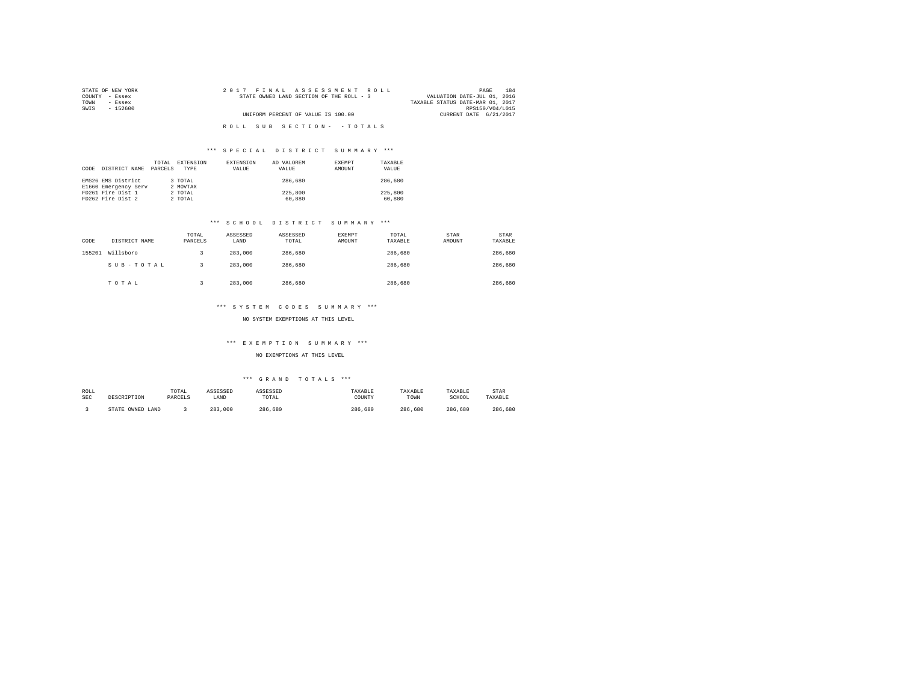STATE OF NEW YORK
COUNTY - Essex
TOWN - Essex
SWIS - 152600

2 0 1 7 F I N A L A S S E S S M E N T R O L L
STATE OWNED LAND SECTION OF THE ROLL - 3

UNIFORM PERCENT OF VALUE IS 100.00

VALUATION DATE-JUL 01, 2016
TAXABLE STATUS DATE-MAR 01, 2017
RPS150/V04/L015
CURRENT DATE 6/21/2017

R O L L S U B S E C T I O N - - T O T A L S

### *** S P E C I A L D I S T R I C T S U M M A R Y ***

| CODE | DISTRICT NAME | TOTAL PARCELS | EXTENSION TYPE | EXTENSION VALUE | AD VALOREM VALUE | EXEMPT AMOUNT | TAXABLE VALUE |
|---|---|---|---|---|---|---|---|
| EMS26 | EMS District | 3 | TOTAL | | 286,680 | | 286,680 |
| E1660 | Emergency Serv | 2 | MOVTAX | | | | |
| FD261 | Fire Dist 1 | 2 | TOTAL | | 225,800 | | 225,800 |
| FD262 | Fire Dist 2 | 2 | TOTAL | | 60,880 | | 60,880 |

### *** S C H O O L D I S T R I C T S U M M A R Y ***

| CODE | DISTRICT NAME | TOTAL PARCELS | ASSESSED LAND | ASSESSED TOTAL | EXEMPT AMOUNT | TOTAL TAXABLE | STAR AMOUNT | STAR TAXABLE |
|---|---|---|---|---|---|---|---|---|
| 155201 | Willsboro | 3 | 283,000 | 286,680 | | 286,680 | | 286,680 |
| | S U B - T O T A L | 3 | 283,000 | 286,680 | | 286,680 | | 286,680 |
| | T O T A L | 3 | 283,000 | 286,680 | | 286,680 | | 286,680 |

### *** S Y S T E M C O D E S S U M M A R Y ***

NO SYSTEM EXEMPTIONS AT THIS LEVEL

### *** E X E M P T I O N S U M M A R Y ***

NO EXEMPTIONS AT THIS LEVEL

### *** G R A N D T O T A L S ***

| ROLL SEC | DESCRIPTION | TOTAL PARCELS | ASSESSED LAND | ASSESSED TOTAL | TAXABLE COUNTY | TAXABLE TOWN | TAXABLE SCHOOL | STAR TAXABLE |
|---|---|---|---|---|---|---|---|---|
| 3 | STATE OWNED LAND | 3 | 283,000 | 286,680 | 286,680 | 286,680 | 286,680 | 286,680 |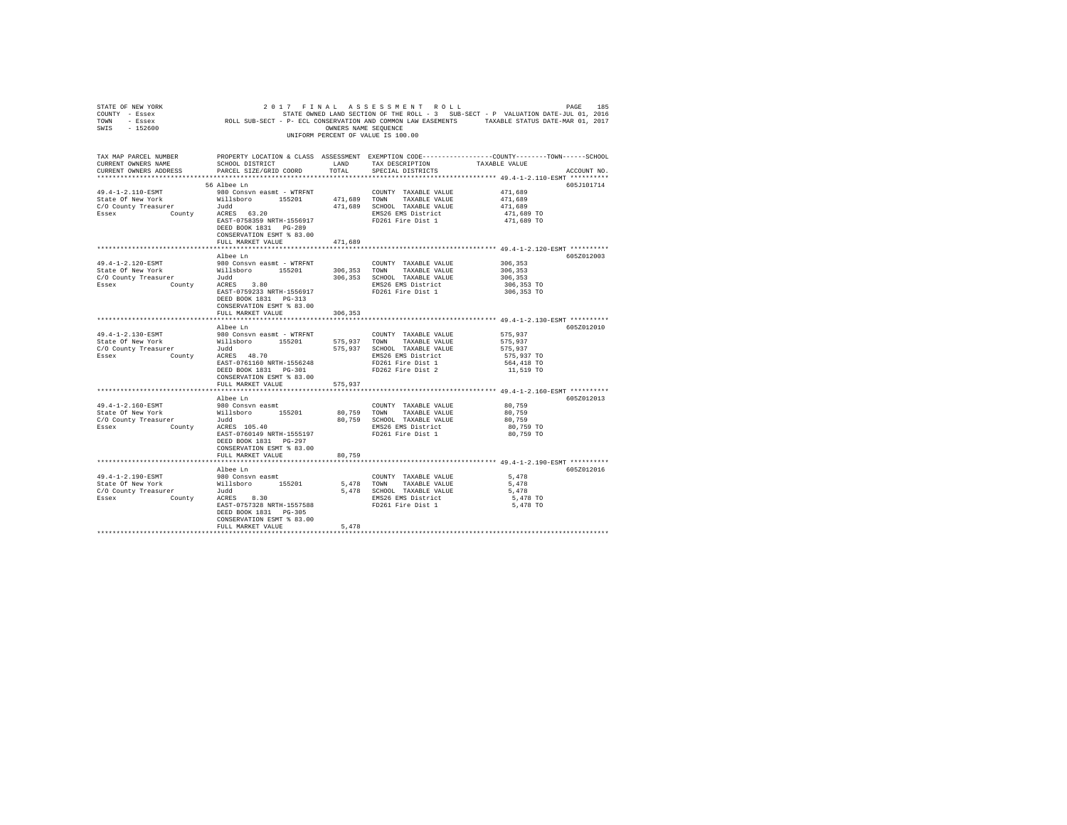STATE OF NEW YORK &nbsp;&nbsp;&nbsp;&nbsp; 2 0 1 7 &nbsp; F I N A L &nbsp; A S S E S S M E N T &nbsp; R O L L
COUNTY - Essex &nbsp;&nbsp;&nbsp;&nbsp; STATE OWNED LAND SECTION OF THE ROLL - 3 &nbsp; SUB-SECT - P &nbsp; VALUATION DATE-JUL 01, 2016
TOWN - Essex &nbsp;&nbsp;&nbsp;&nbsp; ROLL SUB-SECT - P- ECL CONSERVATION AND COMMON LAW EASEMENTS &nbsp;&nbsp;&nbsp;&nbsp; TAXABLE STATUS DATE-MAR 01, 2017
SWIS - 152600 &nbsp;&nbsp;&nbsp;&nbsp; OWNERS NAME SEQUENCE
UNIFORM PERCENT OF VALUE IS 100.00

| TAX MAP PARCEL NUMBER / CURRENT OWNERS NAME / CURRENT OWNERS ADDRESS | PROPERTY LOCATION & CLASS / SCHOOL DISTRICT / PARCEL SIZE/GRID COORD | ASSESSMENT LAND / TOTAL | EXEMPTION CODE / TAX DESCRIPTION / SPECIAL DISTRICTS | COUNTY / TOWN / SCHOOL TAXABLE VALUE | ACCOUNT NO. |
|---|---|---|---|---|---|
| **49.4-1-2.110-ESMT** | 56 Albee Ln | | | | 605J101714 |
| 49.4-1-2.110-ESMT | 980 Consvn easmt - WTRFNT | | COUNTY TAXABLE VALUE | 471,689 | |
| State Of New York | Willsboro 155201 | 471,689 | TOWN TAXABLE VALUE | 471,689 | |
| C/O County Treasurer | Judd | 471,689 | SCHOOL TAXABLE VALUE | 471,689 | |
| Essex County | ACRES 63.20 | | EMS26 EMS District | 471,689 TO | |
| | EAST-0758359 NRTH-1556917 | | FD261 Fire Dist 1 | 471,689 TO | |
| | DEED BOOK 1831 PG-289 | | | | |
| | CONSERVATION ESMT % 83.00 | | | | |
| | FULL MARKET VALUE | 471,689 | | | |
| **49.4-1-2.120-ESMT** | Albee Ln | | | | 605Z012003 |
| 49.4-1-2.120-ESMT | 980 Consvn easmt - WTRFNT | | COUNTY TAXABLE VALUE | 306,353 | |
| State Of New York | Willsboro 155201 | 306,353 | TOWN TAXABLE VALUE | 306,353 | |
| C/O County Treasurer | Judd | 306,353 | SCHOOL TAXABLE VALUE | 306,353 | |
| Essex County | ACRES 3.80 | | EMS26 EMS District | 306,353 TO | |
| | EAST-0759233 NRTH-1556917 | | FD261 Fire Dist 1 | 306,353 TO | |
| | DEED BOOK 1831 PG-313 | | | | |
| | CONSERVATION ESMT % 83.00 | | | | |
| | FULL MARKET VALUE | 306,353 | | | |
| **49.4-1-2.130-ESMT** | Albee Ln | | | | 605Z012010 |
| 49.4-1-2.130-ESMT | 980 Consvn easmt - WTRFNT | | COUNTY TAXABLE VALUE | 575,937 | |
| State Of New York | Willsboro 155201 | 575,937 | TOWN TAXABLE VALUE | 575,937 | |
| C/O County Treasurer | Judd | 575,937 | SCHOOL TAXABLE VALUE | 575,937 | |
| Essex County | ACRES 48.70 | | EMS26 EMS District | 575,937 TO | |
| | EAST-0761160 NRTH-1556248 | | FD261 Fire Dist 1 | 564,418 TO | |
| | DEED BOOK 1831 PG-301 | | FD262 Fire Dist 2 | 11,519 TO | |
| | CONSERVATION ESMT % 83.00 | | | | |
| | FULL MARKET VALUE | 575,937 | | | |
| **49.4-1-2.160-ESMT** | Albee Ln | | | | 605Z012013 |
| 49.4-1-2.160-ESMT | 980 Consvn easmt | | COUNTY TAXABLE VALUE | 80,759 | |
| State Of New York | Willsboro 155201 | 80,759 | TOWN TAXABLE VALUE | 80,759 | |
| C/O County Treasurer | Judd | 80,759 | SCHOOL TAXABLE VALUE | 80,759 | |
| Essex County | ACRES 105.40 | | EMS26 EMS District | 80,759 TO | |
| | EAST-0760149 NRTH-1555197 | | FD261 Fire Dist 1 | 80,759 TO | |
| | DEED BOOK 1831 PG-297 | | | | |
| | CONSERVATION ESMT % 83.00 | | | | |
| | FULL MARKET VALUE | 80,759 | | | |
| **49.4-1-2.190-ESMT** | Albee Ln | | | | 605Z012016 |
| 49.4-1-2.190-ESMT | 980 Consvn easmt | | COUNTY TAXABLE VALUE | 5,478 | |
| State Of New York | Willsboro 155201 | 5,478 | TOWN TAXABLE VALUE | 5,478 | |
| C/O County Treasurer | Judd | 5,478 | SCHOOL TAXABLE VALUE | 5,478 | |
| Essex County | ACRES 8.30 | | EMS26 EMS District | 5,478 TO | |
| | EAST-0757328 NRTH-1557588 | | FD261 Fire Dist 1 | 5,478 TO | |
| | DEED BOOK 1831 PG-305 | | | | |
| | CONSERVATION ESMT % 83.00 | | | | |
| | FULL MARKET VALUE | 5,478 | | | |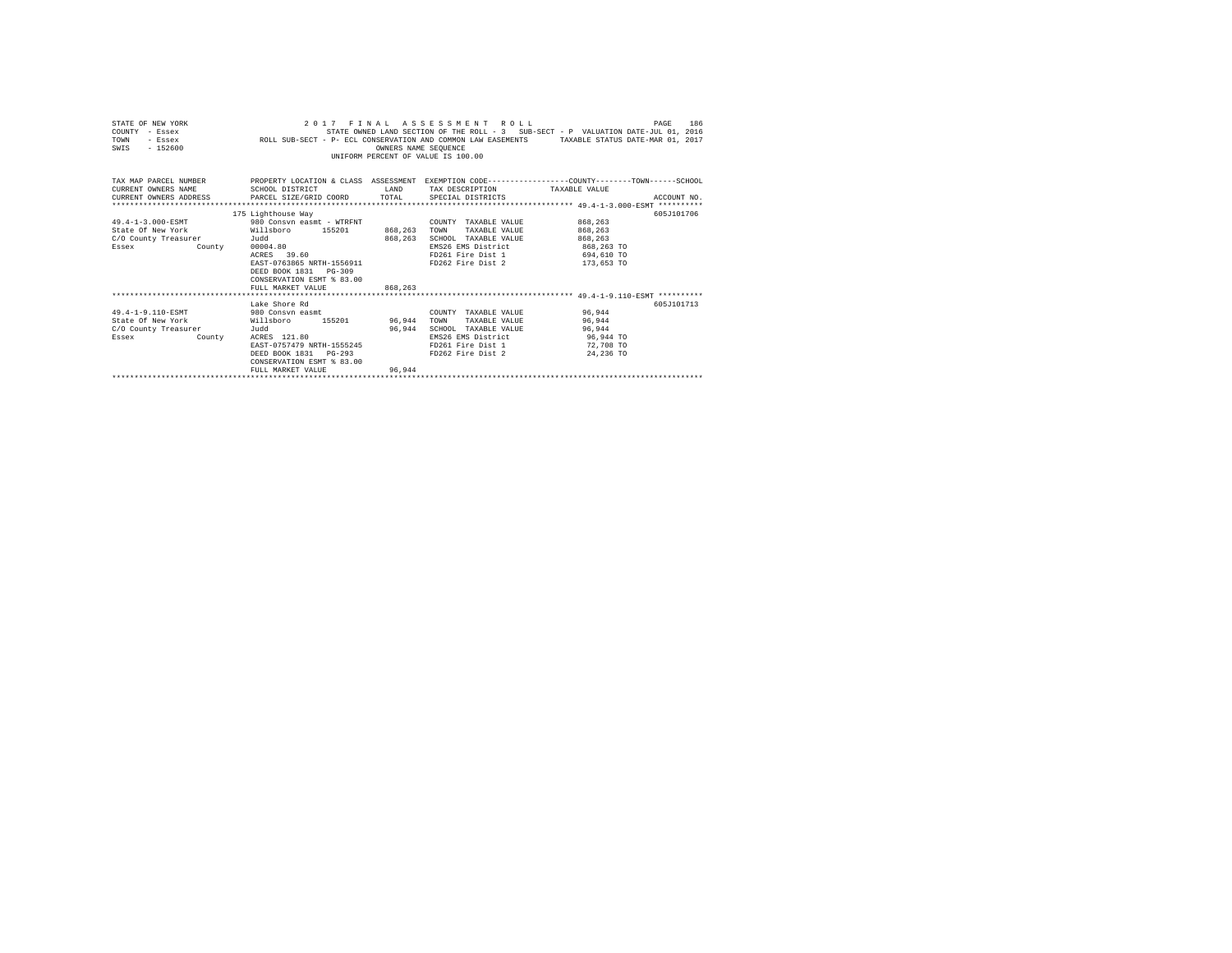STATE OF NEW YORK  
COUNTY - Essex  
TOWN - Essex  
SWIS - 152600

2017 FINAL ASSESSMENT ROLL  
STATE OWNED LAND SECTION OF THE ROLL - 3 SUB-SECT - P VALUATION DATE-JUL 01, 2016  
ROLL SUB-SECT - P- ECL CONSERVATION AND COMMON LAW EASEMENTS TAXABLE STATUS DATE-MAR 01, 2017  
OWNERS NAME SEQUENCE  
UNIFORM PERCENT OF VALUE IS 100.00

| TAX MAP PARCEL NUMBER / CURRENT OWNERS NAME / CURRENT OWNERS ADDRESS | PROPERTY LOCATION & CLASS / SCHOOL DISTRICT / PARCEL SIZE/GRID COORD | ASSESSMENT LAND / TOTAL | EXEMPTION CODE / TAX DESCRIPTION / SPECIAL DISTRICTS | TAXABLE VALUE (COUNTY / TOWN / SCHOOL) | ACCOUNT NO. |
|---|---|---|---|---|---|
| **49.4-1-3.000-ESMT** | 175 Lighthouse Way | | | | 605J101706 |
| 49.4-1-3.000-ESMT | 980 Consvn easmt - WTRFNT | | COUNTY TAXABLE VALUE | 868,263 | |
| State Of New York | Willsboro 155201 | 868,263 | TOWN TAXABLE VALUE | 868,263 | |
| C/O County Treasurer | Judd | 868,263 | SCHOOL TAXABLE VALUE | 868,263 | |
| Essex County | 00004.80 | | EMS26 EMS District | 868,263 TO | |
| | ACRES 39.60 | | FD261 Fire Dist 1 | 694,610 TO | |
| | EAST-0763865 NRTH-1556911 | | FD262 Fire Dist 2 | 173,653 TO | |
| | DEED BOOK 1831 PG-309 | | | | |
| | CONSERVATION ESMT % 83.00 | | | | |
| | FULL MARKET VALUE | 868,263 | | | |
| **49.4-1-9.110-ESMT** | Lake Shore Rd | | | | 605J101713 |
| 49.4-1-9.110-ESMT | 980 Consvn easmt | | COUNTY TAXABLE VALUE | 96,944 | |
| State Of New York | Willsboro 155201 | 96,944 | TOWN TAXABLE VALUE | 96,944 | |
| C/O County Treasurer | Judd | 96,944 | SCHOOL TAXABLE VALUE | 96,944 | |
| Essex County | ACRES 121.80 | | EMS26 EMS District | 96,944 TO | |
| | EAST-0757479 NRTH-1555245 | | FD261 Fire Dist 1 | 72,708 TO | |
| | DEED BOOK 1831 PG-293 | | FD262 Fire Dist 2 | 24,236 TO | |
| | CONSERVATION ESMT % 83.00 | | | | |
| | FULL MARKET VALUE | 96,944 | | | |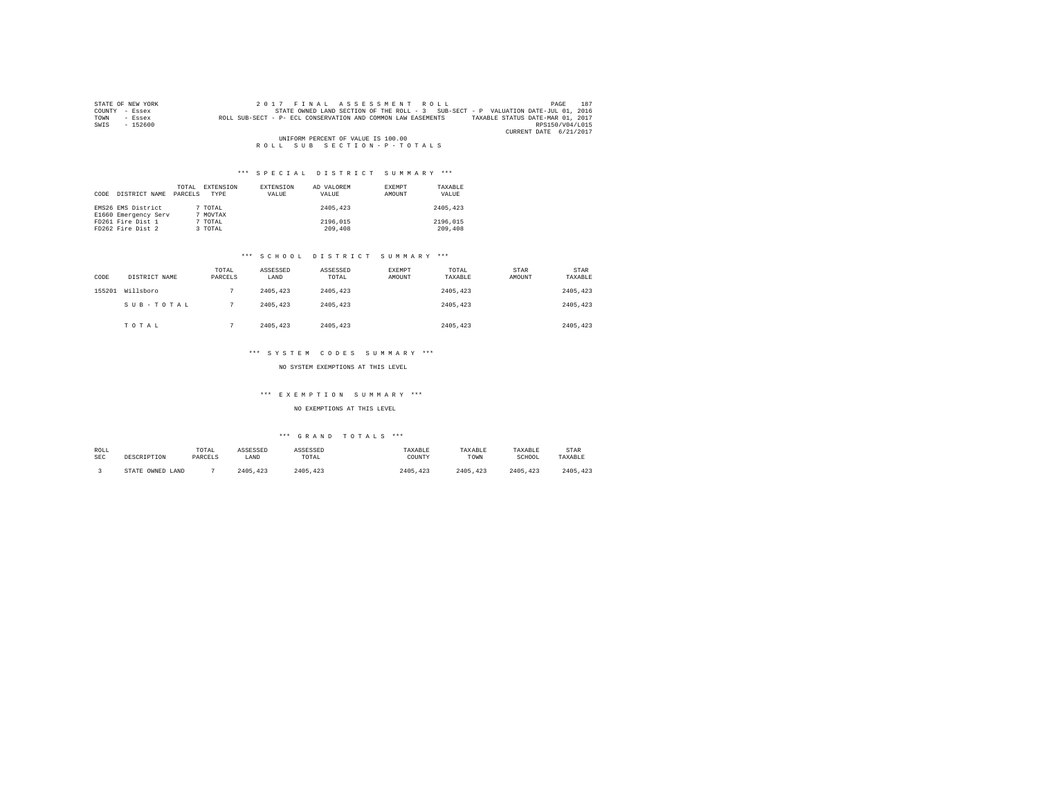STATE OF NEW YORK	2 0 1 7   F I N A L   A S S E S S M E N T   R O L L
COUNTY - Essex	STATE OWNED LAND SECTION OF THE ROLL - 3   SUB-SECT - P  VALUATION DATE-JUL 01, 2016
TOWN - Essex	ROLL SUB-SECT - P- ECL CONSERVATION AND COMMON LAW EASEMENTS	TAXABLE STATUS DATE-MAR 01, 2017
SWIS - 152600	RPS150/V04/L015
CURRENT DATE 6/21/2017

UNIFORM PERCENT OF VALUE IS 100.00

R O L L   S U B   S E C T I O N - P - T O T A L S

## *** S P E C I A L   D I S T R I C T   S U M M A R Y ***

| CODE | DISTRICT NAME | TOTAL PARCELS | EXTENSION TYPE | EXTENSION VALUE | AD VALOREM VALUE | EXEMPT AMOUNT | TAXABLE VALUE |
|---|---|---|---|---|---|---|---|
| EMS26 | EMS District | 7 | TOTAL | | 2405,423 | | 2405,423 |
| E1660 | Emergency Serv | 7 | MOVTAX | | | | |
| FD261 | Fire Dist 1 | 7 | TOTAL | | 2196,015 | | 2196,015 |
| FD262 | Fire Dist 2 | 3 | TOTAL | | 209,408 | | 209,408 |

## *** S C H O O L   D I S T R I C T   S U M M A R Y ***

| CODE | DISTRICT NAME | TOTAL PARCELS | ASSESSED LAND | ASSESSED TOTAL | EXEMPT AMOUNT | TOTAL TAXABLE | STAR AMOUNT | STAR TAXABLE |
|---|---|---|---|---|---|---|---|---|
| 155201 | Willsboro | 7 | 2405,423 | 2405,423 | | 2405,423 | | 2405,423 |
| | S U B - T O T A L | 7 | 2405,423 | 2405,423 | | 2405,423 | | 2405,423 |
| | T O T A L | 7 | 2405,423 | 2405,423 | | 2405,423 | | 2405,423 |

## *** S Y S T E M   C O D E S   S U M M A R Y ***

NO SYSTEM EXEMPTIONS AT THIS LEVEL

## *** E X E M P T I O N   S U M M A R Y ***

NO EXEMPTIONS AT THIS LEVEL

## *** G R A N D   T O T A L S ***

| ROLL SEC | DESCRIPTION | TOTAL PARCELS | ASSESSED LAND | ASSESSED TOTAL | TAXABLE COUNTY | TAXABLE TOWN | TAXABLE SCHOOL | STAR TAXABLE |
|---|---|---|---|---|---|---|---|---|
| 3 | STATE OWNED LAND | 7 | 2405,423 | 2405,423 | 2405,423 | 2405,423 | 2405,423 | 2405,423 |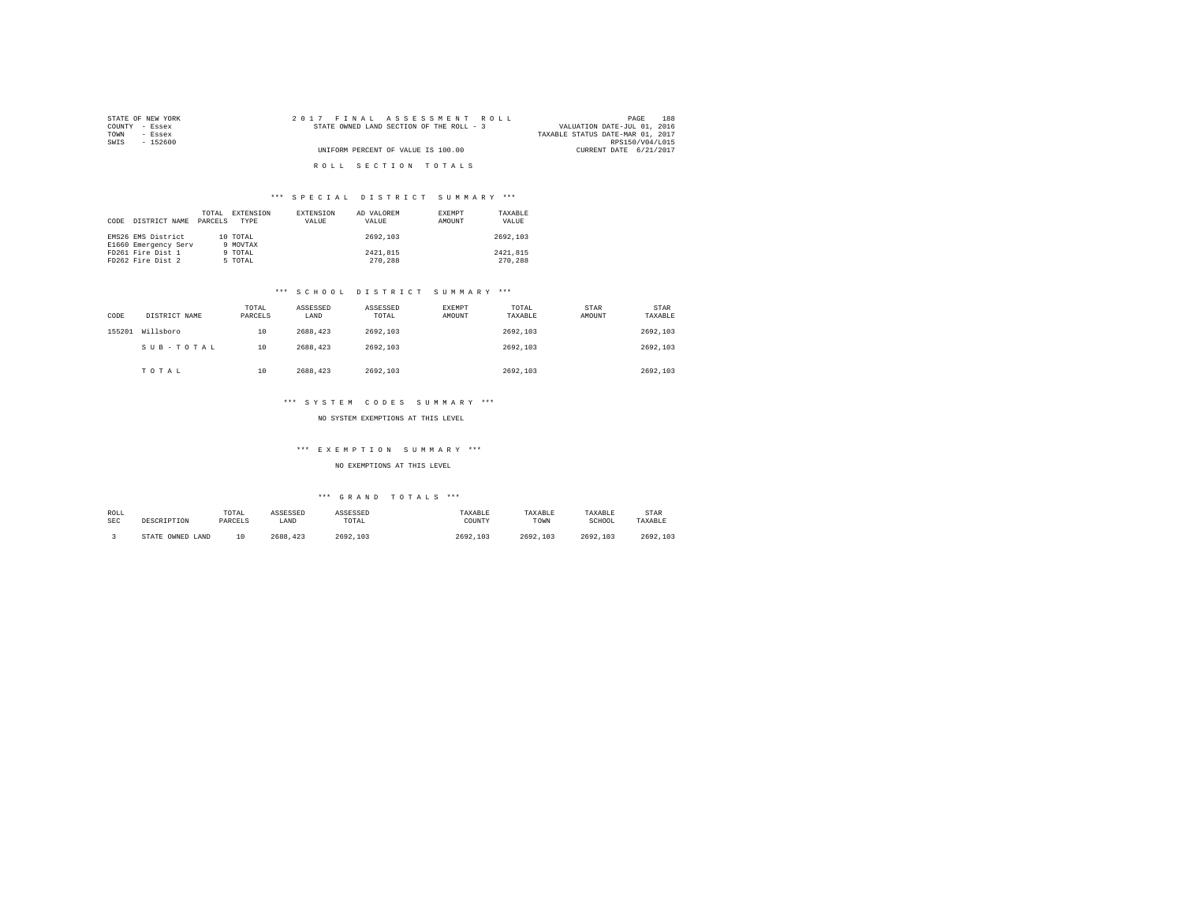STATE OF NEW YORK
COUNTY - Essex
TOWN - Essex
SWIS - 152600

2017 FINAL ASSESSMENT ROLL
STATE OWNED LAND SECTION OF THE ROLL - 3
UNIFORM PERCENT OF VALUE IS 100.00

VALUATION DATE-JUL 01, 2016
TAXABLE STATUS DATE-MAR 01, 2017
RPS150/V04/L015
CURRENT DATE 6/21/2017

## ROLL SECTION TOTALS

### *** SPECIAL DISTRICT SUMMARY ***

| CODE | DISTRICT NAME | TOTAL PARCELS | EXTENSION TYPE | EXTENSION VALUE | AD VALOREM VALUE | EXEMPT AMOUNT | TAXABLE VALUE |
|---|---|---|---|---|---|---|---|
| EMS26 | EMS District | 10 | TOTAL | | 2692,103 | | 2692,103 |
| E1660 | Emergency Serv | 9 | MOVTAX | | | | |
| FD261 | Fire Dist 1 | 9 | TOTAL | | 2421,815 | | 2421,815 |
| FD262 | Fire Dist 2 | 5 | TOTAL | | 270,288 | | 270,288 |

### *** SCHOOL DISTRICT SUMMARY ***

| CODE | DISTRICT NAME | TOTAL PARCELS | ASSESSED LAND | ASSESSED TOTAL | EXEMPT AMOUNT | TOTAL TAXABLE | STAR AMOUNT | STAR TAXABLE |
|---|---|---|---|---|---|---|---|---|
| 155201 | Willsboro | 10 | 2688,423 | 2692,103 | | 2692,103 | | 2692,103 |
| | S U B - T O T A L | 10 | 2688,423 | 2692,103 | | 2692,103 | | 2692,103 |
| | T O T A L | 10 | 2688,423 | 2692,103 | | 2692,103 | | 2692,103 |

### *** SYSTEM CODES SUMMARY ***

NO SYSTEM EXEMPTIONS AT THIS LEVEL

### *** EXEMPTION SUMMARY ***

NO EXEMPTIONS AT THIS LEVEL

### *** GRAND TOTALS ***

| ROLL SEC | DESCRIPTION | TOTAL PARCELS | ASSESSED LAND | ASSESSED TOTAL | TAXABLE COUNTY | TAXABLE TOWN | TAXABLE SCHOOL | STAR TAXABLE |
|---|---|---|---|---|---|---|---|---|
| 3 | STATE OWNED LAND | 10 | 2688,423 | 2692,103 | 2692,103 | 2692,103 | 2692,103 | 2692,103 |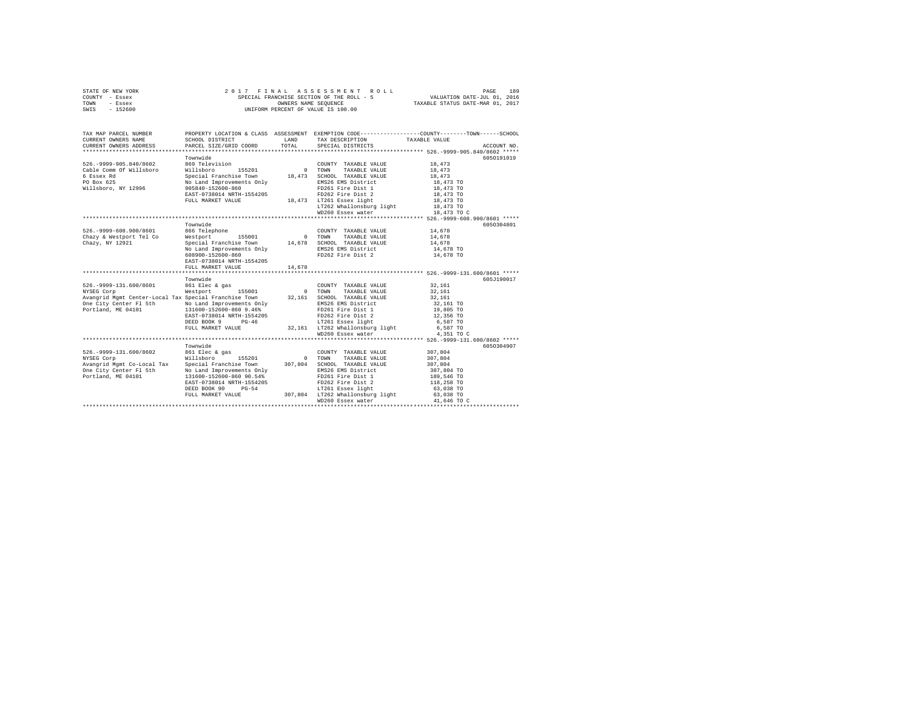STATE OF NEW YORK
COUNTY - Essex
TOWN - Essex
SWIS - 152600

2 0 1 7 F I N A L A S S E S S M E N T R O L L
SPECIAL FRANCHISE SECTION OF THE ROLL - 5
OWNERS NAME SEQUENCE
UNIFORM PERCENT OF VALUE IS 100.00

VALUATION DATE-JUL 01, 2016
TAXABLE STATUS DATE-MAR 01, 2017

```
TAX MAP PARCEL NUMBER          PROPERTY LOCATION & CLASS  ASSESSMENT  EXEMPTION CODE-----------------COUNTY--------TOWN------SCHOOL
CURRENT OWNERS NAME            SCHOOL DISTRICT              LAND      TAX DESCRIPTION           TAXABLE VALUE
CURRENT OWNERS ADDRESS         PARCEL SIZE/GRID COORD       TOTAL     SPECIAL DISTRICTS                                ACCOUNT NO.
******************************************************************************************************* 526.-9999-905.840/8602 *****
                               Townwide                                                                            6050191019
526.-9999-905.840/8602         869 Television                         COUNTY  TAXABLE VALUE            18,473
Cable Comm Of Willsboro        Willsboro      155201           0     TOWN    TAXABLE VALUE            18,473
6 Essex Rd                     Special Franchise Town      18,473     SCHOOL  TAXABLE VALUE            18,473
PO Box 625                     No Land Improvements Only              EMS26 EMS District                18,473 TO
Willsboro, NY 12996            905840-152600-860                      FD261 Fire Dist 1                 18,473 TO
                               EAST-0738014 NRTH-1554205              FD262 Fire Dist 2                 18,473 TO
                               FULL MARKET VALUE           18,473     LT261 Essex light                 18,473 TO
                                                                      LT262 Whallonsburg light          18,473 TO
                                                                      WD260 Essex water                 18,473 TO C
******************************************************************************************************* 526.-9999-608.900/8601 *****
                               Townwide                                                                            6050304801
526.-9999-608.900/8601         866 Telephone                          COUNTY  TAXABLE VALUE            14,678
Chazy & Westport Tel Co        Westport       155001           0     TOWN    TAXABLE VALUE            14,678
Chazy, NY 12921                Special Franchise Town      14,678     SCHOOL  TAXABLE VALUE            14,678
                               No Land Improvements Only              EMS26 EMS District                14,678 TO
                               608900-152600-860                      FD262 Fire Dist 2                 14,678 TO
                               EAST-0738014 NRTH-1554205
                               FULL MARKET VALUE           14,678
******************************************************************************************************* 526.-9999-131.600/8601 *****
                               Townwide                                                                            605J190017
526.-9999-131.600/8601         861 Elec & gas                         COUNTY  TAXABLE VALUE            32,161
NYSEG Corp                     Westport       155001           0     TOWN    TAXABLE VALUE            32,161
Avangrid Mgmt Center-Local Tax Special Franchise Town      32,161     SCHOOL  TAXABLE VALUE            32,161
One City Center Fl 5th         No Land Improvements Only              EMS26 EMS District                32,161 TO
Portland, ME 04101             131600-152600-860 9.46%                FD261 Fire Dist 1                 19,805 TO
                               EAST-0738014 NRTH-1554205              FD262 Fire Dist 2                 12,356 TO
                               DEED BOOK 9      PG-46                 LT261 Essex light                  6,587 TO
                               FULL MARKET VALUE           32,161     LT262 Whallonsburg light           6,587 TO
                                                                      WD260 Essex water                  4,351 TO C
******************************************************************************************************* 526.-9999-131.600/8602 *****
                               Townwide                                                                            6050304907
526.-9999-131.600/8602         861 Elec & gas                         COUNTY  TAXABLE VALUE           307,804
NYSEG Corp                     Willsboro      155201           0     TOWN    TAXABLE VALUE           307,804
Avangrid Mgmt Co-Local Tax     Special Franchise Town     307,804     SCHOOL  TAXABLE VALUE           307,804
One City Center Fl 5th         No Land Improvements Only              EMS26 EMS District               307,804 TO
Portland, ME 04101             131600-152600-860 90.54%               FD261 Fire Dist 1                189,546 TO
                               EAST-0738014 NRTH-1554205              FD262 Fire Dist 2                118,258 TO
                               DEED BOOK 90     PG-54                 LT261 Essex light                 63,038 TO
                               FULL MARKET VALUE          307,804     LT262 Whallonsburg light          63,038 TO
                                                                      WD260 Essex water                 41,646 TO C
************************************************************************************************************************************
```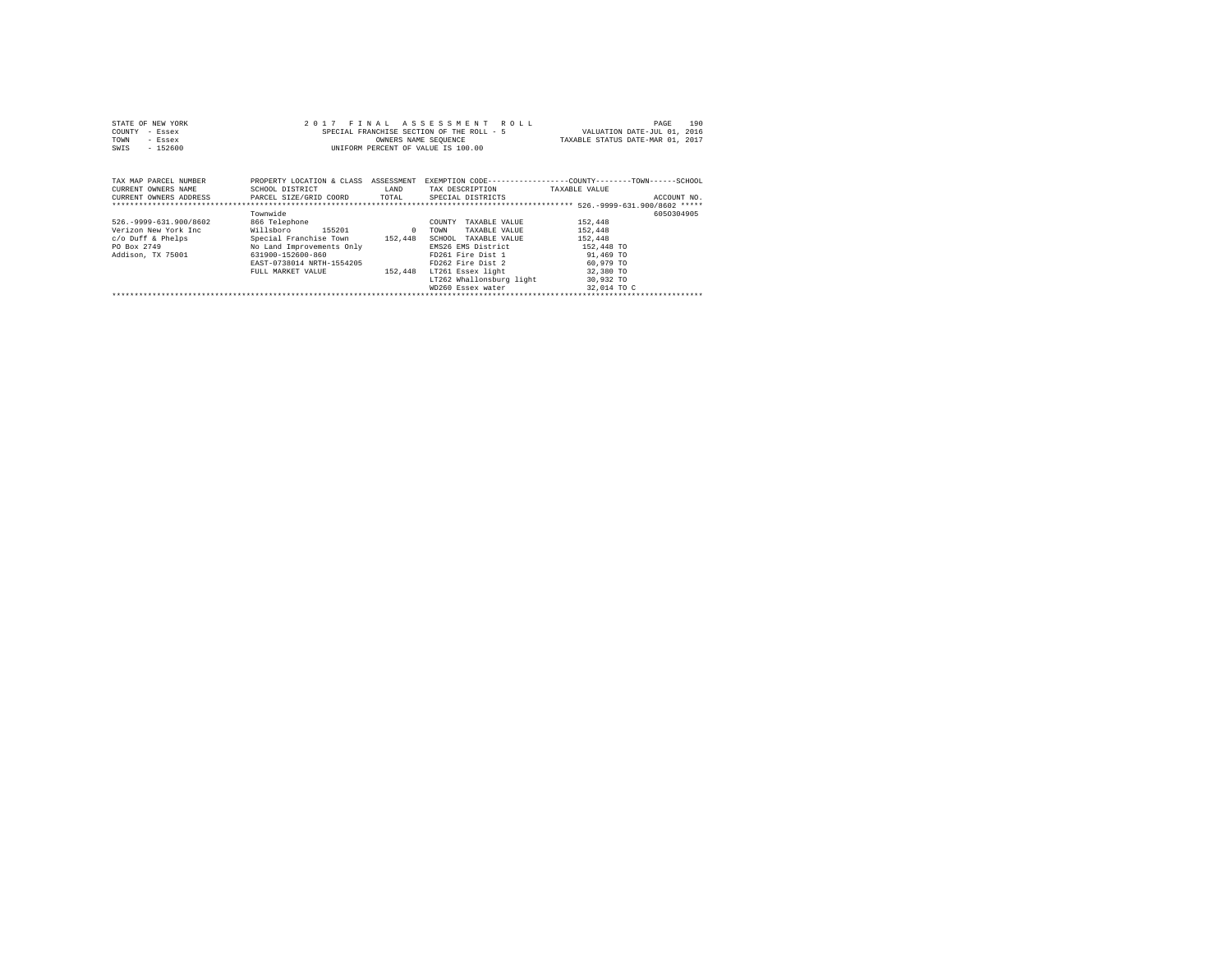STATE OF NEW YORK — COUNTY - Essex — TOWN - Essex — SWIS - 152600

2 0 1 7 F I N A L A S S E S S M E N T R O L L

SPECIAL FRANCHISE SECTION OF THE ROLL - 5

OWNERS NAME SEQUENCE

UNIFORM PERCENT OF VALUE IS 100.00

VALUATION DATE-JUL 01, 2016

TAXABLE STATUS DATE-MAR 01, 2017

| TAX MAP PARCEL NUMBER / CURRENT OWNERS NAME / CURRENT OWNERS ADDRESS | PROPERTY LOCATION & CLASS / SCHOOL DISTRICT / PARCEL SIZE/GRID COORD | ASSESSMENT LAND / TOTAL | EXEMPTION CODE / TAX DESCRIPTION / SPECIAL DISTRICTS | TAXABLE VALUE (COUNTY--------TOWN------SCHOOL) | ACCOUNT NO. |
|---|---|---|---|---|---|
| | Townwide | | | | 6050304905 |
| 526.-9999-631.900/8602 | 866 Telephone | | COUNTY TAXABLE VALUE | 152,448 | |
| Verizon New York Inc | Willsboro 155201 | 0 | TOWN TAXABLE VALUE | 152,448 | |
| c/o Duff & Phelps | Special Franchise Town | 152,448 | SCHOOL TAXABLE VALUE | 152,448 | |
| PO Box 2749 | No Land Improvements Only | | EMS26 EMS District | 152,448 TO | |
| Addison, TX 75001 | 631900-152600-860 | | FD261 Fire Dist 1 | 91,469 TO | |
| | EAST-0738014 NRTH-1554205 | | FD262 Fire Dist 2 | 60,979 TO | |
| | FULL MARKET VALUE | 152,448 | LT261 Essex light | 32,380 TO | |
| | | | LT262 Whallonsburg light | 30,932 TO | |
| | | | WD260 Essex water | 32,014 TO C | |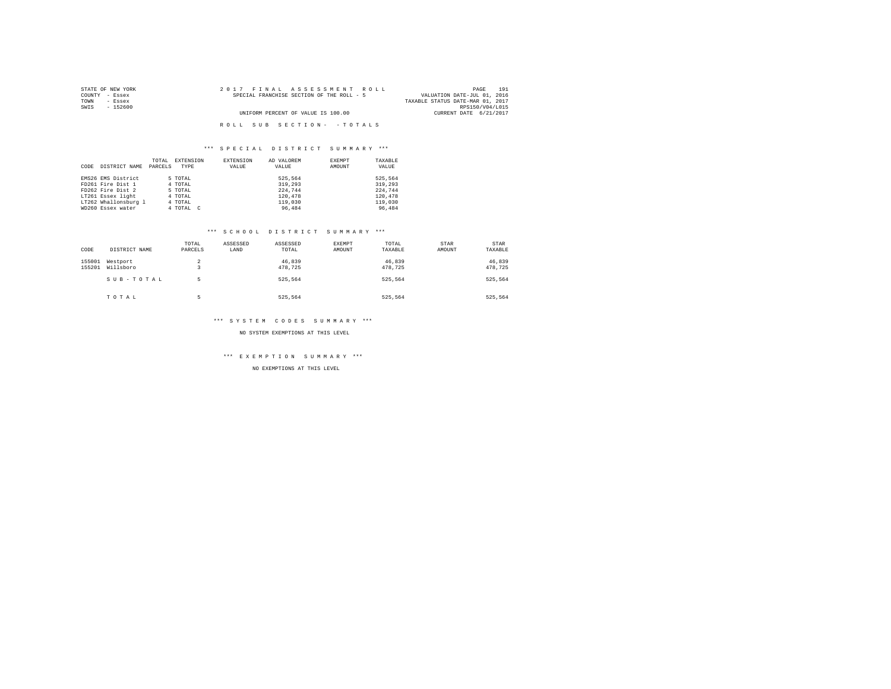STATE OF NEW YORK
COUNTY - Essex
TOWN - Essex
SWIS - 152600

2017 FINAL ASSESSMENT ROLL
SPECIAL FRANCHISE SECTION OF THE ROLL - 5

UNIFORM PERCENT OF VALUE IS 100.00

VALUATION DATE-JUL 01, 2016
TAXABLE STATUS DATE-MAR 01, 2017
RPS150/V04/L015
CURRENT DATE 6/21/2017

ROLL SUB SECTION- - TOTALS

### *** SPECIAL DISTRICT SUMMARY ***

| CODE | DISTRICT NAME | TOTAL PARCELS | EXTENSION TYPE | EXTENSION VALUE | AD VALOREM VALUE | EXEMPT AMOUNT | TAXABLE VALUE |
|---|---|---|---|---|---|---|---|
| EMS26 | EMS District | 5 | TOTAL | | 525,564 | | 525,564 |
| FD261 | Fire Dist 1 | 4 | TOTAL | | 319,293 | | 319,293 |
| FD262 | Fire Dist 2 | 5 | TOTAL | | 224,744 | | 224,744 |
| LT261 | Essex light | 4 | TOTAL | | 120,478 | | 120,478 |
| LT262 | Whallonsburg l | 4 | TOTAL | | 119,030 | | 119,030 |
| WD260 | Essex water | 4 | TOTAL C | | 96,484 | | 96,484 |

### *** SCHOOL DISTRICT SUMMARY ***

| CODE | DISTRICT NAME | TOTAL PARCELS | ASSESSED LAND | ASSESSED TOTAL | EXEMPT AMOUNT | TOTAL TAXABLE | STAR AMOUNT | STAR TAXABLE |
|---|---|---|---|---|---|---|---|---|
| 155001 | Westport | 2 | | 46,839 | | 46,839 | | 46,839 |
| 155201 | Willsboro | 3 | | 478,725 | | 478,725 | | 478,725 |
| | SUB-TOTAL | 5 | | 525,564 | | 525,564 | | 525,564 |
| | TOTAL | 5 | | 525,564 | | 525,564 | | 525,564 |

### *** SYSTEM CODES SUMMARY ***

NO SYSTEM EXEMPTIONS AT THIS LEVEL

### *** EXEMPTION SUMMARY ***

NO EXEMPTIONS AT THIS LEVEL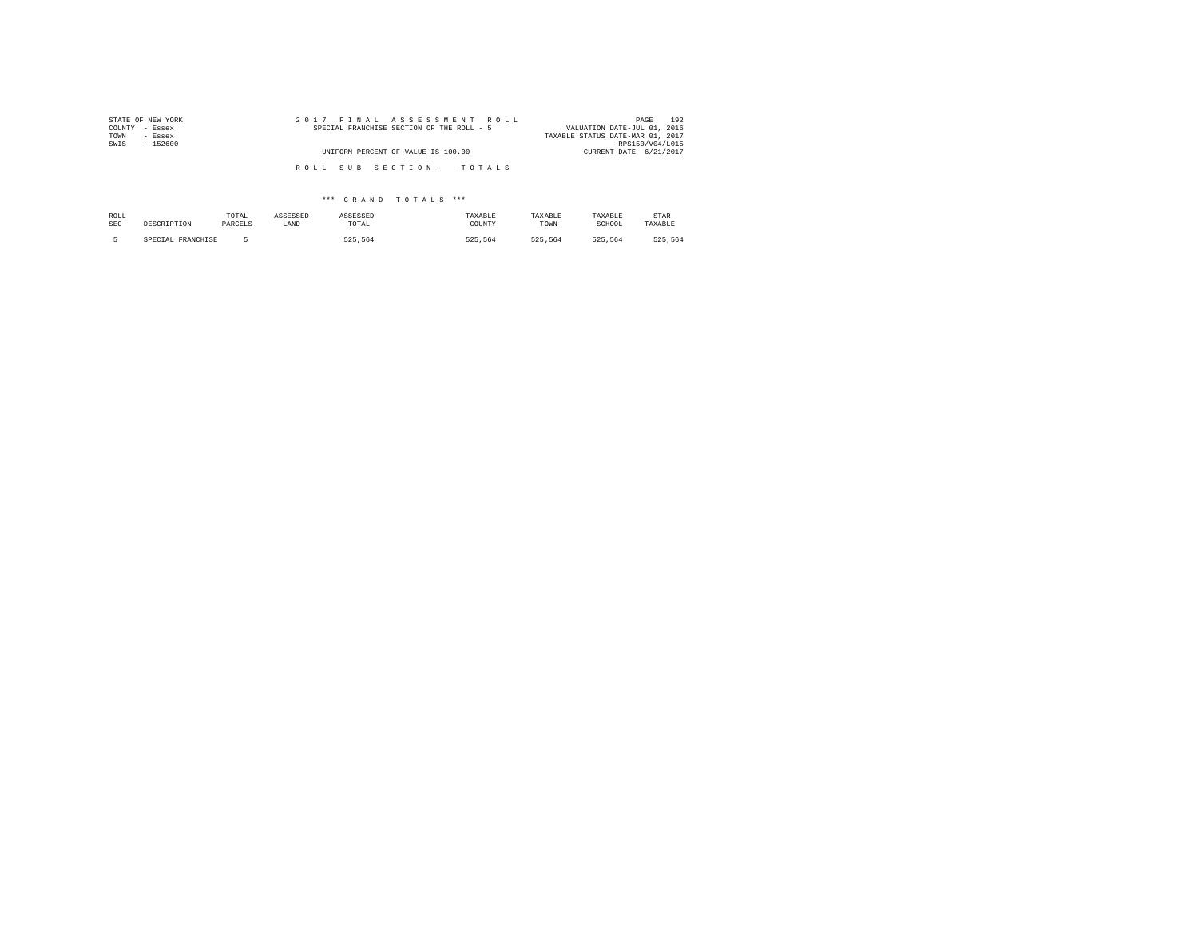STATE OF NEW YORK
COUNTY - Essex
TOWN - Essex
SWIS - 152600

2 0 1 7 F I N A L A S S E S S M E N T R O L L
SPECIAL FRANCHISE SECTION OF THE ROLL - 5

UNIFORM PERCENT OF VALUE IS 100.00

VALUATION DATE-JUL 01, 2016
TAXABLE STATUS DATE-MAR 01, 2017
RPS150/V04/L015
CURRENT DATE 6/21/2017

R O L L S U B S E C T I O N - - T O T A L S

*** G R A N D T O T A L S ***

| ROLL SEC | DESCRIPTION | TOTAL PARCELS | ASSESSED LAND | ASSESSED TOTAL | TAXABLE COUNTY | TAXABLE TOWN | TAXABLE SCHOOL | STAR TAXABLE |
|---|---|---|---|---|---|---|---|---|
| 5 | SPECIAL FRANCHISE | 5 | | 525,564 | 525,564 | 525,564 | 525,564 | 525,564 |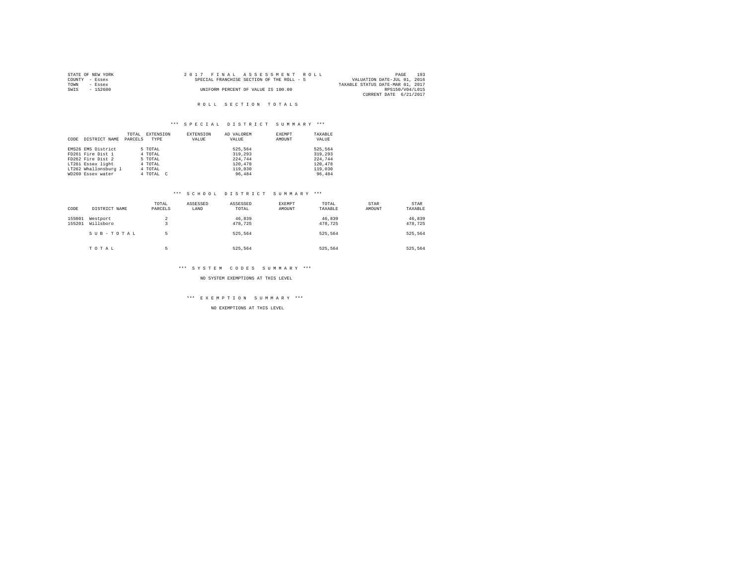STATE OF NEW YORK
COUNTY - Essex
TOWN - Essex
SWIS - 152600

2017 FINAL ASSESSMENT ROLL
SPECIAL FRANCHISE SECTION OF THE ROLL - 5
UNIFORM PERCENT OF VALUE IS 100.00

VALUATION DATE-JUL 01, 2016
TAXABLE STATUS DATE-MAR 01, 2017
RPS150/V04/L015
CURRENT DATE 6/21/2017

## ROLL SECTION TOTALS

### *** SPECIAL DISTRICT SUMMARY ***

| CODE | DISTRICT NAME | TOTAL PARCELS | EXTENSION TYPE | EXTENSION VALUE | AD VALOREM VALUE | EXEMPT AMOUNT | TAXABLE VALUE |
|---|---|---|---|---|---|---|---|
| EMS26 | EMS District | 5 | TOTAL | | 525,564 | | 525,564 |
| FD261 | Fire Dist 1 | 4 | TOTAL | | 319,293 | | 319,293 |
| FD262 | Fire Dist 2 | 5 | TOTAL | | 224,744 | | 224,744 |
| LT261 | Essex light | 4 | TOTAL | | 120,478 | | 120,478 |
| LT262 | Whallonsburg l | 4 | TOTAL | | 119,030 | | 119,030 |
| WD260 | Essex water | 4 | TOTAL C | | 96,484 | | 96,484 |

### *** SCHOOL DISTRICT SUMMARY ***

| CODE | DISTRICT NAME | TOTAL PARCELS | ASSESSED LAND | ASSESSED TOTAL | EXEMPT AMOUNT | TOTAL TAXABLE | STAR AMOUNT | STAR TAXABLE |
|---|---|---|---|---|---|---|---|---|
| 155001 | Westport | 2 | | 46,839 | | 46,839 | | 46,839 |
| 155201 | Willsboro | 3 | | 478,725 | | 478,725 | | 478,725 |
| | SUB-TOTAL | 5 | | 525,564 | | 525,564 | | 525,564 |
| | TOTAL | 5 | | 525,564 | | 525,564 | | 525,564 |

### *** SYSTEM CODES SUMMARY ***

NO SYSTEM EXEMPTIONS AT THIS LEVEL

### *** EXEMPTION SUMMARY ***

NO EXEMPTIONS AT THIS LEVEL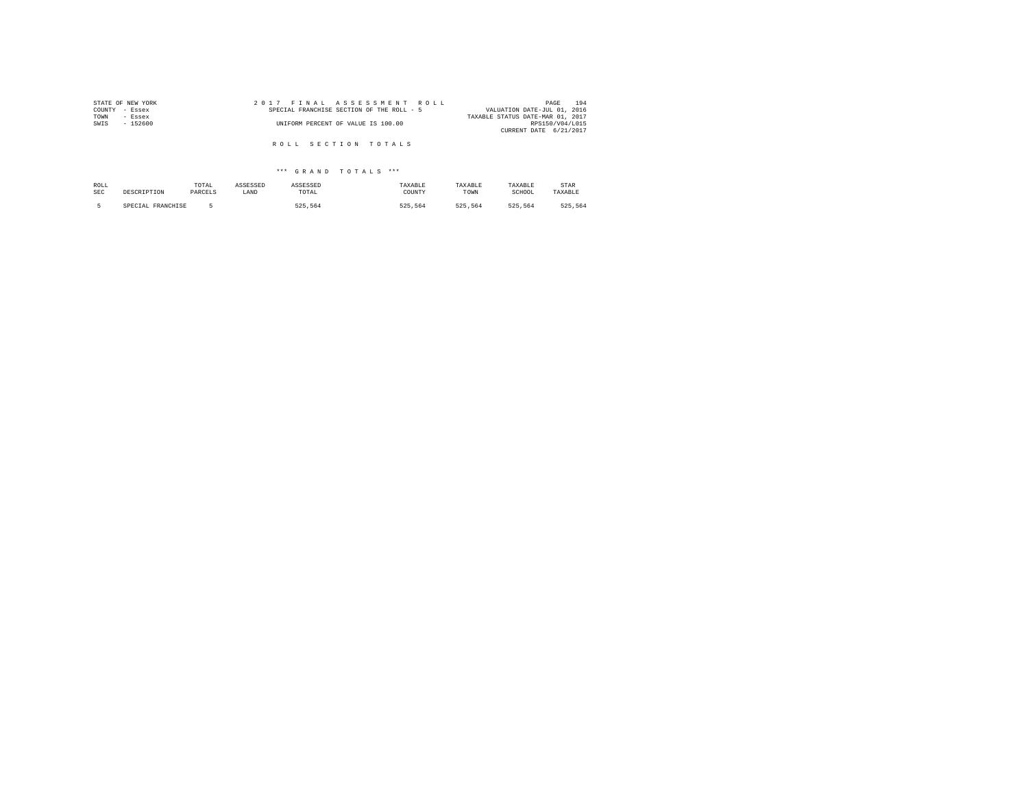STATE OF NEW YORK
COUNTY - Essex
TOWN - Essex
SWIS - 152600

2 0 1 7 F I N A L A S S E S S M E N T R O L L
SPECIAL FRANCHISE SECTION OF THE ROLL - 5
UNIFORM PERCENT OF VALUE IS 100.00

VALUATION DATE-JUL 01, 2016
TAXABLE STATUS DATE-MAR 01, 2017
RPS150/V04/L015
CURRENT DATE 6/21/2017

R O L L S E C T I O N T O T A L S

*** G R A N D T O T A L S ***

| ROLL SEC | DESCRIPTION | TOTAL PARCELS | ASSESSED LAND | ASSESSED TOTAL | TAXABLE COUNTY | TAXABLE TOWN | TAXABLE SCHOOL | STAR TAXABLE |
|---|---|---|---|---|---|---|---|---|
| 5 | SPECIAL FRANCHISE | 5 | | 525,564 | 525,564 | 525,564 | 525,564 | 525,564 |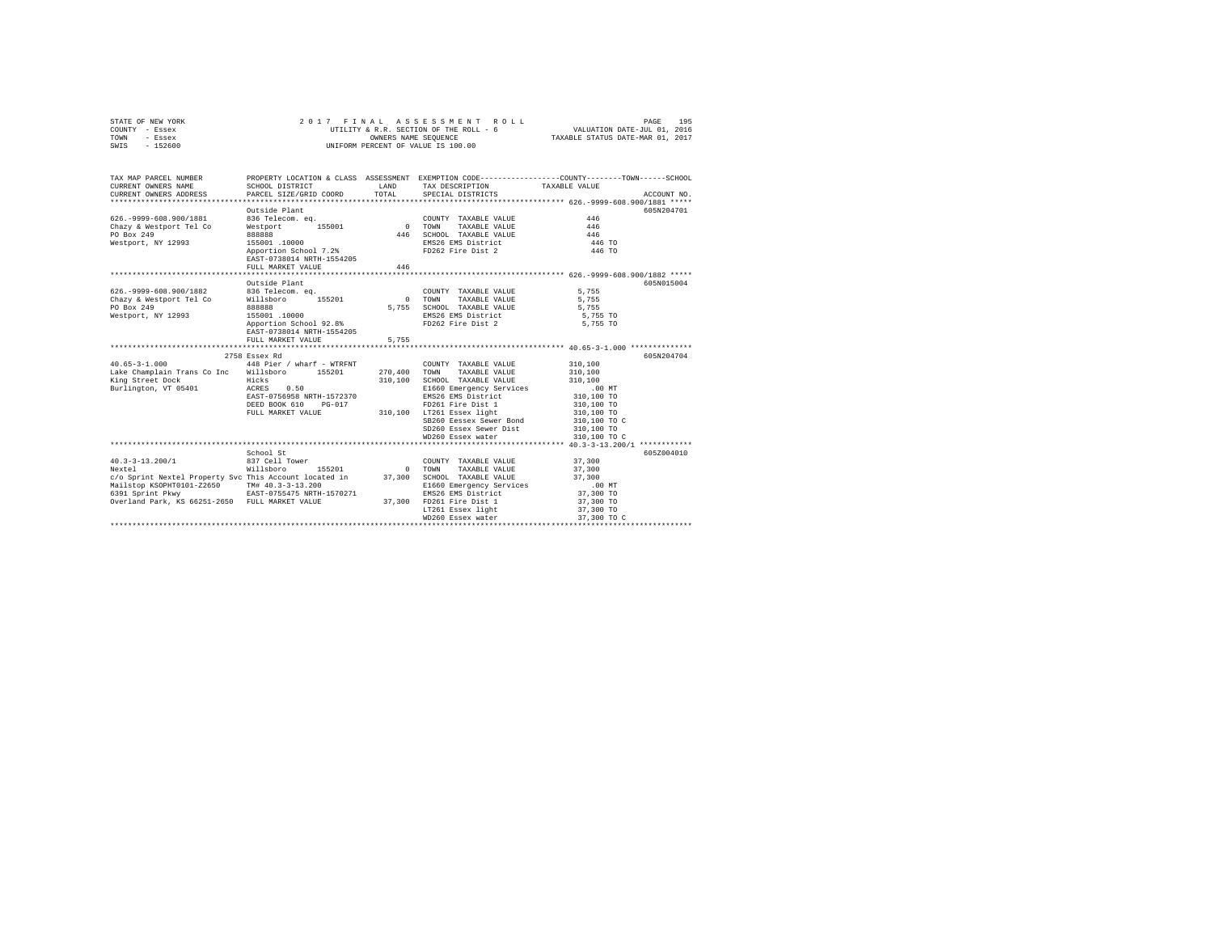STATE OF NEW YORK — 2017 FINAL ASSESSMENT ROLL
COUNTY - Essex — UTILITY & R.R. SECTION OF THE ROLL - 6 — VALUATION DATE-JUL 01, 2016
TOWN - Essex — OWNERS NAME SEQUENCE — TAXABLE STATUS DATE-MAR 01, 2017
SWIS - 152600 — UNIFORM PERCENT OF VALUE IS 100.00

| TAX MAP PARCEL NUMBER / CURRENT OWNERS NAME / CURRENT OWNERS ADDRESS | PROPERTY LOCATION & CLASS / SCHOOL DISTRICT / PARCEL SIZE/GRID COORD | ASSESSMENT LAND / TOTAL | EXEMPTION CODE / TAX DESCRIPTION / SPECIAL DISTRICTS | COUNTY / TOWN / SCHOOL TAXABLE VALUE | ACCOUNT NO. |
|---|---|---|---|---|---|
| **626.-9999-608.900/1881** | Outside Plant | | | | 605N204701 |
| Chazy & Westport Tel Co | 836 Telecom. eq. | | COUNTY TAXABLE VALUE | 446 | |
| PO Box 249 | Westport 155001 | 0 | TOWN TAXABLE VALUE | 446 | |
| Westport, NY 12993 | 888888 | 446 | SCHOOL TAXABLE VALUE | 446 | |
| | 155001 .10000 | | EMS26 EMS District | 446 TO | |
| | Apportion School 7.2% | | FD262 Fire Dist 2 | 446 TO | |
| | EAST-0738014 NRTH-1554205 | | | | |
| | FULL MARKET VALUE | 446 | | | |
| **626.-9999-608.900/1882** | Outside Plant | | | | 605N015004 |
| Chazy & Westport Tel Co | 836 Telecom. eq. | | COUNTY TAXABLE VALUE | 5,755 | |
| PO Box 249 | Willsboro 155201 | 0 | TOWN TAXABLE VALUE | 5,755 | |
| Westport, NY 12993 | 888888 | 5,755 | SCHOOL TAXABLE VALUE | 5,755 | |
| | 155001 .10000 | | EMS26 EMS District | 5,755 TO | |
| | Apportion School 92.8% | | FD262 Fire Dist 2 | 5,755 TO | |
| | EAST-0738014 NRTH-1554205 | | | | |
| | FULL MARKET VALUE | 5,755 | | | |
| **40.65-3-1.000** | 2758 Essex Rd | | | | 605N204704 |
| Lake Champlain Trans Co Inc | 448 Pier / wharf - WTRFNT | | COUNTY TAXABLE VALUE | 310,100 | |
| King Street Dock | Willsboro 155201 | 270,400 | TOWN TAXABLE VALUE | 310,100 | |
| Burlington, VT 05401 | Hicks | 310,100 | SCHOOL TAXABLE VALUE | 310,100 | |
| | ACRES 0.50 | | E1660 Emergency Services | .00 MT | |
| | EAST-0756958 NRTH-1572370 | | EMS26 EMS District | 310,100 TO | |
| | DEED BOOK 610 PG-017 | | FD261 Fire Dist 1 | 310,100 TO | |
| | FULL MARKET VALUE | 310,100 | LT261 Essex light | 310,100 TO | |
| | | | SB260 Eessex Sewer Bond | 310,100 TO C | |
| | | | SD260 Essex Sewer Dist | 310,100 TO | |
| | | | WD260 Essex water | 310,100 TO C | |
| **40.3-3-13.200/1** | School St | | | | 605Z004010 |
| Nextel | 837 Cell Tower | | COUNTY TAXABLE VALUE | 37,300 | |
| c/o Sprint Nextel Property Svc | Willsboro 155201 | 0 | TOWN TAXABLE VALUE | 37,300 | |
| Mailstop KSOPHT0101-Z2650 | This Account located in | 37,300 | SCHOOL TAXABLE VALUE | 37,300 | |
| 6391 Sprint Pkwy | TM# 40.3-3-13.200 | | E1660 Emergency Services | .00 MT | |
| Overland Park, KS 66251-2650 | EAST-0755475 NRTH-1570271 | | EMS26 EMS District | 37,300 TO | |
| | FULL MARKET VALUE | 37,300 | FD261 Fire Dist 1 | 37,300 TO | |
| | | | LT261 Essex light | 37,300 TO | |
| | | | WD260 Essex water | 37,300 TO C | |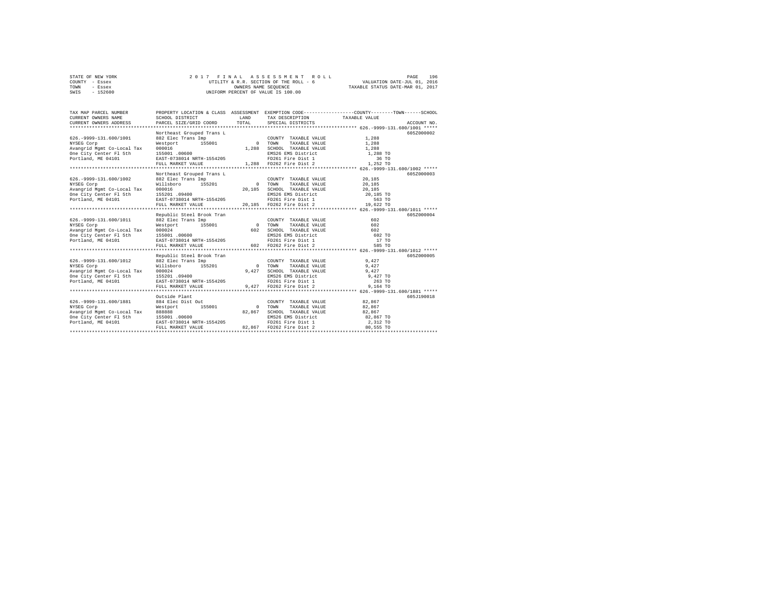STATE OF NEW YORK
COUNTY - Essex
TOWN - Essex
SWIS - 152600

2017 FINAL ASSESSMENT ROLL
UTILITY & R.R. SECTION OF THE ROLL - 6
OWNERS NAME SEQUENCE
UNIFORM PERCENT OF VALUE IS 100.00

VALUATION DATE-JUL 01, 2016
TAXABLE STATUS DATE-MAR 01, 2017

| TAX MAP PARCEL NUMBER / CURRENT OWNERS NAME / CURRENT OWNERS ADDRESS | PROPERTY LOCATION & CLASS / SCHOOL DISTRICT / PARCEL SIZE/GRID COORD | ASSESSMENT LAND | ASSESSMENT TOTAL | EXEMPTION CODE / TAX DESCRIPTION / SPECIAL DISTRICTS | COUNTY--------TOWN------SCHOOL TAXABLE VALUE | ACCOUNT NO. |
|---|---|---|---|---|---|---|
| **626.-9999-131.600/1001** | Northeast Grouped Trans L | | | | | 605Z000002 |
| 626.-9999-131.600/1001 | 882 Elec Trans Imp | | | COUNTY TAXABLE VALUE | 1,288 | |
| NYSEG Corp | Westport 155001 | 0 | | TOWN TAXABLE VALUE | 1,288 | |
| Avangrid Mgmt Co-Local Tax | 000016 | | 1,288 | SCHOOL TAXABLE VALUE | 1,288 | |
| One City Center Fl 5th | 155001 .00600 | | | EMS26 EMS District | 1,288 TO | |
| Portland, ME 04101 | EAST-0738014 NRTH-1554205 | | | FD261 Fire Dist 1 | 36 TO | |
| | FULL MARKET VALUE | | 1,288 | FD262 Fire Dist 2 | 1,252 TO | |
| **626.-9999-131.600/1002** | Northeast Grouped Trans L | | | | | 605Z000003 |
| 626.-9999-131.600/1002 | 882 Elec Trans Imp | | | COUNTY TAXABLE VALUE | 20,185 | |
| NYSEG Corp | Willsboro 155201 | 0 | | TOWN TAXABLE VALUE | 20,185 | |
| Avangrid Mgmt Co-Local Tax | 000016 | | 20,185 | SCHOOL TAXABLE VALUE | 20,185 | |
| One City Center Fl 5th | 155201 .09400 | | | EMS26 EMS District | 20,185 TO | |
| Portland, ME 04101 | EAST-0738014 NRTH-1554205 | | | FD261 Fire Dist 1 | 563 TO | |
| | FULL MARKET VALUE | | 20,185 | FD262 Fire Dist 2 | 19,622 TO | |
| **626.-9999-131.600/1011** | Republic Steel Brook Tran | | | | | 605Z000004 |
| 626.-9999-131.600/1011 | 882 Elec Trans Imp | | | COUNTY TAXABLE VALUE | 602 | |
| NYSEG Corp | Westport 155001 | 0 | | TOWN TAXABLE VALUE | 602 | |
| Avangrid Mgmt Co-Local Tax | 000024 | | 602 | SCHOOL TAXABLE VALUE | 602 | |
| One City Center Fl 5th | 155001 .00600 | | | EMS26 EMS District | 602 TO | |
| Portland, ME 04101 | EAST-0738014 NRTH-1554205 | | | FD261 Fire Dist 1 | 17 TO | |
| | FULL MARKET VALUE | | 602 | FD262 Fire Dist 2 | 585 TO | |
| **626.-9999-131.600/1012** | Republic Steel Brook Tran | | | | | 605Z000005 |
| 626.-9999-131.600/1012 | 882 Elec Trans Imp | | | COUNTY TAXABLE VALUE | 9,427 | |
| NYSEG Corp | Willsboro 155201 | 0 | | TOWN TAXABLE VALUE | 9,427 | |
| Avangrid Mgmt Co-Local Tax | 000024 | | 9,427 | SCHOOL TAXABLE VALUE | 9,427 | |
| One City Center Fl 5th | 155201 .09400 | | | EMS26 EMS District | 9,427 TO | |
| Portland, ME 04101 | EAST-0738014 NRTH-1554205 | | | FD261 Fire Dist 1 | 263 TO | |
| | FULL MARKET VALUE | | 9,427 | FD262 Fire Dist 2 | 9,164 TO | |
| **626.-9999-131.600/1881** | Outside Plant | | | | | 605J190018 |
| 626.-9999-131.600/1881 | 884 Elec Dist Out | | | COUNTY TAXABLE VALUE | 82,867 | |
| NYSEG Corp | Westport 155001 | 0 | | TOWN TAXABLE VALUE | 82,867 | |
| Avangrid Mgmt Co-Local Tax | 888888 | | 82,867 | SCHOOL TAXABLE VALUE | 82,867 | |
| One City Center Fl 5th | 155001 .00600 | | | EMS26 EMS District | 82,867 TO | |
| Portland, ME 04101 | EAST-0738014 NRTH-1554205 | | | FD261 Fire Dist 1 | 2,312 TO | |
| | FULL MARKET VALUE | | 82,867 | FD262 Fire Dist 2 | 80,555 TO | |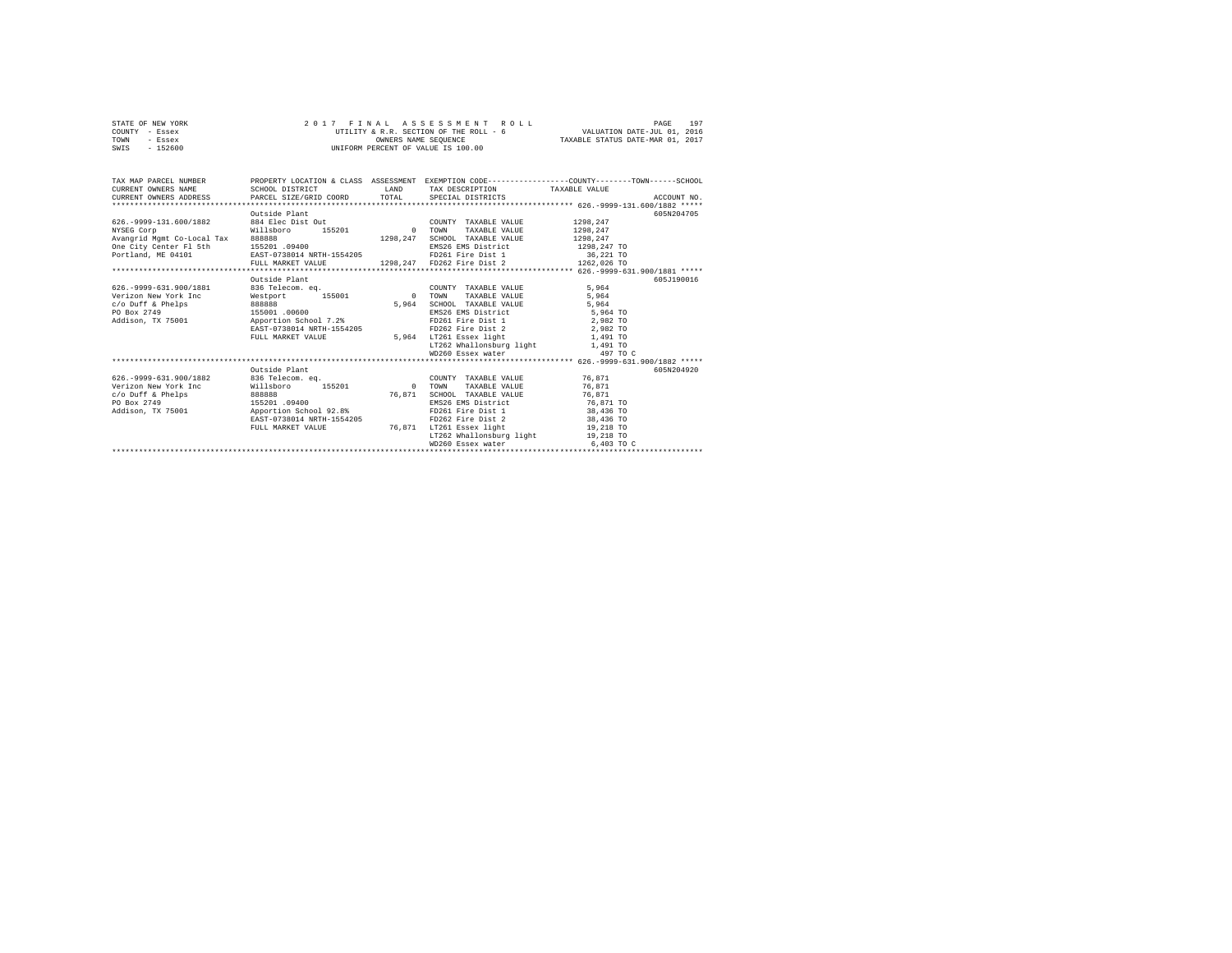STATE OF NEW YORK
COUNTY - Essex
TOWN - Essex
SWIS - 152600

2 0 1 7 F I N A L A S S E S S M E N T R O L L
UTILITY & R.R. SECTION OF THE ROLL - 6
OWNERS NAME SEQUENCE
UNIFORM PERCENT OF VALUE IS 100.00

VALUATION DATE-JUL 01, 2016
TAXABLE STATUS DATE-MAR 01, 2017

```
TAX MAP PARCEL NUMBER         PROPERTY LOCATION & CLASS  ASSESSMENT  EXEMPTION CODE-----------------COUNTY--------TOWN------SCHOOL
CURRENT OWNERS NAME           SCHOOL DISTRICT               LAND      TAX DESCRIPTION            TAXABLE VALUE
CURRENT OWNERS ADDRESS        PARCEL SIZE/GRID COORD        TOTAL     SPECIAL DISTRICTS                                    ACCOUNT NO.
*********************************************************************************************** 626.-9999-131.600/1882 *****
                              Outside Plant                                                                          605N204705
626.-9999-131.600/1882        884 Elec Dist Out                       COUNTY  TAXABLE VALUE          1298,247
NYSEG Corp                    Willsboro      155201          0        TOWN    TAXABLE VALUE          1298,247
Avangrid Mgmt Co-Local Tax    888888                    1298,247      SCHOOL  TAXABLE VALUE          1298,247
One City Center Fl 5th        155201 .09400                           EMS26 EMS District              1298,247 TO
Portland, ME 04101            EAST-0738014 NRTH-1554205               FD261 Fire Dist 1                 36,221 TO
                              FULL MARKET VALUE         1298,247      FD262 Fire Dist 2               1262,026 TO
*********************************************************************************************** 626.-9999-631.900/1881 *****
                              Outside Plant                                                                          605J190016
626.-9999-631.900/1881        836 Telecom. eq.                        COUNTY  TAXABLE VALUE             5,964
Verizon New York Inc          Westport       155001          0        TOWN    TAXABLE VALUE             5,964
c/o Duff & Phelps             888888                       5,964      SCHOOL  TAXABLE VALUE             5,964
PO Box 2749                   155001 .00600                           EMS26 EMS District                 5,964 TO
Addison, TX 75001             Apportion School 7.2%                   FD261 Fire Dist 1                  2,982 TO
                              EAST-0738014 NRTH-1554205               FD262 Fire Dist 2                  2,982 TO
                              FULL MARKET VALUE            5,964      LT261 Essex light                  1,491 TO
                                                                      LT262 Whallonsburg light           1,491 TO
                                                                      WD260 Essex water                    497 TO C
*********************************************************************************************** 626.-9999-631.900/1882 *****
                              Outside Plant                                                                          605N204920
626.-9999-631.900/1882        836 Telecom. eq.                        COUNTY  TAXABLE VALUE            76,871
Verizon New York Inc          Willsboro      155201          0        TOWN    TAXABLE VALUE            76,871
c/o Duff & Phelps             888888                      76,871      SCHOOL  TAXABLE VALUE            76,871
PO Box 2749                   155201 .09400                           EMS26 EMS District                76,871 TO
Addison, TX 75001             Apportion School 92.8%                  FD261 Fire Dist 1                 38,436 TO
                              EAST-0738014 NRTH-1554205               FD262 Fire Dist 2                 38,436 TO
                              FULL MARKET VALUE           76,871      LT261 Essex light                 19,218 TO
                                                                      LT262 Whallonsburg light          19,218 TO
                                                                      WD260 Essex water                  6,403 TO C
******************************************************************************************************************************
```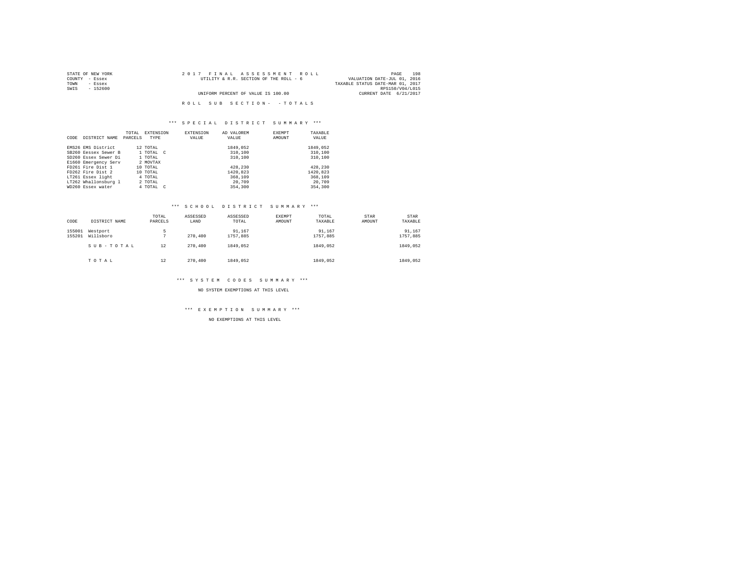STATE OF NEW YORK  
COUNTY - Essex  
TOWN - Essex  
SWIS - 152600

2 0 1 7 F I N A L A S S E S S M E N T R O L L  
UTILITY & R.R. SECTION OF THE ROLL - 6  
UNIFORM PERCENT OF VALUE IS 100.00

VALUATION DATE-JUL 01, 2016  
TAXABLE STATUS DATE-MAR 01, 2017  
RPS150/V04/L015  
CURRENT DATE 6/21/2017

R O L L S U B S E C T I O N - - T O T A L S

*** S P E C I A L D I S T R I C T S U M M A R Y ***

| CODE | DISTRICT NAME | TOTAL PARCELS | EXTENSION TYPE | EXTENSION VALUE | AD VALOREM VALUE | EXEMPT AMOUNT | TAXABLE VALUE |
|---|---|---|---|---|---|---|---|
| EMS26 | EMS District | 12 | TOTAL | | 1849,052 | | 1849,052 |
| SB260 | Eessex Sewer B | 1 | TOTAL C | | 310,100 | | 310,100 |
| SD260 | Essex Sewer Di | 1 | TOTAL | | 310,100 | | 310,100 |
| E1660 | Emergency Serv | 2 | MOVTAX | | | | |
| FD261 | Fire Dist 1 | 10 | TOTAL | | 428,230 | | 428,230 |
| FD262 | Fire Dist 2 | 10 | TOTAL | | 1420,823 | | 1420,823 |
| LT261 | Essex light | 4 | TOTAL | | 368,109 | | 368,109 |
| LT262 | Whallonsburg l | 2 | TOTAL | | 20,709 | | 20,709 |
| WD260 | Essex water | 4 | TOTAL C | | 354,300 | | 354,300 |

*** S C H O O L D I S T R I C T S U M M A R Y ***

| CODE | DISTRICT NAME | TOTAL PARCELS | ASSESSED LAND | ASSESSED TOTAL | EXEMPT AMOUNT | TOTAL TAXABLE | STAR AMOUNT | STAR TAXABLE |
|---|---|---|---|---|---|---|---|---|
| 155001 | Westport | 5 | | 91,167 | | 91,167 | | 91,167 |
| 155201 | Willsboro | 7 | 270,400 | 1757,885 | | 1757,885 | | 1757,885 |
| | S U B - T O T A L | 12 | 270,400 | 1849,052 | | 1849,052 | | 1849,052 |
| | T O T A L | 12 | 270,400 | 1849,052 | | 1849,052 | | 1849,052 |

*** S Y S T E M C O D E S S U M M A R Y ***

NO SYSTEM EXEMPTIONS AT THIS LEVEL

*** E X E M P T I O N S U M M A R Y ***

NO EXEMPTIONS AT THIS LEVEL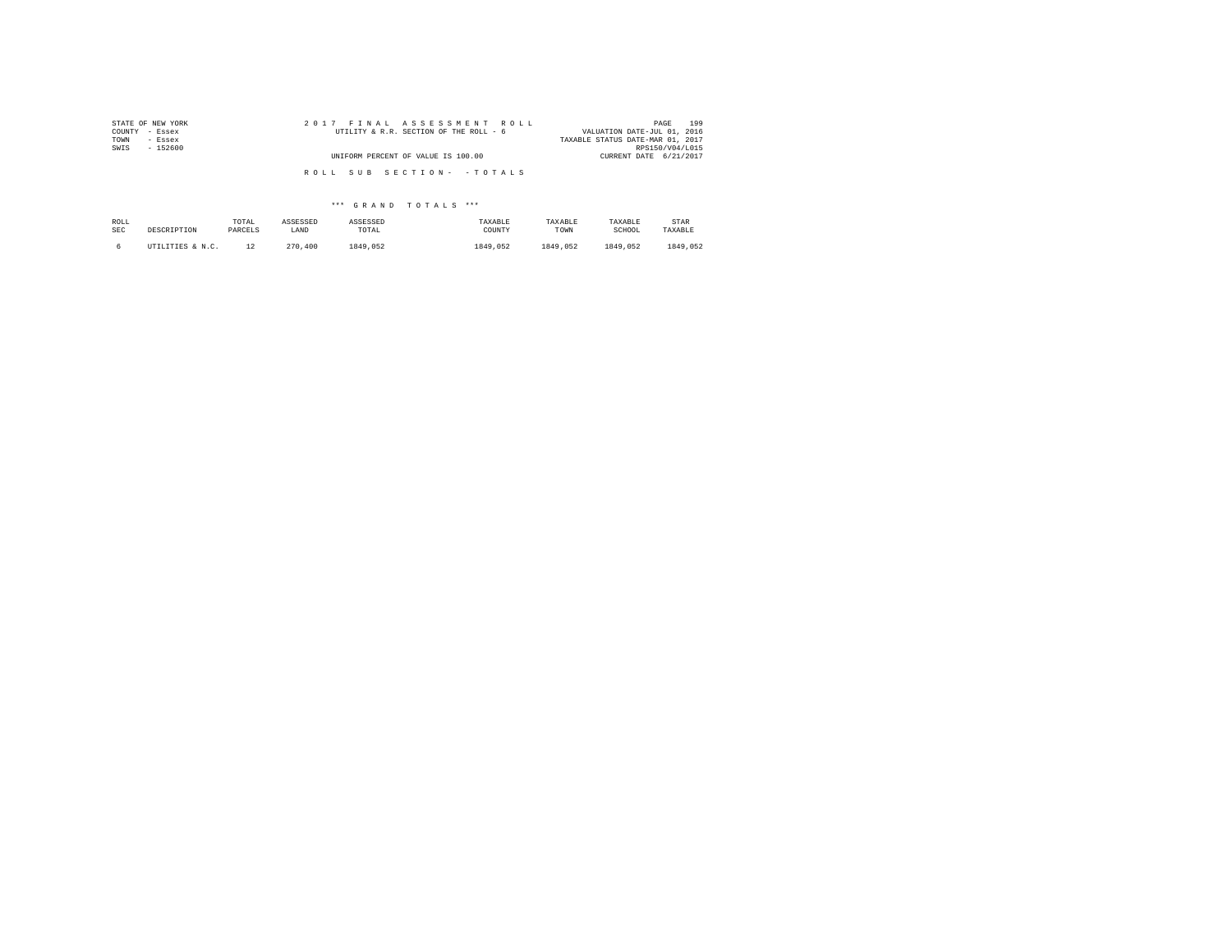STATE OF NEW YORK
COUNTY - Essex
TOWN - Essex
SWIS - 152600

2 0 1 7 F I N A L A S S E S S M E N T R O L L
UTILITY & R.R. SECTION OF THE ROLL - 6

UNIFORM PERCENT OF VALUE IS 100.00

VALUATION DATE-JUL 01, 2016
TAXABLE STATUS DATE-MAR 01, 2017
RPS150/V04/L015
CURRENT DATE 6/21/2017

R O L L S U B S E C T I O N - - T O T A L S

\*\*\* G R A N D T O T A L S \*\*\*

| ROLL SEC | DESCRIPTION | TOTAL PARCELS | ASSESSED LAND | ASSESSED TOTAL | TAXABLE COUNTY | TAXABLE TOWN | TAXABLE SCHOOL | STAR TAXABLE |
|---|---|---|---|---|---|---|---|---|
| 6 | UTILITIES & N.C. | 12 | 270,400 | 1849,052 | 1849,052 | 1849,052 | 1849,052 | 1849,052 |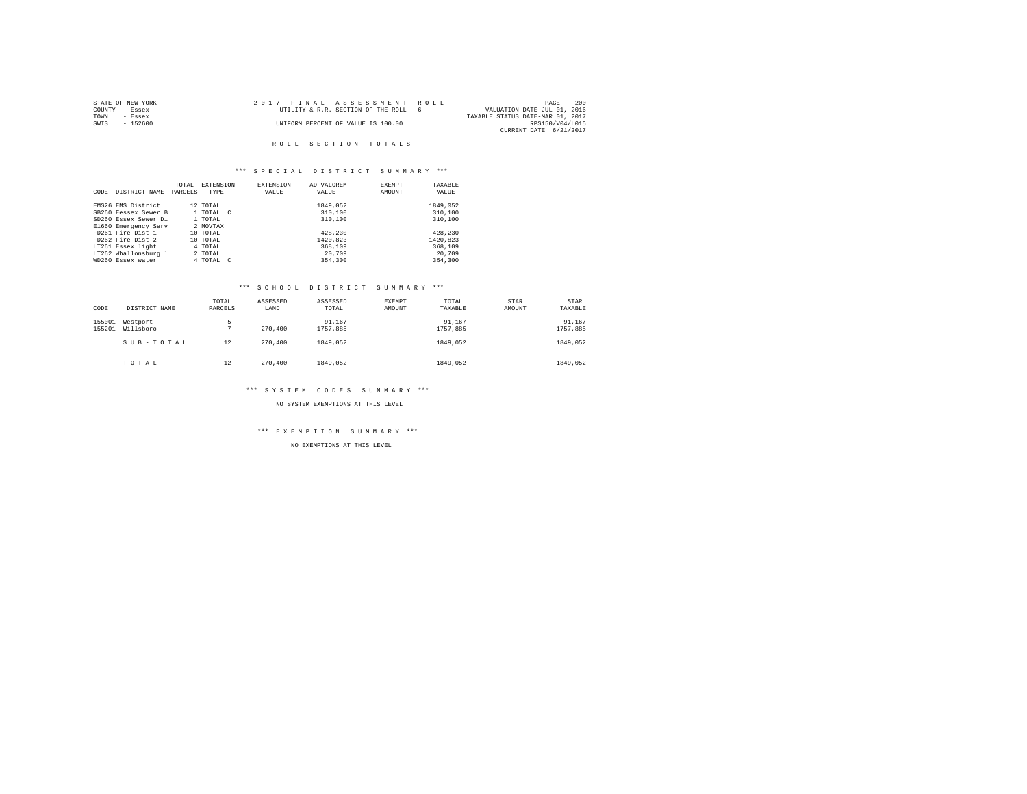STATE OF NEW YORK
COUNTY - Essex
TOWN - Essex
SWIS - 152600

2 0 1 7 F I N A L A S S E S S M E N T R O L L
UTILITY & R.R. SECTION OF THE ROLL - 6
UNIFORM PERCENT OF VALUE IS 100.00

VALUATION DATE-JUL 01, 2016
TAXABLE STATUS DATE-MAR 01, 2017
RPS150/V04/L015
CURRENT DATE 6/21/2017

## R O L L S E C T I O N T O T A L S

### *** S P E C I A L D I S T R I C T S U M M A R Y ***

| CODE | DISTRICT NAME | TOTAL PARCELS | EXTENSION TYPE | EXTENSION VALUE | AD VALOREM VALUE | EXEMPT AMOUNT | TAXABLE VALUE |
|---|---|---|---|---|---|---|---|
| EMS26 | EMS District | 12 | TOTAL | | 1849,052 | | 1849,052 |
| SB260 | Eessex Sewer B | 1 | TOTAL C | | 310,100 | | 310,100 |
| SD260 | Essex Sewer Di | 1 | TOTAL | | 310,100 | | 310,100 |
| E1660 | Emergency Serv | 2 | MOVTAX | | | | |
| FD261 | Fire Dist 1 | 10 | TOTAL | | 428,230 | | 428,230 |
| FD262 | Fire Dist 2 | 10 | TOTAL | | 1420,823 | | 1420,823 |
| LT261 | Essex light | 4 | TOTAL | | 368,109 | | 368,109 |
| LT262 | Whallonsburg l | 2 | TOTAL | | 20,709 | | 20,709 |
| WD260 | Essex water | 4 | TOTAL C | | 354,300 | | 354,300 |

### *** S C H O O L D I S T R I C T S U M M A R Y ***

| CODE | DISTRICT NAME | TOTAL PARCELS | ASSESSED LAND | ASSESSED TOTAL | EXEMPT AMOUNT | TOTAL TAXABLE | STAR AMOUNT | STAR TAXABLE |
|---|---|---|---|---|---|---|---|---|
| 155001 | Westport | 5 | | 91,167 | | 91,167 | | 91,167 |
| 155201 | Willsboro | 7 | 270,400 | 1757,885 | | 1757,885 | | 1757,885 |
| | S U B - T O T A L | 12 | 270,400 | 1849,052 | | 1849,052 | | 1849,052 |
| | T O T A L | 12 | 270,400 | 1849,052 | | 1849,052 | | 1849,052 |

### *** S Y S T E M C O D E S S U M M A R Y ***

NO SYSTEM EXEMPTIONS AT THIS LEVEL

### *** E X E M P T I O N S U M M A R Y ***

NO EXEMPTIONS AT THIS LEVEL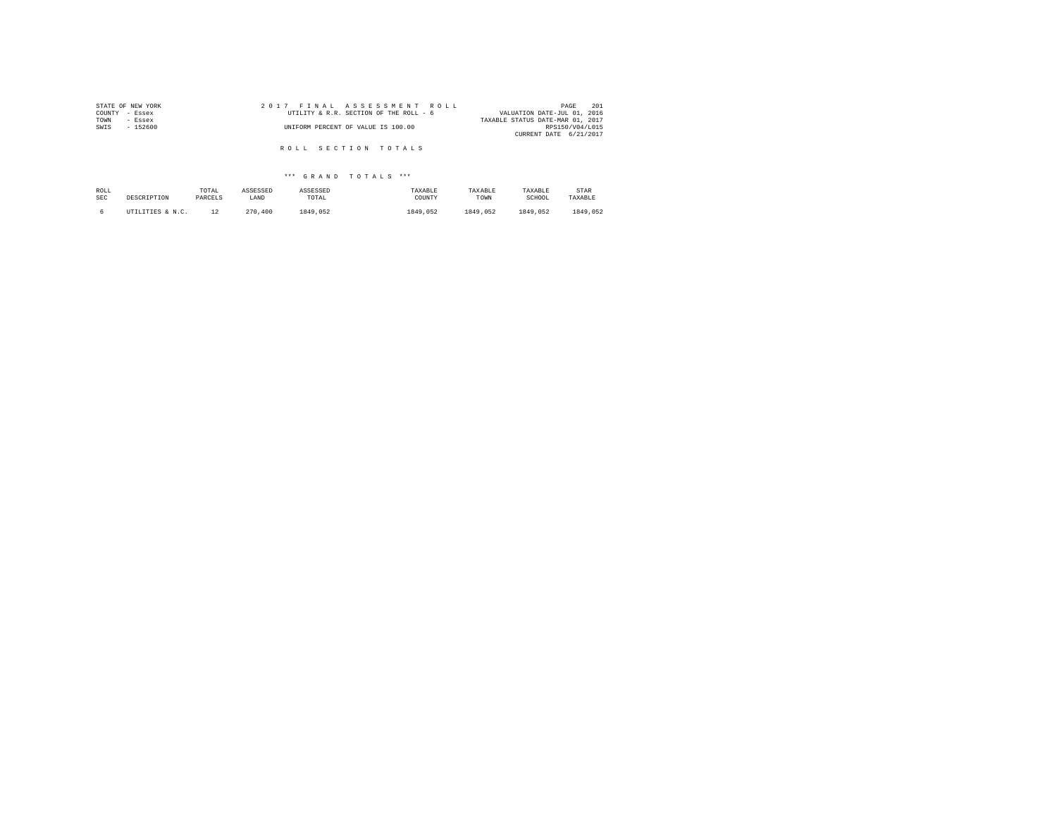STATE OF NEW YORK
COUNTY - Essex
TOWN - Essex
SWIS - 152600

2 0 1 7 F I N A L A S S E S S M E N T R O L L
UTILITY & R.R. SECTION OF THE ROLL - 6
UNIFORM PERCENT OF VALUE IS 100.00

VALUATION DATE-JUL 01, 2016
TAXABLE STATUS DATE-MAR 01, 2017
RPS150/V04/L015
CURRENT DATE 6/21/2017

## R O L L S E C T I O N T O T A L S

### *** G R A N D T O T A L S ***

| ROLL SEC | DESCRIPTION | TOTAL PARCELS | ASSESSED LAND | ASSESSED TOTAL | TAXABLE COUNTY | TAXABLE TOWN | TAXABLE SCHOOL | STAR TAXABLE |
|---|---|---|---|---|---|---|---|---|
| 6 | UTILITIES & N.C. | 12 | 270,400 | 1849,052 | 1849,052 | 1849,052 | 1849,052 | 1849,052 |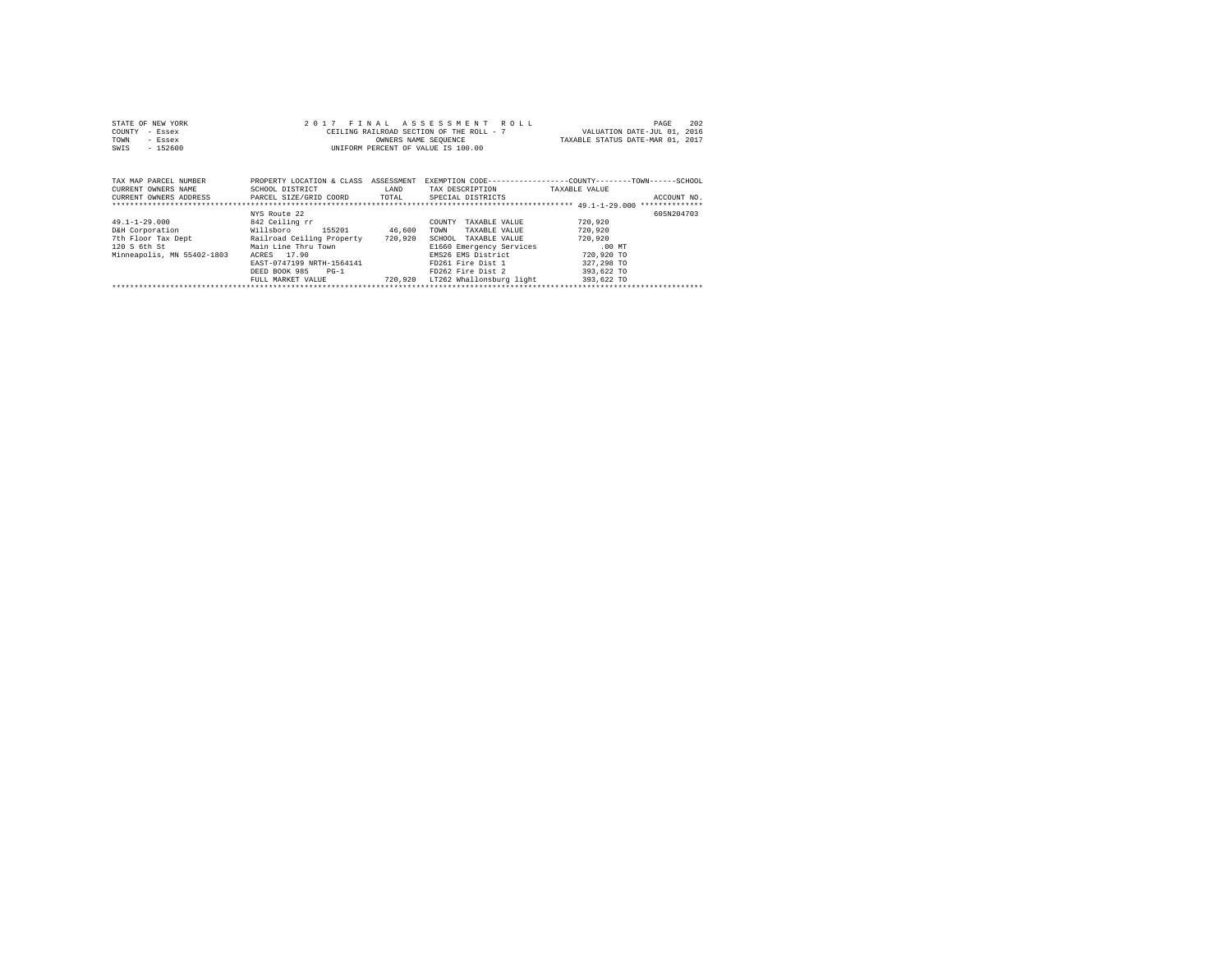STATE OF NEW YORK
COUNTY - Essex
TOWN - Essex
SWIS - 152600

2017 FINAL ASSESSMENT ROLL
CEILING RAILROAD SECTION OF THE ROLL - 7
OWNERS NAME SEQUENCE
UNIFORM PERCENT OF VALUE IS 100.00

VALUATION DATE-JUL 01, 2016
TAXABLE STATUS DATE-MAR 01, 2017

| TAX MAP PARCEL NUMBER / CURRENT OWNERS NAME / CURRENT OWNERS ADDRESS | PROPERTY LOCATION & CLASS / SCHOOL DISTRICT / PARCEL SIZE/GRID COORD | ASSESSMENT LAND / TOTAL | EXEMPTION CODE / TAX DESCRIPTION / SPECIAL DISTRICTS | COUNTY--------TOWN------SCHOOL TAXABLE VALUE | ACCOUNT NO. |
|---|---|---|---|---|---|
| 49.1-1-29.000 | NYS Route 22 | | | | 605N204703 |
| 49.1-1-29.000 | 842 Ceiling rr | | COUNTY TAXABLE VALUE | 720,920 | |
| D&H Corporation | Willsboro 155201 | 46,600 | TOWN TAXABLE VALUE | 720,920 | |
| 7th Floor Tax Dept | Railroad Ceiling Property | 720,920 | SCHOOL TAXABLE VALUE | 720,920 | |
| 120 S 6th St | Main Line Thru Town | | E1660 Emergency Services | .00 MT | |
| Minneapolis, MN 55402-1803 | ACRES 17.90 | | EMS26 EMS District | 720,920 TO | |
| | EAST-0747199 NRTH-1564141 | | FD261 Fire Dist 1 | 327,298 TO | |
| | DEED BOOK 985 PG-1 | | FD262 Fire Dist 2 | 393,622 TO | |
| | FULL MARKET VALUE | 720,920 | LT262 Whallonsburg light | 393,622 TO | |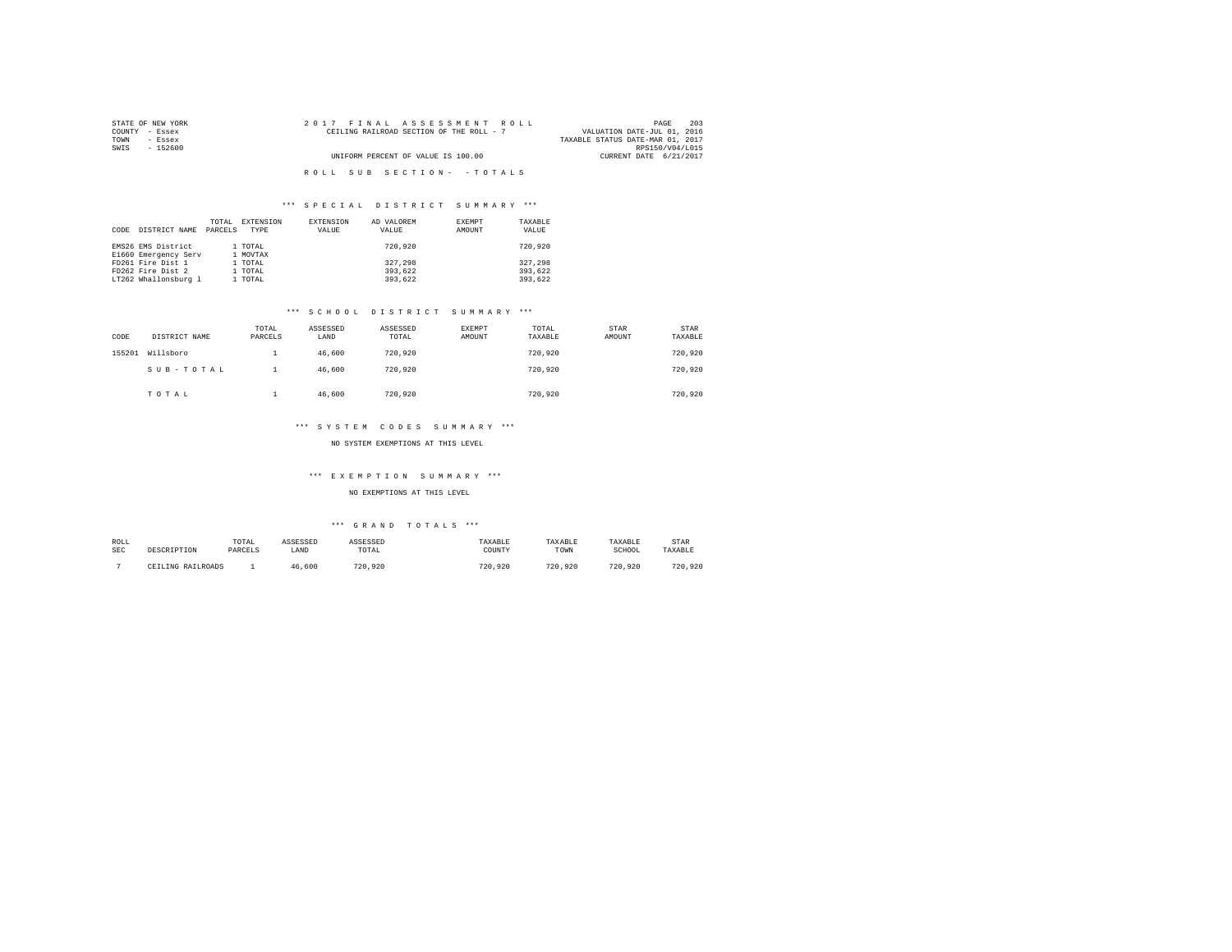STATE OF NEW YORK
COUNTY - Essex
TOWN - Essex
SWIS - 152600

2 0 1 7 F I N A L A S S E S S M E N T R O L L
CEILING RAILROAD SECTION OF THE ROLL - 7
UNIFORM PERCENT OF VALUE IS 100.00

VALUATION DATE-JUL 01, 2016
TAXABLE STATUS DATE-MAR 01, 2017
RPS150/V04/L015
CURRENT DATE 6/21/2017

R O L L S U B S E C T I O N - - T O T A L S

### *** S P E C I A L D I S T R I C T S U M M A R Y ***

| CODE | DISTRICT NAME | TOTAL PARCELS | EXTENSION TYPE | EXTENSION VALUE | AD VALOREM VALUE | EXEMPT AMOUNT | TAXABLE VALUE |
|---|---|---|---|---|---|---|---|
| EMS26 | EMS District | 1 | TOTAL | | 720,920 | | 720,920 |
| E1660 | Emergency Serv | 1 | MOVTAX | | | | |
| FD261 | Fire Dist 1 | 1 | TOTAL | | 327,298 | | 327,298 |
| FD262 | Fire Dist 2 | 1 | TOTAL | | 393,622 | | 393,622 |
| LT262 | Whallonsburg l | 1 | TOTAL | | 393,622 | | 393,622 |

### *** S C H O O L D I S T R I C T S U M M A R Y ***

| CODE | DISTRICT NAME | TOTAL PARCELS | ASSESSED LAND | ASSESSED TOTAL | EXEMPT AMOUNT | TOTAL TAXABLE | STAR AMOUNT | STAR TAXABLE |
|---|---|---|---|---|---|---|---|---|
| 155201 | Willsboro | 1 | 46,600 | 720,920 | | 720,920 | | 720,920 |
| | S U B - T O T A L | 1 | 46,600 | 720,920 | | 720,920 | | 720,920 |
| | T O T A L | 1 | 46,600 | 720,920 | | 720,920 | | 720,920 |

### *** S Y S T E M C O D E S S U M M A R Y ***

NO SYSTEM EXEMPTIONS AT THIS LEVEL

### *** E X E M P T I O N S U M M A R Y ***

NO EXEMPTIONS AT THIS LEVEL

### *** G R A N D T O T A L S ***

| ROLL SEC | DESCRIPTION | TOTAL PARCELS | ASSESSED LAND | ASSESSED TOTAL | TAXABLE COUNTY | TAXABLE TOWN | TAXABLE SCHOOL | STAR TAXABLE |
|---|---|---|---|---|---|---|---|---|
| 7 | CEILING RAILROADS | 1 | 46,600 | 720,920 | 720,920 | 720,920 | 720,920 | 720,920 |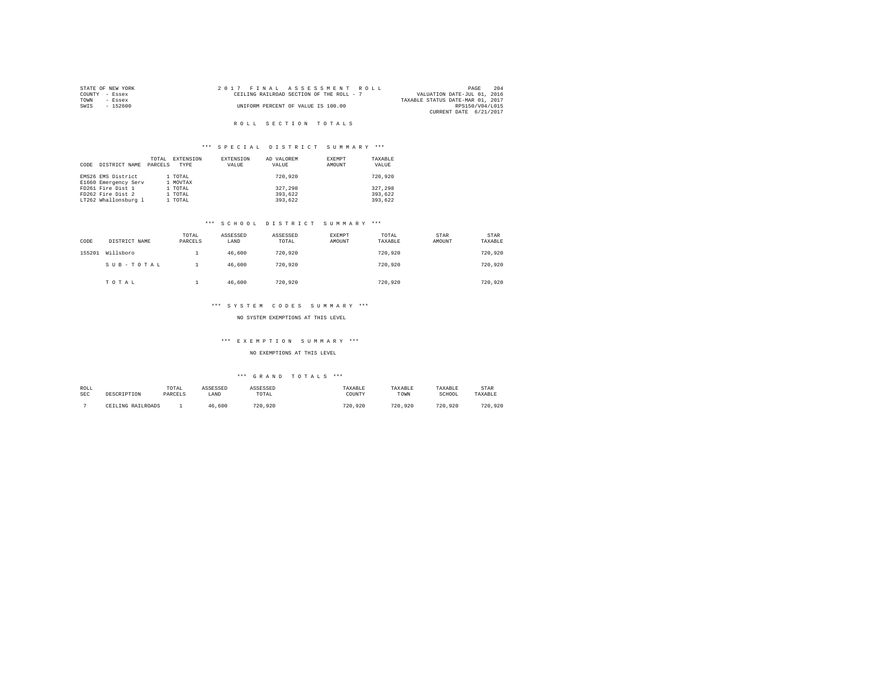STATE OF NEW YORK
COUNTY - Essex
TOWN - Essex
SWIS - 152600

2017 FINAL ASSESSMENT ROLL
CEILING RAILROAD SECTION OF THE ROLL - 7
UNIFORM PERCENT OF VALUE IS 100.00

VALUATION DATE-JUL 01, 2016
TAXABLE STATUS DATE-MAR 01, 2017
RPS150/V04/L015
CURRENT DATE 6/21/2017

# ROLL SECTION TOTALS

## *** SPECIAL DISTRICT SUMMARY ***

| CODE | DISTRICT NAME | TOTAL PARCELS | EXTENSION TYPE | EXTENSION VALUE | AD VALOREM VALUE | EXEMPT AMOUNT | TAXABLE VALUE |
|---|---|---|---|---|---|---|---|
| EMS26 | EMS District | 1 | TOTAL | | 720,920 | | 720,920 |
| E1660 | Emergency Serv | 1 | MOVTAX | | | | |
| FD261 | Fire Dist 1 | 1 | TOTAL | | 327,298 | | 327,298 |
| FD262 | Fire Dist 2 | 1 | TOTAL | | 393,622 | | 393,622 |
| LT262 | Whallonsburg l | 1 | TOTAL | | 393,622 | | 393,622 |

## *** SCHOOL DISTRICT SUMMARY ***

| CODE | DISTRICT NAME | TOTAL PARCELS | ASSESSED LAND | ASSESSED TOTAL | EXEMPT AMOUNT | TOTAL TAXABLE | STAR AMOUNT | STAR TAXABLE |
|---|---|---|---|---|---|---|---|---|
| 155201 | Willsboro | 1 | 46,600 | 720,920 | | 720,920 | | 720,920 |
| | SUB-TOTAL | 1 | 46,600 | 720,920 | | 720,920 | | 720,920 |
| | TOTAL | 1 | 46,600 | 720,920 | | 720,920 | | 720,920 |

## *** SYSTEM CODES SUMMARY ***

NO SYSTEM EXEMPTIONS AT THIS LEVEL

## *** EXEMPTION SUMMARY ***

NO EXEMPTIONS AT THIS LEVEL

## *** GRAND TOTALS ***

| ROLL SEC | DESCRIPTION | TOTAL PARCELS | ASSESSED LAND | ASSESSED TOTAL | TAXABLE COUNTY | TAXABLE TOWN | TAXABLE SCHOOL | STAR TAXABLE |
|---|---|---|---|---|---|---|---|---|
| 7 | CEILING RAILROADS | 1 | 46,600 | 720,920 | 720,920 | 720,920 | 720,920 | 720,920 |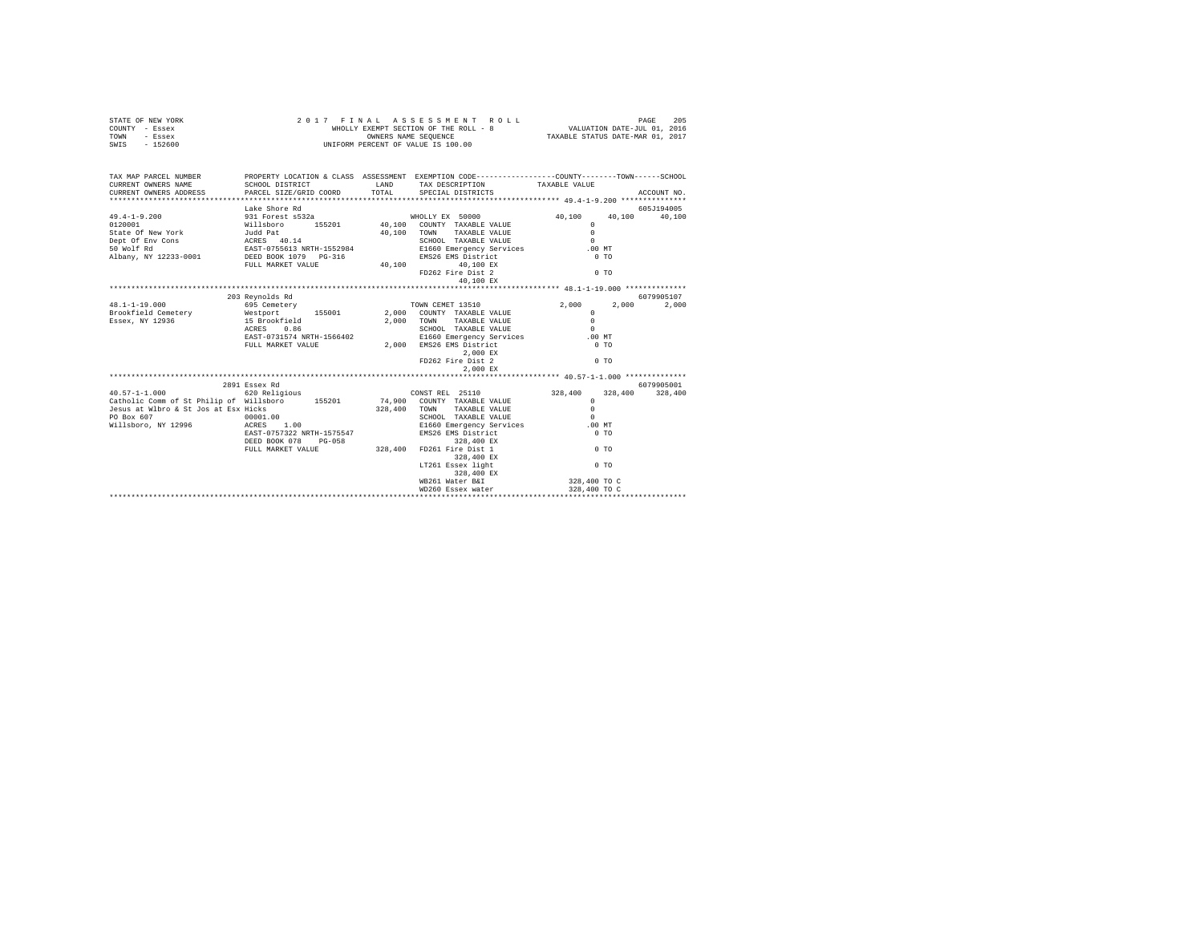STATE OF NEW YORK
COUNTY - Essex
TOWN - Essex
SWIS - 152600

2 0 1 7 F I N A L A S S E S S M E N T R O L L
WHOLLY EXEMPT SECTION OF THE ROLL - 8
OWNERS NAME SEQUENCE
UNIFORM PERCENT OF VALUE IS 100.00

VALUATION DATE-JUL 01, 2016
TAXABLE STATUS DATE-MAR 01, 2017

```
TAX MAP PARCEL NUMBER          PROPERTY LOCATION & CLASS  ASSESSMENT  EXEMPTION CODE-----------------COUNTY--------TOWN------SCHOOL
CURRENT OWNERS NAME            SCHOOL DISTRICT              LAND      TAX DESCRIPTION            TAXABLE VALUE
CURRENT OWNERS ADDRESS         PARCEL SIZE/GRID COORD       TOTAL     SPECIAL DISTRICTS                                    ACCOUNT NO.
****************************************************************************************************** 49.4-1-9.200 ***************
                               Lake Shore Rd                                                                               605J194005
49.4-1-9.200                   931 Forest s532a                         WHOLLY EX 50000              40,100     40,100     40,100
0120001                        Willsboro       155201        40,100    COUNTY  TAXABLE VALUE              0
State Of New York              Judd Pat                      40,100    TOWN    TAXABLE VALUE              0
Dept Of Env Cons               ACRES   40.14                           SCHOOL  TAXABLE VALUE              0
50 Wolf Rd                     EAST-0755613 NRTH-1552984               E1660 Emergency Services         .00 MT
Albany, NY 12233-0001          DEED BOOK 1079   PG-316                 EMS26 EMS District                 0 TO
                               FULL MARKET VALUE             40,100           40,100 EX
                                                                       FD262 Fire Dist 2                  0 TO
                                                                              40,100 EX
****************************************************************************************************** 48.1-1-19.000 **************
                               203 Reynolds Rd                                                                             6079905107
48.1-1-19.000                  695 Cemetery                             TOWN CEMET 13510              2,000      2,000      2,000
Brookfield Cemetery            Westport        155001         2,000    COUNTY  TAXABLE VALUE              0
Essex, NY 12936                15 Brookfield                  2,000    TOWN    TAXABLE VALUE              0
                               ACRES    0.86                           SCHOOL  TAXABLE VALUE              0
                               EAST-0731574 NRTH-1566402               E1660 Emergency Services         .00 MT
                               FULL MARKET VALUE              2,000    EMS26 EMS District                 0 TO
                                                                               2,000 EX
                                                                       FD262 Fire Dist 2                  0 TO
                                                                               2,000 EX
****************************************************************************************************** 40.57-1-1.000 **************
                               2891 Essex Rd                                                                               6079905001
40.57-1-1.000                  620 Religious                            CONST REL  25110            328,400    328,400    328,400
Catholic Comm of St Philip of  Willsboro       155201        74,900    COUNTY  TAXABLE VALUE              0
Jesus at Wlbro & St Jos at Esx Hicks                        328,400    TOWN    TAXABLE VALUE              0
PO Box 607                     00001.00                                SCHOOL  TAXABLE VALUE              0
Willsboro, NY 12996            ACRES    1.00                           E1660 Emergency Services         .00 MT
                               EAST-0757322 NRTH-1575547               EMS26 EMS District                 0 TO
                               DEED BOOK 078    PG-058                       328,400 EX
                               FULL MARKET VALUE            328,400    FD261 Fire Dist 1                  0 TO
                                                                             328,400 EX
                                                                       LT261 Essex light                  0 TO
                                                                             328,400 EX
                                                                       WB261 Water B&I              328,400 TO C
                                                                       WD260 Essex water            328,400 TO C
************************************************************************************************************************************
```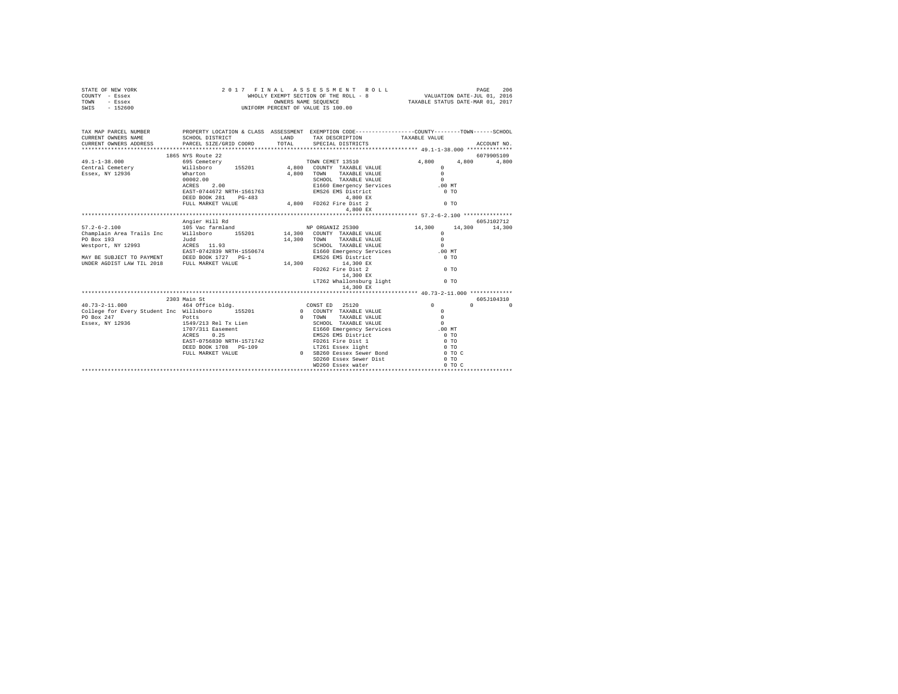STATE OF NEW YORK　　　　　2 0 1 7　F I N A L　A S S E S S M E N T　R O L L　　　　　PAGE 206
COUNTY - Essex　　　　　WHOLLY EXEMPT SECTION OF THE ROLL - 8　　　　　VALUATION DATE-JUL 01, 2016
TOWN - Essex　　　　　OWNERS NAME SEQUENCE　　　　　TAXABLE STATUS DATE-MAR 01, 2017
SWIS - 152600　　　　　UNIFORM PERCENT OF VALUE IS 100.00

```
TAX MAP PARCEL NUMBER         PROPERTY LOCATION & CLASS  ASSESSMENT  EXEMPTION CODE-----------------COUNTY--------TOWN------SCHOOL
CURRENT OWNERS NAME           SCHOOL DISTRICT              LAND      TAX DESCRIPTION            TAXABLE VALUE
CURRENT OWNERS ADDRESS        PARCEL SIZE/GRID COORD       TOTAL     SPECIAL DISTRICTS                                     ACCOUNT NO.
*********************************************************************************************** 49.1-1-38.000 **************
                        1865 NYS Route 22                                                                              6079905109
49.1-1-38.000                 695 Cemetery                           TOWN CEMET 13510              4,800       4,800       4,800
Central Cemetery              Willsboro      155201        4,800    COUNTY  TAXABLE VALUE              0
Essex, NY 12936               Wharton                      4,800    TOWN    TAXABLE VALUE              0
                              00002.00                              SCHOOL  TAXABLE VALUE              0
                              ACRES    2.00                         E1660 Emergency Services         .00 MT
                              EAST-0744672 NRTH-1561763             EMS26 EMS District                 0 TO
                              DEED BOOK 281    PG-483                    4,800 EX
                              FULL MARKET VALUE            4,800    FD262 Fire Dist 2                  0 TO
                                                                         4,800 EX
*********************************************************************************************** 57.2-6-2.100 ***************
                        Angier Hill Rd                                                                                 605J102712
57.2-6-2.100                  105 Vac farmland                       NP ORGANIZ 25300             14,300      14,300      14,300
Champlain Area Trails Inc     Willsboro      155201       14,300    COUNTY  TAXABLE VALUE              0
PO Box 193                    Judd                        14,300    TOWN    TAXABLE VALUE              0
Westport, NY 12993            ACRES   11.93                         SCHOOL  TAXABLE VALUE              0
                              EAST-0742839 NRTH-1550674             E1660 Emergency Services         .00 MT
MAY BE SUBJECT TO PAYMENT     DEED BOOK 1727   PG-1                 EMS26 EMS District                 0 TO
UNDER AGDIST LAW TIL 2018     FULL MARKET VALUE           14,300         14,300 EX
                                                                    FD262 Fire Dist 2                  0 TO
                                                                         14,300 EX
                                                                    LT262 Whallonsburg light           0 TO
                                                                         14,300 EX
*********************************************************************************************** 40.73-2-11.000 ************
                        2303 Main St                                                                                   605J104310
40.73-2-11.000                464 Office bldg.                       CONST ED  25120                   0           0           0
College for Every Student Inc Willsboro      155201            0    COUNTY  TAXABLE VALUE              0
PO Box 247                    Potts                            0    TOWN    TAXABLE VALUE              0
Essex, NY 12936               1549/213 Rel Tx Lien                  SCHOOL  TAXABLE VALUE              0
                              1707/311 Easement                     E1660 Emergency Services         .00 MT
                              ACRES    0.25                         EMS26 EMS District                 0 TO
                              EAST-0756830 NRTH-1571742             FD261 Fire Dist 1                  0 TO
                              DEED BOOK 1708   PG-109               LT261 Essex light                  0 TO
                              FULL MARKET VALUE                0    SB260 Eessex Sewer Bond            0 TO C
                                                                    SD260 Essex Sewer Dist             0 TO
                                                                    WD260 Essex water                  0 TO C
******************************************************************************************************************************
```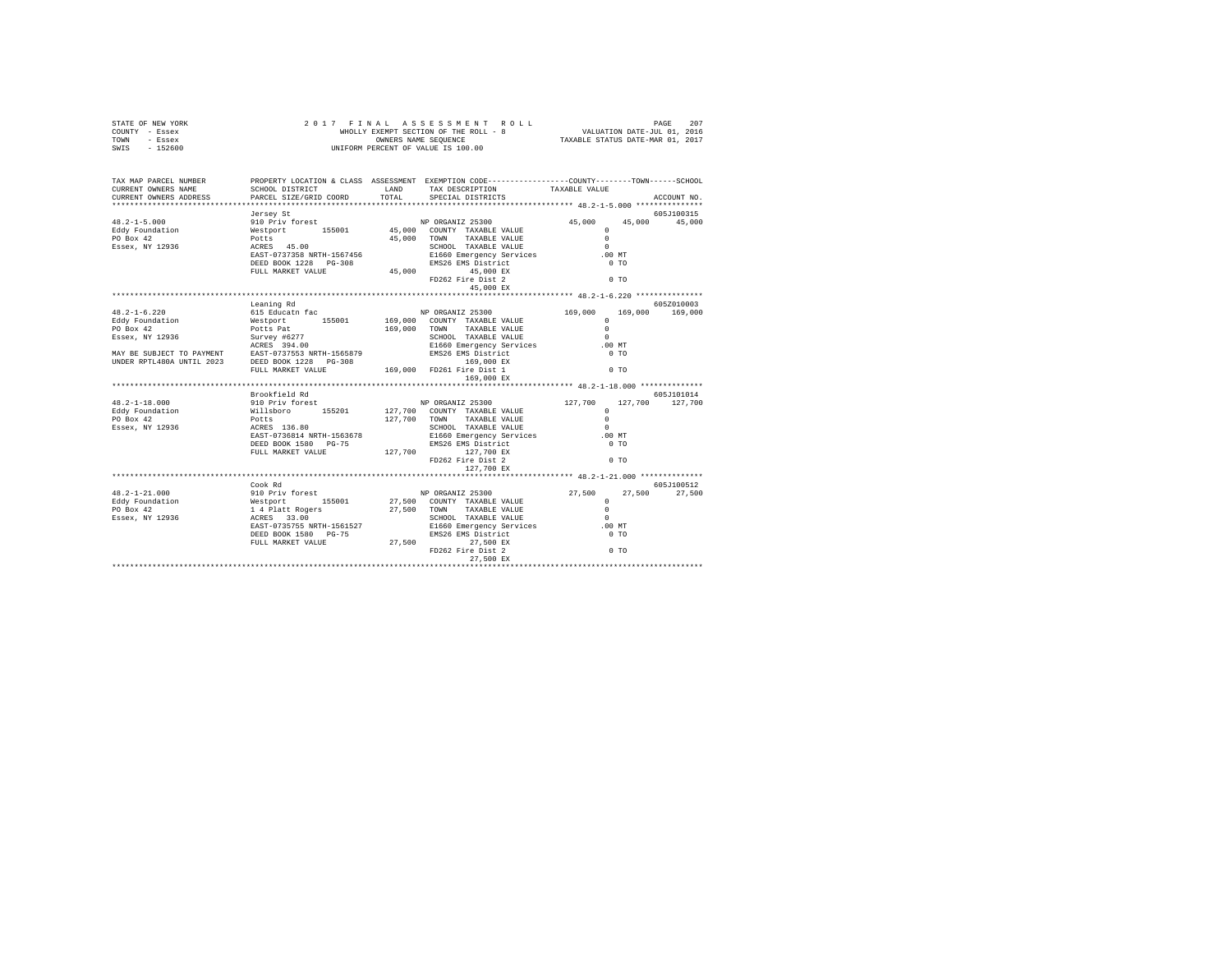STATE OF NEW YORK | 2017 FINAL ASSESSMENT ROLL | VALUATION DATE-JUL 01, 2016
COUNTY - Essex | WHOLLY EXEMPT SECTION OF THE ROLL - 8 | TAXABLE STATUS DATE-MAR 01, 2017
TOWN - Essex | OWNERS NAME SEQUENCE
SWIS - 152600 | UNIFORM PERCENT OF VALUE IS 100.00

| TAX MAP PARCEL NUMBER / CURRENT OWNERS NAME / CURRENT OWNERS ADDRESS | PROPERTY LOCATION & CLASS / SCHOOL DISTRICT / PARCEL SIZE/GRID COORD | ASSESSMENT LAND / TOTAL | EXEMPTION CODE / TAX DESCRIPTION / SPECIAL DISTRICTS | COUNTY | TOWN | SCHOOL | ACCOUNT NO. |
|---|---|---|---|---|---|---|---|
| 48.2-1-5.000 | Jersey St | | | | | | 605J100315 |
| | 910 Priv forest | | NP ORGANIZ 25300 | 45,000 | 45,000 | 45,000 | |
| Eddy Foundation | Westport 155001 | 45,000 | COUNTY TAXABLE VALUE | 0 | | | |
| PO Box 42 | Potts | 45,000 | TOWN TAXABLE VALUE | 0 | | | |
| Essex, NY 12936 | ACRES 45.00 | | SCHOOL TAXABLE VALUE | 0 | | | |
| | EAST-0737358 NRTH-1567456 | | E1660 Emergency Services | .00 MT | | | |
| | DEED BOOK 1228 PG-308 | | EMS26 EMS District | 0 TO | | | |
| | FULL MARKET VALUE | 45,000 | 45,000 EX | | | | |
| | | | FD262 Fire Dist 2 | 0 TO | | | |
| | | | 45,000 EX | | | | |
| 48.2-1-6.220 | Leaning Rd | | | | | | 605Z010003 |
| | 615 Educatn fac | | NP ORGANIZ 25300 | 169,000 | 169,000 | 169,000 | |
| Eddy Foundation | Westport 155001 | 169,000 | COUNTY TAXABLE VALUE | 0 | | | |
| PO Box 42 | Potts Pat | 169,000 | TOWN TAXABLE VALUE | 0 | | | |
| Essex, NY 12936 | Survey #6277 | | SCHOOL TAXABLE VALUE | 0 | | | |
| | ACRES 394.00 | | E1660 Emergency Services | .00 MT | | | |
| MAY BE SUBJECT TO PAYMENT | EAST-0737553 NRTH-1565879 | | EMS26 EMS District | 0 TO | | | |
| UNDER RPTL480A UNTIL 2023 | DEED BOOK 1228 PG-308 | | 169,000 EX | | | | |
| | FULL MARKET VALUE | 169,000 | FD261 Fire Dist 1 | 0 TO | | | |
| | | | 169,000 EX | | | | |
| 48.2-1-18.000 | Brookfield Rd | | | | | | 605J101014 |
| | 910 Priv forest | | NP ORGANIZ 25300 | 127,700 | 127,700 | 127,700 | |
| Eddy Foundation | Willsboro 155201 | 127,700 | COUNTY TAXABLE VALUE | 0 | | | |
| PO Box 42 | Potts | 127,700 | TOWN TAXABLE VALUE | 0 | | | |
| Essex, NY 12936 | ACRES 136.80 | | SCHOOL TAXABLE VALUE | 0 | | | |
| | EAST-0736814 NRTH-1563678 | | E1660 Emergency Services | .00 MT | | | |
| | DEED BOOK 1580 PG-75 | | EMS26 EMS District | 0 TO | | | |
| | FULL MARKET VALUE | 127,700 | 127,700 EX | | | | |
| | | | FD262 Fire Dist 2 | 0 TO | | | |
| | | | 127,700 EX | | | | |
| 48.2-1-21.000 | Cook Rd | | | | | | 605J100512 |
| | 910 Priv forest | | NP ORGANIZ 25300 | 27,500 | 27,500 | 27,500 | |
| Eddy Foundation | Westport 155001 | 27,500 | COUNTY TAXABLE VALUE | 0 | | | |
| PO Box 42 | 1 4 Platt Rogers | 27,500 | TOWN TAXABLE VALUE | 0 | | | |
| Essex, NY 12936 | ACRES 33.00 | | SCHOOL TAXABLE VALUE | 0 | | | |
| | EAST-0735755 NRTH-1561527 | | E1660 Emergency Services | .00 MT | | | |
| | DEED BOOK 1580 PG-75 | | EMS26 EMS District | 0 TO | | | |
| | FULL MARKET VALUE | 27,500 | 27,500 EX | | | | |
| | | | FD262 Fire Dist 2 | 0 TO | | | |
| | | | 27,500 EX | | | | |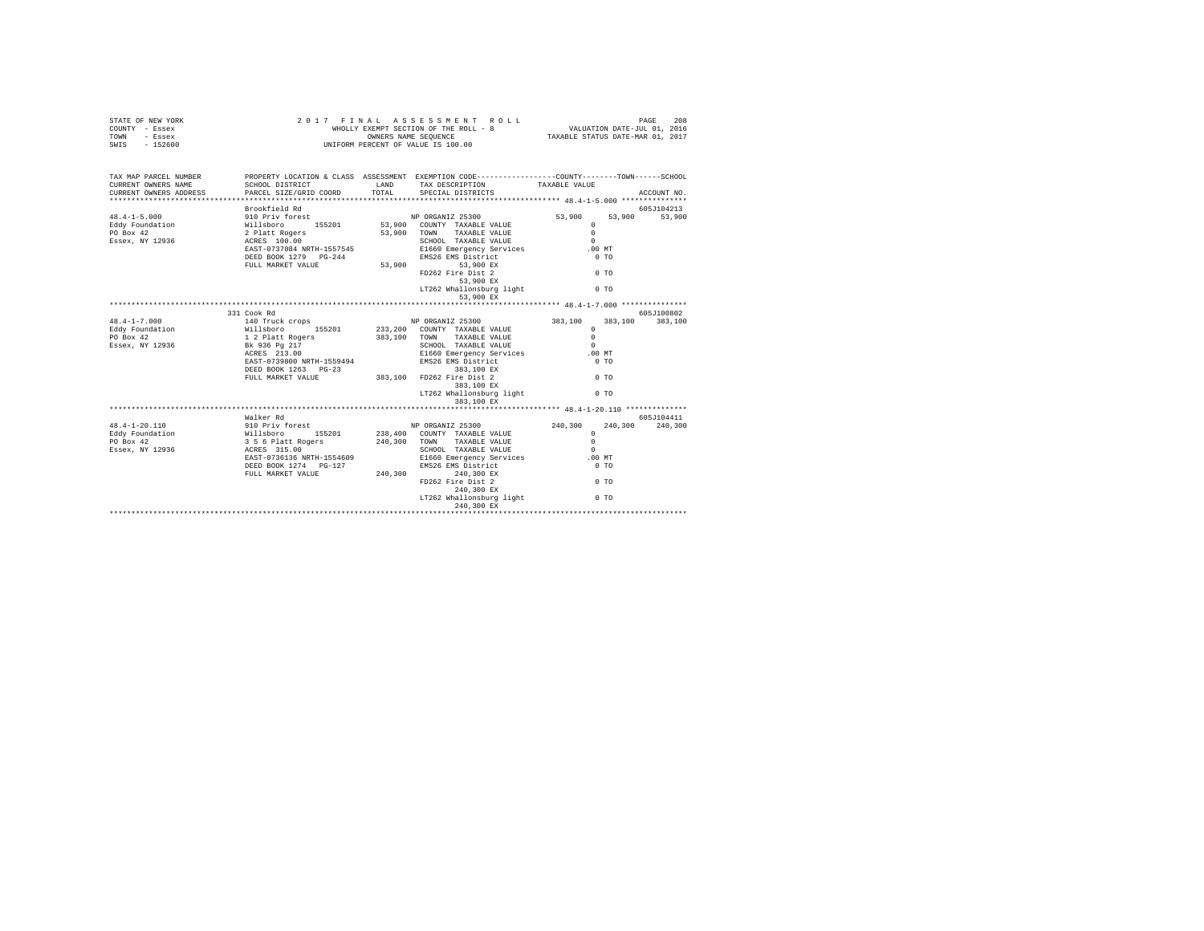STATE OF NEW YORK — 2017 FINAL ASSESSMENT ROLL — PAGE 208
COUNTY - Essex — WHOLLY EXEMPT SECTION OF THE ROLL - 8 — VALUATION DATE-JUL 01, 2016
TOWN - Essex — OWNERS NAME SEQUENCE — TAXABLE STATUS DATE-MAR 01, 2017
SWIS - 152600 — UNIFORM PERCENT OF VALUE IS 100.00

```
TAX MAP PARCEL NUMBER    PROPERTY LOCATION & CLASS  ASSESSMENT  EXEMPTION CODE-----------------COUNTY--------TOWN------SCHOOL
CURRENT OWNERS NAME      SCHOOL DISTRICT             LAND       TAX DESCRIPTION            TAXABLE VALUE
CURRENT OWNERS ADDRESS   PARCEL SIZE/GRID COORD      TOTAL      SPECIAL DISTRICTS                                  ACCOUNT NO.
******************************************************************************************* 48.4-1-5.000 ***************
                         Brookfield Rd                                                                          605J104213
48.4-1-5.000             910 Priv forest                        NP ORGANIZ 25300              53,900     53,900     53,900
Eddy Foundation          Willsboro      155201        53,900   COUNTY  TAXABLE VALUE            0
PO Box 42                2 Platt Rogers               53,900   TOWN    TAXABLE VALUE            0
Essex, NY 12936          ACRES  100.00                         SCHOOL  TAXABLE VALUE            0
                         EAST-0737084 NRTH-1557545             E1660 Emergency Services       .00 MT
                         DEED BOOK 1279   PG-244               EMS26 EMS District               0 TO
                         FULL MARKET VALUE            53,900        53,900 EX
                                                               FD262 Fire Dist 2                0 TO
                                                                    53,900 EX
                                                               LT262 Whallonsburg light         0 TO
                                                                    53,900 EX
******************************************************************************************* 48.4-1-7.000 ***************
                         331 Cook Rd                                                                            605J100802
48.4-1-7.000             140 Truck crops                        NP ORGANIZ 25300             383,100    383,100    383,100
Eddy Foundation          Willsboro      155201       233,200   COUNTY  TAXABLE VALUE            0
PO Box 42                1 2 Platt Rogers            383,100   TOWN    TAXABLE VALUE            0
Essex, NY 12936          Bk 936 Pg 217                         SCHOOL  TAXABLE VALUE            0
                         ACRES  213.00                         E1660 Emergency Services       .00 MT
                         EAST-0739800 NRTH-1559494             EMS26 EMS District               0 TO
                         DEED BOOK 1263   PG-23                     383,100 EX
                         FULL MARKET VALUE           383,100   FD262 Fire Dist 2                0 TO
                                                                    383,100 EX
                                                               LT262 Whallonsburg light         0 TO
                                                                    383,100 EX
******************************************************************************************* 48.4-1-20.110 **************
                         Walker Rd                                                                              605J104411
48.4-1-20.110            910 Priv forest                        NP ORGANIZ 25300             240,300    240,300    240,300
Eddy Foundation          Willsboro      155201       238,400   COUNTY  TAXABLE VALUE            0
PO Box 42                3 5 6 Platt Rogers          240,300   TOWN    TAXABLE VALUE            0
Essex, NY 12936          ACRES  315.00                         SCHOOL  TAXABLE VALUE            0
                         EAST-0736136 NRTH-1554609             E1660 Emergency Services       .00 MT
                         DEED BOOK 1274   PG-127               EMS26 EMS District               0 TO
                         FULL MARKET VALUE           240,300        240,300 EX
                                                               FD262 Fire Dist 2                0 TO
                                                                    240,300 EX
                                                               LT262 Whallonsburg light         0 TO
                                                                    240,300 EX
*************************************************************************************************************************
```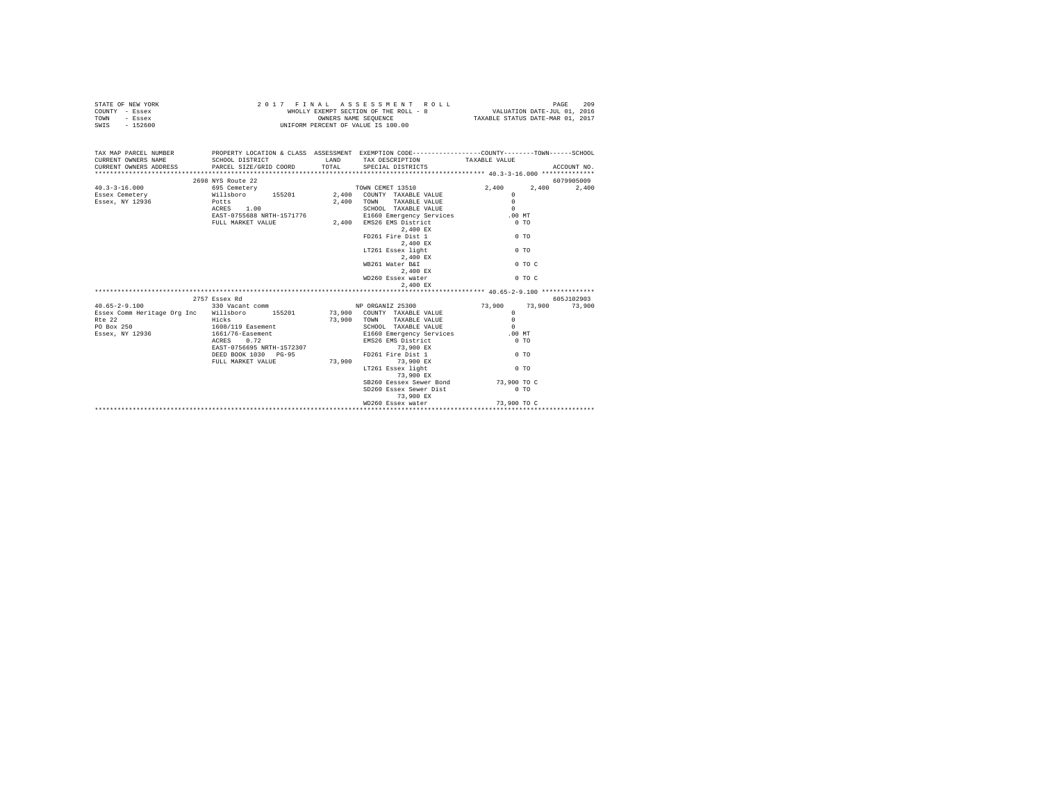STATE OF NEW YORK — 2017 FINAL ASSESSMENT ROLL
COUNTY - Essex — WHOLLY EXEMPT SECTION OF THE ROLL - 8 — VALUATION DATE-JUL 01, 2016
TOWN - Essex — OWNERS NAME SEQUENCE — TAXABLE STATUS DATE-MAR 01, 2017
SWIS - 152600 — UNIFORM PERCENT OF VALUE IS 100.00

| TAX MAP PARCEL NUMBER / CURRENT OWNERS NAME / CURRENT OWNERS ADDRESS | PROPERTY LOCATION & CLASS / SCHOOL DISTRICT / PARCEL SIZE/GRID COORD | ASSESSMENT LAND / TOTAL | EXEMPTION CODE / TAX DESCRIPTION / SPECIAL DISTRICTS | COUNTY TAXABLE VALUE | TOWN | SCHOOL / ACCOUNT NO. |
|---|---|---|---|---|---|---|
| | 2698 NYS Route 22 | | | | | 6079905009 |
| 40.3-3-16.000 | 695 Cemetery | | TOWN CEMET 13510 | 2,400 | 2,400 | 2,400 |
| Essex Cemetery | Willsboro 155201 | 2,400 | COUNTY TAXABLE VALUE | 0 | | |
| Essex, NY 12936 | Potts | 2,400 | TOWN TAXABLE VALUE | 0 | | |
| | ACRES 1.00 | | SCHOOL TAXABLE VALUE | 0 | | |
| | EAST-0755688 NRTH-1571776 | | E1660 Emergency Services | .00 MT | | |
| | FULL MARKET VALUE | 2,400 | EMS26 EMS District | 0 TO | | |
| | | | 2,400 EX | | | |
| | | | FD261 Fire Dist 1 | 0 TO | | |
| | | | 2,400 EX | | | |
| | | | LT261 Essex light | 0 TO | | |
| | | | 2,400 EX | | | |
| | | | WB261 Water B&I | 0 TO C | | |
| | | | 2,400 EX | | | |
| | | | WD260 Essex water | 0 TO C | | |
| | | | 2,400 EX | | | |
| | 2757 Essex Rd | | | | | 605J102903 |
| 40.65-2-9.100 | 330 Vacant comm | | NP ORGANIZ 25300 | 73,900 | 73,900 | 73,900 |
| Essex Comm Heritage Org Inc | Willsboro 155201 | 73,900 | COUNTY TAXABLE VALUE | 0 | | |
| Rte 22 | Hicks | 73,900 | TOWN TAXABLE VALUE | 0 | | |
| PO Box 250 | 1608/119 Easement | | SCHOOL TAXABLE VALUE | 0 | | |
| Essex, NY 12936 | 1661/76-Easement | | E1660 Emergency Services | .00 MT | | |
| | ACRES 0.72 | | EMS26 EMS District | 0 TO | | |
| | EAST-0756695 NRTH-1572307 | | 73,900 EX | | | |
| | DEED BOOK 1030 PG-95 | | FD261 Fire Dist 1 | 0 TO | | |
| | FULL MARKET VALUE | 73,900 | 73,900 EX | | | |
| | | | LT261 Essex light | 0 TO | | |
| | | | 73,900 EX | | | |
| | | | SB260 Eessex Sewer Bond | 73,900 TO C | | |
| | | | SD260 Essex Sewer Dist | 0 TO | | |
| | | | 73,900 EX | | | |
| | | | WD260 Essex water | 73,900 TO C | | |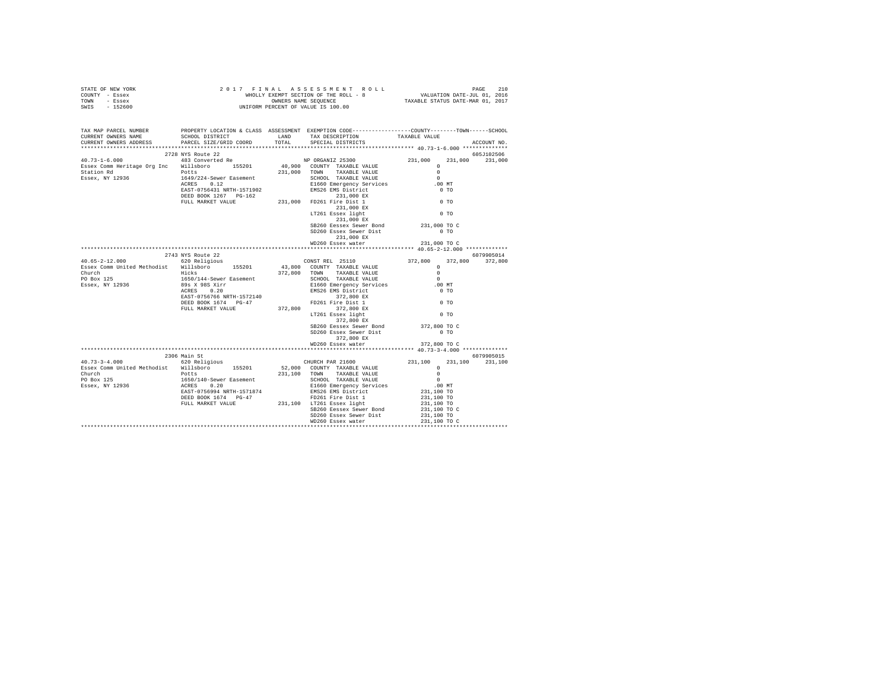STATE OF NEW YORK
COUNTY - Essex
TOWN - Essex
SWIS - 152600

2017 FINAL ASSESSMENT ROLL
WHOLLY EXEMPT SECTION OF THE ROLL - 8
OWNERS NAME SEQUENCE
UNIFORM PERCENT OF VALUE IS 100.00

VALUATION DATE-JUL 01, 2016
TAXABLE STATUS DATE-MAR 01, 2017

```
TAX MAP PARCEL NUMBER          PROPERTY LOCATION & CLASS  ASSESSMENT  EXEMPTION CODE-----------------COUNTY--------TOWN------SCHOOL
CURRENT OWNERS NAME            SCHOOL DISTRICT              LAND      TAX DESCRIPTION           TAXABLE VALUE
CURRENT OWNERS ADDRESS         PARCEL SIZE/GRID COORD       TOTAL     SPECIAL DISTRICTS                                    ACCOUNT NO.
******************************************************************************************************* 40.73-1-6.000 **************
                         2728 NYS Route 22                                                                              605J102506
40.73-1-6.000                  483 Converted Re                       NP ORGANIZ 25300          231,000    231,000    231,000
Essex Comm Heritage Org Inc    Willsboro      155201        40,900    COUNTY  TAXABLE VALUE           0
Station Rd                     Potts                       231,000    TOWN    TAXABLE VALUE           0
Essex, NY 12936                1649/224-Sewer Easement                SCHOOL  TAXABLE VALUE           0
                               ACRES    0.12                          E1660 Emergency Services       .00 MT
                               EAST-0756431 NRTH-1571902              EMS26 EMS District              0 TO
                               DEED BOOK 1267   PG-162                      231,000 EX
                               FULL MARKET VALUE           231,000    FD261 Fire Dist 1               0 TO
                                                                            231,000 EX
                                                                      LT261 Essex light               0 TO
                                                                            231,000 EX
                                                                      SB260 Eessex Sewer Bond       231,000 TO C
                                                                      SD260 Essex Sewer Dist          0 TO
                                                                            231,000 EX
                                                                      WD260 Essex water             231,000 TO C
******************************************************************************************************* 40.65-2-12.000 *************
                         2743 NYS Route 22                                                                              6079905014
40.65-2-12.000                 620 Religious                          CONST REL  25110          372,800    372,800    372,800
Essex Comm United Methodist    Willsboro      155201        43,800    COUNTY  TAXABLE VALUE           0
Church                         Hicks                       372,800    TOWN    TAXABLE VALUE           0
PO Box 125                     1650/144-Sewer Easement                SCHOOL  TAXABLE VALUE           0
Essex, NY 12936                89s X 98S Xirr                         E1660 Emergency Services       .00 MT
                               ACRES    0.20                          EMS26 EMS District              0 TO
                               EAST-0756766 NRTH-1572140                    372,800 EX
                               DEED BOOK 1674   PG-47                 FD261 Fire Dist 1               0 TO
                               FULL MARKET VALUE           372,800          372,800 EX
                                                                      LT261 Essex light               0 TO
                                                                            372,800 EX
                                                                      SB260 Eessex Sewer Bond       372,800 TO C
                                                                      SD260 Essex Sewer Dist          0 TO
                                                                            372,800 EX
                                                                      WD260 Essex water             372,800 TO C
******************************************************************************************************* 40.73-3-4.000 **************
                         2306 Main St                                                                                   6079905015
40.73-3-4.000                  620 Religious                          CHURCH PAR 21600          231,100    231,100    231,100
Essex Comm United Methodist    Willsboro      155201        52,000    COUNTY  TAXABLE VALUE           0
Church                         Potts                       231,100    TOWN    TAXABLE VALUE           0
PO Box 125                     1650/140-Sewer Easement                SCHOOL  TAXABLE VALUE           0
Essex, NY 12936                ACRES    0.20                          E1660 Emergency Services       .00 MT
                               EAST-0756994 NRTH-1571874              EMS26 EMS District            231,100 TO
                               DEED BOOK 1674   PG-47                 FD261 Fire Dist 1             231,100 TO
                               FULL MARKET VALUE           231,100    LT261 Essex light             231,100 TO
                                                                      SB260 Eessex Sewer Bond       231,100 TO C
                                                                      SD260 Essex Sewer Dist        231,100 TO
                                                                      WD260 Essex water             231,100 TO C
************************************************************************************************************************************
```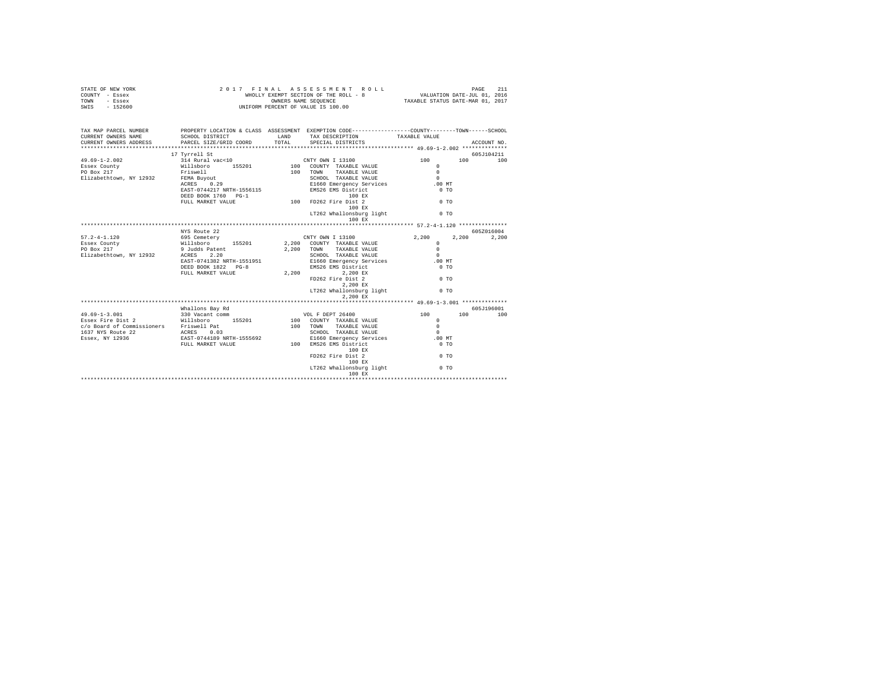STATE OF NEW YORK
COUNTY - Essex
TOWN - Essex
SWIS - 152600

2 0 1 7 F I N A L A S S E S S M E N T R O L L
WHOLLY EXEMPT SECTION OF THE ROLL - 8
OWNERS NAME SEQUENCE
UNIFORM PERCENT OF VALUE IS 100.00

VALUATION DATE-JUL 01, 2016
TAXABLE STATUS DATE-MAR 01, 2017

| TAX MAP PARCEL NUMBER / CURRENT OWNERS NAME / CURRENT OWNERS ADDRESS | PROPERTY LOCATION & CLASS / SCHOOL DISTRICT / PARCEL SIZE/GRID COORD | ASSESSMENT LAND / TOTAL | EXEMPTION CODE / TAX DESCRIPTION / SPECIAL DISTRICTS | COUNTY / TAXABLE VALUE | TOWN | SCHOOL | ACCOUNT NO. |
|---|---|---|---|---|---|---|---|
| ******** 49.69-1-2.002 ******** | 17 Tyrrell St | | | | | | 605J104211 |
| 49.69-1-2.002 | 314 Rural vac<10 | | CNTY OWN I 13100 | 100 | 100 | 100 | |
| Essex County | Willsboro 155201 | 100 | COUNTY TAXABLE VALUE | 0 | | | |
| PO Box 217 | Friswell | 100 | TOWN TAXABLE VALUE | 0 | | | |
| Elizabethtown, NY 12932 | FEMA Buyout | | SCHOOL TAXABLE VALUE | 0 | | | |
| | ACRES 0.29 | | E1660 Emergency Services | .00 MT | | | |
| | EAST-0744217 NRTH-1556115 | | EMS26 EMS District | 0 TO | | | |
| | DEED BOOK 1760 PG-1 | | 100 EX | | | | |
| | FULL MARKET VALUE | 100 | FD262 Fire Dist 2 | 0 TO | | | |
| | | | 100 EX | | | | |
| | | | LT262 Whallonsburg light | 0 TO | | | |
| | | | 100 EX | | | | |
| ******** 57.2-4-1.120 ******** | NYS Route 22 | | | | | | 605Z016004 |
| 57.2-4-1.120 | 695 Cemetery | | CNTY OWN I 13100 | 2,200 | 2,200 | 2,200 | |
| Essex County | Willsboro 155201 | 2,200 | COUNTY TAXABLE VALUE | 0 | | | |
| PO Box 217 | 9 Judds Patent | 2,200 | TOWN TAXABLE VALUE | 0 | | | |
| Elizabethtown, NY 12932 | ACRES 2.20 | | SCHOOL TAXABLE VALUE | 0 | | | |
| | EAST-0741382 NRTH-1551951 | | E1660 Emergency Services | .00 MT | | | |
| | DEED BOOK 1822 PG-8 | | EMS26 EMS District | 0 TO | | | |
| | FULL MARKET VALUE | 2,200 | 2,200 EX | | | | |
| | | | FD262 Fire Dist 2 | 0 TO | | | |
| | | | 2,200 EX | | | | |
| | | | LT262 Whallonsburg light | 0 TO | | | |
| | | | 2,200 EX | | | | |
| ******** 49.69-1-3.001 ******** | Whallons Bay Rd | | | | | | 605J196001 |
| 49.69-1-3.001 | 330 Vacant comm | | VOL F DEPT 26400 | 100 | 100 | 100 | |
| Essex Fire Dist 2 | Willsboro 155201 | 100 | COUNTY TAXABLE VALUE | 0 | | | |
| c/o Board of Commissioners | Friswell Pat | 100 | TOWN TAXABLE VALUE | 0 | | | |
| 1637 NYS Route 22 | ACRES 0.03 | | SCHOOL TAXABLE VALUE | 0 | | | |
| Essex, NY 12936 | EAST-0744189 NRTH-1555692 | | E1660 Emergency Services | .00 MT | | | |
| | FULL MARKET VALUE | 100 | EMS26 EMS District | 0 TO | | | |
| | | | 100 EX | | | | |
| | | | FD262 Fire Dist 2 | 0 TO | | | |
| | | | 100 EX | | | | |
| | | | LT262 Whallonsburg light | 0 TO | | | |
| | | | 100 EX | | | | |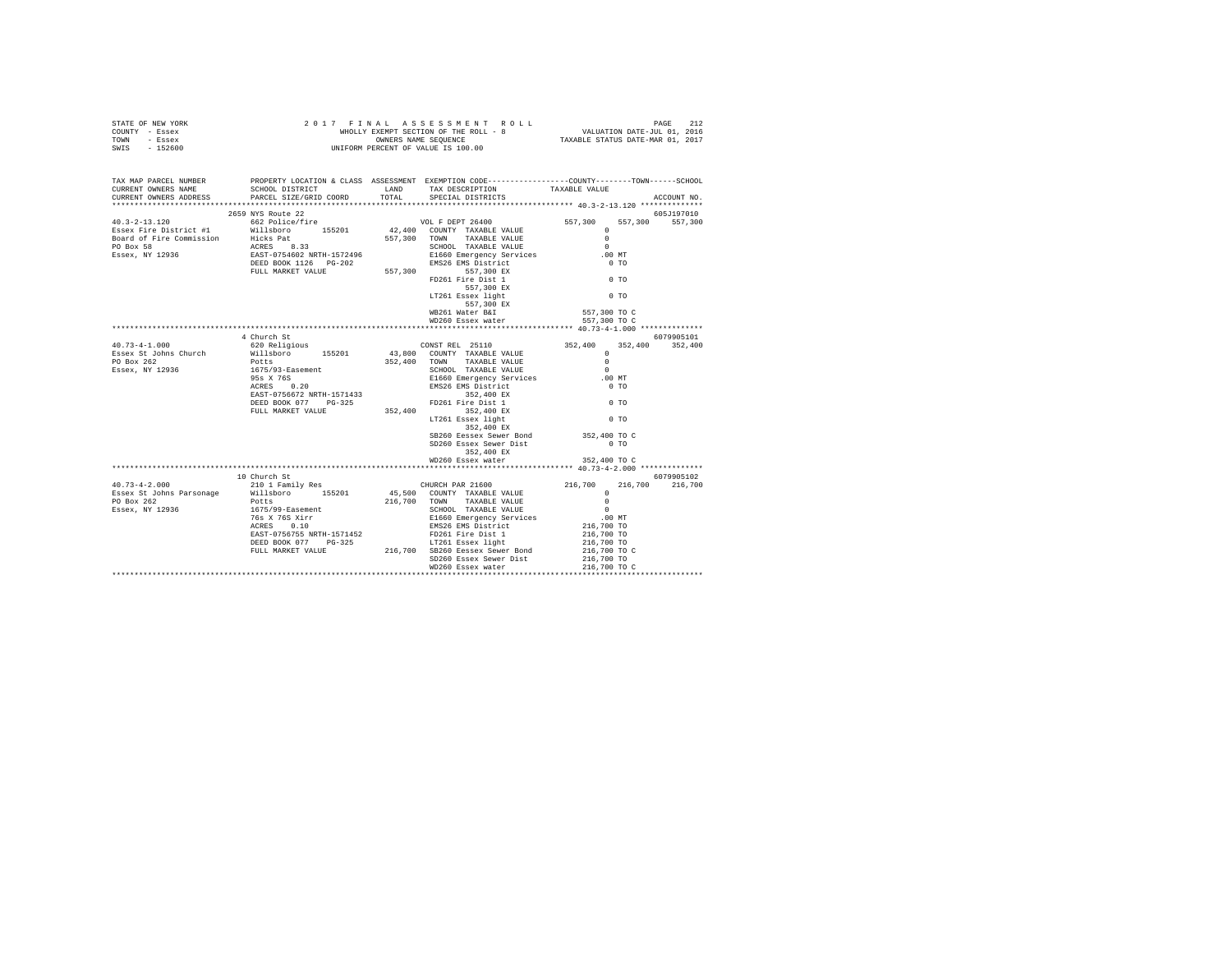STATE OF NEW YORK
COUNTY - Essex
TOWN - Essex
SWIS - 152600

2017 FINAL ASSESSMENT ROLL
WHOLLY EXEMPT SECTION OF THE ROLL - 8
OWNERS NAME SEQUENCE
UNIFORM PERCENT OF VALUE IS 100.00

VALUATION DATE-JUL 01, 2016
TAXABLE STATUS DATE-MAR 01, 2017

```
TAX MAP PARCEL NUMBER          PROPERTY LOCATION & CLASS  ASSESSMENT  EXEMPTION CODE-----------------COUNTY--------TOWN------SCHOOL
CURRENT OWNERS NAME            SCHOOL DISTRICT              LAND      TAX DESCRIPTION            TAXABLE VALUE
CURRENT OWNERS ADDRESS         PARCEL SIZE/GRID COORD      TOTAL      SPECIAL DISTRICTS                                    ACCOUNT NO.
******************************************************************************************************* 40.3-2-13.120 **************
                               2659 NYS Route 22                                                                           605J197010
40.3-2-13.120                  662 Police/fire                        VOL F DEPT 26400              557,300    557,300    557,300
Essex Fire District #1         Willsboro      155201       42,400     COUNTY  TAXABLE VALUE               0
Board of Fire Commission       Hicks Pat                  557,300     TOWN    TAXABLE VALUE               0
PO Box 58                      ACRES    8.33                          SCHOOL  TAXABLE VALUE               0
Essex, NY 12936                EAST-0754602 NRTH-1572496              E1660 Emergency Services          .00 MT
                               DEED BOOK 1126  PG-202                 EMS26 EMS District                  0 TO
                               FULL MARKET VALUE          557,300          557,300 EX
                                                                      FD261 Fire Dist 1                   0 TO
                                                                           557,300 EX
                                                                      LT261 Essex light                   0 TO
                                                                           557,300 EX
                                                                      WB261 Water B&I               557,300 TO C
                                                                      WD260 Essex water             557,300 TO C
******************************************************************************************************* 40.73-4-1.000 **************
                               4 Church St                                                                                 6079905101
40.73-4-1.000                  620 Religious                          CONST REL  25110              352,400    352,400    352,400
Essex St Johns Church          Willsboro      155201       43,800     COUNTY  TAXABLE VALUE               0
PO Box 262                     Potts                      352,400     TOWN    TAXABLE VALUE               0
Essex, NY 12936                1675/93-Easement                       SCHOOL  TAXABLE VALUE               0
                               95s X 76S                              E1660 Emergency Services          .00 MT
                               ACRES    0.20                          EMS26 EMS District                  0 TO
                               EAST-0756672 NRTH-1571433                   352,400 EX
                               DEED BOOK 077   PG-325                 FD261 Fire Dist 1                   0 TO
                               FULL MARKET VALUE          352,400          352,400 EX
                                                                      LT261 Essex light                   0 TO
                                                                           352,400 EX
                                                                      SB260 Eessex Sewer Bond       352,400 TO C
                                                                      SD260 Essex Sewer Dist              0 TO
                                                                           352,400 EX
                                                                      WD260 Essex water             352,400 TO C
******************************************************************************************************* 40.73-4-2.000 **************
                               10 Church St                                                                                6079905102
40.73-4-2.000                  210 1 Family Res                       CHURCH PAR 21600              216,700    216,700    216,700
Essex St Johns Parsonage       Willsboro      155201       45,500     COUNTY  TAXABLE VALUE               0
PO Box 262                     Potts                      216,700     TOWN    TAXABLE VALUE               0
Essex, NY 12936                1675/99-Easement                       SCHOOL  TAXABLE VALUE               0
                               76s X 76S Xirr                         E1660 Emergency Services          .00 MT
                               ACRES    0.10                          EMS26 EMS District            216,700 TO
                               EAST-0756755 NRTH-1571452              FD261 Fire Dist 1             216,700 TO
                               DEED BOOK 077   PG-325                 LT261 Essex light             216,700 TO
                               FULL MARKET VALUE          216,700     SB260 Eessex Sewer Bond       216,700 TO C
                                                                      SD260 Essex Sewer Dist        216,700 TO
                                                                      WD260 Essex water             216,700 TO C
************************************************************************************************************************************
```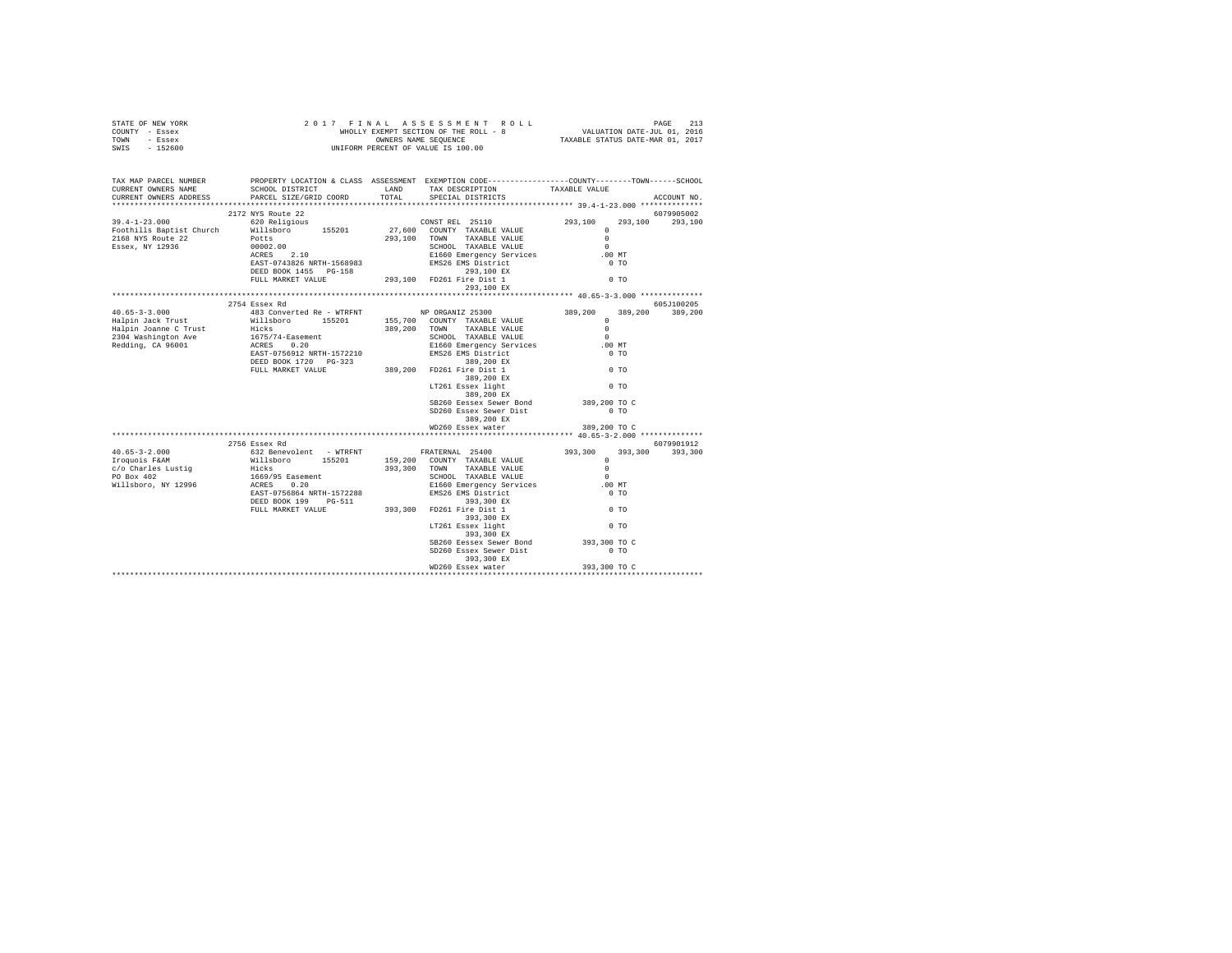```
STATE OF NEW YORK                    2 0 1 7   F I N A L   A S S E S S M E N T   R O L L                     PAGE  213
COUNTY  - Essex                           WHOLLY EXEMPT SECTION OF THE ROLL - 8              VALUATION DATE-JUL 01, 2016
TOWN    - Essex                                  OWNERS NAME SEQUENCE                      TAXABLE STATUS DATE-MAR 01, 2017
SWIS    - 152600                          UNIFORM PERCENT OF VALUE IS 100.00

TAX MAP PARCEL NUMBER         PROPERTY LOCATION & CLASS  ASSESSMENT  EXEMPTION CODE-----------------COUNTY--------TOWN------SCHOOL
CURRENT OWNERS NAME           SCHOOL DISTRICT              LAND      TAX DESCRIPTION             TAXABLE VALUE
CURRENT OWNERS ADDRESS        PARCEL SIZE/GRID COORD       TOTAL     SPECIAL DISTRICTS                                    ACCOUNT NO.
*********************************************************************************************** 39.4-1-23.000 **************
                           2172 NYS Route 22                                                                            6079905002
39.4-1-23.000              620 Religious                          CONST REL  25110              293,100     293,100     293,100
Foothills Baptist Church   Willsboro      155201       27,600   COUNTY  TAXABLE VALUE                 0
2168 NYS Route 22          Potts                      293,100   TOWN    TAXABLE VALUE                 0
Essex, NY 12936            00002.00                             SCHOOL  TAXABLE VALUE                 0
                           ACRES    2.10                        E1660 Emergency Services            .00 MT
                           EAST-0743826 NRTH-1568983            EMS26 EMS District                    0 TO
                           DEED BOOK 1455   PG-158                    293,100 EX
                           FULL MARKET VALUE          293,100   FD261 Fire Dist 1                     0 TO
                                                                      293,100 EX
*********************************************************************************************** 40.65-3-3.000 **************
                           2754 Essex Rd                                                                                605J100205
40.65-3-3.000              483 Converted Re - WTRFNT              NP ORGANIZ 25300              389,200     389,200     389,200
Halpin Jack Trust          Willsboro      155201      155,700   COUNTY  TAXABLE VALUE                 0
Halpin Joanne C Trust      Hicks                      389,200   TOWN    TAXABLE VALUE                 0
2304 Washington Ave        1675/74-Easement                     SCHOOL  TAXABLE VALUE                 0
Redding, CA 96001          ACRES    0.20                        E1660 Emergency Services            .00 MT
                           EAST-0756912 NRTH-1572210            EMS26 EMS District                    0 TO
                           DEED BOOK 1720   PG-323                    389,200 EX
                           FULL MARKET VALUE          389,200   FD261 Fire Dist 1                     0 TO
                                                                      389,200 EX
                                                                LT261 Essex light                     0 TO
                                                                      389,200 EX
                                                                SB260 Eessex Sewer Bond         389,200 TO C
                                                                SD260 Essex Sewer Dist                0 TO
                                                                      389,200 EX
                                                                WD260 Essex water               389,200 TO C
*********************************************************************************************** 40.65-3-2.000 **************
                           2756 Essex Rd                                                                                6079901912
40.65-3-2.000              632 Benevolent  - WTRFNT               FRATERNAL  25400              393,300     393,300     393,300
Iroquois F&AM              Willsboro      155201      159,200   COUNTY  TAXABLE VALUE                 0
c/o Charles Lustig         Hicks                      393,300   TOWN    TAXABLE VALUE                 0
PO Box 402                 1669/95 Easement                     SCHOOL  TAXABLE VALUE                 0
Willsboro, NY 12996        ACRES    0.20                        E1660 Emergency Services            .00 MT
                           EAST-0756864 NRTH-1572288            EMS26 EMS District                    0 TO
                           DEED BOOK 199    PG-511                    393,300 EX
                           FULL MARKET VALUE          393,300   FD261 Fire Dist 1                     0 TO
                                                                      393,300 EX
                                                                LT261 Essex light                     0 TO
                                                                      393,300 EX
                                                                SB260 Eessex Sewer Bond         393,300 TO C
                                                                SD260 Essex Sewer Dist                0 TO
                                                                      393,300 EX
                                                                WD260 Essex water               393,300 TO C
****************************************************************************************************************************
```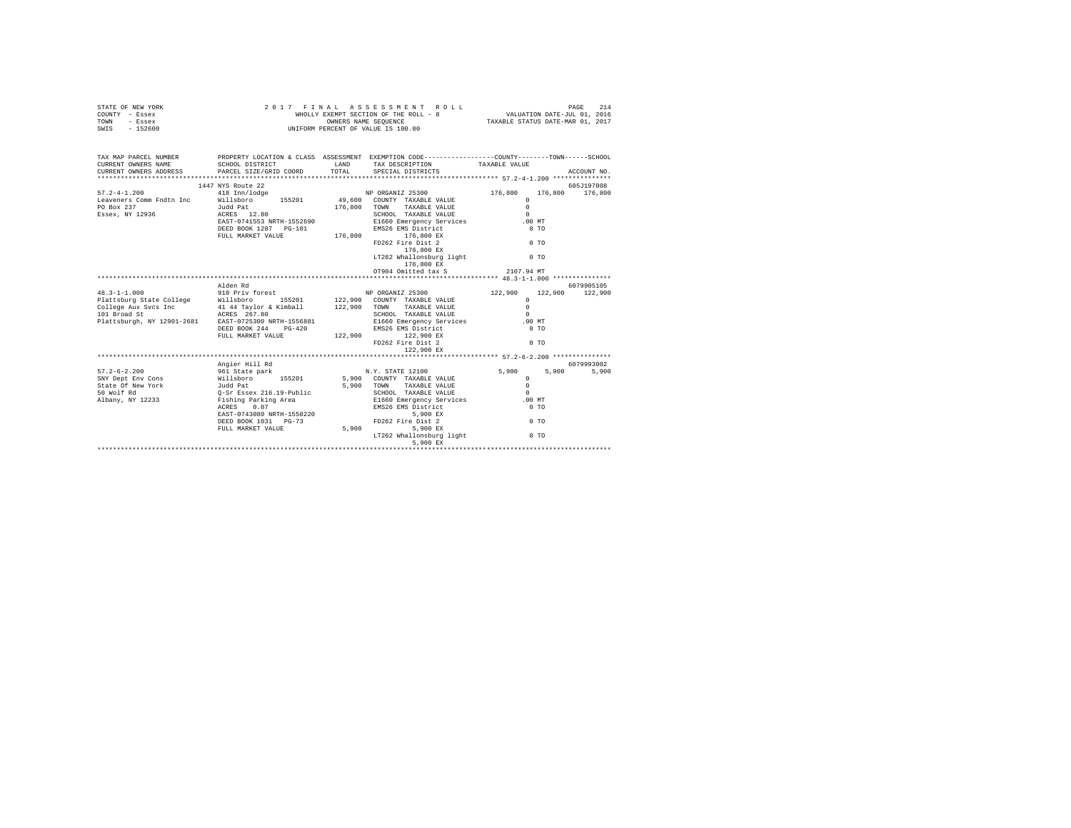STATE OF NEW YORK | COUNTY - Essex | TOWN - Essex | SWIS - 152600

2017 FINAL ASSESSMENT ROLL
WHOLLY EXEMPT SECTION OF THE ROLL - 8
OWNERS NAME SEQUENCE
UNIFORM PERCENT OF VALUE IS 100.00

VALUATION DATE-JUL 01, 2016
TAXABLE STATUS DATE-MAR 01, 2017

```
TAX MAP PARCEL NUMBER         PROPERTY LOCATION & CLASS  ASSESSMENT  EXEMPTION CODE-----------------COUNTY--------TOWN------SCHOOL
CURRENT OWNERS NAME           SCHOOL DISTRICT              LAND      TAX DESCRIPTION            TAXABLE VALUE
CURRENT OWNERS ADDRESS        PARCEL SIZE/GRID COORD       TOTAL     SPECIAL DISTRICTS                                    ACCOUNT NO.
*********************************************************************************************** 57.2-4-1.200 ***************
                              1447 NYS Route 22                                                                        605J197008
57.2-4-1.200                  418 Inn/lodge                          NP ORGANIZ 25300             176,800    176,800    176,800
Leaveners Comm Fndtn Inc      Willsboro      155201      49,600     COUNTY  TAXABLE VALUE              0
PO Box 237                    Judd Pat                   176,800    TOWN    TAXABLE VALUE              0
Essex, NY 12936               ACRES  12.80                          SCHOOL  TAXABLE VALUE              0
                              EAST-0741553 NRTH-1552690             E1660 Emergency Services          .00 MT
                              DEED BOOK 1287   PG-101               EMS26 EMS District                  0 TO
                              FULL MARKET VALUE          176,800          176,800 EX
                                                                    FD262 Fire Dist 2                   0 TO
                                                                          176,800 EX
                                                                    LT262 Whallonsburg light            0 TO
                                                                          176,800 EX
                                                                    OT904 Omitted tax S           2107.94 MT
*********************************************************************************************** 48.3-1-1.000 ***************
                              Alden Rd                                                                                 6079905105
48.3-1-1.000                  910 Priv forest                        NP ORGANIZ 25300             122,900    122,900    122,900
Plattsburg State College      Willsboro      155201     122,900     COUNTY  TAXABLE VALUE              0
College Aux Svcs Inc          41 44 Taylor & Kimball     122,900    TOWN    TAXABLE VALUE              0
101 Broad St                  ACRES 267.80                          SCHOOL  TAXABLE VALUE              0
Plattsburgh, NY 12901-2681    EAST-0725300 NRTH-1556881             E1660 Emergency Services          .00 MT
                              DEED BOOK 244    PG-420               EMS26 EMS District                  0 TO
                              FULL MARKET VALUE          122,900          122,900 EX
                                                                    FD262 Fire Dist 2                   0 TO
                                                                          122,900 EX
*********************************************************************************************** 57.2-6-2.200 ***************
                              Angier Hill Rd                                                                           6079993002
57.2-6-2.200                  961 State park                         N.Y. STATE 12100               5,900      5,900      5,900
SNY Dept Env Cons             Willsboro      155201       5,900     COUNTY  TAXABLE VALUE              0
State Of New York             Judd Pat                     5,900    TOWN    TAXABLE VALUE              0
50 Wolf Rd                    Q-Sr Essex 216.19-Public              SCHOOL  TAXABLE VALUE              0
Albany, NY 12233              Fishing Parking Area                  E1660 Emergency Services          .00 MT
                              ACRES   0.07                          EMS26 EMS District                  0 TO
                              EAST-0743080 NRTH-1550220                     5,900 EX
                              DEED BOOK 1031   PG-73                FD262 Fire Dist 2                   0 TO
                              FULL MARKET VALUE            5,900            5,900 EX
                                                                    LT262 Whallonsburg light            0 TO
                                                                            5,900 EX
****************************************************************************************************************************
```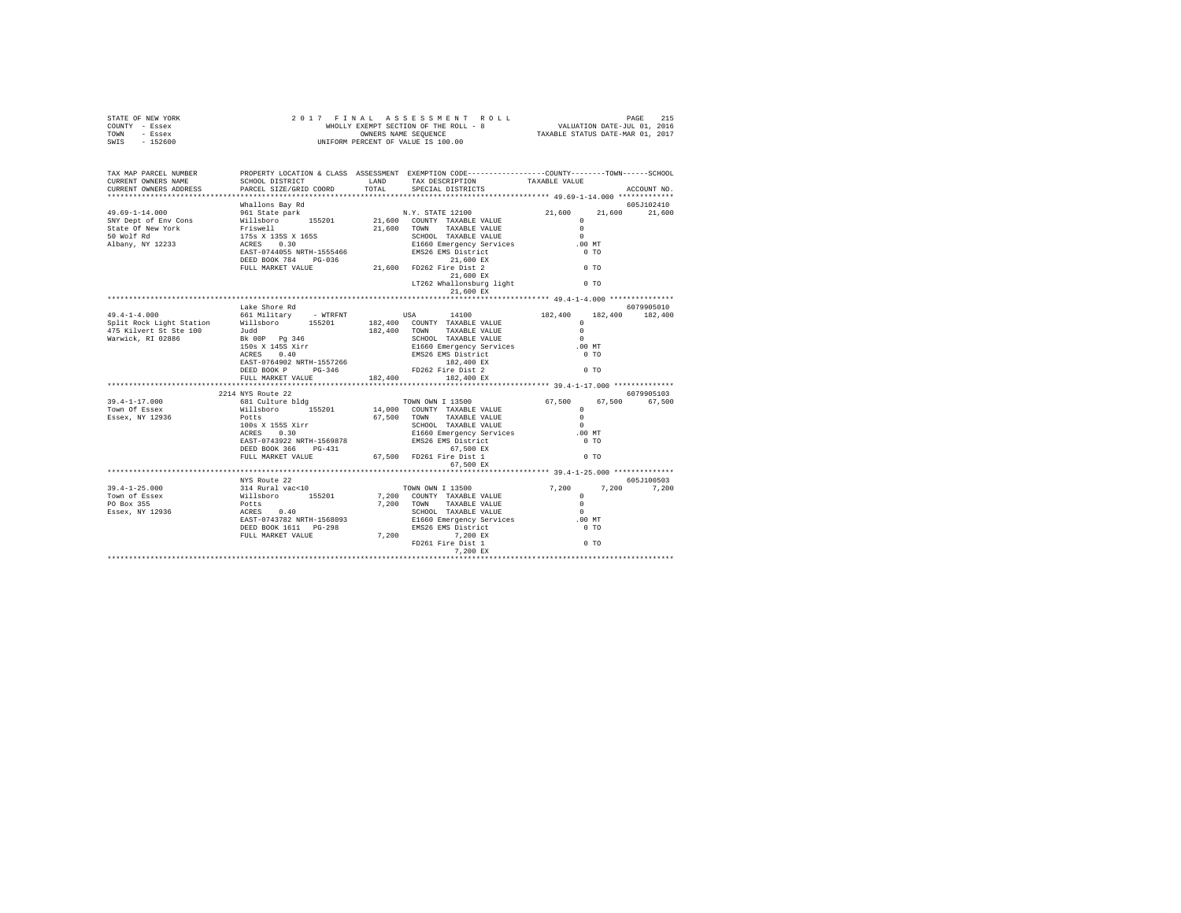```
STATE OF NEW YORK                2 0 1 7   F I N A L   A S S E S S M E N T   R O L L                  PAGE   215
COUNTY  - Essex                       WHOLLY EXEMPT SECTION OF THE ROLL - 8           VALUATION DATE-JUL 01, 2016
TOWN    - Essex                              OWNERS NAME SEQUENCE                    TAXABLE STATUS DATE-MAR 01, 2017
SWIS    - 152600                      UNIFORM PERCENT OF VALUE IS 100.00

TAX MAP PARCEL NUMBER        PROPERTY LOCATION & CLASS  ASSESSMENT  EXEMPTION CODE-----------------COUNTY--------TOWN------SCHOOL
CURRENT OWNERS NAME          SCHOOL DISTRICT             LAND      TAX DESCRIPTION           TAXABLE VALUE
CURRENT OWNERS ADDRESS       PARCEL SIZE/GRID COORD      TOTAL     SPECIAL DISTRICTS                                  ACCOUNT NO.
******************************************************************************************** 49.69-1-14.000 *************
                             Whallons Bay Rd                                                                         605J102410
49.69-1-14.000               961 State park                      N.Y. STATE 12100            21,600     21,600     21,600
SNY Dept of Env Cons         Willsboro      155201        21,600  COUNTY  TAXABLE VALUE            0
State Of New York            Friswell                     21,600  TOWN    TAXABLE VALUE            0
50 Wolf Rd                   175s X 135S X 165S                   SCHOOL  TAXABLE VALUE            0
Albany, NY 12233             ACRES    0.30                        E1660 Emergency Services        .00 MT
                             EAST-0744055 NRTH-1555466            EMS26 EMS District               0 TO
                             DEED BOOK 784    PG-036                    21,600 EX
                             FULL MARKET VALUE            21,600  FD262 Fire Dist 2                0 TO
                                                                        21,600 EX
                                                                  LT262 Whallonsburg light         0 TO
                                                                        21,600 EX
******************************************************************************************** 49.4-1-4.000 ***************
                             Lake Shore Rd                                                                           6079905010
49.4-1-4.000                 661 Military     - WTRFNT          USA       14100            182,400    182,400    182,400
Split Rock Light Station     Willsboro      155201       182,400  COUNTY  TAXABLE VALUE            0
475 Kilvert St Ste 100       Judd                        182,400  TOWN    TAXABLE VALUE            0
Warwick, RI 02886            Bk 00P  Pg 346                       SCHOOL  TAXABLE VALUE            0
                             150s X 145S Xirr                     E1660 Emergency Services        .00 MT
                             ACRES    0.40                        EMS26 EMS District               0 TO
                             EAST-0764902 NRTH-1557266                  182,400 EX
                             DEED BOOK P     PG-346               FD262 Fire Dist 2                0 TO
                             FULL MARKET VALUE           182,400        182,400 EX
******************************************************************************************** 39.4-1-17.000 **************
                        2214 NYS Route 22                                                                            6079905103
39.4-1-17.000                681 Culture bldg                   TOWN OWN I 13500            67,500     67,500     67,500
Town Of Essex                Willsboro      155201        14,000  COUNTY  TAXABLE VALUE            0
Essex, NY 12936              Potts                        67,500  TOWN    TAXABLE VALUE            0
                             100s X 155S Xirr                     SCHOOL  TAXABLE VALUE            0
                             ACRES    0.30                        E1660 Emergency Services        .00 MT
                             EAST-0743922 NRTH-1569878            EMS26 EMS District               0 TO
                             DEED BOOK 366    PG-431                    67,500 EX
                             FULL MARKET VALUE            67,500  FD261 Fire Dist 1                0 TO
                                                                        67,500 EX
******************************************************************************************** 39.4-1-25.000 **************
                             NYS Route 22                                                                            605J100503
39.4-1-25.000                314 Rural vac<10                   TOWN OWN I 13500             7,200      7,200      7,200
Town of Essex                Willsboro      155201         7,200  COUNTY  TAXABLE VALUE            0
PO Box 355                   Potts                         7,200  TOWN    TAXABLE VALUE            0
Essex, NY 12936              ACRES    0.40                        SCHOOL  TAXABLE VALUE            0
                             EAST-0743782 NRTH-1568093            E1660 Emergency Services        .00 MT
                             DEED BOOK 1611   PG-298              EMS26 EMS District               0 TO
                             FULL MARKET VALUE             7,200         7,200 EX
                                                                  FD261 Fire Dist 1                0 TO
                                                                         7,200 EX
**************************************************************************************************************************
```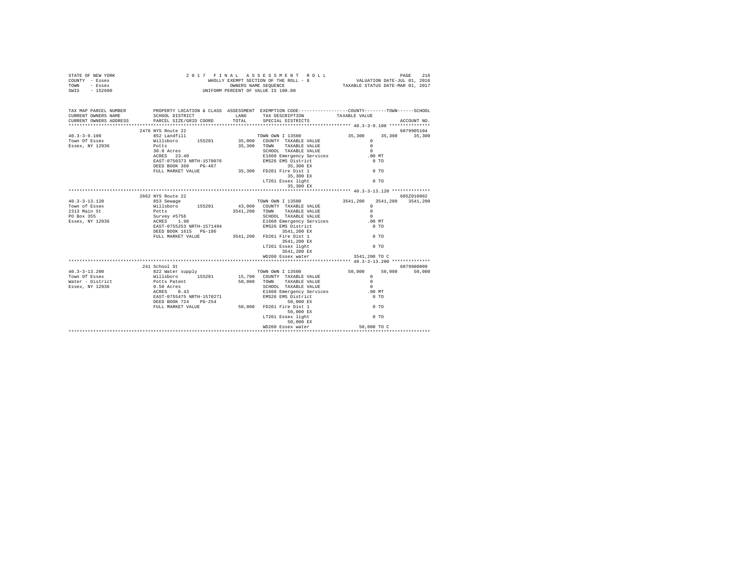```
STATE OF NEW YORK                    2 0 1 7   F I N A L   A S S E S S M E N T   R O L L                          PAGE   216
COUNTY  - Essex                             WHOLLY EXEMPT SECTION OF THE ROLL - 8                  VALUATION DATE-JUL 01, 2016
TOWN    - Essex                                  OWNERS NAME SEQUENCE                           TAXABLE STATUS DATE-MAR 01, 2017
SWIS    - 152600                           UNIFORM PERCENT OF VALUE IS 100.00


TAX MAP PARCEL NUMBER          PROPERTY LOCATION & CLASS  ASSESSMENT  EXEMPTION CODE-----------------COUNTY--------TOWN------SCHOOL
CURRENT OWNERS NAME            SCHOOL DISTRICT               LAND      TAX DESCRIPTION            TAXABLE VALUE
CURRENT OWNERS ADDRESS         PARCEL SIZE/GRID COORD        TOTAL     SPECIAL DISTRICTS                                    ACCOUNT NO.
************************************************************************************************** 40.3-3-9.100 ***************
                    2476 NYS Route 22                                                                                    6079905104
40.3-3-9.100                   852 Landfill                              TOWN OWN I 13500                35,300     35,300    35,300
Town Of Essex                  Willsboro      155201        35,000   COUNTY  TAXABLE VALUE                  0
Essex, NY 12936                Potts                         35,300   TOWN    TAXABLE VALUE                  0
                               30.0 Acres                             SCHOOL  TAXABLE VALUE                  0
                               ACRES  23.40                           E1660 Emergency Services             .00 MT
                               EAST-0750373 NRTH-1570076              EMS26 EMS District                     0 TO
                               DEED BOOK 360    PG-467                      35,300 EX
                               FULL MARKET VALUE             35,300   FD261 Fire Dist 1                      0 TO
                                                                            35,300 EX
                                                                      LT261 Essex light                      0 TO
                                                                            35,300 EX
************************************************************************************************** 40.3-3-13.120 **************
                    2662 NYS Route 22                                                                                    605Z010002
40.3-3-13.120                  853 Sewage                                TOWN OWN I 13500              3541,200   3541,200  3541,200
Town of Essex                  Willsboro      155201        43,000   COUNTY  TAXABLE VALUE                  0
2313 Main St                   Potts                       3541,200   TOWN    TAXABLE VALUE                  0
PO Box 355                     Survey #5756                           SCHOOL  TAXABLE VALUE                  0
Essex, NY 12936                ACRES   1.90                           E1660 Emergency Services             .00 MT
                               EAST-0755253 NRTH-1571494              EMS26 EMS District                     0 TO
                               DEED BOOK 1615   PG-186                    3541,200 EX
                               FULL MARKET VALUE           3541,200   FD261 Fire Dist 1                      0 TO
                                                                          3541,200 EX
                                                                      LT261 Essex light                      0 TO
                                                                          3541,200 EX
                                                                      WD260 Essex water               3541,200 TO C
************************************************************************************************** 40.3-3-13.200 **************
                    241 School St                                                                                        6079980009
40.3-3-13.200                  822 Water supply                          TOWN OWN I 13500                50,000     50,000    50,000
Town Of Essex                  Willsboro      155201        15,700   COUNTY  TAXABLE VALUE                  0
Water - District               Potts Patent                  50,000   TOWN    TAXABLE VALUE                  0
Essex, NY 12936                0.50 Acres                             SCHOOL  TAXABLE VALUE                  0
                               ACRES   0.43                           E1660 Emergency Services             .00 MT
                               EAST-0755475 NRTH-1570271              EMS26 EMS District                     0 TO
                               DEED BOOK 724    PG-254                      50,000 EX
                               FULL MARKET VALUE             50,000   FD261 Fire Dist 1                      0 TO
                                                                            50,000 EX
                                                                      LT261 Essex light                      0 TO
                                                                            50,000 EX
                                                                      WD260 Essex water                 50,000 TO C
********************************************************************************************************************************
```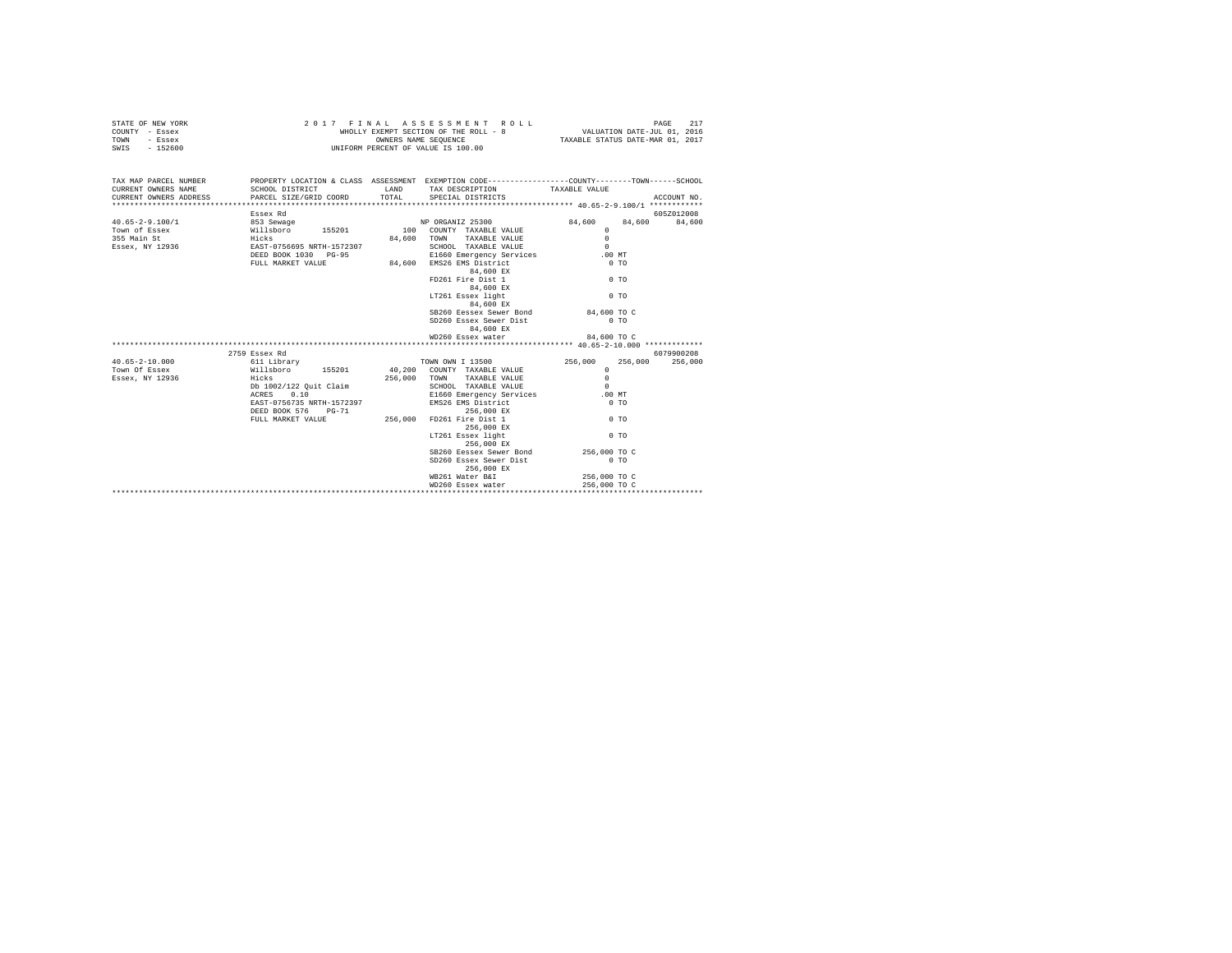STATE OF NEW YORK — 2017 FINAL ASSESSMENT ROLL — WHOLLY EXEMPT SECTION OF THE ROLL - 8 — OWNERS NAME SEQUENCE — UNIFORM PERCENT OF VALUE IS 100.00

COUNTY - Essex
TOWN - Essex
SWIS - 152600

VALUATION DATE-JUL 01, 2016
TAXABLE STATUS DATE-MAR 01, 2017

```
TAX MAP PARCEL NUMBER         PROPERTY LOCATION & CLASS  ASSESSMENT  EXEMPTION CODE-----------------COUNTY--------TOWN------SCHOOL
CURRENT OWNERS NAME           SCHOOL DISTRICT              LAND       TAX DESCRIPTION            TAXABLE VALUE
CURRENT OWNERS ADDRESS        PARCEL SIZE/GRID COORD       TOTAL      SPECIAL DISTRICTS                                      ACCOUNT NO.
********************************************************************************************** 40.65-2-9.100/1 ************
                              Essex Rd                                                                                605Z012008
40.65-2-9.100/1               853 Sewage                              NP ORGANIZ 25300           84,600      84,600      84,600
Town of Essex                 Willsboro     155201          100       COUNTY  TAXABLE VALUE            0
355 Main St                   Hicks                        84,600     TOWN    TAXABLE VALUE            0
Essex, NY 12936               EAST-0756695 NRTH-1572307               SCHOOL  TAXABLE VALUE            0
                              DEED BOOK 1030   PG-95                  E1660 Emergency Services       .00 MT
                              FULL MARKET VALUE            84,600     EMS26 EMS District               0 TO
                                                                          84,600 EX
                                                                      FD261 Fire Dist 1                0 TO
                                                                          84,600 EX
                                                                      LT261 Essex light                0 TO
                                                                          84,600 EX
                                                                      SB260 Eessex Sewer Bond     84,600 TO C
                                                                      SD260 Essex Sewer Dist           0 TO
                                                                          84,600 EX
                                                                      WD260 Essex water           84,600 TO C
********************************************************************************************** 40.65-2-10.000 *************
                              2759 Essex Rd                                                                           6079900208
40.65-2-10.000                611 Library                             TOWN OWN I 13500          256,000     256,000     256,000
Town Of Essex                 Willsboro     155201        40,200      COUNTY  TAXABLE VALUE            0
Essex, NY 12936               Hicks                      256,000      TOWN    TAXABLE VALUE            0
                              Db 1002/122 Quit Claim                  SCHOOL  TAXABLE VALUE            0
                              ACRES    0.10                           E1660 Emergency Services       .00 MT
                              EAST-0756735 NRTH-1572397               EMS26 EMS District               0 TO
                              DEED BOOK 576    PG-71                      256,000 EX
                              FULL MARKET VALUE          256,000      FD261 Fire Dist 1                0 TO
                                                                          256,000 EX
                                                                      LT261 Essex light                0 TO
                                                                          256,000 EX
                                                                      SB260 Eessex Sewer Bond    256,000 TO C
                                                                      SD260 Essex Sewer Dist           0 TO
                                                                          256,000 EX
                                                                      WB261 Water B&I            256,000 TO C
                                                                      WD260 Essex water          256,000 TO C
****************************************************************************************************************************
```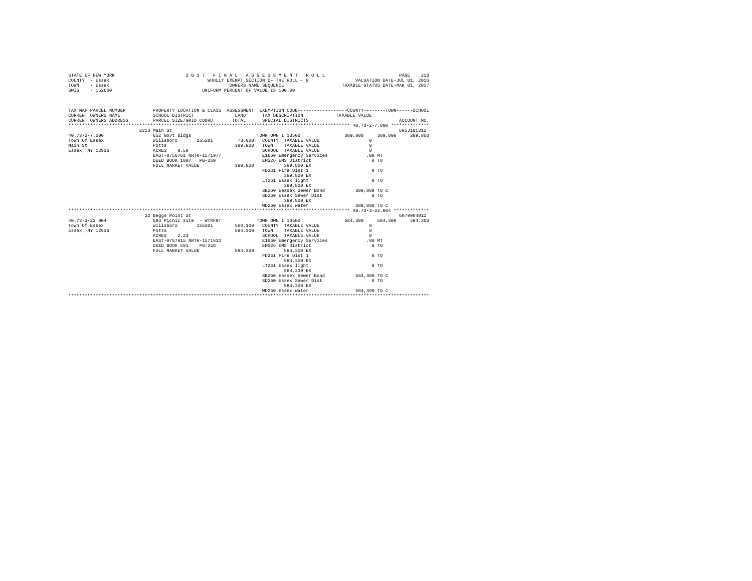STATE OF NEW YORK
COUNTY - Essex
TOWN - Essex
SWIS - 152600

2 0 1 7 F I N A L A S S E S S M E N T R O L L
WHOLLY EXEMPT SECTION OF THE ROLL - 8
OWNERS NAME SEQUENCE
UNIFORM PERCENT OF VALUE IS 100.00

VALUATION DATE-JUL 01, 2016
TAXABLE STATUS DATE-MAR 01, 2017

```
TAX MAP PARCEL NUMBER          PROPERTY LOCATION & CLASS  ASSESSMENT  EXEMPTION CODE-----------------COUNTY--------TOWN------SCHOOL
CURRENT OWNERS NAME            SCHOOL DISTRICT              LAND      TAX DESCRIPTION            TAXABLE VALUE
CURRENT OWNERS ADDRESS         PARCEL SIZE/GRID COORD       TOTAL     SPECIAL DISTRICTS                                        ACCOUNT NO.
******************************************************************************************************* 40.73-2-7.000 **************
                    2313 Main St                                                                                              605J101312
40.73-2-7.000            652 Govt bldgs                         TOWN OWN I 13500            389,800     389,800     389,800
Town Of Essex            Willsboro      155201        73,000    COUNTY  TAXABLE VALUE                 0
Main St                  Potts                       389,800    TOWN    TAXABLE VALUE                 0
Essex, NY 12936          ACRES    0.50                          SCHOOL  TAXABLE VALUE                 0
                         EAST-0756761 NRTH-1571977              E1660 Emergency Services            .00 MT
                         DEED BOOK 1007   PG-269                EMS26 EMS District                    0 TO
                         FULL MARKET VALUE           389,800         389,800 EX
                                                                FD261 Fire Dist 1                     0 TO
                                                                     389,800 EX
                                                                LT261 Essex light                     0 TO
                                                                     389,800 EX
                                                                SB260 Eessex Sewer Bond         389,800 TO C
                                                                SD260 Essex Sewer Dist                0 TO
                                                                     389,800 EX
                                                                WD260 Essex water               389,800 TO C
******************************************************************************************************* 40.73-3-22.004 *************
                    22 Beggs Point St                                                                                         6079904011
40.73-3-22.004           593 Picnic site  - WTRFNT              TOWN OWN I 13500            584,300     584,300     584,300
Town Of Essex            Willsboro      155201       560,100    COUNTY  TAXABLE VALUE                 0
Essex, NY 12936          Potts                       584,300    TOWN    TAXABLE VALUE                 0
                         ACRES    2.23                          SCHOOL  TAXABLE VALUE                 0
                         EAST-0757615 NRTH-1571632              E1660 Emergency Services            .00 MT
                         DEED BOOK 591    PG-258                EMS26 EMS District                    0 TO
                         FULL MARKET VALUE           584,300         584,300 EX
                                                                FD261 Fire Dist 1                     0 TO
                                                                     584,300 EX
                                                                LT261 Essex light                     0 TO
                                                                     584,300 EX
                                                                SB260 Eessex Sewer Bond         584,300 TO C
                                                                SD260 Essex Sewer Dist                0 TO
                                                                     584,300 EX
                                                                WD260 Essex water               584,300 TO C
************************************************************************************************************************************
```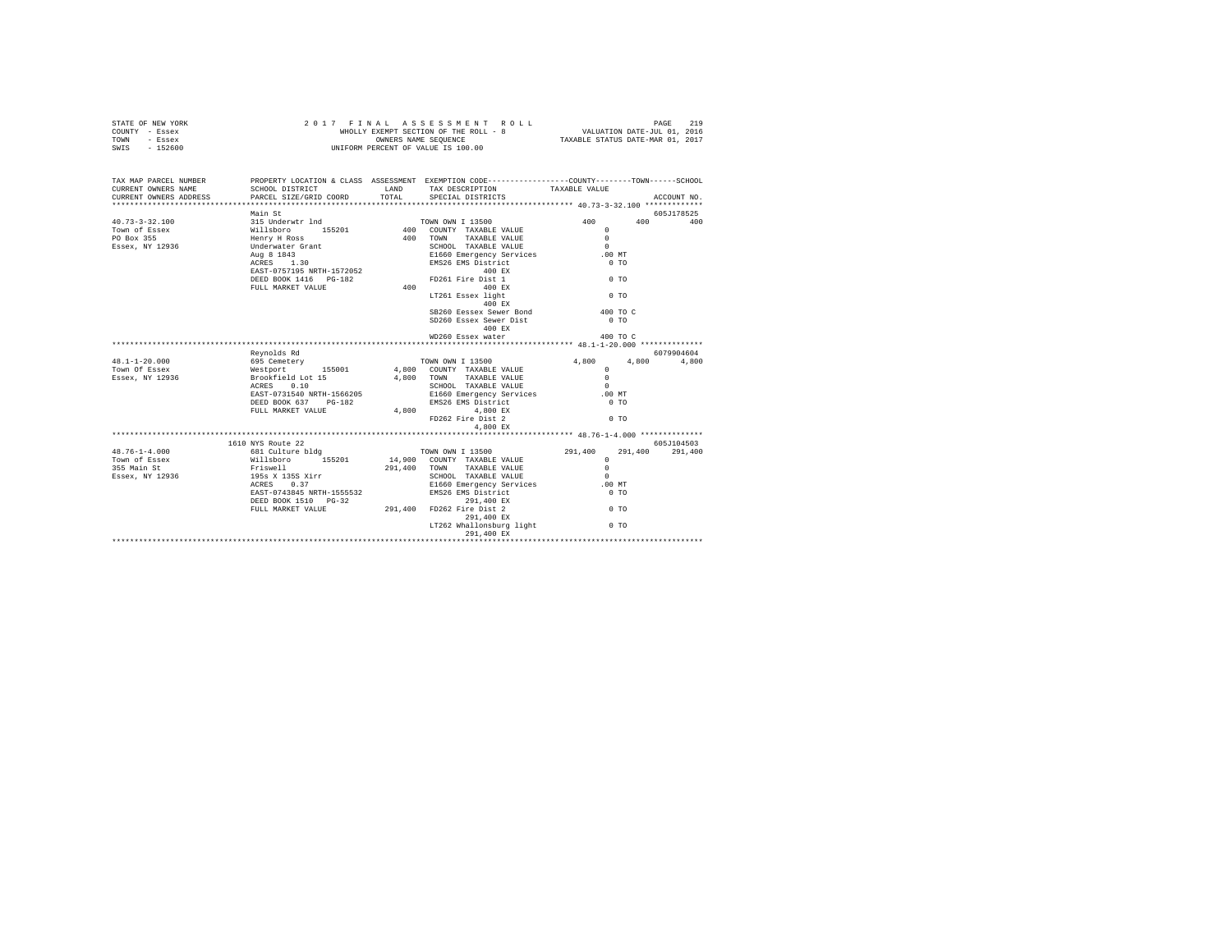STATE OF NEW YORK — 2017 FINAL ASSESSMENT ROLL — PAGE 219
COUNTY - Essex — WHOLLY EXEMPT SECTION OF THE ROLL - 8 — VALUATION DATE-JUL 01, 2016
TOWN - Essex — OWNERS NAME SEQUENCE — TAXABLE STATUS DATE-MAR 01, 2017
SWIS - 152600 — UNIFORM PERCENT OF VALUE IS 100.00

| TAX MAP PARCEL NUMBER / CURRENT OWNERS NAME / CURRENT OWNERS ADDRESS | PROPERTY LOCATION & CLASS / SCHOOL DISTRICT / PARCEL SIZE/GRID COORD | ASSESSMENT LAND / TOTAL | EXEMPTION CODE / TAX DESCRIPTION / SPECIAL DISTRICTS | COUNTY TAXABLE VALUE | TOWN | SCHOOL / ACCOUNT NO. |
|---|---|---|---|---|---|---|
| 40.73-3-32.100 | Main St | | | | | 605J178525 |
| 40.73-3-32.100 | 315 Underwtr lnd | | TOWN OWN I 13500 | 400 | 400 | 400 |
| Town of Essex | Willsboro 155201 | 400 | COUNTY TAXABLE VALUE | 0 | | |
| PO Box 355 | Henry H Ross | 400 | TOWN TAXABLE VALUE | 0 | | |
| Essex, NY 12936 | Underwater Grant | | SCHOOL TAXABLE VALUE | 0 | | |
| | Aug 8 1843 | | E1660 Emergency Services | .00 MT | | |
| | ACRES 1.30 | | EMS26 EMS District | 0 TO | | |
| | EAST-0757195 NRTH-1572052 | | 400 EX | | | |
| | DEED BOOK 1416 PG-182 | | FD261 Fire Dist 1 | 0 TO | | |
| | FULL MARKET VALUE | 400 | 400 EX | | | |
| | | | LT261 Essex light | 0 TO | | |
| | | | 400 EX | | | |
| | | | SB260 Eessex Sewer Bond | 400 TO C | | |
| | | | SD260 Essex Sewer Dist | 0 TO | | |
| | | | 400 EX | | | |
| | | | WD260 Essex water | 400 TO C | | |
| 48.1-1-20.000 | Reynolds Rd | | | | | 6079904604 |
| 48.1-1-20.000 | 695 Cemetery | | TOWN OWN I 13500 | 4,800 | 4,800 | 4,800 |
| Town of Essex | Westport 155001 | 4,800 | COUNTY TAXABLE VALUE | 0 | | |
| Essex, NY 12936 | Brookfield Lot 15 | 4,800 | TOWN TAXABLE VALUE | 0 | | |
| | ACRES 0.10 | | SCHOOL TAXABLE VALUE | 0 | | |
| | EAST-0731540 NRTH-1566205 | | E1660 Emergency Services | .00 MT | | |
| | DEED BOOK 637 PG-182 | | EMS26 EMS District | 0 TO | | |
| | FULL MARKET VALUE | 4,800 | 4,800 EX | | | |
| | | | FD262 Fire Dist 2 | 0 TO | | |
| | | | 4,800 EX | | | |
| 48.76-1-4.000 | 1610 NYS Route 22 | | | | | 605J104503 |
| 48.76-1-4.000 | 681 Culture bldg | | TOWN OWN I 13500 | 291,400 | 291,400 | 291,400 |
| Town of Essex | Willsboro 155201 | 14,900 | COUNTY TAXABLE VALUE | 0 | | |
| 355 Main St | Friswell | 291,400 | TOWN TAXABLE VALUE | 0 | | |
| Essex, NY 12936 | 195s X 135S Xirr | | SCHOOL TAXABLE VALUE | 0 | | |
| | ACRES 0.37 | | E1660 Emergency Services | .00 MT | | |
| | EAST-0743845 NRTH-1555532 | | EMS26 EMS District | 0 TO | | |
| | DEED BOOK 1510 PG-32 | | 291,400 EX | | | |
| | FULL MARKET VALUE | 291,400 | FD262 Fire Dist 2 | 0 TO | | |
| | | | 291,400 EX | | | |
| | | | LT262 Whallonsburg light | 0 TO | | |
| | | | 291,400 EX | | | |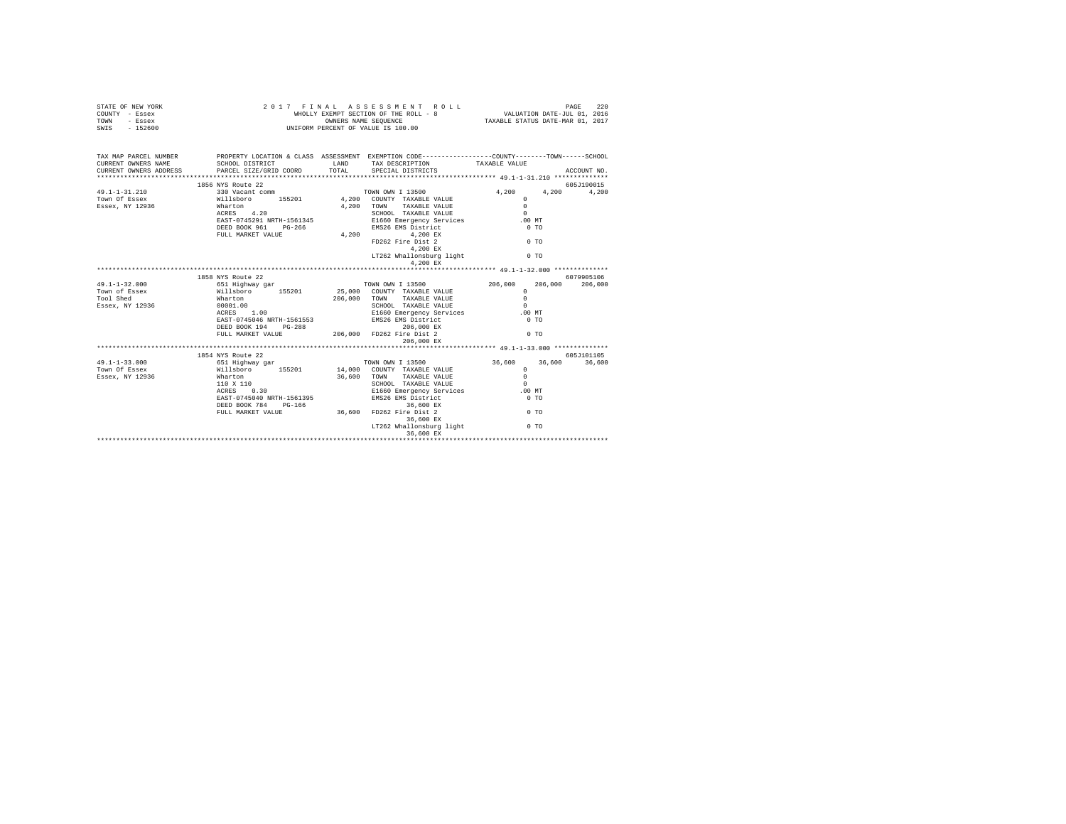STATE OF NEW YORK — 2017 FINAL ASSESSMENT ROLL — PAGE 220
COUNTY - Essex — WHOLLY EXEMPT SECTION OF THE ROLL - 8 — VALUATION DATE-JUL 01, 2016
TOWN - Essex — OWNERS NAME SEQUENCE — TAXABLE STATUS DATE-MAR 01, 2017
SWIS - 152600 — UNIFORM PERCENT OF VALUE IS 100.00

| TAX MAP PARCEL NUMBER / CURRENT OWNERS NAME / CURRENT OWNERS ADDRESS | PROPERTY LOCATION & CLASS / SCHOOL DISTRICT / PARCEL SIZE/GRID COORD | ASSESSMENT LAND / TOTAL | EXEMPTION CODE / TAX DESCRIPTION / SPECIAL DISTRICTS | COUNTY / TAXABLE VALUE | TOWN | SCHOOL / ACCOUNT NO. |
|---|---|---|---|---|---|---|
| **49.1-1-31.210** | 1856 NYS Route 22 | | | | | 605J190015 |
| 49.1-1-31.210 | 330 Vacant comm | | TOWN OWN I 13500 | 4,200 | 4,200 | 4,200 |
| Town Of Essex | Willsboro 155201 | 4,200 | COUNTY TAXABLE VALUE | 0 | | |
| Essex, NY 12936 | Wharton | 4,200 | TOWN TAXABLE VALUE | 0 | | |
| | ACRES 4.20 | | SCHOOL TAXABLE VALUE | 0 | | |
| | EAST-0745291 NRTH-1561345 | | E1660 Emergency Services | .00 MT | | |
| | DEED BOOK 961 PG-266 | | EMS26 EMS District | 0 TO | | |
| | FULL MARKET VALUE | 4,200 | 4,200 EX | | | |
| | | | FD262 Fire Dist 2 | 0 TO | | |
| | | | 4,200 EX | | | |
| | | | LT262 Whallonsburg light | 0 TO | | |
| | | | 4,200 EX | | | |
| **49.1-1-32.000** | 1858 NYS Route 22 | | | | | 6079905106 |
| 49.1-1-32.000 | 651 Highway gar | | TOWN OWN I 13500 | 206,000 | 206,000 | 206,000 |
| Town of Essex | Willsboro 155201 | 25,000 | COUNTY TAXABLE VALUE | 0 | | |
| Tool Shed | Wharton | 206,000 | TOWN TAXABLE VALUE | 0 | | |
| Essex, NY 12936 | 00001.00 | | SCHOOL TAXABLE VALUE | 0 | | |
| | ACRES 1.00 | | E1660 Emergency Services | .00 MT | | |
| | EAST-0745046 NRTH-1561553 | | EMS26 EMS District | 0 TO | | |
| | DEED BOOK 194 PG-288 | | 206,000 EX | | | |
| | FULL MARKET VALUE | 206,000 | FD262 Fire Dist 2 | 0 TO | | |
| | | | 206,000 EX | | | |
| **49.1-1-33.000** | 1854 NYS Route 22 | | | | | 605J101105 |
| 49.1-1-33.000 | 651 Highway gar | | TOWN OWN I 13500 | 36,600 | 36,600 | 36,600 |
| Town Of Essex | Willsboro 155201 | 14,000 | COUNTY TAXABLE VALUE | 0 | | |
| Essex, NY 12936 | Wharton | 36,600 | TOWN TAXABLE VALUE | 0 | | |
| | 110 X 110 | | SCHOOL TAXABLE VALUE | 0 | | |
| | ACRES 0.30 | | E1660 Emergency Services | .00 MT | | |
| | EAST-0745040 NRTH-1561395 | | EMS26 EMS District | 0 TO | | |
| | DEED BOOK 784 PG-166 | | 36,600 EX | | | |
| | FULL MARKET VALUE | 36,600 | FD262 Fire Dist 2 | 0 TO | | |
| | | | 36,600 EX | | | |
| | | | LT262 Whallonsburg light | 0 TO | | |
| | | | 36,600 EX | | | |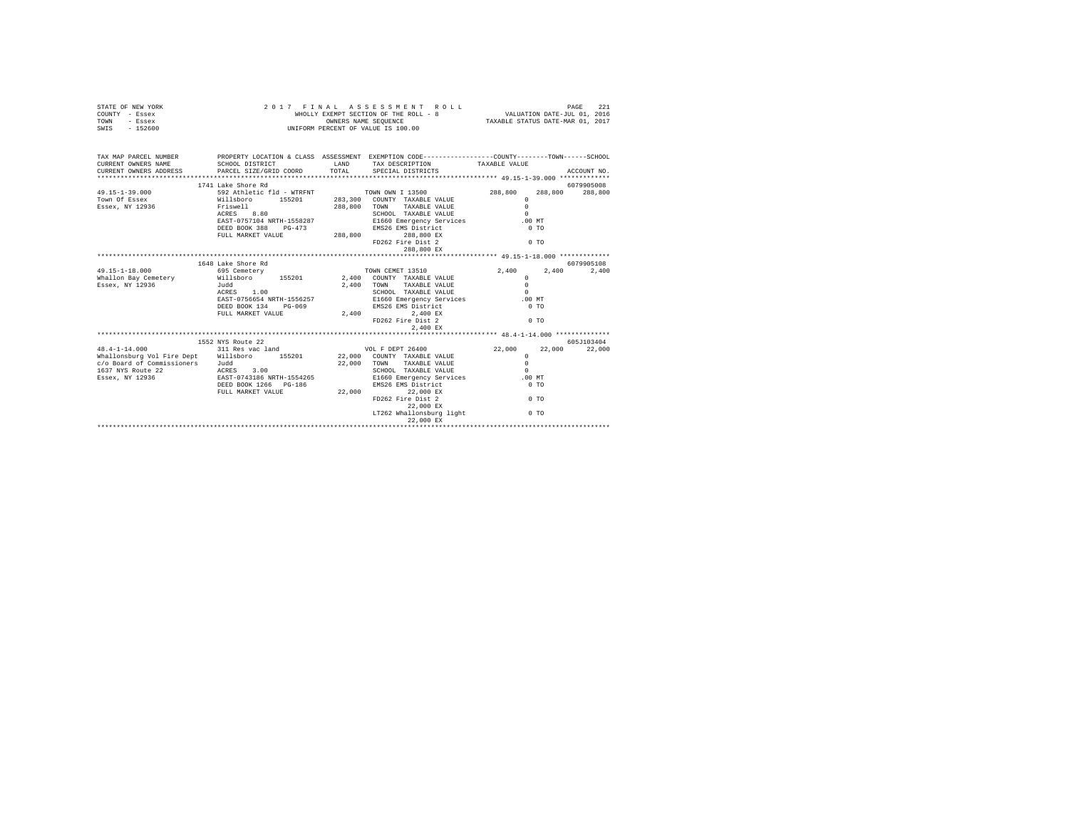```
STATE OF NEW YORK              2 0 1 7   F I N A L   A S S E S S M E N T   R O L L                    PAGE   221
COUNTY  - Essex                      WHOLLY EXEMPT SECTION OF THE ROLL - 8            VALUATION DATE-JUL 01, 2016
TOWN    - Essex                             OWNERS NAME SEQUENCE                   TAXABLE STATUS DATE-MAR 01, 2017
SWIS    - 152600                      UNIFORM PERCENT OF VALUE IS 100.00

TAX MAP PARCEL NUMBER          PROPERTY LOCATION & CLASS  ASSESSMENT  EXEMPTION CODE-----------------COUNTY--------TOWN------SCHOOL
CURRENT OWNERS NAME            SCHOOL DISTRICT             LAND     TAX DESCRIPTION            TAXABLE VALUE
CURRENT OWNERS ADDRESS         PARCEL SIZE/GRID COORD     TOTAL     SPECIAL DISTRICTS                                    ACCOUNT NO.
******************************************************************************************************* 49.15-1-39.000 *************
                     1741 Lake Shore Rd                                                                                 6079905008
49.15-1-39.000                 592 Athletic fld - WTRFNT           TOWN OWN I 13500             288,800    288,800    288,800
Town Of Essex                  Willsboro       155201      283,300   COUNTY  TAXABLE VALUE                 0
Essex, NY 12936                Friswell                    288,800   TOWN    TAXABLE VALUE                 0
                               ACRES    8.80                         SCHOOL  TAXABLE VALUE                 0
                               EAST-0757104 NRTH-1558287             E1660 Emergency Services            .00 MT
                               DEED BOOK 388    PG-473               EMS26 EMS District                    0 TO
                               FULL MARKET VALUE           288,800        288,800 EX
                                                                     FD262 Fire Dist 2                     0 TO
                                                                          288,800 EX
******************************************************************************************************* 49.15-1-18.000 *************
                     1648 Lake Shore Rd                                                                                 6079905108
49.15-1-18.000                 695 Cemetery                        TOWN CEMET 13510               2,400      2,400      2,400
Whallon Bay Cemetery           Willsboro       155201        2,400   COUNTY  TAXABLE VALUE                 0
Essex, NY 12936                Judd                          2,400   TOWN    TAXABLE VALUE                 0
                               ACRES    1.00                         SCHOOL  TAXABLE VALUE                 0
                               EAST-0756654 NRTH-1556257             E1660 Emergency Services            .00 MT
                               DEED BOOK 134    PG-069               EMS26 EMS District                    0 TO
                               FULL MARKET VALUE             2,400          2,400 EX
                                                                     FD262 Fire Dist 2                     0 TO
                                                                            2,400 EX
******************************************************************************************************* 48.4-1-14.000 **************
                     1552 NYS Route 22                                                                                  605J103404
48.4-1-14.000                  311 Res vac land                    VOL F DEPT 26400              22,000     22,000     22,000
Whallonsburg Vol Fire Dept     Willsboro       155201       22,000   COUNTY  TAXABLE VALUE                 0
c/o Board of Commissioners     Judd                         22,000   TOWN    TAXABLE VALUE                 0
1637 NYS Route 22              ACRES    3.00                         SCHOOL  TAXABLE VALUE                 0
Essex, NY 12936                EAST-0743186 NRTH-1554265             E1660 Emergency Services            .00 MT
                               DEED BOOK 1266   PG-186               EMS26 EMS District                    0 TO
                               FULL MARKET VALUE            22,000         22,000 EX
                                                                     FD262 Fire Dist 2                     0 TO
                                                                           22,000 EX
                                                                     LT262 Whallonsburg light              0 TO
                                                                           22,000 EX
************************************************************************************************************************************
```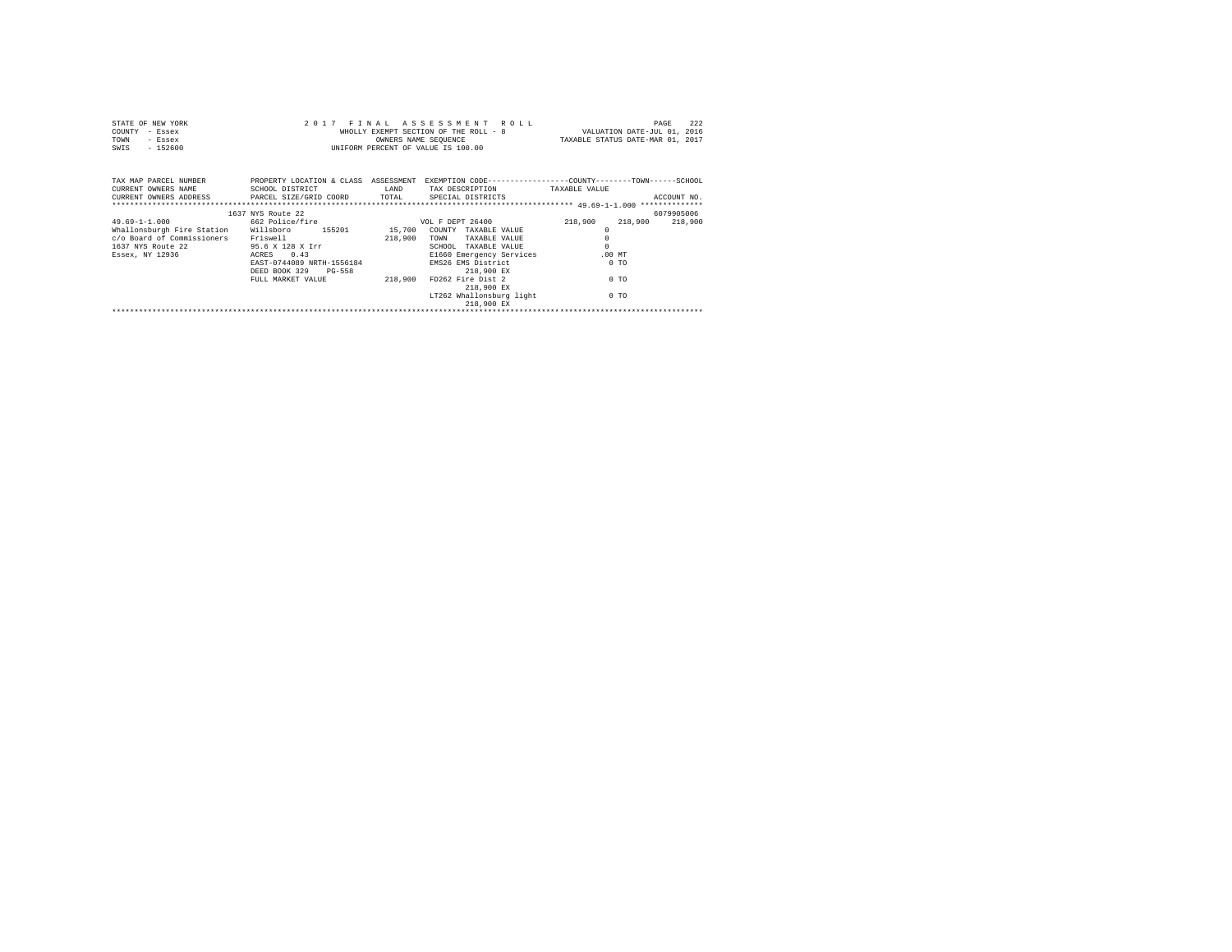STATE OF NEW YORK
COUNTY - Essex
TOWN - Essex
SWIS - 152600

2 0 1 7 F I N A L A S S E S S M E N T R O L L
WHOLLY EXEMPT SECTION OF THE ROLL - 8
OWNERS NAME SEQUENCE
UNIFORM PERCENT OF VALUE IS 100.00

VALUATION DATE-JUL 01, 2016
TAXABLE STATUS DATE-MAR 01, 2017

| TAX MAP PARCEL NUMBER / CURRENT OWNERS NAME / CURRENT OWNERS ADDRESS | PROPERTY LOCATION & CLASS / SCHOOL DISTRICT / PARCEL SIZE/GRID COORD | ASSESSMENT LAND / TOTAL | EXEMPTION CODE / TAX DESCRIPTION / SPECIAL DISTRICTS | COUNTY TAXABLE VALUE | TOWN | SCHOOL / ACCOUNT NO. |
|---|---|---|---|---|---|---|
| | 1637 NYS Route 22 | | | | | 6079905006 |
| 49.69-1-1.000 | 662 Police/fire | | VOL F DEPT 26400 | 218,900 | 218,900 | 218,900 |
| Whallonsburgh Fire Station | Willsboro 155201 | 15,700 | COUNTY TAXABLE VALUE | 0 | | |
| c/o Board of Commissioners | Friswell | 218,900 | TOWN TAXABLE VALUE | 0 | | |
| 1637 NYS Route 22 | 95.6 X 128 X Irr | | SCHOOL TAXABLE VALUE | 0 | | |
| Essex, NY 12936 | ACRES 0.43 | | E1660 Emergency Services | .00 MT | | |
| | EAST-0744089 NRTH-1556184 | | EMS26 EMS District | 0 TO | | |
| | DEED BOOK 329 PG-558 | | 218,900 EX | | | |
| | FULL MARKET VALUE | 218,900 | FD262 Fire Dist 2 | 0 TO | | |
| | | | 218,900 EX | | | |
| | | | LT262 Whallonsburg light | 0 TO | | |
| | | | 218,900 EX | | | |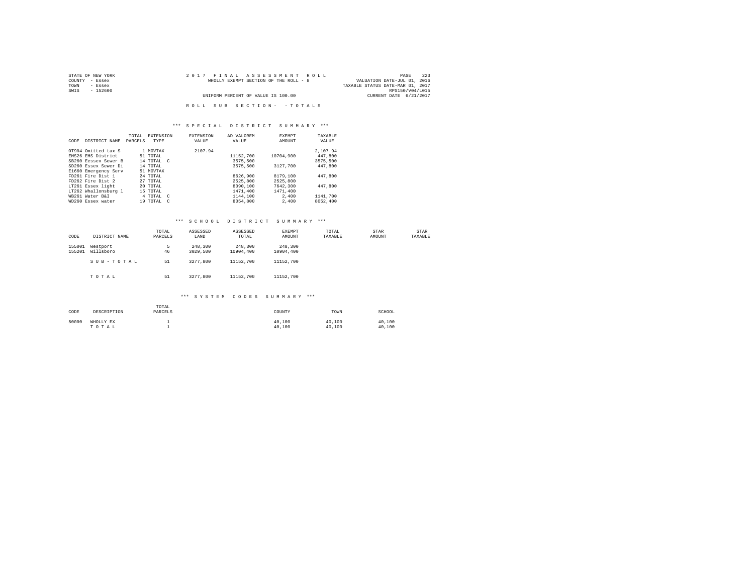STATE OF NEW YORK
COUNTY - Essex
TOWN - Essex
SWIS - 152600

2017 FINAL ASSESSMENT ROLL
WHOLLY EXEMPT SECTION OF THE ROLL - 8
UNIFORM PERCENT OF VALUE IS 100.00

VALUATION DATE-JUL 01, 2016
TAXABLE STATUS DATE-MAR 01, 2017
RPS150/V04/L015
CURRENT DATE 6/21/2017

ROLL SUB SECTION- - TOTALS

### *** SPECIAL DISTRICT SUMMARY ***

| CODE | DISTRICT NAME | TOTAL PARCELS | EXTENSION TYPE | EXTENSION VALUE | AD VALOREM VALUE | EXEMPT AMOUNT | TAXABLE VALUE |
|---|---|---|---|---|---|---|---|
| OT904 | Omitted tax S | 1 | MOVTAX | 2107.94 | | | 2,107.94 |
| EMS26 | EMS District | 51 | TOTAL | | 11152,700 | 10704,900 | 447,800 |
| SB260 | Eessex Sewer B | 14 | TOTAL C | | 3575,500 | | 3575,500 |
| SD260 | Essex Sewer Di | 14 | TOTAL | | 3575,500 | 3127,700 | 447,800 |
| E1660 | Emergency Serv | 51 | MOVTAX | | | | |
| FD261 | Fire Dist 1 | 24 | TOTAL | | 8626,900 | 8179,100 | 447,800 |
| FD262 | Fire Dist 2 | 27 | TOTAL | | 2525,800 | 2525,800 | |
| LT261 | Essex light | 20 | TOTAL | | 8090,100 | 7642,300 | 447,800 |
| LT262 | Whallonsburg l | 15 | TOTAL | | 1471,400 | 1471,400 | |
| WB261 | Water B&I | 4 | TOTAL C | | 1144,100 | 2,400 | 1141,700 |
| WD260 | Essex water | 19 | TOTAL C | | 8054,800 | 2,400 | 8052,400 |

### *** SCHOOL DISTRICT SUMMARY ***

| CODE | DISTRICT NAME | TOTAL PARCELS | ASSESSED LAND | ASSESSED TOTAL | EXEMPT AMOUNT | TOTAL TAXABLE | STAR AMOUNT | STAR TAXABLE |
|---|---|---|---|---|---|---|---|---|
| 155001 | Westport | 5 | 248,300 | 248,300 | 248,300 | | | |
| 155201 | Willsboro | 46 | 3029,500 | 10904,400 | 10904,400 | | | |
| | SUB-TOTAL | 51 | 3277,800 | 11152,700 | 11152,700 | | | |
| | TOTAL | 51 | 3277,800 | 11152,700 | 11152,700 | | | |

### *** SYSTEM CODES SUMMARY ***

| CODE | DESCRIPTION | TOTAL PARCELS | COUNTY | TOWN | SCHOOL |
|---|---|---|---|---|---|
| 50000 | WHOLLY EX | 1 | 40,100 | 40,100 | 40,100 |
| | TOTAL | 1 | 40,100 | 40,100 | 40,100 |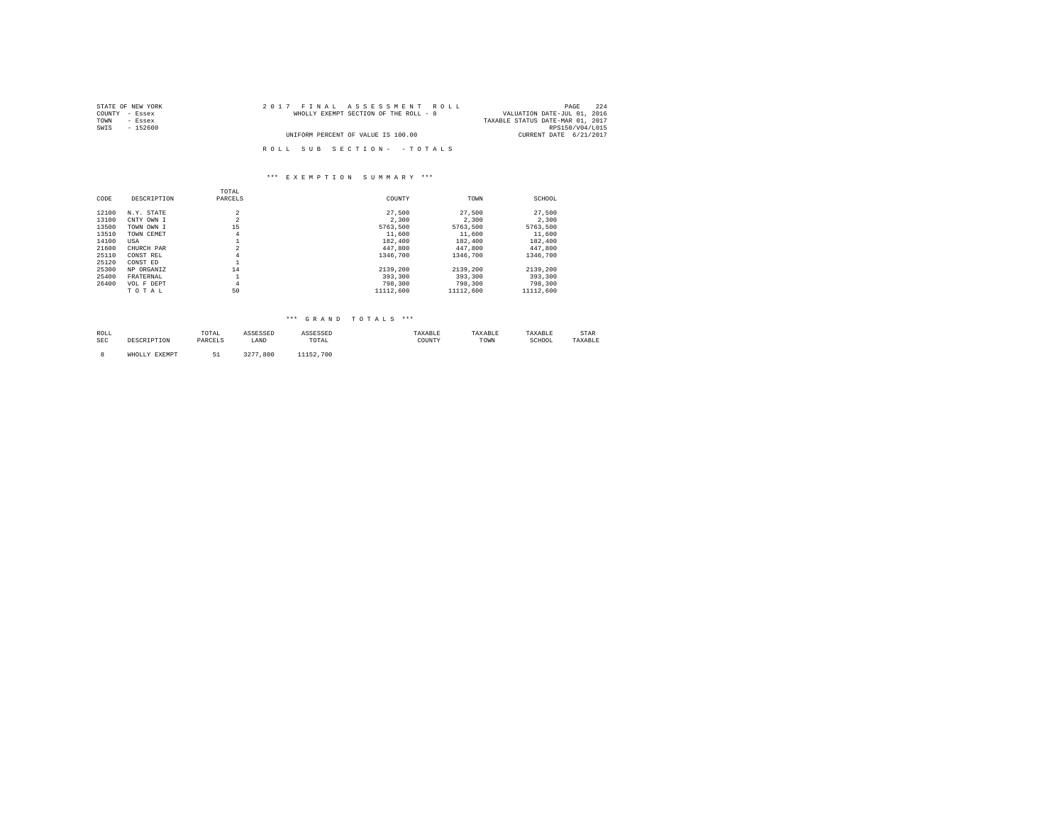STATE OF NEW YORK | COUNTY - Essex | TOWN - Essex | SWIS - 152600

2 0 1 7 F I N A L A S S E S S M E N T R O L L

WHOLLY EXEMPT SECTION OF THE ROLL - 8

UNIFORM PERCENT OF VALUE IS 100.00

VALUATION DATE-JUL 01, 2016
TAXABLE STATUS DATE-MAR 01, 2017
RPS150/V04/L015
CURRENT DATE 6/21/2017

R O L L S U B S E C T I O N - - T O T A L S

*** E X E M P T I O N S U M M A R Y ***

| CODE | DESCRIPTION | TOTAL PARCELS | COUNTY | TOWN | SCHOOL |
|---|---|---|---|---|---|
| 12100 | N.Y. STATE | 2 | 27,500 | 27,500 | 27,500 |
| 13100 | CNTY OWN I | 2 | 2,300 | 2,300 | 2,300 |
| 13500 | TOWN OWN I | 15 | 5763,500 | 5763,500 | 5763,500 |
| 13510 | TOWN CEMET | 4 | 11,600 | 11,600 | 11,600 |
| 14100 | USA | 1 | 182,400 | 182,400 | 182,400 |
| 21600 | CHURCH PAR | 2 | 447,800 | 447,800 | 447,800 |
| 25110 | CONST REL | 4 | 1346,700 | 1346,700 | 1346,700 |
| 25120 | CONST ED | 1 | | | |
| 25300 | NP ORGANIZ | 14 | 2139,200 | 2139,200 | 2139,200 |
| 25400 | FRATERNAL | 1 | 393,300 | 393,300 | 393,300 |
| 26400 | VOL F DEPT | 4 | 798,300 | 798,300 | 798,300 |
| | T O T A L | 50 | 11112,600 | 11112,600 | 11112,600 |

*** G R A N D T O T A L S ***

| ROLL SEC | DESCRIPTION | TOTAL PARCELS | ASSESSED LAND | ASSESSED TOTAL | TAXABLE COUNTY | TAXABLE TOWN | TAXABLE SCHOOL | STAR TAXABLE |
|---|---|---|---|---|---|---|---|---|
| 8 | WHOLLY EXEMPT | 51 | 3277,800 | 11152,700 | | | | |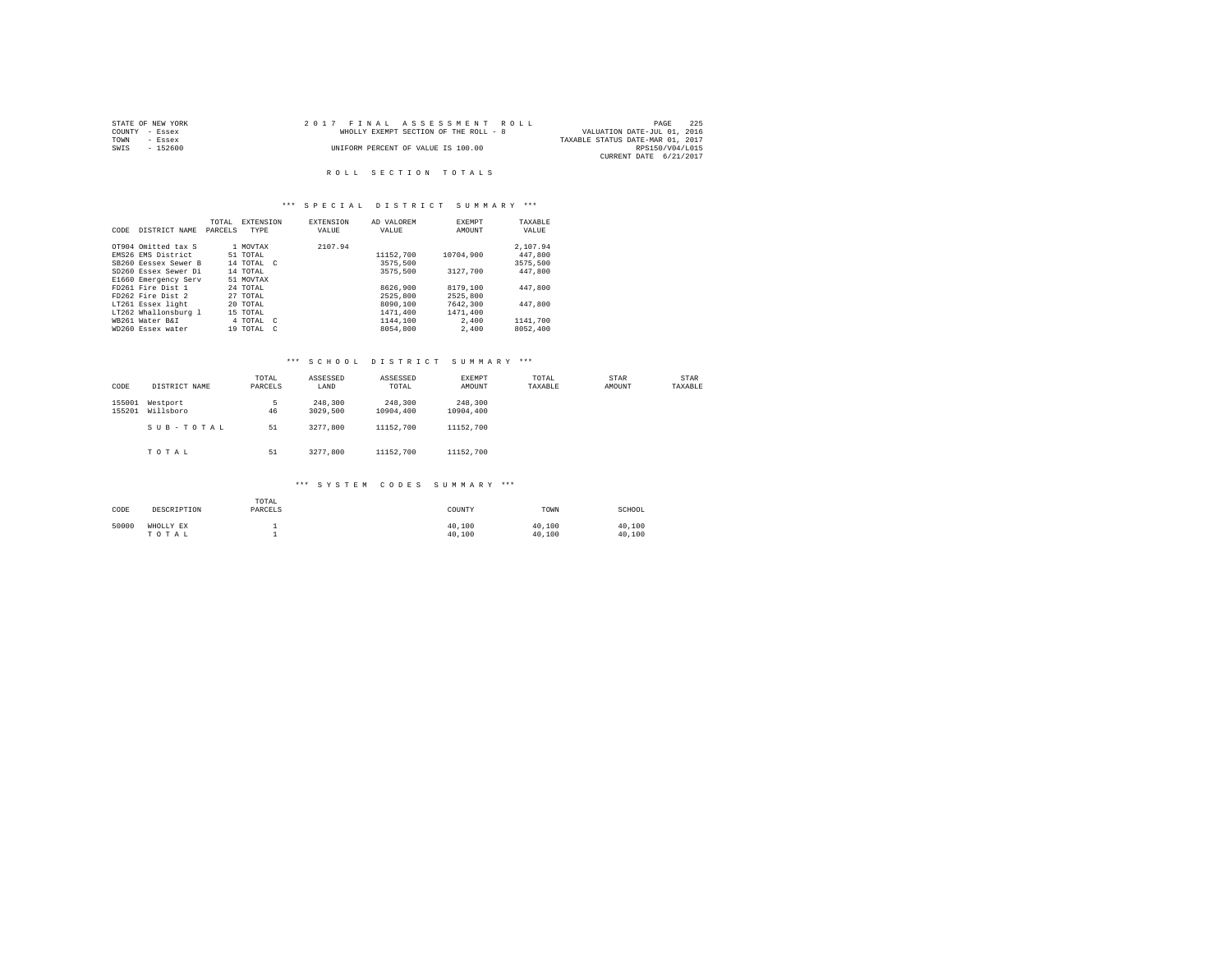STATE OF NEW YORK
COUNTY - Essex
TOWN - Essex
SWIS - 152600

2017 FINAL ASSESSMENT ROLL
WHOLLY EXEMPT SECTION OF THE ROLL - 8
UNIFORM PERCENT OF VALUE IS 100.00

VALUATION DATE-JUL 01, 2016
TAXABLE STATUS DATE-MAR 01, 2017
RPS150/V04/L015
CURRENT DATE 6/21/2017

## ROLL SECTION TOTALS

### *** SPECIAL DISTRICT SUMMARY ***

| CODE | DISTRICT NAME | TOTAL PARCELS | EXTENSION TYPE | EXTENSION VALUE | AD VALOREM VALUE | EXEMPT AMOUNT | TAXABLE VALUE |
|---|---|---|---|---|---|---|---|
| OT904 | Omitted tax S | 1 | MOVTAX | 2107.94 | | | 2,107.94 |
| EMS26 | EMS District | 51 | TOTAL | | 11152,700 | 10704,900 | 447,800 |
| SB260 | Eessex Sewer B | 14 | TOTAL C | | 3575,500 | | 3575,500 |
| SD260 | Essex Sewer Di | 14 | TOTAL | | 3575,500 | 3127,700 | 447,800 |
| E1660 | Emergency Serv | 51 | MOVTAX | | | | |
| FD261 | Fire Dist 1 | 24 | TOTAL | | 8626,900 | 8179,100 | 447,800 |
| FD262 | Fire Dist 2 | 27 | TOTAL | | 2525,800 | 2525,800 | |
| LT261 | Essex light | 20 | TOTAL | | 8090,100 | 7642,300 | 447,800 |
| LT262 | Whallonsburg l | 15 | TOTAL | | 1471,400 | 1471,400 | |
| WB261 | Water B&I | 4 | TOTAL C | | 1144,100 | 2,400 | 1141,700 |
| WD260 | Essex water | 19 | TOTAL C | | 8054,800 | 2,400 | 8052,400 |

### *** SCHOOL DISTRICT SUMMARY ***

| CODE | DISTRICT NAME | TOTAL PARCELS | ASSESSED LAND | ASSESSED TOTAL | EXEMPT AMOUNT | TOTAL TAXABLE | STAR AMOUNT | STAR TAXABLE |
|---|---|---|---|---|---|---|---|---|
| 155001 | Westport | 5 | 248,300 | 248,300 | 248,300 | | | |
| 155201 | Willsboro | 46 | 3029,500 | 10904,400 | 10904,400 | | | |
| | SUB-TOTAL | 51 | 3277,800 | 11152,700 | 11152,700 | | | |
| | TOTAL | 51 | 3277,800 | 11152,700 | 11152,700 | | | |

### *** SYSTEM CODES SUMMARY ***

| CODE | DESCRIPTION | TOTAL PARCELS | COUNTY | TOWN | SCHOOL |
|---|---|---|---|---|---|
| 50000 | WHOLLY EX | 1 | 40,100 | 40,100 | 40,100 |
| | TOTAL | 1 | 40,100 | 40,100 | 40,100 |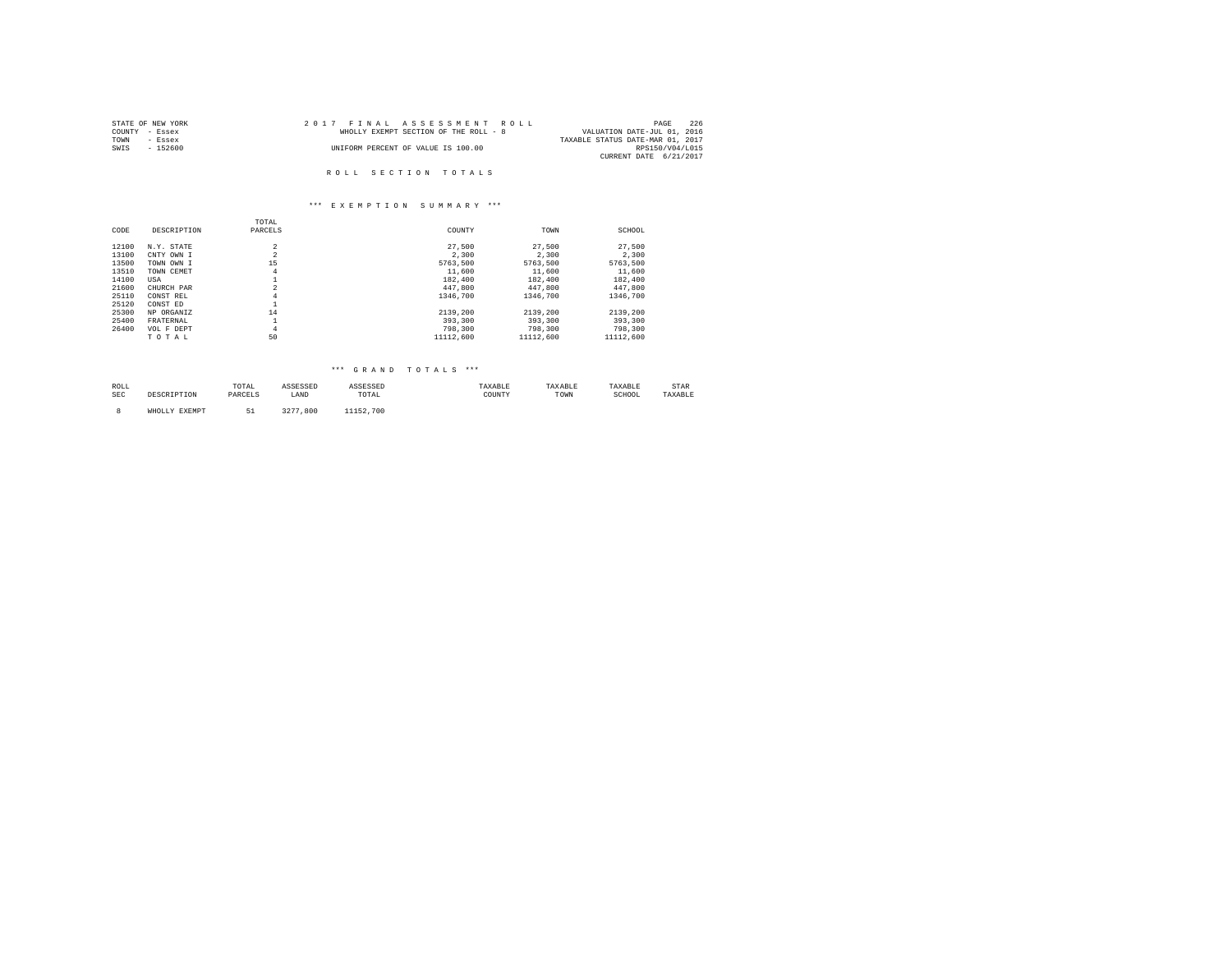STATE OF NEW YORK — 2017 FINAL ASSESSMENT ROLL — PAGE 226
COUNTY - Essex — WHOLLY EXEMPT SECTION OF THE ROLL - 8 — VALUATION DATE-JUL 01, 2016
TOWN - Essex — TAXABLE STATUS DATE-MAR 01, 2017
SWIS - 152600 — UNIFORM PERCENT OF VALUE IS 100.00 — RPS150/V04/L015
CURRENT DATE 6/21/2017

## ROLL SECTION TOTALS

### *** EXEMPTION SUMMARY ***

| CODE | DESCRIPTION | TOTAL PARCELS | COUNTY | TOWN | SCHOOL |
|---|---|---|---|---|---|
| 12100 | N.Y. STATE | 2 | 27,500 | 27,500 | 27,500 |
| 13100 | CNTY OWN I | 2 | 2,300 | 2,300 | 2,300 |
| 13500 | TOWN OWN I | 15 | 5763,500 | 5763,500 | 5763,500 |
| 13510 | TOWN CEMET | 4 | 11,600 | 11,600 | 11,600 |
| 14100 | USA | 1 | 182,400 | 182,400 | 182,400 |
| 21600 | CHURCH PAR | 2 | 447,800 | 447,800 | 447,800 |
| 25110 | CONST REL | 4 | 1346,700 | 1346,700 | 1346,700 |
| 25120 | CONST ED | 1 | | | |
| 25300 | NP ORGANIZ | 14 | 2139,200 | 2139,200 | 2139,200 |
| 25400 | FRATERNAL | 1 | 393,300 | 393,300 | 393,300 |
| 26400 | VOL F DEPT | 4 | 798,300 | 798,300 | 798,300 |
| | T O T A L | 50 | 11112,600 | 11112,600 | 11112,600 |

### *** GRAND TOTALS ***

| ROLL SEC | DESCRIPTION | TOTAL PARCELS | ASSESSED LAND | ASSESSED TOTAL | TAXABLE COUNTY | TAXABLE TOWN | TAXABLE SCHOOL | STAR TAXABLE |
|---|---|---|---|---|---|---|---|---|
| 8 | WHOLLY EXEMPT | 51 | 3277,800 | 11152,700 | | | | |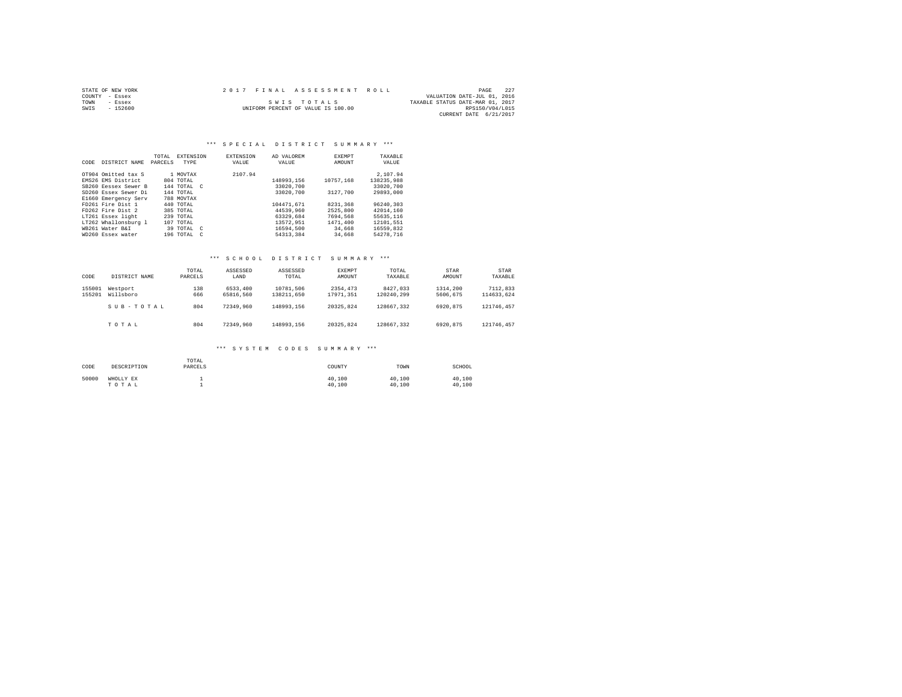STATE OF NEW YORK  
COUNTY - Essex  
TOWN - Essex  
SWIS - 152600

2 0 1 7 F I N A L A S S E S S M E N T R O L L

S W I S T O T A L S  
UNIFORM PERCENT OF VALUE IS 100.00

VALUATION DATE-JUL 01, 2016  
TAXABLE STATUS DATE-MAR 01, 2017  
RPS150/V04/L015  
CURRENT DATE 6/21/2017

### *** S P E C I A L D I S T R I C T S U M M A R Y ***

| CODE | DISTRICT NAME | TOTAL PARCELS | EXTENSION TYPE | EXTENSION VALUE | AD VALOREM VALUE | EXEMPT AMOUNT | TAXABLE VALUE |
|---|---|---|---|---|---|---|---|
| OT904 | Omitted tax S | 1 | MOVTAX | 2107.94 | | | 2,107.94 |
| EMS26 | EMS District | 804 | TOTAL | | 148993,156 | 10757,168 | 138235,988 |
| SB260 | Eessex Sewer B | 144 | TOTAL C | | 33020,700 | | 33020,700 |
| SD260 | Essex Sewer Di | 144 | TOTAL | | 33020,700 | 3127,700 | 29893,000 |
| E1660 | Emergency Serv | 788 | MOVTAX | | | | |
| FD261 | Fire Dist 1 | 440 | TOTAL | | 104471,671 | 8231,368 | 96240,303 |
| FD262 | Fire Dist 2 | 385 | TOTAL | | 44539,960 | 2525,800 | 42014,160 |
| LT261 | Essex light | 239 | TOTAL | | 63329,684 | 7694,568 | 55635,116 |
| LT262 | Whallonsburg l | 107 | TOTAL | | 13572,951 | 1471,400 | 12101,551 |
| WB261 | Water B&I | 39 | TOTAL C | | 16594,500 | 34,668 | 16559,832 |
| WD260 | Essex water | 196 | TOTAL C | | 54313,384 | 34,668 | 54278,716 |

### *** S C H O O L D I S T R I C T S U M M A R Y ***

| CODE | DISTRICT NAME | TOTAL PARCELS | ASSESSED LAND | ASSESSED TOTAL | EXEMPT AMOUNT | TOTAL TAXABLE | STAR AMOUNT | STAR TAXABLE |
|---|---|---|---|---|---|---|---|---|
| 155001 | Westport | 138 | 6533,400 | 10781,506 | 2354,473 | 8427,033 | 1314,200 | 7112,833 |
| 155201 | Willsboro | 666 | 65816,560 | 138211,650 | 17971,351 | 120240,299 | 5606,675 | 114633,624 |
| | S U B - T O T A L | 804 | 72349,960 | 148993,156 | 20325,824 | 128667,332 | 6920,875 | 121746,457 |
| | T O T A L | 804 | 72349,960 | 148993,156 | 20325,824 | 128667,332 | 6920,875 | 121746,457 |

### *** S Y S T E M C O D E S S U M M A R Y ***

| CODE | DESCRIPTION | TOTAL PARCELS | COUNTY | TOWN | SCHOOL |
|---|---|---|---|---|---|
| 50000 | WHOLLY EX | 1 | 40,100 | 40,100 | 40,100 |
| | T O T A L | 1 | 40,100 | 40,100 | 40,100 |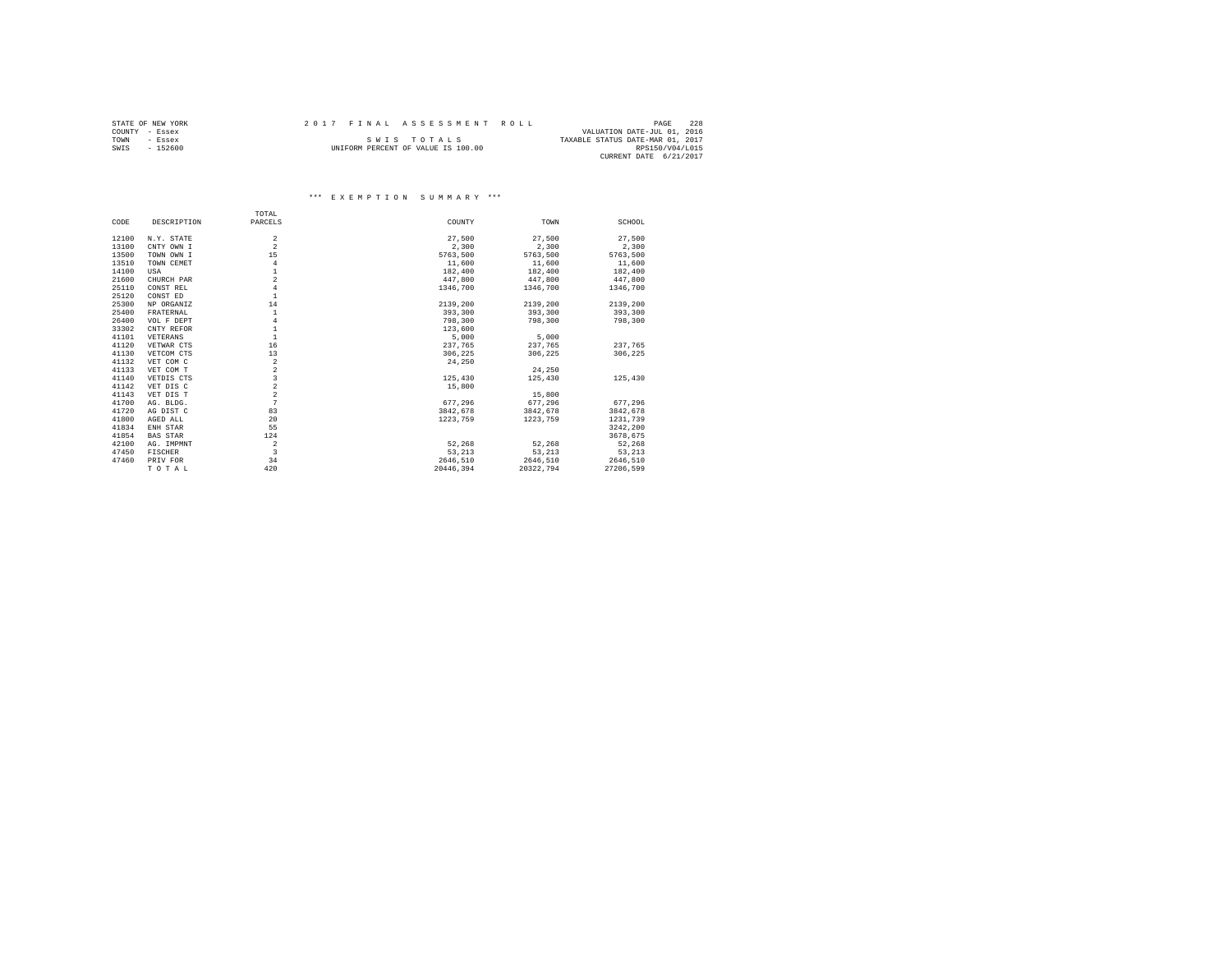STATE OF NEW YORK
COUNTY - Essex
TOWN - Essex
SWIS - 152600

2017 FINAL ASSESSMENT ROLL

S W I S  T O T A L S

UNIFORM PERCENT OF VALUE IS 100.00

VALUATION DATE-JUL 01, 2016
TAXABLE STATUS DATE-MAR 01, 2017
RPS150/V04/L015
CURRENT DATE 6/21/2017

### *** E X E M P T I O N   S U M M A R Y ***

| CODE | DESCRIPTION | TOTAL PARCELS | COUNTY | TOWN | SCHOOL |
|---|---|---|---|---|---|
| 12100 | N.Y. STATE | 2 | 27,500 | 27,500 | 27,500 |
| 13100 | CNTY OWN I | 2 | 2,300 | 2,300 | 2,300 |
| 13500 | TOWN OWN I | 15 | 5763,500 | 5763,500 | 5763,500 |
| 13510 | TOWN CEMET | 4 | 11,600 | 11,600 | 11,600 |
| 14100 | USA | 1 | 182,400 | 182,400 | 182,400 |
| 21600 | CHURCH PAR | 2 | 447,800 | 447,800 | 447,800 |
| 25110 | CONST REL | 4 | 1346,700 | 1346,700 | 1346,700 |
| 25120 | CONST ED | 1 | | | |
| 25300 | NP ORGANIZ | 14 | 2139,200 | 2139,200 | 2139,200 |
| 25400 | FRATERNAL | 1 | 393,300 | 393,300 | 393,300 |
| 26400 | VOL F DEPT | 4 | 798,300 | 798,300 | 798,300 |
| 33302 | CNTY REFOR | 1 | 123,600 | | |
| 41101 | VETERANS | 1 | 5,000 | 5,000 | |
| 41120 | VETWAR CTS | 16 | 237,765 | 237,765 | 237,765 |
| 41130 | VETCOM CTS | 13 | 306,225 | 306,225 | 306,225 |
| 41132 | VET COM C | 2 | 24,250 | | |
| 41133 | VET COM T | 2 | | 24,250 | |
| 41140 | VETDIS CTS | 3 | 125,430 | 125,430 | 125,430 |
| 41142 | VET DIS C | 2 | 15,800 | | |
| 41143 | VET DIS T | 2 | | 15,800 | |
| 41700 | AG. BLDG. | 7 | 677,296 | 677,296 | 677,296 |
| 41720 | AG DIST C | 83 | 3842,678 | 3842,678 | 3842,678 |
| 41800 | AGED ALL | 20 | 1223,759 | 1223,759 | 1231,739 |
| 41834 | ENH STAR | 55 | | | 3242,200 |
| 41854 | BAS STAR | 124 | | | 3678,675 |
| 42100 | AG. IMPMNT | 2 | 52,268 | 52,268 | 52,268 |
| 47450 | FISCHER | 3 | 53,213 | 53,213 | 53,213 |
| 47460 | PRIV FOR | 34 | 2646,510 | 2646,510 | 2646,510 |
| | T O T A L | 420 | 20446,394 | 20322,794 | 27206,599 |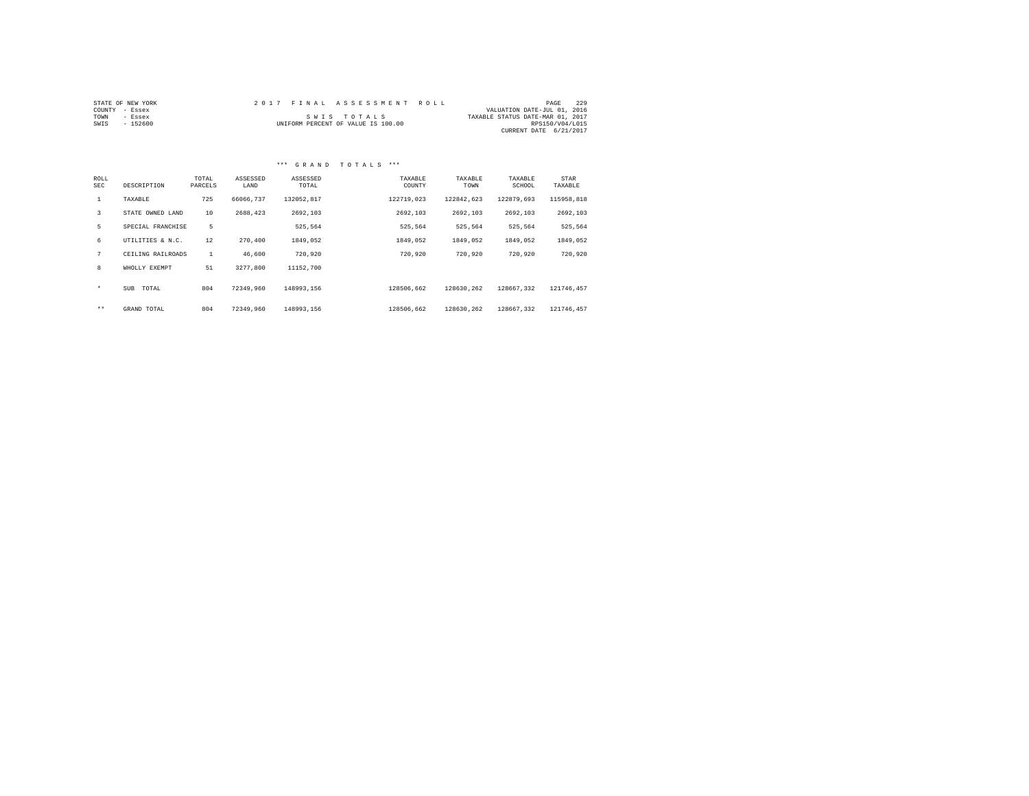STATE OF NEW YORK
COUNTY - Essex
TOWN - Essex
SWIS - 152600

2 0 1 7 F I N A L A S S E S S M E N T R O L L

S W I S T O T A L S
UNIFORM PERCENT OF VALUE IS 100.00

VALUATION DATE-JUL 01, 2016
TAXABLE STATUS DATE-MAR 01, 2017
RPS150/V04/L015
CURRENT DATE 6/21/2017

*** G R A N D T O T A L S ***

| ROLL SEC | DESCRIPTION | TOTAL PARCELS | ASSESSED LAND | ASSESSED TOTAL | TAXABLE COUNTY | TAXABLE TOWN | TAXABLE SCHOOL | STAR TAXABLE |
|---|---|---|---|---|---|---|---|---|
| 1 | TAXABLE | 725 | 66066,737 | 132052,817 | 122719,023 | 122842,623 | 122879,693 | 115958,818 |
| 3 | STATE OWNED LAND | 10 | 2688,423 | 2692,103 | 2692,103 | 2692,103 | 2692,103 | 2692,103 |
| 5 | SPECIAL FRANCHISE | 5 | | 525,564 | 525,564 | 525,564 | 525,564 | 525,564 |
| 6 | UTILITIES & N.C. | 12 | 270,400 | 1849,052 | 1849,052 | 1849,052 | 1849,052 | 1849,052 |
| 7 | CEILING RAILROADS | 1 | 46,600 | 720,920 | 720,920 | 720,920 | 720,920 | 720,920 |
| 8 | WHOLLY EXEMPT | 51 | 3277,800 | 11152,700 | | | | |
| * | SUB TOTAL | 804 | 72349,960 | 148993,156 | 128506,662 | 128630,262 | 128667,332 | 121746,457 |
| ** | GRAND TOTAL | 804 | 72349,960 | 148993,156 | 128506,662 | 128630,262 | 128667,332 | 121746,457 |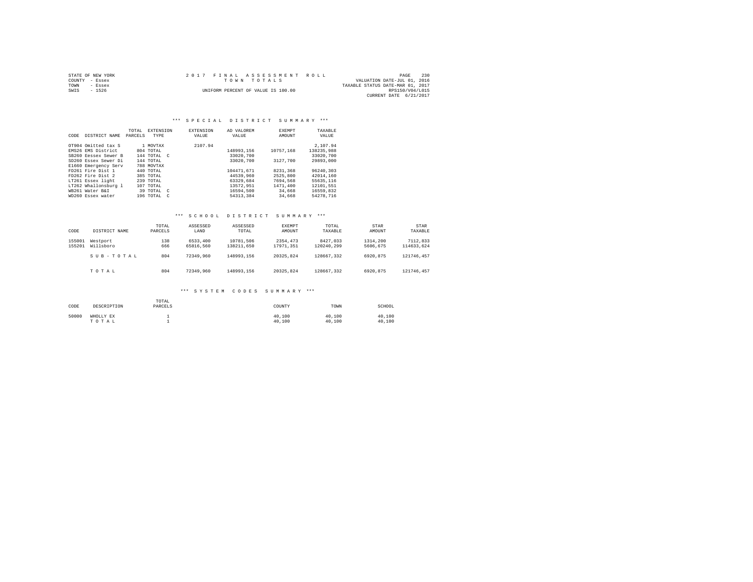STATE OF NEW YORK | COUNTY - Essex | TOWN - Essex | SWIS - 1526

2017 FINAL ASSESSMENT ROLL
TOWN TOTALS
UNIFORM PERCENT OF VALUE IS 100.00

VALUATION DATE-JUL 01, 2016
TAXABLE STATUS DATE-MAR 01, 2017
RPS150/V04/L015
CURRENT DATE 6/21/2017

### *** SPECIAL DISTRICT SUMMARY ***

| CODE | DISTRICT NAME | TOTAL PARCELS | EXTENSION TYPE | EXTENSION VALUE | AD VALOREM VALUE | EXEMPT AMOUNT | TAXABLE VALUE |
|---|---|---|---|---|---|---|---|
| OT904 | Omitted tax S | 1 | MOVTAX | 2107.94 | | | 2,107.94 |
| EMS26 | EMS District | 804 | TOTAL | | 148993,156 | 10757,168 | 138235,988 |
| SB260 | Eessex Sewer B | 144 | TOTAL C | | 33020,700 | | 33020,700 |
| SD260 | Essex Sewer Di | 144 | TOTAL | | 33020,700 | 3127,700 | 29893,000 |
| E1660 | Emergency Serv | 788 | MOVTAX | | | | |
| FD261 | Fire Dist 1 | 440 | TOTAL | | 104471,671 | 8231,368 | 96240,303 |
| FD262 | Fire Dist 2 | 385 | TOTAL | | 44539,960 | 2525,800 | 42014,160 |
| LT261 | Essex light | 239 | TOTAL | | 63329,684 | 7694,568 | 55635,116 |
| LT262 | Whallonsburg l | 107 | TOTAL | | 13572,951 | 1471,400 | 12101,551 |
| WB261 | Water B&I | 39 | TOTAL C | | 16594,500 | 34,668 | 16559,832 |
| WD260 | Essex water | 196 | TOTAL C | | 54313,384 | 34,668 | 54278,716 |

### *** SCHOOL DISTRICT SUMMARY ***

| CODE | DISTRICT NAME | TOTAL PARCELS | ASSESSED LAND | ASSESSED TOTAL | EXEMPT AMOUNT | TOTAL TAXABLE | STAR AMOUNT | STAR TAXABLE |
|---|---|---|---|---|---|---|---|---|
| 155001 | Westport | 138 | 6533,400 | 10781,506 | 2354,473 | 8427,033 | 1314,200 | 7112,833 |
| 155201 | Willsboro | 666 | 65816,560 | 138211,650 | 17971,351 | 120240,299 | 5606,675 | 114633,624 |
| | S U B - T O T A L | 804 | 72349,960 | 148993,156 | 20325,824 | 128667,332 | 6920,875 | 121746,457 |
| | T O T A L | 804 | 72349,960 | 148993,156 | 20325,824 | 128667,332 | 6920,875 | 121746,457 |

### *** SYSTEM CODES SUMMARY ***

| CODE | DESCRIPTION | TOTAL PARCELS | COUNTY | TOWN | SCHOOL |
|---|---|---|---|---|---|
| 50000 | WHOLLY EX | 1 | 40,100 | 40,100 | 40,100 |
| | T O T A L | 1 | 40,100 | 40,100 | 40,100 |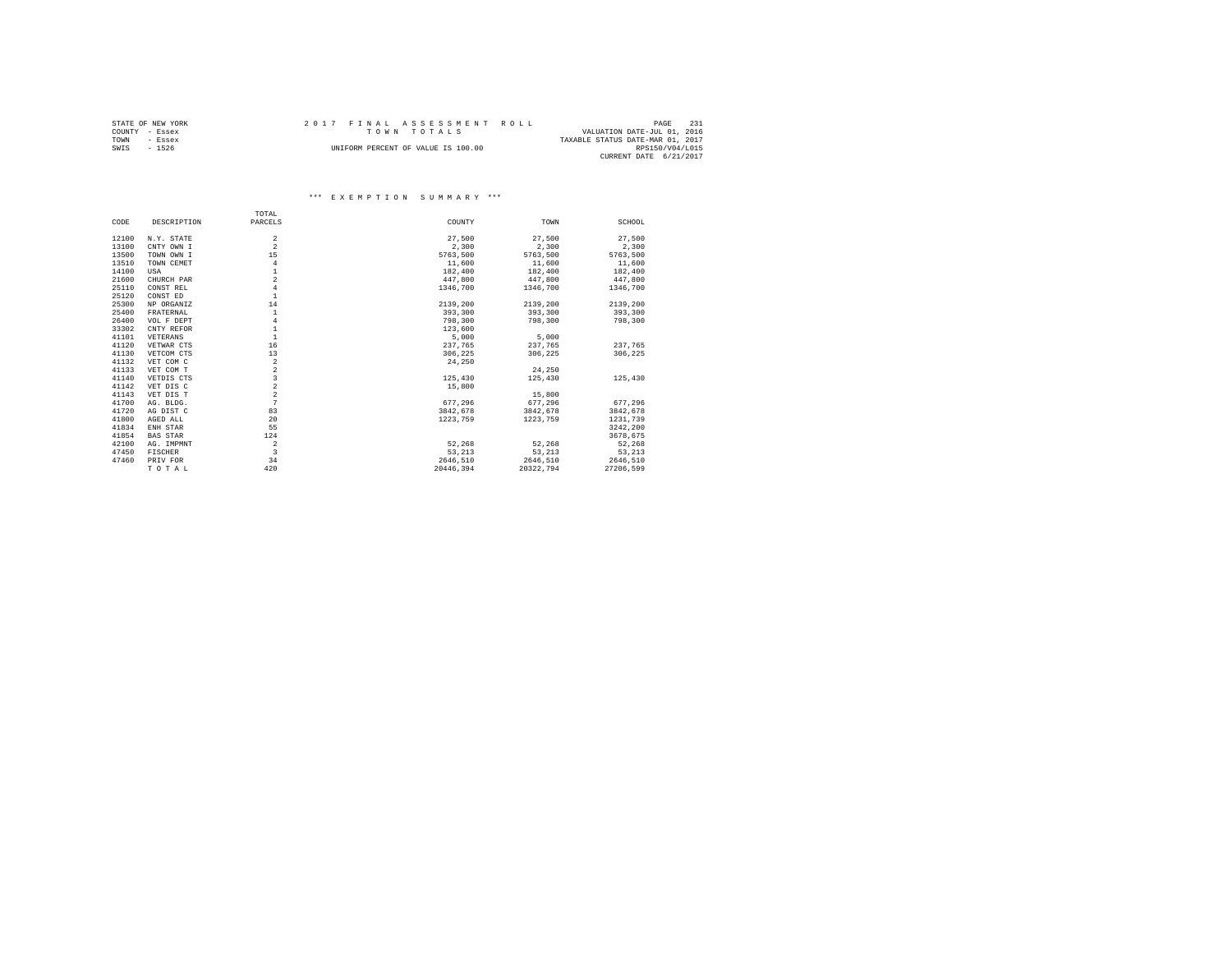STATE OF NEW YORK
COUNTY - Essex
TOWN - Essex
SWIS - 1526

2017 FINAL ASSESSMENT ROLL
TOWN TOTALS
UNIFORM PERCENT OF VALUE IS 100.00

VALUATION DATE-JUL 01, 2016
TAXABLE STATUS DATE-MAR 01, 2017
RPS150/V04/L015
CURRENT DATE 6/21/2017

*** EXEMPTION SUMMARY ***

| CODE | DESCRIPTION | TOTAL PARCELS | COUNTY | TOWN | SCHOOL |
|---|---|---|---|---|---|
| 12100 | N.Y. STATE | 2 | 27,500 | 27,500 | 27,500 |
| 13100 | CNTY OWN I | 2 | 2,300 | 2,300 | 2,300 |
| 13500 | TOWN OWN I | 15 | 5763,500 | 5763,500 | 5763,500 |
| 13510 | TOWN CEMET | 4 | 11,600 | 11,600 | 11,600 |
| 14100 | USA | 1 | 182,400 | 182,400 | 182,400 |
| 21600 | CHURCH PAR | 2 | 447,800 | 447,800 | 447,800 |
| 25110 | CONST REL | 4 | 1346,700 | 1346,700 | 1346,700 |
| 25120 | CONST ED | 1 | | | |
| 25300 | NP ORGANIZ | 14 | 2139,200 | 2139,200 | 2139,200 |
| 25400 | FRATERNAL | 1 | 393,300 | 393,300 | 393,300 |
| 26400 | VOL F DEPT | 4 | 798,300 | 798,300 | 798,300 |
| 33302 | CNTY REFOR | 1 | 123,600 | | |
| 41101 | VETERANS | 1 | 5,000 | 5,000 | |
| 41120 | VETWAR CTS | 16 | 237,765 | 237,765 | 237,765 |
| 41130 | VETCOM CTS | 13 | 306,225 | 306,225 | 306,225 |
| 41132 | VET COM C | 2 | 24,250 | | |
| 41133 | VET COM T | 2 | | 24,250 | |
| 41140 | VETDIS CTS | 3 | 125,430 | 125,430 | 125,430 |
| 41142 | VET DIS C | 2 | 15,800 | | |
| 41143 | VET DIS T | 2 | | 15,800 | |
| 41700 | AG. BLDG. | 7 | 677,296 | 677,296 | 677,296 |
| 41720 | AG DIST C | 83 | 3842,678 | 3842,678 | 3842,678 |
| 41800 | AGED ALL | 20 | 1223,759 | 1223,759 | 1231,739 |
| 41834 | ENH STAR | 55 | | | 3242,200 |
| 41854 | BAS STAR | 124 | | | 3678,675 |
| 42100 | AG. IMPMNT | 2 | 52,268 | 52,268 | 52,268 |
| 47450 | FISCHER | 3 | 53,213 | 53,213 | 53,213 |
| 47460 | PRIV FOR | 34 | 2646,510 | 2646,510 | 2646,510 |
| | T O T A L | 420 | 20446,394 | 20322,794 | 27206,599 |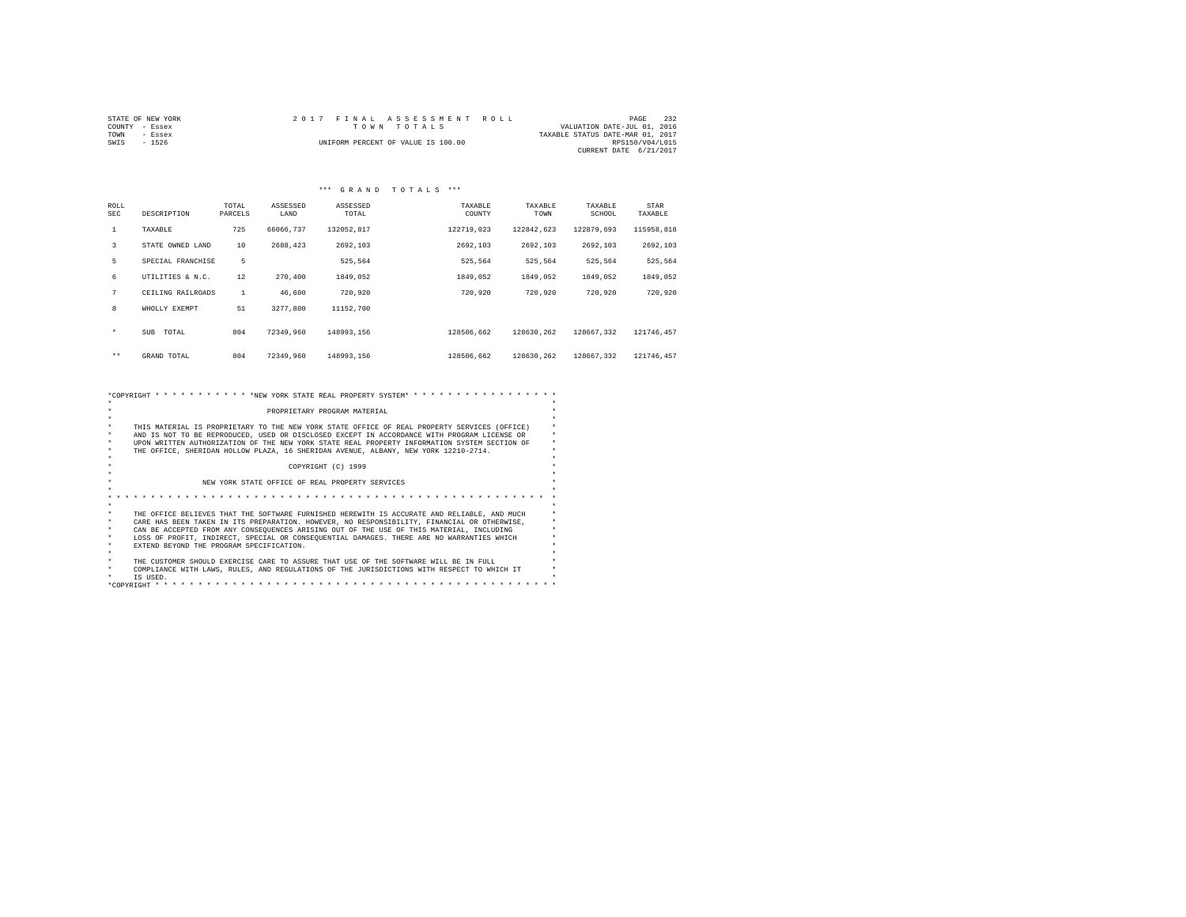STATE OF NEW YORK
COUNTY - Essex
TOWN - Essex
SWIS - 1526

2017 FINAL ASSESSMENT ROLL
TOWN TOTALS
UNIFORM PERCENT OF VALUE IS 100.00

VALUATION DATE-JUL 01, 2016
TAXABLE STATUS DATE-MAR 01, 2017
RPS150/V04/L015
CURRENT DATE 6/21/2017

*** GRAND TOTALS ***

| ROLL SEC | DESCRIPTION | TOTAL PARCELS | ASSESSED LAND | ASSESSED TOTAL | TAXABLE COUNTY | TAXABLE TOWN | TAXABLE SCHOOL | STAR TAXABLE |
|---|---|---|---|---|---|---|---|---|
| 1 | TAXABLE | 725 | 66066,737 | 132052,817 | 122719,023 | 122842,623 | 122879,693 | 115958,818 |
| 3 | STATE OWNED LAND | 10 | 2688,423 | 2692,103 | 2692,103 | 2692,103 | 2692,103 | 2692,103 |
| 5 | SPECIAL FRANCHISE | 5 | | 525,564 | 525,564 | 525,564 | 525,564 | 525,564 |
| 6 | UTILITIES & N.C. | 12 | 270,400 | 1849,052 | 1849,052 | 1849,052 | 1849,052 | 1849,052 |
| 7 | CEILING RAILROADS | 1 | 46,600 | 720,920 | 720,920 | 720,920 | 720,920 | 720,920 |
| 8 | WHOLLY EXEMPT | 51 | 3277,800 | 11152,700 | | | | |
| * | SUB TOTAL | 804 | 72349,960 | 148993,156 | 128506,662 | 128630,262 | 128667,332 | 121746,457 |
| ** | GRAND TOTAL | 804 | 72349,960 | 148993,156 | 128506,662 | 128630,262 | 128667,332 | 121746,457 |

*COPYRIGHT * * * * * * * * * * * *NEW YORK STATE REAL PROPERTY SYSTEM* * * * * * * * * * * * * * * * * *

PROPRIETARY PROGRAM MATERIAL

THIS MATERIAL IS PROPRIETARY TO THE NEW YORK STATE OFFICE OF REAL PROPERTY SERVICES (OFFICE) AND IS NOT TO BE REPRODUCED, USED OR DISCLOSED EXCEPT IN ACCORDANCE WITH PROGRAM LICENSE OR UPON WRITTEN AUTHORIZATION OF THE NEW YORK STATE REAL PROPERTY INFORMATION SYSTEM SECTION OF THE OFFICE, SHERIDAN HOLLOW PLAZA, 16 SHERIDAN AVENUE, ALBANY, NEW YORK 12210-2714.

COPYRIGHT (C) 1999

NEW YORK STATE OFFICE OF REAL PROPERTY SERVICES

* * * * * * * * * * * * * * * * * * * * * * * * * * * * * * * * * * * * * * * * * * * * * * * * * *

THE OFFICE BELIEVES THAT THE SOFTWARE FURNISHED HEREWITH IS ACCURATE AND RELIABLE, AND MUCH CARE HAS BEEN TAKEN IN ITS PREPARATION. HOWEVER, NO RESPONSIBILITY, FINANCIAL OR OTHERWISE, CAN BE ACCEPTED FROM ANY CONSEQUENCES ARISING OUT OF THE USE OF THIS MATERIAL, INCLUDING LOSS OF PROFIT, INDIRECT, SPECIAL OR CONSEQUENTIAL DAMAGES. THERE ARE NO WARRANTIES WHICH EXTEND BEYOND THE PROGRAM SPECIFICATION.

THE CUSTOMER SHOULD EXERCISE CARE TO ASSURE THAT USE OF THE SOFTWARE WILL BE IN FULL COMPLIANCE WITH LAWS, RULES, AND REGULATIONS OF THE JURISDICTIONS WITH RESPECT TO WHICH IT IS USED.

*COPYRIGHT * * * * * * * * * * * * * * * * * * * * * * * * * * * * * * * * * * * * * * * * * * * * * *